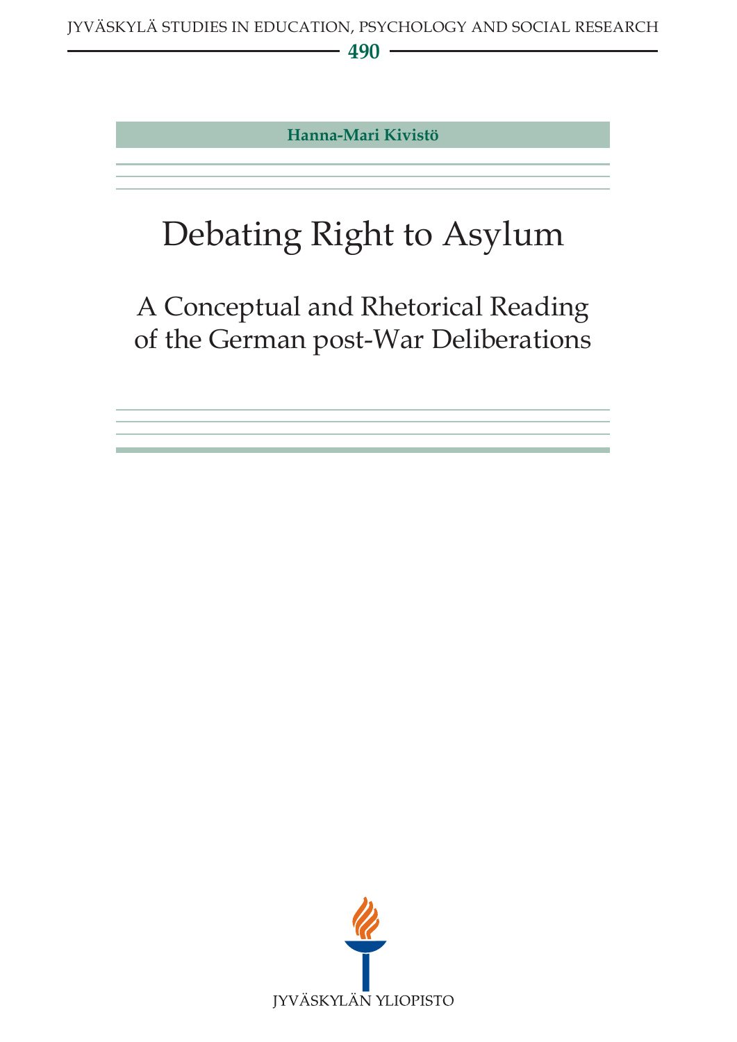JYVÄSKYLÄ STUDIES IN EDUCATION, PSYCHOLOGY AND SOCIAL RESEARCH

**490**

**Hanna-Mari Kivistö**

# Debating Right to Asylum

## A Conceptual and Rhetorical Reading of the German post-War Deliberations

JYVÄSKYLÄN YLIOPISTO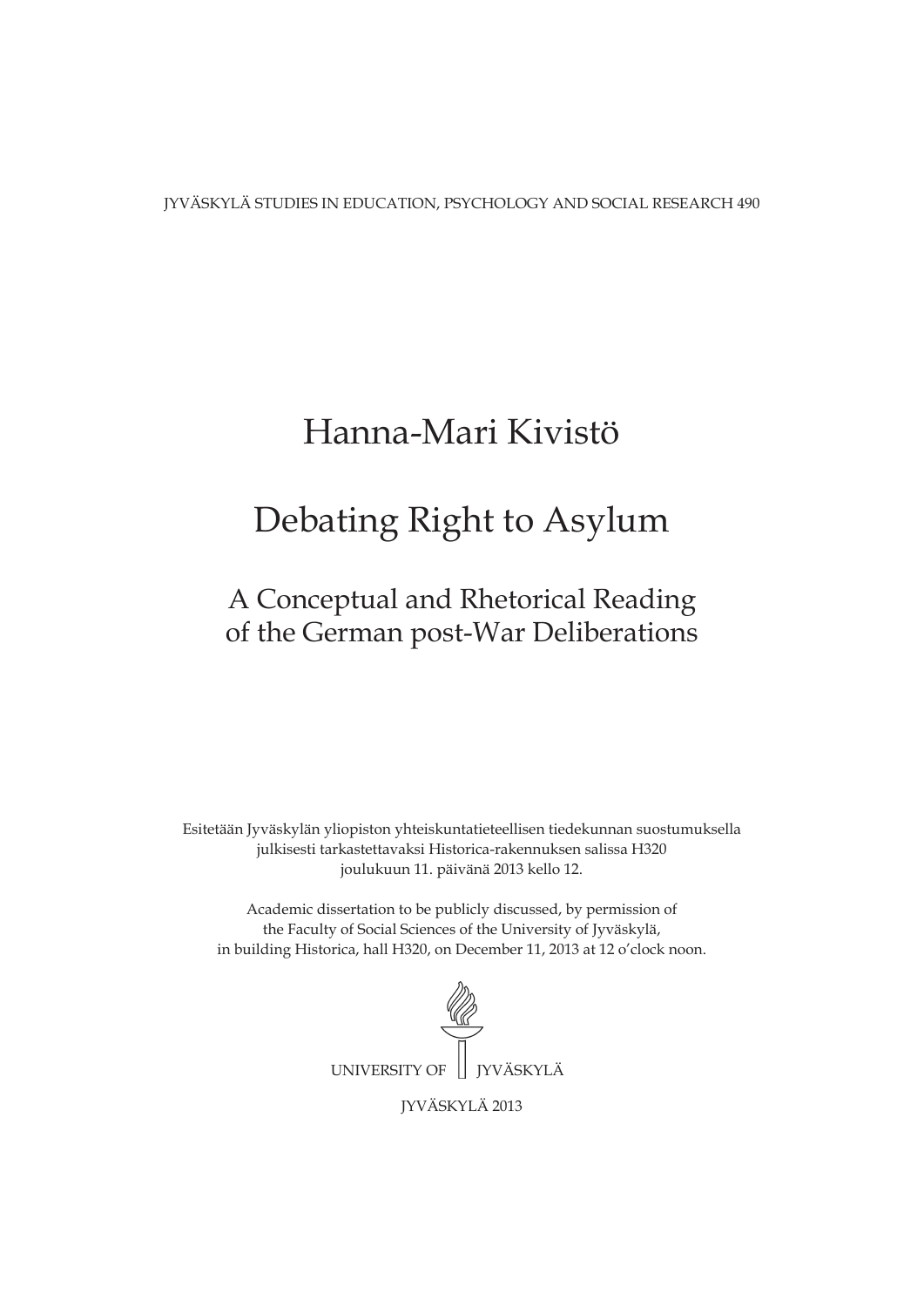JYVÄSKYLÄ STUDIES IN EDUCATION, PSYCHOLOGY AND SOCIAL RESEARCH 490

# Hanna-Mari Kivistö

# Debating Right to Asylum

## A Conceptual and Rhetorical Reading of the German post-War Deliberations

Esitetään Jyväskylän yliopiston yhteiskuntatieteellisen tiedekunnan suostumuksella julkisesti tarkastettavaksi Historica-rakennuksen salissa H320 joulukuun 11. päivänä 2013 kello 12.

Academic dissertation to be publicly discussed, by permission of the Faculty of Social Sciences of the University of Jyväskylä, in building Historica, hall H320, on December 11, 2013 at 12 o'clock noon.

UNIVERSITY OF JYVÄSKYLÄ

JYVÄSKYLÄ 2013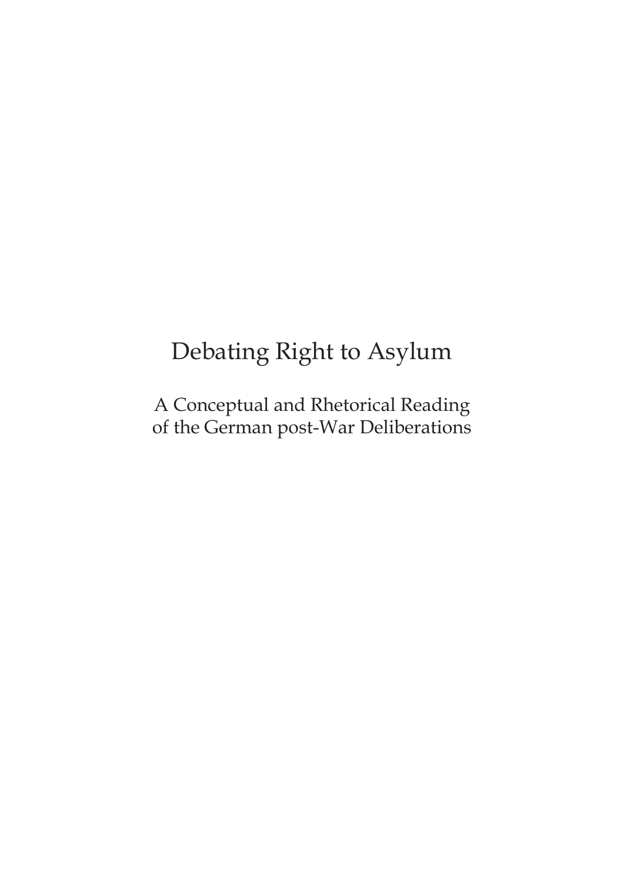# Debating Right to Asylum

A Conceptual and Rhetorical Reading of the German post-War Deliberations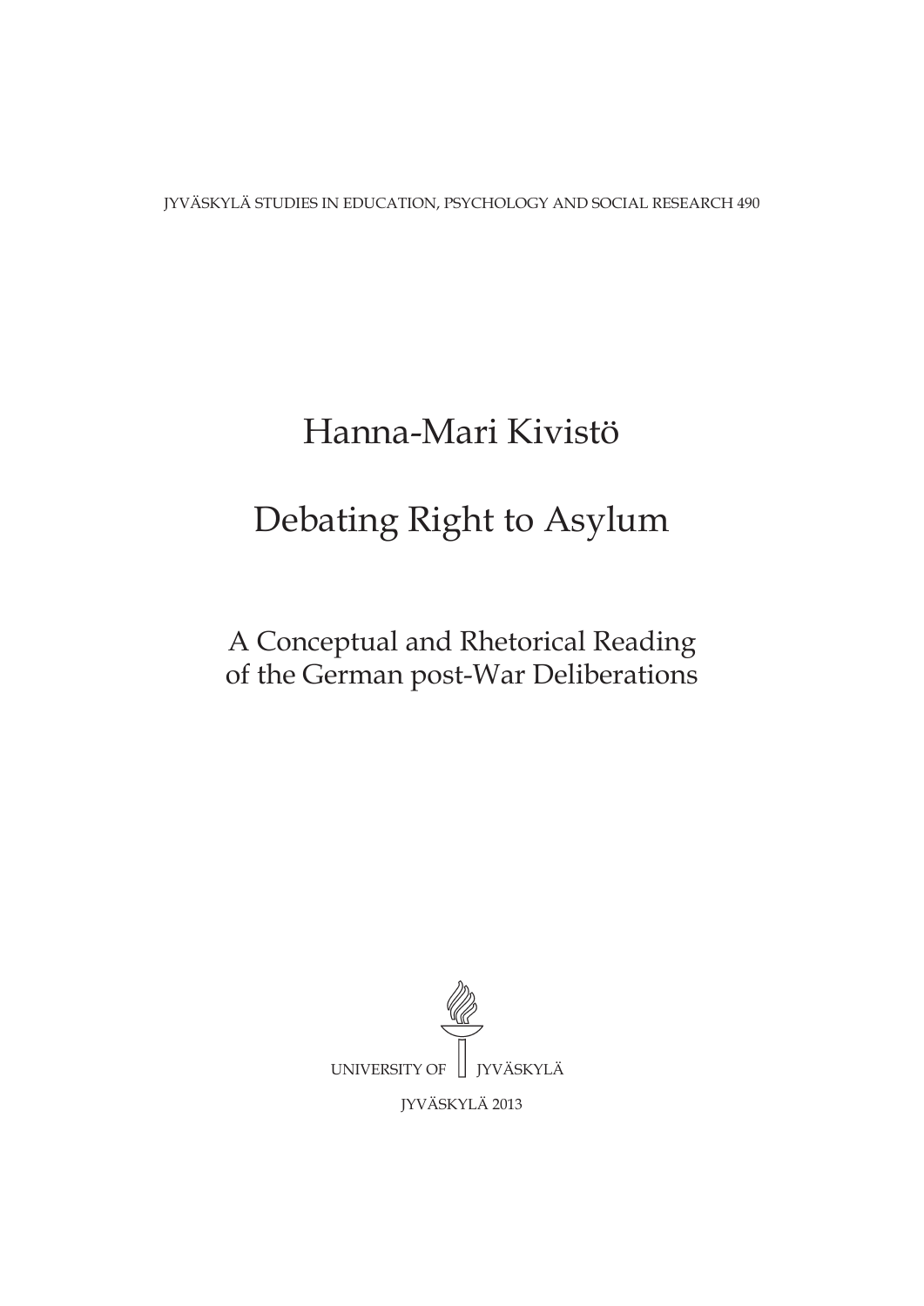JYVÄSKYLÄ STUDIES IN EDUCATION, PSYCHOLOGY AND SOCIAL RESEARCH 490

# Hanna-Mari Kivistö

# Debating Right to Asylum

## A Conceptual and Rhetorical Reading of the German post-War Deliberations

UNIVERSITY OF JYVÄSKYLÄ

JYVÄSKYLÄ 2013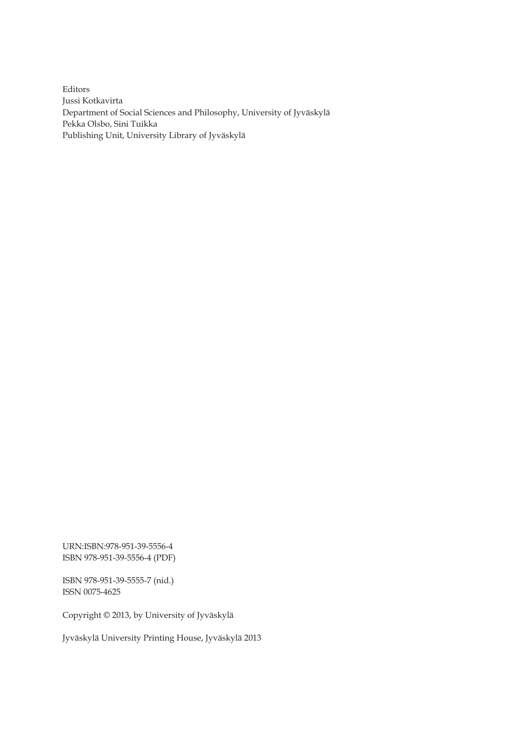Editors
Jussi Kotkavirta
Department of Social Sciences and Philosophy, University of Jyväskylä
Pekka Olsbo, Sini Tuikka
Publishing Unit, University Library of Jyväskylä

URN:ISBN:978-951-39-5556-4
ISBN 978-951-39-5556-4 (PDF)

ISBN 978-951-39-5555-7 (nid.)
ISSN 0075-4625

Copyright © 2013, by University of Jyväskylä

Jyväskylä University Printing House, Jyväskylä 2013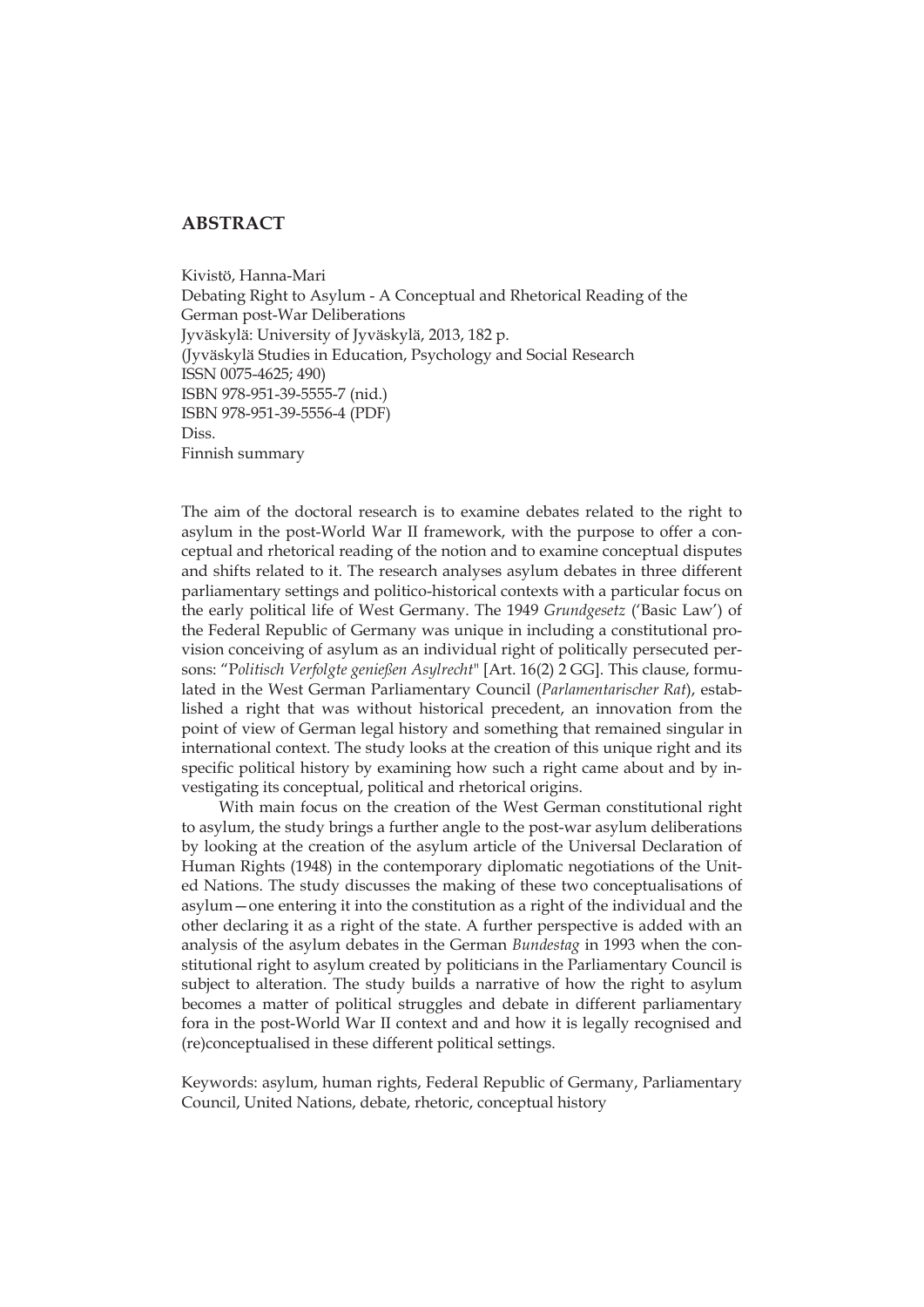## ABSTRACT

Kivistö, Hanna-Mari
Debating Right to Asylum - A Conceptual and Rhetorical Reading of the German post-War Deliberations
Jyväskylä: University of Jyväskylä, 2013, 182 p.
(Jyväskylä Studies in Education, Psychology and Social Research
ISSN 0075-4625; 490)
ISBN 978-951-39-5555-7 (nid.)
ISBN 978-951-39-5556-4 (PDF)
Diss.
Finnish summary

The aim of the doctoral research is to examine debates related to the right to asylum in the post-World War II framework, with the purpose to offer a conceptual and rhetorical reading of the notion and to examine conceptual disputes and shifts related to it. The research analyses asylum debates in three different parliamentary settings and politico-historical contexts with a particular focus on the early political life of West Germany. The 1949 *Grundgesetz* ('Basic Law') of the Federal Republic of Germany was unique in including a constitutional provision conceiving of asylum as an individual right of politically persecuted persons: "*Politisch Verfolgte genießen Asylrecht*" [Art. 16(2) 2 GG]. This clause, formulated in the West German Parliamentary Council (*Parlamentarischer Rat*), established a right that was without historical precedent, an innovation from the point of view of German legal history and something that remained singular in international context. The study looks at the creation of this unique right and its specific political history by examining how such a right came about and by investigating its conceptual, political and rhetorical origins.

With main focus on the creation of the West German constitutional right to asylum, the study brings a further angle to the post-war asylum deliberations by looking at the creation of the asylum article of the Universal Declaration of Human Rights (1948) in the contemporary diplomatic negotiations of the United Nations. The study discusses the making of these two conceptualisations of asylum—one entering it into the constitution as a right of the individual and the other declaring it as a right of the state. A further perspective is added with an analysis of the asylum debates in the German *Bundestag* in 1993 when the constitutional right to asylum created by politicians in the Parliamentary Council is subject to alteration. The study builds a narrative of how the right to asylum becomes a matter of political struggles and debate in different parliamentary fora in the post-World War II context and and how it is legally recognised and (re)conceptualised in these different political settings.

Keywords: asylum, human rights, Federal Republic of Germany, Parliamentary Council, United Nations, debate, rhetoric, conceptual history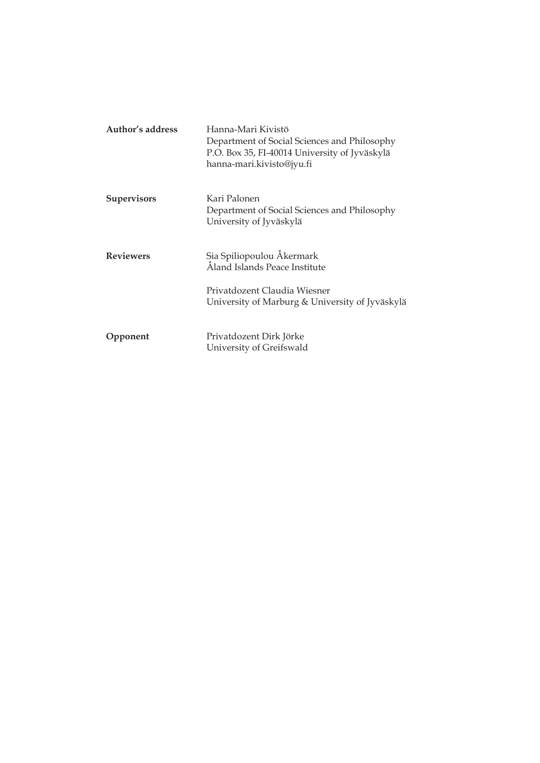**Author's address**
Hanna-Mari Kivistö
Department of Social Sciences and Philosophy
P.O. Box 35, FI-40014 University of Jyväskylä
hanna-mari.kivisto@jyu.fi

**Supervisors**
Kari Palonen
Department of Social Sciences and Philosophy
University of Jyväskylä

**Reviewers**
Sia Spiliopoulou Åkermark
Åland Islands Peace Institute

Privatdozent Claudia Wiesner
University of Marburg & University of Jyväskylä

**Opponent**
Privatdozent Dirk Jörke
University of Greifswald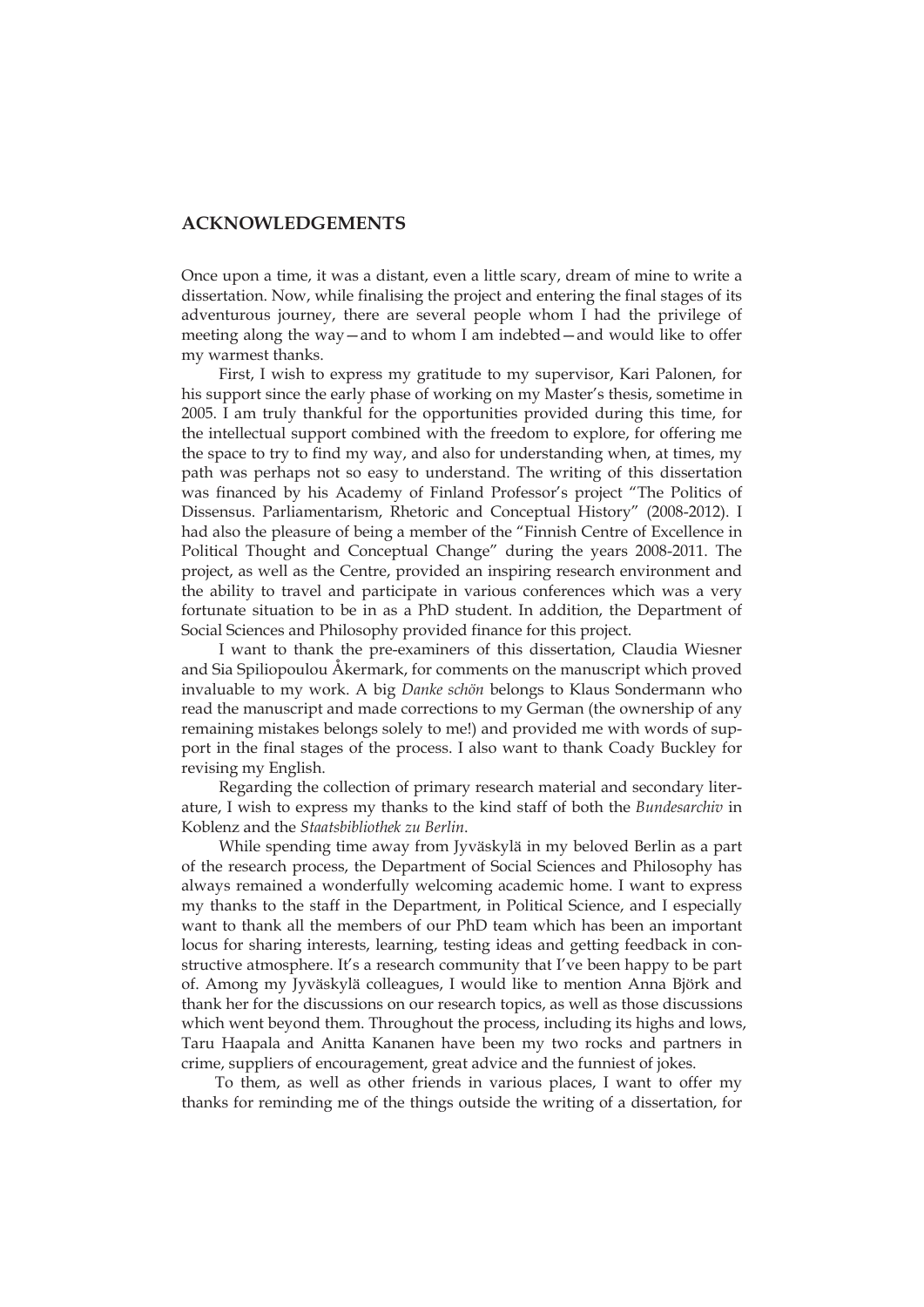## ACKNOWLEDGEMENTS

Once upon a time, it was a distant, even a little scary, dream of mine to write a dissertation. Now, while finalising the project and entering the final stages of its adventurous journey, there are several people whom I had the privilege of meeting along the way—and to whom I am indebted—and would like to offer my warmest thanks.

First, I wish to express my gratitude to my supervisor, Kari Palonen, for his support since the early phase of working on my Master's thesis, sometime in 2005. I am truly thankful for the opportunities provided during this time, for the intellectual support combined with the freedom to explore, for offering me the space to try to find my way, and also for understanding when, at times, my path was perhaps not so easy to understand. The writing of this dissertation was financed by his Academy of Finland Professor's project "The Politics of Dissensus. Parliamentarism, Rhetoric and Conceptual History" (2008-2012). I had also the pleasure of being a member of the "Finnish Centre of Excellence in Political Thought and Conceptual Change" during the years 2008-2011. The project, as well as the Centre, provided an inspiring research environment and the ability to travel and participate in various conferences which was a very fortunate situation to be in as a PhD student. In addition, the Department of Social Sciences and Philosophy provided finance for this project.

I want to thank the pre-examiners of this dissertation, Claudia Wiesner and Sia Spiliopoulou Åkermark, for comments on the manuscript which proved invaluable to my work. A big *Danke schön* belongs to Klaus Sondermann who read the manuscript and made corrections to my German (the ownership of any remaining mistakes belongs solely to me!) and provided me with words of support in the final stages of the process. I also want to thank Coady Buckley for revising my English.

Regarding the collection of primary research material and secondary literature, I wish to express my thanks to the kind staff of both the *Bundesarchiv* in Koblenz and the *Staatsbibliothek zu Berlin*.

While spending time away from Jyväskylä in my beloved Berlin as a part of the research process, the Department of Social Sciences and Philosophy has always remained a wonderfully welcoming academic home. I want to express my thanks to the staff in the Department, in Political Science, and I especially want to thank all the members of our PhD team which has been an important locus for sharing interests, learning, testing ideas and getting feedback in constructive atmosphere. It's a research community that I've been happy to be part of. Among my Jyväskylä colleagues, I would like to mention Anna Björk and thank her for the discussions on our research topics, as well as those discussions which went beyond them. Throughout the process, including its highs and lows, Taru Haapala and Anitta Kananen have been my two rocks and partners in crime, suppliers of encouragement, great advice and the funniest of jokes.

To them, as well as other friends in various places, I want to offer my thanks for reminding me of the things outside the writing of a dissertation, for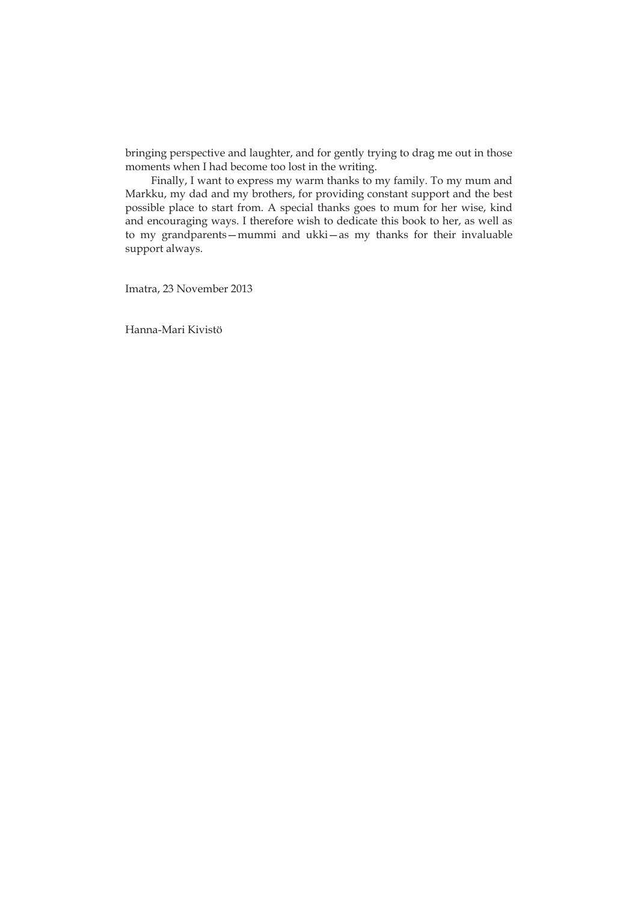bringing perspective and laughter, and for gently trying to drag me out in those moments when I had become too lost in the writing.

Finally, I want to express my warm thanks to my family. To my mum and Markku, my dad and my brothers, for providing constant support and the best possible place to start from. A special thanks goes to mum for her wise, kind and encouraging ways. I therefore wish to dedicate this book to her, as well as to my grandparents—mummi and ukki—as my thanks for their invaluable support always.

Imatra, 23 November 2013

Hanna-Mari Kivistö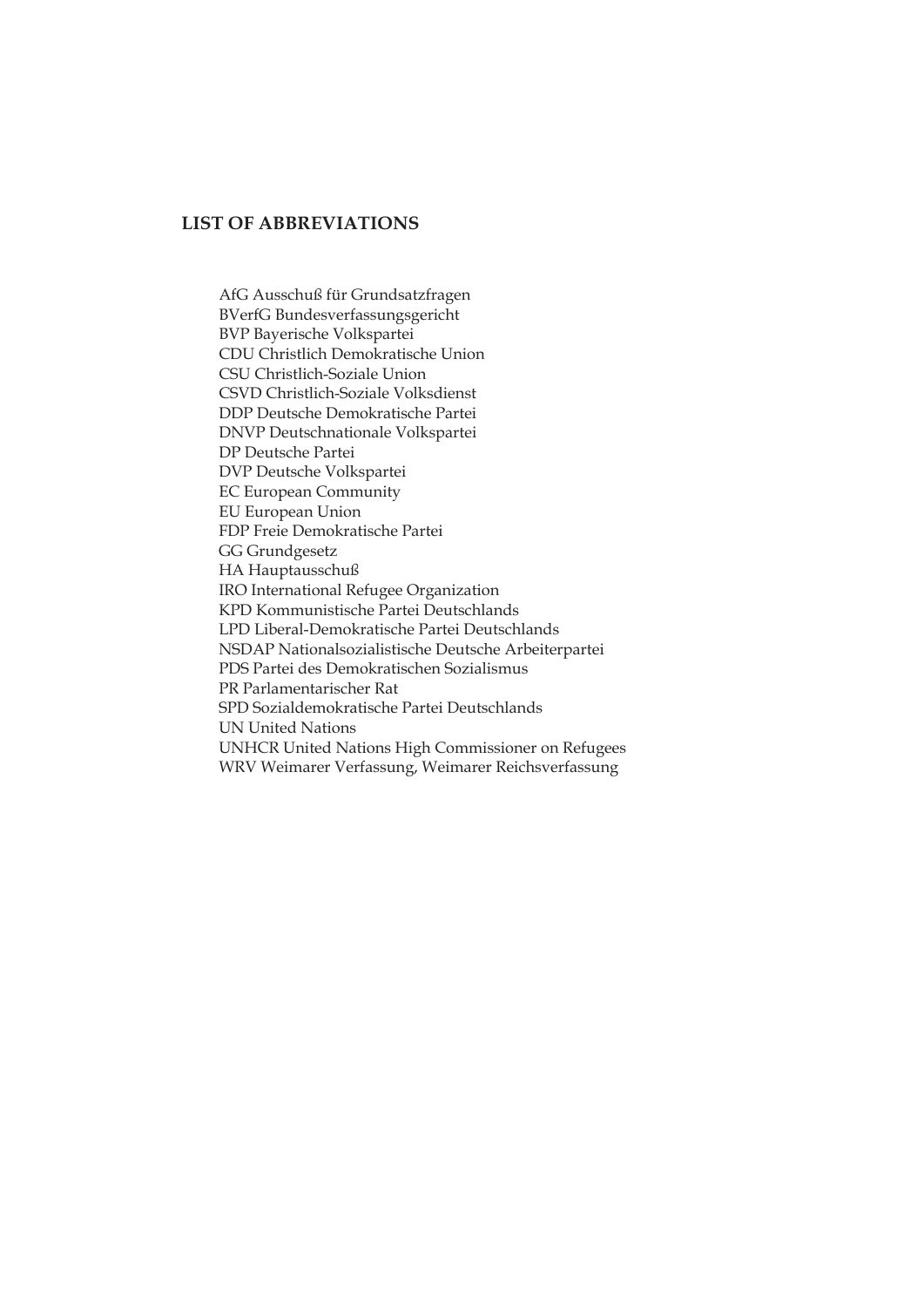## LIST OF ABBREVIATIONS

AfG Ausschuß für Grundsatzfragen
BVerfG Bundesverfassungsgericht
BVP Bayerische Volkspartei
CDU Christlich Demokratische Union
CSU Christlich-Soziale Union
CSVD Christlich-Soziale Volksdienst
DDP Deutsche Demokratische Partei
DNVP Deutschnationale Volkspartei
DP Deutsche Partei
DVP Deutsche Volkspartei
EC European Community
EU European Union
FDP Freie Demokratische Partei
GG Grundgesetz
HA Hauptausschuß
IRO International Refugee Organization
KPD Kommunistische Partei Deutschlands
LPD Liberal-Demokratische Partei Deutschlands
NSDAP Nationalsozialistische Deutsche Arbeiterpartei
PDS Partei des Demokratischen Sozialismus
PR Parlamentarischer Rat
SPD Sozialdemokratische Partei Deutschlands
UN United Nations
UNHCR United Nations High Commissioner on Refugees
WRV Weimarer Verfassung, Weimarer Reichsverfassung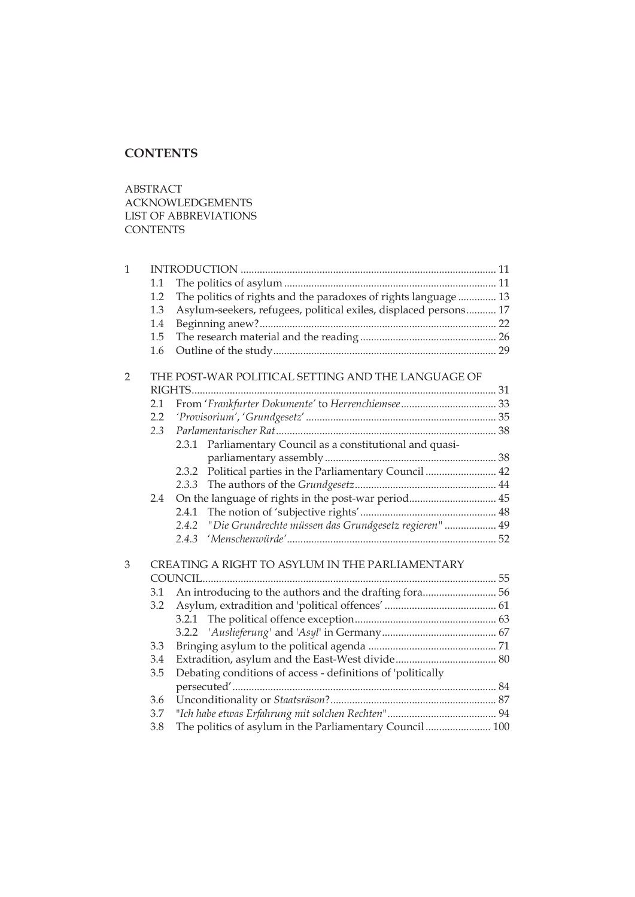## CONTENTS

ABSTRACT
ACKNOWLEDGEMENTS
LIST OF ABBREVIATIONS
CONTENTS

1 INTRODUCTION ............................................................................................ 11
 1.1 The politics of asylum ............................................................................ 11
 1.2 The politics of rights and the paradoxes of rights language .............. 13
 1.3 Asylum-seekers, refugees, political exiles, displaced persons........... 17
 1.4 Beginning anew?...................................................................................... 22
 1.5 The research material and the reading ................................................. 26
 1.6 Outline of the study................................................................................. 29

2 THE POST-WAR POLITICAL SETTING AND THE LANGUAGE OF RIGHTS............................................................................................................... 31
 2.1 From '*Frankfurter Dokumente*' to *Herrenchiemsee*.................................. 33
 2.2 *'Provisorium'*, *'Grundgesetz'* ..................................................................... 35
 2.3 *Parlamentarischer Rat*................................................................................ 38
  2.3.1 Parliamentary Council as a constitutional and quasi-parliamentary assembly .............................................................. 38
  2.3.2 Political parties in the Parliamentary Council .......................... 42
  *2.3.3* The authors of the *Grundgesetz*................................................... 44
 2.4 On the language of rights in the post-war period................................ 45
  2.4.1 The notion of 'subjective rights'................................................. 48
  *2.4.2 "Die Grundrechte müssen das Grundgesetz regieren"* .................. 49
  *2.4.3 'Menschenwürde'*........................................................................... 52

3 CREATING A RIGHT TO ASYLUM IN THE PARLIAMENTARY COUNCIL.......................................................................................................... 55
 3.1 An introducing to the authors and the drafting fora........................... 56
 3.2 Asylum, extradition and 'political offences' ......................................... 61
  3.2.1 The political offence exception.................................................... 63
  3.2.2 '*Auslieferung*' and '*Asyl*' in Germany.......................................... 67
 3.3 Bringing asylum to the political agenda ............................................... 71
 3.4 Extradition, asylum and the East-West divide..................................... 80
 3.5 Debating conditions of access - definitions of 'politically persecuted'................................................................................................ 84
 3.6 Unconditionality or *Staatsräson*?............................................................ 87
 3.7 "*Ich habe etwas Erfahrung mit solchen Rechten*"........................................ 94
 3.8 The politics of asylum in the Parliamentary Council ........................ 100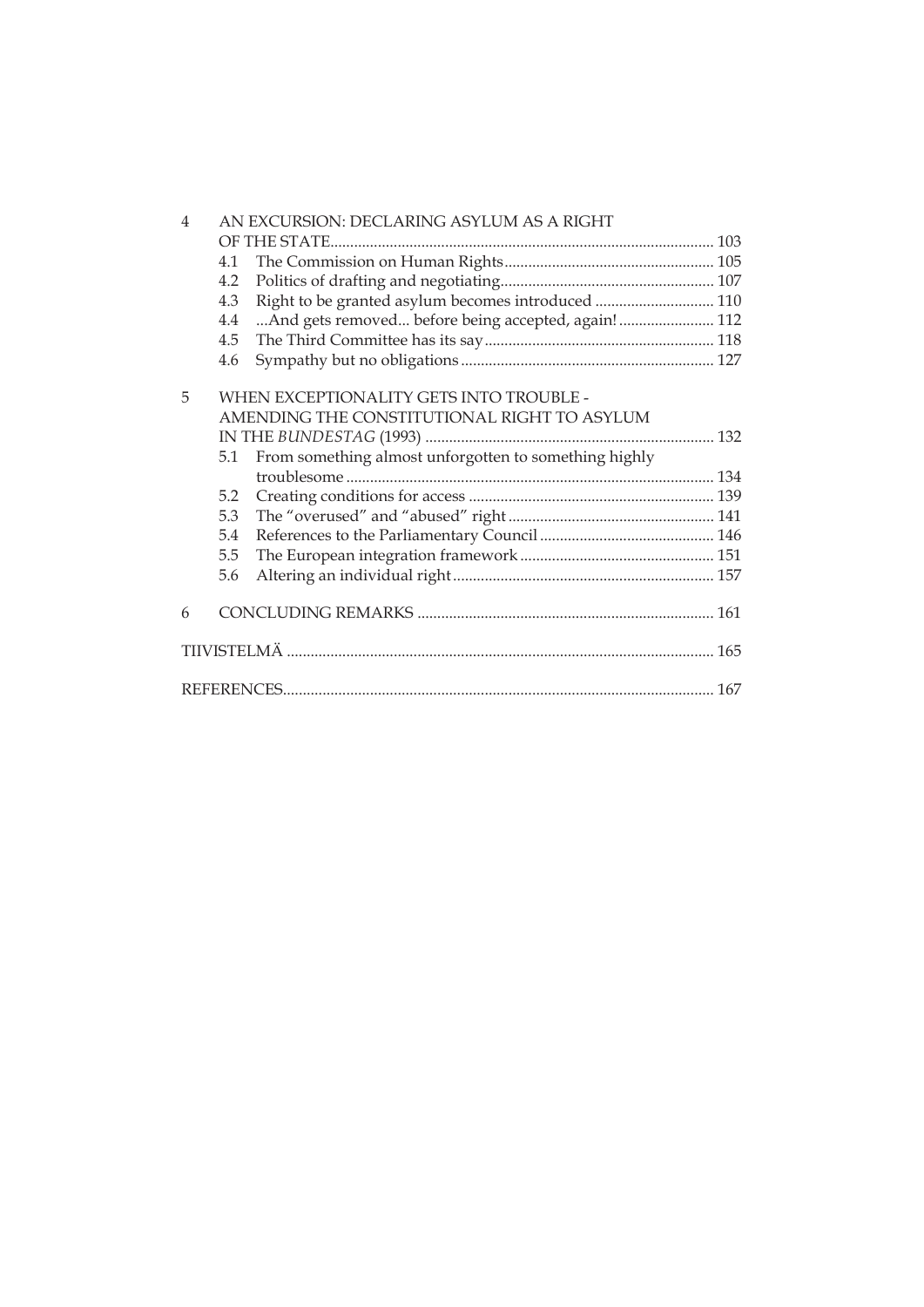4 AN EXCURSION: DECLARING ASYLUM AS A RIGHT OF THE STATE ........ 103
- 4.1 The Commission on Human Rights ........ 105
- 4.2 Politics of drafting and negotiating ........ 107
- 4.3 Right to be granted asylum becomes introduced ........ 110
- 4.4 ...And gets removed... before being accepted, again! ........ 112
- 4.5 The Third Committee has its say ........ 118
- 4.6 Sympathy but no obligations ........ 127

5 WHEN EXCEPTIONALITY GETS INTO TROUBLE - AMENDING THE CONSTITUTIONAL RIGHT TO ASYLUM IN THE *BUNDESTAG* (1993) ........ 132
- 5.1 From something almost unforgotten to something highly troublesome ........ 134
- 5.2 Creating conditions for access ........ 139
- 5.3 The “overused” and “abused” right ........ 141
- 5.4 References to the Parliamentary Council ........ 146
- 5.5 The European integration framework ........ 151
- 5.6 Altering an individual right ........ 157

6 CONCLUDING REMARKS ........ 161

TIIVISTELMÄ ........ 165

REFERENCES ........ 167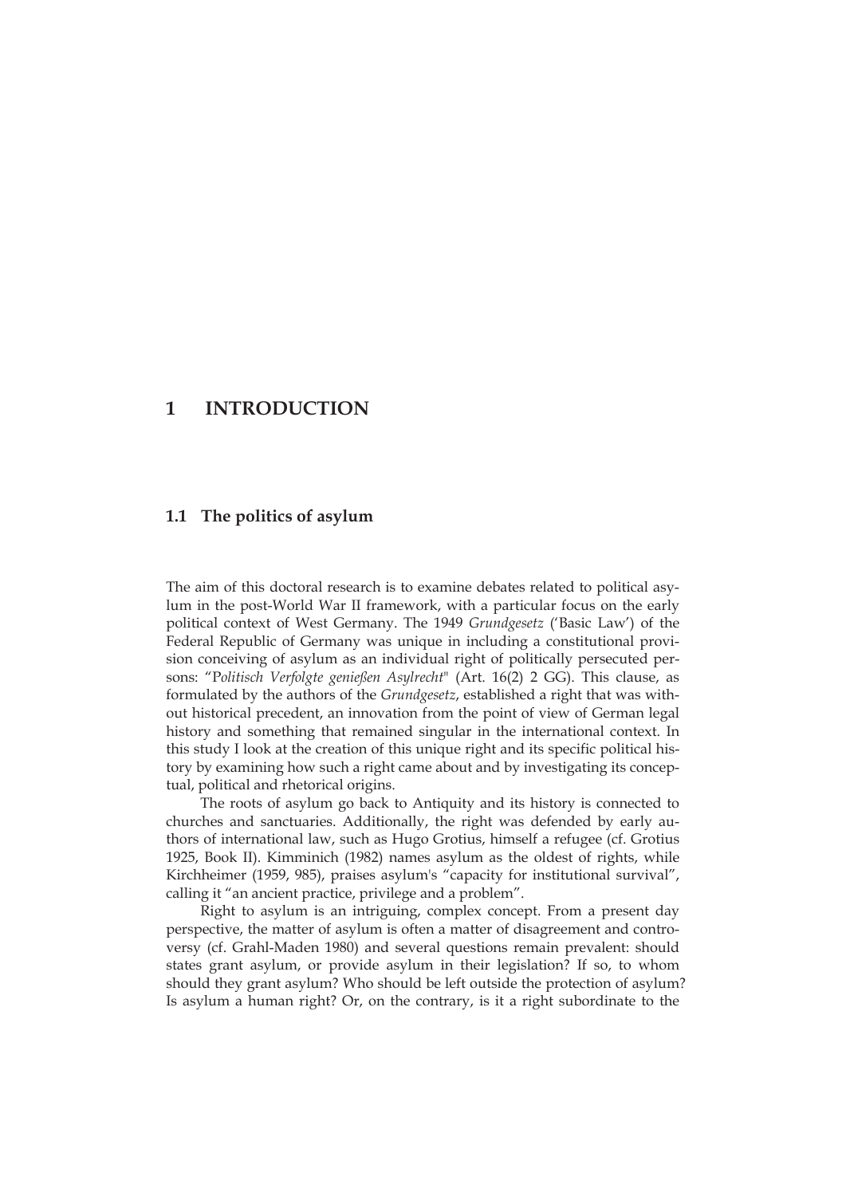# 1 INTRODUCTION

## 1.1 The politics of asylum

The aim of this doctoral research is to examine debates related to political asylum in the post-World War II framework, with a particular focus on the early political context of West Germany. The 1949 *Grundgesetz* ('Basic Law') of the Federal Republic of Germany was unique in including a constitutional provision conceiving of asylum as an individual right of politically persecuted persons: "P*olitisch Verfolgte genießen Asylrecht*" (Art. 16(2) 2 GG). This clause, as formulated by the authors of the *Grundgesetz*, established a right that was without historical precedent, an innovation from the point of view of German legal history and something that remained singular in the international context. In this study I look at the creation of this unique right and its specific political history by examining how such a right came about and by investigating its conceptual, political and rhetorical origins.

The roots of asylum go back to Antiquity and its history is connected to churches and sanctuaries. Additionally, the right was defended by early authors of international law, such as Hugo Grotius, himself a refugee (cf. Grotius 1925, Book II). Kimminich (1982) names asylum as the oldest of rights, while Kirchheimer (1959, 985), praises asylum's "capacity for institutional survival", calling it "an ancient practice, privilege and a problem".

Right to asylum is an intriguing, complex concept. From a present day perspective, the matter of asylum is often a matter of disagreement and controversy (cf. Grahl-Maden 1980) and several questions remain prevalent: should states grant asylum, or provide asylum in their legislation? If so, to whom should they grant asylum? Who should be left outside the protection of asylum? Is asylum a human right? Or, on the contrary, is it a right subordinate to the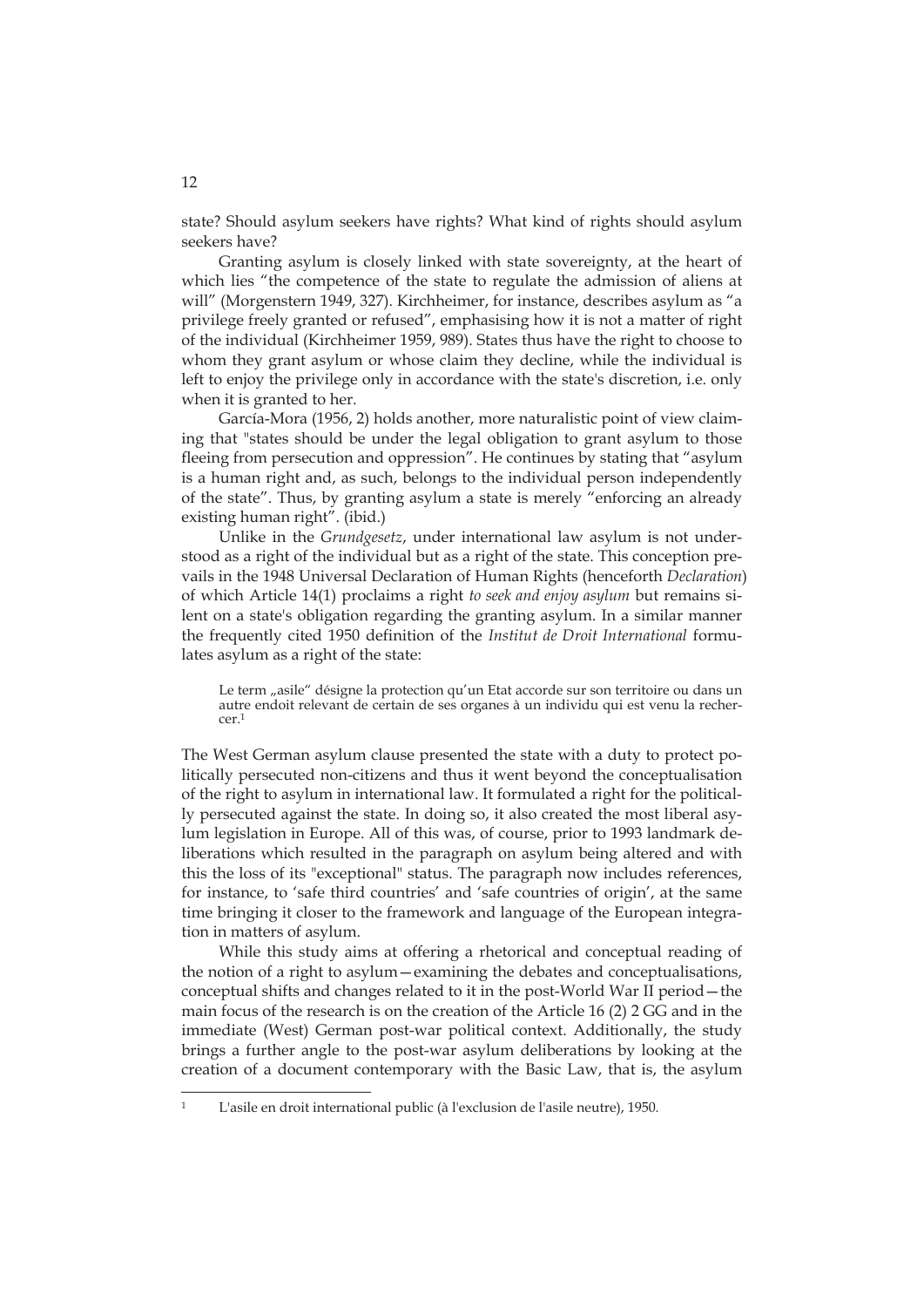state? Should asylum seekers have rights? What kind of rights should asylum seekers have?

Granting asylum is closely linked with state sovereignty, at the heart of which lies "the competence of the state to regulate the admission of aliens at will" (Morgenstern 1949, 327). Kirchheimer, for instance, describes asylum as "a privilege freely granted or refused", emphasising how it is not a matter of right of the individual (Kirchheimer 1959, 989). States thus have the right to choose to whom they grant asylum or whose claim they decline, while the individual is left to enjoy the privilege only in accordance with the state's discretion, i.e. only when it is granted to her.

García-Mora (1956, 2) holds another, more naturalistic point of view claiming that "states should be under the legal obligation to grant asylum to those fleeing from persecution and oppression". He continues by stating that "asylum is a human right and, as such, belongs to the individual person independently of the state". Thus, by granting asylum a state is merely "enforcing an already existing human right". (ibid.)

Unlike in the *Grundgesetz*, under international law asylum is not understood as a right of the individual but as a right of the state. This conception prevails in the 1948 Universal Declaration of Human Rights (henceforth *Declaration*) of which Article 14(1) proclaims a right *to seek and enjoy asylum* but remains silent on a state's obligation regarding the granting asylum. In a similar manner the frequently cited 1950 definition of the *Institut de Droit International* formulates asylum as a right of the state:

> Le term „asile" désigne la protection qu'un Etat accorde sur son territoire ou dans un autre endoit relevant de certain de ses organes à un individu qui est venu la rechercer.[1]

The West German asylum clause presented the state with a duty to protect politically persecuted non-citizens and thus it went beyond the conceptualisation of the right to asylum in international law. It formulated a right for the politically persecuted against the state. In doing so, it also created the most liberal asylum legislation in Europe. All of this was, of course, prior to 1993 landmark deliberations which resulted in the paragraph on asylum being altered and with this the loss of its "exceptional" status. The paragraph now includes references, for instance, to 'safe third countries' and 'safe countries of origin', at the same time bringing it closer to the framework and language of the European integration in matters of asylum.

While this study aims at offering a rhetorical and conceptual reading of the notion of a right to asylum—examining the debates and conceptualisations, conceptual shifts and changes related to it in the post-World War II period—the main focus of the research is on the creation of the Article 16 (2) 2 GG and in the immediate (West) German post-war political context. Additionally, the study brings a further angle to the post-war asylum deliberations by looking at the creation of a document contemporary with the Basic Law, that is, the asylum

---

[1] L'asile en droit international public (à l'exclusion de l'asile neutre), 1950.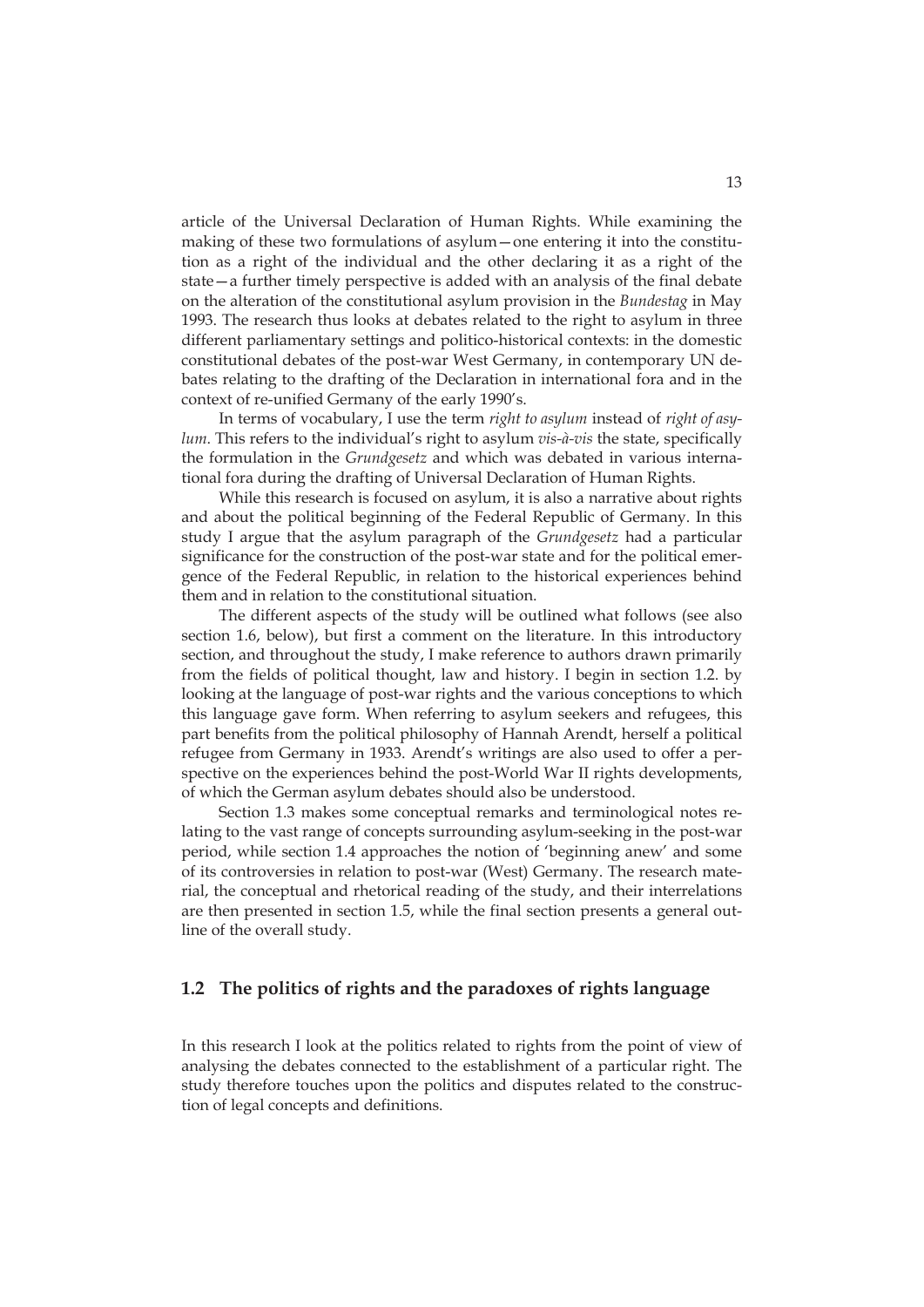article of the Universal Declaration of Human Rights. While examining the making of these two formulations of asylum—one entering it into the constitution as a right of the individual and the other declaring it as a right of the state—a further timely perspective is added with an analysis of the final debate on the alteration of the constitutional asylum provision in the *Bundestag* in May 1993. The research thus looks at debates related to the right to asylum in three different parliamentary settings and politico-historical contexts: in the domestic constitutional debates of the post-war West Germany, in contemporary UN debates relating to the drafting of the Declaration in international fora and in the context of re-unified Germany of the early 1990's.

In terms of vocabulary, I use the term *right to asylum* instead of *right of asylum*. This refers to the individual's right to asylum *vis-à-vis* the state, specifically the formulation in the *Grundgesetz* and which was debated in various international fora during the drafting of Universal Declaration of Human Rights.

While this research is focused on asylum, it is also a narrative about rights and about the political beginning of the Federal Republic of Germany. In this study I argue that the asylum paragraph of the *Grundgesetz* had a particular significance for the construction of the post-war state and for the political emergence of the Federal Republic, in relation to the historical experiences behind them and in relation to the constitutional situation.

The different aspects of the study will be outlined what follows (see also section 1.6, below), but first a comment on the literature. In this introductory section, and throughout the study, I make reference to authors drawn primarily from the fields of political thought, law and history. I begin in section 1.2. by looking at the language of post-war rights and the various conceptions to which this language gave form. When referring to asylum seekers and refugees, this part benefits from the political philosophy of Hannah Arendt, herself a political refugee from Germany in 1933. Arendt's writings are also used to offer a perspective on the experiences behind the post-World War II rights developments, of which the German asylum debates should also be understood.

Section 1.3 makes some conceptual remarks and terminological notes relating to the vast range of concepts surrounding asylum-seeking in the post-war period, while section 1.4 approaches the notion of 'beginning anew' and some of its controversies in relation to post-war (West) Germany. The research material, the conceptual and rhetorical reading of the study, and their interrelations are then presented in section 1.5, while the final section presents a general outline of the overall study.

## 1.2 The politics of rights and the paradoxes of rights language

In this research I look at the politics related to rights from the point of view of analysing the debates connected to the establishment of a particular right. The study therefore touches upon the politics and disputes related to the construction of legal concepts and definitions.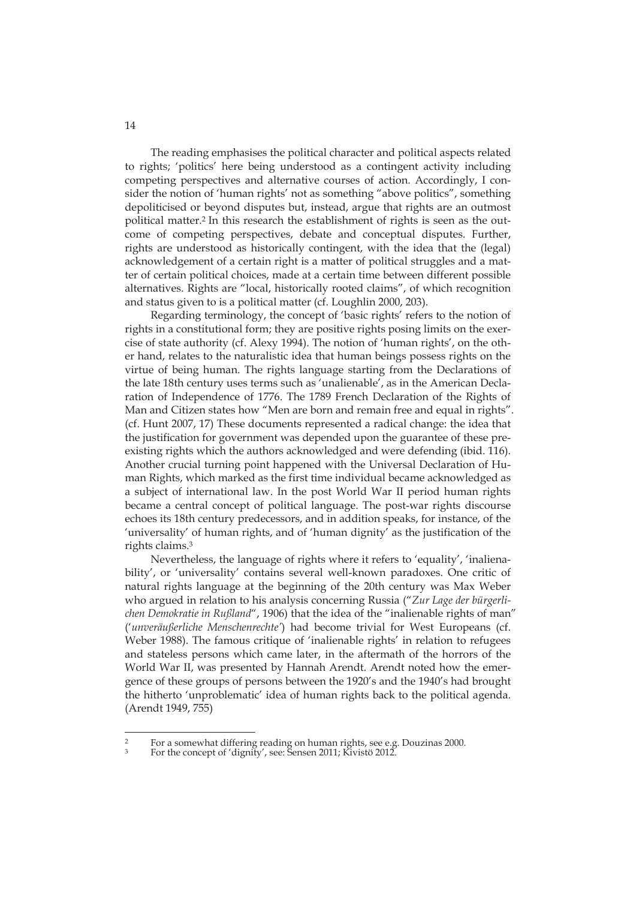The reading emphasises the political character and political aspects related to rights; 'politics' here being understood as a contingent activity including competing perspectives and alternative courses of action. Accordingly, I consider the notion of 'human rights' not as something "above politics", something depoliticised or beyond disputes but, instead, argue that rights are an outmost political matter.[2] In this research the establishment of rights is seen as the outcome of competing perspectives, debate and conceptual disputes. Further, rights are understood as historically contingent, with the idea that the (legal) acknowledgement of a certain right is a matter of political struggles and a matter of certain political choices, made at a certain time between different possible alternatives. Rights are "local, historically rooted claims", of which recognition and status given to is a political matter (cf. Loughlin 2000, 203).

Regarding terminology, the concept of 'basic rights' refers to the notion of rights in a constitutional form; they are positive rights posing limits on the exercise of state authority (cf. Alexy 1994). The notion of 'human rights', on the other hand, relates to the naturalistic idea that human beings possess rights on the virtue of being human. The rights language starting from the Declarations of the late 18th century uses terms such as 'unalienable', as in the American Declaration of Independence of 1776. The 1789 French Declaration of the Rights of Man and Citizen states how "Men are born and remain free and equal in rights". (cf. Hunt 2007, 17) These documents represented a radical change: the idea that the justification for government was depended upon the guarantee of these preexisting rights which the authors acknowledged and were defending (ibid. 116). Another crucial turning point happened with the Universal Declaration of Human Rights, which marked as the first time individual became acknowledged as a subject of international law. In the post World War II period human rights became a central concept of political language. The post-war rights discourse echoes its 18th century predecessors, and in addition speaks, for instance, of the 'universality' of human rights, and of 'human dignity' as the justification of the rights claims.[3]

Nevertheless, the language of rights where it refers to 'equality', 'inalienability', or 'universality' contains several well-known paradoxes. One critic of natural rights language at the beginning of the 20th century was Max Weber who argued in relation to his analysis concerning Russia ("*Zur Lage der bürgerlichen Demokratie in Rußland*", 1906) that the idea of the "inalienable rights of man" ('*unveräußerliche Menschenrechte*') had become trivial for West Europeans (cf. Weber 1988). The famous critique of 'inalienable rights' in relation to refugees and stateless persons which came later, in the aftermath of the horrors of the World War II, was presented by Hannah Arendt. Arendt noted how the emergence of these groups of persons between the 1920's and the 1940's had brought the hitherto 'unproblematic' idea of human rights back to the political agenda. (Arendt 1949, 755)

---

[2] For a somewhat differing reading on human rights, see e.g. Douzinas 2000.

[3] For the concept of 'dignity', see: Sensen 2011; Kivistö 2012.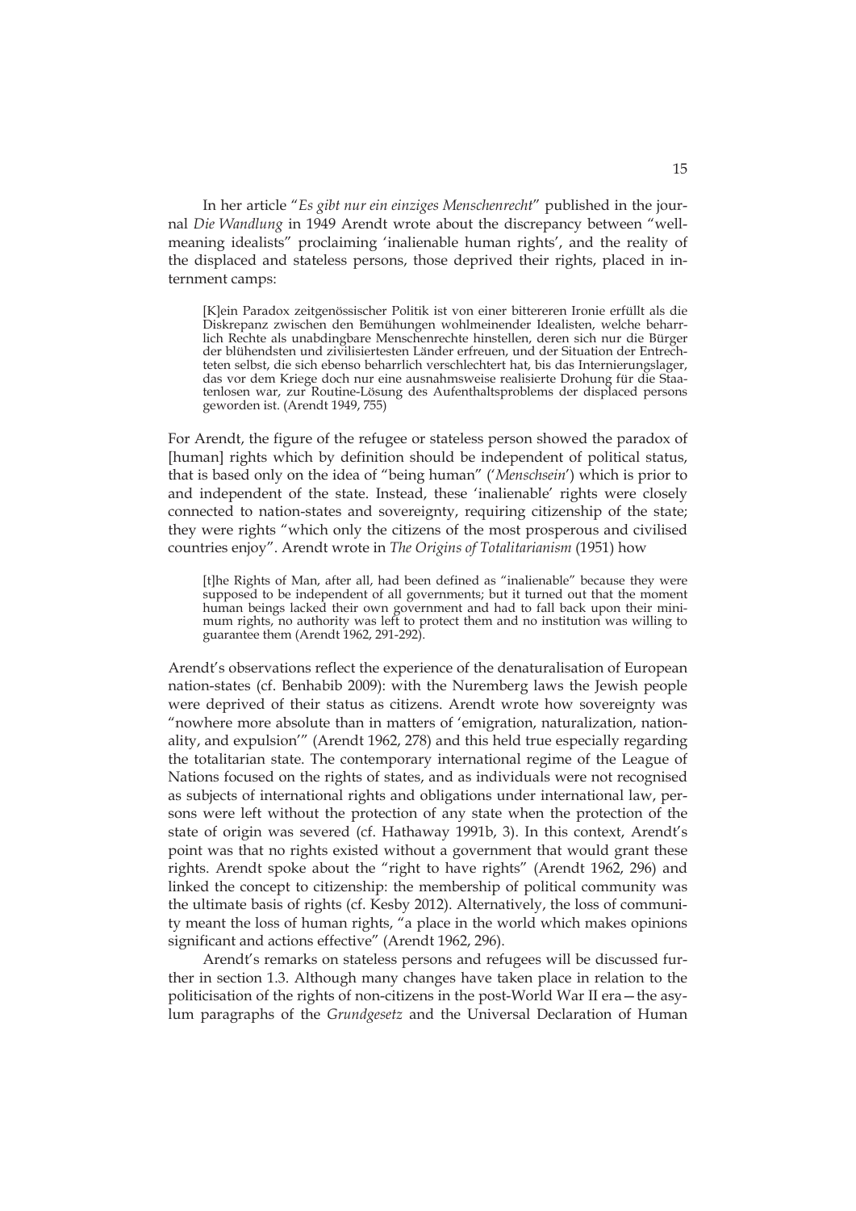In her article "*Es gibt nur ein einziges Menschenrecht*" published in the journal *Die Wandlung* in 1949 Arendt wrote about the discrepancy between "well-meaning idealists" proclaiming 'inalienable human rights', and the reality of the displaced and stateless persons, those deprived their rights, placed in internment camps:

> [K]ein Paradox zeitgenössischer Politik ist von einer bittereren Ironie erfüllt als die Diskrepanz zwischen den Bemühungen wohlmeinender Idealisten, welche beharrlich Rechte als unabdingbare Menschenrechte hinstellen, deren sich nur die Bürger der blühendsten und zivilisiertesten Länder erfreuen, und der Situation der Entrechteten selbst, die sich ebenso beharrlich verschlechtert hat, bis das Internierungslager, das vor dem Kriege doch nur eine ausnahmsweise realisierte Drohung für die Staatenlosen war, zur Routine-Lösung des Aufenthaltsproblems der displaced persons geworden ist. (Arendt 1949, 755)

For Arendt, the figure of the refugee or stateless person showed the paradox of [human] rights which by definition should be independent of political status, that is based only on the idea of "being human" ('*Menschsein*') which is prior to and independent of the state. Instead, these 'inalienable' rights were closely connected to nation-states and sovereignty, requiring citizenship of the state; they were rights "which only the citizens of the most prosperous and civilised countries enjoy". Arendt wrote in *The Origins of Totalitarianism* (1951) how

> [t]he Rights of Man, after all, had been defined as "inalienable" because they were supposed to be independent of all governments; but it turned out that the moment human beings lacked their own government and had to fall back upon their minimum rights, no authority was left to protect them and no institution was willing to guarantee them (Arendt 1962, 291-292).

Arendt's observations reflect the experience of the denaturalisation of European nation-states (cf. Benhabib 2009): with the Nuremberg laws the Jewish people were deprived of their status as citizens. Arendt wrote how sovereignty was "nowhere more absolute than in matters of 'emigration, naturalization, nationality, and expulsion'" (Arendt 1962, 278) and this held true especially regarding the totalitarian state. The contemporary international regime of the League of Nations focused on the rights of states, and as individuals were not recognised as subjects of international rights and obligations under international law, persons were left without the protection of any state when the protection of the state of origin was severed (cf. Hathaway 1991b, 3). In this context, Arendt's point was that no rights existed without a government that would grant these rights. Arendt spoke about the "right to have rights" (Arendt 1962, 296) and linked the concept to citizenship: the membership of political community was the ultimate basis of rights (cf. Kesby 2012). Alternatively, the loss of community meant the loss of human rights, "a place in the world which makes opinions significant and actions effective" (Arendt 1962, 296).

Arendt's remarks on stateless persons and refugees will be discussed further in section 1.3. Although many changes have taken place in relation to the politicisation of the rights of non-citizens in the post-World War II era—the asylum paragraphs of the *Grundgesetz* and the Universal Declaration of Human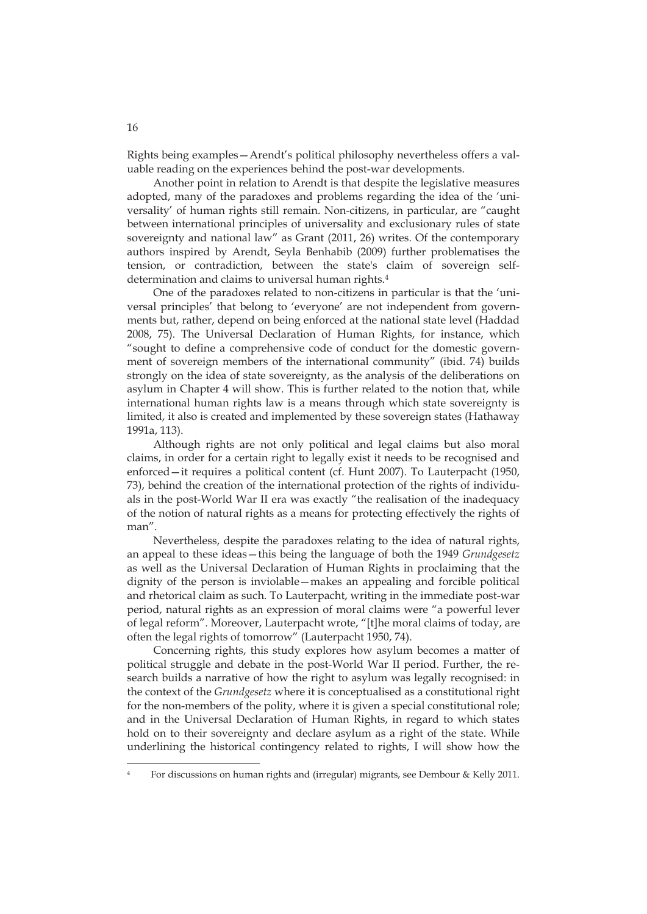Rights being examples—Arendt's political philosophy nevertheless offers a valuable reading on the experiences behind the post-war developments.

Another point in relation to Arendt is that despite the legislative measures adopted, many of the paradoxes and problems regarding the idea of the 'universality' of human rights still remain. Non-citizens, in particular, are "caught between international principles of universality and exclusionary rules of state sovereignty and national law" as Grant (2011, 26) writes. Of the contemporary authors inspired by Arendt, Seyla Benhabib (2009) further problematises the tension, or contradiction, between the state's claim of sovereign self-determination and claims to universal human rights.[4]

One of the paradoxes related to non-citizens in particular is that the 'universal principles' that belong to 'everyone' are not independent from governments but, rather, depend on being enforced at the national state level (Haddad 2008, 75). The Universal Declaration of Human Rights, for instance, which "sought to define a comprehensive code of conduct for the domestic government of sovereign members of the international community" (ibid. 74) builds strongly on the idea of state sovereignty, as the analysis of the deliberations on asylum in Chapter 4 will show. This is further related to the notion that, while international human rights law is a means through which state sovereignty is limited, it also is created and implemented by these sovereign states (Hathaway 1991a, 113).

Although rights are not only political and legal claims but also moral claims, in order for a certain right to legally exist it needs to be recognised and enforced—it requires a political content (cf. Hunt 2007). To Lauterpacht (1950, 73), behind the creation of the international protection of the rights of individuals in the post-World War II era was exactly "the realisation of the inadequacy of the notion of natural rights as a means for protecting effectively the rights of man".

Nevertheless, despite the paradoxes relating to the idea of natural rights, an appeal to these ideas—this being the language of both the 1949 *Grundgesetz* as well as the Universal Declaration of Human Rights in proclaiming that the dignity of the person is inviolable—makes an appealing and forcible political and rhetorical claim as such. To Lauterpacht, writing in the immediate post-war period, natural rights as an expression of moral claims were "a powerful lever of legal reform". Moreover, Lauterpacht wrote, "[t]he moral claims of today, are often the legal rights of tomorrow" (Lauterpacht 1950, 74).

Concerning rights, this study explores how asylum becomes a matter of political struggle and debate in the post-World War II period. Further, the research builds a narrative of how the right to asylum was legally recognised: in the context of the *Grundgesetz* where it is conceptualised as a constitutional right for the non-members of the polity, where it is given a special constitutional role; and in the Universal Declaration of Human Rights, in regard to which states hold on to their sovereignty and declare asylum as a right of the state. While underlining the historical contingency related to rights, I will show how the

[4] For discussions on human rights and (irregular) migrants, see Dembour & Kelly 2011.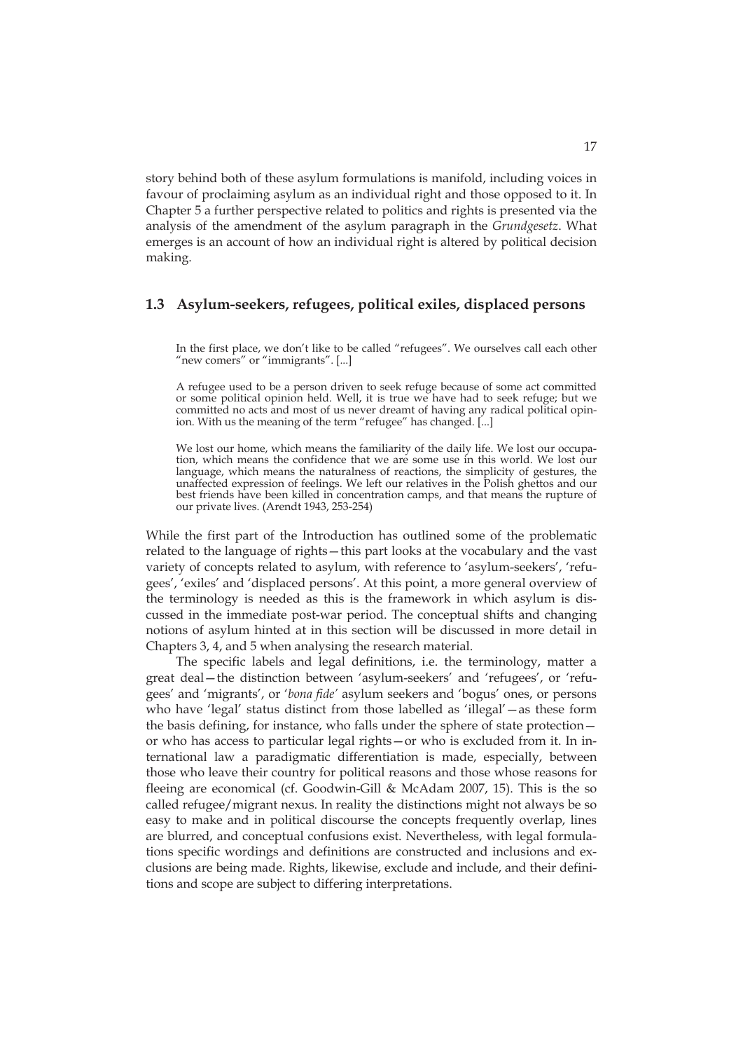story behind both of these asylum formulations is manifold, including voices in favour of proclaiming asylum as an individual right and those opposed to it. In Chapter 5 a further perspective related to politics and rights is presented via the analysis of the amendment of the asylum paragraph in the *Grundgesetz*. What emerges is an account of how an individual right is altered by political decision making.

## 1.3 Asylum-seekers, refugees, political exiles, displaced persons

> In the first place, we don't like to be called "refugees". We ourselves call each other "new comers" or "immigrants". [...]
>
> A refugee used to be a person driven to seek refuge because of some act committed or some political opinion held. Well, it is true we have had to seek refuge; but we committed no acts and most of us never dreamt of having any radical political opinion. With us the meaning of the term "refugee" has changed. [...]
>
> We lost our home, which means the familiarity of the daily life. We lost our occupation, which means the confidence that we are some use in this world. We lost our language, which means the naturalness of reactions, the simplicity of gestures, the unaffected expression of feelings. We left our relatives in the Polish ghettos and our best friends have been killed in concentration camps, and that means the rupture of our private lives. (Arendt 1943, 253-254)

While the first part of the Introduction has outlined some of the problematic related to the language of rights—this part looks at the vocabulary and the vast variety of concepts related to asylum, with reference to 'asylum-seekers', 'refugees', 'exiles' and 'displaced persons'. At this point, a more general overview of the terminology is needed as this is the framework in which asylum is discussed in the immediate post-war period. The conceptual shifts and changing notions of asylum hinted at in this section will be discussed in more detail in Chapters 3, 4, and 5 when analysing the research material.

The specific labels and legal definitions, i.e. the terminology, matter a great deal—the distinction between 'asylum-seekers' and 'refugees', or 'refugees' and 'migrants', or '*bona fide*' asylum seekers and 'bogus' ones, or persons who have 'legal' status distinct from those labelled as 'illegal'—as these form the basis defining, for instance, who falls under the sphere of state protection—or who has access to particular legal rights—or who is excluded from it. In international law a paradigmatic differentiation is made, especially, between those who leave their country for political reasons and those whose reasons for fleeing are economical (cf. Goodwin-Gill & McAdam 2007, 15). This is the so called refugee/migrant nexus. In reality the distinctions might not always be so easy to make and in political discourse the concepts frequently overlap, lines are blurred, and conceptual confusions exist. Nevertheless, with legal formulations specific wordings and definitions are constructed and inclusions and exclusions are being made. Rights, likewise, exclude and include, and their definitions and scope are subject to differing interpretations.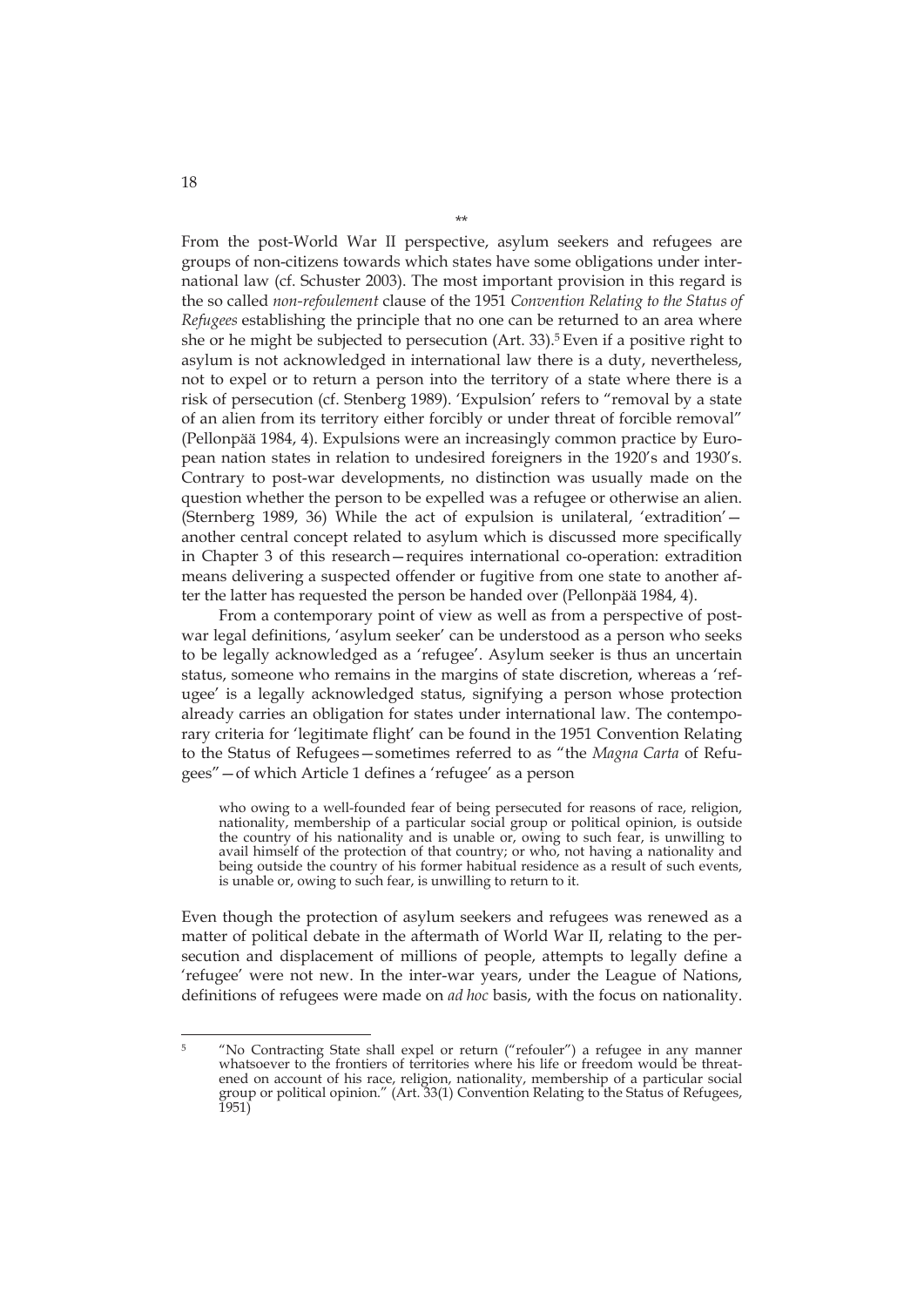\*\*

From the post-World War II perspective, asylum seekers and refugees are groups of non-citizens towards which states have some obligations under international law (cf. Schuster 2003). The most important provision in this regard is the so called *non-refoulement* clause of the 1951 *Convention Relating to the Status of Refugees* establishing the principle that no one can be returned to an area where she or he might be subjected to persecution (Art. 33).[5] Even if a positive right to asylum is not acknowledged in international law there is a duty, nevertheless, not to expel or to return a person into the territory of a state where there is a risk of persecution (cf. Stenberg 1989). 'Expulsion' refers to "removal by a state of an alien from its territory either forcibly or under threat of forcible removal" (Pellonpää 1984, 4). Expulsions were an increasingly common practice by European nation states in relation to undesired foreigners in the 1920's and 1930's. Contrary to post-war developments, no distinction was usually made on the question whether the person to be expelled was a refugee or otherwise an alien. (Sternberg 1989, 36) While the act of expulsion is unilateral, 'extradition'—another central concept related to asylum which is discussed more specifically in Chapter 3 of this research—requires international co-operation: extradition means delivering a suspected offender or fugitive from one state to another after the latter has requested the person be handed over (Pellonpää 1984, 4).

From a contemporary point of view as well as from a perspective of post-war legal definitions, 'asylum seeker' can be understood as a person who seeks to be legally acknowledged as a 'refugee'. Asylum seeker is thus an uncertain status, someone who remains in the margins of state discretion, whereas a 'refugee' is a legally acknowledged status, signifying a person whose protection already carries an obligation for states under international law. The contemporary criteria for 'legitimate flight' can be found in the 1951 Convention Relating to the Status of Refugees—sometimes referred to as "the *Magna Carta* of Refugees"—of which Article 1 defines a 'refugee' as a person

> who owing to a well-founded fear of being persecuted for reasons of race, religion, nationality, membership of a particular social group or political opinion, is outside the country of his nationality and is unable or, owing to such fear, is unwilling to avail himself of the protection of that country; or who, not having a nationality and being outside the country of his former habitual residence as a result of such events, is unable or, owing to such fear, is unwilling to return to it.

Even though the protection of asylum seekers and refugees was renewed as a matter of political debate in the aftermath of World War II, relating to the persecution and displacement of millions of people, attempts to legally define a 'refugee' were not new. In the inter-war years, under the League of Nations, definitions of refugees were made on *ad hoc* basis, with the focus on nationality.

---

[5] "No Contracting State shall expel or return ("refouler") a refugee in any manner whatsoever to the frontiers of territories where his life or freedom would be threatened on account of his race, religion, nationality, membership of a particular social group or political opinion." (Art. 33(1) Convention Relating to the Status of Refugees, 1951)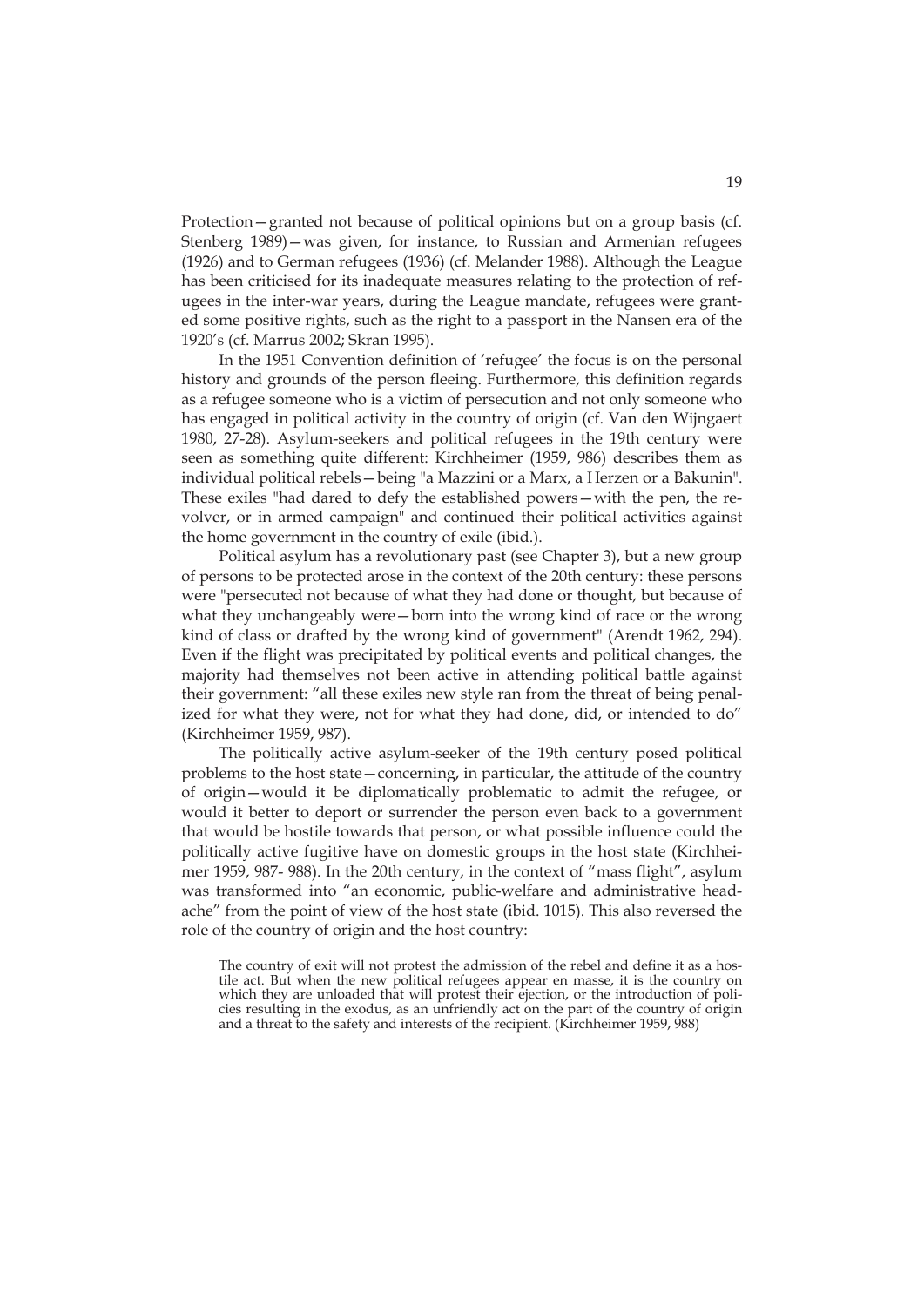Protection—granted not because of political opinions but on a group basis (cf. Stenberg 1989)—was given, for instance, to Russian and Armenian refugees (1926) and to German refugees (1936) (cf. Melander 1988). Although the League has been criticised for its inadequate measures relating to the protection of refugees in the inter-war years, during the League mandate, refugees were granted some positive rights, such as the right to a passport in the Nansen era of the 1920's (cf. Marrus 2002; Skran 1995).

In the 1951 Convention definition of 'refugee' the focus is on the personal history and grounds of the person fleeing. Furthermore, this definition regards as a refugee someone who is a victim of persecution and not only someone who has engaged in political activity in the country of origin (cf. Van den Wijngaert 1980, 27-28). Asylum-seekers and political refugees in the 19th century were seen as something quite different: Kirchheimer (1959, 986) describes them as individual political rebels—being "a Mazzini or a Marx, a Herzen or a Bakunin". These exiles "had dared to defy the established powers—with the pen, the revolver, or in armed campaign" and continued their political activities against the home government in the country of exile (ibid.).

Political asylum has a revolutionary past (see Chapter 3), but a new group of persons to be protected arose in the context of the 20th century: these persons were "persecuted not because of what they had done or thought, but because of what they unchangeably were—born into the wrong kind of race or the wrong kind of class or drafted by the wrong kind of government" (Arendt 1962, 294). Even if the flight was precipitated by political events and political changes, the majority had themselves not been active in attending political battle against their government: "all these exiles new style ran from the threat of being penalized for what they were, not for what they had done, did, or intended to do" (Kirchheimer 1959, 987).

The politically active asylum-seeker of the 19th century posed political problems to the host state—concerning, in particular, the attitude of the country of origin—would it be diplomatically problematic to admit the refugee, or would it better to deport or surrender the person even back to a government that would be hostile towards that person, or what possible influence could the politically active fugitive have on domestic groups in the host state (Kirchheimer 1959, 987- 988). In the 20th century, in the context of "mass flight", asylum was transformed into "an economic, public-welfare and administrative headache" from the point of view of the host state (ibid. 1015). This also reversed the role of the country of origin and the host country:

> The country of exit will not protest the admission of the rebel and define it as a hostile act. But when the new political refugees appear en masse, it is the country on which they are unloaded that will protest their ejection, or the introduction of policies resulting in the exodus, as an unfriendly act on the part of the country of origin and a threat to the safety and interests of the recipient. (Kirchheimer 1959, 988)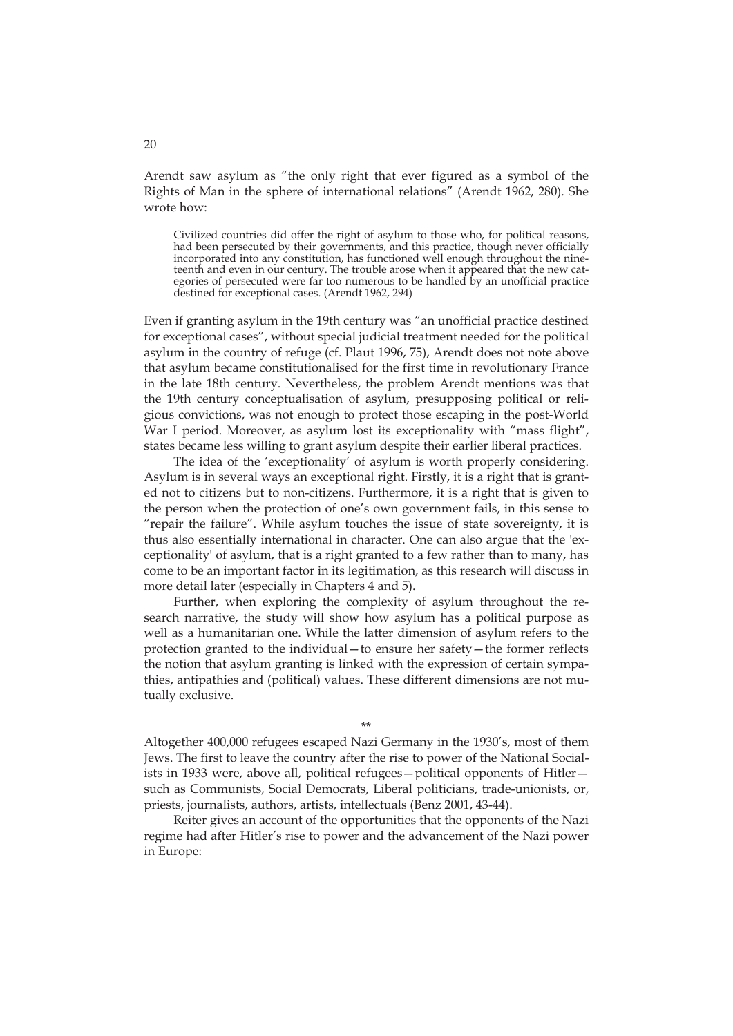Arendt saw asylum as "the only right that ever figured as a symbol of the Rights of Man in the sphere of international relations" (Arendt 1962, 280). She wrote how:

> Civilized countries did offer the right of asylum to those who, for political reasons, had been persecuted by their governments, and this practice, though never officially incorporated into any constitution, has functioned well enough throughout the nineteenth and even in our century. The trouble arose when it appeared that the new categories of persecuted were far too numerous to be handled by an unofficial practice destined for exceptional cases. (Arendt 1962, 294)

Even if granting asylum in the 19th century was "an unofficial practice destined for exceptional cases", without special judicial treatment needed for the political asylum in the country of refuge (cf. Plaut 1996, 75), Arendt does not note above that asylum became constitutionalised for the first time in revolutionary France in the late 18th century. Nevertheless, the problem Arendt mentions was that the 19th century conceptualisation of asylum, presupposing political or religious convictions, was not enough to protect those escaping in the post-World War I period. Moreover, as asylum lost its exceptionality with "mass flight", states became less willing to grant asylum despite their earlier liberal practices.

The idea of the 'exceptionality' of asylum is worth properly considering. Asylum is in several ways an exceptional right. Firstly, it is a right that is granted not to citizens but to non-citizens. Furthermore, it is a right that is given to the person when the protection of one's own government fails, in this sense to "repair the failure". While asylum touches the issue of state sovereignty, it is thus also essentially international in character. One can also argue that the 'exceptionality' of asylum, that is a right granted to a few rather than to many, has come to be an important factor in its legitimation, as this research will discuss in more detail later (especially in Chapters 4 and 5).

Further, when exploring the complexity of asylum throughout the research narrative, the study will show how asylum has a political purpose as well as a humanitarian one. While the latter dimension of asylum refers to the protection granted to the individual—to ensure her safety—the former reflects the notion that asylum granting is linked with the expression of certain sympathies, antipathies and (political) values. These different dimensions are not mutually exclusive.

**

Altogether 400,000 refugees escaped Nazi Germany in the 1930's, most of them Jews. The first to leave the country after the rise to power of the National Socialists in 1933 were, above all, political refugees—political opponents of Hitler—such as Communists, Social Democrats, Liberal politicians, trade-unionists, or, priests, journalists, authors, artists, intellectuals (Benz 2001, 43-44).

Reiter gives an account of the opportunities that the opponents of the Nazi regime had after Hitler's rise to power and the advancement of the Nazi power in Europe: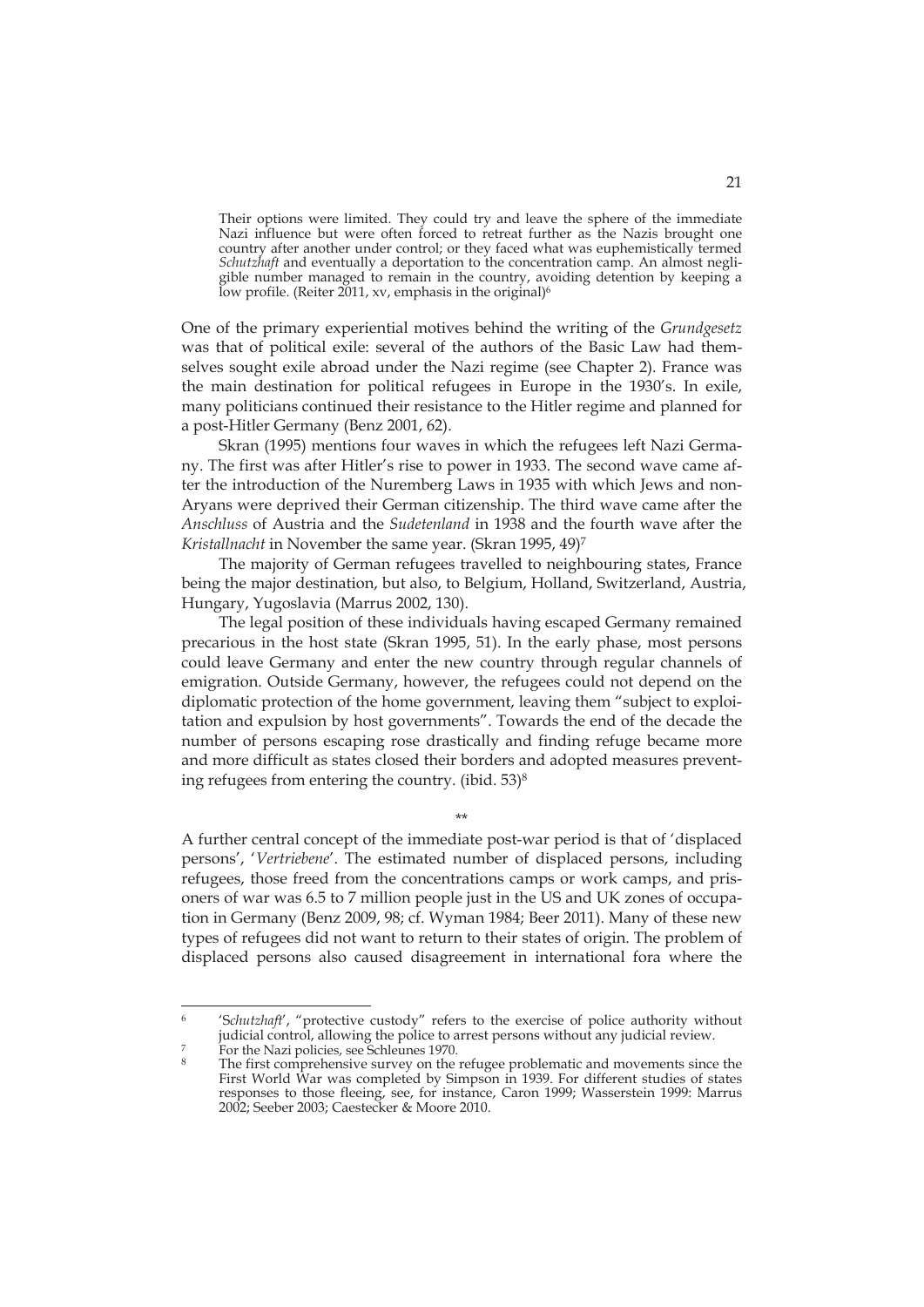> Their options were limited. They could try and leave the sphere of the immediate Nazi influence but were often forced to retreat further as the Nazis brought one country after another under control; or they faced what was euphemistically termed *Schutzhaft* and eventually a deportation to the concentration camp. An almost negligible number managed to remain in the country, avoiding detention by keeping a low profile. (Reiter 2011, xv, emphasis in the original)[6]

One of the primary experiential motives behind the writing of the *Grundgesetz* was that of political exile: several of the authors of the Basic Law had themselves sought exile abroad under the Nazi regime (see Chapter 2). France was the main destination for political refugees in Europe in the 1930's. In exile, many politicians continued their resistance to the Hitler regime and planned for a post-Hitler Germany (Benz 2001, 62).

Skran (1995) mentions four waves in which the refugees left Nazi Germany. The first was after Hitler's rise to power in 1933. The second wave came after the introduction of the Nuremberg Laws in 1935 with which Jews and non-Aryans were deprived their German citizenship. The third wave came after the *Anschluss* of Austria and the *Sudetenland* in 1938 and the fourth wave after the *Kristallnacht* in November the same year. (Skran 1995, 49)[7]

The majority of German refugees travelled to neighbouring states, France being the major destination, but also, to Belgium, Holland, Switzerland, Austria, Hungary, Yugoslavia (Marrus 2002, 130).

The legal position of these individuals having escaped Germany remained precarious in the host state (Skran 1995, 51). In the early phase, most persons could leave Germany and enter the new country through regular channels of emigration. Outside Germany, however, the refugees could not depend on the diplomatic protection of the home government, leaving them "subject to exploitation and expulsion by host governments". Towards the end of the decade the number of persons escaping rose drastically and finding refuge became more and more difficult as states closed their borders and adopted measures preventing refugees from entering the country. (ibid. 53)[8]

\*\*

A further central concept of the immediate post-war period is that of 'displaced persons', '*Vertriebene*'. The estimated number of displaced persons, including refugees, those freed from the concentrations camps or work camps, and prisoners of war was 6.5 to 7 million people just in the US and UK zones of occupation in Germany (Benz 2009, 98; cf. Wyman 1984; Beer 2011). Many of these new types of refugees did not want to return to their states of origin. The problem of displaced persons also caused disagreement in international fora where the

---

[6] '*Schutzhaft*', "protective custody" refers to the exercise of police authority without judicial control, allowing the police to arrest persons without any judicial review.

[7] For the Nazi policies, see Schleunes 1970.

[8] The first comprehensive survey on the refugee problematic and movements since the First World War was completed by Simpson in 1939. For different studies of states responses to those fleeing, see, for instance, Caron 1999; Wasserstein 1999: Marrus 2002; Seeber 2003; Caestecker & Moore 2010.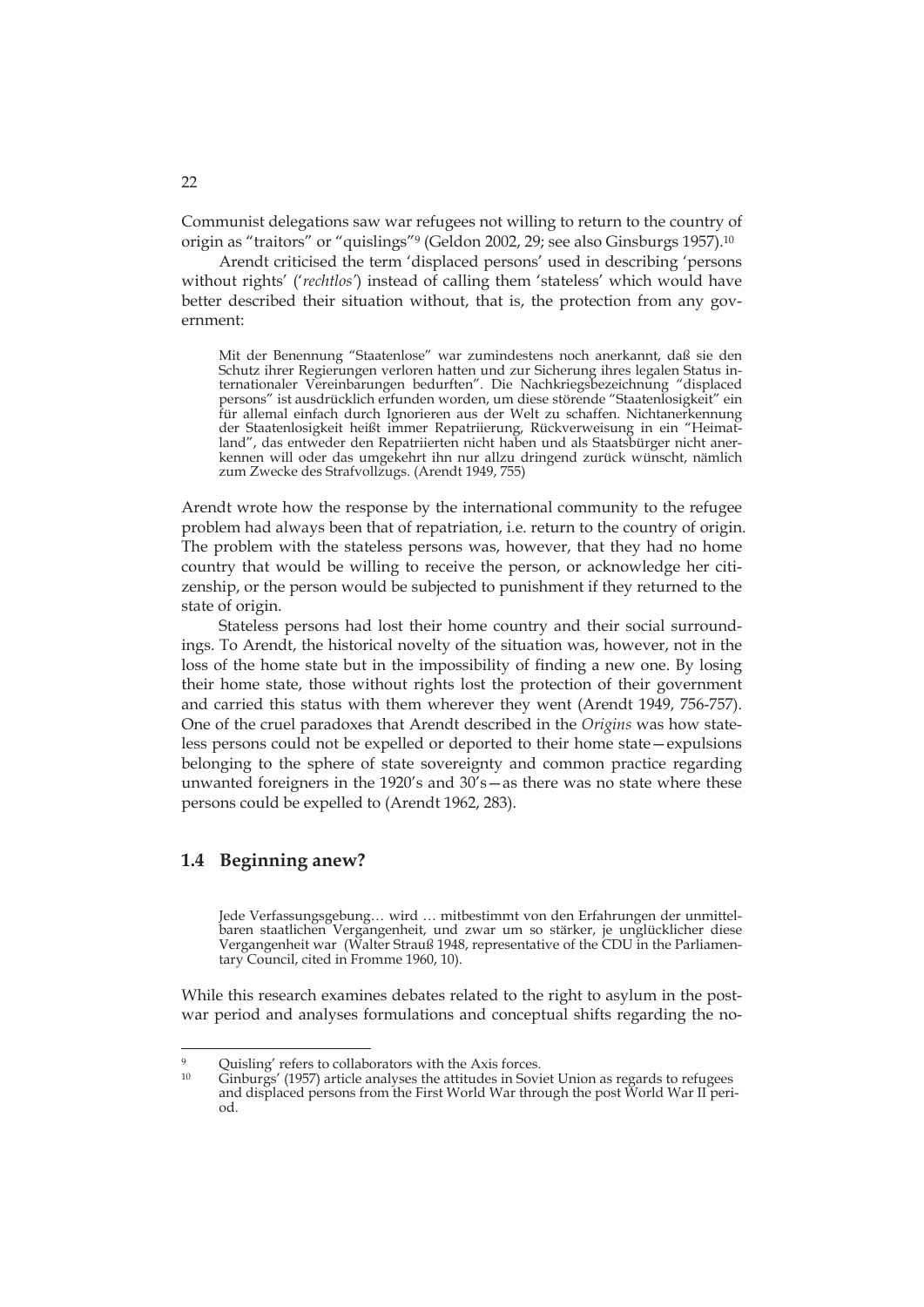Communist delegations saw war refugees not willing to return to the country of origin as "traitors" or "quislings"[9] (Geldon 2002, 29; see also Ginsburgs 1957).[10]

Arendt criticised the term 'displaced persons' used in describing 'persons without rights' ('*rechtlos*') instead of calling them 'stateless' which would have better described their situation without, that is, the protection from any government:

> Mit der Benennung "Staatenlose" war zumindestens noch anerkannt, daß sie den Schutz ihrer Regierungen verloren hatten und zur Sicherung ihres legalen Status internationaler Vereinbarungen bedurften". Die Nachkriegsbezeichnung "displaced persons" ist ausdrücklich erfunden worden, um diese störende "Staatenlosigkeit" ein für allemal einfach durch Ignorieren aus der Welt zu schaffen. Nichtanerkennung der Staatenlosigkeit heißt immer Repatriierung, Rückverweisung in ein "Heimatland", das entweder den Repatriierten nicht haben und als Staatsbürger nicht anerkennen will oder das umgekehrt ihn nur allzu dringend zurück wünscht, nämlich zum Zwecke des Strafvollzugs. (Arendt 1949, 755)

Arendt wrote how the response by the international community to the refugee problem had always been that of repatriation, i.e. return to the country of origin. The problem with the stateless persons was, however, that they had no home country that would be willing to receive the person, or acknowledge her citizenship, or the person would be subjected to punishment if they returned to the state of origin.

Stateless persons had lost their home country and their social surroundings. To Arendt, the historical novelty of the situation was, however, not in the loss of the home state but in the impossibility of finding a new one. By losing their home state, those without rights lost the protection of their government and carried this status with them wherever they went (Arendt 1949, 756-757). One of the cruel paradoxes that Arendt described in the *Origins* was how stateless persons could not be expelled or deported to their home state—expulsions belonging to the sphere of state sovereignty and common practice regarding unwanted foreigners in the 1920's and 30's—as there was no state where these persons could be expelled to (Arendt 1962, 283).

## 1.4 Beginning anew?

> Jede Verfassungsgebung… wird … mitbestimmt von den Erfahrungen der unmittelbaren staatlichen Vergangenheit, und zwar um so stärker, je unglücklicher diese Vergangenheit war (Walter Strauß 1948, representative of the CDU in the Parliamentary Council, cited in Fromme 1960, 10).

While this research examines debates related to the right to asylum in the postwar period and analyses formulations and conceptual shifts regarding the no-

---

[9] Quisling' refers to collaborators with the Axis forces.

[10] Ginburgs' (1957) article analyses the attitudes in Soviet Union as regards to refugees and displaced persons from the First World War through the post World War II period.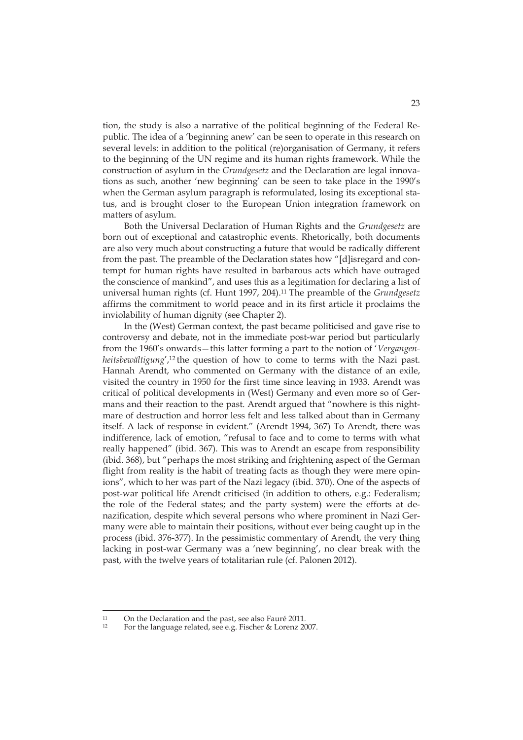tion, the study is also a narrative of the political beginning of the Federal Republic. The idea of a 'beginning anew' can be seen to operate in this research on several levels: in addition to the political (re)organisation of Germany, it refers to the beginning of the UN regime and its human rights framework. While the construction of asylum in the *Grundgesetz* and the Declaration are legal innovations as such, another 'new beginning' can be seen to take place in the 1990's when the German asylum paragraph is reformulated, losing its exceptional status, and is brought closer to the European Union integration framework on matters of asylum.

Both the Universal Declaration of Human Rights and the *Grundgesetz* are born out of exceptional and catastrophic events. Rhetorically, both documents are also very much about constructing a future that would be radically different from the past. The preamble of the Declaration states how "[d]isregard and contempt for human rights have resulted in barbarous acts which have outraged the conscience of mankind", and uses this as a legitimation for declaring a list of universal human rights (cf. Hunt 1997, 204).[11] The preamble of the *Grundgesetz* affirms the commitment to world peace and in its first article it proclaims the inviolability of human dignity (see Chapter 2).

In the (West) German context, the past became politicised and gave rise to controversy and debate, not in the immediate post-war period but particularly from the 1960's onwards—this latter forming a part to the notion of '*Vergangenheitsbewältigung*',[12] the question of how to come to terms with the Nazi past. Hannah Arendt, who commented on Germany with the distance of an exile, visited the country in 1950 for the first time since leaving in 1933. Arendt was critical of political developments in (West) Germany and even more so of Germans and their reaction to the past. Arendt argued that "nowhere is this nightmare of destruction and horror less felt and less talked about than in Germany itself. A lack of response in evident." (Arendt 1994, 367) To Arendt, there was indifference, lack of emotion, "refusal to face and to come to terms with what really happened" (ibid. 367). This was to Arendt an escape from responsibility (ibid. 368), but "perhaps the most striking and frightening aspect of the German flight from reality is the habit of treating facts as though they were mere opinions", which to her was part of the Nazi legacy (ibid. 370). One of the aspects of post-war political life Arendt criticised (in addition to others, e.g.: Federalism; the role of the Federal states; and the party system) were the efforts at denazification, despite which several persons who where prominent in Nazi Germany were able to maintain their positions, without ever being caught up in the process (ibid. 376-377). In the pessimistic commentary of Arendt, the very thing lacking in post-war Germany was a 'new beginning', no clear break with the past, with the twelve years of totalitarian rule (cf. Palonen 2012).

---

[11] On the Declaration and the past, see also Fauré 2011.

[12] For the language related, see e.g. Fischer & Lorenz 2007.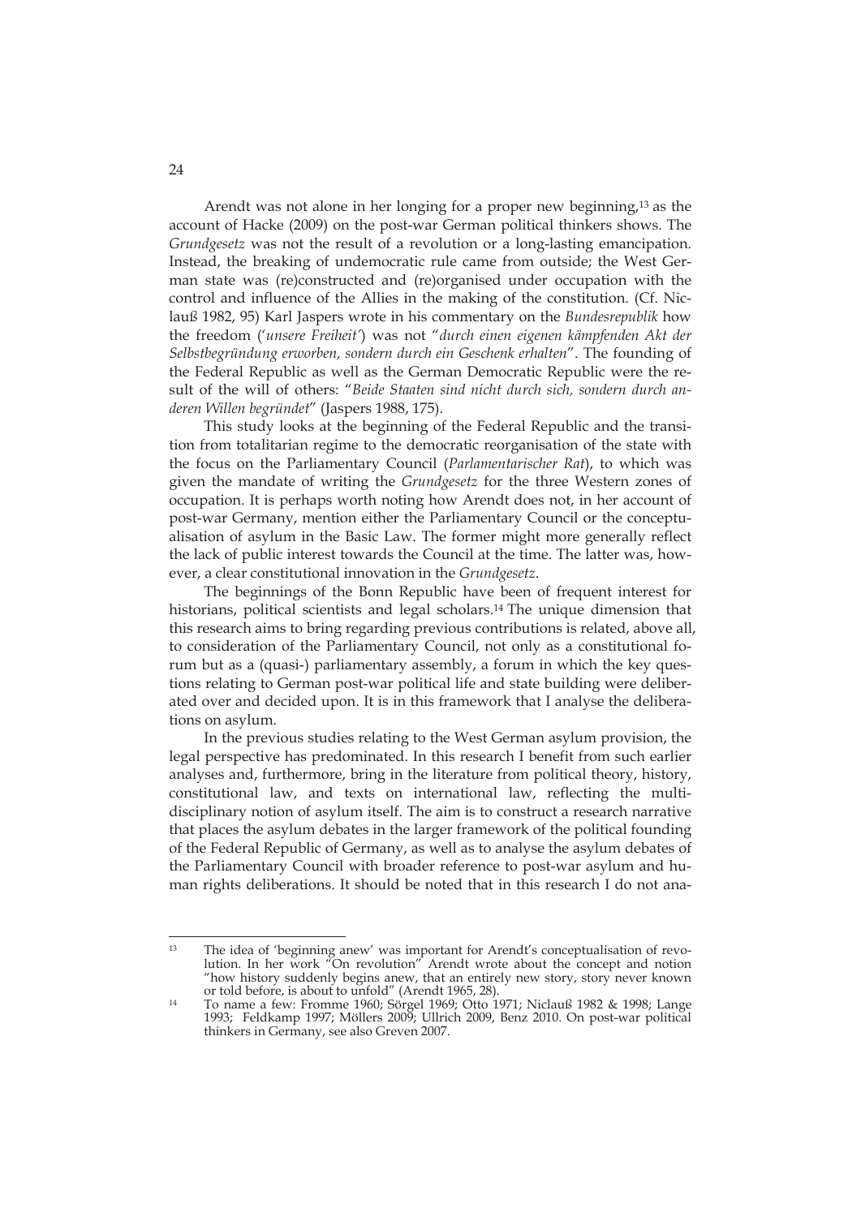Arendt was not alone in her longing for a proper new beginning,[13] as the account of Hacke (2009) on the post-war German political thinkers shows. The *Grundgesetz* was not the result of a revolution or a long-lasting emancipation. Instead, the breaking of undemocratic rule came from outside; the West German state was (re)constructed and (re)organised under occupation with the control and influence of the Allies in the making of the constitution. (Cf. Niclauß 1982, 95) Karl Jaspers wrote in his commentary on the *Bundesrepublik* how the freedom ('*unsere Freiheit*') was not "*durch einen eigenen kämpfenden Akt der Selbstbegründung erworben, sondern durch ein Geschenk erhalten*". The founding of the Federal Republic as well as the German Democratic Republic were the result of the will of others: "*Beide Staaten sind nicht durch sich, sondern durch anderen Willen begründet*" (Jaspers 1988, 175).

This study looks at the beginning of the Federal Republic and the transition from totalitarian regime to the democratic reorganisation of the state with the focus on the Parliamentary Council (*Parlamentarischer Rat*), to which was given the mandate of writing the *Grundgesetz* for the three Western zones of occupation. It is perhaps worth noting how Arendt does not, in her account of post-war Germany, mention either the Parliamentary Council or the conceptualisation of asylum in the Basic Law. The former might more generally reflect the lack of public interest towards the Council at the time. The latter was, however, a clear constitutional innovation in the *Grundgesetz*.

The beginnings of the Bonn Republic have been of frequent interest for historians, political scientists and legal scholars.[14] The unique dimension that this research aims to bring regarding previous contributions is related, above all, to consideration of the Parliamentary Council, not only as a constitutional forum but as a (quasi-) parliamentary assembly, a forum in which the key questions relating to German post-war political life and state building were deliberated over and decided upon. It is in this framework that I analyse the deliberations on asylum.

In the previous studies relating to the West German asylum provision, the legal perspective has predominated. In this research I benefit from such earlier analyses and, furthermore, bring in the literature from political theory, history, constitutional law, and texts on international law, reflecting the multidisciplinary notion of asylum itself. The aim is to construct a research narrative that places the asylum debates in the larger framework of the political founding of the Federal Republic of Germany, as well as to analyse the asylum debates of the Parliamentary Council with broader reference to post-war asylum and human rights deliberations. It should be noted that in this research I do not ana-

---

[13] The idea of 'beginning anew' was important for Arendt's conceptualisation of revolution. In her work "On revolution" Arendt wrote about the concept and notion "how history suddenly begins anew, that an entirely new story, story never known or told before, is about to unfold" (Arendt 1965, 28).

[14] To name a few: Fromme 1960; Sörgel 1969; Otto 1971; Niclauß 1982 & 1998; Lange 1993; Feldkamp 1997; Möllers 2009; Ullrich 2009, Benz 2010. On post-war political thinkers in Germany, see also Greven 2007.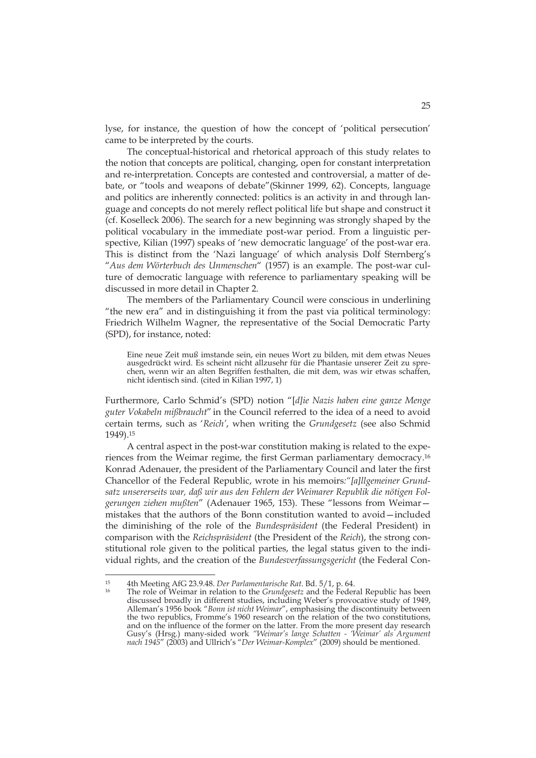lyse, for instance, the question of how the concept of 'political persecution' came to be interpreted by the courts.

The conceptual-historical and rhetorical approach of this study relates to the notion that concepts are political, changing, open for constant interpretation and re-interpretation. Concepts are contested and controversial, a matter of debate, or "tools and weapons of debate"(Skinner 1999, 62). Concepts, language and politics are inherently connected: politics is an activity in and through language and concepts do not merely reflect political life but shape and construct it (cf. Koselleck 2006). The search for a new beginning was strongly shaped by the political vocabulary in the immediate post-war period. From a linguistic perspective, Kilian (1997) speaks of 'new democratic language' of the post-war era. This is distinct from the 'Nazi language' of which analysis Dolf Sternberg's "*Aus dem Wörterbuch des Unmenschen*" (1957) is an example. The post-war culture of democratic language with reference to parliamentary speaking will be discussed in more detail in Chapter 2.

The members of the Parliamentary Council were conscious in underlining "the new era" and in distinguishing it from the past via political terminology: Friedrich Wilhelm Wagner, the representative of the Social Democratic Party (SPD), for instance, noted:

> Eine neue Zeit muß imstande sein, ein neues Wort zu bilden, mit dem etwas Neues ausgedrückt wird. Es scheint nicht allzusehr für die Phantasie unserer Zeit zu sprechen, wenn wir an alten Begriffen festhalten, die mit dem, was wir etwas schaffen, nicht identisch sind. (cited in Kilian 1997, 1)

Furthermore, Carlo Schmid's (SPD) notion "[*d*]*ie Nazis haben eine ganze Menge guter Vokabeln mißbraucht*" in the Council referred to the idea of a need to avoid certain terms, such as '*Reich*', when writing the *Grundgesetz* (see also Schmid 1949).[15]

A central aspect in the post-war constitution making is related to the experiences from the Weimar regime, the first German parliamentary democracy.[16] Konrad Adenauer, the president of the Parliamentary Council and later the first Chancellor of the Federal Republic, wrote in his memoirs*:"[a]llgemeiner Grundsatz unsererseits war, daß wir aus den Fehlern der Weimarer Republik die nötigen Folgerungen ziehen mußten*" (Adenauer 1965, 153). These "lessons from Weimar—mistakes that the authors of the Bonn constitution wanted to avoid—included the diminishing of the role of the *Bundespräsident* (the Federal President) in comparison with the *Reichspräsident* (the President of the *Reich*), the strong constitutional role given to the political parties, the legal status given to the individual rights, and the creation of the *Bundesverfassungsgericht* (the Federal Con-

---

[15] 4th Meeting AfG 23.9.48. *Der Parlamentarische Rat*. Bd. 5/1, p. 64.

[16] The role of Weimar in relation to the *Grundgesetz* and the Federal Republic has been discussed broadly in different studies, including Weber's provocative study of 1949, Alleman's 1956 book "*Bonn ist nicht Weimar*", emphasising the discontinuity between the two republics, Fromme's 1960 research on the relation of the two constitutions, and on the influence of the former on the latter. From the more present day research Gusy's (Hrsg.) many-sided work *"Weimar's lange Schatten - 'Weimar' als Argument nach 1945*" (2003) and Ullrich's "*Der Weimar-Komplex*" (2009) should be mentioned.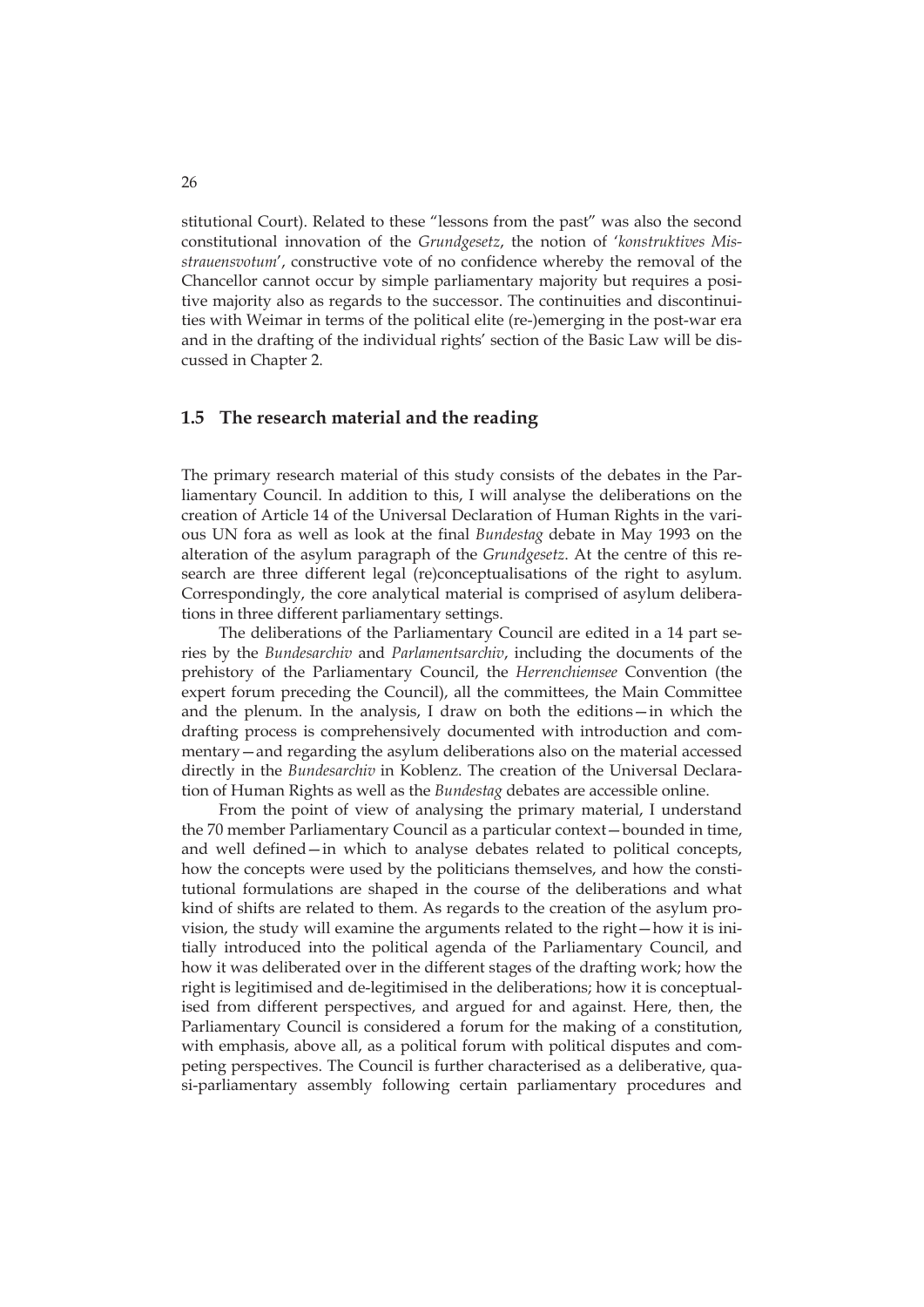stitutional Court). Related to these "lessons from the past" was also the second constitutional innovation of the *Grundgesetz*, the notion of '*konstruktives Misstrauensvotum*', constructive vote of no confidence whereby the removal of the Chancellor cannot occur by simple parliamentary majority but requires a positive majority also as regards to the successor. The continuities and discontinuities with Weimar in terms of the political elite (re-)emerging in the post-war era and in the drafting of the individual rights' section of the Basic Law will be discussed in Chapter 2.

## 1.5 The research material and the reading

The primary research material of this study consists of the debates in the Parliamentary Council. In addition to this, I will analyse the deliberations on the creation of Article 14 of the Universal Declaration of Human Rights in the various UN fora as well as look at the final *Bundestag* debate in May 1993 on the alteration of the asylum paragraph of the *Grundgesetz*. At the centre of this research are three different legal (re)conceptualisations of the right to asylum. Correspondingly, the core analytical material is comprised of asylum deliberations in three different parliamentary settings.

The deliberations of the Parliamentary Council are edited in a 14 part series by the *Bundesarchiv* and *Parlamentsarchiv*, including the documents of the prehistory of the Parliamentary Council, the *Herrenchiemsee* Convention (the expert forum preceding the Council), all the committees, the Main Committee and the plenum. In the analysis, I draw on both the editions—in which the drafting process is comprehensively documented with introduction and commentary—and regarding the asylum deliberations also on the material accessed directly in the *Bundesarchiv* in Koblenz. The creation of the Universal Declaration of Human Rights as well as the *Bundestag* debates are accessible online.

From the point of view of analysing the primary material, I understand the 70 member Parliamentary Council as a particular context—bounded in time, and well defined—in which to analyse debates related to political concepts, how the concepts were used by the politicians themselves, and how the constitutional formulations are shaped in the course of the deliberations and what kind of shifts are related to them. As regards to the creation of the asylum provision, the study will examine the arguments related to the right—how it is initially introduced into the political agenda of the Parliamentary Council, and how it was deliberated over in the different stages of the drafting work; how the right is legitimised and de-legitimised in the deliberations; how it is conceptualised from different perspectives, and argued for and against. Here, then, the Parliamentary Council is considered a forum for the making of a constitution, with emphasis, above all, as a political forum with political disputes and competing perspectives. The Council is further characterised as a deliberative, quasi-parliamentary assembly following certain parliamentary procedures and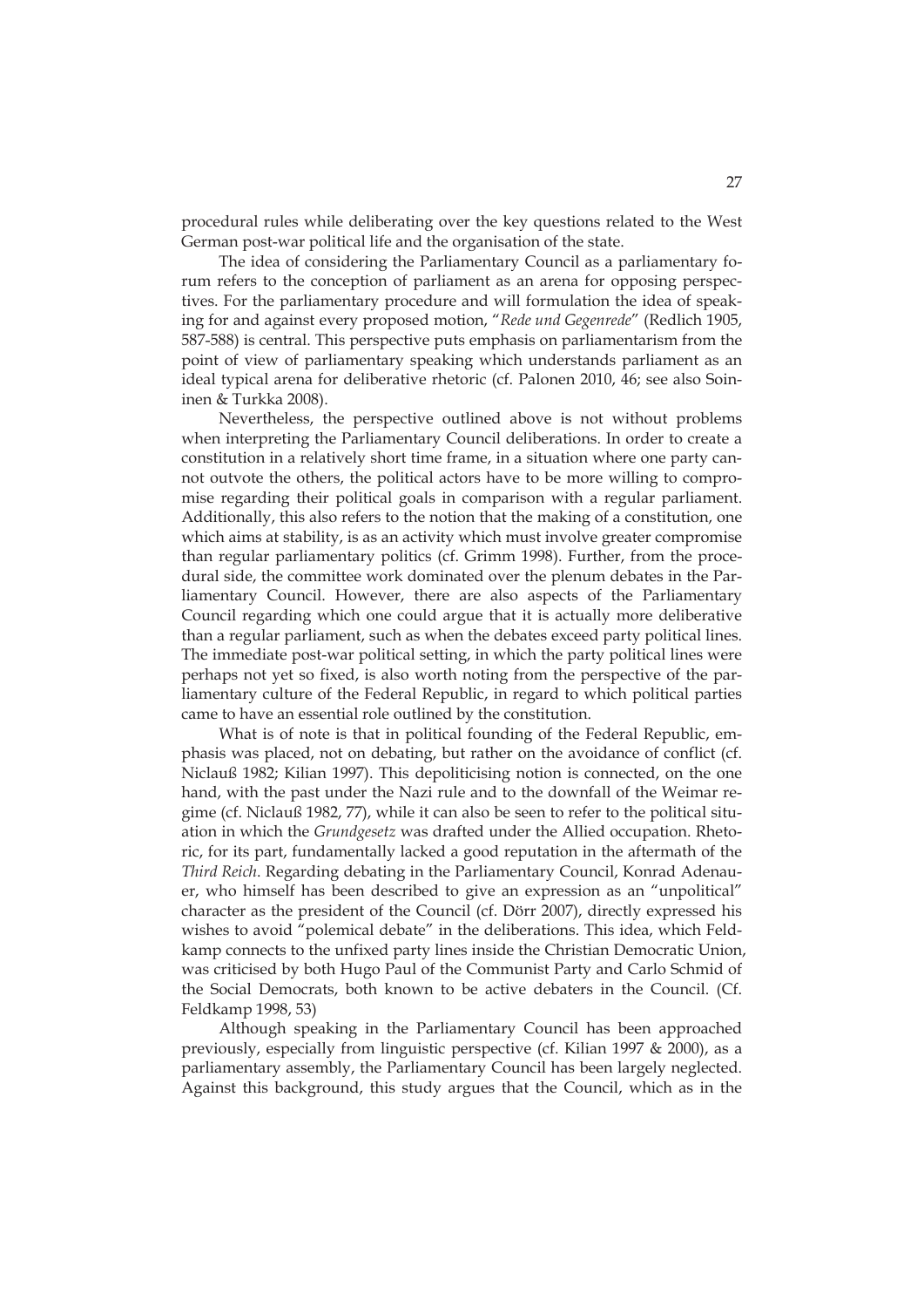procedural rules while deliberating over the key questions related to the West German post-war political life and the organisation of the state.

The idea of considering the Parliamentary Council as a parliamentary forum refers to the conception of parliament as an arena for opposing perspectives. For the parliamentary procedure and will formulation the idea of speaking for and against every proposed motion, "*Rede und Gegenrede*" (Redlich 1905, 587-588) is central. This perspective puts emphasis on parliamentarism from the point of view of parliamentary speaking which understands parliament as an ideal typical arena for deliberative rhetoric (cf. Palonen 2010, 46; see also Soininen & Turkka 2008).

Nevertheless, the perspective outlined above is not without problems when interpreting the Parliamentary Council deliberations. In order to create a constitution in a relatively short time frame, in a situation where one party cannot outvote the others, the political actors have to be more willing to compromise regarding their political goals in comparison with a regular parliament. Additionally, this also refers to the notion that the making of a constitution, one which aims at stability, is as an activity which must involve greater compromise than regular parliamentary politics (cf. Grimm 1998). Further, from the procedural side, the committee work dominated over the plenum debates in the Parliamentary Council. However, there are also aspects of the Parliamentary Council regarding which one could argue that it is actually more deliberative than a regular parliament, such as when the debates exceed party political lines. The immediate post-war political setting, in which the party political lines were perhaps not yet so fixed, is also worth noting from the perspective of the parliamentary culture of the Federal Republic, in regard to which political parties came to have an essential role outlined by the constitution.

What is of note is that in political founding of the Federal Republic, emphasis was placed, not on debating, but rather on the avoidance of conflict (cf. Niclauß 1982; Kilian 1997). This depoliticising notion is connected, on the one hand, with the past under the Nazi rule and to the downfall of the Weimar regime (cf. Niclauß 1982, 77), while it can also be seen to refer to the political situation in which the *Grundgesetz* was drafted under the Allied occupation. Rhetoric, for its part, fundamentally lacked a good reputation in the aftermath of the *Third Reich*. Regarding debating in the Parliamentary Council, Konrad Adenauer, who himself has been described to give an expression as an "unpolitical" character as the president of the Council (cf. Dörr 2007), directly expressed his wishes to avoid "polemical debate" in the deliberations. This idea, which Feldkamp connects to the unfixed party lines inside the Christian Democratic Union, was criticised by both Hugo Paul of the Communist Party and Carlo Schmid of the Social Democrats, both known to be active debaters in the Council. (Cf. Feldkamp 1998, 53)

Although speaking in the Parliamentary Council has been approached previously, especially from linguistic perspective (cf. Kilian 1997 & 2000), as a parliamentary assembly, the Parliamentary Council has been largely neglected. Against this background, this study argues that the Council, which as in the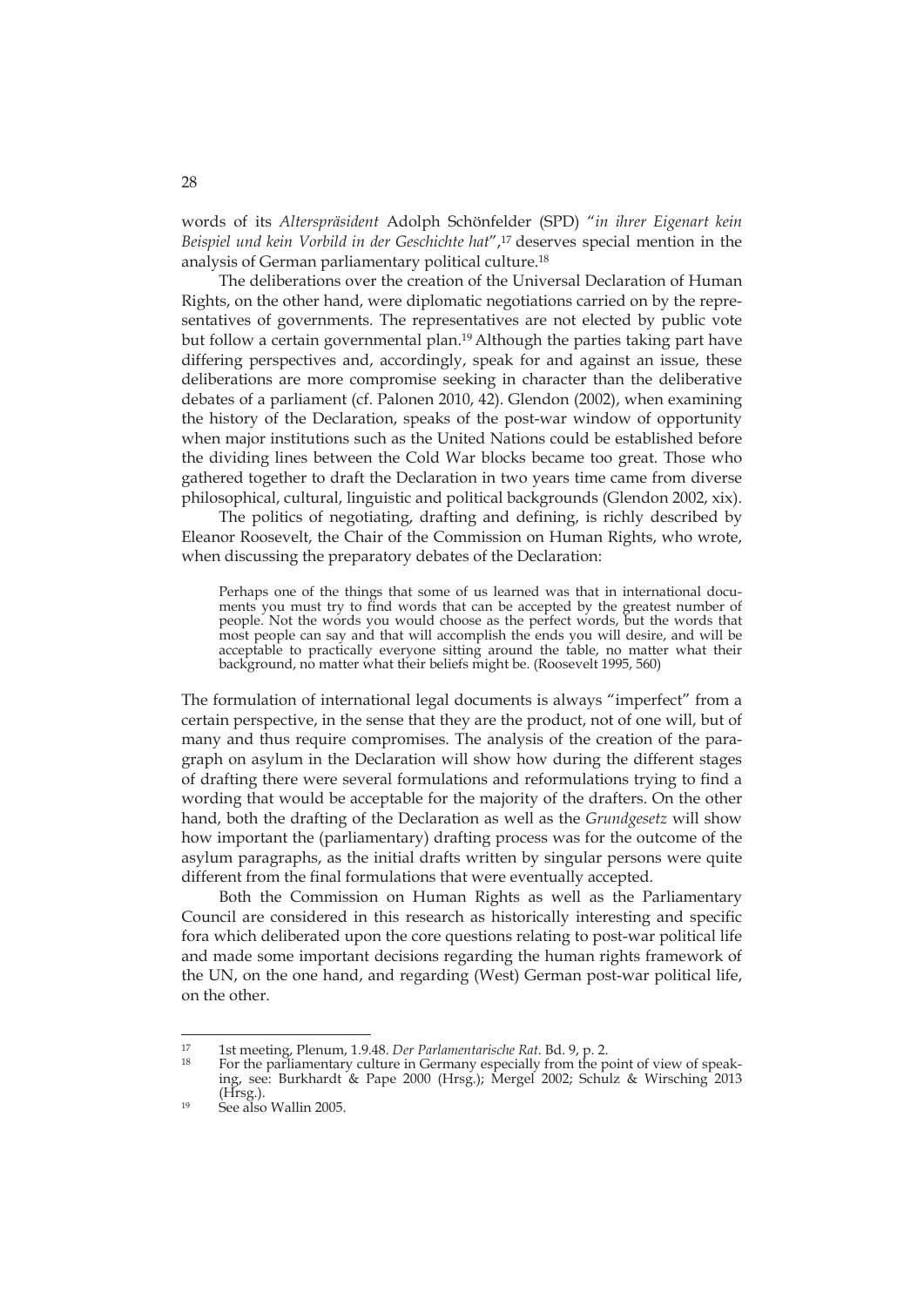words of its *Alterspräsident* Adolph Schönfelder (SPD) "*in ihrer Eigenart kein Beispiel und kein Vorbild in der Geschichte hat*",[17] deserves special mention in the analysis of German parliamentary political culture.[18]

The deliberations over the creation of the Universal Declaration of Human Rights, on the other hand, were diplomatic negotiations carried on by the representatives of governments. The representatives are not elected by public vote but follow a certain governmental plan.[19] Although the parties taking part have differing perspectives and, accordingly, speak for and against an issue, these deliberations are more compromise seeking in character than the deliberative debates of a parliament (cf. Palonen 2010, 42). Glendon (2002), when examining the history of the Declaration, speaks of the post-war window of opportunity when major institutions such as the United Nations could be established before the dividing lines between the Cold War blocks became too great. Those who gathered together to draft the Declaration in two years time came from diverse philosophical, cultural, linguistic and political backgrounds (Glendon 2002, xix).

The politics of negotiating, drafting and defining, is richly described by Eleanor Roosevelt, the Chair of the Commission on Human Rights, who wrote, when discussing the preparatory debates of the Declaration:

> Perhaps one of the things that some of us learned was that in international documents you must try to find words that can be accepted by the greatest number of people. Not the words you would choose as the perfect words, but the words that most people can say and that will accomplish the ends you will desire, and will be acceptable to practically everyone sitting around the table, no matter what their background, no matter what their beliefs might be. (Roosevelt 1995, 560)

The formulation of international legal documents is always "imperfect" from a certain perspective, in the sense that they are the product, not of one will, but of many and thus require compromises. The analysis of the creation of the paragraph on asylum in the Declaration will show how during the different stages of drafting there were several formulations and reformulations trying to find a wording that would be acceptable for the majority of the drafters. On the other hand, both the drafting of the Declaration as well as the *Grundgesetz* will show how important the (parliamentary) drafting process was for the outcome of the asylum paragraphs, as the initial drafts written by singular persons were quite different from the final formulations that were eventually accepted.

Both the Commission on Human Rights as well as the Parliamentary Council are considered in this research as historically interesting and specific fora which deliberated upon the core questions relating to post-war political life and made some important decisions regarding the human rights framework of the UN, on the one hand, and regarding (West) German post-war political life, on the other.

---

[17] 1st meeting, Plenum, 1.9.48. *Der Parlamentarische Rat*. Bd. 9, p. 2.

[18] For the parliamentary culture in Germany especially from the point of view of speaking, see: Burkhardt & Pape 2000 (Hrsg.); Mergel 2002; Schulz & Wirsching 2013 (Hrsg.).

[19] See also Wallin 2005.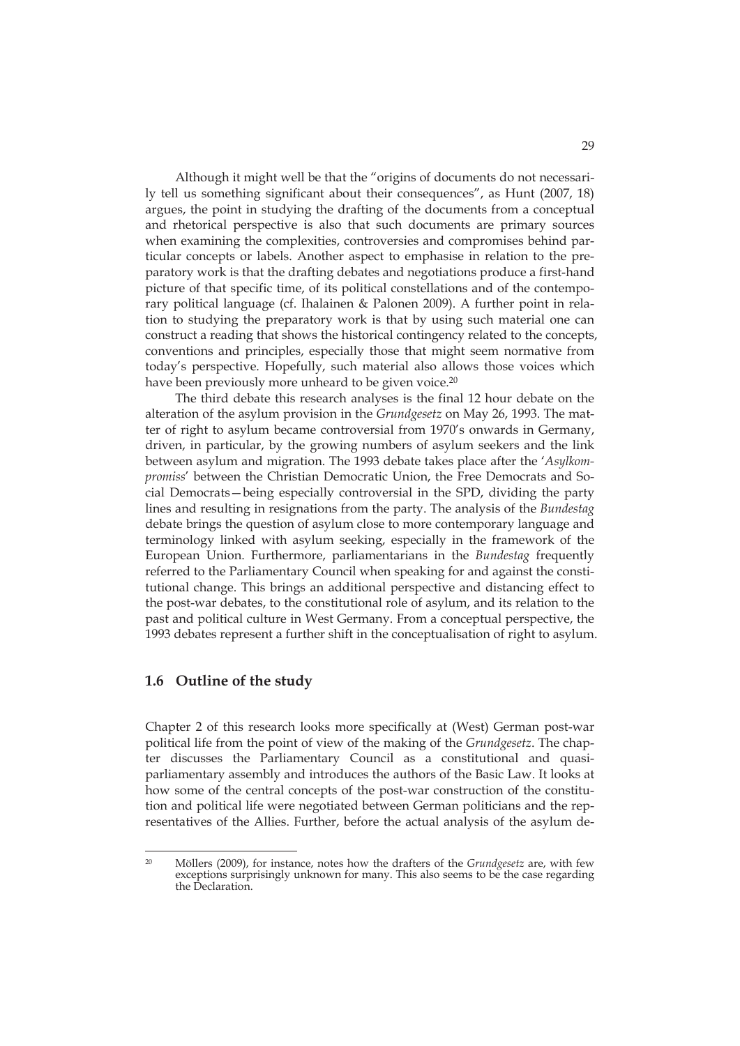Although it might well be that the "origins of documents do not necessarily tell us something significant about their consequences", as Hunt (2007, 18) argues, the point in studying the drafting of the documents from a conceptual and rhetorical perspective is also that such documents are primary sources when examining the complexities, controversies and compromises behind particular concepts or labels. Another aspect to emphasise in relation to the preparatory work is that the drafting debates and negotiations produce a first-hand picture of that specific time, of its political constellations and of the contemporary political language (cf. Ihalainen & Palonen 2009). A further point in relation to studying the preparatory work is that by using such material one can construct a reading that shows the historical contingency related to the concepts, conventions and principles, especially those that might seem normative from today's perspective. Hopefully, such material also allows those voices which have been previously more unheard to be given voice.[20]

The third debate this research analyses is the final 12 hour debate on the alteration of the asylum provision in the *Grundgesetz* on May 26, 1993. The matter of right to asylum became controversial from 1970's onwards in Germany, driven, in particular, by the growing numbers of asylum seekers and the link between asylum and migration. The 1993 debate takes place after the '*Asylkompromiss*' between the Christian Democratic Union, the Free Democrats and Social Democrats—being especially controversial in the SPD, dividing the party lines and resulting in resignations from the party. The analysis of the *Bundestag* debate brings the question of asylum close to more contemporary language and terminology linked with asylum seeking, especially in the framework of the European Union. Furthermore, parliamentarians in the *Bundestag* frequently referred to the Parliamentary Council when speaking for and against the constitutional change. This brings an additional perspective and distancing effect to the post-war debates, to the constitutional role of asylum, and its relation to the past and political culture in West Germany. From a conceptual perspective, the 1993 debates represent a further shift in the conceptualisation of right to asylum.

## 1.6 Outline of the study

Chapter 2 of this research looks more specifically at (West) German post-war political life from the point of view of the making of the *Grundgesetz*. The chapter discusses the Parliamentary Council as a constitutional and quasi-parliamentary assembly and introduces the authors of the Basic Law. It looks at how some of the central concepts of the post-war construction of the constitution and political life were negotiated between German politicians and the representatives of the Allies. Further, before the actual analysis of the asylum de-

[20] Möllers (2009), for instance, notes how the drafters of the *Grundgesetz* are, with few exceptions surprisingly unknown for many. This also seems to be the case regarding the Declaration.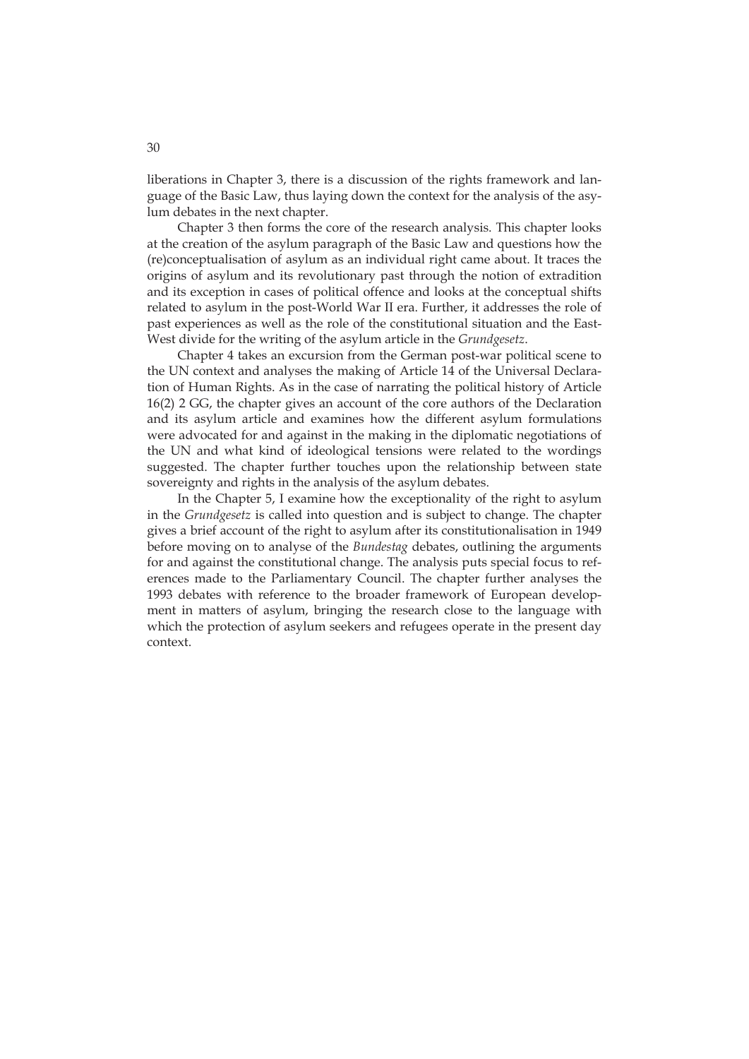liberations in Chapter 3, there is a discussion of the rights framework and language of the Basic Law, thus laying down the context for the analysis of the asylum debates in the next chapter.

Chapter 3 then forms the core of the research analysis. This chapter looks at the creation of the asylum paragraph of the Basic Law and questions how the (re)conceptualisation of asylum as an individual right came about. It traces the origins of asylum and its revolutionary past through the notion of extradition and its exception in cases of political offence and looks at the conceptual shifts related to asylum in the post-World War II era. Further, it addresses the role of past experiences as well as the role of the constitutional situation and the East-West divide for the writing of the asylum article in the *Grundgesetz*.

Chapter 4 takes an excursion from the German post-war political scene to the UN context and analyses the making of Article 14 of the Universal Declaration of Human Rights. As in the case of narrating the political history of Article 16(2) 2 GG, the chapter gives an account of the core authors of the Declaration and its asylum article and examines how the different asylum formulations were advocated for and against in the making in the diplomatic negotiations of the UN and what kind of ideological tensions were related to the wordings suggested. The chapter further touches upon the relationship between state sovereignty and rights in the analysis of the asylum debates.

In the Chapter 5, I examine how the exceptionality of the right to asylum in the *Grundgesetz* is called into question and is subject to change. The chapter gives a brief account of the right to asylum after its constitutionalisation in 1949 before moving on to analyse of the *Bundestag* debates, outlining the arguments for and against the constitutional change. The analysis puts special focus to references made to the Parliamentary Council. The chapter further analyses the 1993 debates with reference to the broader framework of European development in matters of asylum, bringing the research close to the language with which the protection of asylum seekers and refugees operate in the present day context.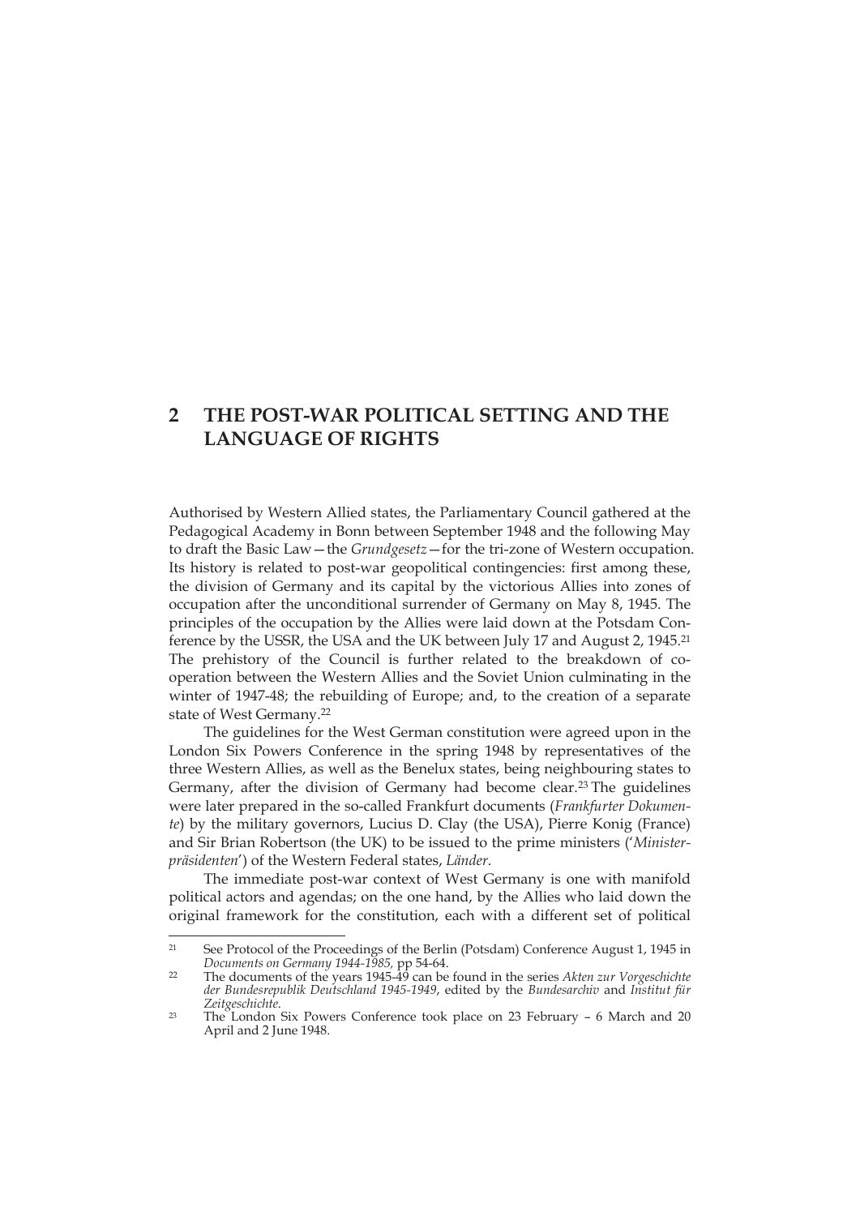## 2 THE POST-WAR POLITICAL SETTING AND THE LANGUAGE OF RIGHTS

Authorised by Western Allied states, the Parliamentary Council gathered at the Pedagogical Academy in Bonn between September 1948 and the following May to draft the Basic Law—the *Grundgesetz*—for the tri-zone of Western occupation. Its history is related to post-war geopolitical contingencies: first among these, the division of Germany and its capital by the victorious Allies into zones of occupation after the unconditional surrender of Germany on May 8, 1945. The principles of the occupation by the Allies were laid down at the Potsdam Conference by the USSR, the USA and the UK between July 17 and August 2, 1945.[21] The prehistory of the Council is further related to the breakdown of co-operation between the Western Allies and the Soviet Union culminating in the winter of 1947-48; the rebuilding of Europe; and, to the creation of a separate state of West Germany.[22]

The guidelines for the West German constitution were agreed upon in the London Six Powers Conference in the spring 1948 by representatives of the three Western Allies, as well as the Benelux states, being neighbouring states to Germany, after the division of Germany had become clear.[23] The guidelines were later prepared in the so-called Frankfurt documents (*Frankfurter Dokumente*) by the military governors, Lucius D. Clay (the USA), Pierre Konig (France) and Sir Brian Robertson (the UK) to be issued to the prime ministers ('*Ministerpräsidenten*') of the Western Federal states, *Länder*.

The immediate post-war context of West Germany is one with manifold political actors and agendas; on the one hand, by the Allies who laid down the original framework for the constitution, each with a different set of political

---

[21] See Protocol of the Proceedings of the Berlin (Potsdam) Conference August 1, 1945 in *Documents on Germany 1944-1985,* pp 54-64.

[22] The documents of the years 1945-49 can be found in the series *Akten zur Vorgeschichte der Bundesrepublik Deutschland 1945-1949*, edited by the *Bundesarchiv* and *Institut für Zeitgeschichte*.

[23] The London Six Powers Conference took place on 23 February – 6 March and 20 April and 2 June 1948.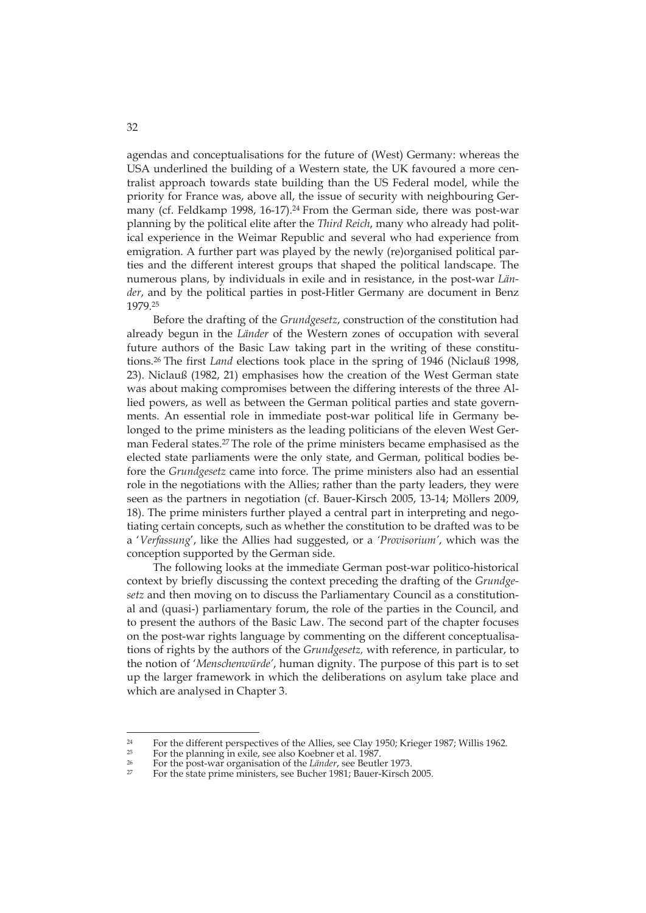agendas and conceptualisations for the future of (West) Germany: whereas the USA underlined the building of a Western state, the UK favoured a more centralist approach towards state building than the US Federal model, while the priority for France was, above all, the issue of security with neighbouring Germany (cf. Feldkamp 1998, 16-17).[24] From the German side, there was post-war planning by the political elite after the *Third Reich*, many who already had political experience in the Weimar Republic and several who had experience from emigration. A further part was played by the newly (re)organised political parties and the different interest groups that shaped the political landscape. The numerous plans, by individuals in exile and in resistance, in the post-war *Länder*, and by the political parties in post-Hitler Germany are document in Benz 1979.[25]

Before the drafting of the *Grundgesetz*, construction of the constitution had already begun in the *Länder* of the Western zones of occupation with several future authors of the Basic Law taking part in the writing of these constitutions.[26] The first *Land* elections took place in the spring of 1946 (Niclauß 1998, 23). Niclauß (1982, 21) emphasises how the creation of the West German state was about making compromises between the differing interests of the three Allied powers, as well as between the German political parties and state governments. An essential role in immediate post-war political life in Germany belonged to the prime ministers as the leading politicians of the eleven West German Federal states.[27] The role of the prime ministers became emphasised as the elected state parliaments were the only state, and German, political bodies before the *Grundgesetz* came into force. The prime ministers also had an essential role in the negotiations with the Allies; rather than the party leaders, they were seen as the partners in negotiation (cf. Bauer-Kirsch 2005, 13-14; Möllers 2009, 18). The prime ministers further played a central part in interpreting and negotiating certain concepts, such as whether the constitution to be drafted was to be a '*Verfassung*', like the Allies had suggested, or a *'Provisorium'*, which was the conception supported by the German side.

The following looks at the immediate German post-war politico-historical context by briefly discussing the context preceding the drafting of the *Grundgesetz* and then moving on to discuss the Parliamentary Council as a constitutional and (quasi-) parliamentary forum, the role of the parties in the Council, and to present the authors of the Basic Law. The second part of the chapter focuses on the post-war rights language by commenting on the different conceptualisations of rights by the authors of the *Grundgesetz,* with reference, in particular, to the notion of '*Menschenwürde*', human dignity. The purpose of this part is to set up the larger framework in which the deliberations on asylum take place and which are analysed in Chapter 3.

---

[24] For the different perspectives of the Allies, see Clay 1950; Krieger 1987; Willis 1962.

[25] For the planning in exile, see also Koebner et al. 1987.

[26] For the post-war organisation of the *Länder*, see Beutler 1973.

[27] For the state prime ministers, see Bucher 1981; Bauer-Kirsch 2005.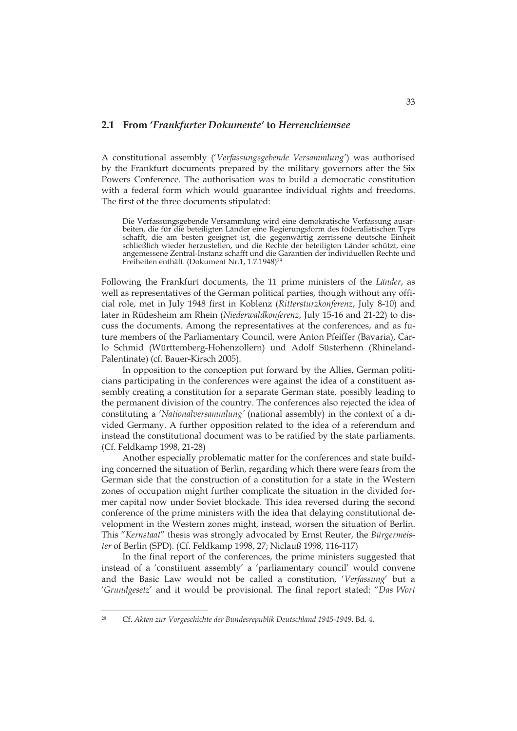## 2.1 From '*Frankfurter Dokumente*' to *Herrenchiemsee*

A constitutional assembly ('*Verfassungsgebende Versammlung*') was authorised by the Frankfurt documents prepared by the military governors after the Six Powers Conference. The authorisation was to build a democratic constitution with a federal form which would guarantee individual rights and freedoms. The first of the three documents stipulated:

> Die Verfassungsgebende Versammlung wird eine demokratische Verfassung ausarbeiten, die für die beteiligten Länder eine Regierungsform des föderalistischen Typs schafft, die am besten geeignet ist, die gegenwärtig zerrissene deutsche Einheit schließlich wieder herzustellen, und die Rechte der beteiligten Länder schützt, eine angemessene Zentral-Instanz schafft und die Garantien der individuellen Rechte und Freiheiten enthält. (Dokument Nr.1, 1.7.1948)[28]

Following the Frankfurt documents, the 11 prime ministers of the *Länder*, as well as representatives of the German political parties, though without any official role, met in July 1948 first in Koblenz (*Rittersturzkonferenz*, July 8-10) and later in Rüdesheim am Rhein (*Niederwaldkonferenz*, July 15-16 and 21-22) to discuss the documents. Among the representatives at the conferences, and as future members of the Parliamentary Council, were Anton Pfeiffer (Bavaria), Carlo Schmid (Württemberg-Hohenzollern) und Adolf Süsterhenn (Rhineland-Palentinate) (cf. Bauer-Kirsch 2005).

In opposition to the conception put forward by the Allies, German politicians participating in the conferences were against the idea of a constituent assembly creating a constitution for a separate German state, possibly leading to the permanent division of the country. The conferences also rejected the idea of constituting a '*Nationalversammlung*' (national assembly) in the context of a divided Germany. A further opposition related to the idea of a referendum and instead the constitutional document was to be ratified by the state parliaments. (Cf. Feldkamp 1998, 21-28)

Another especially problematic matter for the conferences and state building concerned the situation of Berlin, regarding which there were fears from the German side that the construction of a constitution for a state in the Western zones of occupation might further complicate the situation in the divided former capital now under Soviet blockade. This idea reversed during the second conference of the prime ministers with the idea that delaying constitutional development in the Western zones might, instead, worsen the situation of Berlin. This "*Kernstaat*" thesis was strongly advocated by Ernst Reuter, the *Bürgermeister* of Berlin (SPD). (Cf. Feldkamp 1998, 27; Niclauß 1998, 116-117)

In the final report of the conferences, the prime ministers suggested that instead of a 'constituent assembly' a 'parliamentary council' would convene and the Basic Law would not be called a constitution, '*Verfassung*' but a '*Grundgesetz*' and it would be provisional. The final report stated: "*Das Wort*

---

[28] Cf. *Akten zur Vorgeschichte der Bundesrepublik Deutschland 1945-1949*. Bd. 4.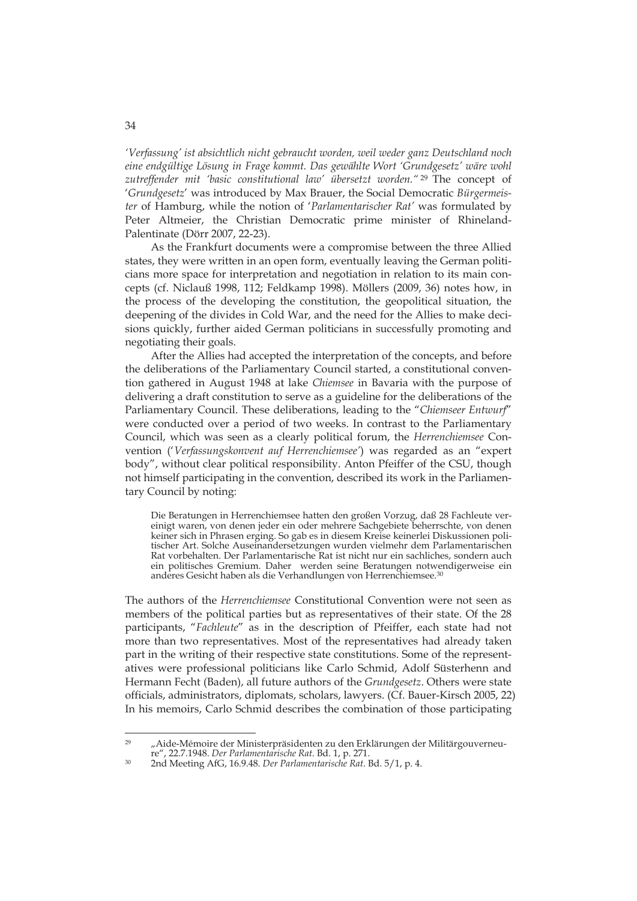*'Verfassung' ist absichtlich nicht gebraucht worden, weil weder ganz Deutschland noch eine endgültige Lösung in Frage kommt. Das gewählte Wort 'Grundgesetz' wäre wohl zutreffender mit 'basic constitutional law' übersetzt worden."* [29] The concept of '*Grundgesetz*' was introduced by Max Brauer, the Social Democratic *Bürgermeister* of Hamburg, while the notion of '*Parlamentarischer Rat*' was formulated by Peter Altmeier, the Christian Democratic prime minister of Rhineland-Palentinate (Dörr 2007, 22-23).

As the Frankfurt documents were a compromise between the three Allied states, they were written in an open form, eventually leaving the German politicians more space for interpretation and negotiation in relation to its main concepts (cf. Niclauß 1998, 112; Feldkamp 1998). Möllers (2009, 36) notes how, in the process of the developing the constitution, the geopolitical situation, the deepening of the divides in Cold War, and the need for the Allies to make decisions quickly, further aided German politicians in successfully promoting and negotiating their goals.

After the Allies had accepted the interpretation of the concepts, and before the deliberations of the Parliamentary Council started, a constitutional convention gathered in August 1948 at lake *Chiemsee* in Bavaria with the purpose of delivering a draft constitution to serve as a guideline for the deliberations of the Parliamentary Council. These deliberations, leading to the "*Chiemseer Entwurf*" were conducted over a period of two weeks. In contrast to the Parliamentary Council, which was seen as a clearly political forum, the *Herrenchiemsee* Convention ('*Verfassungskonvent auf Herrenchiemsee*') was regarded as an "expert body", without clear political responsibility. Anton Pfeiffer of the CSU, though not himself participating in the convention, described its work in the Parliamentary Council by noting:

> Die Beratungen in Herrenchiemsee hatten den großen Vorzug, daß 28 Fachleute vereinigt waren, von denen jeder ein oder mehrere Sachgebiete beherrschte, von denen keiner sich in Phrasen erging. So gab es in diesem Kreise keinerlei Diskussionen politischer Art. Solche Auseinandersetzungen wurden vielmehr dem Parlamentarischen Rat vorbehalten. Der Parlamentarische Rat ist nicht nur ein sachliches, sondern auch ein politisches Gremium. Daher werden seine Beratungen notwendigerweise ein anderes Gesicht haben als die Verhandlungen von Herrenchiemsee.[30]

The authors of the *Herrenchiemsee* Constitutional Convention were not seen as members of the political parties but as representatives of their state. Of the 28 participants, "*Fachleute*" as in the description of Pfeiffer, each state had not more than two representatives. Most of the representatives had already taken part in the writing of their respective state constitutions. Some of the representatives were professional politicians like Carlo Schmid, Adolf Süsterhenn and Hermann Fecht (Baden), all future authors of the *Grundgesetz*. Others were state officials, administrators, diplomats, scholars, lawyers. (Cf. Bauer-Kirsch 2005, 22) In his memoirs, Carlo Schmid describes the combination of those participating

---

[29] „Aide-Mémoire der Ministerpräsidenten zu den Erklärungen der Militärgouverneure", 22.7.1948. *Der Parlamentarische Rat*. Bd. 1, p. 271.

[30] 2nd Meeting AfG, 16.9.48. *Der Parlamentarische Rat*. Bd. 5/1, p. 4.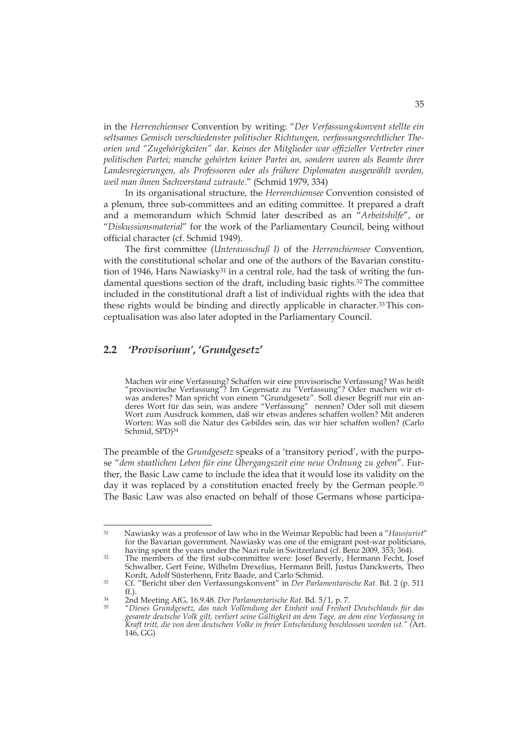in the *Herrenchiemsee* Convention by writing: "*Der Verfassungskonvent stellte ein seltsames Gemisch verschiedenster politischer Richtungen, verfassungsrechtlicher Theorien und "Zugehörigkeiten" dar. Keines der Mitglieder war offizieller Vertreter einer politischen Partei; manche gehörten keiner Partei an, sondern waren als Beamte ihrer Landesregierungen, als Professoren oder als frühere Diplomaten ausgewählt worden, weil man ihnen Sachverstand zutraute*." (Schmid 1979, 334)

In its organisational structure, the *Herrenchiemsee* Convention consisted of a plenum, three sub-committees and an editing committee. It prepared a draft and a memorandum which Schmid later described as an "*Arbeitshilfe*", or "*Diskussionsmaterial*" for the work of the Parliamentary Council, being without official character (cf. Schmid 1949).

The first committee (*Unterausschuß I)* of the *Herrenchiemsee* Convention, with the constitutional scholar and one of the authors of the Bavarian constitution of 1946, Hans Nawiasky[31] in a central role, had the task of writing the fundamental questions section of the draft, including basic rights.[32] The committee included in the constitutional draft a list of individual rights with the idea that these rights would be binding and directly applicable in character.[33] This conceptualisation was also later adopted in the Parliamentary Council.

## 2.2 *'Provisorium'*, *'Grundgesetz'*

> Machen wir eine Verfassung? Schaffen wir eine provisorische Verfassung? Was heißt "provisorische Verfassung"? Im Gegensatz zu "Verfassung"? Oder machen wir etwas anderes? Man spricht von einem "Grundgesetz". Soll dieser Begriff nur ein anderes Wort für das sein, was andere "Verfassung" nennen? Oder soll mit diesem Wort zum Ausdruck kommen, daß wir etwas anderes schaffen wollen? Mit anderen Worten: Was soll die Natur des Gebildes sein, das wir hier schaffen wollen? (Carlo Schmid, SPD)[34]

The preamble of the *Grundgesetz* speaks of a 'transitory period', with the purpose "*dem staatlichen Leben für eine Übergangszeit eine neue Ordnung zu geben*". Further, the Basic Law came to include the idea that it would lose its validity on the day it was replaced by a constitution enacted freely by the German people.[35] The Basic Law was also enacted on behalf of those Germans whose participa-

---

[31] Nawiasky was a professor of law who in the Weimar Republic had been a "*Hausjurist*" for the Bavarian government. Nawiasky was one of the emigrant post-war politicians, having spent the years under the Nazi rule in Switzerland (cf. Benz 2009, 353; 364).

[32] The members of the first sub-committee were: Josef Beyerly, Hermann Fecht, Josef Schwalber, Gert Feine, Wilhelm Drexelius, Hermann Brill, Justus Danckwerts, Theo Kordt, Adolf Süsterhenn, Fritz Baade, and Carlo Schmid.

[33] Cf. "Bericht über den Verfassungskonvent" in *Der Parlamentarische Rat*. Bd. 2 (p. 511 ff.).

[34] 2nd Meeting AfG, 16.9.48. *Der Parlamentarische Rat*. Bd. 5/1, p. 7.

[35] "*Dieses Grundgesetz, das nach Vollendung der Einheit und Freiheit Deutschlands für das gesamte deutsche Volk gilt, verliert seine Gültigkeit an dem Tage, an dem eine Verfassung in Kraft tritt, die von dem deutschen Volke in freier Entscheidung beschlossen worden ist.*" (Art. 146, GG)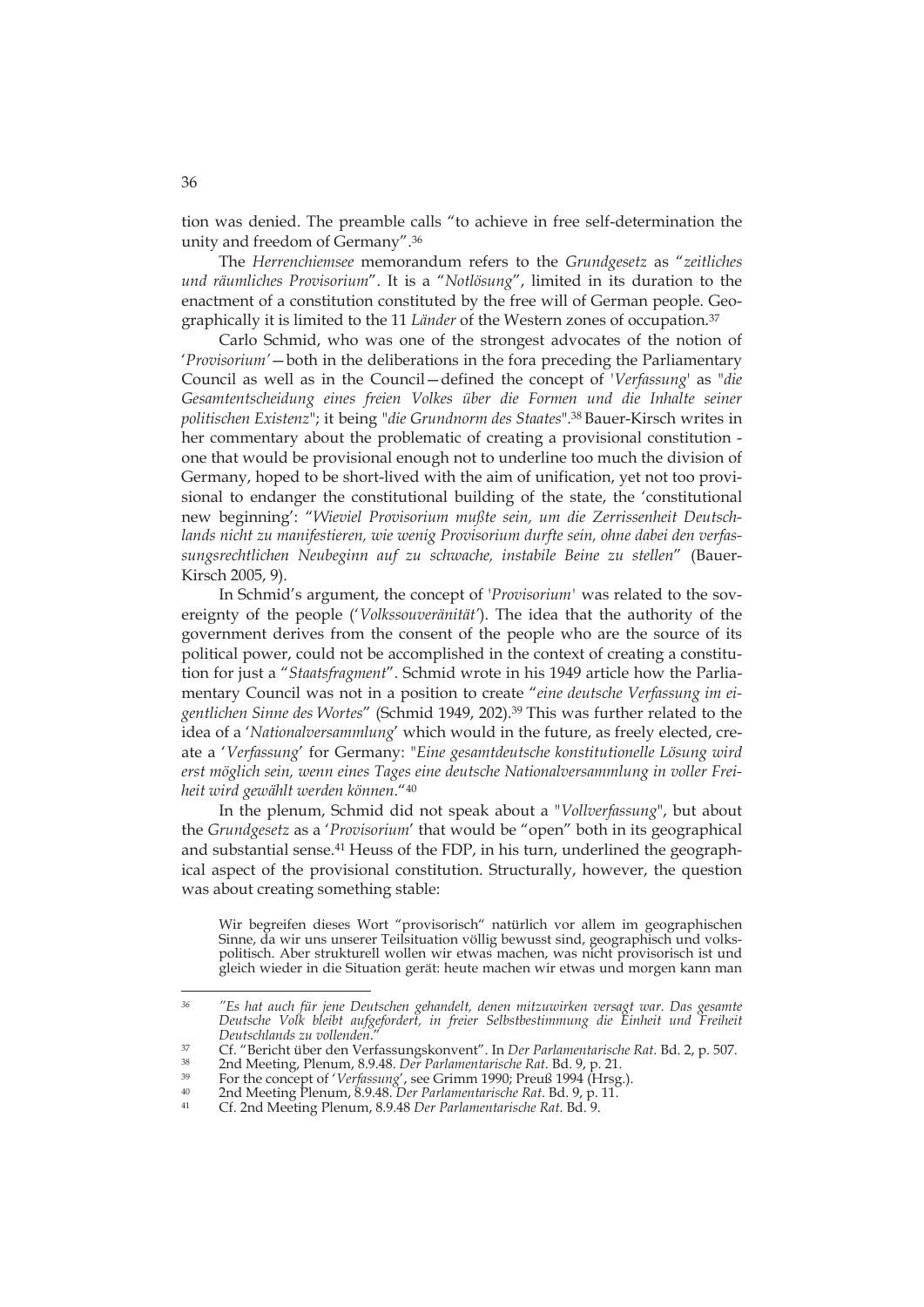tion was denied. The preamble calls "to achieve in free self-determination the unity and freedom of Germany".[36]

The *Herrenchiemsee* memorandum refers to the *Grundgesetz* as "*zeitliches und räumliches Provisorium*". It is a "*Notlösung*", limited in its duration to the enactment of a constitution constituted by the free will of German people. Geographically it is limited to the 11 *Länder* of the Western zones of occupation.[37]

Carlo Schmid, who was one of the strongest advocates of the notion of '*Provisorium'*—both in the deliberations in the fora preceding the Parliamentary Council as well as in the Council—defined the concept of '*Verfassung*' as "*die Gesamtentscheidung eines freien Volkes über die Formen und die Inhalte seiner politischen Existenz*"; it being "*die Grundnorm des Staates*".[38] Bauer-Kirsch writes in her commentary about the problematic of creating a provisional constitution - one that would be provisional enough not to underline too much the division of Germany, hoped to be short-lived with the aim of unification, yet not too provisional to endanger the constitutional building of the state, the 'constitutional new beginning': "*Wieviel Provisorium mußte sein, um die Zerrissenheit Deutschlands nicht zu manifestieren, wie wenig Provisorium durfte sein, ohne dabei den verfassungsrechtlichen Neubeginn auf zu schwache, instabile Beine zu stellen*" (Bauer-Kirsch 2005, 9).

In Schmid's argument, the concept of '*Provisorium*' was related to the sovereignty of the people ('*Volkssouveränität'*). The idea that the authority of the government derives from the consent of the people who are the source of its political power, could not be accomplished in the context of creating a constitution for just a "*Staatsfragment*". Schmid wrote in his 1949 article how the Parliamentary Council was not in a position to create "*eine deutsche Verfassung im eigentlichen Sinne des Wortes*" (Schmid 1949, 202).[39] This was further related to the idea of a '*Nationalversammlung*' which would in the future, as freely elected, create a '*Verfassung*' for Germany: "*Eine gesamtdeutsche konstitutionelle Lösung wird erst möglich sein, wenn eines Tages eine deutsche Nationalversammlung in voller Freiheit wird gewählt werden können*."[40]

In the plenum, Schmid did not speak about a "*Vollverfassung*", but about the *Grundgesetz* as a '*Provisorium*' that would be "open" both in its geographical and substantial sense.[41] Heuss of the FDP, in his turn, underlined the geographical aspect of the provisional constitution. Structurally, however, the question was about creating something stable:

> Wir begreifen dieses Wort "provisorisch" natürlich vor allem im geographischen Sinne, da wir uns unserer Teilsituation völlig bewusst sind, geographisch und volkspolitisch. Aber strukturell wollen wir etwas machen, was nicht provisorisch ist und gleich wieder in die Situation gerät: heute machen wir etwas und morgen kann man

---

[36] *"Es hat auch für jene Deutschen gehandelt, denen mitzuwirken versagt war. Das gesamte Deutsche Volk bleibt aufgefordert, in freier Selbstbestimmung die Einheit und Freiheit Deutschlands zu vollenden."*

[37] Cf. "Bericht über den Verfassungskonvent". In *Der Parlamentarische Rat*. Bd. 2, p. 507.

[38] 2nd Meeting, Plenum, 8.9.48. *Der Parlamentarische Rat*. Bd. 9, p. 21.

[39] For the concept of '*Verfassung*', see Grimm 1990; Preuß 1994 (Hrsg.).

[40] 2nd Meeting Plenum, 8.9.48. *Der Parlamentarische Rat*. Bd. 9, p. 11.

[41] Cf. 2nd Meeting Plenum, 8.9.48 *Der Parlamentarische Rat*. Bd. 9.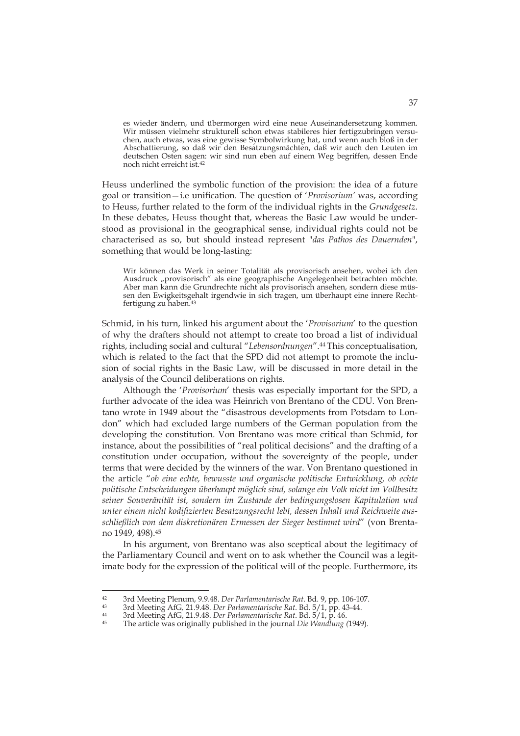> es wieder ändern, und übermorgen wird eine neue Auseinandersetzung kommen. Wir müssen vielmehr strukturell schon etwas stabileres hier fertigzubringen versuchen, auch etwas, was eine gewisse Symbolwirkung hat, und wenn auch bloß in der Abschattierung, so daß wir den Besatzungsmächten, daß wir auch den Leuten im deutschen Osten sagen: wir sind nun eben auf einem Weg begriffen, dessen Ende noch nicht erreicht ist.[42]

Heuss underlined the symbolic function of the provision: the idea of a future goal or transition—i.e unification. The question of '*Provisorium'* was, according to Heuss, further related to the form of the individual rights in the *Grundgesetz*. In these debates, Heuss thought that, whereas the Basic Law would be understood as provisional in the geographical sense, individual rights could not be characterised as so, but should instead represent "*das Pathos des Dauernden*", something that would be long-lasting:

> Wir können das Werk in seiner Totalität als provisorisch ansehen, wobei ich den Ausdruck „provisorisch" als eine geographische Angelegenheit betrachten möchte. Aber man kann die Grundrechte nicht als provisorisch ansehen, sondern diese müssen den Ewigkeitsgehalt irgendwie in sich tragen, um überhaupt eine innere Rechtfertigung zu haben.[43]

Schmid, in his turn, linked his argument about the '*Provisorium*' to the question of why the drafters should not attempt to create too broad a list of individual rights, including social and cultural "*Lebensordnungen*".[44] This conceptualisation, which is related to the fact that the SPD did not attempt to promote the inclusion of social rights in the Basic Law, will be discussed in more detail in the analysis of the Council deliberations on rights.

Although the '*Provisorium*' thesis was especially important for the SPD, a further advocate of the idea was Heinrich von Brentano of the CDU. Von Brentano wrote in 1949 about the "disastrous developments from Potsdam to London" which had excluded large numbers of the German population from the developing the constitution. Von Brentano was more critical than Schmid, for instance, about the possibilities of "real political decisions" and the drafting of a constitution under occupation, without the sovereignty of the people, under terms that were decided by the winners of the war. Von Brentano questioned in the article "*ob eine echte, bewusste und organische politische Entwicklung, ob echte politische Entscheidungen überhaupt möglich sind, solange ein Volk nicht im Vollbesitz seiner Souveränität ist, sondern im Zustande der bedingungslosen Kapitulation und unter einem nicht kodifizierten Besatzungsrecht lebt, dessen Inhalt und Reichweite ausschließlich von dem diskretionären Ermessen der Sieger bestimmt wird*" (von Brentano 1949, 498).[45]

In his argument, von Brentano was also sceptical about the legitimacy of the Parliamentary Council and went on to ask whether the Council was a legitimate body for the expression of the political will of the people. Furthermore, its

---

[42] 3rd Meeting Plenum, 9.9.48. *Der Parlamentarische Rat*. Bd. 9, pp. 106-107.

[43] 3rd Meeting AfG, 21.9.48. *Der Parlamentarische Rat*. Bd. 5/1, pp. 43-44.

[44] 3rd Meeting AfG, 21.9.48. *Der Parlamentarische Rat*. Bd. 5/1, p. 46.

[45] The article was originally published in the journal *Die Wandlung (*1949).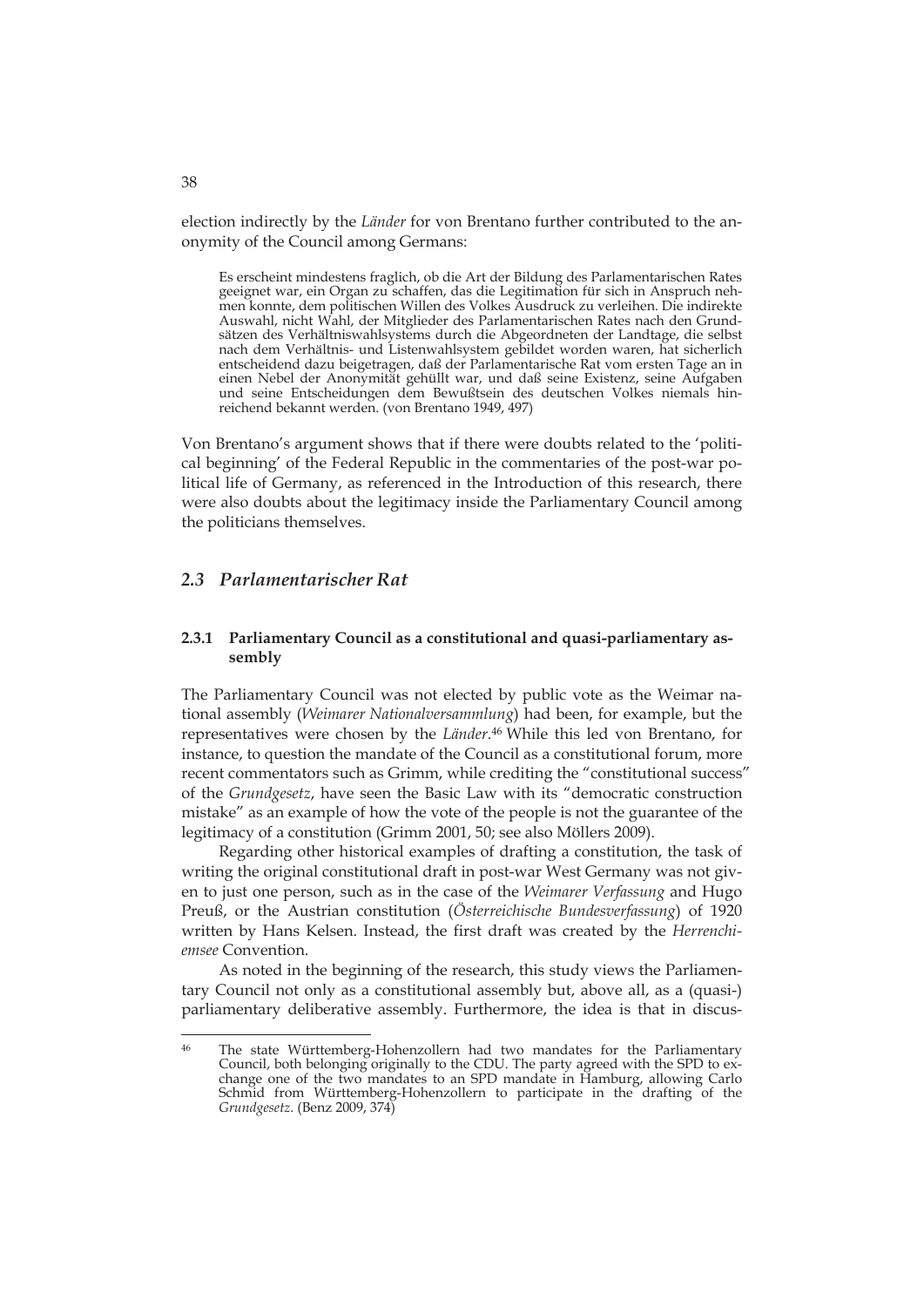election indirectly by the *Länder* for von Brentano further contributed to the anonymity of the Council among Germans:

> Es erscheint mindestens fraglich, ob die Art der Bildung des Parlamentarischen Rates geeignet war, ein Organ zu schaffen, das die Legitimation für sich in Anspruch nehmen konnte, dem politischen Willen des Volkes Ausdruck zu verleihen. Die indirekte Auswahl, nicht Wahl, der Mitglieder des Parlamentarischen Rates nach den Grundsätzen des Verhältniswahlsystems durch die Abgeordneten der Landtage, die selbst nach dem Verhältnis- und Listenwahlsystem gebildet worden waren, hat sicherlich entscheidend dazu beigetragen, daß der Parlamentarische Rat vom ersten Tage an in einen Nebel der Anonymität gehüllt war, und daß seine Existenz, seine Aufgaben und seine Entscheidungen dem Bewußtsein des deutschen Volkes niemals hinreichend bekannt werden. (von Brentano 1949, 497)

Von Brentano's argument shows that if there were doubts related to the 'political beginning' of the Federal Republic in the commentaries of the post-war political life of Germany, as referenced in the Introduction of this research, there were also doubts about the legitimacy inside the Parliamentary Council among the politicians themselves.

## 2.3 *Parlamentarischer Rat*

### 2.3.1 Parliamentary Council as a constitutional and quasi-parliamentary assembly

The Parliamentary Council was not elected by public vote as the Weimar national assembly (*Weimarer Nationalversammlung*) had been, for example, but the representatives were chosen by the *Länder*.[46] While this led von Brentano, for instance, to question the mandate of the Council as a constitutional forum, more recent commentators such as Grimm, while crediting the "constitutional success" of the *Grundgesetz*, have seen the Basic Law with its "democratic construction mistake" as an example of how the vote of the people is not the guarantee of the legitimacy of a constitution (Grimm 2001, 50; see also Möllers 2009).

Regarding other historical examples of drafting a constitution, the task of writing the original constitutional draft in post-war West Germany was not given to just one person, such as in the case of the *Weimarer Verfassung* and Hugo Preuß, or the Austrian constitution (*Österreichische Bundesverfassung*) of 1920 written by Hans Kelsen. Instead, the first draft was created by the *Herrenchiemsee* Convention.

As noted in the beginning of the research, this study views the Parliamentary Council not only as a constitutional assembly but, above all, as a (quasi-) parliamentary deliberative assembly. Furthermore, the idea is that in discus-

[46] The state Württemberg-Hohenzollern had two mandates for the Parliamentary Council, both belonging originally to the CDU. The party agreed with the SPD to exchange one of the two mandates to an SPD mandate in Hamburg, allowing Carlo Schmid from Württemberg-Hohenzollern to participate in the drafting of the *Grundgesetz*. (Benz 2009, 374)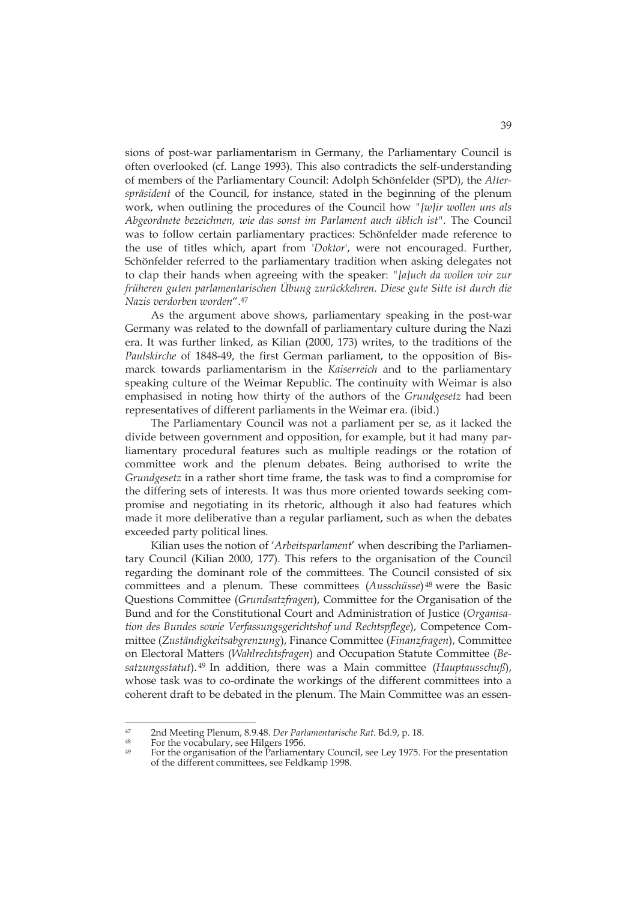sions of post-war parliamentarism in Germany, the Parliamentary Council is often overlooked (cf. Lange 1993). This also contradicts the self-understanding of members of the Parliamentary Council: Adolph Schönfelder (SPD), the *Alterspräsident* of the Council, for instance, stated in the beginning of the plenum work, when outlining the procedures of the Council how *"[w]ir wollen uns als Abgeordnete bezeichnen, wie das sonst im Parlament auch üblich ist"*. The Council was to follow certain parliamentary practices: Schönfelder made reference to the use of titles which, apart from '*Doktor*', were not encouraged. Further, Schönfelder referred to the parliamentary tradition when asking delegates not to clap their hands when agreeing with the speaker: *"[a]uch da wollen wir zur früheren guten parlamentarischen Übung zurückkehren. Diese gute Sitte ist durch die Nazis verdorben worden"*.[47]

As the argument above shows, parliamentary speaking in the post-war Germany was related to the downfall of parliamentary culture during the Nazi era. It was further linked, as Kilian (2000, 173) writes, to the traditions of the *Paulskirche* of 1848-49, the first German parliament, to the opposition of Bismarck towards parliamentarism in the *Kaiserreich* and to the parliamentary speaking culture of the Weimar Republic. The continuity with Weimar is also emphasised in noting how thirty of the authors of the *Grundgesetz* had been representatives of different parliaments in the Weimar era. (ibid.)

The Parliamentary Council was not a parliament per se, as it lacked the divide between government and opposition, for example, but it had many parliamentary procedural features such as multiple readings or the rotation of committee work and the plenum debates. Being authorised to write the *Grundgesetz* in a rather short time frame, the task was to find a compromise for the differing sets of interests. It was thus more oriented towards seeking compromise and negotiating in its rhetoric, although it also had features which made it more deliberative than a regular parliament, such as when the debates exceeded party political lines.

Kilian uses the notion of '*Arbeitsparlament*' when describing the Parliamentary Council (Kilian 2000, 177). This refers to the organisation of the Council regarding the dominant role of the committees. The Council consisted of six committees and a plenum. These committees (*Ausschüsse*)[48] were the Basic Questions Committee (*Grundsatzfragen*), Committee for the Organisation of the Bund and for the Constitutional Court and Administration of Justice (*Organisation des Bundes sowie Verfassungsgerichtshof und Rechtspflege*), Competence Committee (*Zuständigkeitsabgrenzung*), Finance Committee (*Finanzfragen*), Committee on Electoral Matters (*Wahlrechtsfragen*) and Occupation Statute Committee (*Besatzungsstatut*).[49] In addition, there was a Main committee (*Hauptausschuß*), whose task was to co-ordinate the workings of the different committees into a coherent draft to be debated in the plenum. The Main Committee was an essen-

---

[47] 2nd Meeting Plenum, 8.9.48. *Der Parlamentarische Rat*. Bd.9, p. 18.

[48] For the vocabulary, see Hilgers 1956.

[49] For the organisation of the Parliamentary Council, see Ley 1975. For the presentation of the different committees, see Feldkamp 1998.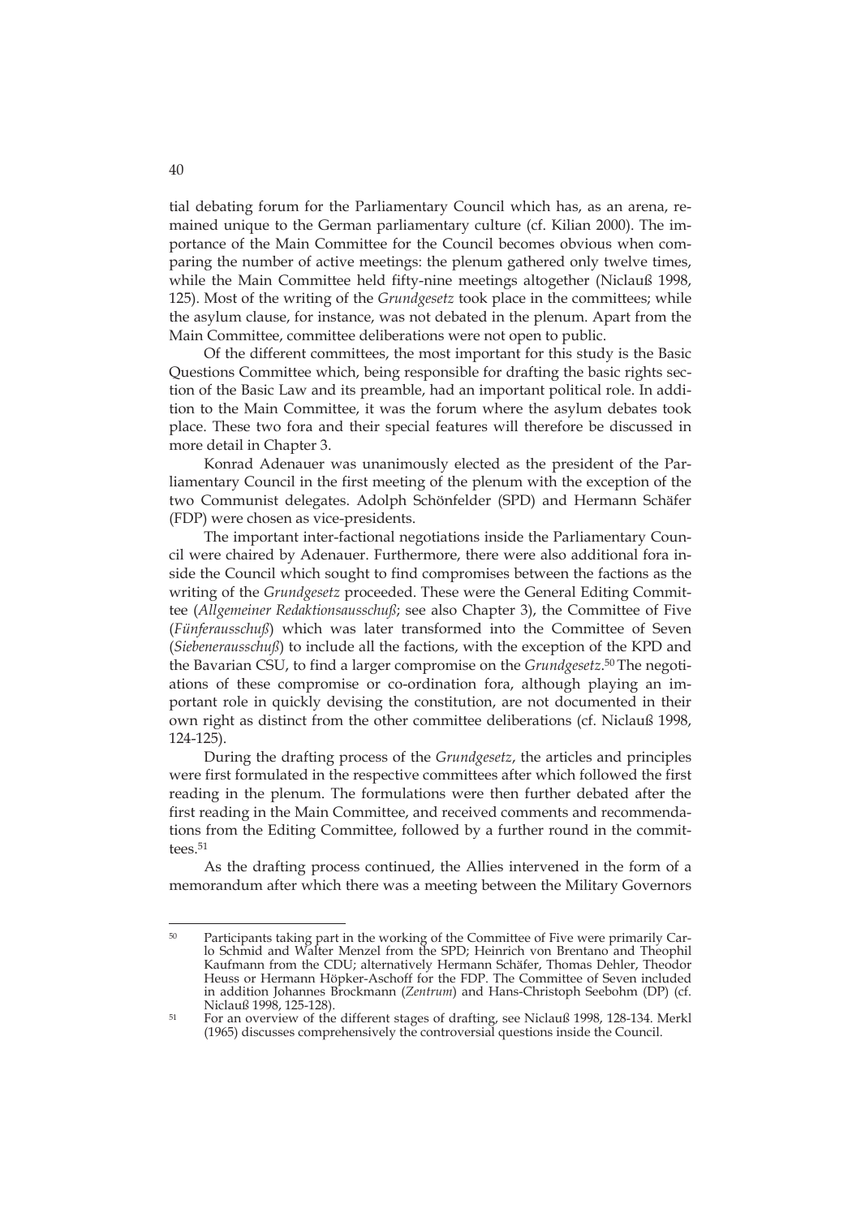tial debating forum for the Parliamentary Council which has, as an arena, remained unique to the German parliamentary culture (cf. Kilian 2000). The importance of the Main Committee for the Council becomes obvious when comparing the number of active meetings: the plenum gathered only twelve times, while the Main Committee held fifty-nine meetings altogether (Niclauß 1998, 125). Most of the writing of the *Grundgesetz* took place in the committees; while the asylum clause, for instance, was not debated in the plenum. Apart from the Main Committee, committee deliberations were not open to public.

Of the different committees, the most important for this study is the Basic Questions Committee which, being responsible for drafting the basic rights section of the Basic Law and its preamble, had an important political role. In addition to the Main Committee, it was the forum where the asylum debates took place. These two fora and their special features will therefore be discussed in more detail in Chapter 3.

Konrad Adenauer was unanimously elected as the president of the Parliamentary Council in the first meeting of the plenum with the exception of the two Communist delegates. Adolph Schönfelder (SPD) and Hermann Schäfer (FDP) were chosen as vice-presidents.

The important inter-factional negotiations inside the Parliamentary Council were chaired by Adenauer. Furthermore, there were also additional fora inside the Council which sought to find compromises between the factions as the writing of the *Grundgesetz* proceeded. These were the General Editing Committee (*Allgemeiner Redaktionsausschuß*; see also Chapter 3), the Committee of Five (*Fünferausschuß*) which was later transformed into the Committee of Seven (*Siebenerausschuß*) to include all the factions, with the exception of the KPD and the Bavarian CSU, to find a larger compromise on the *Grundgesetz*.[50] The negotiations of these compromise or co-ordination fora, although playing an important role in quickly devising the constitution, are not documented in their own right as distinct from the other committee deliberations (cf. Niclauß 1998, 124-125).

During the drafting process of the *Grundgesetz*, the articles and principles were first formulated in the respective committees after which followed the first reading in the plenum. The formulations were then further debated after the first reading in the Main Committee, and received comments and recommendations from the Editing Committee, followed by a further round in the committees.[51]

As the drafting process continued, the Allies intervened in the form of a memorandum after which there was a meeting between the Military Governors

---

[50] Participants taking part in the working of the Committee of Five were primarily Carlo Schmid and Walter Menzel from the SPD; Heinrich von Brentano and Theophil Kaufmann from the CDU; alternatively Hermann Schäfer, Thomas Dehler, Theodor Heuss or Hermann Höpker-Aschoff for the FDP. The Committee of Seven included in addition Johannes Brockmann (*Zentrum*) and Hans-Christoph Seebohm (DP) (cf. Niclauß 1998, 125-128).

[51] For an overview of the different stages of drafting, see Niclauß 1998, 128-134. Merkl (1965) discusses comprehensively the controversial questions inside the Council.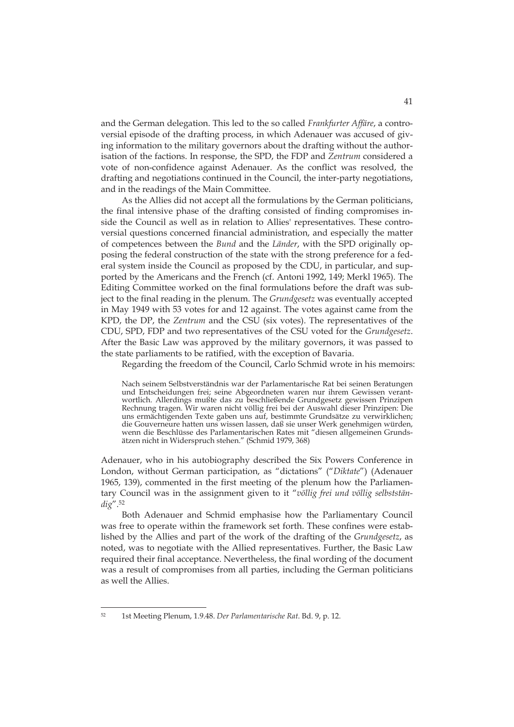and the German delegation. This led to the so called *Frankfurter Affäre*, a controversial episode of the drafting process, in which Adenauer was accused of giving information to the military governors about the drafting without the authorisation of the factions. In response, the SPD, the FDP and *Zentrum* considered a vote of non-confidence against Adenauer. As the conflict was resolved, the drafting and negotiations continued in the Council, the inter-party negotiations, and in the readings of the Main Committee.

As the Allies did not accept all the formulations by the German politicians, the final intensive phase of the drafting consisted of finding compromises inside the Council as well as in relation to Allies' representatives. These controversial questions concerned financial administration, and especially the matter of competences between the *Bund* and the *Länder*, with the SPD originally opposing the federal construction of the state with the strong preference for a federal system inside the Council as proposed by the CDU, in particular, and supported by the Americans and the French (cf. Antoni 1992, 149; Merkl 1965). The Editing Committee worked on the final formulations before the draft was subject to the final reading in the plenum. The *Grundgesetz* was eventually accepted in May 1949 with 53 votes for and 12 against. The votes against came from the KPD, the DP, the *Zentrum* and the CSU (six votes). The representatives of the CDU, SPD, FDP and two representatives of the CSU voted for the *Grundgesetz*. After the Basic Law was approved by the military governors, it was passed to the state parliaments to be ratified, with the exception of Bavaria.

Regarding the freedom of the Council, Carlo Schmid wrote in his memoirs:

> Nach seinem Selbstverständnis war der Parlamentarische Rat bei seinen Beratungen und Entscheidungen frei; seine Abgeordneten waren nur ihrem Gewissen verantwortlich. Allerdings mußte das zu beschließende Grundgesetz gewissen Prinzipen Rechnung tragen. Wir waren nicht völlig frei bei der Auswahl dieser Prinzipen: Die uns ermächtigenden Texte gaben uns auf, bestimmte Grundsätze zu verwirklichen; die Gouverneure hatten uns wissen lassen, daß sie unser Werk genehmigen würden, wenn die Beschlüsse des Parlamentarischen Rates mit "diesen allgemeinen Grundsätzen nicht in Widerspruch stehen." (Schmid 1979, 368)

Adenauer, who in his autobiography described the Six Powers Conference in London, without German participation, as "dictations" ("*Diktate*") (Adenauer 1965, 139), commented in the first meeting of the plenum how the Parliamentary Council was in the assignment given to it "*völlig frei und völlig selbstständig*".[52]

Both Adenauer and Schmid emphasise how the Parliamentary Council was free to operate within the framework set forth. These confines were established by the Allies and part of the work of the drafting of the *Grundgesetz*, as noted, was to negotiate with the Allied representatives. Further, the Basic Law required their final acceptance. Nevertheless, the final wording of the document was a result of compromises from all parties, including the German politicians as well the Allies.

---

[52] 1st Meeting Plenum, 1.9.48. *Der Parlamentarische Rat*. Bd. 9, p. 12.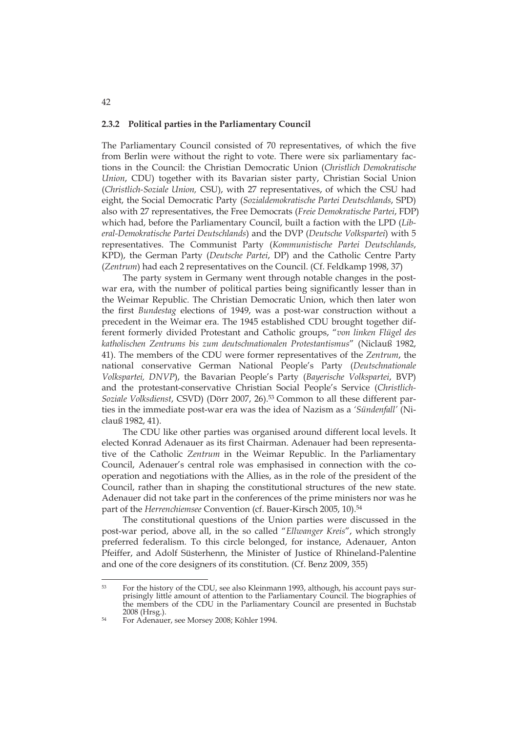### 2.3.2 Political parties in the Parliamentary Council

The Parliamentary Council consisted of 70 representatives, of which the five from Berlin were without the right to vote. There were six parliamentary factions in the Council: the Christian Democratic Union (*Christlich Demokratische Union*, CDU) together with its Bavarian sister party, Christian Social Union (*Christlich-Soziale Union,* CSU), with 27 representatives, of which the CSU had eight, the Social Democratic Party (*Sozialdemokratische Partei Deutschlands*, SPD) also with 27 representatives, the Free Democrats (*Freie Demokratische Partei*, FDP) which had, before the Parliamentary Council, built a faction with the LPD (*Liberal-Demokratische Partei Deutschlands*) and the DVP (*Deutsche Volkspartei*) with 5 representatives. The Communist Party (*Kommunistische Partei Deutschlands*, KPD), the German Party (*Deutsche Partei*, DP) and the Catholic Centre Party (*Zentrum*) had each 2 representatives on the Council. (Cf. Feldkamp 1998, 37)

The party system in Germany went through notable changes in the post-war era, with the number of political parties being significantly lesser than in the Weimar Republic. The Christian Democratic Union, which then later won the first *Bundestag* elections of 1949, was a post-war construction without a precedent in the Weimar era. The 1945 established CDU brought together different formerly divided Protestant and Catholic groups, "*von linken Flügel des katholischen Zentrums bis zum deutschnationalen Protestantismus*" (Niclauß 1982, 41). The members of the CDU were former representatives of the *Zentrum*, the national conservative German National People's Party (*Deutschnationale Volkspartei, DNVP*), the Bavarian People's Party (*Bayerische Volkspartei*, BVP) and the protestant-conservative Christian Social People's Service (*Christlich-Soziale Volksdienst*, CSVD) (Dörr 2007, 26).[53] Common to all these different parties in the immediate post-war era was the idea of Nazism as a *'Sündenfall'* (Niclauß 1982, 41).

The CDU like other parties was organised around different local levels. It elected Konrad Adenauer as its first Chairman. Adenauer had been representative of the Catholic *Zentrum* in the Weimar Republic. In the Parliamentary Council, Adenauer's central role was emphasised in connection with the co-operation and negotiations with the Allies, as in the role of the president of the Council, rather than in shaping the constitutional structures of the new state. Adenauer did not take part in the conferences of the prime ministers nor was he part of the *Herrenchiemsee* Convention (cf. Bauer-Kirsch 2005, 10).[54]

The constitutional questions of the Union parties were discussed in the post-war period, above all, in the so called "*Ellwanger Kreis*", which strongly preferred federalism. To this circle belonged, for instance, Adenauer, Anton Pfeiffer, and Adolf Süsterhenn, the Minister of Justice of Rhineland-Palentine and one of the core designers of its constitution. (Cf. Benz 2009, 355)

---

[53] For the history of the CDU, see also Kleinmann 1993, although, his account pays surprisingly little amount of attention to the Parliamentary Council. The biographies of the members of the CDU in the Parliamentary Council are presented in Buchstab 2008 (Hrsg.).

[54] For Adenauer, see Morsey 2008; Köhler 1994.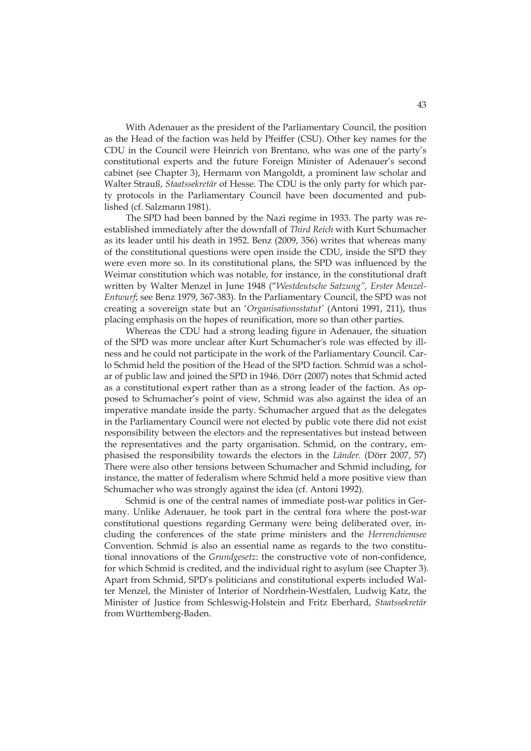With Adenauer as the president of the Parliamentary Council, the position as the Head of the faction was held by Pfeiffer (CSU). Other key names for the CDU in the Council were Heinrich von Brentano, who was one of the party's constitutional experts and the future Foreign Minister of Adenauer's second cabinet (see Chapter 3), Hermann von Mangoldt, a prominent law scholar and Walter Strauß, *Staatssekretär* of Hesse. The CDU is the only party for which party protocols in the Parliamentary Council have been documented and published (cf. Salzmann 1981).

The SPD had been banned by the Nazi regime in 1933. The party was re-established immediately after the downfall of *Third Reich* with Kurt Schumacher as its leader until his death in 1952. Benz (2009, 356) writes that whereas many of the constitutional questions were open inside the CDU, inside the SPD they were even more so. In its constitutional plans, the SPD was influenced by the Weimar constitution which was notable, for instance, in the constitutional draft written by Walter Menzel in June 1948 ("*Westdeutsche Satzung", Erster Menzel-Entwurf*; see Benz 1979, 367-383). In the Parliamentary Council, the SPD was not creating a sovereign state but an '*Organisationsstatut*' (Antoni 1991, 211), thus placing emphasis on the hopes of reunification, more so than other parties.

Whereas the CDU had a strong leading figure in Adenauer, the situation of the SPD was more unclear after Kurt Schumacher's role was effected by illness and he could not participate in the work of the Parliamentary Council. Carlo Schmid held the position of the Head of the SPD faction. Schmid was a scholar of public law and joined the SPD in 1946. Dörr (2007) notes that Schmid acted as a constitutional expert rather than as a strong leader of the faction. As opposed to Schumacher's point of view, Schmid was also against the idea of an imperative mandate inside the party. Schumacher argued that as the delegates in the Parliamentary Council were not elected by public vote there did not exist responsibility between the electors and the representatives but instead between the representatives and the party organisation. Schmid, on the contrary, emphasised the responsibility towards the electors in the *Länder.* (Dörr 2007, 57) There were also other tensions between Schumacher and Schmid including, for instance, the matter of federalism where Schmid held a more positive view than Schumacher who was strongly against the idea (cf. Antoni 1992).

Schmid is one of the central names of immediate post-war politics in Germany. Unlike Adenauer, he took part in the central fora where the post-war constitutional questions regarding Germany were being deliberated over, including the conferences of the state prime ministers and the *Herrenchiemsee* Convention. Schmid is also an essential name as regards to the two constitutional innovations of the *Grundgesetz*: the constructive vote of non-confidence, for which Schmid is credited, and the individual right to asylum (see Chapter 3). Apart from Schmid, SPD's politicians and constitutional experts included Walter Menzel, the Minister of Interior of Nordrhein-Westfalen, Ludwig Katz, the Minister of Justice from Schleswig-Holstein and Fritz Eberhard, *Staatssekretär* from Württemberg-Baden.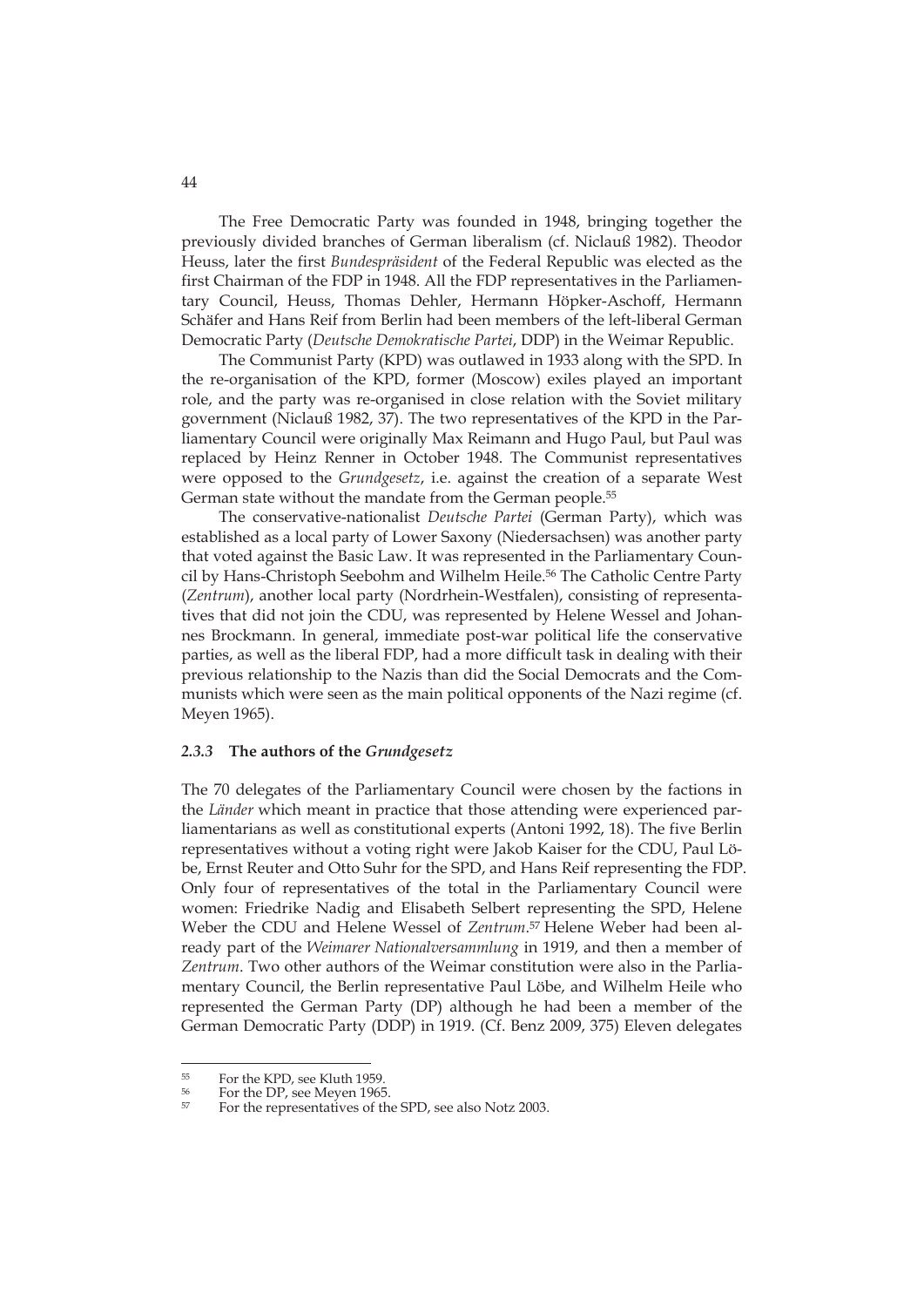The Free Democratic Party was founded in 1948, bringing together the previously divided branches of German liberalism (cf. Niclauß 1982). Theodor Heuss, later the first *Bundespräsident* of the Federal Republic was elected as the first Chairman of the FDP in 1948. All the FDP representatives in the Parliamentary Council, Heuss, Thomas Dehler, Hermann Höpker-Aschoff, Hermann Schäfer and Hans Reif from Berlin had been members of the left-liberal German Democratic Party (*Deutsche Demokratische Partei*, DDP) in the Weimar Republic.

The Communist Party (KPD) was outlawed in 1933 along with the SPD. In the re-organisation of the KPD, former (Moscow) exiles played an important role, and the party was re-organised in close relation with the Soviet military government (Niclauß 1982, 37). The two representatives of the KPD in the Parliamentary Council were originally Max Reimann and Hugo Paul, but Paul was replaced by Heinz Renner in October 1948. The Communist representatives were opposed to the *Grundgesetz*, i.e. against the creation of a separate West German state without the mandate from the German people.[55]

The conservative-nationalist *Deutsche Partei* (German Party), which was established as a local party of Lower Saxony (Niedersachsen) was another party that voted against the Basic Law. It was represented in the Parliamentary Council by Hans-Christoph Seebohm and Wilhelm Heile.[56] The Catholic Centre Party (*Zentrum*), another local party (Nordrhein-Westfalen), consisting of representatives that did not join the CDU, was represented by Helene Wessel and Johannes Brockmann. In general, immediate post-war political life the conservative parties, as well as the liberal FDP, had a more difficult task in dealing with their previous relationship to the Nazis than did the Social Democrats and the Communists which were seen as the main political opponents of the Nazi regime (cf. Meyen 1965).

### *2.3.3* The authors of the *Grundgesetz*

The 70 delegates of the Parliamentary Council were chosen by the factions in the *Länder* which meant in practice that those attending were experienced parliamentarians as well as constitutional experts (Antoni 1992, 18). The five Berlin representatives without a voting right were Jakob Kaiser for the CDU, Paul Löbe, Ernst Reuter and Otto Suhr for the SPD, and Hans Reif representing the FDP. Only four of representatives of the total in the Parliamentary Council were women: Friedrike Nadig and Elisabeth Selbert representing the SPD, Helene Weber the CDU and Helene Wessel of *Zentrum*.[57] Helene Weber had been already part of the *Weimarer Nationalversammlung* in 1919, and then a member of *Zentrum*. Two other authors of the Weimar constitution were also in the Parliamentary Council, the Berlin representative Paul Löbe, and Wilhelm Heile who represented the German Party (DP) although he had been a member of the German Democratic Party (DDP) in 1919. (Cf. Benz 2009, 375) Eleven delegates

---

[55] For the KPD, see Kluth 1959.

[56] For the DP, see Meyen 1965.

[57] For the representatives of the SPD, see also Notz 2003.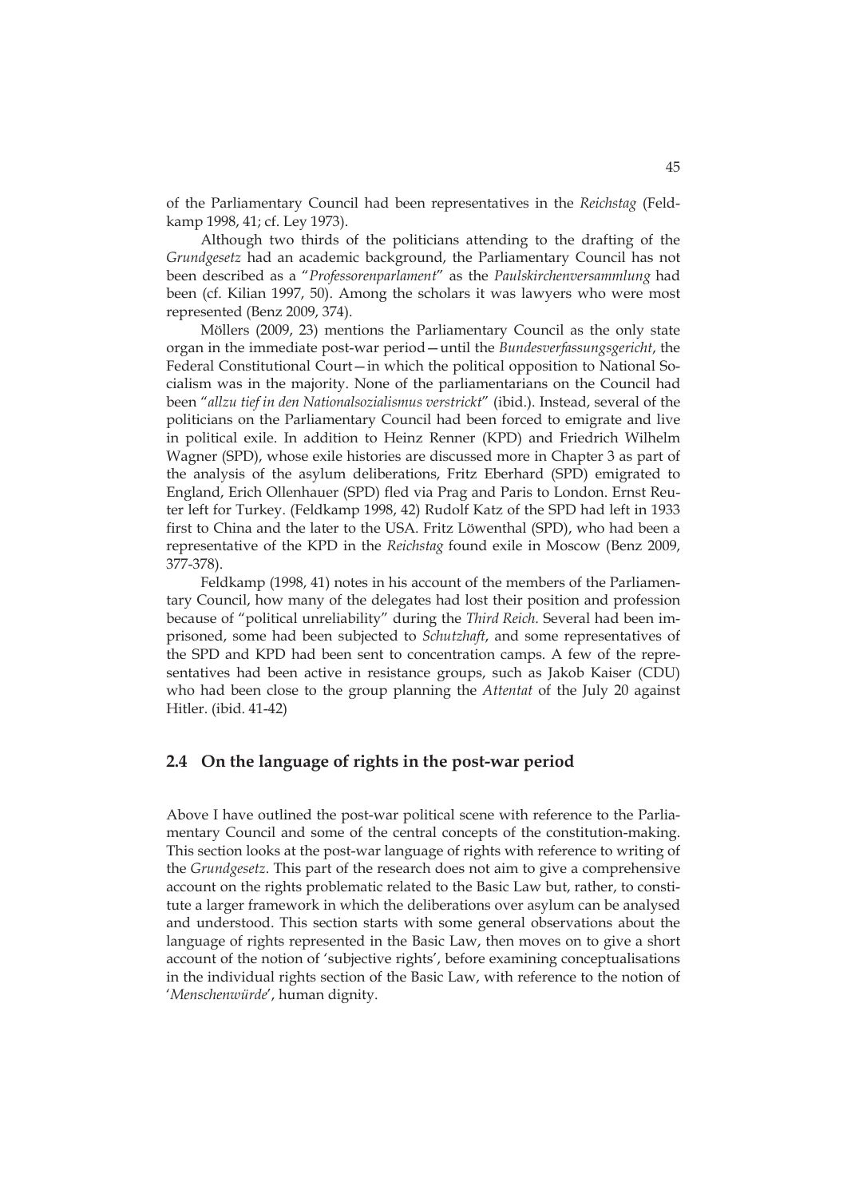of the Parliamentary Council had been representatives in the *Reichstag* (Feldkamp 1998, 41; cf. Ley 1973).

Although two thirds of the politicians attending to the drafting of the *Grundgesetz* had an academic background, the Parliamentary Council has not been described as a "*Professorenparlament*" as the *Paulskirchenversammlung* had been (cf. Kilian 1997, 50). Among the scholars it was lawyers who were most represented (Benz 2009, 374).

Möllers (2009, 23) mentions the Parliamentary Council as the only state organ in the immediate post-war period—until the *Bundesverfassungsgericht*, the Federal Constitutional Court—in which the political opposition to National Socialism was in the majority. None of the parliamentarians on the Council had been "*allzu tief in den Nationalsozialismus verstrickt*" (ibid.). Instead, several of the politicians on the Parliamentary Council had been forced to emigrate and live in political exile. In addition to Heinz Renner (KPD) and Friedrich Wilhelm Wagner (SPD), whose exile histories are discussed more in Chapter 3 as part of the analysis of the asylum deliberations, Fritz Eberhard (SPD) emigrated to England, Erich Ollenhauer (SPD) fled via Prag and Paris to London. Ernst Reuter left for Turkey. (Feldkamp 1998, 42) Rudolf Katz of the SPD had left in 1933 first to China and the later to the USA. Fritz Löwenthal (SPD), who had been a representative of the KPD in the *Reichstag* found exile in Moscow (Benz 2009, 377-378).

Feldkamp (1998, 41) notes in his account of the members of the Parliamentary Council, how many of the delegates had lost their position and profession because of "political unreliability" during the *Third Reich*. Several had been imprisoned, some had been subjected to *Schutzhaft*, and some representatives of the SPD and KPD had been sent to concentration camps. A few of the representatives had been active in resistance groups, such as Jakob Kaiser (CDU) who had been close to the group planning the *Attentat* of the July 20 against Hitler. (ibid. 41-42)

## 2.4 On the language of rights in the post-war period

Above I have outlined the post-war political scene with reference to the Parliamentary Council and some of the central concepts of the constitution-making. This section looks at the post-war language of rights with reference to writing of the *Grundgesetz*. This part of the research does not aim to give a comprehensive account on the rights problematic related to the Basic Law but, rather, to constitute a larger framework in which the deliberations over asylum can be analysed and understood. This section starts with some general observations about the language of rights represented in the Basic Law, then moves on to give a short account of the notion of 'subjective rights', before examining conceptualisations in the individual rights section of the Basic Law, with reference to the notion of '*Menschenwürde*', human dignity.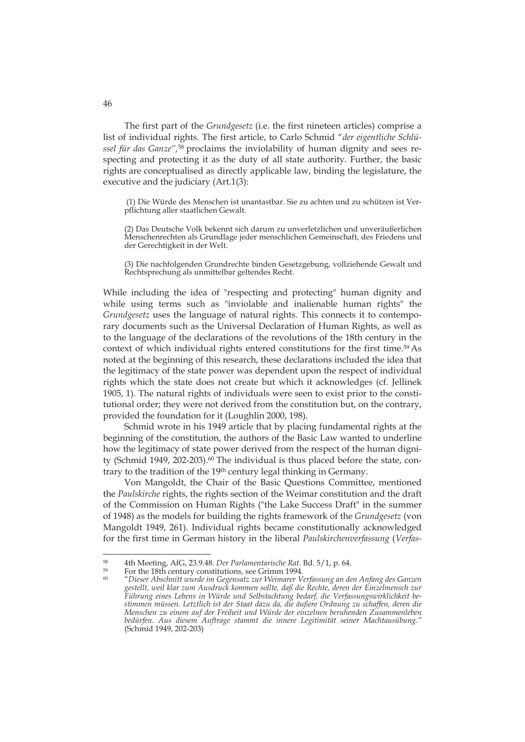The first part of the *Grundgesetz* (i.e. the first nineteen articles) comprise a list of individual rights. The first article, to Carlo Schmid "*der eigentliche Schlüssel für das Ganze*",[58] proclaims the inviolability of human dignity and sees respecting and protecting it as the duty of all state authority. Further, the basic rights are conceptualised as directly applicable law, binding the legislature, the executive and the judiciary (Art.1(3):

> (1) Die Würde des Menschen ist unantastbar. Sie zu achten und zu schützen ist Verpflichtung aller staatlichen Gewalt.
>
> (2) Das Deutsche Volk bekennt sich darum zu unverletzlichen und unveräußerlichen Menschenrechten als Grundlage jeder menschlichen Gemeinschaft, des Friedens und der Gerechtigkeit in der Welt.
>
> (3) Die nachfolgenden Grundrechte binden Gesetzgebung, vollziehende Gewalt und Rechtsprechung als unmittelbar geltendes Recht.

While including the idea of "respecting and protecting" human dignity and while using terms such as "inviolable and inalienable human rights" the *Grundgesetz* uses the language of natural rights. This connects it to contemporary documents such as the Universal Declaration of Human Rights, as well as to the language of the declarations of the revolutions of the 18th century in the context of which individual rights entered constitutions for the first time.[59] As noted at the beginning of this research, these declarations included the idea that the legitimacy of the state power was dependent upon the respect of individual rights which the state does not create but which it acknowledges (cf. Jellinek 1905, 1). The natural rights of individuals were seen to exist prior to the constitutional order; they were not derived from the constitution but, on the contrary, provided the foundation for it (Loughlin 2000, 198).

Schmid wrote in his 1949 article that by placing fundamental rights at the beginning of the constitution, the authors of the Basic Law wanted to underline how the legitimacy of state power derived from the respect of the human dignity (Schmid 1949, 202-203).[60] The individual is thus placed before the state, contrary to the tradition of the 19th century legal thinking in Germany.

Von Mangoldt, the Chair of the Basic Questions Committee, mentioned the *Paulskirche* rights, the rights section of the Weimar constitution and the draft of the Commission on Human Rights ("the Lake Success Draft" in the summer of 1948) as the models for building the rights framework of the *Grundgesetz* (von Mangoldt 1949, 261). Individual rights became constitutionally acknowledged for the first time in German history in the liberal *Paulskirchenverfassung* (*Verfas-*

---

[58] 4th Meeting, AfG, 23.9.48. *Der Parlamentarische Rat*. Bd. 5/1, p. 64.

[59] For the 18th century constitutions, see Grimm 1994.

[60] "*Dieser Abschnitt wurde im Gegensatz zur Weimarer Verfassung an den Anfang des Ganzen gestellt, weil klar zum Ausdruck kommen sollte, daß die Rechte, deren der Einzelmensch zur Führung eines Lebens in Würde und Selbstachtung bedarf, die Verfassungswirklichkeit bestimmen müssen. Letztlich ist der Staat dazu da, die äußere Ordnung zu schaffen, deren die Menschen zu einem auf der Freiheit und Würde der einzelnen beruhenden Zusammenleben bedürfen. Aus diesem Auftrage stammt die innere Legitimität seiner Machtausübung.*" (Schmid 1949, 202-203)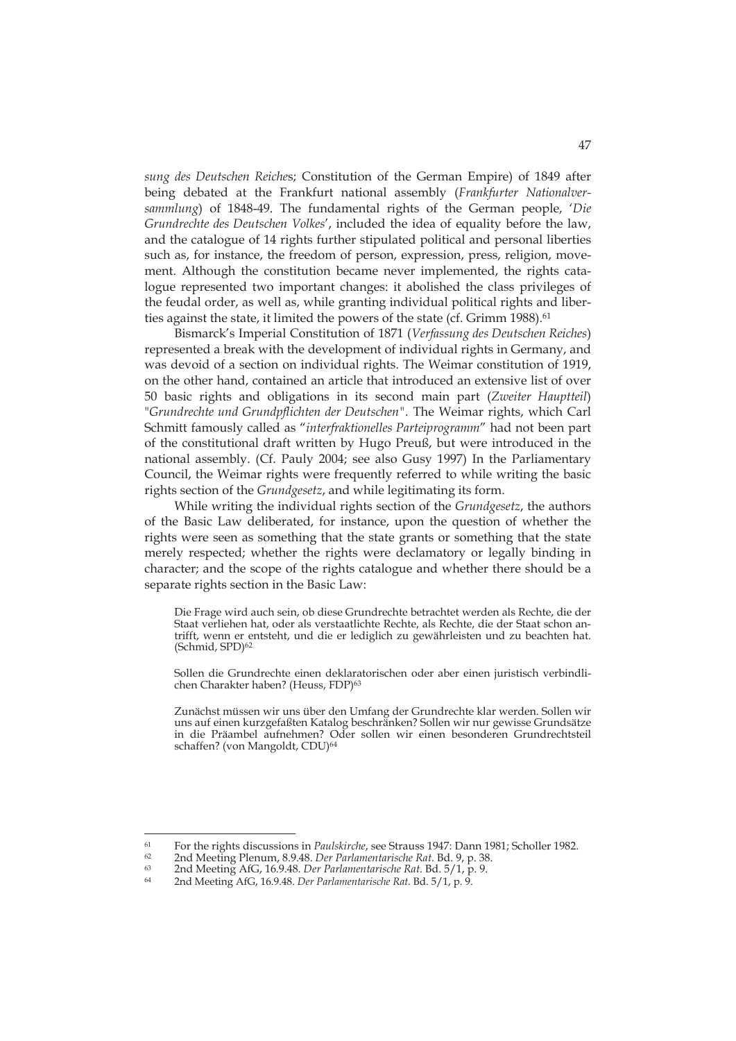*sung des Deutschen Reiche*s; Constitution of the German Empire) of 1849 after being debated at the Frankfurt national assembly (*Frankfurter Nationalversammlung*) of 1848-49. The fundamental rights of the German people, '*Die Grundrechte des Deutschen Volkes*', included the idea of equality before the law, and the catalogue of 14 rights further stipulated political and personal liberties such as, for instance, the freedom of person, expression, press, religion, movement. Although the constitution became never implemented, the rights catalogue represented two important changes: it abolished the class privileges of the feudal order, as well as, while granting individual political rights and liberties against the state, it limited the powers of the state (cf. Grimm 1988).[61]

Bismarck's Imperial Constitution of 1871 (*Verfassung des Deutschen Reiches*) represented a break with the development of individual rights in Germany, and was devoid of a section on individual rights. The Weimar constitution of 1919, on the other hand, contained an article that introduced an extensive list of over 50 basic rights and obligations in its second main part (*Zweiter Hauptteil*) "*Grundrechte und Grundpflichten der Deutschen*". The Weimar rights, which Carl Schmitt famously called as "*interfraktionelles Parteiprogramm*" had not been part of the constitutional draft written by Hugo Preuß, but were introduced in the national assembly. (Cf. Pauly 2004; see also Gusy 1997) In the Parliamentary Council, the Weimar rights were frequently referred to while writing the basic rights section of the *Grundgesetz*, and while legitimating its form.

While writing the individual rights section of the *Grundgesetz*, the authors of the Basic Law deliberated, for instance, upon the question of whether the rights were seen as something that the state grants or something that the state merely respected; whether the rights were declamatory or legally binding in character; and the scope of the rights catalogue and whether there should be a separate rights section in the Basic Law:

> Die Frage wird auch sein, ob diese Grundrechte betrachtet werden als Rechte, die der Staat verliehen hat, oder als verstaatlichte Rechte, als Rechte, die der Staat schon antrifft, wenn er entsteht, und die er lediglich zu gewährleisten und zu beachten hat. (Schmid, SPD)[62]

> Sollen die Grundrechte einen deklaratorischen oder aber einen juristisch verbindlichen Charakter haben? (Heuss, FDP)[63]

> Zunächst müssen wir uns über den Umfang der Grundrechte klar werden. Sollen wir uns auf einen kurzgefaßten Katalog beschränken? Sollen wir nur gewisse Grundsätze in die Präambel aufnehmen? Oder sollen wir einen besonderen Grundrechtsteil schaffen? (von Mangoldt, CDU)[64]

---

[61] For the rights discussions in *Paulskirche*, see Strauss 1947: Dann 1981; Scholler 1982.

[62] 2nd Meeting Plenum, 8.9.48. *Der Parlamentarische Rat*. Bd. 9, p. 38.

[63] 2nd Meeting AfG, 16.9.48. *Der Parlamentarische Rat*. Bd. 5/1, p. 9.

[64] 2nd Meeting AfG, 16.9.48. *Der Parlamentarische Rat*. Bd. 5/1, p. 9.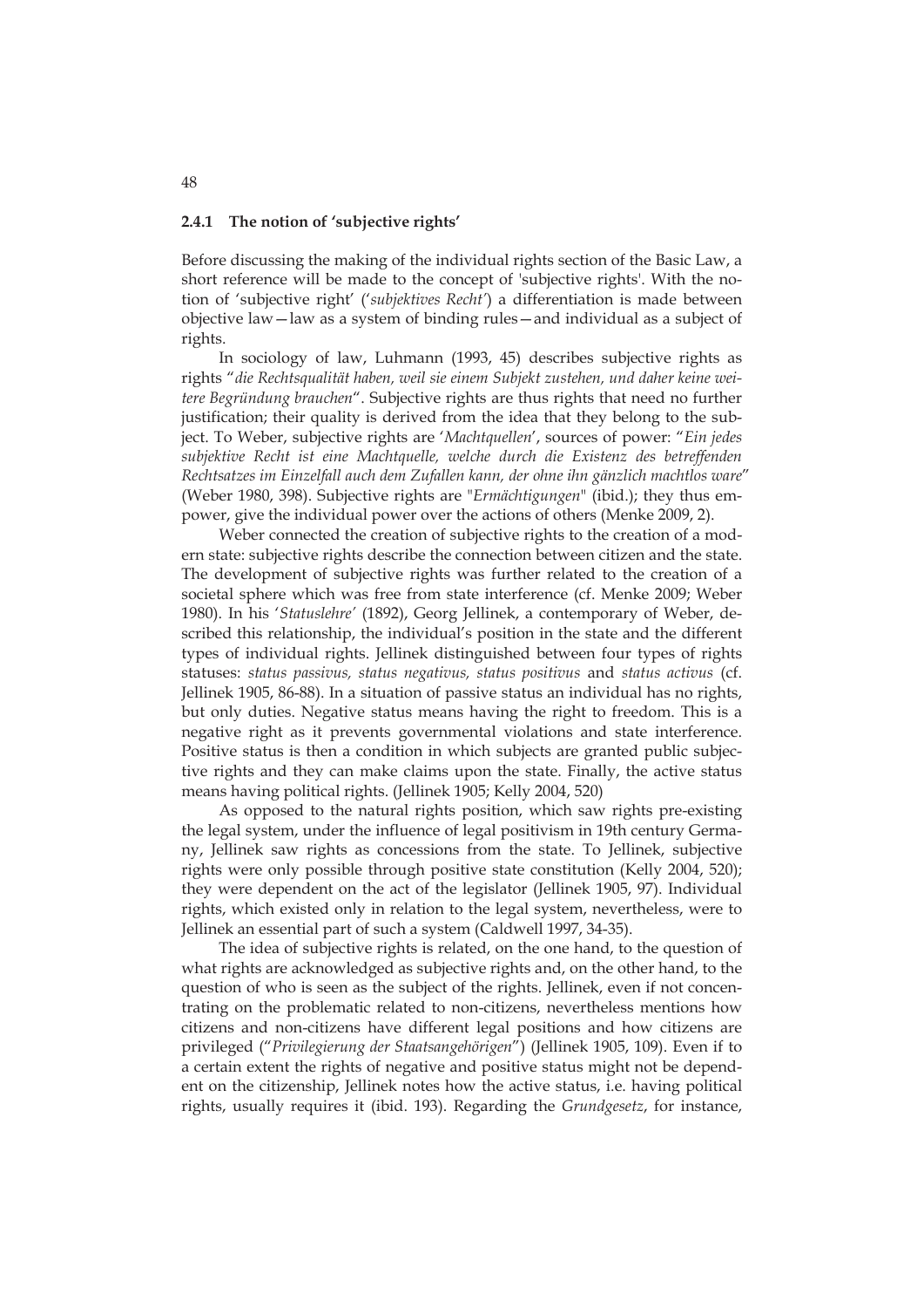### 2.4.1 The notion of 'subjective rights'

Before discussing the making of the individual rights section of the Basic Law, a short reference will be made to the concept of 'subjective rights'. With the notion of 'subjective right' ('*subjektives Recht*') a differentiation is made between objective law—law as a system of binding rules—and individual as a subject of rights.

In sociology of law, Luhmann (1993, 45) describes subjective rights as rights "*die Rechtsqualität haben, weil sie einem Subjekt zustehen, und daher keine weitere Begründung brauchen*". Subjective rights are thus rights that need no further justification; their quality is derived from the idea that they belong to the subject. To Weber, subjective rights are '*Machtquellen*', sources of power: "*Ein jedes subjektive Recht ist eine Machtquelle, welche durch die Existenz des betreffenden Rechtsatzes im Einzelfall auch dem Zufallen kann, der ohne ihn gänzlich machtlos ware*" (Weber 1980, 398). Subjective rights are "*Ermächtigungen*" (ibid.); they thus empower, give the individual power over the actions of others (Menke 2009, 2).

Weber connected the creation of subjective rights to the creation of a modern state: subjective rights describe the connection between citizen and the state. The development of subjective rights was further related to the creation of a societal sphere which was free from state interference (cf. Menke 2009; Weber 1980). In his '*Statuslehre'* (1892), Georg Jellinek, a contemporary of Weber, described this relationship, the individual's position in the state and the different types of individual rights. Jellinek distinguished between four types of rights statuses: *status passivus, status negativus, status positivus* and *status activus* (cf. Jellinek 1905, 86-88). In a situation of passive status an individual has no rights, but only duties. Negative status means having the right to freedom. This is a negative right as it prevents governmental violations and state interference. Positive status is then a condition in which subjects are granted public subjective rights and they can make claims upon the state. Finally, the active status means having political rights. (Jellinek 1905; Kelly 2004, 520)

As opposed to the natural rights position, which saw rights pre-existing the legal system, under the influence of legal positivism in 19th century Germany, Jellinek saw rights as concessions from the state. To Jellinek, subjective rights were only possible through positive state constitution (Kelly 2004, 520); they were dependent on the act of the legislator (Jellinek 1905, 97). Individual rights, which existed only in relation to the legal system, nevertheless, were to Jellinek an essential part of such a system (Caldwell 1997, 34-35).

The idea of subjective rights is related, on the one hand, to the question of what rights are acknowledged as subjective rights and, on the other hand, to the question of who is seen as the subject of the rights. Jellinek, even if not concentrating on the problematic related to non-citizens, nevertheless mentions how citizens and non-citizens have different legal positions and how citizens are privileged ("*Privilegierung der Staatsangehörigen*") (Jellinek 1905, 109). Even if to a certain extent the rights of negative and positive status might not be dependent on the citizenship, Jellinek notes how the active status, i.e. having political rights, usually requires it (ibid. 193). Regarding the *Grundgesetz*, for instance,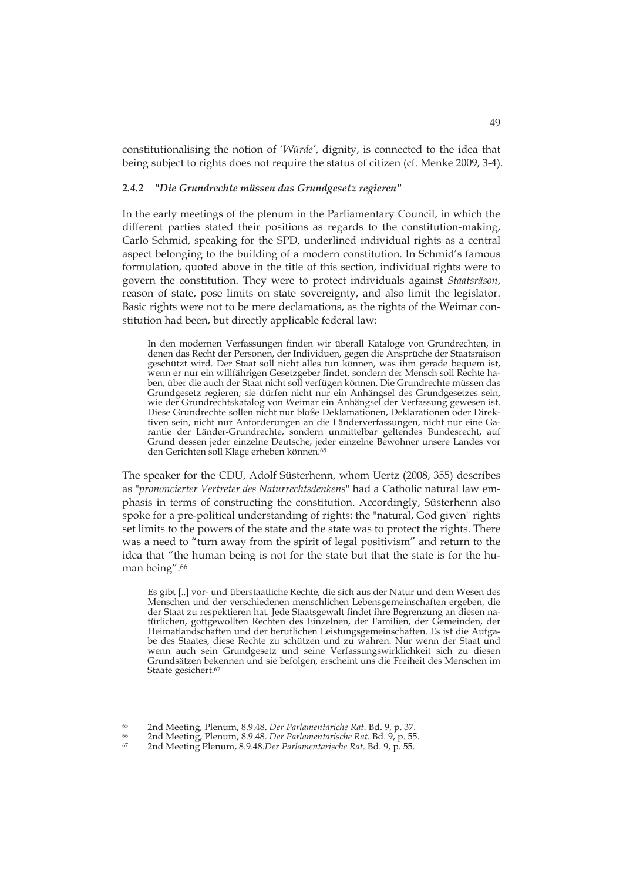constitutionalising the notion of '*Würde*', dignity, is connected to the idea that being subject to rights does not require the status of citizen (cf. Menke 2009, 3-4).

### *2.4.2 "Die Grundrechte müssen das Grundgesetz regieren"*

In the early meetings of the plenum in the Parliamentary Council, in which the different parties stated their positions as regards to the constitution-making, Carlo Schmid, speaking for the SPD, underlined individual rights as a central aspect belonging to the building of a modern constitution. In Schmid's famous formulation, quoted above in the title of this section, individual rights were to govern the constitution. They were to protect individuals against *Staatsräson*, reason of state, pose limits on state sovereignty, and also limit the legislator. Basic rights were not to be mere declamations, as the rights of the Weimar constitution had been, but directly applicable federal law:

> In den modernen Verfassungen finden wir überall Kataloge von Grundrechten, in denen das Recht der Personen, der Individuen, gegen die Ansprüche der Staatsraison geschützt wird. Der Staat soll nicht alles tun können, was ihm gerade bequem ist, wenn er nur ein willfährigen Gesetzgeber findet, sondern der Mensch soll Rechte haben, über die auch der Staat nicht soll verfügen können. Die Grundrechte müssen das Grundgesetz regieren; sie dürfen nicht nur ein Anhängsel des Grundgesetzes sein, wie der Grundrechtskatalog von Weimar ein Anhängsel der Verfassung gewesen ist. Diese Grundrechte sollen nicht nur bloße Deklamationen, Deklarationen oder Direktiven sein, nicht nur Anforderungen an die Länderverfassungen, nicht nur eine Garantie der Länder-Grundrechte, sondern unmittelbar geltendes Bundesrecht, auf Grund dessen jeder einzelne Deutsche, jeder einzelne Bewohner unsere Landes vor den Gerichten soll Klage erheben können.[65]

The speaker for the CDU, Adolf Süsterhenn, whom Uertz (2008, 355) describes as "*prononcierter Vertreter des Naturrechtsdenkens*" had a Catholic natural law emphasis in terms of constructing the constitution. Accordingly, Süsterhenn also spoke for a pre-political understanding of rights: the "natural, God given" rights set limits to the powers of the state and the state was to protect the rights. There was a need to "turn away from the spirit of legal positivism" and return to the idea that "the human being is not for the state but that the state is for the human being".[66]

> Es gibt [..] vor- und überstaatliche Rechte, die sich aus der Natur und dem Wesen des Menschen und der verschiedenen menschlichen Lebensgemeinschaften ergeben, die der Staat zu respektieren hat. Jede Staatsgewalt findet ihre Begrenzung an diesen natürlichen, gottgewollten Rechten des Einzelnen, der Familien, der Gemeinden, der Heimatlandschaften und der beruflichen Leistungsgemeinschaften. Es ist die Aufgabe des Staates, diese Rechte zu schützen und zu wahren. Nur wenn der Staat und wenn auch sein Grundgesetz und seine Verfassungswirklichkeit sich zu diesen Grundsätzen bekennen und sie befolgen, erscheint uns die Freiheit des Menschen im Staate gesichert.[67]

---

[65] 2nd Meeting, Plenum, 8.9.48. *Der Parlamentariche Rat*. Bd. 9, p. 37.

[66] 2nd Meeting, Plenum, 8.9.48. *Der Parlamentarische Rat*. Bd. 9, p. 55.

[67] 2nd Meeting Plenum, 8.9.48.*Der Parlamentarische Rat*. Bd. 9, p. 55.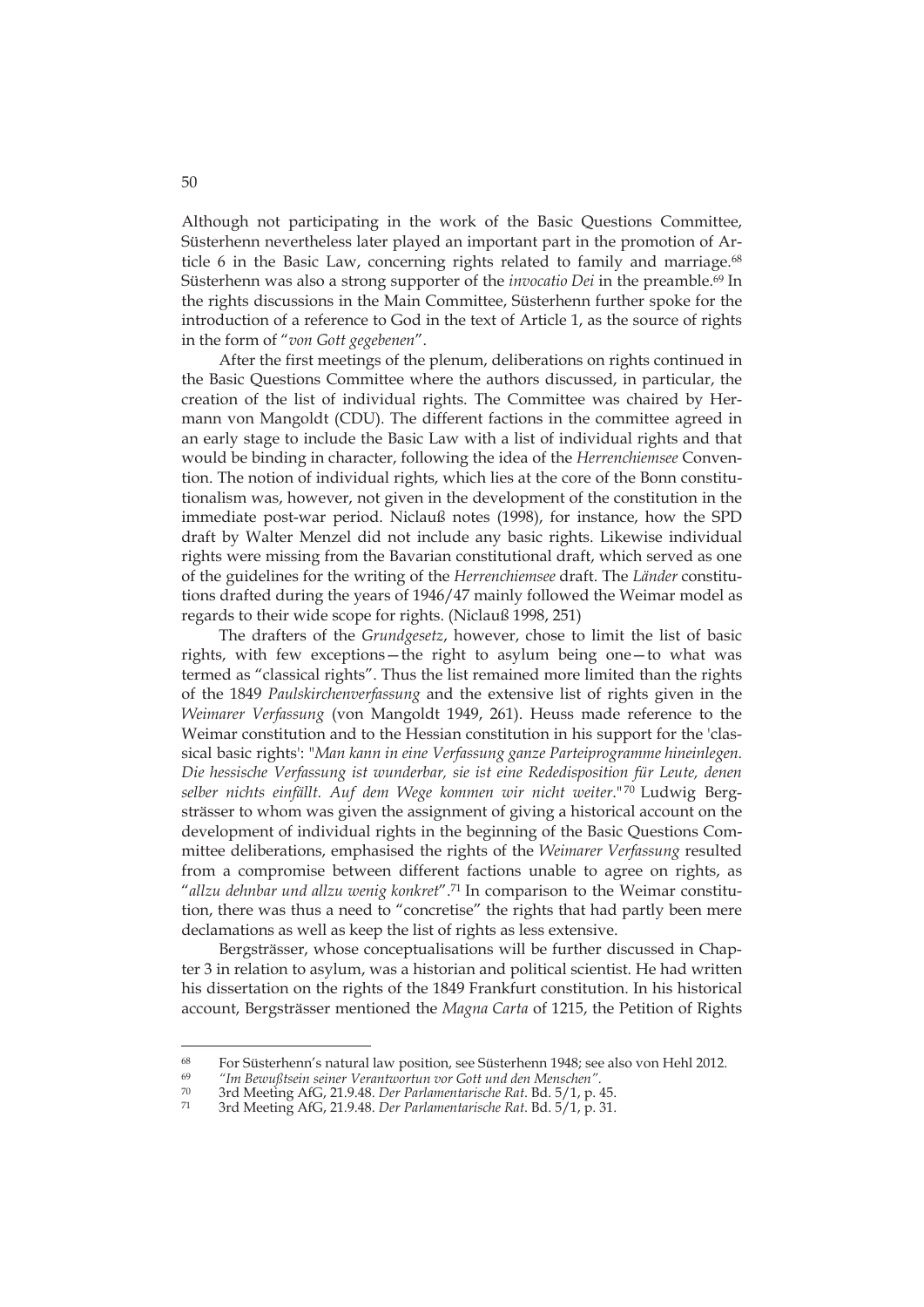Although not participating in the work of the Basic Questions Committee, Süsterhenn nevertheless later played an important part in the promotion of Article 6 in the Basic Law, concerning rights related to family and marriage.[68] Süsterhenn was also a strong supporter of the *invocatio Dei* in the preamble.[69] In the rights discussions in the Main Committee, Süsterhenn further spoke for the introduction of a reference to God in the text of Article 1, as the source of rights in the form of "*von Gott gegebenen*".

After the first meetings of the plenum, deliberations on rights continued in the Basic Questions Committee where the authors discussed, in particular, the creation of the list of individual rights. The Committee was chaired by Hermann von Mangoldt (CDU). The different factions in the committee agreed in an early stage to include the Basic Law with a list of individual rights and that would be binding in character, following the idea of the *Herrenchiemsee* Convention. The notion of individual rights, which lies at the core of the Bonn constitutionalism was, however, not given in the development of the constitution in the immediate post-war period. Niclauß notes (1998), for instance, how the SPD draft by Walter Menzel did not include any basic rights. Likewise individual rights were missing from the Bavarian constitutional draft, which served as one of the guidelines for the writing of the *Herrenchiemsee* draft. The *Länder* constitutions drafted during the years of 1946/47 mainly followed the Weimar model as regards to their wide scope for rights. (Niclauß 1998, 251)

The drafters of the *Grundgesetz*, however, chose to limit the list of basic rights, with few exceptions—the right to asylum being one—to what was termed as "classical rights". Thus the list remained more limited than the rights of the 1849 *Paulskirchenverfassung* and the extensive list of rights given in the *Weimarer Verfassung* (von Mangoldt 1949, 261). Heuss made reference to the Weimar constitution and to the Hessian constitution in his support for the 'classical basic rights': "*Man kann in eine Verfassung ganze Parteiprogramme hineinlegen. Die hessische Verfassung ist wunderbar, sie ist eine Rededisposition für Leute, denen selber nichts einfällt. Auf dem Wege kommen wir nicht weiter.*"[70] Ludwig Bergsträsser to whom was given the assignment of giving a historical account on the development of individual rights in the beginning of the Basic Questions Committee deliberations, emphasised the rights of the *Weimarer Verfassung* resulted from a compromise between different factions unable to agree on rights, as "*allzu dehnbar und allzu wenig konkret*".[71] In comparison to the Weimar constitution, there was thus a need to "concretise" the rights that had partly been mere declamations as well as keep the list of rights as less extensive.

Bergsträsser, whose conceptualisations will be further discussed in Chapter 3 in relation to asylum, was a historian and political scientist. He had written his dissertation on the rights of the 1849 Frankfurt constitution. In his historical account, Bergsträsser mentioned the *Magna Carta* of 1215, the Petition of Rights

---

[68] For Süsterhenn's natural law position, see Süsterhenn 1948; see also von Hehl 2012.

[69] *"Im Bewußtsein seiner Verantwortun vor Gott und den Menschen".*

[70] 3rd Meeting AfG, 21.9.48. *Der Parlamentarische Rat*. Bd. 5/1, p. 45.

[71] 3rd Meeting AfG, 21.9.48. *Der Parlamentarische Rat*. Bd. 5/1, p. 31.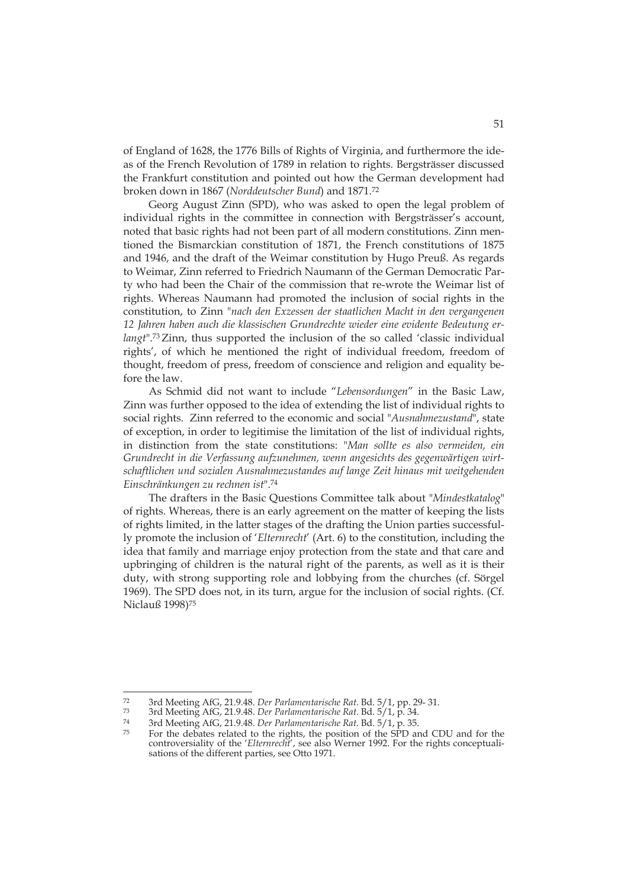of England of 1628, the 1776 Bills of Rights of Virginia, and furthermore the ideas of the French Revolution of 1789 in relation to rights. Bergsträsser discussed the Frankfurt constitution and pointed out how the German development had broken down in 1867 (*Norddeutscher Bund*) and 1871.[72]

Georg August Zinn (SPD), who was asked to open the legal problem of individual rights in the committee in connection with Bergsträsser's account, noted that basic rights had not been part of all modern constitutions. Zinn mentioned the Bismarckian constitution of 1871, the French constitutions of 1875 and 1946, and the draft of the Weimar constitution by Hugo Preuß. As regards to Weimar, Zinn referred to Friedrich Naumann of the German Democratic Party who had been the Chair of the commission that re-wrote the Weimar list of rights. Whereas Naumann had promoted the inclusion of social rights in the constitution, to Zinn "*nach den Exzessen der staatlichen Macht in den vergangenen 12 Jahren haben auch die klassischen Grundrechte wieder eine evidente Bedeutung erlangt*".[73] Zinn, thus supported the inclusion of the so called 'classic individual rights', of which he mentioned the right of individual freedom, freedom of thought, freedom of press, freedom of conscience and religion and equality before the law.

As Schmid did not want to include "*Lebensordungen*" in the Basic Law, Zinn was further opposed to the idea of extending the list of individual rights to social rights. Zinn referred to the economic and social "*Ausnahmezustand*", state of exception, in order to legitimise the limitation of the list of individual rights, in distinction from the state constitutions: "*Man sollte es also vermeiden, ein Grundrecht in die Verfassung aufzunehmen, wenn angesichts des gegenwärtigen wirtschaftlichen und sozialen Ausnahmezustandes auf lange Zeit hinaus mit weitgehenden Einschränkungen zu rechnen ist*".[74]

The drafters in the Basic Questions Committee talk about "*Mindestkatalog*" of rights. Whereas, there is an early agreement on the matter of keeping the lists of rights limited, in the latter stages of the drafting the Union parties successfully promote the inclusion of '*Elternrecht*' (Art. 6) to the constitution, including the idea that family and marriage enjoy protection from the state and that care and upbringing of children is the natural right of the parents, as well as it is their duty, with strong supporting role and lobbying from the churches (cf. Sörgel 1969). The SPD does not, in its turn, argue for the inclusion of social rights. (Cf. Niclauß 1998)[75]

---

[72] 3rd Meeting AfG, 21.9.48. *Der Parlamentarische Rat*. Bd. 5/1, pp. 29- 31.

[73] 3rd Meeting AfG, 21.9.48. *Der Parlamentarische Rat*. Bd. 5/1, p. 34.

[74] 3rd Meeting AfG, 21.9.48. *Der Parlamentarische Rat*. Bd. 5/1, p. 35.

[75] For the debates related to the rights, the position of the SPD and CDU and for the controversiality of the '*Elternrecht*', see also Werner 1992. For the rights conceptualisations of the different parties, see Otto 1971.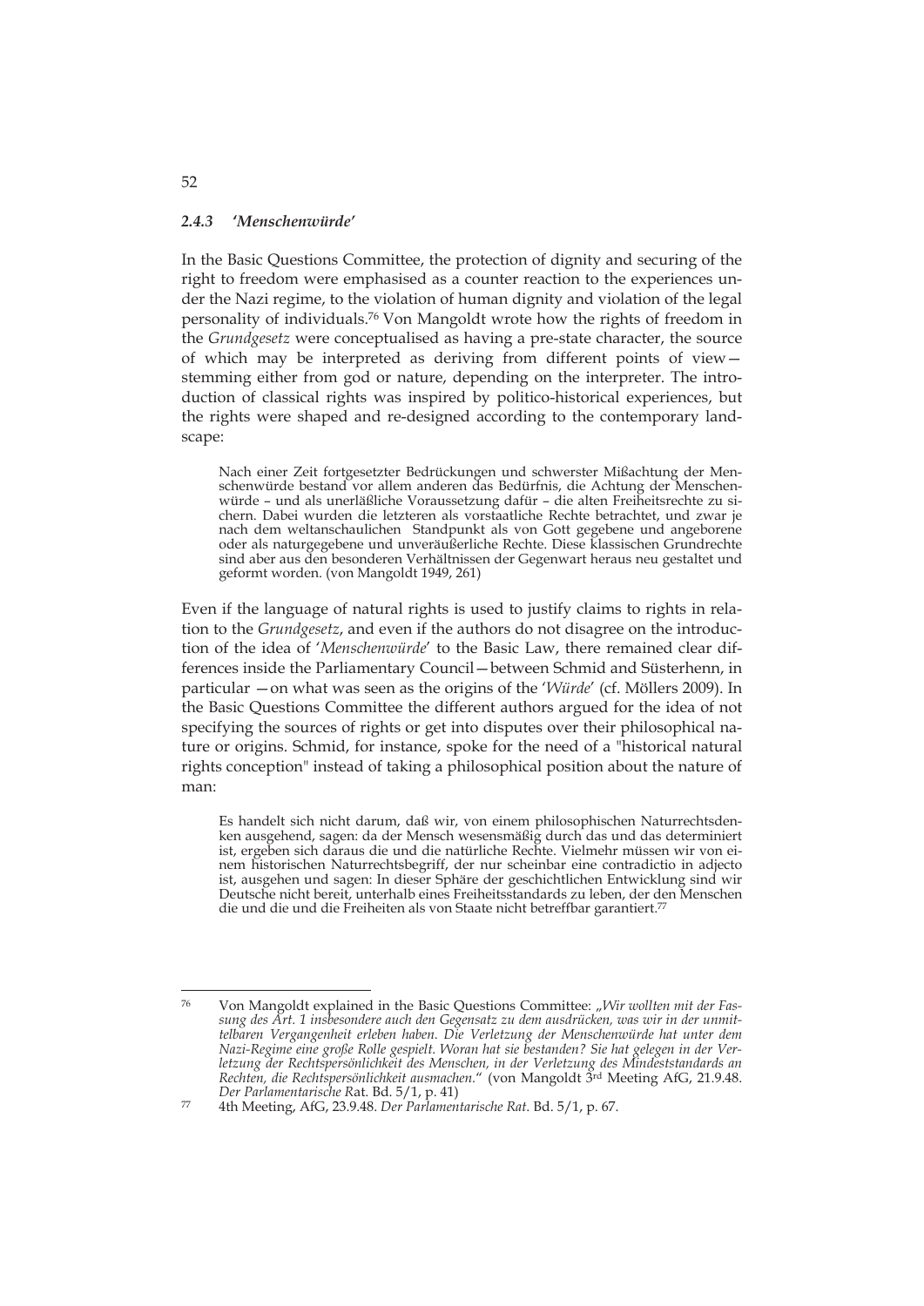### *2.4.3 'Menschenwürde'*

In the Basic Questions Committee, the protection of dignity and securing of the right to freedom were emphasised as a counter reaction to the experiences under the Nazi regime, to the violation of human dignity and violation of the legal personality of individuals.[76] Von Mangoldt wrote how the rights of freedom in the *Grundgesetz* were conceptualised as having a pre-state character, the source of which may be interpreted as deriving from different points of view—stemming either from god or nature, depending on the interpreter. The introduction of classical rights was inspired by politico-historical experiences, but the rights were shaped and re-designed according to the contemporary landscape:

> Nach einer Zeit fortgesetzter Bedrückungen und schwerster Mißachtung der Menschenwürde bestand vor allem anderen das Bedürfnis, die Achtung der Menschenwürde – und als unerläßliche Voraussetzung dafür – die alten Freiheitsrechte zu sichern. Dabei wurden die letzteren als vorstaatliche Rechte betrachtet, und zwar je nach dem weltanschaulichen Standpunkt als von Gott gegebene und angeborene oder als naturgegebene und unveräußerliche Rechte. Diese klassischen Grundrechte sind aber aus den besonderen Verhältnissen der Gegenwart heraus neu gestaltet und geformt worden. (von Mangoldt 1949, 261)

Even if the language of natural rights is used to justify claims to rights in relation to the *Grundgesetz*, and even if the authors do not disagree on the introduction of the idea of '*Menschenwürde*' to the Basic Law, there remained clear differences inside the Parliamentary Council—between Schmid and Süsterhenn, in particular —on what was seen as the origins of the '*Würde*' (cf. Möllers 2009). In the Basic Questions Committee the different authors argued for the idea of not specifying the sources of rights or get into disputes over their philosophical nature or origins. Schmid, for instance, spoke for the need of a "historical natural rights conception" instead of taking a philosophical position about the nature of man:

> Es handelt sich nicht darum, daß wir, von einem philosophischen Naturrechtsdenken ausgehend, sagen: da der Mensch wesensmäßig durch das und das determiniert ist, ergeben sich daraus die und die natürliche Rechte. Vielmehr müssen wir von einem historischen Naturrechtsbegriff, der nur scheinbar eine contradictio in adjecto ist, ausgehen und sagen: In dieser Sphäre der geschichtlichen Entwicklung sind wir Deutsche nicht bereit, unterhalb eines Freiheitsstandards zu leben, der den Menschen die und die und die Freiheiten als von Staate nicht betreffbar garantiert.[77]

---

[76] Von Mangoldt explained in the Basic Questions Committee: „*Wir wollten mit der Fassung des Art. 1 insbesondere auch den Gegensatz zu dem ausdrücken, was wir in der unmittelbaren Vergangenheit erleben haben. Die Verletzung der Menschenwürde hat unter dem Nazi-Regime eine große Rolle gespielt. Woran hat sie bestanden? Sie hat gelegen in der Verletzung der Rechtspersönlichkeit des Menschen, in der Verletzung des Mindeststandards an Rechten, die Rechtspersönlichkeit ausmachen.*" (von Mangoldt 3rd Meeting AfG, 21.9.48. *Der Parlamentarische R*at. Bd. 5/1, p. 41)

[77] 4th Meeting, AfG, 23.9.48. *Der Parlamentarische Rat*. Bd. 5/1, p. 67.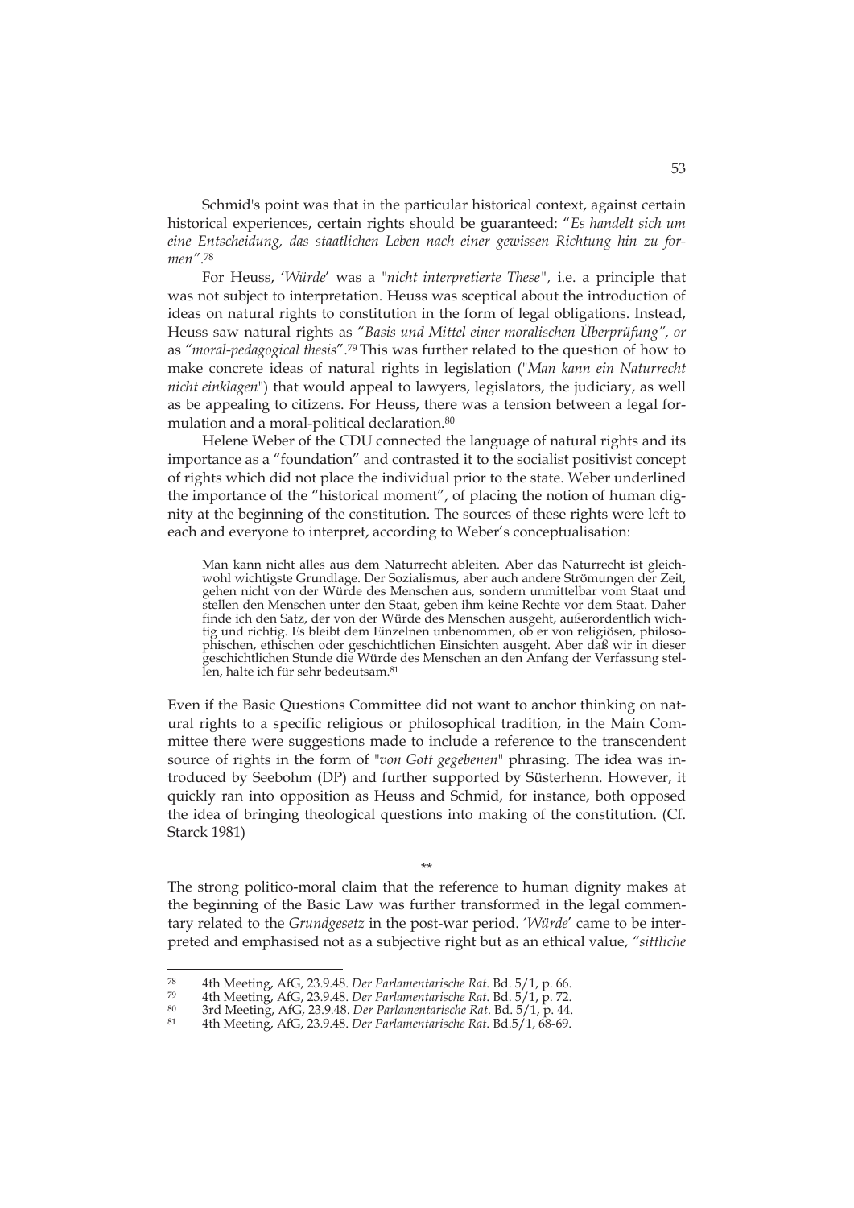Schmid's point was that in the particular historical context, against certain historical experiences, certain rights should be guaranteed: "*Es handelt sich um eine Entscheidung, das staatlichen Leben nach einer gewissen Richtung hin zu formen*".[78]

For Heuss, '*Würde*' was a "*nicht interpretierte These*", i.e. a principle that was not subject to interpretation. Heuss was sceptical about the introduction of ideas on natural rights to constitution in the form of legal obligations. Instead, Heuss saw natural rights as "*Basis und Mittel einer moralischen Überprüfung", or* as *"moral-pedagogical thesis*".[79] This was further related to the question of how to make concrete ideas of natural rights in legislation ("*Man kann ein Naturrecht nicht einklagen*") that would appeal to lawyers, legislators, the judiciary, as well as be appealing to citizens. For Heuss, there was a tension between a legal formulation and a moral-political declaration.[80]

Helene Weber of the CDU connected the language of natural rights and its importance as a "foundation" and contrasted it to the socialist positivist concept of rights which did not place the individual prior to the state. Weber underlined the importance of the "historical moment", of placing the notion of human dignity at the beginning of the constitution. The sources of these rights were left to each and everyone to interpret, according to Weber's conceptualisation:

> Man kann nicht alles aus dem Naturrecht ableiten. Aber das Naturrecht ist gleichwohl wichtigste Grundlage. Der Sozialismus, aber auch andere Strömungen der Zeit, gehen nicht von der Würde des Menschen aus, sondern unmittelbar vom Staat und stellen den Menschen unter den Staat, geben ihm keine Rechte vor dem Staat. Daher finde ich den Satz, der von der Würde des Menschen ausgeht, außerordentlich wichtig und richtig. Es bleibt dem Einzelnen unbenommen, ob er von religiösen, philosophischen, ethischen oder geschichtlichen Einsichten ausgeht. Aber daß wir in dieser geschichtlichen Stunde die Würde des Menschen an den Anfang der Verfassung stellen, halte ich für sehr bedeutsam.[81]

Even if the Basic Questions Committee did not want to anchor thinking on natural rights to a specific religious or philosophical tradition, in the Main Committee there were suggestions made to include a reference to the transcendent source of rights in the form of "*von Gott gegebenen*" phrasing. The idea was introduced by Seebohm (DP) and further supported by Süsterhenn. However, it quickly ran into opposition as Heuss and Schmid, for instance, both opposed the idea of bringing theological questions into making of the constitution. (Cf. Starck 1981)

\*\*

The strong politico-moral claim that the reference to human dignity makes at the beginning of the Basic Law was further transformed in the legal commentary related to the *Grundgesetz* in the post-war period. '*Würde*' came to be interpreted and emphasised not as a subjective right but as an ethical value, *"sittliche*

---

[78] 4th Meeting, AfG, 23.9.48. *Der Parlamentarische Rat*. Bd. 5/1, p. 66.

[79] 4th Meeting, AfG, 23.9.48. *Der Parlamentarische Rat*. Bd. 5/1, p. 72.

[80] 3rd Meeting, AfG, 23.9.48. *Der Parlamentarische Rat*. Bd. 5/1, p. 44.

[81] 4th Meeting, AfG, 23.9.48. *Der Parlamentarische Rat*. Bd.5/1, 68-69.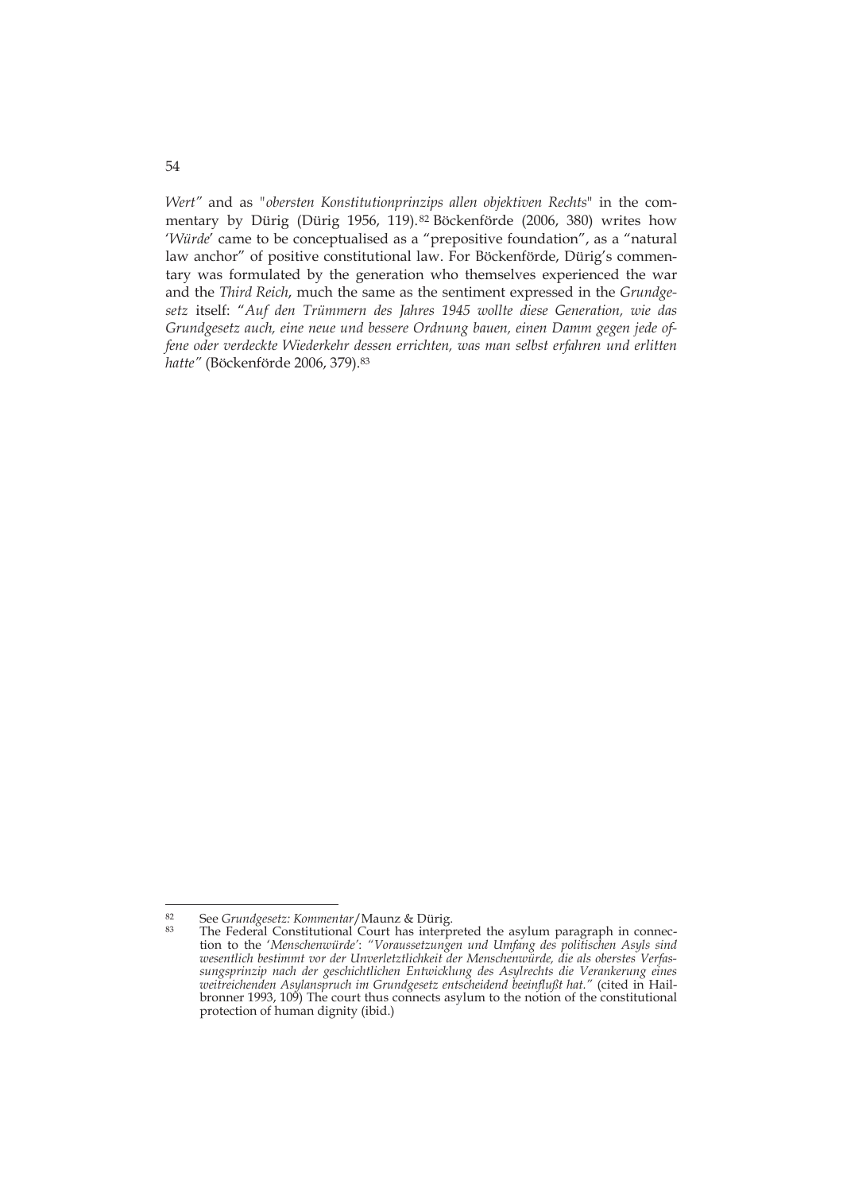*Wert"* and as "*obersten Konstitutionprinzips allen objektiven Rechts*" in the commentary by Dürig (Dürig 1956, 119).[82] Böckenförde (2006, 380) writes how '*Würde*' came to be conceptualised as a "prepositive foundation", as a "natural law anchor" of positive constitutional law. For Böckenförde, Dürig's commentary was formulated by the generation who themselves experienced the war and the *Third Reich*, much the same as the sentiment expressed in the *Grundgesetz* itself: "*Auf den Trümmern des Jahres 1945 wollte diese Generation, wie das Grundgesetz auch, eine neue und bessere Ordnung bauen, einen Damm gegen jede offene oder verdeckte Wiederkehr dessen errichten, was man selbst erfahren und erlitten hatte"* (Böckenförde 2006, 379).[83]

---

[82] See *Grundgesetz: Kommentar*/Maunz & Dürig.

[83] The Federal Constitutional Court has interpreted the asylum paragraph in connection to the '*Menschenwürde*': *"Voraussetzungen und Umfang des politischen Asyls sind wesentlich bestimmt vor der Unverletztlichkeit der Menschenwürde, die als oberstes Verfassungsprinzip nach der geschichtlichen Entwicklung des Asylrechts die Verankerung eines weitreichenden Asylanspruch im Grundgesetz entscheidend beeinflußt hat."* (cited in Hailbronner 1993, 109) The court thus connects asylum to the notion of the constitutional protection of human dignity (ibid.)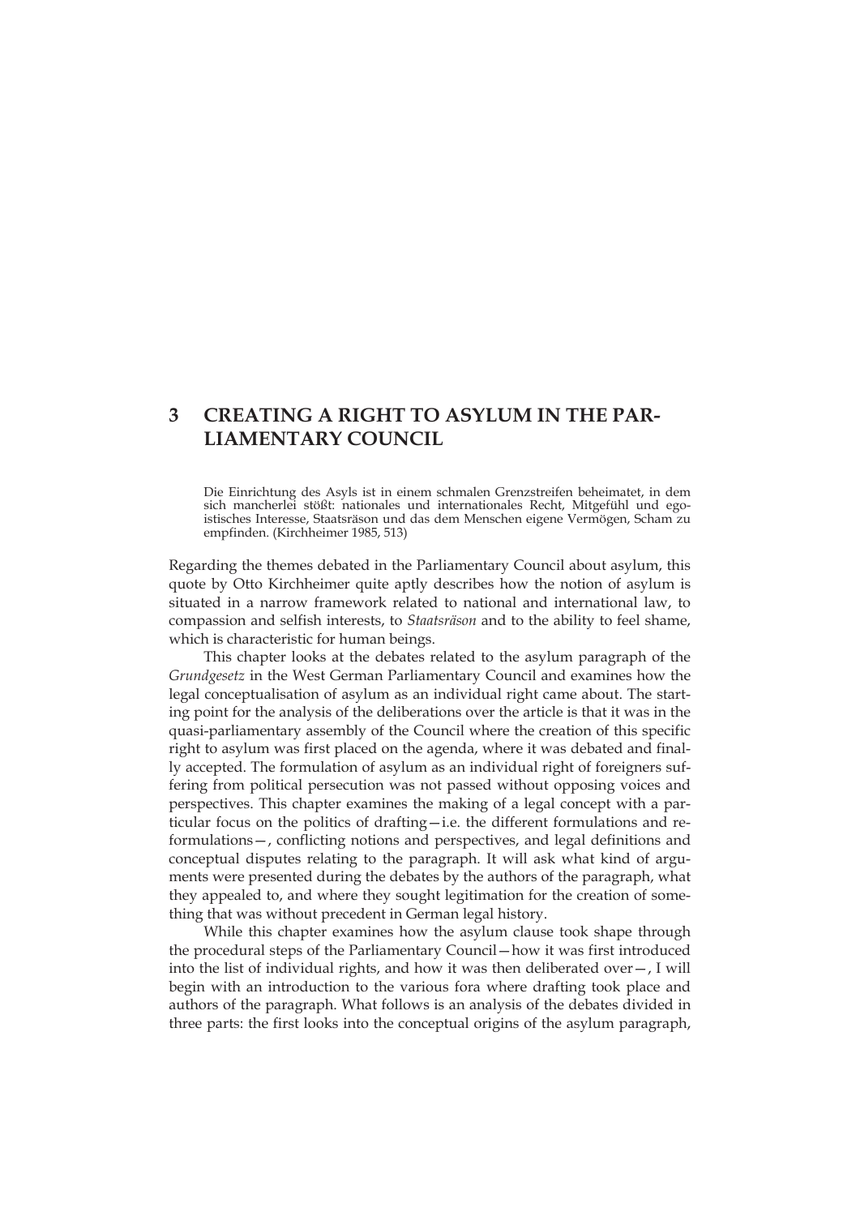# 3 CREATING A RIGHT TO ASYLUM IN THE PARLIAMENTARY COUNCIL

> Die Einrichtung des Asyls ist in einem schmalen Grenzstreifen beheimatet, in dem sich mancherlei stößt: nationales und internationales Recht, Mitgefühl und egoistisches Interesse, Staatsräson und das dem Menschen eigene Vermögen, Scham zu empfinden. (Kirchheimer 1985, 513)

Regarding the themes debated in the Parliamentary Council about asylum, this quote by Otto Kirchheimer quite aptly describes how the notion of asylum is situated in a narrow framework related to national and international law, to compassion and selfish interests, to *Staatsräson* and to the ability to feel shame, which is characteristic for human beings.

This chapter looks at the debates related to the asylum paragraph of the *Grundgesetz* in the West German Parliamentary Council and examines how the legal conceptualisation of asylum as an individual right came about. The starting point for the analysis of the deliberations over the article is that it was in the quasi-parliamentary assembly of the Council where the creation of this specific right to asylum was first placed on the agenda, where it was debated and finally accepted. The formulation of asylum as an individual right of foreigners suffering from political persecution was not passed without opposing voices and perspectives. This chapter examines the making of a legal concept with a particular focus on the politics of drafting—i.e. the different formulations and reformulations—, conflicting notions and perspectives, and legal definitions and conceptual disputes relating to the paragraph. It will ask what kind of arguments were presented during the debates by the authors of the paragraph, what they appealed to, and where they sought legitimation for the creation of something that was without precedent in German legal history.

While this chapter examines how the asylum clause took shape through the procedural steps of the Parliamentary Council—how it was first introduced into the list of individual rights, and how it was then deliberated over—, I will begin with an introduction to the various fora where drafting took place and authors of the paragraph. What follows is an analysis of the debates divided in three parts: the first looks into the conceptual origins of the asylum paragraph,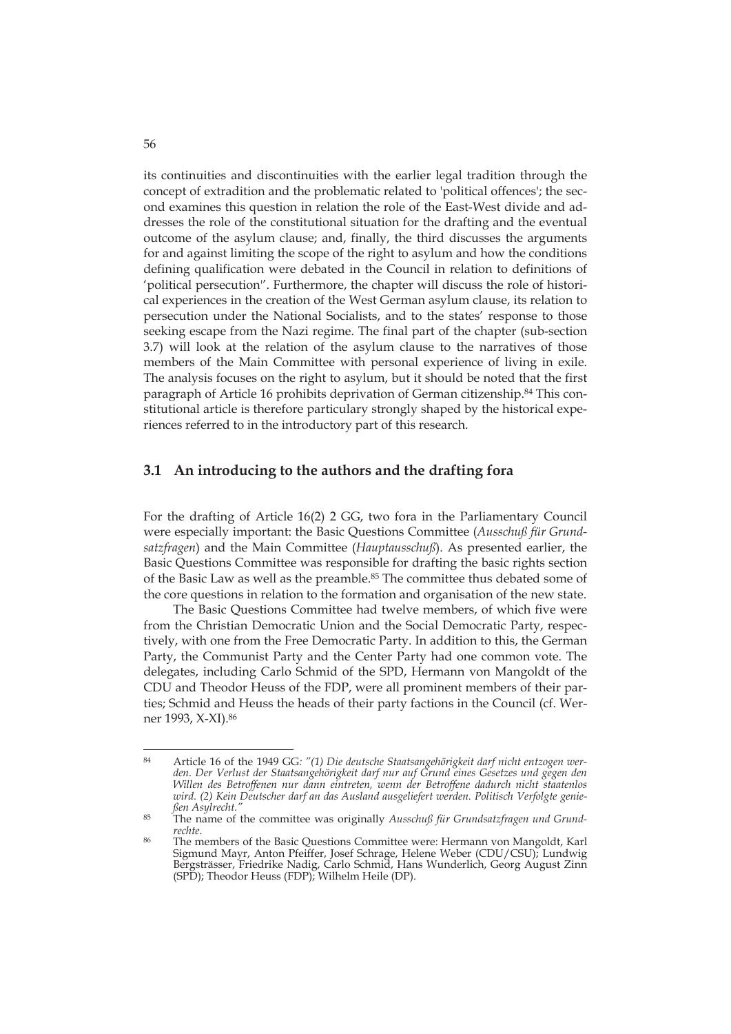its continuities and discontinuities with the earlier legal tradition through the concept of extradition and the problematic related to 'political offences'; the second examines this question in relation the role of the East-West divide and addresses the role of the constitutional situation for the drafting and the eventual outcome of the asylum clause; and, finally, the third discusses the arguments for and against limiting the scope of the right to asylum and how the conditions defining qualification were debated in the Council in relation to definitions of 'political persecution". Furthermore, the chapter will discuss the role of historical experiences in the creation of the West German asylum clause, its relation to persecution under the National Socialists, and to the states' response to those seeking escape from the Nazi regime. The final part of the chapter (sub-section 3.7) will look at the relation of the asylum clause to the narratives of those members of the Main Committee with personal experience of living in exile. The analysis focuses on the right to asylum, but it should be noted that the first paragraph of Article 16 prohibits deprivation of German citizenship.[84] This constitutional article is therefore particulary strongly shaped by the historical experiences referred to in the introductory part of this research.

## 3.1 An introducing to the authors and the drafting fora

For the drafting of Article 16(2) 2 GG, two fora in the Parliamentary Council were especially important: the Basic Questions Committee (*Ausschuß für Grundsatzfragen*) and the Main Committee (*Hauptausschuß*). As presented earlier, the Basic Questions Committee was responsible for drafting the basic rights section of the Basic Law as well as the preamble.[85] The committee thus debated some of the core questions in relation to the formation and organisation of the new state.

The Basic Questions Committee had twelve members, of which five were from the Christian Democratic Union and the Social Democratic Party, respectively, with one from the Free Democratic Party. In addition to this, the German Party, the Communist Party and the Center Party had one common vote. The delegates, including Carlo Schmid of the SPD, Hermann von Mangoldt of the CDU and Theodor Heuss of the FDP, were all prominent members of their parties; Schmid and Heuss the heads of their party factions in the Council (cf. Werner 1993, X-XI).[86]

---

[84] Article 16 of the 1949 GG: *"(1) Die deutsche Staatsangehörigkeit darf nicht entzogen werden. Der Verlust der Staatsangehörigkeit darf nur auf Grund eines Gesetzes und gegen den Willen des Betroffenen nur dann eintreten, wenn der Betroffene dadurch nicht staatenlos wird. (2) Kein Deutscher darf an das Ausland ausgeliefert werden. Politisch Verfolgte genießen Asylrecht."*

[85] The name of the committee was originally *Ausschuß für Grundsatzfragen und Grundrechte.*

[86] The members of the Basic Questions Committee were: Hermann von Mangoldt, Karl Sigmund Mayr, Anton Pfeiffer, Josef Schrage, Helene Weber (CDU/CSU); Lundwig Bergsträsser, Friedrike Nadig, Carlo Schmid, Hans Wunderlich, Georg August Zinn (SPD); Theodor Heuss (FDP); Wilhelm Heile (DP).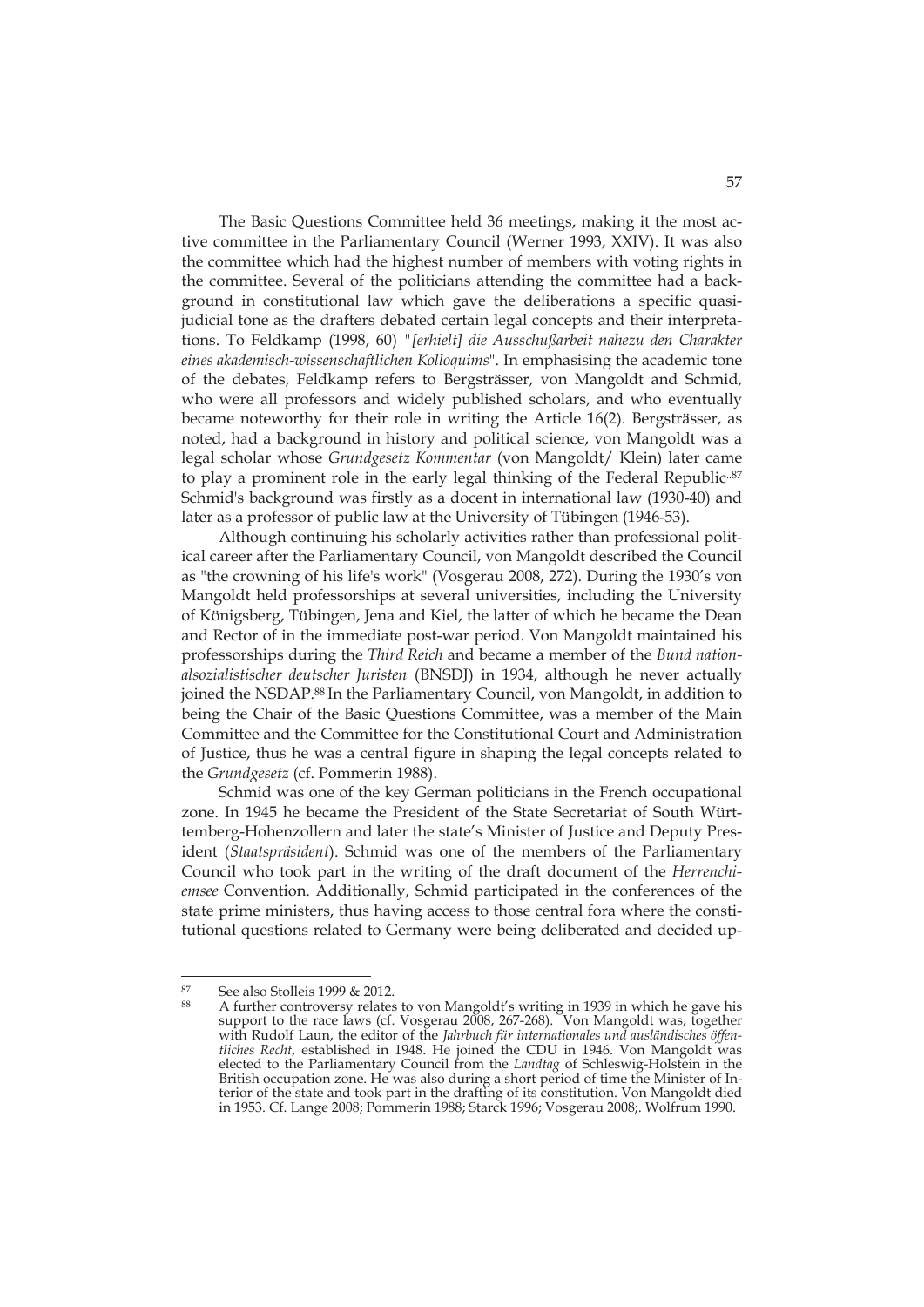The Basic Questions Committee held 36 meetings, making it the most active committee in the Parliamentary Council (Werner 1993, XXIV). It was also the committee which had the highest number of members with voting rights in the committee. Several of the politicians attending the committee had a background in constitutional law which gave the deliberations a specific quasi-judicial tone as the drafters debated certain legal concepts and their interpretations. To Feldkamp (1998, 60) "*[erhielt] die Ausschußarbeit nahezu den Charakter eines akademisch-wissenschaftlichen Kolloquims*". In emphasising the academic tone of the debates, Feldkamp refers to Bergsträsser, von Mangoldt and Schmid, who were all professors and widely published scholars, and who eventually became noteworthy for their role in writing the Article 16(2). Bergsträsser, as noted, had a background in history and political science, von Mangoldt was a legal scholar whose *Grundgesetz Kommentar* (von Mangoldt/ Klein) later came to play a prominent role in the early legal thinking of the Federal Republic.[87] Schmid's background was firstly as a docent in international law (1930-40) and later as a professor of public law at the University of Tübingen (1946-53).

Although continuing his scholarly activities rather than professional political career after the Parliamentary Council, von Mangoldt described the Council as "the crowning of his life's work" (Vosgerau 2008, 272). During the 1930's von Mangoldt held professorships at several universities, including the University of Königsberg, Tübingen, Jena and Kiel, the latter of which he became the Dean and Rector of in the immediate post-war period. Von Mangoldt maintained his professorships during the *Third Reich* and became a member of the *Bund nationalsozialistischer deutscher Juristen* (BNSDJ) in 1934, although he never actually joined the NSDAP.[88] In the Parliamentary Council, von Mangoldt, in addition to being the Chair of the Basic Questions Committee, was a member of the Main Committee and the Committee for the Constitutional Court and Administration of Justice, thus he was a central figure in shaping the legal concepts related to the *Grundgesetz* (cf. Pommerin 1988).

Schmid was one of the key German politicians in the French occupational zone. In 1945 he became the President of the State Secretariat of South Württemberg-Hohenzollern and later the state's Minister of Justice and Deputy President (*Staatspräsident*). Schmid was one of the members of the Parliamentary Council who took part in the writing of the draft document of the *Herrenchiemsee* Convention. Additionally, Schmid participated in the conferences of the state prime ministers, thus having access to those central fora where the constitutional questions related to Germany were being deliberated and decided up-

---

[87] See also Stolleis 1999 & 2012.

[88] A further controversy relates to von Mangoldt's writing in 1939 in which he gave his support to the race laws (cf. Vosgerau 2008, 267-268). Von Mangoldt was, together with Rudolf Laun, the editor of the *Jahrbuch für internationales und ausländisches öffentliches Recht*, established in 1948. He joined the CDU in 1946. Von Mangoldt was elected to the Parliamentary Council from the *Landtag* of Schleswig-Holstein in the British occupation zone. He was also during a short period of time the Minister of Interior of the state and took part in the drafting of its constitution. Von Mangoldt died in 1953. Cf. Lange 2008; Pommerin 1988; Starck 1996; Vosgerau 2008;. Wolfrum 1990.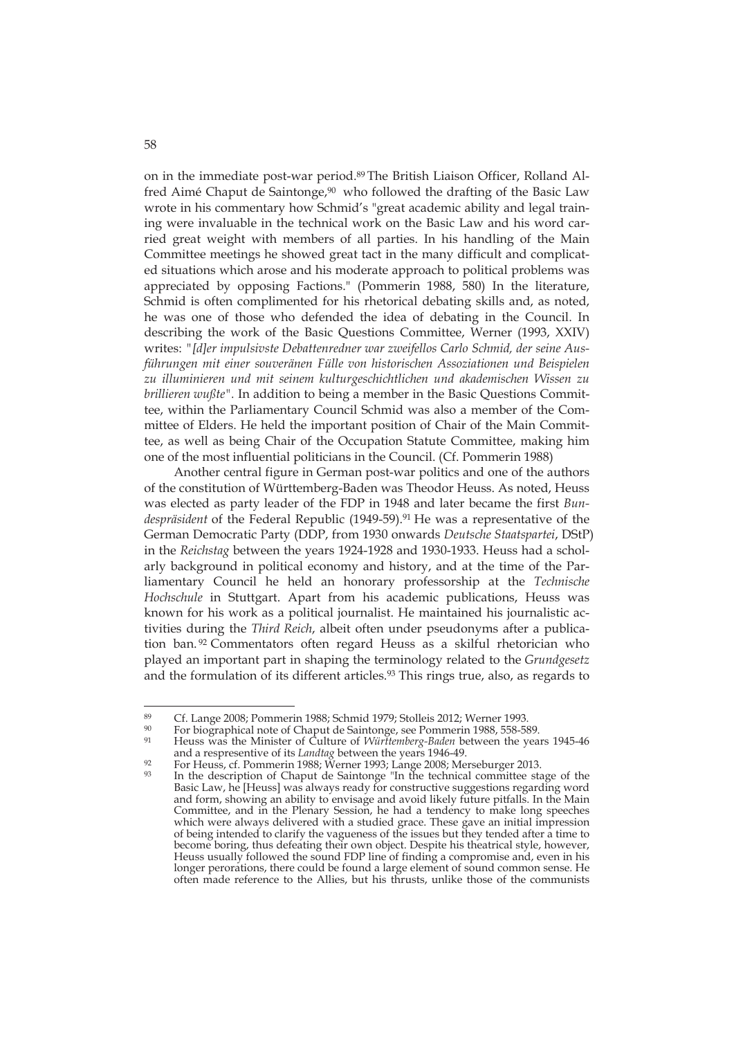on in the immediate post-war period.[89] The British Liaison Officer, Rolland Alfred Aimé Chaput de Saintonge,[90] who followed the drafting of the Basic Law wrote in his commentary how Schmid's "great academic ability and legal training were invaluable in the technical work on the Basic Law and his word carried great weight with members of all parties. In his handling of the Main Committee meetings he showed great tact in the many difficult and complicated situations which arose and his moderate approach to political problems was appreciated by opposing Factions." (Pommerin 1988, 580) In the literature, Schmid is often complimented for his rhetorical debating skills and, as noted, he was one of those who defended the idea of debating in the Council. In describing the work of the Basic Questions Committee, Werner (1993, XXIV) writes: "*[d]er impulsivste Debattenredner war zweifellos Carlo Schmid, der seine Ausführungen mit einer souveränen Fülle von historischen Assoziationen und Beispielen zu illuminieren und mit seinem kulturgeschichtlichen und akademischen Wissen zu brillieren wußte*". In addition to being a member in the Basic Questions Committee, within the Parliamentary Council Schmid was also a member of the Committee of Elders. He held the important position of Chair of the Main Committee, as well as being Chair of the Occupation Statute Committee, making him one of the most influential politicians in the Council. (Cf. Pommerin 1988)

Another central figure in German post-war politics and one of the authors of the constitution of Württemberg-Baden was Theodor Heuss. As noted, Heuss was elected as party leader of the FDP in 1948 and later became the first *Bundespräsident* of the Federal Republic (1949-59).[91] He was a representative of the German Democratic Party (DDP, from 1930 onwards *Deutsche Staatspartei*, DStP) in the *Reichstag* between the years 1924-1928 and 1930-1933. Heuss had a scholarly background in political economy and history, and at the time of the Parliamentary Council he held an honorary professorship at the *Technische Hochschule* in Stuttgart. Apart from his academic publications, Heuss was known for his work as a political journalist. He maintained his journalistic activities during the *Third Reich*, albeit often under pseudonyms after a publication ban.[92] Commentators often regard Heuss as a skilful rhetorician who played an important part in shaping the terminology related to the *Grundgesetz* and the formulation of its different articles.[93] This rings true, also, as regards to

---

[89] Cf. Lange 2008; Pommerin 1988; Schmid 1979; Stolleis 2012; Werner 1993.

[90] For biographical note of Chaput de Saintonge, see Pommerin 1988, 558-589.

[91] Heuss was the Minister of Culture of *Württemberg-Baden* between the years 1945-46 and a respresentive of its *Landtag* between the years 1946-49.

[92] For Heuss, cf. Pommerin 1988; Werner 1993; Lange 2008; Merseburger 2013.

[93] In the description of Chaput de Saintonge "In the technical committee stage of the Basic Law, he [Heuss] was always ready for constructive suggestions regarding word and form, showing an ability to envisage and avoid likely future pitfalls. In the Main Committee, and in the Plenary Session, he had a tendency to make long speeches which were always delivered with a studied grace. These gave an initial impression of being intended to clarify the vagueness of the issues but they tended after a time to become boring, thus defeating their own object. Despite his theatrical style, however, Heuss usually followed the sound FDP line of finding a compromise and, even in his longer perorations, there could be found a large element of sound common sense. He often made reference to the Allies, but his thrusts, unlike those of the communists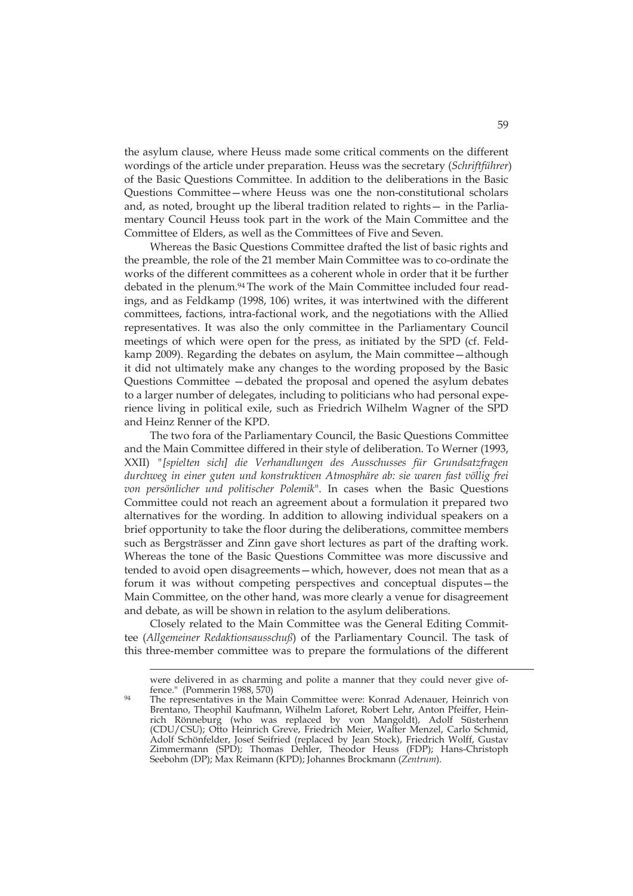the asylum clause, where Heuss made some critical comments on the different wordings of the article under preparation. Heuss was the secretary (*Schriftführer*) of the Basic Questions Committee. In addition to the deliberations in the Basic Questions Committee—where Heuss was one the non-constitutional scholars and, as noted, brought up the liberal tradition related to rights— in the Parliamentary Council Heuss took part in the work of the Main Committee and the Committee of Elders, as well as the Committees of Five and Seven.

Whereas the Basic Questions Committee drafted the list of basic rights and the preamble, the role of the 21 member Main Committee was to co-ordinate the works of the different committees as a coherent whole in order that it be further debated in the plenum.[94] The work of the Main Committee included four readings, and as Feldkamp (1998, 106) writes, it was intertwined with the different committees, factions, intra-factional work, and the negotiations with the Allied representatives. It was also the only committee in the Parliamentary Council meetings of which were open for the press, as initiated by the SPD (cf. Feldkamp 2009). Regarding the debates on asylum, the Main committee—although it did not ultimately make any changes to the wording proposed by the Basic Questions Committee —debated the proposal and opened the asylum debates to a larger number of delegates, including to politicians who had personal experience living in political exile, such as Friedrich Wilhelm Wagner of the SPD and Heinz Renner of the KPD.

The two fora of the Parliamentary Council, the Basic Questions Committee and the Main Committee differed in their style of deliberation. To Werner (1993, XXII) "*[spielten sich] die Verhandlungen des Ausschusses für Grundsatzfragen durchweg in einer guten und konstruktiven Atmosphäre ab: sie waren fast völlig frei von persönlicher und politischer Polemik*". In cases when the Basic Questions Committee could not reach an agreement about a formulation it prepared two alternatives for the wording. In addition to allowing individual speakers on a brief opportunity to take the floor during the deliberations, committee members such as Bergsträsser and Zinn gave short lectures as part of the drafting work. Whereas the tone of the Basic Questions Committee was more discussive and tended to avoid open disagreements—which, however, does not mean that as a forum it was without competing perspectives and conceptual disputes—the Main Committee, on the other hand, was more clearly a venue for disagreement and debate, as will be shown in relation to the asylum deliberations.

Closely related to the Main Committee was the General Editing Committee (*Allgemeiner Redaktionsausschuß*) of the Parliamentary Council. The task of this three-member committee was to prepare the formulations of the different

---

were delivered in as charming and polite a manner that they could never give offence." (Pommerin 1988, 570)

94 The representatives in the Main Committee were: Konrad Adenauer, Heinrich von Brentano, Theophil Kaufmann, Wilhelm Laforet, Robert Lehr, Anton Pfeiffer, Heinrich Rönneburg (who was replaced by von Mangoldt), Adolf Süsterhenn (CDU/CSU); Otto Heinrich Greve, Friedrich Meier, Walter Menzel, Carlo Schmid, Adolf Schönfelder, Josef Seifried (replaced by Jean Stock), Friedrich Wolff, Gustav Zimmermann (SPD); Thomas Dehler, Theodor Heuss (FDP); Hans-Christoph Seebohm (DP); Max Reimann (KPD); Johannes Brockmann (*Zentrum*).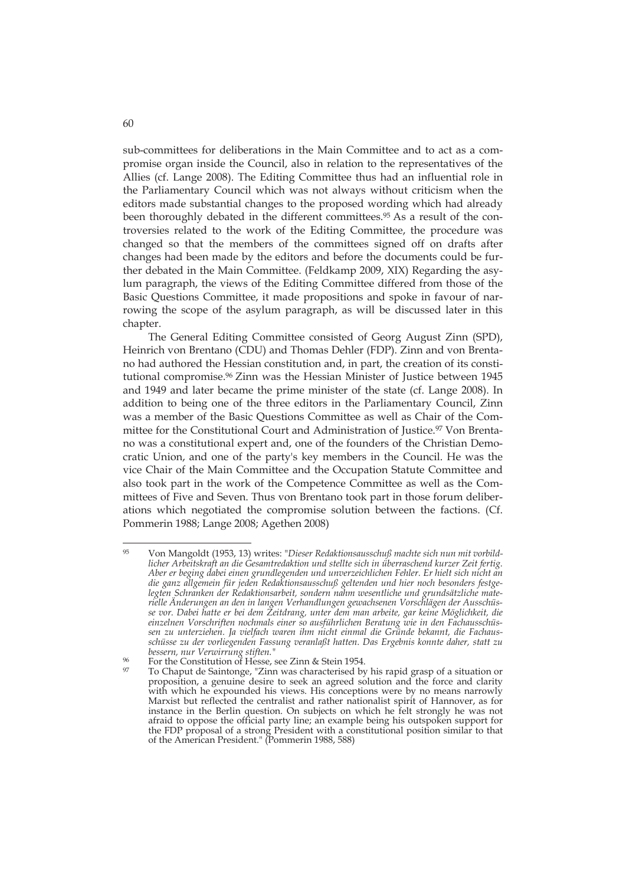sub-committees for deliberations in the Main Committee and to act as a compromise organ inside the Council, also in relation to the representatives of the Allies (cf. Lange 2008). The Editing Committee thus had an influential role in the Parliamentary Council which was not always without criticism when the editors made substantial changes to the proposed wording which had already been thoroughly debated in the different committees.[95] As a result of the controversies related to the work of the Editing Committee, the procedure was changed so that the members of the committees signed off on drafts after changes had been made by the editors and before the documents could be further debated in the Main Committee. (Feldkamp 2009, XIX) Regarding the asylum paragraph, the views of the Editing Committee differed from those of the Basic Questions Committee, it made propositions and spoke in favour of narrowing the scope of the asylum paragraph, as will be discussed later in this chapter.

The General Editing Committee consisted of Georg August Zinn (SPD), Heinrich von Brentano (CDU) and Thomas Dehler (FDP). Zinn and von Brentano had authored the Hessian constitution and, in part, the creation of its constitutional compromise.[96] Zinn was the Hessian Minister of Justice between 1945 and 1949 and later became the prime minister of the state (cf. Lange 2008). In addition to being one of the three editors in the Parliamentary Council, Zinn was a member of the Basic Questions Committee as well as Chair of the Committee for the Constitutional Court and Administration of Justice.[97] Von Brentano was a constitutional expert and, one of the founders of the Christian Democratic Union, and one of the party's key members in the Council. He was the vice Chair of the Main Committee and the Occupation Statute Committee and also took part in the work of the Competence Committee as well as the Committees of Five and Seven. Thus von Brentano took part in those forum deliberations which negotiated the compromise solution between the factions. (Cf. Pommerin 1988; Lange 2008; Agethen 2008)

---

[95] Von Mangoldt (1953, 13) writes: "*Dieser Redaktionsausschuß machte sich nun mit vorbildlicher Arbeitskraft an die Gesamtredaktion und stellte sich in überraschend kurzer Zeit fertig. Aber er beging dabei einen grundlegenden und unverzeichlichen Fehler. Er hielt sich nicht an die ganz allgemein für jeden Redaktionsausschuß geltenden und hier noch besonders festgelegten Schranken der Redaktionsarbeit, sondern nahm wesentliche und grundsätzliche materielle Änderungen an den in langen Verhandlungen gewachsenen Vorschlägen der Ausschüsse vor. Dabei hatte er bei dem Zeitdrang, unter dem man arbeite, gar keine Möglichkeit, die einzelnen Vorschriften nochmals einer so ausführlichen Beratung wie in den Fachausschüssen zu unterziehen. Ja vielfach waren ihm nicht einmal die Gründe bekannt, die Fachausschüsse zu der vorliegenden Fassung veranlaßt hatten. Das Ergebnis konnte daher, statt zu bessern, nur Verwirrung stiften.*"

[96] For the Constitution of Hesse, see Zinn & Stein 1954.

[97] To Chaput de Saintonge, "Zinn was characterised by his rapid grasp of a situation or proposition, a genuine desire to seek an agreed solution and the force and clarity with which he expounded his views. His conceptions were by no means narrowly Marxist but reflected the centralist and rather nationalist spirit of Hannover, as for instance in the Berlin question. On subjects on which he felt strongly he was not afraid to oppose the official party line; an example being his outspoken support for the FDP proposal of a strong President with a constitutional position similar to that of the American President." (Pommerin 1988, 588)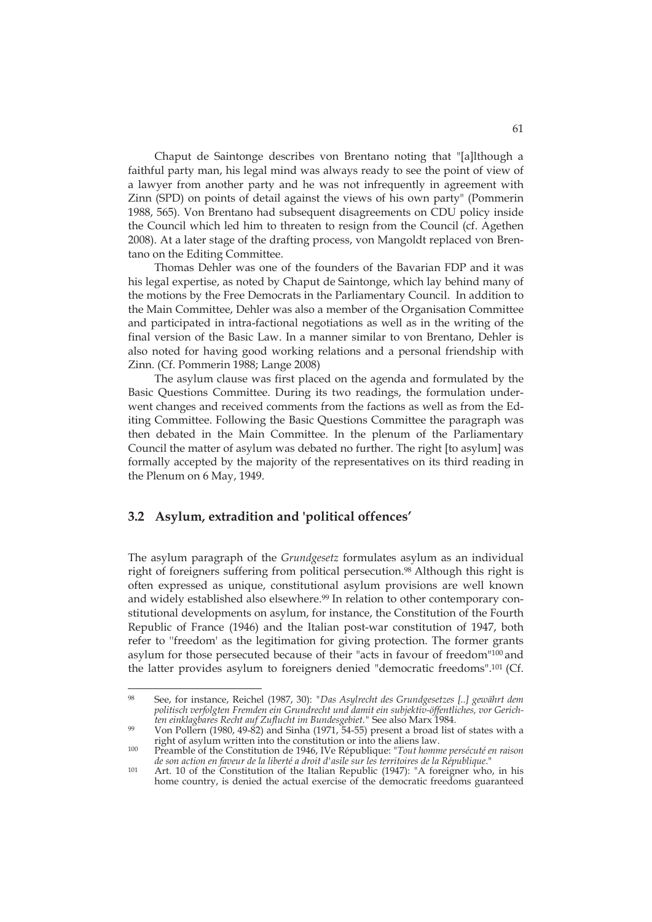Chaput de Saintonge describes von Brentano noting that "[a]lthough a faithful party man, his legal mind was always ready to see the point of view of a lawyer from another party and he was not infrequently in agreement with Zinn (SPD) on points of detail against the views of his own party" (Pommerin 1988, 565). Von Brentano had subsequent disagreements on CDU policy inside the Council which led him to threaten to resign from the Council (cf. Agethen 2008). At a later stage of the drafting process, von Mangoldt replaced von Brentano on the Editing Committee.

Thomas Dehler was one of the founders of the Bavarian FDP and it was his legal expertise, as noted by Chaput de Saintonge, which lay behind many of the motions by the Free Democrats in the Parliamentary Council. In addition to the Main Committee, Dehler was also a member of the Organisation Committee and participated in intra-factional negotiations as well as in the writing of the final version of the Basic Law. In a manner similar to von Brentano, Dehler is also noted for having good working relations and a personal friendship with Zinn. (Cf. Pommerin 1988; Lange 2008)

The asylum clause was first placed on the agenda and formulated by the Basic Questions Committee. During its two readings, the formulation underwent changes and received comments from the factions as well as from the Editing Committee. Following the Basic Questions Committee the paragraph was then debated in the Main Committee. In the plenum of the Parliamentary Council the matter of asylum was debated no further. The right [to asylum] was formally accepted by the majority of the representatives on its third reading in the Plenum on 6 May, 1949.

## 3.2 Asylum, extradition and 'political offences'

The asylum paragraph of the *Grundgesetz* formulates asylum as an individual right of foreigners suffering from political persecution.[98] Although this right is often expressed as unique, constitutional asylum provisions are well known and widely established also elsewhere.[99] In relation to other contemporary constitutional developments on asylum, for instance, the Constitution of the Fourth Republic of France (1946) and the Italian post-war constitution of 1947, both refer to 'freedom' as the legitimation for giving protection. The former grants asylum for those persecuted because of their "acts in favour of freedom"[100] and the latter provides asylum to foreigners denied "democratic freedoms".[101] (Cf.

---

[98] See, for instance, Reichel (1987, 30): "*Das Asylrecht des Grundgesetzes [..] gewährt dem politisch verfolgten Fremden ein Grundrecht und damit ein subjektiv-öffentliches, vor Gerichten einklagbares Recht auf Zuflucht im Bundesgebiet.*" See also Marx 1984.

[99] Von Pollern (1980, 49-82) and Sinha (1971, 54-55) present a broad list of states with a right of asylum written into the constitution or into the aliens law.

[100] Preamble of the Constitution de 1946, IVe République: "*Tout homme persécuté en raison de son action en faveur de la liberté a droit d'asile sur les territoires de la République.*"

[101] Art. 10 of the Constitution of the Italian Republic (1947): "A foreigner who, in his home country, is denied the actual exercise of the democratic freedoms guaranteed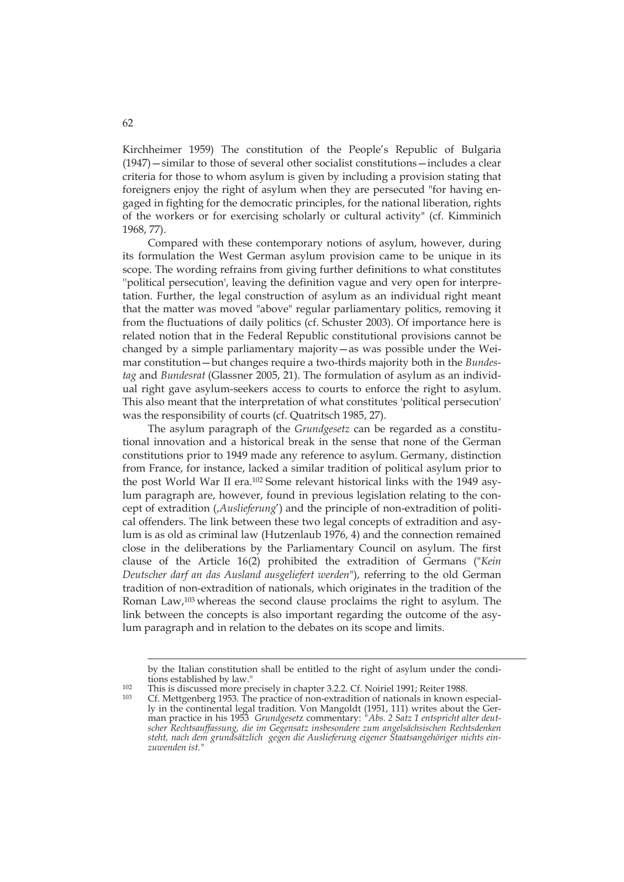Kirchheimer 1959) The constitution of the People's Republic of Bulgaria (1947)—similar to those of several other socialist constitutions—includes a clear criteria for those to whom asylum is given by including a provision stating that foreigners enjoy the right of asylum when they are persecuted "for having engaged in fighting for the democratic principles, for the national liberation, rights of the workers or for exercising scholarly or cultural activity" (cf. Kimminich 1968, 77).

Compared with these contemporary notions of asylum, however, during its formulation the West German asylum provision came to be unique in its scope. The wording refrains from giving further definitions to what constitutes "political persecution', leaving the definition vague and very open for interpretation. Further, the legal construction of asylum as an individual right meant that the matter was moved "above" regular parliamentary politics, removing it from the fluctuations of daily politics (cf. Schuster 2003). Of importance here is related notion that in the Federal Republic constitutional provisions cannot be changed by a simple parliamentary majority—as was possible under the Weimar constitution—but changes require a two-thirds majority both in the *Bundestag* and *Bundesrat* (Glassner 2005, 21). The formulation of asylum as an individual right gave asylum-seekers access to courts to enforce the right to asylum. This also meant that the interpretation of what constitutes 'political persecution' was the responsibility of courts (cf. Quatritsch 1985, 27).

The asylum paragraph of the *Grundgesetz* can be regarded as a constitutional innovation and a historical break in the sense that none of the German constitutions prior to 1949 made any reference to asylum. Germany, distinction from France, for instance, lacked a similar tradition of political asylum prior to the post World War II era.[102] Some relevant historical links with the 1949 asylum paragraph are, however, found in previous legislation relating to the concept of extradition (,*Auslieferung*') and the principle of non-extradition of political offenders. The link between these two legal concepts of extradition and asylum is as old as criminal law (Hutzenlaub 1976, 4) and the connection remained close in the deliberations by the Parliamentary Council on asylum. The first clause of the Article 16(2) prohibited the extradition of Germans ("*Kein Deutscher darf an das Ausland ausgeliefert werden*"), referring to the old German tradition of non-extradition of nationals, which originates in the tradition of the Roman Law,[103] whereas the second clause proclaims the right to asylum. The link between the concepts is also important regarding the outcome of the asylum paragraph and in relation to the debates on its scope and limits.

---

by the Italian constitution shall be entitled to the right of asylum under the conditions established by law."

[102] This is discussed more precisely in chapter 3.2.2. Cf. Noiriel 1991; Reiter 1988.

[103] Cf. Mettgenberg 1953. The practice of non-extradition of nationals in known especially in the continental legal tradition. Von Mangoldt (1951, 111) writes about the German practice in his 1953 *Grundgesetz* commentary: "*Abs. 2 Satz 1 entspricht alter deutscher Rechtsauffassung, die im Gegensatz insbesondere zum angelsächsischen Rechtsdenken steht, nach dem grundsätzlich gegen die Auslieferung eigener Staatsangehöriger nichts einzuwenden ist.*"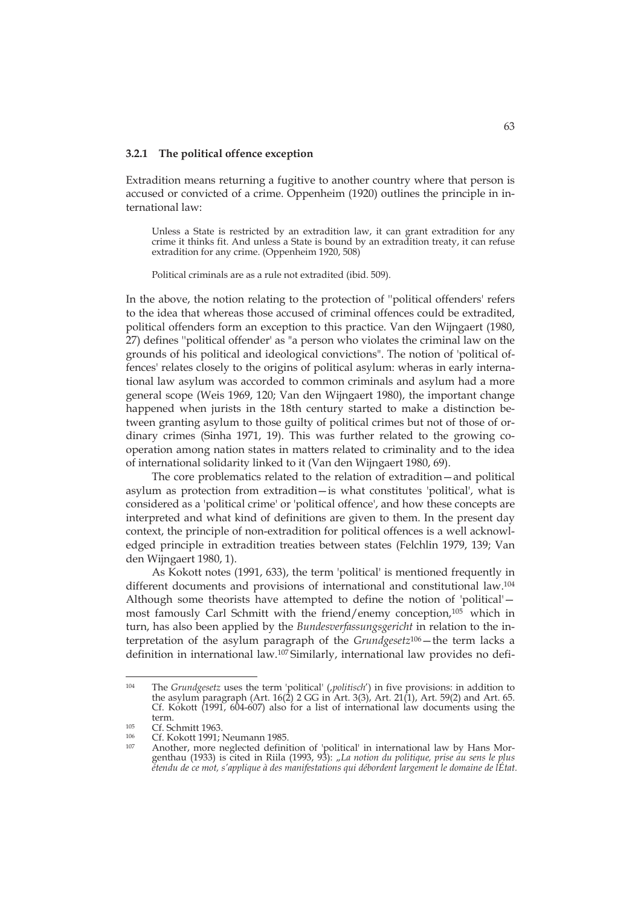### 3.2.1 The political offence exception

Extradition means returning a fugitive to another country where that person is accused or convicted of a crime. Oppenheim (1920) outlines the principle in international law:

> Unless a State is restricted by an extradition law, it can grant extradition for any crime it thinks fit. And unless a State is bound by an extradition treaty, it can refuse extradition for any crime. (Oppenheim 1920, 508)
>
> Political criminals are as a rule not extradited (ibid. 509).

In the above, the notion relating to the protection of ''political offenders' refers to the idea that whereas those accused of criminal offences could be extradited, political offenders form an exception to this practice. Van den Wijngaert (1980, 27) defines ''political offender' as "a person who violates the criminal law on the grounds of his political and ideological convictions". The notion of 'political offences' relates closely to the origins of political asylum: wheras in early international law asylum was accorded to common criminals and asylum had a more general scope (Weis 1969, 120; Van den Wijngaert 1980), the important change happened when jurists in the 18th century started to make a distinction between granting asylum to those guilty of political crimes but not of those of ordinary crimes (Sinha 1971, 19). This was further related to the growing cooperation among nation states in matters related to criminality and to the idea of international solidarity linked to it (Van den Wijngaert 1980, 69).

The core problematics related to the relation of extradition—and political asylum as protection from extradition—is what constitutes 'political', what is considered as a 'political crime' or 'political offence', and how these concepts are interpreted and what kind of definitions are given to them. In the present day context, the principle of non-extradition for political offences is a well acknowledged principle in extradition treaties between states (Felchlin 1979, 139; Van den Wijngaert 1980, 1).

As Kokott notes (1991, 633), the term 'political' is mentioned frequently in different documents and provisions of international and constitutional law.[104] Although some theorists have attempted to define the notion of 'political'—most famously Carl Schmitt with the friend/enemy conception,[105] which in turn, has also been applied by the *Bundesverfassungsgericht* in relation to the interpretation of the asylum paragraph of the *Grundgesetz*[106]—the term lacks a definition in international law.[107] Similarly, international law provides no defi-

---

[104] The *Grundgesetz* uses the term 'political' (,*politisch*') in five provisions: in addition to the asylum paragraph (Art. 16(2) 2 GG in Art. 3(3), Art. 21(1), Art. 59(2) and Art. 65. Cf. Kokott (1991, 604-607) also for a list of international law documents using the term.

[105] Cf. Schmitt 1963.

[106] Cf. Kokott 1991; Neumann 1985.

[107] Another, more neglected definition of 'political' in international law by Hans Morgenthau (1933) is cited in Riila (1993, 93): „*La notion du politique, prise au sens le plus étendu de ce mot, s'applique à des manifestations qui débordent largement le domaine de lÉtat.*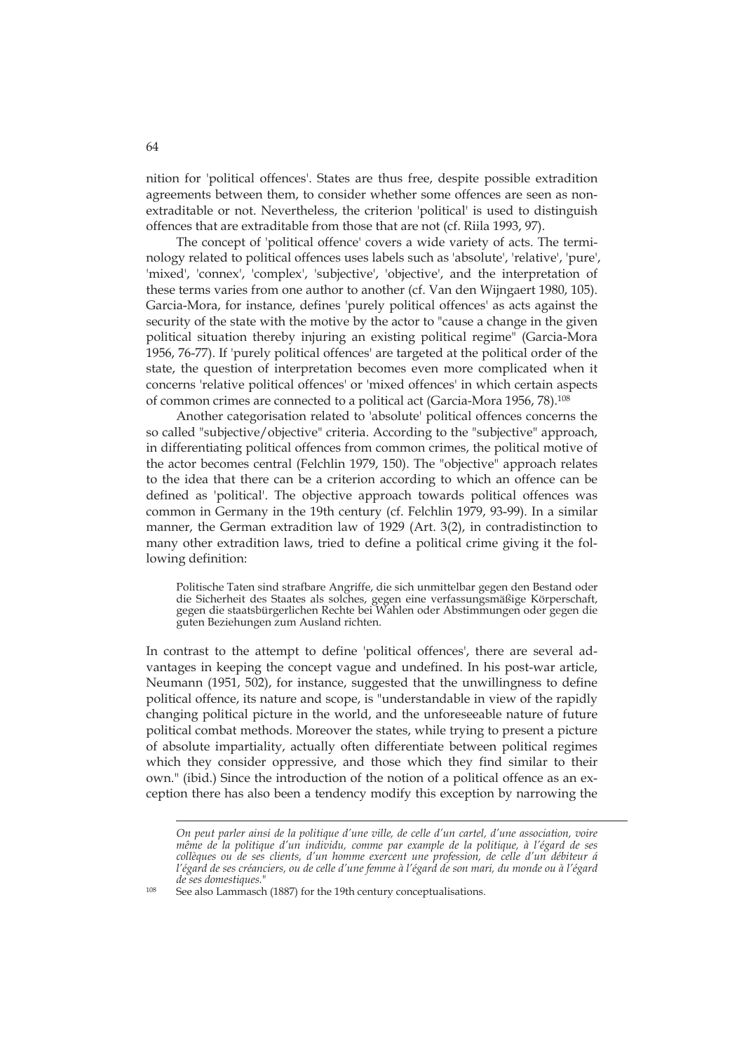nition for 'political offences'. States are thus free, despite possible extradition agreements between them, to consider whether some offences are seen as non-extraditable or not. Nevertheless, the criterion 'political' is used to distinguish offences that are extraditable from those that are not (cf. Riila 1993, 97).

The concept of 'political offence' covers a wide variety of acts. The terminology related to political offences uses labels such as 'absolute', 'relative', 'pure', 'mixed', 'connex', 'complex', 'subjective', 'objective', and the interpretation of these terms varies from one author to another (cf. Van den Wijngaert 1980, 105). Garcia-Mora, for instance, defines 'purely political offences' as acts against the security of the state with the motive by the actor to "cause a change in the given political situation thereby injuring an existing political regime" (Garcia-Mora 1956, 76-77). If 'purely political offences' are targeted at the political order of the state, the question of interpretation becomes even more complicated when it concerns 'relative political offences' or 'mixed offences' in which certain aspects of common crimes are connected to a political act (Garcia-Mora 1956, 78).[108]

Another categorisation related to 'absolute' political offences concerns the so called "subjective/objective" criteria. According to the "subjective" approach, in differentiating political offences from common crimes, the political motive of the actor becomes central (Felchlin 1979, 150). The "objective" approach relates to the idea that there can be a criterion according to which an offence can be defined as 'political'. The objective approach towards political offences was common in Germany in the 19th century (cf. Felchlin 1979, 93-99). In a similar manner, the German extradition law of 1929 (Art. 3(2), in contradistinction to many other extradition laws, tried to define a political crime giving it the following definition:

> Politische Taten sind strafbare Angriffe, die sich unmittelbar gegen den Bestand oder die Sicherheit des Staates als solches, gegen eine verfassungsmäßige Körperschaft, gegen die staatsbürgerlichen Rechte bei Wahlen oder Abstimmungen oder gegen die guten Beziehungen zum Ausland richten.

In contrast to the attempt to define 'political offences', there are several advantages in keeping the concept vague and undefined. In his post-war article, Neumann (1951, 502), for instance, suggested that the unwillingness to define political offence, its nature and scope, is "understandable in view of the rapidly changing political picture in the world, and the unforeseeable nature of future political combat methods. Moreover the states, while trying to present a picture of absolute impartiality, actually often differentiate between political regimes which they consider oppressive, and those which they find similar to their own." (ibid.) Since the introduction of the notion of a political offence as an exception there has also been a tendency modify this exception by narrowing the

---

*On peut parler ainsi de la politique d'une ville, de celle d'un cartel, d'une association, voire même de la politique d'un individu, comme par example de la politique, à l'égard de ses collègues ou de ses clients, d'un homme exercent une profession, de celle d'un débiteur á l'égard de ses créanciers, ou de celle d'une femme à l'égard de son mari, du monde ou à l'égard de ses domestiques."*

[108] See also Lammasch (1887) for the 19th century conceptualisations.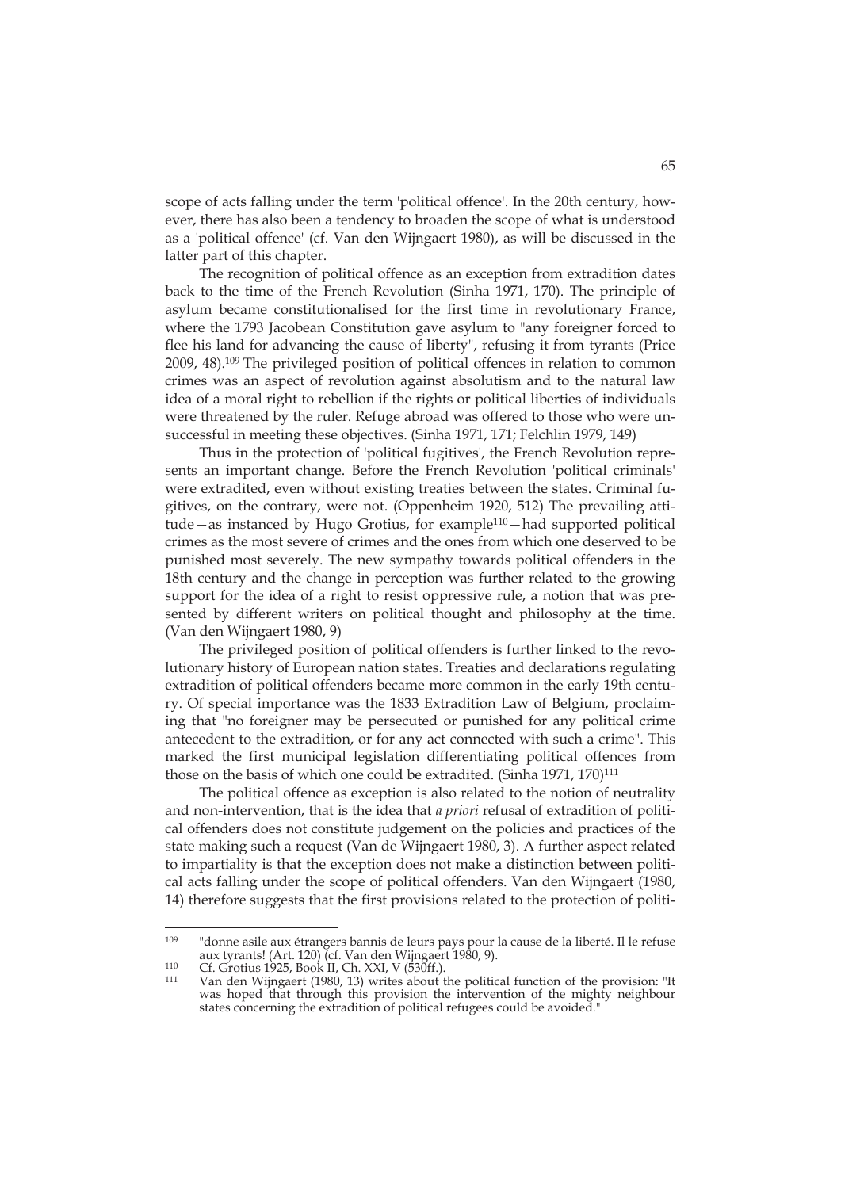scope of acts falling under the term 'political offence'. In the 20th century, however, there has also been a tendency to broaden the scope of what is understood as a 'political offence' (cf. Van den Wijngaert 1980), as will be discussed in the latter part of this chapter.

The recognition of political offence as an exception from extradition dates back to the time of the French Revolution (Sinha 1971, 170). The principle of asylum became constitutionalised for the first time in revolutionary France, where the 1793 Jacobean Constitution gave asylum to "any foreigner forced to flee his land for advancing the cause of liberty", refusing it from tyrants (Price 2009, 48).[109] The privileged position of political offences in relation to common crimes was an aspect of revolution against absolutism and to the natural law idea of a moral right to rebellion if the rights or political liberties of individuals were threatened by the ruler. Refuge abroad was offered to those who were unsuccessful in meeting these objectives. (Sinha 1971, 171; Felchlin 1979, 149)

Thus in the protection of 'political fugitives', the French Revolution represents an important change. Before the French Revolution 'political criminals' were extradited, even without existing treaties between the states. Criminal fugitives, on the contrary, were not. (Oppenheim 1920, 512) The prevailing attitude—as instanced by Hugo Grotius, for example[110]—had supported political crimes as the most severe of crimes and the ones from which one deserved to be punished most severely. The new sympathy towards political offenders in the 18th century and the change in perception was further related to the growing support for the idea of a right to resist oppressive rule, a notion that was presented by different writers on political thought and philosophy at the time. (Van den Wijngaert 1980, 9)

The privileged position of political offenders is further linked to the revolutionary history of European nation states. Treaties and declarations regulating extradition of political offenders became more common in the early 19th century. Of special importance was the 1833 Extradition Law of Belgium, proclaiming that "no foreigner may be persecuted or punished for any political crime antecedent to the extradition, or for any act connected with such a crime". This marked the first municipal legislation differentiating political offences from those on the basis of which one could be extradited. (Sinha 1971, 170)[111]

The political offence as exception is also related to the notion of neutrality and non-intervention, that is the idea that *a priori* refusal of extradition of political offenders does not constitute judgement on the policies and practices of the state making such a request (Van de Wijngaert 1980, 3). A further aspect related to impartiality is that the exception does not make a distinction between political acts falling under the scope of political offenders. Van den Wijngaert (1980, 14) therefore suggests that the first provisions related to the protection of politi-

---

[109] "donne asile aux étrangers bannis de leurs pays pour la cause de la liberté. Il le refuse aux tyrants! (Art. 120) (cf. Van den Wijngaert 1980, 9).

[110] Cf. Grotius 1925, Book II, Ch. XXI, V (530ff.).

[111] Van den Wijngaert (1980, 13) writes about the political function of the provision: "It was hoped that through this provision the intervention of the mighty neighbour states concerning the extradition of political refugees could be avoided."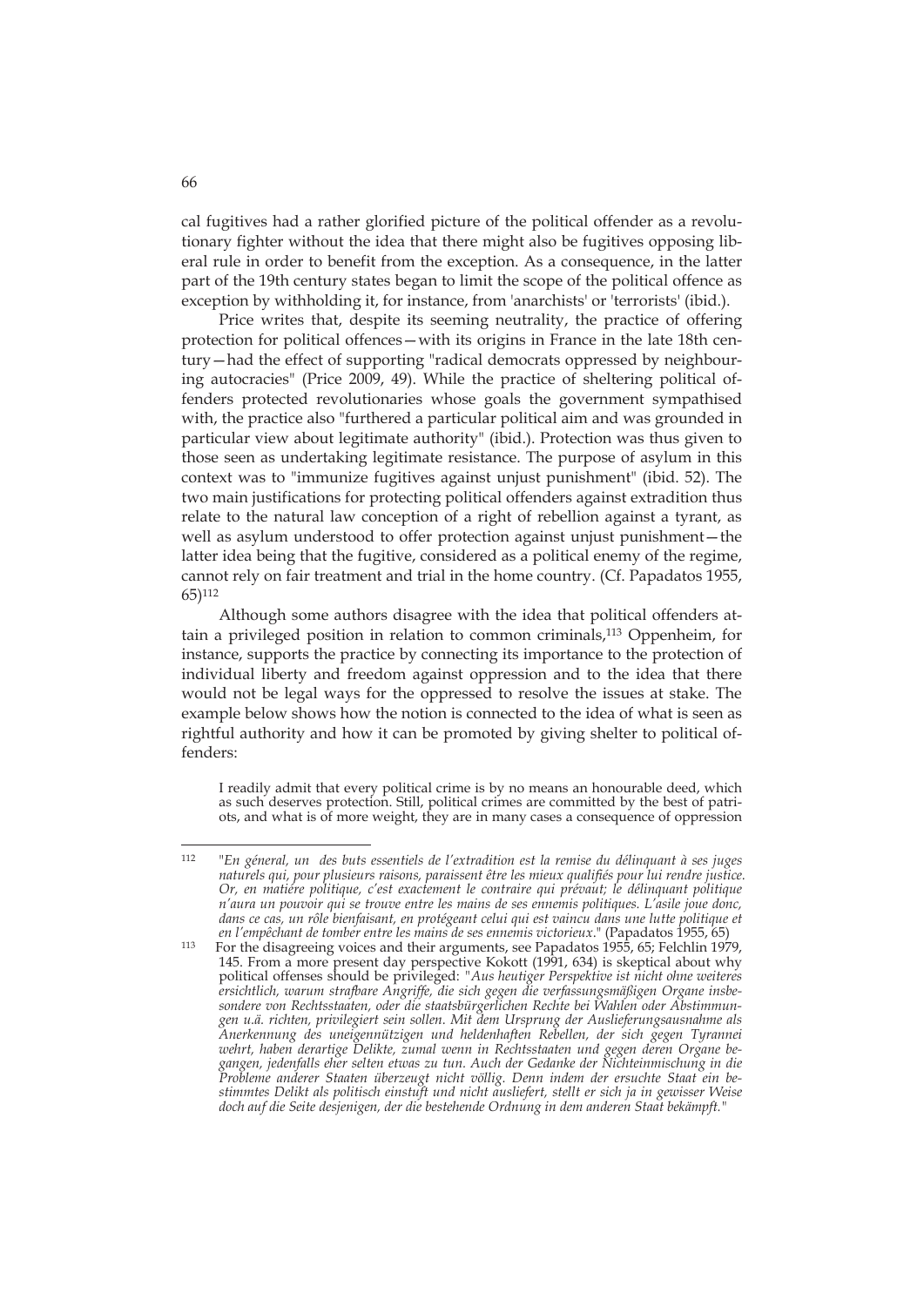cal fugitives had a rather glorified picture of the political offender as a revolutionary fighter without the idea that there might also be fugitives opposing liberal rule in order to benefit from the exception. As a consequence, in the latter part of the 19th century states began to limit the scope of the political offence as exception by withholding it, for instance, from 'anarchists' or 'terrorists' (ibid.).

Price writes that, despite its seeming neutrality, the practice of offering protection for political offences—with its origins in France in the late 18th century—had the effect of supporting "radical democrats oppressed by neighbouring autocracies" (Price 2009, 49). While the practice of sheltering political offenders protected revolutionaries whose goals the government sympathised with, the practice also "furthered a particular political aim and was grounded in particular view about legitimate authority" (ibid.). Protection was thus given to those seen as undertaking legitimate resistance. The purpose of asylum in this context was to "immunize fugitives against unjust punishment" (ibid. 52). The two main justifications for protecting political offenders against extradition thus relate to the natural law conception of a right of rebellion against a tyrant, as well as asylum understood to offer protection against unjust punishment—the latter idea being that the fugitive, considered as a political enemy of the regime, cannot rely on fair treatment and trial in the home country. (Cf. Papadatos 1955, 65)[112]

Although some authors disagree with the idea that political offenders attain a privileged position in relation to common criminals,[113] Oppenheim, for instance, supports the practice by connecting its importance to the protection of individual liberty and freedom against oppression and to the idea that there would not be legal ways for the oppressed to resolve the issues at stake. The example below shows how the notion is connected to the idea of what is seen as rightful authority and how it can be promoted by giving shelter to political offenders:

> I readily admit that every political crime is by no means an honourable deed, which as such deserves protection. Still, political crimes are committed by the best of patriots, and what is of more weight, they are in many cases a consequence of oppression

---

[112] "*En géneral, un des buts essentiels de l'extradition est la remise du délinquant à ses juges naturels qui, pour plusieurs raisons, paraissent être les mieux qualifiés pour lui rendre justice. Or, en matière politique, c'est exactement le contraire qui prévaut; le délinquant politique n'aura un pouvoir qui se trouve entre les mains de ses ennemis politiques. L'asile joue donc, dans ce cas, un rôle bienfaisant, en protégeant celui qui est vaincu dans une lutte politique et en l'empêchant de tomber entre les mains de ses ennemis victorieux.*" (Papadatos 1955, 65)

[113] For the disagreeing voices and their arguments, see Papadatos 1955, 65; Felchlin 1979, 145. From a more present day perspective Kokott (1991, 634) is skeptical about why political offenses should be privileged: "*Aus heutiger Perspektive ist nicht ohne weiteres ersichtlich, warum strafbare Angriffe, die sich gegen die verfassungsmäßigen Organe insbesondere von Rechtsstaaten, oder die staatsbürgerlichen Rechte bei Wahlen oder Abstimmungen u.ä. richten, privilegiert sein sollen. Mit dem Ursprung der Auslieferungsausnahme als Anerkennung des uneigennützigen und heldenhaften Rebellen, der sich gegen Tyrannei wehrt, haben derartige Delikte, zumal wenn in Rechtsstaaten und gegen deren Organe begangen, jedenfalls eher selten etwas zu tun. Auch der Gedanke der Nichteinmischung in die Probleme anderer Staaten überzeugt nicht völlig. Denn indem der ersuchte Staat ein bestimmtes Delikt als politisch einstuft und nicht ausliefert, stellt er sich ja in gewisser Weise doch auf die Seite desjenigen, der die bestehende Ordnung in dem anderen Staat bekämpft.*"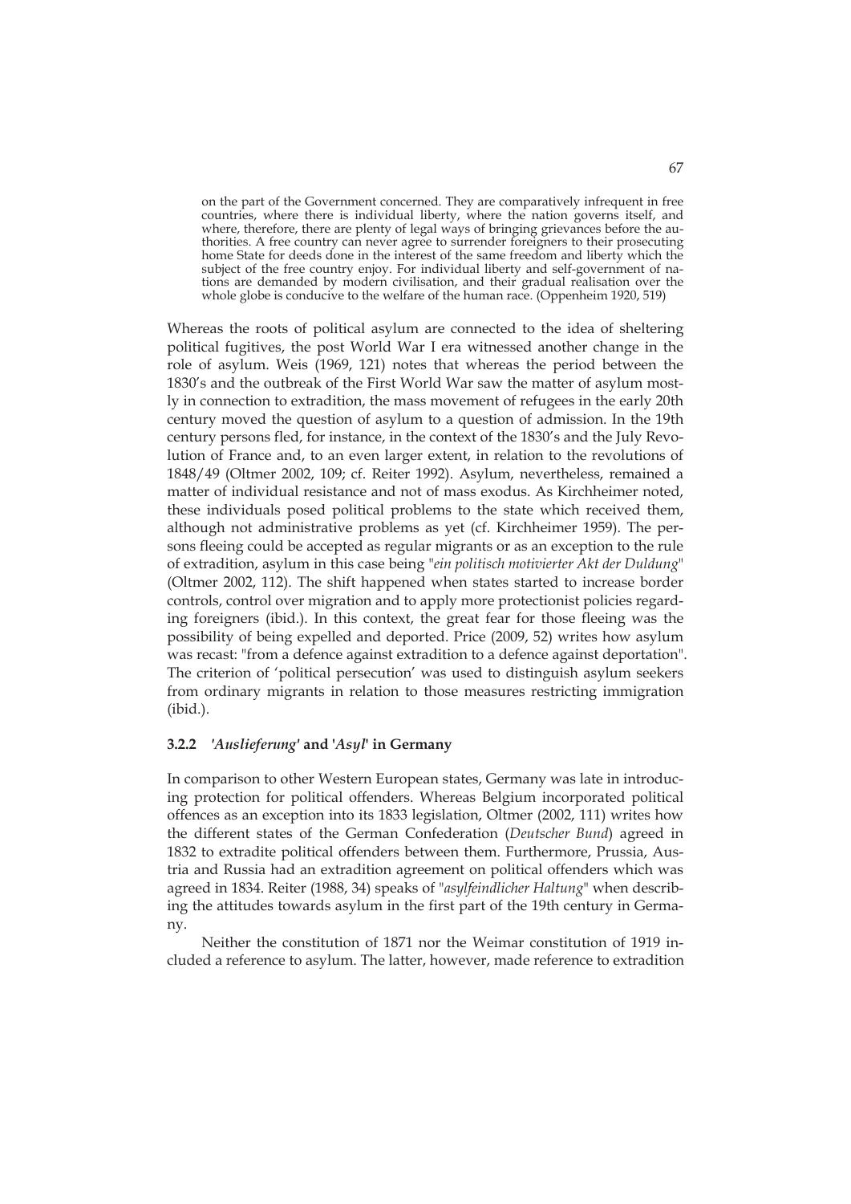> on the part of the Government concerned. They are comparatively infrequent in free countries, where there is individual liberty, where the nation governs itself, and where, therefore, there are plenty of legal ways of bringing grievances before the authorities. A free country can never agree to surrender foreigners to their prosecuting home State for deeds done in the interest of the same freedom and liberty which the subject of the free country enjoy. For individual liberty and self-government of nations are demanded by modern civilisation, and their gradual realisation over the whole globe is conducive to the welfare of the human race. (Oppenheim 1920, 519)

Whereas the roots of political asylum are connected to the idea of sheltering political fugitives, the post World War I era witnessed another change in the role of asylum. Weis (1969, 121) notes that whereas the period between the 1830's and the outbreak of the First World War saw the matter of asylum mostly in connection to extradition, the mass movement of refugees in the early 20th century moved the question of asylum to a question of admission. In the 19th century persons fled, for instance, in the context of the 1830's and the July Revolution of France and, to an even larger extent, in relation to the revolutions of 1848/49 (Oltmer 2002, 109; cf. Reiter 1992). Asylum, nevertheless, remained a matter of individual resistance and not of mass exodus. As Kirchheimer noted, these individuals posed political problems to the state which received them, although not administrative problems as yet (cf. Kirchheimer 1959). The persons fleeing could be accepted as regular migrants or as an exception to the rule of extradition, asylum in this case being "*ein politisch motivierter Akt der Duldung*" (Oltmer 2002, 112). The shift happened when states started to increase border controls, control over migration and to apply more protectionist policies regarding foreigners (ibid.). In this context, the great fear for those fleeing was the possibility of being expelled and deported. Price (2009, 52) writes how asylum was recast: "from a defence against extradition to a defence against deportation". The criterion of 'political persecution' was used to distinguish asylum seekers from ordinary migrants in relation to those measures restricting immigration (ibid.).

### 3.2.2 '*Auslieferung*' and '*Asyl*' in Germany

In comparison to other Western European states, Germany was late in introducing protection for political offenders. Whereas Belgium incorporated political offences as an exception into its 1833 legislation, Oltmer (2002, 111) writes how the different states of the German Confederation (*Deutscher Bund*) agreed in 1832 to extradite political offenders between them. Furthermore, Prussia, Austria and Russia had an extradition agreement on political offenders which was agreed in 1834. Reiter (1988, 34) speaks of "*asylfeindlicher Haltung*" when describing the attitudes towards asylum in the first part of the 19th century in Germany.

Neither the constitution of 1871 nor the Weimar constitution of 1919 included a reference to asylum. The latter, however, made reference to extradition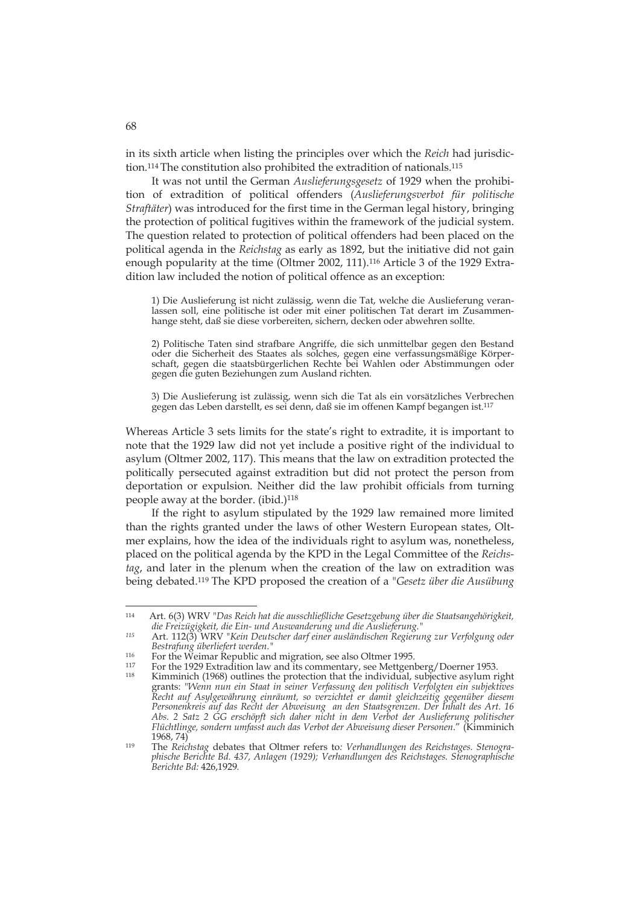in its sixth article when listing the principles over which the *Reich* had jurisdiction.[114] The constitution also prohibited the extradition of nationals.[115]

It was not until the German *Auslieferungsgesetz* of 1929 when the prohibition of extradition of political offenders (*Auslieferungsverbot für politische Straftäter*) was introduced for the first time in the German legal history, bringing the protection of political fugitives within the framework of the judicial system. The question related to protection of political offenders had been placed on the political agenda in the *Reichstag* as early as 1892, but the initiative did not gain enough popularity at the time (Oltmer 2002, 111).[116] Article 3 of the 1929 Extradition law included the notion of political offence as an exception:

> 1) Die Auslieferung ist nicht zulässig, wenn die Tat, welche die Auslieferung veranlassen soll, eine politische ist oder mit einer politischen Tat derart im Zusammenhange steht, daß sie diese vorbereiten, sichern, decken oder abwehren sollte.
>
> 2) Politische Taten sind strafbare Angriffe, die sich unmittelbar gegen den Bestand oder die Sicherheit des Staates als solches, gegen eine verfassungsmäßige Körperschaft, gegen die staatsbürgerlichen Rechte bei Wahlen oder Abstimmungen oder gegen die guten Beziehungen zum Ausland richten.
>
> 3) Die Auslieferung ist zulässig, wenn sich die Tat als ein vorsätzliches Verbrechen gegen das Leben darstellt, es sei denn, daß sie im offenen Kampf begangen ist.[117]

Whereas Article 3 sets limits for the state's right to extradite, it is important to note that the 1929 law did not yet include a positive right of the individual to asylum (Oltmer 2002, 117). This means that the law on extradition protected the politically persecuted against extradition but did not protect the person from deportation or expulsion. Neither did the law prohibit officials from turning people away at the border. (ibid.)[118]

If the right to asylum stipulated by the 1929 law remained more limited than the rights granted under the laws of other Western European states, Oltmer explains, how the idea of the individuals right to asylum was, nonetheless, placed on the political agenda by the KPD in the Legal Committee of the *Reichstag*, and later in the plenum when the creation of the law on extradition was being debated.[119] The KPD proposed the creation of a *"Gesetz über die Ausübung*

---

[114] Art. 6(3) WRV *"Das Reich hat die ausschließliche Gesetzgebung über die Staatsangehörigkeit, die Freizügigkeit, die Ein- und Auswanderung und die Auslieferung."*

[115] Art. 112(3) WRV *"Kein Deutscher darf einer ausländischen Regierung zur Verfolgung oder Bestrafung überliefert werden."*

[116] For the Weimar Republic and migration, see also Oltmer 1995.

[117] For the 1929 Extradition law and its commentary, see Mettgenberg/Doerner 1953.

[118] Kimminich (1968) outlines the protection that the individual, subjective asylum right grants: *"Wenn nun ein Staat in seiner Verfassung den politisch Verfolgten ein subjektives Recht auf Asylgewährung einräumt, so verzichtet er damit gleichzeitig gegenüber diesem Personenkreis auf das Recht der Abweisung an den Staatsgrenzen. Der Inhalt des Art. 16 Abs. 2 Satz 2 GG erschöpft sich daher nicht in dem Verbot der Auslieferung politischer Flüchtlinge, sondern umfasst auch das Verbot der Abweisung dieser Personen."* (Kimminich 1968, 74)

[119] The *Reichstag* debates that Oltmer refers to*: Verhandlungen des Reichstages. Stenographische Berichte Bd. 437, Anlagen (1929); Verhandlungen des Reichstages. Stenographische Berichte Bd:* 426,1929*.*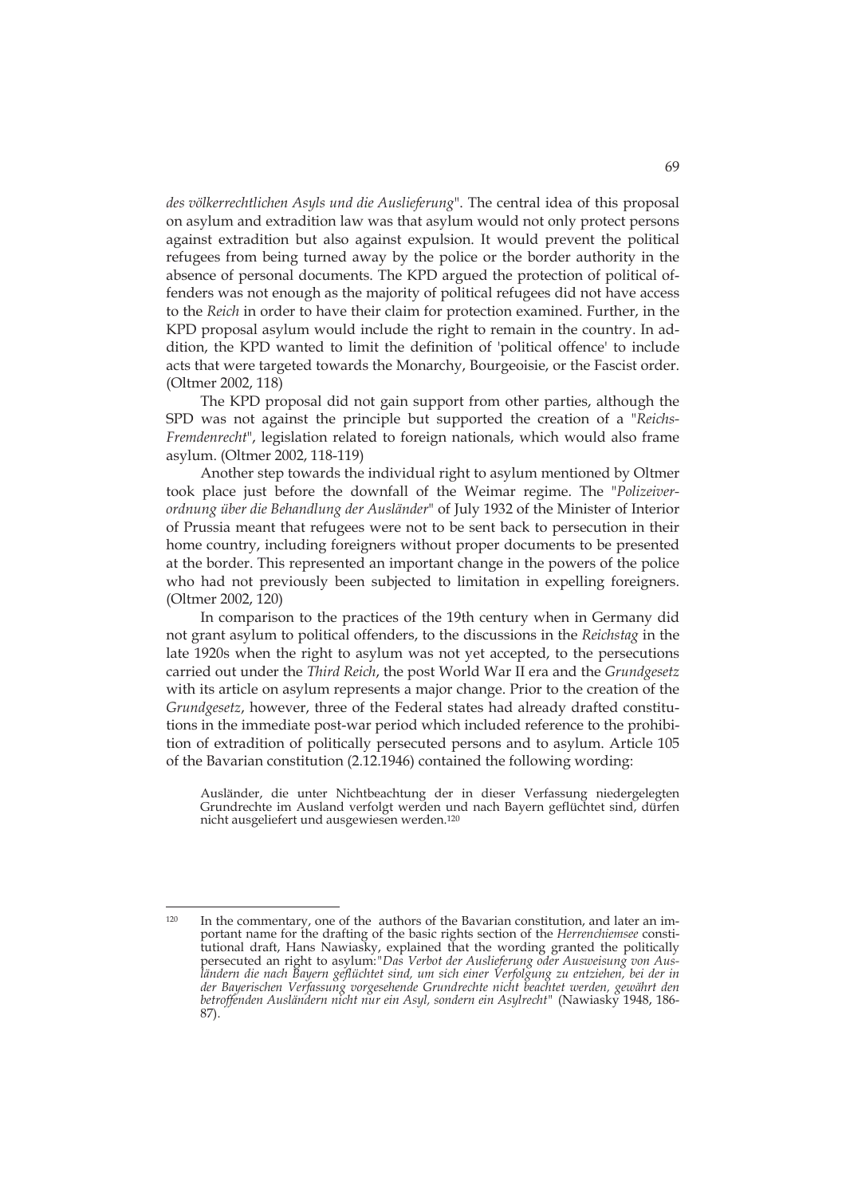*des völkerrechtlichen Asyls und die Auslieferung*". The central idea of this proposal on asylum and extradition law was that asylum would not only protect persons against extradition but also against expulsion. It would prevent the political refugees from being turned away by the police or the border authority in the absence of personal documents. The KPD argued the protection of political offenders was not enough as the majority of political refugees did not have access to the *Reich* in order to have their claim for protection examined. Further, in the KPD proposal asylum would include the right to remain in the country. In addition, the KPD wanted to limit the definition of 'political offence' to include acts that were targeted towards the Monarchy, Bourgeoisie, or the Fascist order. (Oltmer 2002, 118)

The KPD proposal did not gain support from other parties, although the SPD was not against the principle but supported the creation of a "*Reichs-Fremdenrecht*", legislation related to foreign nationals, which would also frame asylum. (Oltmer 2002, 118-119)

Another step towards the individual right to asylum mentioned by Oltmer took place just before the downfall of the Weimar regime. The "*Polizeiverordnung über die Behandlung der Ausländer*" of July 1932 of the Minister of Interior of Prussia meant that refugees were not to be sent back to persecution in their home country, including foreigners without proper documents to be presented at the border. This represented an important change in the powers of the police who had not previously been subjected to limitation in expelling foreigners. (Oltmer 2002, 120)

In comparison to the practices of the 19th century when in Germany did not grant asylum to political offenders, to the discussions in the *Reichstag* in the late 1920s when the right to asylum was not yet accepted, to the persecutions carried out under the *Third Reich*, the post World War II era and the *Grundgesetz* with its article on asylum represents a major change. Prior to the creation of the *Grundgesetz*, however, three of the Federal states had already drafted constitutions in the immediate post-war period which included reference to the prohibition of extradition of politically persecuted persons and to asylum. Article 105 of the Bavarian constitution (2.12.1946) contained the following wording:

> Ausländer, die unter Nichtbeachtung der in dieser Verfassung niedergelegten Grundrechte im Ausland verfolgt werden und nach Bayern geflüchtet sind, dürfen nicht ausgeliefert und ausgewiesen werden.[120]

---

[120] In the commentary, one of the authors of the Bavarian constitution, and later an important name for the drafting of the basic rights section of the *Herrenchiemsee* constitutional draft, Hans Nawiasky, explained that the wording granted the politically persecuted an right to asylum:"*Das Verbot der Auslieferung oder Ausweisung von Ausländern die nach Bayern geflüchtet sind, um sich einer Verfolgung zu entziehen, bei der in der Bayerischen Verfassung vorgesehende Grundrechte nicht beachtet werden, gewährt den betroffenden Ausländern nicht nur ein Asyl, sondern ein Asylrecht*" (Nawiasky 1948, 186-87).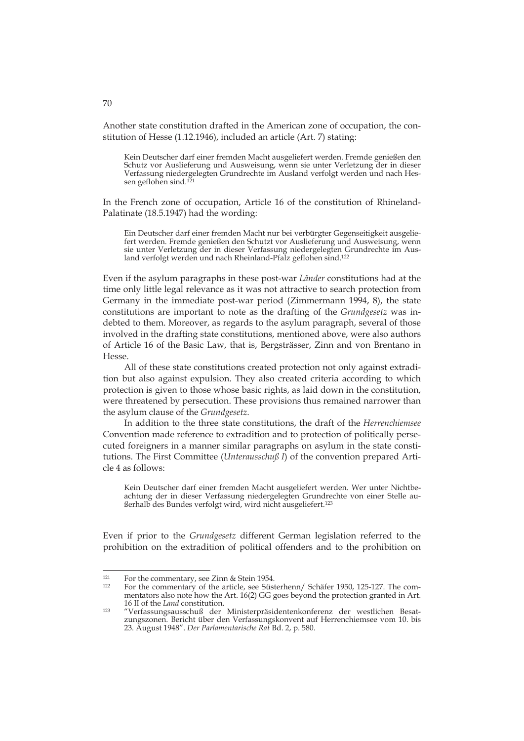Another state constitution drafted in the American zone of occupation, the constitution of Hesse (1.12.1946), included an article (Art. 7) stating:

> Kein Deutscher darf einer fremden Macht ausgeliefert werden. Fremde genießen den Schutz vor Auslieferung und Ausweisung, wenn sie unter Verletzung der in dieser Verfassung niedergelegten Grundrechte im Ausland verfolgt werden und nach Hessen geflohen sind.[121]

In the French zone of occupation, Article 16 of the constitution of Rhineland-Palatinate (18.5.1947) had the wording:

> Ein Deutscher darf einer fremden Macht nur bei verbürgter Gegenseitigkeit ausgeliefert werden. Fremde genießen den Schutzt vor Auslieferung und Ausweisung, wenn sie unter Verletzung der in dieser Verfassung niedergelegten Grundrechte im Ausland verfolgt werden und nach Rheinland-Pfalz geflohen sind.[122]

Even if the asylum paragraphs in these post-war *Länder* constitutions had at the time only little legal relevance as it was not attractive to search protection from Germany in the immediate post-war period (Zimmermann 1994, 8), the state constitutions are important to note as the drafting of the *Grundgesetz* was indebted to them. Moreover, as regards to the asylum paragraph, several of those involved in the drafting state constitutions, mentioned above, were also authors of Article 16 of the Basic Law, that is, Bergsträsser, Zinn and von Brentano in Hesse.

All of these state constitutions created protection not only against extradition but also against expulsion. They also created criteria according to which protection is given to those whose basic rights, as laid down in the constitution, were threatened by persecution. These provisions thus remained narrower than the asylum clause of the *Grundgesetz*.

In addition to the three state constitutions, the draft of the *Herrenchiemsee* Convention made reference to extradition and to protection of politically persecuted foreigners in a manner similar paragraphs on asylum in the state constitutions. The First Committee (*Unterausschuß I*) of the convention prepared Article 4 as follows:

> Kein Deutscher darf einer fremden Macht ausgeliefert werden. Wer unter Nichtbeachtung der in dieser Verfassung niedergelegten Grundrechte von einer Stelle außerhalb des Bundes verfolgt wird, wird nicht ausgeliefert.[123]

Even if prior to the *Grundgesetz* different German legislation referred to the prohibition on the extradition of political offenders and to the prohibition on

---

[121] For the commentary, see Zinn & Stein 1954.

[122] For the commentary of the article, see Süsterhenn/ Schäfer 1950, 125-127. The commentators also note how the Art. 16(2) GG goes beyond the protection granted in Art. 16 II of the *Land* constitution.

[123] "Verfassungsausschuß der Ministerpräsidentenkonferenz der westlichen Besatzungszonen. Bericht über den Verfassungskonvent auf Herrenchiemsee vom 10. bis 23. August 1948". *Der Parlamentarische Rat* Bd. 2, p. 580.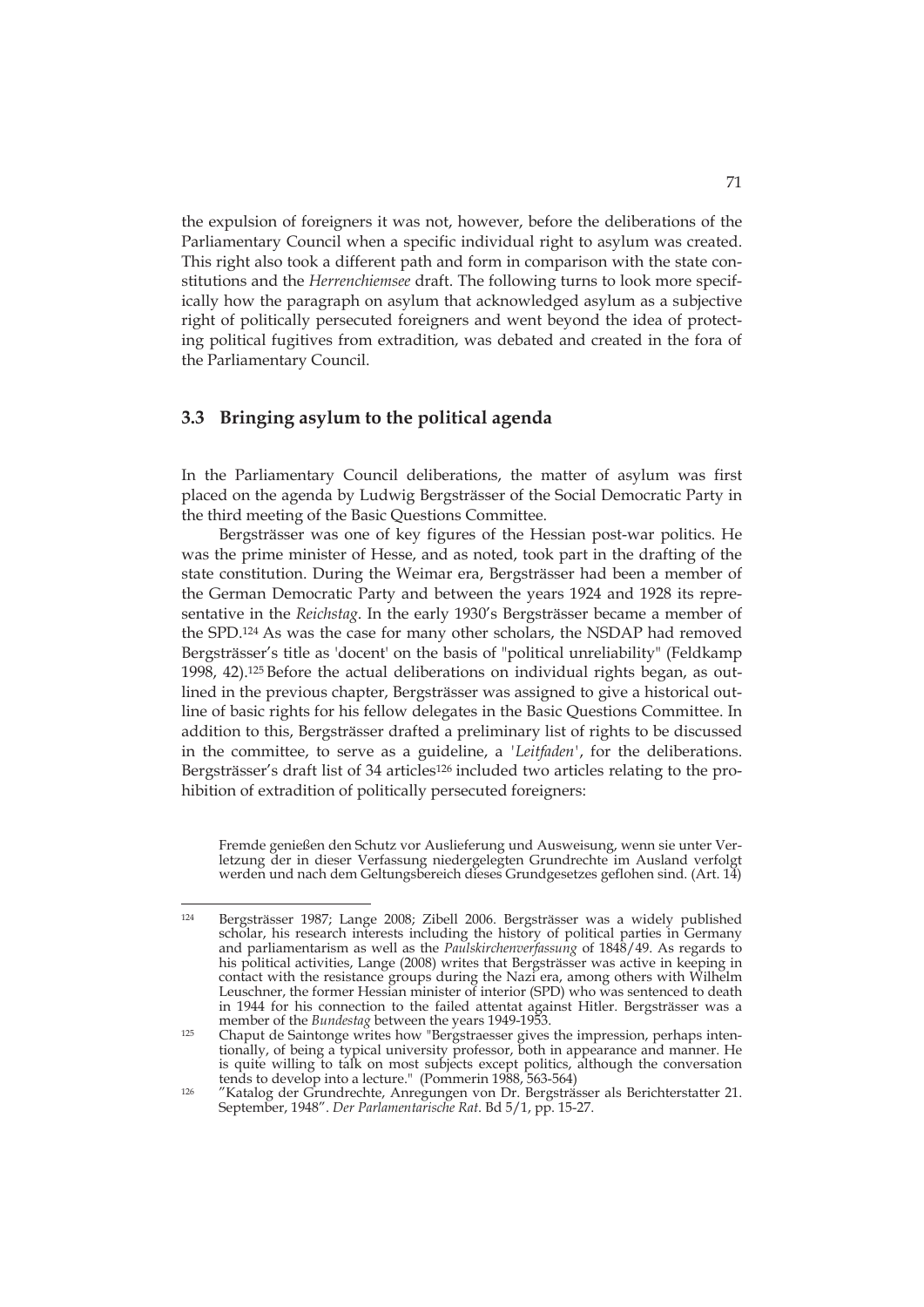the expulsion of foreigners it was not, however, before the deliberations of the Parliamentary Council when a specific individual right to asylum was created. This right also took a different path and form in comparison with the state constitutions and the *Herrenchiemsee* draft. The following turns to look more specifically how the paragraph on asylum that acknowledged asylum as a subjective right of politically persecuted foreigners and went beyond the idea of protecting political fugitives from extradition, was debated and created in the fora of the Parliamentary Council.

## 3.3 Bringing asylum to the political agenda

In the Parliamentary Council deliberations, the matter of asylum was first placed on the agenda by Ludwig Bergsträsser of the Social Democratic Party in the third meeting of the Basic Questions Committee.

Bergsträsser was one of key figures of the Hessian post-war politics. He was the prime minister of Hesse, and as noted, took part in the drafting of the state constitution. During the Weimar era, Bergsträsser had been a member of the German Democratic Party and between the years 1924 and 1928 its representative in the *Reichstag*. In the early 1930's Bergsträsser became a member of the SPD.[124] As was the case for many other scholars, the NSDAP had removed Bergsträsser's title as 'docent' on the basis of "political unreliability" (Feldkamp 1998, 42).[125] Before the actual deliberations on individual rights began, as outlined in the previous chapter, Bergsträsser was assigned to give a historical outline of basic rights for his fellow delegates in the Basic Questions Committee. In addition to this, Bergsträsser drafted a preliminary list of rights to be discussed in the committee, to serve as a guideline, a '*Leitfaden*', for the deliberations. Bergsträsser's draft list of 34 articles[126] included two articles relating to the prohibition of extradition of politically persecuted foreigners:

> Fremde genießen den Schutz vor Auslieferung und Ausweisung, wenn sie unter Verletzung der in dieser Verfassung niedergelegten Grundrechte im Ausland verfolgt werden und nach dem Geltungsbereich dieses Grundgesetzes geflohen sind. (Art. 14)

---

[124] Bergsträsser 1987; Lange 2008; Zibell 2006. Bergsträsser was a widely published scholar, his research interests including the history of political parties in Germany and parliamentarism as well as the *Paulskirchenverfassung* of 1848/49. As regards to his political activities, Lange (2008) writes that Bergsträsser was active in keeping in contact with the resistance groups during the Nazi era, among others with Wilhelm Leuschner, the former Hessian minister of interior (SPD) who was sentenced to death in 1944 for his connection to the failed attentat against Hitler. Bergsträsser was a member of the *Bundestag* between the years 1949-1953.

[125] Chaput de Saintonge writes how "Bergstraesser gives the impression, perhaps intentionally, of being a typical university professor, both in appearance and manner. He is quite willing to talk on most subjects except politics, although the conversation tends to develop into a lecture." (Pommerin 1988, 563-564)

[126] "Katalog der Grundrechte, Anregungen von Dr. Bergsträsser als Berichterstatter 21. September, 1948". *Der Parlamentarische Rat*. Bd 5/1, pp. 15-27.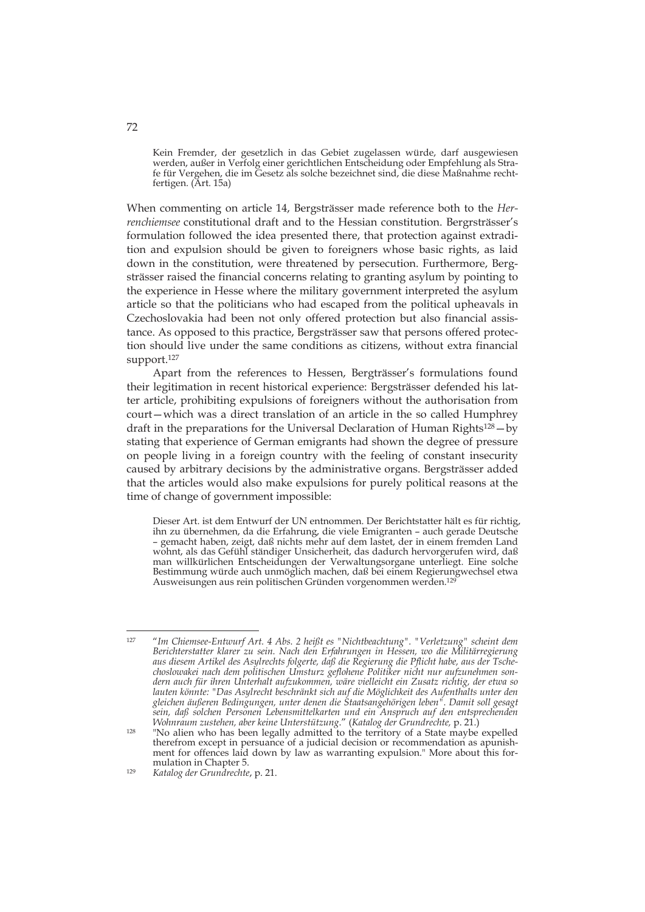> Kein Fremder, der gesetzlich in das Gebiet zugelassen würde, darf ausgewiesen werden, außer in Verfolg einer gerichtlichen Entscheidung oder Empfehlung als Strafe für Vergehen, die im Gesetz als solche bezeichnet sind, die diese Maßnahme rechtfertigen. (Art. 15a)

When commenting on article 14, Bergsträsser made reference both to the *Herrenchiemsee* constitutional draft and to the Hessian constitution. Bergrsträsser's formulation followed the idea presented there, that protection against extradition and expulsion should be given to foreigners whose basic rights, as laid down in the constitution, were threatened by persecution. Furthermore, Bergsträsser raised the financial concerns relating to granting asylum by pointing to the experience in Hesse where the military government interpreted the asylum article so that the politicians who had escaped from the political upheavals in Czechoslovakia had been not only offered protection but also financial assistance. As opposed to this practice, Bergsträsser saw that persons offered protection should live under the same conditions as citizens, without extra financial support.[127]

Apart from the references to Hessen, Bergträsser's formulations found their legitimation in recent historical experience: Bergsträsser defended his latter article, prohibiting expulsions of foreigners without the authorisation from court—which was a direct translation of an article in the so called Humphrey draft in the preparations for the Universal Declaration of Human Rights[128]—by stating that experience of German emigrants had shown the degree of pressure on people living in a foreign country with the feeling of constant insecurity caused by arbitrary decisions by the administrative organs. Bergsträsser added that the articles would also make expulsions for purely political reasons at the time of change of government impossible:

> Dieser Art. ist dem Entwurf der UN entnommen. Der Berichtstatter hält es für richtig, ihn zu übernehmen, da die Erfahrung, die viele Emigranten – auch gerade Deutsche – gemacht haben, zeigt, daß nichts mehr auf dem lastet, der in einem fremden Land wohnt, als das Gefühl ständiger Unsicherheit, das dadurch hervorgerufen wird, daß man willkürlichen Entscheidungen der Verwaltungsorgane unterliegt. Eine solche Bestimmung würde auch unmöglich machen, daß bei einem Regierungwechsel etwa Ausweisungen aus rein politischen Gründen vorgenommen werden.[129]

---

[127] "*Im Chiemsee-Entwurf Art. 4 Abs. 2 heißt es "Nichtbeachtung". "Verletzung" scheint dem Berichterstatter klarer zu sein. Nach den Erfahrungen in Hessen, wo die Militärregierung aus diesem Artikel des Asylrechts folgerte, daß die Regierung die Pflicht habe, aus der Tschechoslowakei nach dem politischen Umsturz geflohene Politiker nicht nur aufzunehmen sondern auch für ihren Unterhalt aufzukommen, wäre vielleicht ein Zusatz richtig, der etwa so lauten könnte: "Das Asylrecht beschränkt sich auf die Möglichkeit des Aufenthalts unter den gleichen äußeren Bedingungen, unter denen die Staatsangehörigen leben". Damit soll gesagt sein, daß solchen Personen Lebensmittelkarten und ein Anspruch auf den entsprechenden Wohnraum zustehen, aber keine Unterstützung.*" (*Katalog der Grundrechte,* p. 21.)

[128] "No alien who has been legally admitted to the territory of a State maybe expelled therefrom except in persuance of a judicial decision or recommendation as apunishment for offences laid down by law as warranting expulsion." More about this formulation in Chapter 5.

[129] *Katalog der Grundrechte*, p. 21.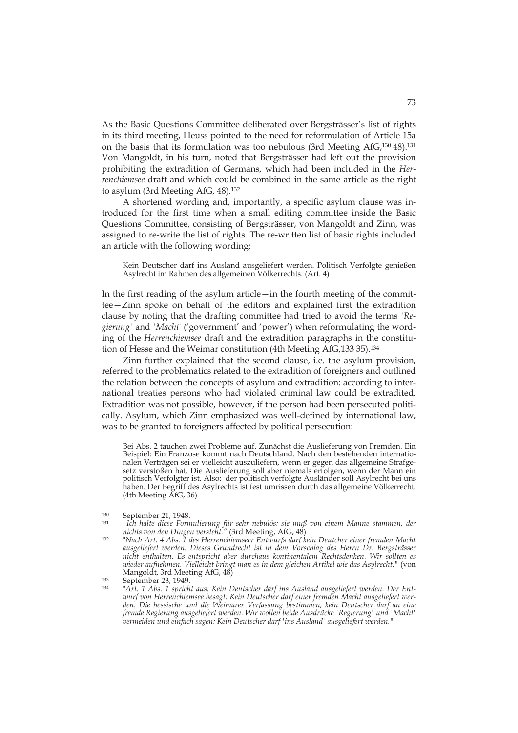As the Basic Questions Committee deliberated over Bergsträsser's list of rights in its third meeting, Heuss pointed to the need for reformulation of Article 15a on the basis that its formulation was too nebulous (3rd Meeting AfG,[130] 48).[131] Von Mangoldt, in his turn, noted that Bergsträsser had left out the provision prohibiting the extradition of Germans, which had been included in the *Herrenchiemsee* draft and which could be combined in the same article as the right to asylum (3rd Meeting AfG, 48).[132]

A shortened wording and, importantly, a specific asylum clause was introduced for the first time when a small editing committee inside the Basic Questions Committee, consisting of Bergsträsser, von Mangoldt and Zinn, was assigned to re-write the list of rights. The re-written list of basic rights included an article with the following wording:

> Kein Deutscher darf ins Ausland ausgeliefert werden. Politisch Verfolgte genießen Asylrecht im Rahmen des allgemeinen Völkerrechts. (Art. 4)

In the first reading of the asylum article—in the fourth meeting of the committee—Zinn spoke on behalf of the editors and explained first the extradition clause by noting that the drafting committee had tried to avoid the terms '*Regierung*' and '*Macht*' ('government' and 'power') when reformulating the wording of the *Herrenchiemsee* draft and the extradition paragraphs in the constitution of Hesse and the Weimar constitution (4th Meeting AfG,[133] 35).[134]

Zinn further explained that the second clause, i.e. the asylum provision, referred to the problematics related to the extradition of foreigners and outlined the relation between the concepts of asylum and extradition: according to international treaties persons who had violated criminal law could be extradited. Extradition was not possible, however, if the person had been persecuted politically. Asylum, which Zinn emphasized was well-defined by international law, was to be granted to foreigners affected by political persecution:

> Bei Abs. 2 tauchen zwei Probleme auf. Zunächst die Auslieferung von Fremden. Ein Beispiel: Ein Franzose kommt nach Deutschland. Nach den bestehenden internationalen Verträgen sei er vielleicht auszuliefern, wenn er gegen das allgemeine Strafgesetz verstoßen hat. Die Auslieferung soll aber niemals erfolgen, wenn der Mann ein politisch Verfolgter ist. Also: der politisch verfolgte Ausländer soll Asylrecht bei uns haben. Der Begriff des Asylrechts ist fest umrissen durch das allgemeine Völkerrecht. (4th Meeting AfG, 36)

---

[130] September 21, 1948.

[131] *"Ich halte diese Formulierung für sehr nebulös: sie muß von einem Manne stammen, der nichts von den Dingen versteht."* (3rd Meeting, AfG, 48)

[132] *"Nach Art. 4 Abs. 1 des Herrenchiemseer Entwurfs darf kein Deutcher einer fremden Macht ausgeliefert werden. Dieses Grundrecht ist in dem Vorschlag des Herrn Dr. Bergsträsser nicht enthalten. Es entspricht aber durchaus kontinentalem Rechtsdenken. Wir sollten es wieder aufnehmen. Vielleicht bringt man es in dem gleichen Artikel wie das Asylrecht."* (von Mangoldt, 3rd Meeting AfG, 48)

[133] September 23, 1949.

[134] *"Art. 1 Abs. 1 spricht aus: Kein Deutscher darf ins Ausland ausgeliefert werden. Der Entwurf von Herrenchiemsee besagt: Kein Deutscher darf einer fremden Macht ausgeliefert werden. Die hessische und die Weimarer Verfassung bestimmen, kein Deutscher darf an eine fremde Regierung ausgeliefert werden. Wir wollen beide Ausdrücke 'Regierung' und 'Macht' vermeiden und einfach sagen: Kein Deutscher darf 'ins Ausland' ausgeliefert werden."*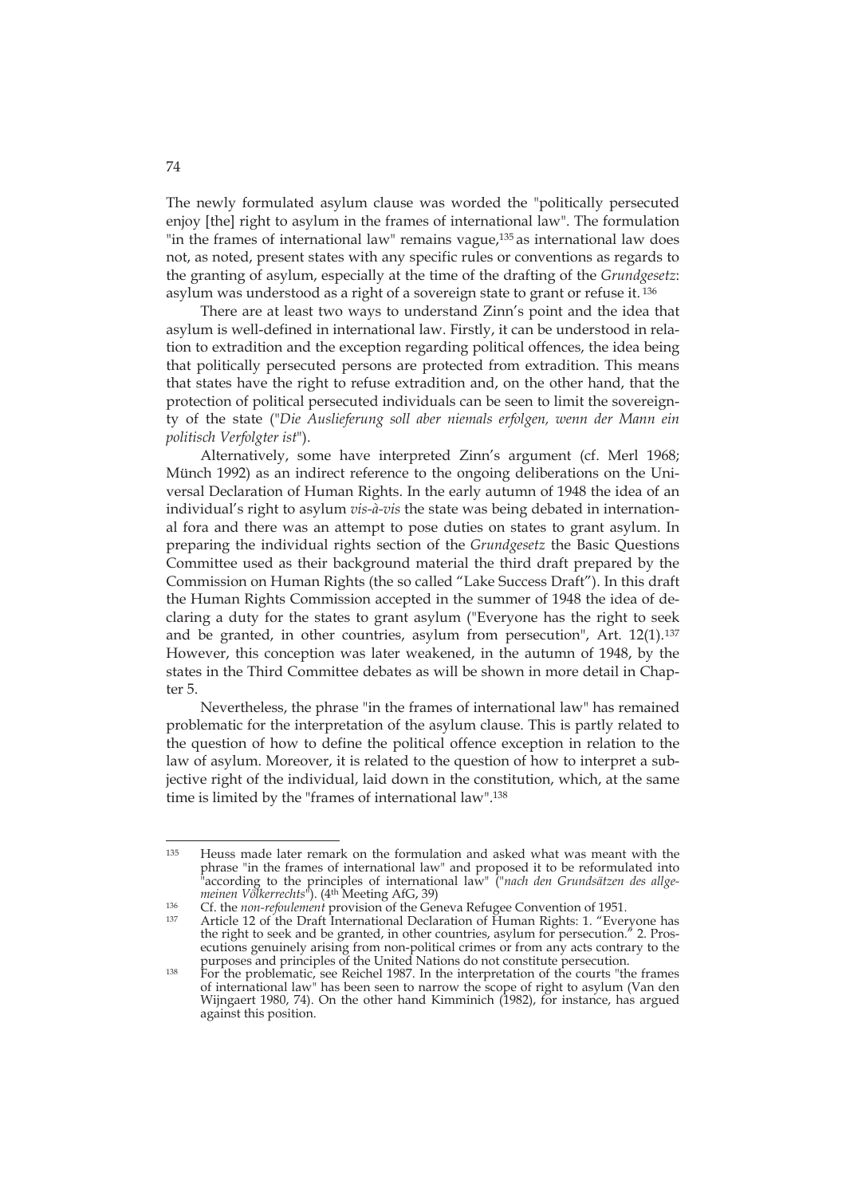The newly formulated asylum clause was worded the "politically persecuted enjoy [the] right to asylum in the frames of international law". The formulation "in the frames of international law" remains vague,[135] as international law does not, as noted, present states with any specific rules or conventions as regards to the granting of asylum, especially at the time of the drafting of the *Grundgesetz*: asylum was understood as a right of a sovereign state to grant or refuse it.[136]

There are at least two ways to understand Zinn's point and the idea that asylum is well-defined in international law. Firstly, it can be understood in relation to extradition and the exception regarding political offences, the idea being that politically persecuted persons are protected from extradition. This means that states have the right to refuse extradition and, on the other hand, that the protection of political persecuted individuals can be seen to limit the sovereignty of the state ("*Die Auslieferung soll aber niemals erfolgen, wenn der Mann ein politisch Verfolgter ist*").

Alternatively, some have interpreted Zinn's argument (cf. Merl 1968; Münch 1992) as an indirect reference to the ongoing deliberations on the Universal Declaration of Human Rights. In the early autumn of 1948 the idea of an individual's right to asylum *vis-à-vis* the state was being debated in international fora and there was an attempt to pose duties on states to grant asylum. In preparing the individual rights section of the *Grundgesetz* the Basic Questions Committee used as their background material the third draft prepared by the Commission on Human Rights (the so called "Lake Success Draft"). In this draft the Human Rights Commission accepted in the summer of 1948 the idea of declaring a duty for the states to grant asylum ("Everyone has the right to seek and be granted, in other countries, asylum from persecution", Art. 12(1).[137] However, this conception was later weakened, in the autumn of 1948, by the states in the Third Committee debates as will be shown in more detail in Chapter 5.

Nevertheless, the phrase "in the frames of international law" has remained problematic for the interpretation of the asylum clause. This is partly related to the question of how to define the political offence exception in relation to the law of asylum. Moreover, it is related to the question of how to interpret a subjective right of the individual, laid down in the constitution, which, at the same time is limited by the "frames of international law".[138]

---

[135] Heuss made later remark on the formulation and asked what was meant with the phrase "in the frames of international law" and proposed it to be reformulated into "according to the principles of international law" ("*nach den Grundsätzen des allgemeinen Völkerrechts*"). (4th Meeting AfG, 39)

[136] Cf. the *non-refoulement* provision of the Geneva Refugee Convention of 1951.

[137] Article 12 of the Draft International Declaration of Human Rights: 1. "Everyone has the right to seek and be granted, in other countries, asylum for persecution." 2. Prosecutions genuinely arising from non-political crimes or from any acts contrary to the purposes and principles of the United Nations do not constitute persecution.

[138] For the problematic, see Reichel 1987. In the interpretation of the courts "the frames of international law" has been seen to narrow the scope of right to asylum (Van den Wijngaert 1980, 74). On the other hand Kimminich (1982), for instance, has argued against this position.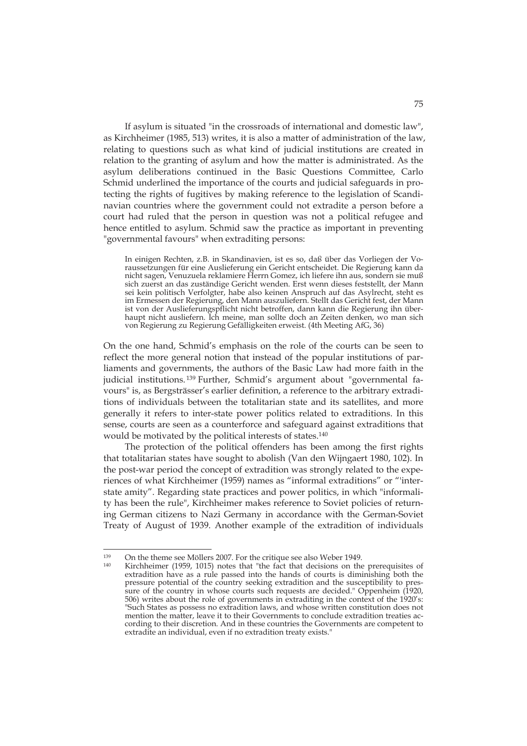If asylum is situated "in the crossroads of international and domestic law", as Kirchheimer (1985, 513) writes, it is also a matter of administration of the law, relating to questions such as what kind of judicial institutions are created in relation to the granting of asylum and how the matter is administrated. As the asylum deliberations continued in the Basic Questions Committee, Carlo Schmid underlined the importance of the courts and judicial safeguards in protecting the rights of fugitives by making reference to the legislation of Scandinavian countries where the government could not extradite a person before a court had ruled that the person in question was not a political refugee and hence entitled to asylum. Schmid saw the practice as important in preventing "governmental favours" when extraditing persons:

> In einigen Rechten, z.B. in Skandinavien, ist es so, daß über das Vorliegen der Voraussetzungen für eine Auslieferung ein Gericht entscheidet. Die Regierung kann da nicht sagen, Venuzuela reklamiere Herrn Gomez, ich liefere ihn aus, sondern sie muß sich zuerst an das zuständige Gericht wenden. Erst wenn dieses feststellt, der Mann sei kein politisch Verfolgter, habe also keinen Anspruch auf das Asylrecht, steht es im Ermessen der Regierung, den Mann auszuliefern. Stellt das Gericht fest, der Mann ist von der Auslieferungspflicht nicht betroffen, dann kann die Regierung ihn überhaupt nicht ausliefern. Ich meine, man sollte doch an Zeiten denken, wo man sich von Regierung zu Regierung Gefälligkeiten erweist. (4th Meeting AfG, 36)

On the one hand, Schmid's emphasis on the role of the courts can be seen to reflect the more general notion that instead of the popular institutions of parliaments and governments, the authors of the Basic Law had more faith in the judicial institutions.[139] Further, Schmid's argument about "governmental favours" is, as Bergsträsser's earlier definition, a reference to the arbitrary extraditions of individuals between the totalitarian state and its satellites, and more generally it refers to inter-state power politics related to extraditions. In this sense, courts are seen as a counterforce and safeguard against extraditions that would be motivated by the political interests of states.[140]

The protection of the political offenders has been among the first rights that totalitarian states have sought to abolish (Van den Wijngaert 1980, 102). In the post-war period the concept of extradition was strongly related to the experiences of what Kirchheimer (1959) names as "informal extraditions" or "'interstate amity". Regarding state practices and power politics, in which "informality has been the rule", Kirchheimer makes reference to Soviet policies of returning German citizens to Nazi Germany in accordance with the German-Soviet Treaty of August of 1939. Another example of the extradition of individuals

---

[139] On the theme see Möllers 2007. For the critique see also Weber 1949.

[140] Kirchheimer (1959, 1015) notes that "the fact that decisions on the prerequisites of extradition have as a rule passed into the hands of courts is diminishing both the pressure potential of the country seeking extradition and the susceptibility to pressure of the country in whose courts such requests are decided." Oppenheim (1920, 506) writes about the role of governments in extraditing in the context of the 1920's: "Such States as possess no extradition laws, and whose written constitution does not mention the matter, leave it to their Governments to conclude extradition treaties according to their discretion. And in these countries the Governments are competent to extradite an individual, even if no extradition treaty exists."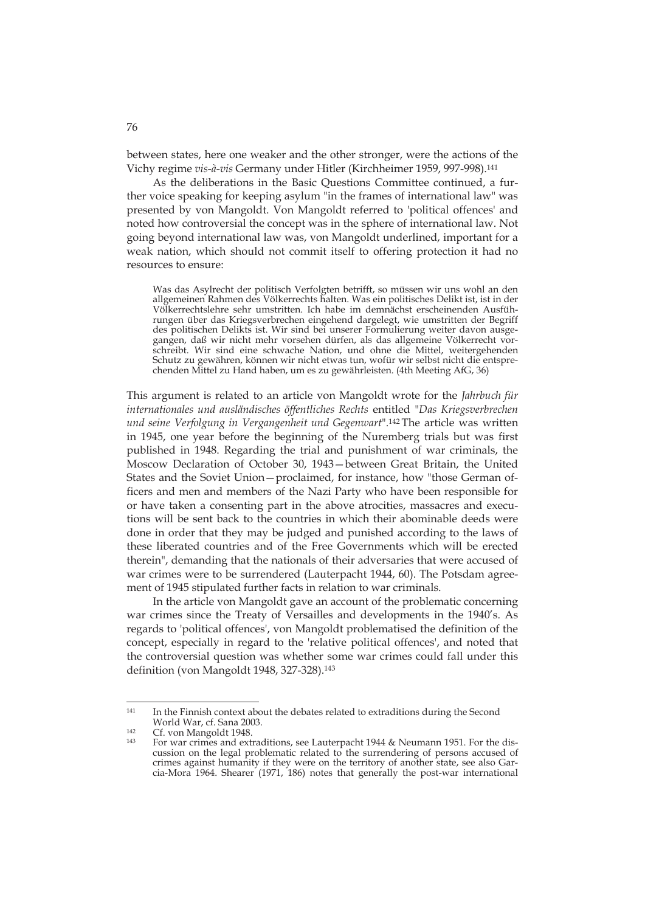between states, here one weaker and the other stronger, were the actions of the Vichy regime *vis-à-vis* Germany under Hitler (Kirchheimer 1959, 997-998).[141]

As the deliberations in the Basic Questions Committee continued, a further voice speaking for keeping asylum "in the frames of international law" was presented by von Mangoldt. Von Mangoldt referred to 'political offences' and noted how controversial the concept was in the sphere of international law. Not going beyond international law was, von Mangoldt underlined, important for a weak nation, which should not commit itself to offering protection it had no resources to ensure:

> Was das Asylrecht der politisch Verfolgten betrifft, so müssen wir uns wohl an den allgemeinen Rahmen des Völkerrechts halten. Was ein politisches Delikt ist, ist in der Völkerrechtslehre sehr umstritten. Ich habe im demnächst erscheinenden Ausführungen über das Kriegsverbrechen eingehend dargelegt, wie umstritten der Begriff des politischen Delikts ist. Wir sind bei unserer Formulierung weiter davon ausgegangen, daß wir nicht mehr vorsehen dürfen, als das allgemeine Völkerrecht vorschreibt. Wir sind eine schwache Nation, und ohne die Mittel, weitergehenden Schutz zu gewähren, können wir nicht etwas tun, wofür wir selbst nicht die entsprechenden Mittel zu Hand haben, um es zu gewährleisten. (4th Meeting AfG, 36)

This argument is related to an article von Mangoldt wrote for the *Jahrbuch für internationales und ausländisches öffentliches Rechts* entitled "*Das Kriegsverbrechen und seine Verfolgung in Vergangenheit und Gegenwart*".[142] The article was written in 1945, one year before the beginning of the Nuremberg trials but was first published in 1948. Regarding the trial and punishment of war criminals, the Moscow Declaration of October 30, 1943—between Great Britain, the United States and the Soviet Union—proclaimed, for instance, how "those German officers and men and members of the Nazi Party who have been responsible for or have taken a consenting part in the above atrocities, massacres and executions will be sent back to the countries in which their abominable deeds were done in order that they may be judged and punished according to the laws of these liberated countries and of the Free Governments which will be erected therein", demanding that the nationals of their adversaries that were accused of war crimes were to be surrendered (Lauterpacht 1944, 60). The Potsdam agreement of 1945 stipulated further facts in relation to war criminals.

In the article von Mangoldt gave an account of the problematic concerning war crimes since the Treaty of Versailles and developments in the 1940's. As regards to 'political offences', von Mangoldt problematised the definition of the concept, especially in regard to the 'relative political offences', and noted that the controversial question was whether some war crimes could fall under this definition (von Mangoldt 1948, 327-328).[143]

---

[141] In the Finnish context about the debates related to extraditions during the Second World War, cf. Sana 2003.

[142] Cf. von Mangoldt 1948.

[143] For war crimes and extraditions, see Lauterpacht 1944 & Neumann 1951. For the discussion on the legal problematic related to the surrendering of persons accused of crimes against humanity if they were on the territory of another state, see also Garcia-Mora 1964. Shearer (1971, 186) notes that generally the post-war international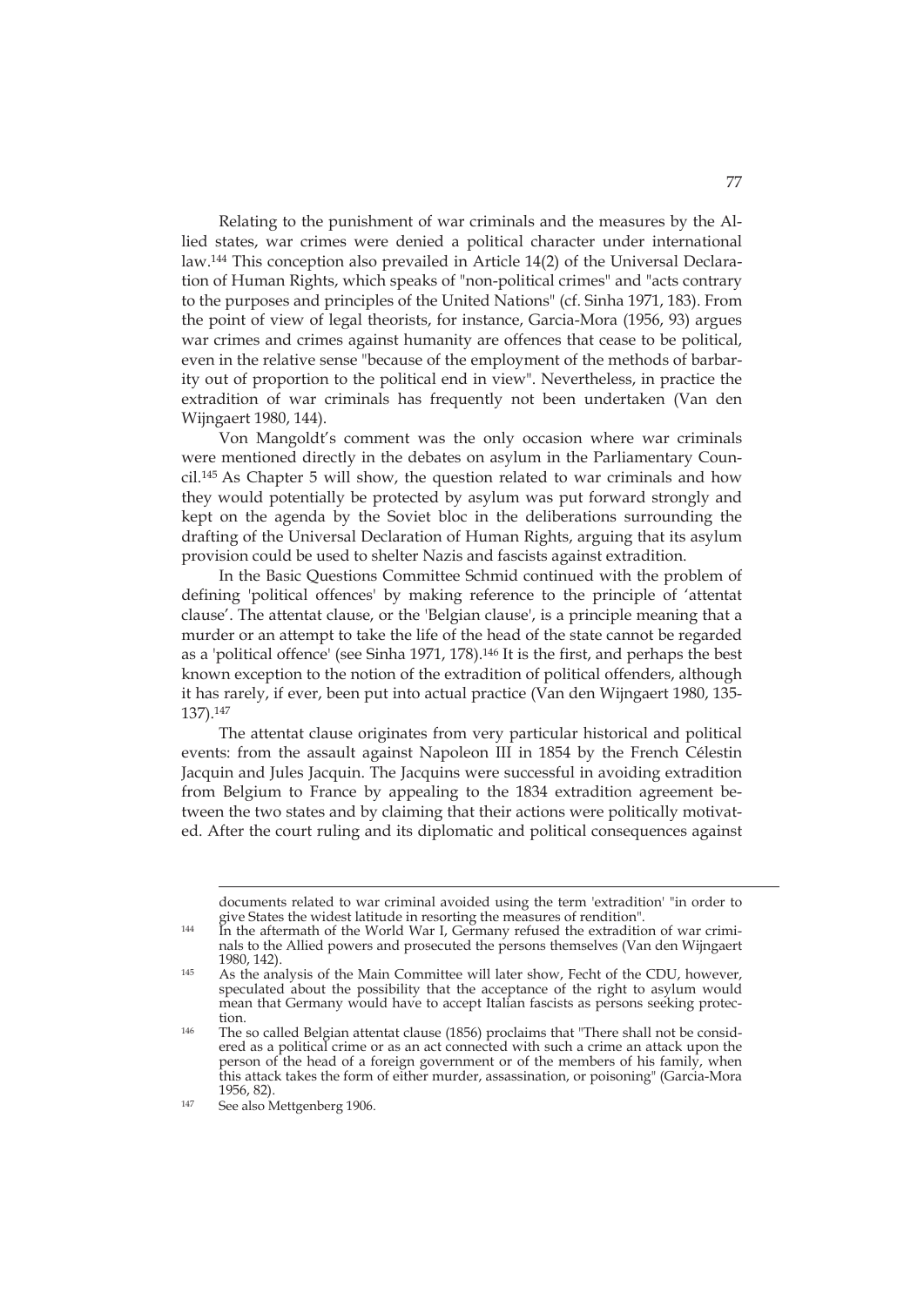Relating to the punishment of war criminals and the measures by the Allied states, war crimes were denied a political character under international law.[144] This conception also prevailed in Article 14(2) of the Universal Declaration of Human Rights, which speaks of "non-political crimes" and "acts contrary to the purposes and principles of the United Nations" (cf. Sinha 1971, 183). From the point of view of legal theorists, for instance, Garcia-Mora (1956, 93) argues war crimes and crimes against humanity are offences that cease to be political, even in the relative sense "because of the employment of the methods of barbarity out of proportion to the political end in view". Nevertheless, in practice the extradition of war criminals has frequently not been undertaken (Van den Wijngaert 1980, 144).

Von Mangoldt's comment was the only occasion where war criminals were mentioned directly in the debates on asylum in the Parliamentary Council.[145] As Chapter 5 will show, the question related to war criminals and how they would potentially be protected by asylum was put forward strongly and kept on the agenda by the Soviet bloc in the deliberations surrounding the drafting of the Universal Declaration of Human Rights, arguing that its asylum provision could be used to shelter Nazis and fascists against extradition.

In the Basic Questions Committee Schmid continued with the problem of defining 'political offences' by making reference to the principle of 'attentat clause'. The attentat clause, or the 'Belgian clause', is a principle meaning that a murder or an attempt to take the life of the head of the state cannot be regarded as a 'political offence' (see Sinha 1971, 178).[146] It is the first, and perhaps the best known exception to the notion of the extradition of political offenders, although it has rarely, if ever, been put into actual practice (Van den Wijngaert 1980, 135-137).[147]

The attentat clause originates from very particular historical and political events: from the assault against Napoleon III in 1854 by the French Célestin Jacquin and Jules Jacquin. The Jacquins were successful in avoiding extradition from Belgium to France by appealing to the 1834 extradition agreement between the two states and by claiming that their actions were politically motivated. After the court ruling and its diplomatic and political consequences against

---

documents related to war criminal avoided using the term 'extradition' "in order to give States the widest latitude in resorting the measures of rendition".

[144] In the aftermath of the World War I, Germany refused the extradition of war criminals to the Allied powers and prosecuted the persons themselves (Van den Wijngaert 1980, 142).

[145] As the analysis of the Main Committee will later show, Fecht of the CDU, however, speculated about the possibility that the acceptance of the right to asylum would mean that Germany would have to accept Italian fascists as persons seeking protection.

[146] The so called Belgian attentat clause (1856) proclaims that "There shall not be considered as a political crime or as an act connected with such a crime an attack upon the person of the head of a foreign government or of the members of his family, when this attack takes the form of either murder, assassination, or poisoning" (Garcia-Mora 1956, 82).

[147] See also Mettgenberg 1906.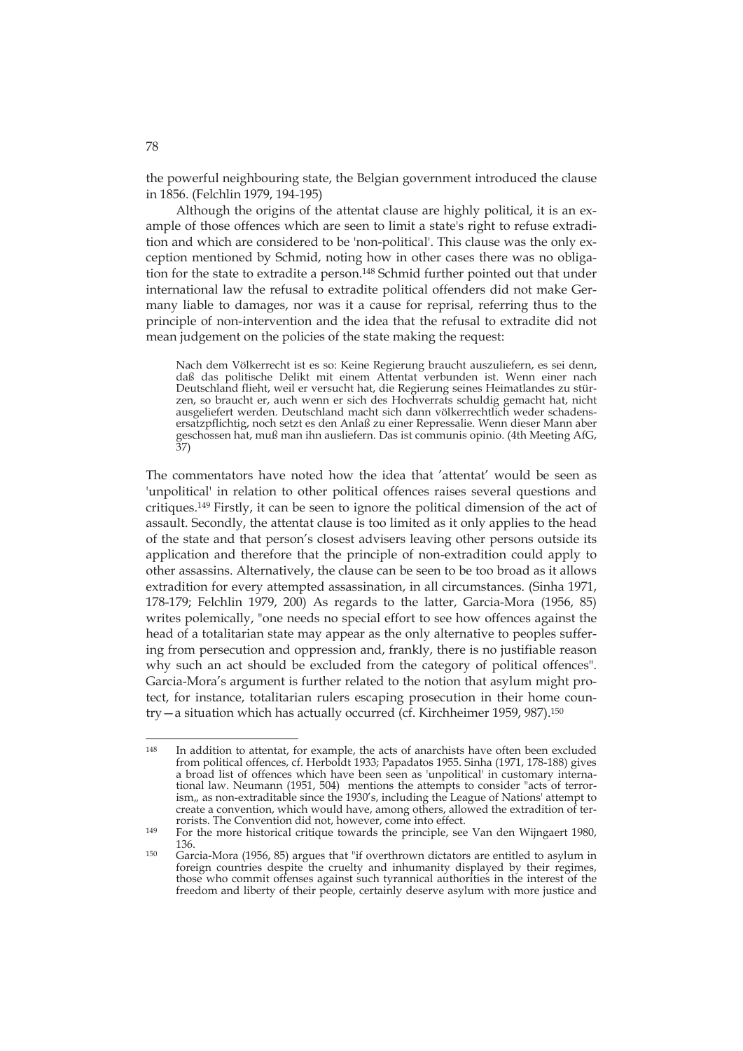the powerful neighbouring state, the Belgian government introduced the clause in 1856. (Felchlin 1979, 194-195)

Although the origins of the attentat clause are highly political, it is an example of those offences which are seen to limit a state's right to refuse extradition and which are considered to be 'non-political'. This clause was the only exception mentioned by Schmid, noting how in other cases there was no obligation for the state to extradite a person.[148] Schmid further pointed out that under international law the refusal to extradite political offenders did not make Germany liable to damages, nor was it a cause for reprisal, referring thus to the principle of non-intervention and the idea that the refusal to extradite did not mean judgement on the policies of the state making the request:

> Nach dem Völkerrecht ist es so: Keine Regierung braucht auszuliefern, es sei denn, daß das politische Delikt mit einem Attentat verbunden ist. Wenn einer nach Deutschland flieht, weil er versucht hat, die Regierung seines Heimatlandes zu stürzen, so braucht er, auch wenn er sich des Hochverrats schuldig gemacht hat, nicht ausgeliefert werden. Deutschland macht sich dann völkerrechtlich weder schadensersatzpflichtig, noch setzt es den Anlaß zu einer Repressalie. Wenn dieser Mann aber geschossen hat, muß man ihn ausliefern. Das ist communis opinio. (4th Meeting AfG, 37)

The commentators have noted how the idea that 'attentat' would be seen as 'unpolitical' in relation to other political offences raises several questions and critiques.[149] Firstly, it can be seen to ignore the political dimension of the act of assault. Secondly, the attentat clause is too limited as it only applies to the head of the state and that person's closest advisers leaving other persons outside its application and therefore that the principle of non-extradition could apply to other assassins. Alternatively, the clause can be seen to be too broad as it allows extradition for every attempted assassination, in all circumstances. (Sinha 1971, 178-179; Felchlin 1979, 200) As regards to the latter, Garcia-Mora (1956, 85) writes polemically, "one needs no special effort to see how offences against the head of a totalitarian state may appear as the only alternative to peoples suffering from persecution and oppression and, frankly, there is no justifiable reason why such an act should be excluded from the category of political offences". Garcia-Mora's argument is further related to the notion that asylum might protect, for instance, totalitarian rulers escaping prosecution in their home country—a situation which has actually occurred (cf. Kirchheimer 1959, 987).[150]

---

[148] In addition to attentat, for example, the acts of anarchists have often been excluded from political offences, cf. Herboldt 1933; Papadatos 1955. Sinha (1971, 178-188) gives a broad list of offences which have been seen as 'unpolitical' in customary international law. Neumann (1951, 504) mentions the attempts to consider "acts of terrorism,, as non-extraditable since the 1930's, including the League of Nations' attempt to create a convention, which would have, among others, allowed the extradition of terrorists. The Convention did not, however, come into effect.

[149] For the more historical critique towards the principle, see Van den Wijngaert 1980, 136.

[150] Garcia-Mora (1956, 85) argues that "if overthrown dictators are entitled to asylum in foreign countries despite the cruelty and inhumanity displayed by their regimes, those who commit offenses against such tyrannical authorities in the interest of the freedom and liberty of their people, certainly deserve asylum with more justice and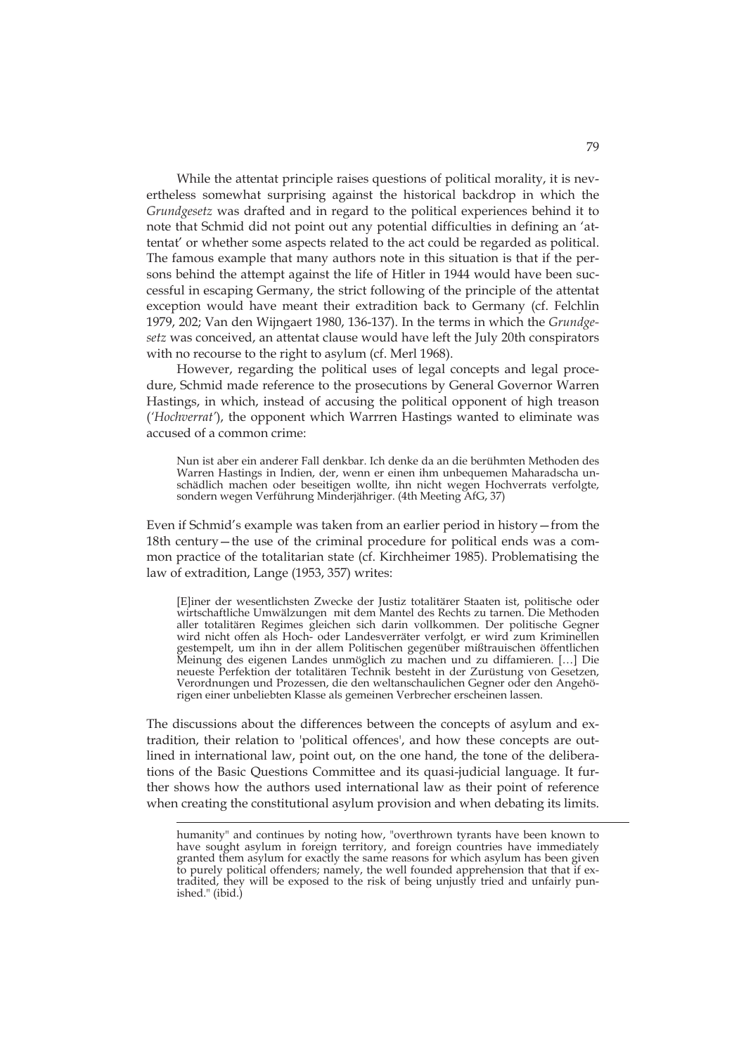While the attentat principle raises questions of political morality, it is nevertheless somewhat surprising against the historical backdrop in which the *Grundgesetz* was drafted and in regard to the political experiences behind it to note that Schmid did not point out any potential difficulties in defining an 'attentat' or whether some aspects related to the act could be regarded as political. The famous example that many authors note in this situation is that if the persons behind the attempt against the life of Hitler in 1944 would have been successful in escaping Germany, the strict following of the principle of the attentat exception would have meant their extradition back to Germany (cf. Felchlin 1979, 202; Van den Wijngaert 1980, 136-137). In the terms in which the *Grundgesetz* was conceived, an attentat clause would have left the July 20th conspirators with no recourse to the right to asylum (cf. Merl 1968).

However, regarding the political uses of legal concepts and legal procedure, Schmid made reference to the prosecutions by General Governor Warren Hastings, in which, instead of accusing the political opponent of high treason (*'Hochverrat'*), the opponent which Warrren Hastings wanted to eliminate was accused of a common crime:

> Nun ist aber ein anderer Fall denkbar. Ich denke da an die berühmten Methoden des Warren Hastings in Indien, der, wenn er einen ihm unbequemen Maharadscha unschädlich machen oder beseitigen wollte, ihn nicht wegen Hochverrats verfolgte, sondern wegen Verführung Minderjähriger. (4th Meeting AfG, 37)

Even if Schmid's example was taken from an earlier period in history—from the 18th century—the use of the criminal procedure for political ends was a common practice of the totalitarian state (cf. Kirchheimer 1985). Problematising the law of extradition, Lange (1953, 357) writes:

> [E]iner der wesentlichsten Zwecke der Justiz totalitärer Staaten ist, politische oder wirtschaftliche Umwälzungen mit dem Mantel des Rechts zu tarnen. Die Methoden aller totalitären Regimes gleichen sich darin vollkommen. Der politische Gegner wird nicht offen als Hoch- oder Landesverräter verfolgt, er wird zum Kriminellen gestempelt, um ihn in der allem Politischen gegenüber mißtrauischen öffentlichen Meinung des eigenen Landes unmöglich zu machen und zu diffamieren. […] Die neueste Perfektion der totalitären Technik besteht in der Zurüstung von Gesetzen, Verordnungen und Prozessen, die den weltanschaulichen Gegner oder den Angehörigen einer unbeliebten Klasse als gemeinen Verbrecher erscheinen lassen.

The discussions about the differences between the concepts of asylum and extradition, their relation to 'political offences', and how these concepts are outlined in international law, point out, on the one hand, the tone of the deliberations of the Basic Questions Committee and its quasi-judicial language. It further shows how the authors used international law as their point of reference when creating the constitutional asylum provision and when debating its limits.

---

humanity" and continues by noting how, "overthrown tyrants have been known to have sought asylum in foreign territory, and foreign countries have immediately granted them asylum for exactly the same reasons for which asylum has been given to purely political offenders; namely, the well founded apprehension that that if extradited, they will be exposed to the risk of being unjustly tried and unfairly punished." (ibid.)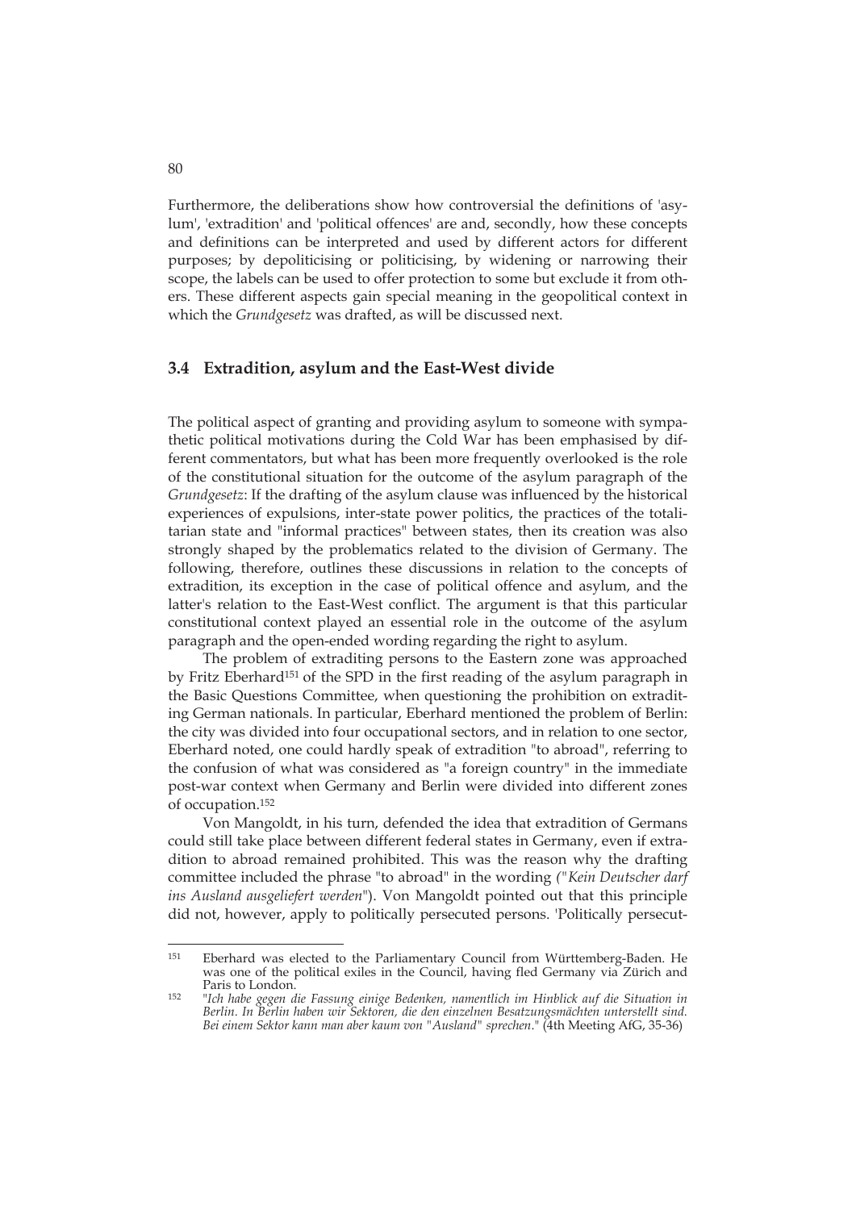Furthermore, the deliberations show how controversial the definitions of 'asylum', 'extradition' and 'political offences' are and, secondly, how these concepts and definitions can be interpreted and used by different actors for different purposes; by depoliticising or politicising, by widening or narrowing their scope, the labels can be used to offer protection to some but exclude it from others. These different aspects gain special meaning in the geopolitical context in which the *Grundgesetz* was drafted, as will be discussed next.

## 3.4 Extradition, asylum and the East-West divide

The political aspect of granting and providing asylum to someone with sympathetic political motivations during the Cold War has been emphasised by different commentators, but what has been more frequently overlooked is the role of the constitutional situation for the outcome of the asylum paragraph of the *Grundgesetz*: If the drafting of the asylum clause was influenced by the historical experiences of expulsions, inter-state power politics, the practices of the totalitarian state and "informal practices" between states, then its creation was also strongly shaped by the problematics related to the division of Germany. The following, therefore, outlines these discussions in relation to the concepts of extradition, its exception in the case of political offence and asylum, and the latter's relation to the East-West conflict. The argument is that this particular constitutional context played an essential role in the outcome of the asylum paragraph and the open-ended wording regarding the right to asylum.

The problem of extraditing persons to the Eastern zone was approached by Fritz Eberhard[151] of the SPD in the first reading of the asylum paragraph in the Basic Questions Committee, when questioning the prohibition on extraditing German nationals. In particular, Eberhard mentioned the problem of Berlin: the city was divided into four occupational sectors, and in relation to one sector, Eberhard noted, one could hardly speak of extradition "to abroad", referring to the confusion of what was considered as "a foreign country" in the immediate post-war context when Germany and Berlin were divided into different zones of occupation.[152]

Von Mangoldt, in his turn, defended the idea that extradition of Germans could still take place between different federal states in Germany, even if extradition to abroad remained prohibited. This was the reason why the drafting committee included the phrase "to abroad" in the wording *("Kein Deutscher darf ins Ausland ausgeliefert werden"*). Von Mangoldt pointed out that this principle did not, however, apply to politically persecuted persons. 'Politically persecut-

---

[151] Eberhard was elected to the Parliamentary Council from Württemberg-Baden. He was one of the political exiles in the Council, having fled Germany via Zürich and Paris to London.

[152] "*Ich habe gegen die Fassung einige Bedenken, namentlich im Hinblick auf die Situation in Berlin. In Berlin haben wir Sektoren, die den einzelnen Besatzungsmächten unterstellt sind. Bei einem Sektor kann man aber kaum von "Ausland" sprechen.*" (4th Meeting AfG, 35-36)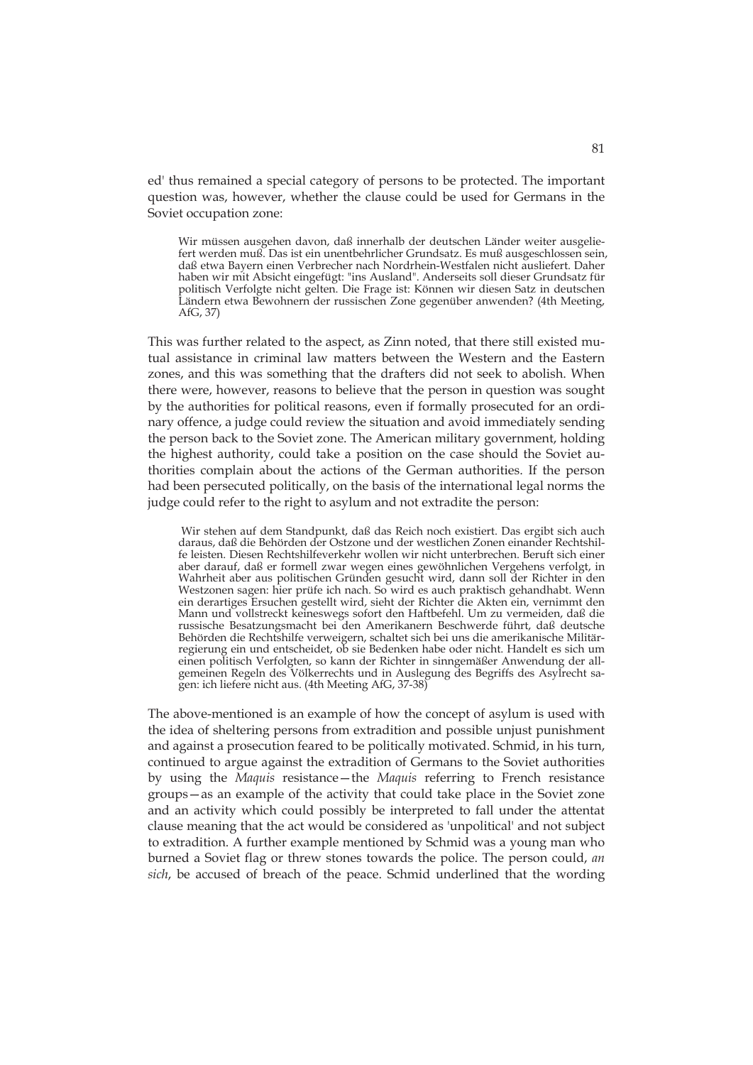ed' thus remained a special category of persons to be protected. The important question was, however, whether the clause could be used for Germans in the Soviet occupation zone:

> Wir müssen ausgehen davon, daß innerhalb der deutschen Länder weiter ausgeliefert werden muß. Das ist ein unentbehrlicher Grundsatz. Es muß ausgeschlossen sein, daß etwa Bayern einen Verbrecher nach Nordrhein-Westfalen nicht ausliefert. Daher haben wir mit Absicht eingefügt: "ins Ausland". Anderseits soll dieser Grundsatz für politisch Verfolgte nicht gelten. Die Frage ist: Können wir diesen Satz in deutschen Ländern etwa Bewohnern der russischen Zone gegenüber anwenden? (4th Meeting, AfG, 37)

This was further related to the aspect, as Zinn noted, that there still existed mutual assistance in criminal law matters between the Western and the Eastern zones, and this was something that the drafters did not seek to abolish. When there were, however, reasons to believe that the person in question was sought by the authorities for political reasons, even if formally prosecuted for an ordinary offence, a judge could review the situation and avoid immediately sending the person back to the Soviet zone. The American military government, holding the highest authority, could take a position on the case should the Soviet authorities complain about the actions of the German authorities. If the person had been persecuted politically, on the basis of the international legal norms the judge could refer to the right to asylum and not extradite the person:

> Wir stehen auf dem Standpunkt, daß das Reich noch existiert. Das ergibt sich auch daraus, daß die Behörden der Ostzone und der westlichen Zonen einander Rechtshilfe leisten. Diesen Rechtshilfeverkehr wollen wir nicht unterbrechen. Beruft sich einer aber darauf, daß er formell zwar wegen eines gewöhnlichen Vergehens verfolgt, in Wahrheit aber aus politischen Gründen gesucht wird, dann soll der Richter in den Westzonen sagen: hier prüfe ich nach. So wird es auch praktisch gehandhabt. Wenn ein derartiges Ersuchen gestellt wird, sieht der Richter die Akten ein, vernimmt den Mann und vollstreckt keineswegs sofort den Haftbefehl. Um zu vermeiden, daß die russische Besatzungsmacht bei den Amerikanern Beschwerde führt, daß deutsche Behörden die Rechtshilfe verweigern, schaltet sich bei uns die amerikanische Militärregierung ein und entscheidet, ob sie Bedenken habe oder nicht. Handelt es sich um einen politisch Verfolgten, so kann der Richter in sinngemäßer Anwendung der allgemeinen Regeln des Völkerrechts und in Auslegung des Begriffs des Asylrecht sagen: ich liefere nicht aus. (4th Meeting AfG, 37-38)

The above-mentioned is an example of how the concept of asylum is used with the idea of sheltering persons from extradition and possible unjust punishment and against a prosecution feared to be politically motivated. Schmid, in his turn, continued to argue against the extradition of Germans to the Soviet authorities by using the *Maquis* resistance—the *Maquis* referring to French resistance groups—as an example of the activity that could take place in the Soviet zone and an activity which could possibly be interpreted to fall under the attentat clause meaning that the act would be considered as 'unpolitical' and not subject to extradition. A further example mentioned by Schmid was a young man who burned a Soviet flag or threw stones towards the police. The person could, *an sich*, be accused of breach of the peace. Schmid underlined that the wording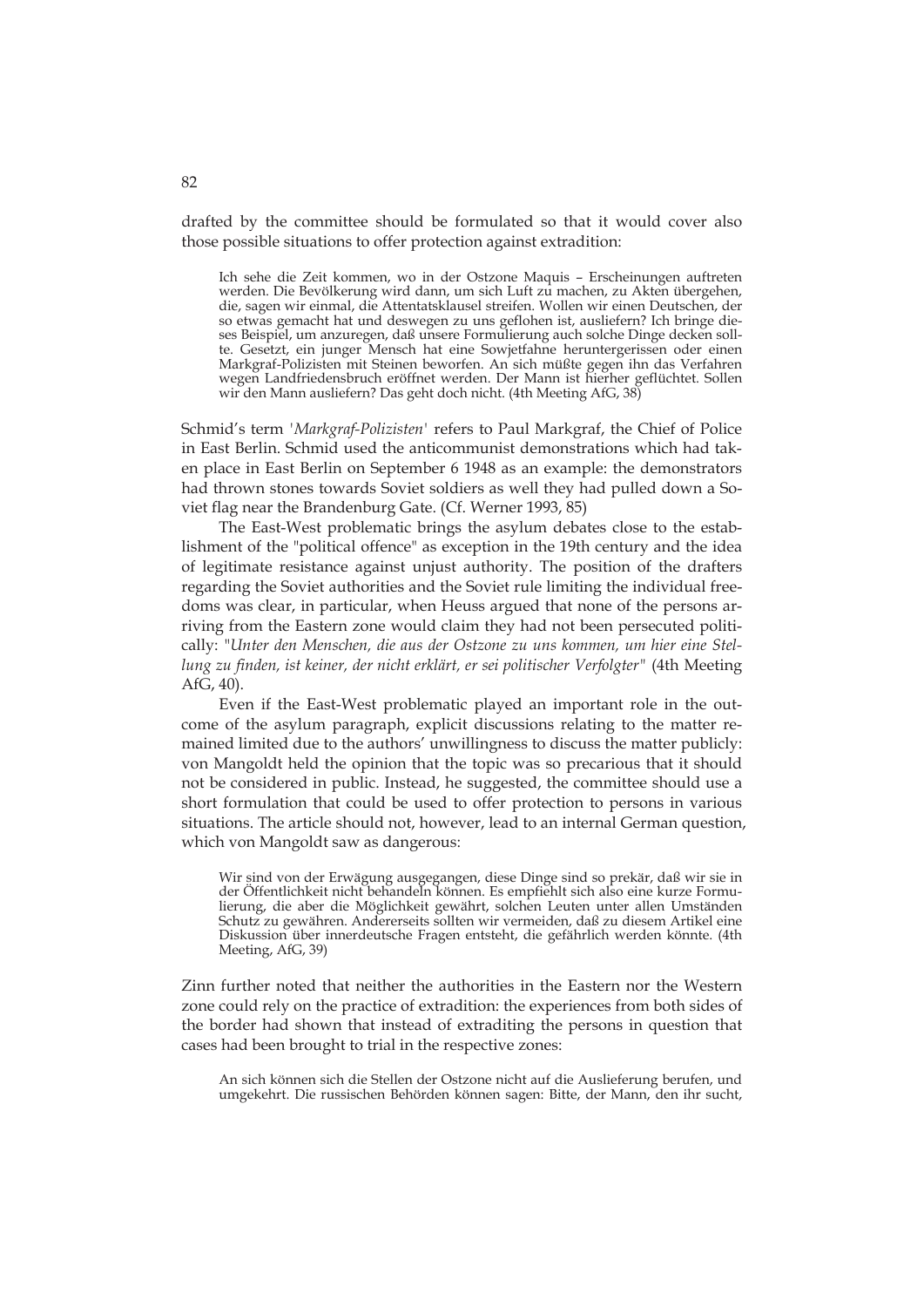drafted by the committee should be formulated so that it would cover also those possible situations to offer protection against extradition:

> Ich sehe die Zeit kommen, wo in der Ostzone Maquis – Erscheinungen auftreten werden. Die Bevölkerung wird dann, um sich Luft zu machen, zu Akten übergehen, die, sagen wir einmal, die Attentatsklausel streifen. Wollen wir einen Deutschen, der so etwas gemacht hat und deswegen zu uns geflohen ist, ausliefern? Ich bringe dieses Beispiel, um anzuregen, daß unsere Formulierung auch solche Dinge decken sollte. Gesetzt, ein junger Mensch hat eine Sowjetfahne heruntergerissen oder einen Markgraf-Polizisten mit Steinen beworfen. An sich müßte gegen ihn das Verfahren wegen Landfriedensbruch eröffnet werden. Der Mann ist hierher geflüchtet. Sollen wir den Mann ausliefern? Das geht doch nicht. (4th Meeting AfG, 38)

Schmid's term *'Markgraf-Polizisten'* refers to Paul Markgraf, the Chief of Police in East Berlin. Schmid used the anticommunist demonstrations which had taken place in East Berlin on September 6 1948 as an example: the demonstrators had thrown stones towards Soviet soldiers as well they had pulled down a Soviet flag near the Brandenburg Gate. (Cf. Werner 1993, 85)

The East-West problematic brings the asylum debates close to the establishment of the "political offence" as exception in the 19th century and the idea of legitimate resistance against unjust authority. The position of the drafters regarding the Soviet authorities and the Soviet rule limiting the individual freedoms was clear, in particular, when Heuss argued that none of the persons arriving from the Eastern zone would claim they had not been persecuted politically: *"Unter den Menschen, die aus der Ostzone zu uns kommen, um hier eine Stellung zu finden, ist keiner, der nicht erklärt, er sei politischer Verfolgter"* (4th Meeting AfG, 40).

Even if the East-West problematic played an important role in the outcome of the asylum paragraph, explicit discussions relating to the matter remained limited due to the authors' unwillingness to discuss the matter publicly: von Mangoldt held the opinion that the topic was so precarious that it should not be considered in public. Instead, he suggested, the committee should use a short formulation that could be used to offer protection to persons in various situations. The article should not, however, lead to an internal German question, which von Mangoldt saw as dangerous:

> Wir sind von der Erwägung ausgegangen, diese Dinge sind so prekär, daß wir sie in der Öffentlichkeit nicht behandeln können. Es empfiehlt sich also eine kurze Formulierung, die aber die Möglichkeit gewährt, solchen Leuten unter allen Umständen Schutz zu gewähren. Andererseits sollten wir vermeiden, daß zu diesem Artikel eine Diskussion über innerdeutsche Fragen entsteht, die gefährlich werden könnte. (4th Meeting, AfG, 39)

Zinn further noted that neither the authorities in the Eastern nor the Western zone could rely on the practice of extradition: the experiences from both sides of the border had shown that instead of extraditing the persons in question that cases had been brought to trial in the respective zones:

> An sich können sich die Stellen der Ostzone nicht auf die Auslieferung berufen, und umgekehrt. Die russischen Behörden können sagen: Bitte, der Mann, den ihr sucht,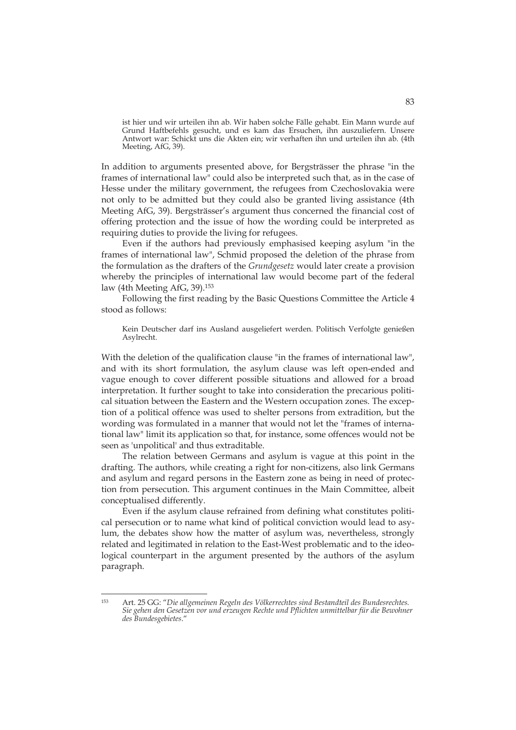> ist hier und wir urteilen ihn ab. Wir haben solche Fälle gehabt. Ein Mann wurde auf Grund Haftbefehls gesucht, und es kam das Ersuchen, ihn auszuliefern. Unsere Antwort war: Schickt uns die Akten ein; wir verhaften ihn und urteilen ihn ab. (4th Meeting, AfG, 39).

In addition to arguments presented above, for Bergsträsser the phrase "in the frames of international law" could also be interpreted such that, as in the case of Hesse under the military government, the refugees from Czechoslovakia were not only to be admitted but they could also be granted living assistance (4th Meeting AfG, 39). Bergsträsser's argument thus concerned the financial cost of offering protection and the issue of how the wording could be interpreted as requiring duties to provide the living for refugees.

Even if the authors had previously emphasised keeping asylum "in the frames of international law", Schmid proposed the deletion of the phrase from the formulation as the drafters of the *Grundgesetz* would later create a provision whereby the principles of international law would become part of the federal law (4th Meeting AfG, 39).[153]

Following the first reading by the Basic Questions Committee the Article 4 stood as follows:

> Kein Deutscher darf ins Ausland ausgeliefert werden. Politisch Verfolgte genießen Asylrecht.

With the deletion of the qualification clause "in the frames of international law", and with its short formulation, the asylum clause was left open-ended and vague enough to cover different possible situations and allowed for a broad interpretation. It further sought to take into consideration the precarious political situation between the Eastern and the Western occupation zones. The exception of a political offence was used to shelter persons from extradition, but the wording was formulated in a manner that would not let the "frames of international law" limit its application so that, for instance, some offences would not be seen as 'unpolitical' and thus extraditable.

The relation between Germans and asylum is vague at this point in the drafting. The authors, while creating a right for non-citizens, also link Germans and asylum and regard persons in the Eastern zone as being in need of protection from persecution. This argument continues in the Main Committee, albeit conceptualised differently.

Even if the asylum clause refrained from defining what constitutes political persecution or to name what kind of political conviction would lead to asylum, the debates show how the matter of asylum was, nevertheless, strongly related and legitimated in relation to the East-West problematic and to the ideological counterpart in the argument presented by the authors of the asylum paragraph.

---

[153] Art. 25 GG: "*Die allgemeinen Regeln des Völkerrechtes sind Bestandteil des Bundesrechtes. Sie gehen den Gesetzen vor und erzeugen Rechte und Pflichten unmittelbar für die Bewohner des Bundesgebietes*."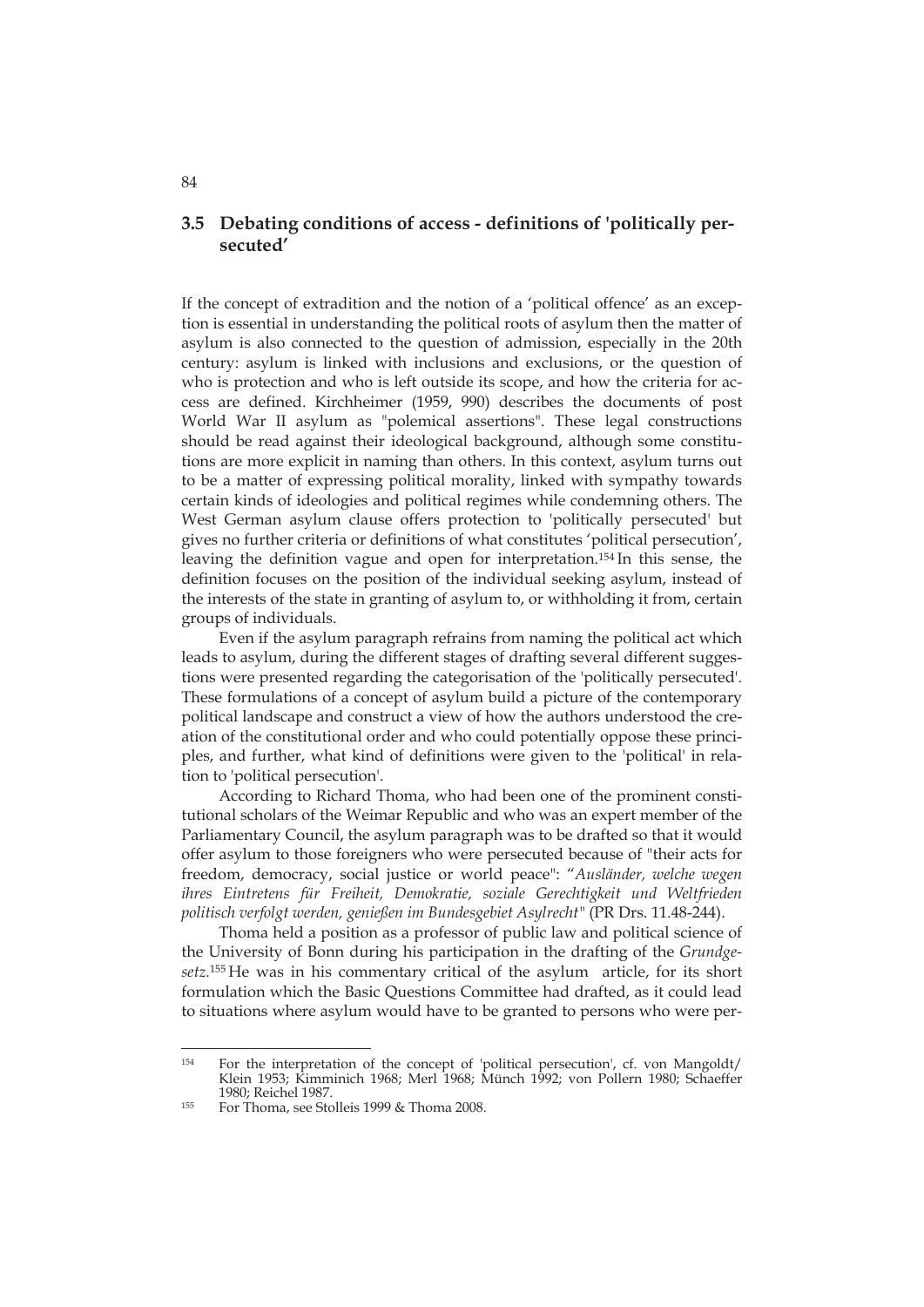## 3.5 Debating conditions of access - definitions of 'politically persecuted'

If the concept of extradition and the notion of a 'political offence' as an exception is essential in understanding the political roots of asylum then the matter of asylum is also connected to the question of admission, especially in the 20th century: asylum is linked with inclusions and exclusions, or the question of who is protection and who is left outside its scope, and how the criteria for access are defined. Kirchheimer (1959, 990) describes the documents of post World War II asylum as "polemical assertions". These legal constructions should be read against their ideological background, although some constitutions are more explicit in naming than others. In this context, asylum turns out to be a matter of expressing political morality, linked with sympathy towards certain kinds of ideologies and political regimes while condemning others. The West German asylum clause offers protection to 'politically persecuted' but gives no further criteria or definitions of what constitutes 'political persecution', leaving the definition vague and open for interpretation.[154] In this sense, the definition focuses on the position of the individual seeking asylum, instead of the interests of the state in granting of asylum to, or withholding it from, certain groups of individuals.

Even if the asylum paragraph refrains from naming the political act which leads to asylum, during the different stages of drafting several different suggestions were presented regarding the categorisation of the 'politically persecuted'. These formulations of a concept of asylum build a picture of the contemporary political landscape and construct a view of how the authors understood the creation of the constitutional order and who could potentially oppose these principles, and further, what kind of definitions were given to the 'political' in relation to 'political persecution'.

According to Richard Thoma, who had been one of the prominent constitutional scholars of the Weimar Republic and who was an expert member of the Parliamentary Council, the asylum paragraph was to be drafted so that it would offer asylum to those foreigners who were persecuted because of "their acts for freedom, democracy, social justice or world peace": "*Ausländer, welche wegen ihres Eintretens für Freiheit, Demokratie, soziale Gerechtigkeit und Weltfrieden politisch verfolgt werden, genießen im Bundesgebiet Asylrecht*" (PR Drs. 11.48-244).

Thoma held a position as a professor of public law and political science of the University of Bonn during his participation in the drafting of the *Grundgesetz*.[155] He was in his commentary critical of the asylum article, for its short formulation which the Basic Questions Committee had drafted, as it could lead to situations where asylum would have to be granted to persons who were per-

---

[154] For the interpretation of the concept of 'political persecution', cf. von Mangoldt/ Klein 1953; Kimminich 1968; Merl 1968; Münch 1992; von Pollern 1980; Schaeffer 1980; Reichel 1987.

[155] For Thoma, see Stolleis 1999 & Thoma 2008.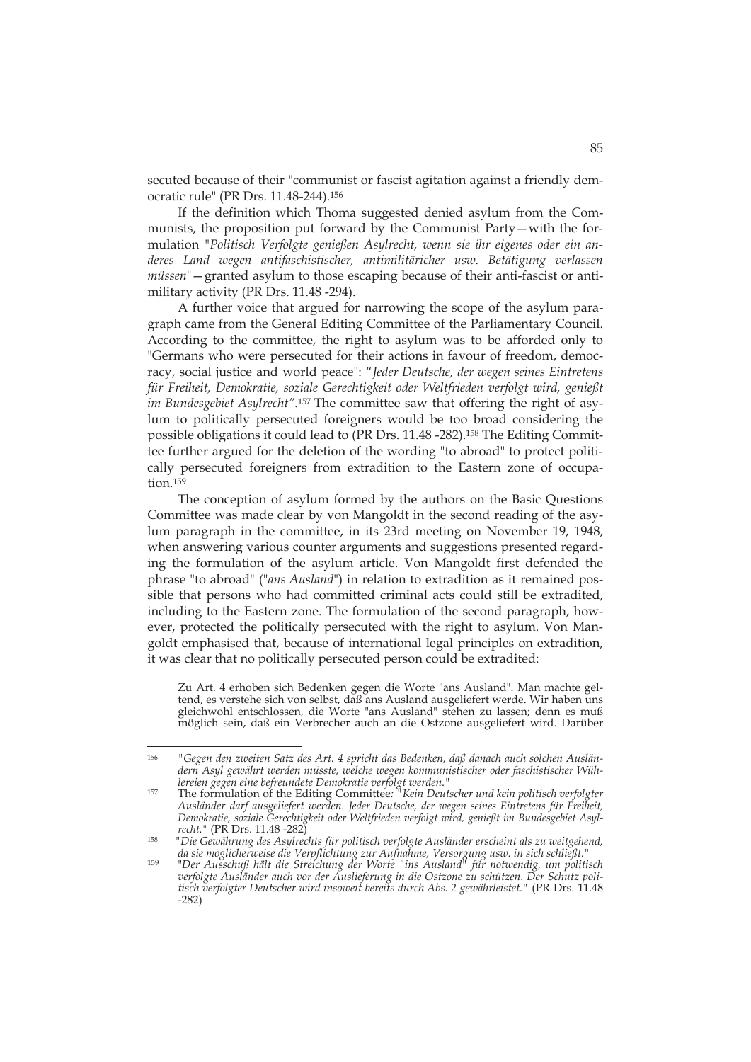secuted because of their "communist or fascist agitation against a friendly democratic rule" (PR Drs. 11.48-244).[156]

If the definition which Thoma suggested denied asylum from the Communists, the proposition put forward by the Communist Party—with the formulation "*Politisch Verfolgte genießen Asylrecht, wenn sie ihr eigenes oder ein anderes Land wegen antifaschistischer, antimilitäricher usw. Betätigung verlassen müssen*"—granted asylum to those escaping because of their anti-fascist or anti-military activity (PR Drs. 11.48 -294).

A further voice that argued for narrowing the scope of the asylum paragraph came from the General Editing Committee of the Parliamentary Council. According to the committee, the right to asylum was to be afforded only to "Germans who were persecuted for their actions in favour of freedom, democracy, social justice and world peace": "*Jeder Deutsche, der wegen seines Eintretens für Freiheit, Demokratie, soziale Gerechtigkeit oder Weltfrieden verfolgt wird, genießt im Bundesgebiet Asylrecht*".[157] The committee saw that offering the right of asylum to politically persecuted foreigners would be too broad considering the possible obligations it could lead to (PR Drs. 11.48 -282).[158] The Editing Committee further argued for the deletion of the wording "to abroad" to protect politically persecuted foreigners from extradition to the Eastern zone of occupation.[159]

The conception of asylum formed by the authors on the Basic Questions Committee was made clear by von Mangoldt in the second reading of the asylum paragraph in the committee, in its 23rd meeting on November 19, 1948, when answering various counter arguments and suggestions presented regarding the formulation of the asylum article. Von Mangoldt first defended the phrase "to abroad" ("*ans Ausland*") in relation to extradition as it remained possible that persons who had committed criminal acts could still be extradited, including to the Eastern zone. The formulation of the second paragraph, however, protected the politically persecuted with the right to asylum. Von Mangoldt emphasised that, because of international legal principles on extradition, it was clear that no politically persecuted person could be extradited:

> Zu Art. 4 erhoben sich Bedenken gegen die Worte "ans Ausland". Man machte geltend, es verstehe sich von selbst, daß ans Ausland ausgeliefert werde. Wir haben uns gleichwohl entschlossen, die Worte "ans Ausland" stehen zu lassen; denn es muß möglich sein, daß ein Verbrecher auch an die Ostzone ausgeliefert wird. Darüber

---

[156] "*Gegen den zweiten Satz des Art. 4 spricht das Bedenken, daß danach auch solchen Ausländern Asyl gewährt werden müsste, welche wegen kommunistischer oder faschistischer Wühlereien gegen eine befreundete Demokratie verfolgt werden.*"

[157] The formulation of the Editing Committee: "*Kein Deutscher und kein politisch verfolgter Ausländer darf ausgeliefert werden. Jeder Deutsche, der wegen seines Eintretens für Freiheit, Demokratie, soziale Gerechtigkeit oder Weltfrieden verfolgt wird, genießt im Bundesgebiet Asylrecht.*" (PR Drs. 11.48 -282)

[158] "*Die Gewährung des Asylrechts für politisch verfolgte Ausländer erscheint als zu weitgehend, da sie möglicherweise die Verpflichtung zur Aufnahme, Versorgung usw. in sich schließt.*"

[159] "*Der Ausschuß hält die Streichung der Worte "ins Ausland" für notwendig, um politisch verfolgte Ausländer auch vor der Auslieferung in die Ostzone zu schützen. Der Schutz politisch verfolgter Deutscher wird insoweit bereits durch Abs. 2 gewährleistet.*" (PR Drs. 11.48 -282)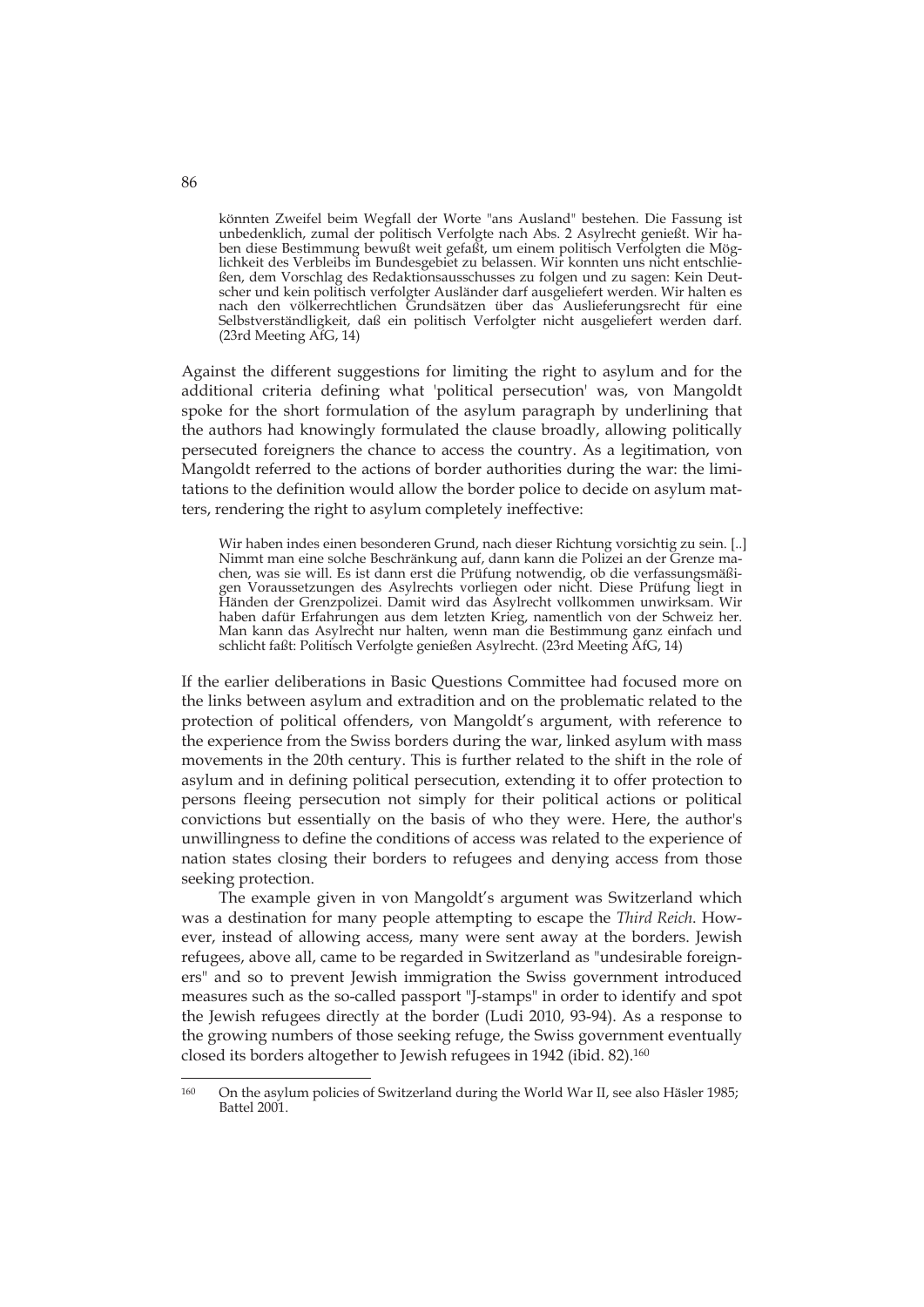> könnten Zweifel beim Wegfall der Worte "ans Ausland" bestehen. Die Fassung ist unbedenklich, zumal der politisch Verfolgte nach Abs. 2 Asylrecht genießt. Wir haben diese Bestimmung bewußt weit gefaßt, um einem politisch Verfolgten die Möglichkeit des Verbleibs im Bundesgebiet zu belassen. Wir konnten uns nicht entschließen, dem Vorschlag des Redaktionsausschusses zu folgen und zu sagen: Kein Deutscher und kein politisch verfolgter Ausländer darf ausgeliefert werden. Wir halten es nach den völkerrechtlichen Grundsätzen über das Auslieferungsrecht für eine Selbstverständlichkeit, daß ein politisch Verfolgter nicht ausgeliefert werden darf. (23rd Meeting AfG, 14)

Against the different suggestions for limiting the right to asylum and for the additional criteria defining what 'political persecution' was, von Mangoldt spoke for the short formulation of the asylum paragraph by underlining that the authors had knowingly formulated the clause broadly, allowing politically persecuted foreigners the chance to access the country. As a legitimation, von Mangoldt referred to the actions of border authorities during the war: the limitations to the definition would allow the border police to decide on asylum matters, rendering the right to asylum completely ineffective:

> Wir haben indes einen besonderen Grund, nach dieser Richtung vorsichtig zu sein. [..] Nimmt man eine solche Beschränkung auf, dann kann die Polizei an der Grenze machen, was sie will. Es ist dann erst die Prüfung notwendig, ob die verfassungsmäßigen Voraussetzungen des Asylrechts vorliegen oder nicht. Diese Prüfung liegt in Händen der Grenzpolizei. Damit wird das Asylrecht vollkommen unwirksam. Wir haben dafür Erfahrungen aus dem letzten Krieg, namentlich von der Schweiz her. Man kann das Asylrecht nur halten, wenn man die Bestimmung ganz einfach und schlicht faßt: Politisch Verfolgte genießen Asylrecht. (23rd Meeting AfG, 14)

If the earlier deliberations in Basic Questions Committee had focused more on the links between asylum and extradition and on the problematic related to the protection of political offenders, von Mangoldt's argument, with reference to the experience from the Swiss borders during the war, linked asylum with mass movements in the 20th century. This is further related to the shift in the role of asylum and in defining political persecution, extending it to offer protection to persons fleeing persecution not simply for their political actions or political convictions but essentially on the basis of who they were. Here, the author's unwillingness to define the conditions of access was related to the experience of nation states closing their borders to refugees and denying access from those seeking protection.

The example given in von Mangoldt's argument was Switzerland which was a destination for many people attempting to escape the *Third Reich*. However, instead of allowing access, many were sent away at the borders. Jewish refugees, above all, came to be regarded in Switzerland as "undesirable foreigners" and so to prevent Jewish immigration the Swiss government introduced measures such as the so-called passport "J-stamps" in order to identify and spot the Jewish refugees directly at the border (Ludi 2010, 93-94). As a response to the growing numbers of those seeking refuge, the Swiss government eventually closed its borders altogether to Jewish refugees in 1942 (ibid. 82).[160]

[160] On the asylum policies of Switzerland during the World War II, see also Häsler 1985; Battel 2001.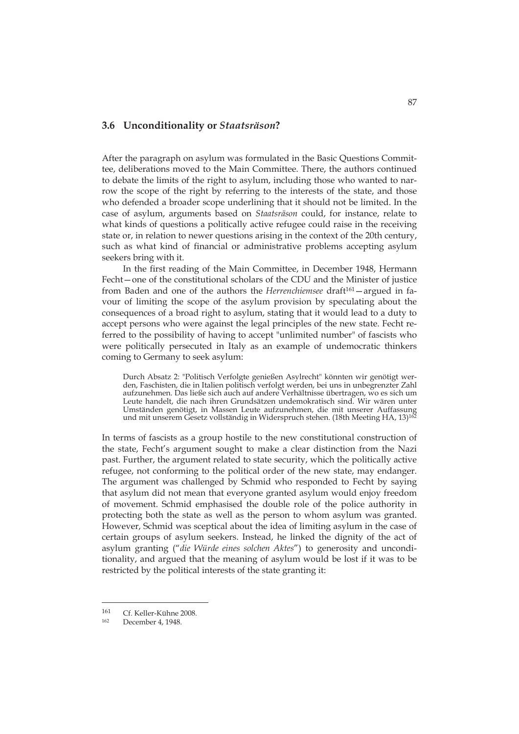## 3.6 Unconditionality or *Staatsräson*?

After the paragraph on asylum was formulated in the Basic Questions Committee, deliberations moved to the Main Committee. There, the authors continued to debate the limits of the right to asylum, including those who wanted to narrow the scope of the right by referring to the interests of the state, and those who defended a broader scope underlining that it should not be limited. In the case of asylum, arguments based on *Staatsräson* could, for instance, relate to what kinds of questions a politically active refugee could raise in the receiving state or, in relation to newer questions arising in the context of the 20th century, such as what kind of financial or administrative problems accepting asylum seekers bring with it.

In the first reading of the Main Committee, in December 1948, Hermann Fecht—one of the constitutional scholars of the CDU and the Minister of justice from Baden and one of the authors the *Herrenchiemsee* draft[161]—argued in favour of limiting the scope of the asylum provision by speculating about the consequences of a broad right to asylum, stating that it would lead to a duty to accept persons who were against the legal principles of the new state. Fecht referred to the possibility of having to accept "unlimited number" of fascists who were politically persecuted in Italy as an example of undemocratic thinkers coming to Germany to seek asylum:

> Durch Absatz 2: "Politisch Verfolgte genießen Asylrecht" könnten wir genötigt werden, Faschisten, die in Italien politisch verfolgt werden, bei uns in unbegrenzter Zahl aufzunehmen. Das ließe sich auch auf andere Verhältnisse übertragen, wo es sich um Leute handelt, die nach ihren Grundsätzen undemokratisch sind. Wir wären unter Umständen genötigt, in Massen Leute aufzunehmen, die mit unserer Auffassung und mit unserem Gesetz vollständig in Widerspruch stehen. (18th Meeting HA, 13)[162]

In terms of fascists as a group hostile to the new constitutional construction of the state, Fecht's argument sought to make a clear distinction from the Nazi past. Further, the argument related to state security, which the politically active refugee, not conforming to the political order of the new state, may endanger. The argument was challenged by Schmid who responded to Fecht by saying that asylum did not mean that everyone granted asylum would enjoy freedom of movement. Schmid emphasised the double role of the police authority in protecting both the state as well as the person to whom asylum was granted. However, Schmid was sceptical about the idea of limiting asylum in the case of certain groups of asylum seekers. Instead, he linked the dignity of the act of asylum granting ("*die Würde eines solchen Aktes*") to generosity and unconditionality, and argued that the meaning of asylum would be lost if it was to be restricted by the political interests of the state granting it:

---

[161] Cf. Keller-Kühne 2008.

[162] December 4, 1948.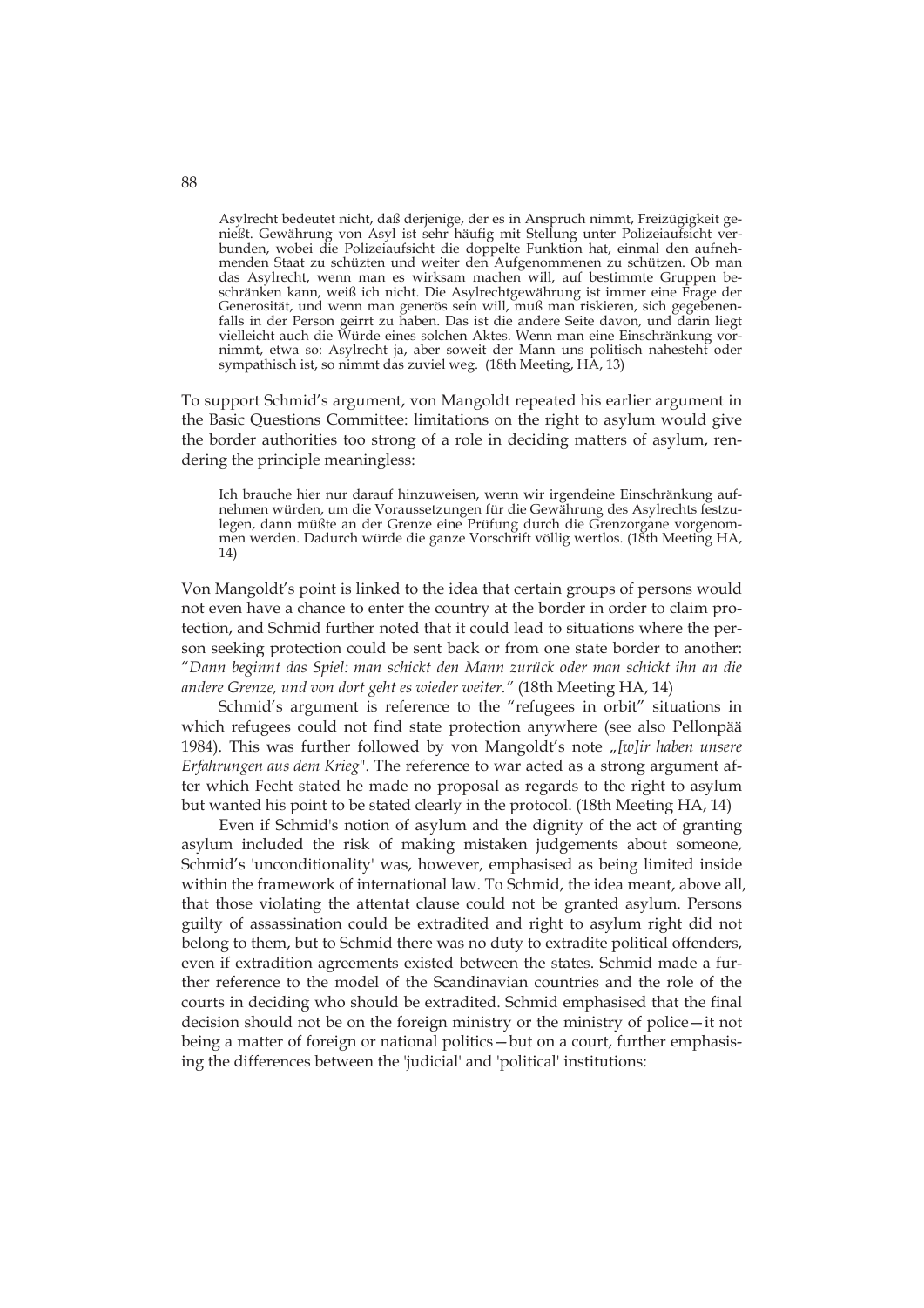> Asylrecht bedeutet nicht, daß derjenige, der es in Anspruch nimmt, Freizügigkeit genießt. Gewährung von Asyl ist sehr häufig mit Stellung unter Polizeiaufsicht verbunden, wobei die Polizeiaufsicht die doppelte Funktion hat, einmal den aufnehmenden Staat zu schüzten und weiter den Aufgenommenen zu schützen. Ob man das Asylrecht, wenn man es wirksam machen will, auf bestimmte Gruppen beschränken kann, weiß ich nicht. Die Asylrechtgewährung ist immer eine Frage der Generosität, und wenn man generös sein will, muß man riskieren, sich gegebenenfalls in der Person geirrt zu haben. Das ist die andere Seite davon, und darin liegt vielleicht auch die Würde eines solchen Aktes. Wenn man eine Einschränkung vornimmt, etwa so: Asylrecht ja, aber soweit der Mann uns politisch nahesteht oder sympathisch ist, so nimmt das zuviel weg. (18th Meeting, HA, 13)

To support Schmid's argument, von Mangoldt repeated his earlier argument in the Basic Questions Committee: limitations on the right to asylum would give the border authorities too strong of a role in deciding matters of asylum, rendering the principle meaningless:

> Ich brauche hier nur darauf hinzuweisen, wenn wir irgendeine Einschränkung aufnehmen würden, um die Voraussetzungen für die Gewährung des Asylrechts festzulegen, dann müßte an der Grenze eine Prüfung durch die Grenzorgane vorgenommen werden. Dadurch würde die ganze Vorschrift völlig wertlos. (18th Meeting HA, 14)

Von Mangoldt's point is linked to the idea that certain groups of persons would not even have a chance to enter the country at the border in order to claim protection, and Schmid further noted that it could lead to situations where the person seeking protection could be sent back or from one state border to another: "*Dann beginnt das Spiel: man schickt den Mann zurück oder man schickt ihn an die andere Grenze, und von dort geht es wieder weiter.*" (18th Meeting HA, 14)

Schmid's argument is reference to the "refugees in orbit" situations in which refugees could not find state protection anywhere (see also Pellonpää 1984). This was further followed by von Mangoldt's note „*[w]ir haben unsere Erfahrungen aus dem Krieg*". The reference to war acted as a strong argument after which Fecht stated he made no proposal as regards to the right to asylum but wanted his point to be stated clearly in the protocol. (18th Meeting HA, 14)

Even if Schmid's notion of asylum and the dignity of the act of granting asylum included the risk of making mistaken judgements about someone, Schmid's 'unconditionality' was, however, emphasised as being limited inside within the framework of international law. To Schmid, the idea meant, above all, that those violating the attentat clause could not be granted asylum. Persons guilty of assassination could be extradited and right to asylum right did not belong to them, but to Schmid there was no duty to extradite political offenders, even if extradition agreements existed between the states. Schmid made a further reference to the model of the Scandinavian countries and the role of the courts in deciding who should be extradited. Schmid emphasised that the final decision should not be on the foreign ministry or the ministry of police—it not being a matter of foreign or national politics—but on a court, further emphasising the differences between the 'judicial' and 'political' institutions: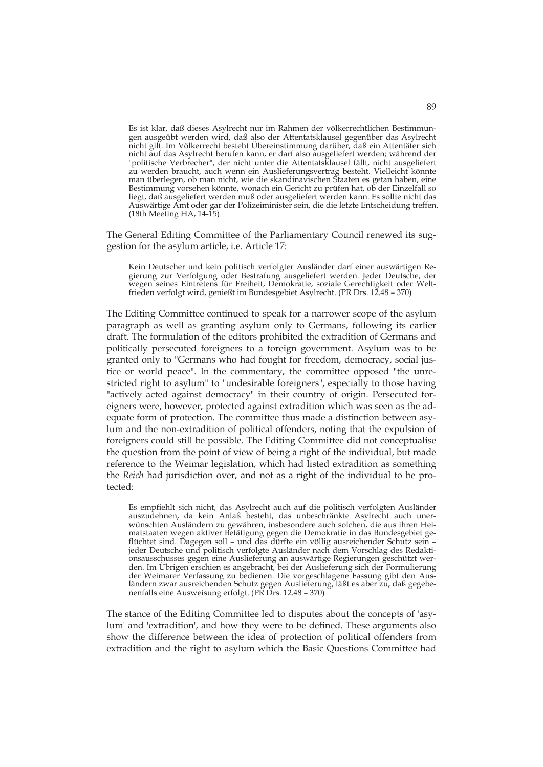> Es ist klar, daß dieses Asylrecht nur im Rahmen der völkerrechtlichen Bestimmungen ausgeübt werden wird, daß also der Attentatsklausel gegenüber das Asylrecht nicht gilt. Im Völkerrecht besteht Übereinstimmung darüber, daß ein Attentäter sich nicht auf das Asylrecht berufen kann, er darf also ausgeliefert werden; während der "politische Verbrecher", der nicht unter die Attentatsklausel fällt, nicht ausgeliefert zu werden braucht, auch wenn ein Auslieferungsvertrag besteht. Vielleicht könnte man überlegen, ob man nicht, wie die skandinavischen Staaten es getan haben, eine Bestimmung vorsehen könnte, wonach ein Gericht zu prüfen hat, ob der Einzelfall so liegt, daß ausgeliefert werden muß oder ausgeliefert werden kann. Es sollte nicht das Auswärtige Amt oder gar der Polizeiminister sein, die die letzte Entscheidung treffen. (18th Meeting HA, 14-15)

The General Editing Committee of the Parliamentary Council renewed its suggestion for the asylum article, i.e. Article 17:

> Kein Deutscher und kein politisch verfolgter Ausländer darf einer auswärtigen Regierung zur Verfolgung oder Bestrafung ausgeliefert werden. Jeder Deutsche, der wegen seines Eintretens für Freiheit, Demokratie, soziale Gerechtigkeit oder Weltfrieden verfolgt wird, genießt im Bundesgebiet Asylrecht. (PR Drs. 12.48 – 370)

The Editing Committee continued to speak for a narrower scope of the asylum paragraph as well as granting asylum only to Germans, following its earlier draft. The formulation of the editors prohibited the extradition of Germans and politically persecuted foreigners to a foreign government. Asylum was to be granted only to "Germans who had fought for freedom, democracy, social justice or world peace". In the commentary, the committee opposed "the unrestricted right to asylum" to "undesirable foreigners", especially to those having "actively acted against democracy" in their country of origin. Persecuted foreigners were, however, protected against extradition which was seen as the adequate form of protection. The committee thus made a distinction between asylum and the non-extradition of political offenders, noting that the expulsion of foreigners could still be possible. The Editing Committee did not conceptualise the question from the point of view of being a right of the individual, but made reference to the Weimar legislation, which had listed extradition as something the *Reich* had jurisdiction over, and not as a right of the individual to be protected:

> Es empfiehlt sich nicht, das Asylrecht auch auf die politisch verfolgten Ausländer auszudehnen, da kein Anlaß besteht, das unbeschränkte Asylrecht auch unerwünschten Ausländern zu gewähren, insbesondere auch solchen, die aus ihren Heimatstaaten wegen aktiver Betätigung gegen die Demokratie in das Bundesgebiet geflüchtet sind. Dagegen soll – und das dürfte ein völlig ausreichender Schutz sein – jeder Deutsche und politisch verfolgte Ausländer nach dem Vorschlag des Redaktionsausschusses gegen eine Auslieferung an auswärtige Regierungen geschützt werden. Im Übrigen erschien es angebracht, bei der Auslieferung sich der Formulierung der Weimarer Verfassung zu bedienen. Die vorgeschlagene Fassung gibt den Ausländern zwar ausreichenden Schutz gegen Auslieferung, läßt es aber zu, daß gegebenenfalls eine Ausweisung erfolgt. (PR Drs. 12.48 – 370)

The stance of the Editing Committee led to disputes about the concepts of 'asylum' and 'extradition', and how they were to be defined. These arguments also show the difference between the idea of protection of political offenders from extradition and the right to asylum which the Basic Questions Committee had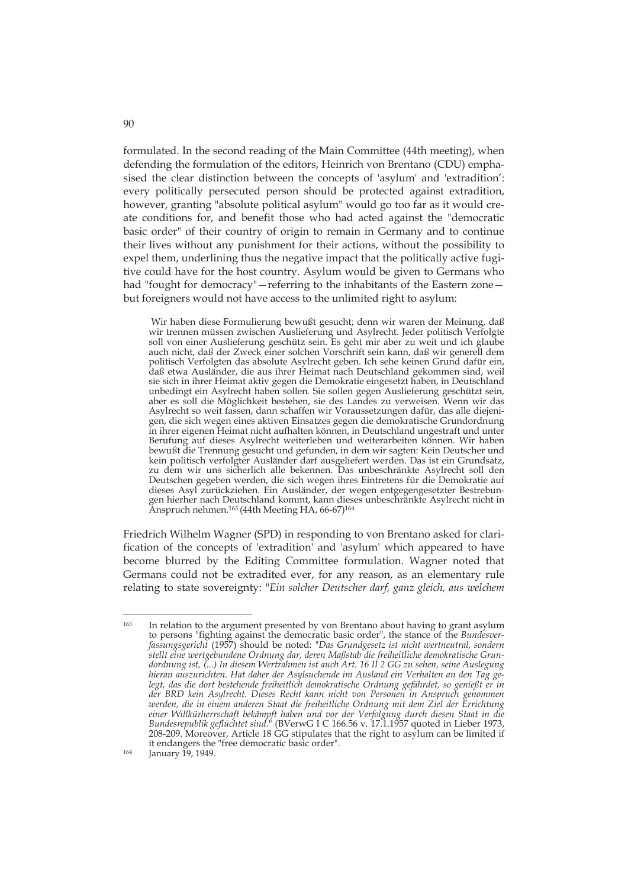formulated. In the second reading of the Main Committee (44th meeting), when defending the formulation of the editors, Heinrich von Brentano (CDU) emphasised the clear distinction between the concepts of 'asylum' and 'extradition': every politically persecuted person should be protected against extradition, however, granting "absolute political asylum" would go too far as it would create conditions for, and benefit those who had acted against the "democratic basic order" of their country of origin to remain in Germany and to continue their lives without any punishment for their actions, without the possibility to expel them, underlining thus the negative impact that the politically active fugitive could have for the host country. Asylum would be given to Germans who had "fought for democracy"—referring to the inhabitants of the Eastern zone—but foreigners would not have access to the unlimited right to asylum:

> Wir haben diese Formulierung bewußt gesucht; denn wir waren der Meinung, daß wir trennen müssen zwischen Auslieferung und Asylrecht. Jeder politisch Verfolgte soll von einer Auslieferung geschütz sein. Es geht mir aber zu weit und ich glaube auch nicht, daß der Zweck einer solchen Vorschrift sein kann, daß wir generell dem politisch Verfolgten das absolute Asylrecht geben. Ich sehe keinen Grund dafür ein, daß etwa Ausländer, die aus ihrer Heimat nach Deutschland gekommen sind, weil sie sich in ihrer Heimat aktiv gegen die Demokratie eingesetzt haben, in Deutschland unbedingt ein Asylrecht haben sollen. Sie sollen gegen Auslieferung geschützt sein, aber es soll die Möglichkeit bestehen, sie des Landes zu verweisen. Wenn wir das Asylrecht so weit fassen, dann schaffen wir Voraussetzungen dafür, das alle diejenigen, die sich wegen eines aktiven Einsatzes gegen die demokratische Grundordnung in ihrer eigenen Heimat nicht aufhalten können, in Deutschland ungestraft und unter Berufung auf dieses Asylrecht weiterleben und weiterarbeiten können. Wir haben bewußt die Trennung gesucht und gefunden, in dem wir sagten: Kein Deutscher und kein politisch verfolgter Ausländer darf ausgeliefert werden. Das ist ein Grundsatz, zu dem wir uns sicherlich alle bekennen. Das unbeschränkte Asylrecht soll den Deutschen gegeben werden, die sich wegen ihres Eintretens für die Demokratie auf dieses Asyl zurückziehen. Ein Ausländer, der wegen entgegengesetzter Bestrebungen hierher nach Deutschland kommt, kann dieses unbeschränkte Asylrecht nicht in Anspruch nehmen.[163] (44th Meeting HA, 66-67)[164]

Friedrich Wilhelm Wagner (SPD) in responding to von Brentano asked for clarification of the concepts of 'extradition' and 'asylum' which appeared to have become blurred by the Editing Committee formulation. Wagner noted that Germans could not be extradited ever, for any reason, as an elementary rule relating to state sovereignty: "*Ein solcher Deutscher darf, ganz gleich, aus welchem*

---

[163] In relation to the argument presented by von Brentano about having to grant asylum to persons "fighting against the democratic basic order", the stance of the *Bundesverfassungsgericht* (1957) should be noted: "*Das Grundgesetz ist nicht wertneutral, sondern stellt eine wertgebundene Ordnung dar, deren Maßstab die freiheitliche demokratische Grundordnung ist, (...) In diesem Wertrahmen ist auch Art. 16 II 2 GG zu sehen, seine Auslegung hieran auszurichten. Hat daher der Asylsuchende im Ausland ein Verhalten an den Tag gelegt, das die dort bestehende freiheitlich demokratische Ordnung gefährdet, so genießt er in der BRD kein Asylrecht. Dieses Recht kann nicht von Personen in Anspruch genommen werden, die in einem anderen Staat die freiheitliche Ordnung mit dem Ziel der Errichtung einer Willkürherrschaft bekämpft haben und vor der Verfolgung durch diesen Staat in die Bundesrepublik geflüchtet sind.*" (BVerwG I C 166.56 v. 17.1.1957 quoted in Lieber 1973, 208-209. Moreover, Article 18 GG stipulates that the right to asylum can be limited if it endangers the "free democratic basic order".

[164] January 19, 1949.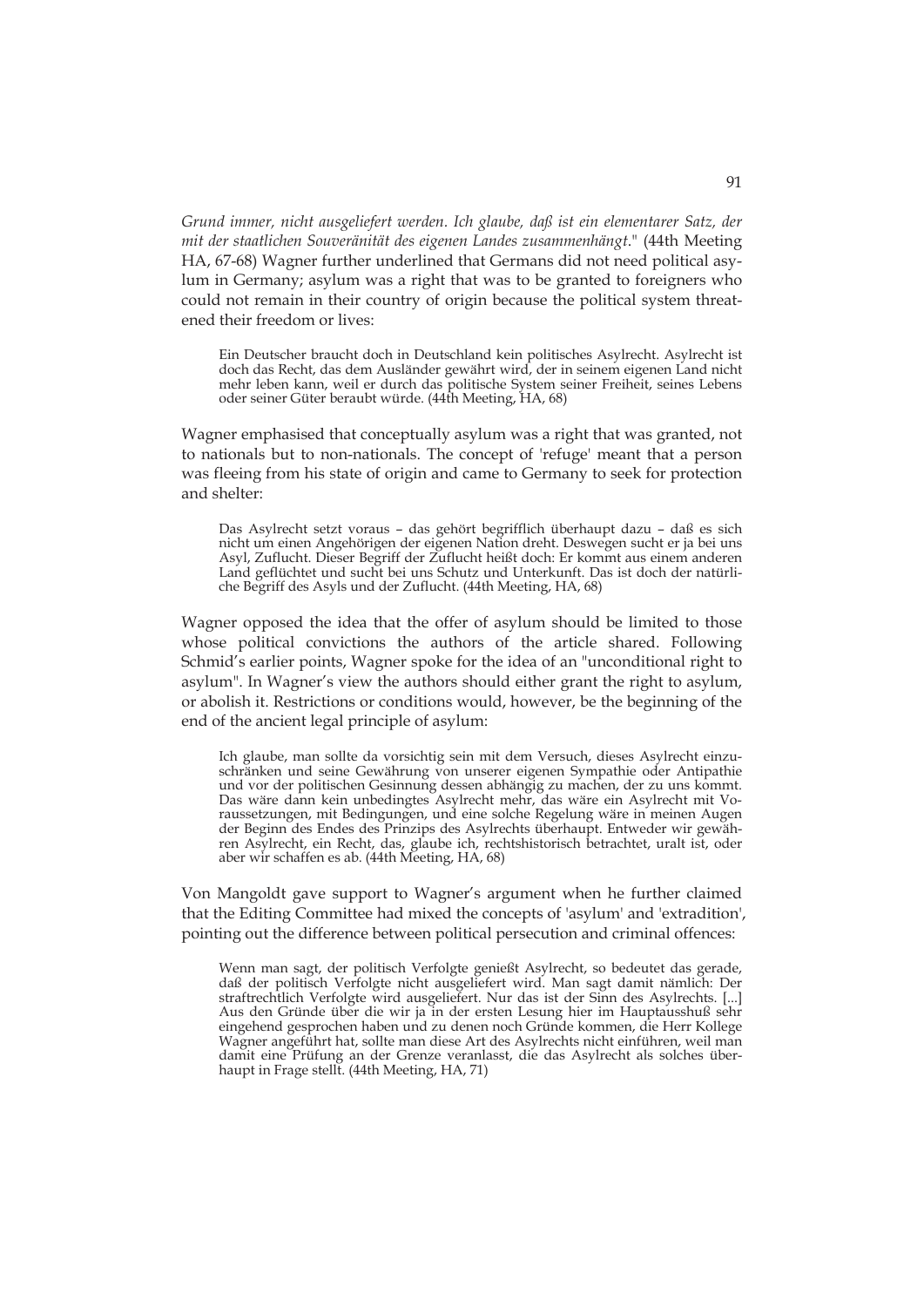*Grund immer, nicht ausgeliefert werden. Ich glaube, daß ist ein elementarer Satz, der mit der staatlichen Souveränität des eigenen Landes zusammenhängt.*" (44th Meeting HA, 67-68) Wagner further underlined that Germans did not need political asylum in Germany; asylum was a right that was to be granted to foreigners who could not remain in their country of origin because the political system threatened their freedom or lives:

> Ein Deutscher braucht doch in Deutschland kein politisches Asylrecht. Asylrecht ist doch das Recht, das dem Ausländer gewährt wird, der in seinem eigenen Land nicht mehr leben kann, weil er durch das politische System seiner Freiheit, seines Lebens oder seiner Güter beraubt würde. (44th Meeting, HA, 68)

Wagner emphasised that conceptually asylum was a right that was granted, not to nationals but to non-nationals. The concept of 'refuge' meant that a person was fleeing from his state of origin and came to Germany to seek for protection and shelter:

> Das Asylrecht setzt voraus – das gehört begrifflich überhaupt dazu – daß es sich nicht um einen Angehörigen der eigenen Nation dreht. Deswegen sucht er ja bei uns Asyl, Zuflucht. Dieser Begriff der Zuflucht heißt doch: Er kommt aus einem anderen Land geflüchtet und sucht bei uns Schutz und Unterkunft. Das ist doch der natürliche Begriff des Asyls und der Zuflucht. (44th Meeting, HA, 68)

Wagner opposed the idea that the offer of asylum should be limited to those whose political convictions the authors of the article shared. Following Schmid's earlier points, Wagner spoke for the idea of an "unconditional right to asylum". In Wagner's view the authors should either grant the right to asylum, or abolish it. Restrictions or conditions would, however, be the beginning of the end of the ancient legal principle of asylum:

> Ich glaube, man sollte da vorsichtig sein mit dem Versuch, dieses Asylrecht einzuschränken und seine Gewährung von unserer eigenen Sympathie oder Antipathie und vor der politischen Gesinnung dessen abhängig zu machen, der zu uns kommt. Das wäre dann kein unbedingtes Asylrecht mehr, das wäre ein Asylrecht mit Voraussetzungen, mit Bedingungen, und eine solche Regelung wäre in meinen Augen der Beginn des Endes des Prinzips des Asylrechts überhaupt. Entweder wir gewähren Asylrecht, ein Recht, das, glaube ich, rechtshistorisch betrachtet, uralt ist, oder aber wir schaffen es ab. (44th Meeting, HA, 68)

Von Mangoldt gave support to Wagner's argument when he further claimed that the Editing Committee had mixed the concepts of 'asylum' and 'extradition', pointing out the difference between political persecution and criminal offences:

> Wenn man sagt, der politisch Verfolgte genießt Asylrecht, so bedeutet das gerade, daß der politisch Verfolgte nicht ausgeliefert wird. Man sagt damit nämlich: Der straftrechtlich Verfolgte wird ausgeliefert. Nur das ist der Sinn des Asylrechts. [...] Aus den Gründe über die wir ja in der ersten Lesung hier im Hauptausschuß sehr eingehend gesprochen haben und zu denen noch Gründe kommen, die Herr Kollege Wagner angeführt hat, sollte man diese Art des Asylrechts nicht einführen, weil man damit eine Prüfung an der Grenze veranlasst, die das Asylrecht als solches überhaupt in Frage stellt. (44th Meeting, HA, 71)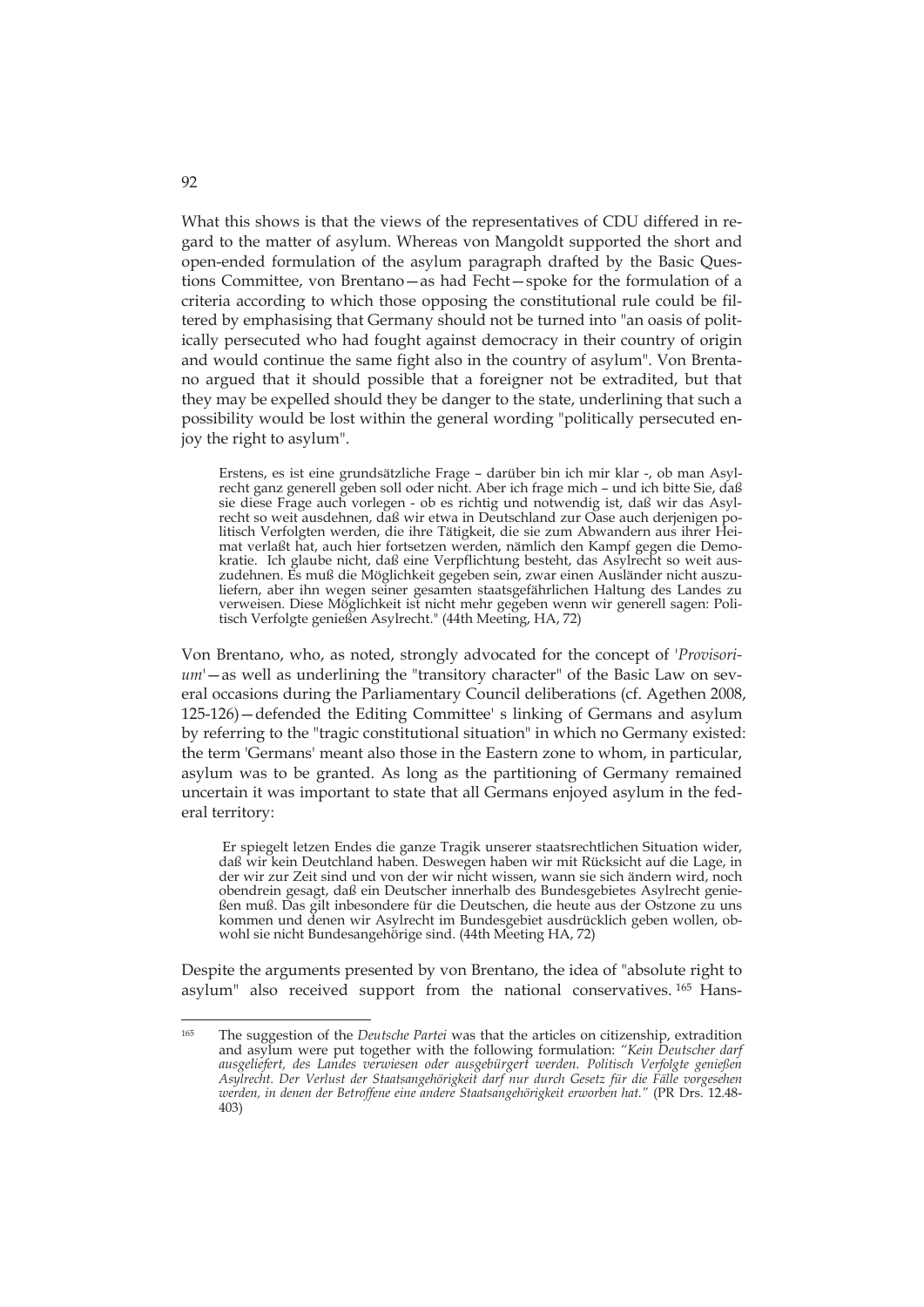What this shows is that the views of the representatives of CDU differed in regard to the matter of asylum. Whereas von Mangoldt supported the short and open-ended formulation of the asylum paragraph drafted by the Basic Questions Committee, von Brentano—as had Fecht—spoke for the formulation of a criteria according to which those opposing the constitutional rule could be filtered by emphasising that Germany should not be turned into "an oasis of politically persecuted who had fought against democracy in their country of origin and would continue the same fight also in the country of asylum". Von Brentano argued that it should possible that a foreigner not be extradited, but that they may be expelled should they be danger to the state, underlining that such a possibility would be lost within the general wording "politically persecuted enjoy the right to asylum".

> Erstens, es ist eine grundsätzliche Frage – darüber bin ich mir klar -, ob man Asylrecht ganz generell geben soll oder nicht. Aber ich frage mich – und ich bitte Sie, daß sie diese Frage auch vorlegen - ob es richtig und notwendig ist, daß wir das Asylrecht so weit ausdehnen, daß wir etwa in Deutschland zur Oase auch derjenigen politisch Verfolgten werden, die ihre Tätigkeit, die sie zum Abwandern aus ihrer Heimat verlaßt hat, auch hier fortsetzen werden, nämlich den Kampf gegen die Demokratie. Ich glaube nicht, daß eine Verpflichtung besteht, das Asylrecht so weit auszudehnen. Es muß die Möglichkeit gegeben sein, zwar einen Ausländer nicht auszuliefern, aber ihn wegen seiner gesamten staatsgefährlichen Haltung des Landes zu verweisen. Diese Möglichkeit ist nicht mehr gegeben wenn wir generell sagen: Politisch Verfolgte genießen Asylrecht." (44th Meeting, HA, 72)

Von Brentano, who, as noted, strongly advocated for the concept of '*Provisorium*'—as well as underlining the "transitory character" of the Basic Law on several occasions during the Parliamentary Council deliberations (cf. Agethen 2008, 125-126)—defended the Editing Committee' s linking of Germans and asylum by referring to the "tragic constitutional situation" in which no Germany existed: the term 'Germans' meant also those in the Eastern zone to whom, in particular, asylum was to be granted. As long as the partitioning of Germany remained uncertain it was important to state that all Germans enjoyed asylum in the federal territory:

> Er spiegelt letzen Endes die ganze Tragik unserer staatsrechtlichen Situation wider, daß wir kein Deutchland haben. Deswegen haben wir mit Rücksicht auf die Lage, in der wir zur Zeit sind und von der wir nicht wissen, wann sie sich ändern wird, noch obendrein gesagt, daß ein Deutscher innerhalb des Bundesgebietes Asylrecht genießen muß. Das gilt inbesondere für die Deutschen, die heute aus der Ostzone zu uns kommen und denen wir Asylrecht im Bundesgebiet ausdrücklich geben wollen, obwohl sie nicht Bundesangehörige sind. (44th Meeting HA, 72)

Despite the arguments presented by von Brentano, the idea of "absolute right to asylum" also received support from the national conservatives.[165] Hans-

---

[165] The suggestion of the *Deutsche Partei* was that the articles on citizenship, extradition and asylum were put together with the following formulation: *"Kein Deutscher darf ausgeliefert, des Landes verwiesen oder ausgebürgert werden. Politisch Verfolgte genießen Asylrecht. Der Verlust der Staatsangehörigkeit darf nur durch Gesetz für die Fälle vorgesehen werden, in denen der Betroffene eine andere Staatsangehörigkeit erworben hat."* (PR Drs. 12.48-403)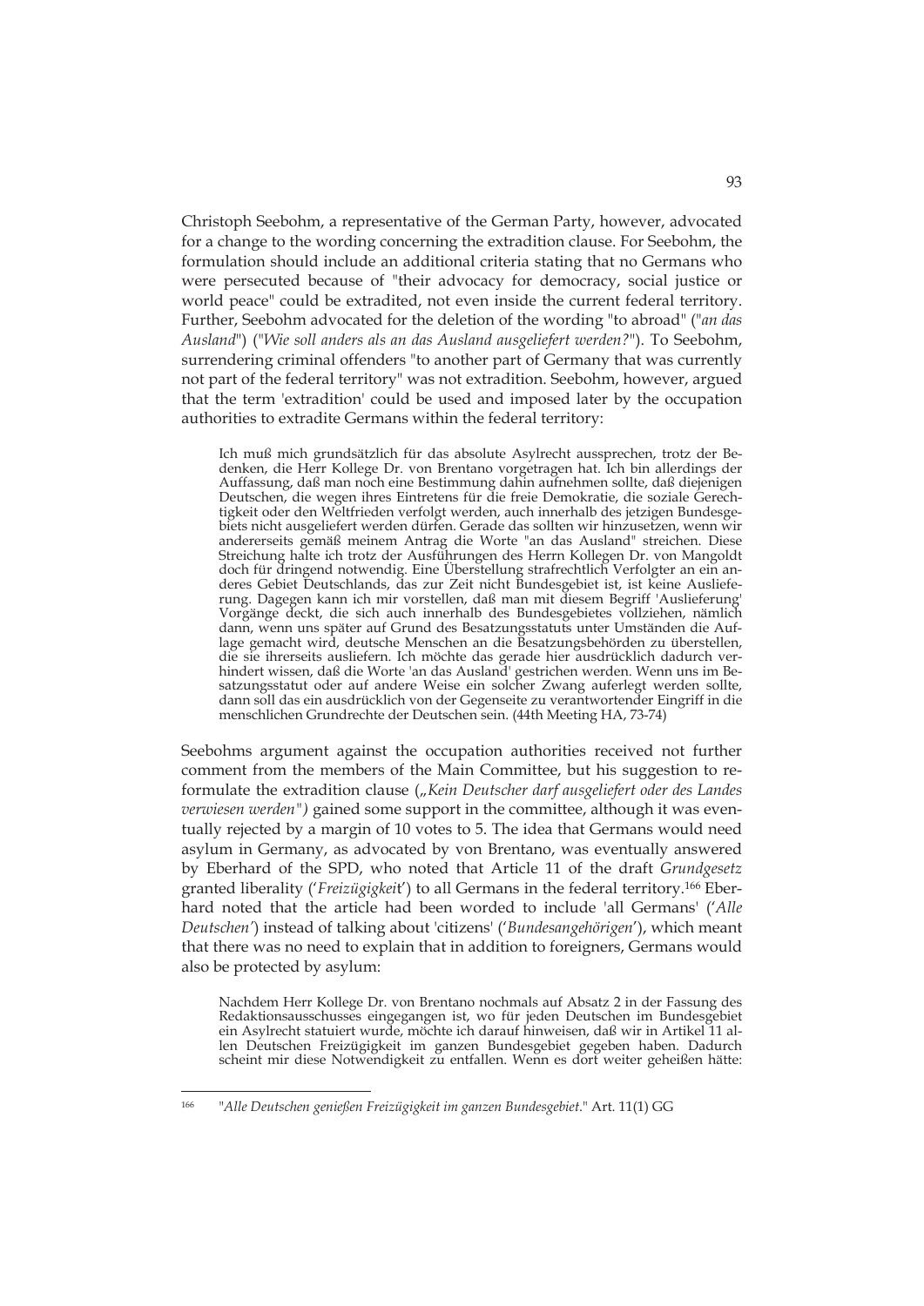Christoph Seebohm, a representative of the German Party, however, advocated for a change to the wording concerning the extradition clause. For Seebohm, the formulation should include an additional criteria stating that no Germans who were persecuted because of "their advocacy for democracy, social justice or world peace" could be extradited, not even inside the current federal territory. Further, Seebohm advocated for the deletion of the wording "to abroad" ("*an das Ausland*") ("*Wie soll anders als an das Ausland ausgeliefert werden?*"). To Seebohm, surrendering criminal offenders "to another part of Germany that was currently not part of the federal territory" was not extradition. Seebohm, however, argued that the term 'extradition' could be used and imposed later by the occupation authorities to extradite Germans within the federal territory:

> Ich muß mich grundsätzlich für das absolute Asylrecht aussprechen, trotz der Bedenken, die Herr Kollege Dr. von Brentano vorgetragen hat. Ich bin allerdings der Auffassung, daß man noch eine Bestimmung dahin aufnehmen sollte, daß diejenigen Deutschen, die wegen ihres Eintretens für die freie Demokratie, die soziale Gerechtigkeit oder den Weltfrieden verfolgt werden, auch innerhalb des jetzigen Bundesgebiets nicht ausgeliefert werden dürfen. Gerade das sollten wir hinzusetzen, wenn wir andererseits gemäß meinem Antrag die Worte "an das Ausland" streichen. Diese Streichung halte ich trotz der Ausführungen des Herrn Kollegen Dr. von Mangoldt doch für dringend notwendig. Eine Überstellung strafrechtlich Verfolgter an ein anderes Gebiet Deutschlands, das zur Zeit nicht Bundesgebiet ist, ist keine Auslieferung. Dagegen kann ich mir vorstellen, daß man mit diesem Begriff 'Auslieferung' Vorgänge deckt, die sich auch innerhalb des Bundesgebietes vollziehen, nämlich dann, wenn uns später auf Grund des Besatzungsstatuts unter Umständen die Auflage gemacht wird, deutsche Menschen an die Besatzungsbehörden zu überstellen, die sie ihrerseits ausliefern. Ich möchte das gerade hier ausdrücklich dadurch verhindert wissen, daß die Worte 'an das Ausland' gestrichen werden. Wenn uns im Besatzungsstatut oder auf andere Weise ein solcher Zwang auferlegt werden sollte, dann soll das ein ausdrücklich von der Gegenseite zu verantwortender Eingriff in die menschlichen Grundrechte der Deutschen sein. (44th Meeting HA, 73-74)

Seebohms argument against the occupation authorities received not further comment from the members of the Main Committee, but his suggestion to reformulate the extradition clause („*Kein Deutscher darf ausgeliefert oder des Landes verwiesen werden")* gained some support in the committee, although it was eventually rejected by a margin of 10 votes to 5. The idea that Germans would need asylum in Germany, as advocated by von Brentano, was eventually answered by Eberhard of the SPD, who noted that Article 11 of the draft *Grundgesetz* granted liberality ('*Freizügigkeit*') to all Germans in the federal territory.[166] Eberhard noted that the article had been worded to include 'all Germans' ('*Alle Deutschen'*) instead of talking about 'citizens' ('*Bundesangehörigen*'), which meant that there was no need to explain that in addition to foreigners, Germans would also be protected by asylum:

> Nachdem Herr Kollege Dr. von Brentano nochmals auf Absatz 2 in der Fassung des Redaktionsausschusses eingegangen ist, wo für jeden Deutschen im Bundesgebiet ein Asylrecht statuiert wurde, möchte ich darauf hinweisen, daß wir in Artikel 11 allen Deutschen Freizügigkeit im ganzen Bundesgebiet gegeben haben. Dadurch scheint mir diese Notwendigkeit zu entfallen. Wenn es dort weiter geheißen hätte:

[166] "*Alle Deutschen genießen Freizügigkeit im ganzen Bundesgebiet*." Art. 11(1) GG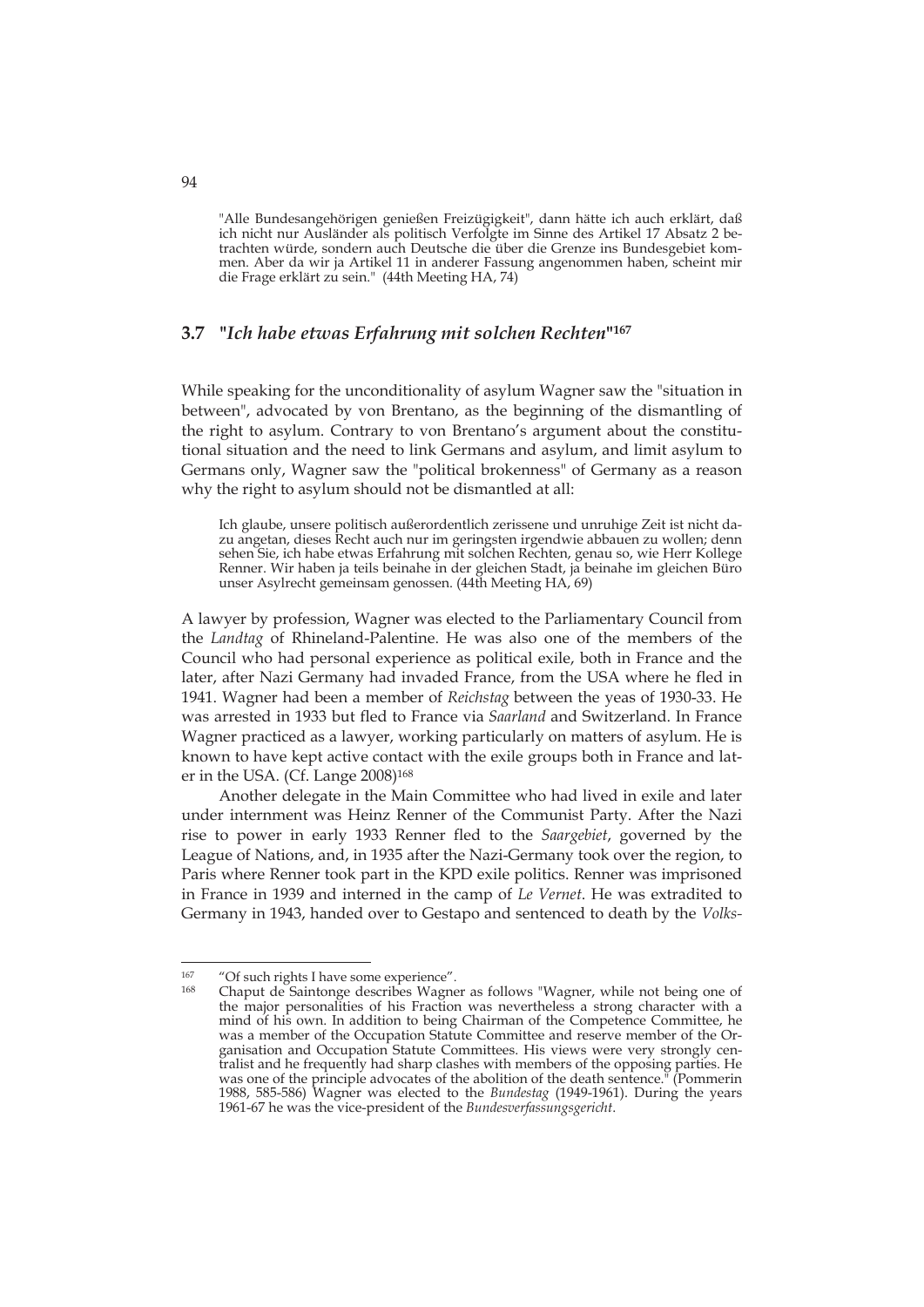"Alle Bundesangehörigen genießen Freizügigkeit", dann hätte ich auch erklärt, daß ich nicht nur Ausländer als politisch Verfolgte im Sinne des Artikel 17 Absatz 2 betrachten würde, sondern auch Deutsche die über die Grenze ins Bundesgebiet kommen. Aber da wir ja Artikel 11 in anderer Fassung angenommen haben, scheint mir die Frage erklärt zu sein." (44th Meeting HA, 74)

## 3.7 *"Ich habe etwas Erfahrung mit solchen Rechten"*[167]

While speaking for the unconditionality of asylum Wagner saw the "situation in between", advocated by von Brentano, as the beginning of the dismantling of the right to asylum. Contrary to von Brentano's argument about the constitutional situation and the need to link Germans and asylum, and limit asylum to Germans only, Wagner saw the "political brokenness" of Germany as a reason why the right to asylum should not be dismantled at all:

> Ich glaube, unsere politisch außerordentlich zerissene und unruhige Zeit ist nicht dazu angetan, dieses Recht auch nur im geringsten irgendwie abbauen zu wollen; denn sehen Sie, ich habe etwas Erfahrung mit solchen Rechten, genau so, wie Herr Kollege Renner. Wir haben ja teils beinahe in der gleichen Stadt, ja beinahe im gleichen Büro unser Asylrecht gemeinsam genossen. (44th Meeting HA, 69)

A lawyer by profession, Wagner was elected to the Parliamentary Council from the *Landtag* of Rhineland-Palentine. He was also one of the members of the Council who had personal experience as political exile, both in France and the later, after Nazi Germany had invaded France, from the USA where he fled in 1941. Wagner had been a member of *Reichstag* between the yeas of 1930-33. He was arrested in 1933 but fled to France via *Saarland* and Switzerland. In France Wagner practiced as a lawyer, working particularly on matters of asylum. He is known to have kept active contact with the exile groups both in France and later in the USA. (Cf. Lange 2008)[168]

Another delegate in the Main Committee who had lived in exile and later under internment was Heinz Renner of the Communist Party. After the Nazi rise to power in early 1933 Renner fled to the *Saargebiet*, governed by the League of Nations, and, in 1935 after the Nazi-Germany took over the region, to Paris where Renner took part in the KPD exile politics. Renner was imprisoned in France in 1939 and interned in the camp of *Le Vernet*. He was extradited to Germany in 1943, handed over to Gestapo and sentenced to death by the *Volks-*

---

[167] "Of such rights I have some experience".

[168] Chaput de Saintonge describes Wagner as follows "Wagner, while not being one of the major personalities of his Fraction was nevertheless a strong character with a mind of his own. In addition to being Chairman of the Competence Committee, he was a member of the Occupation Statute Committee and reserve member of the Organisation and Occupation Statute Committees. His views were very strongly centralist and he frequently had sharp clashes with members of the opposing parties. He was one of the principle advocates of the abolition of the death sentence." (Pommerin 1988, 585-586) Wagner was elected to the *Bundestag* (1949-1961). During the years 1961-67 he was the vice-president of the *Bundesverfassungsgericht*.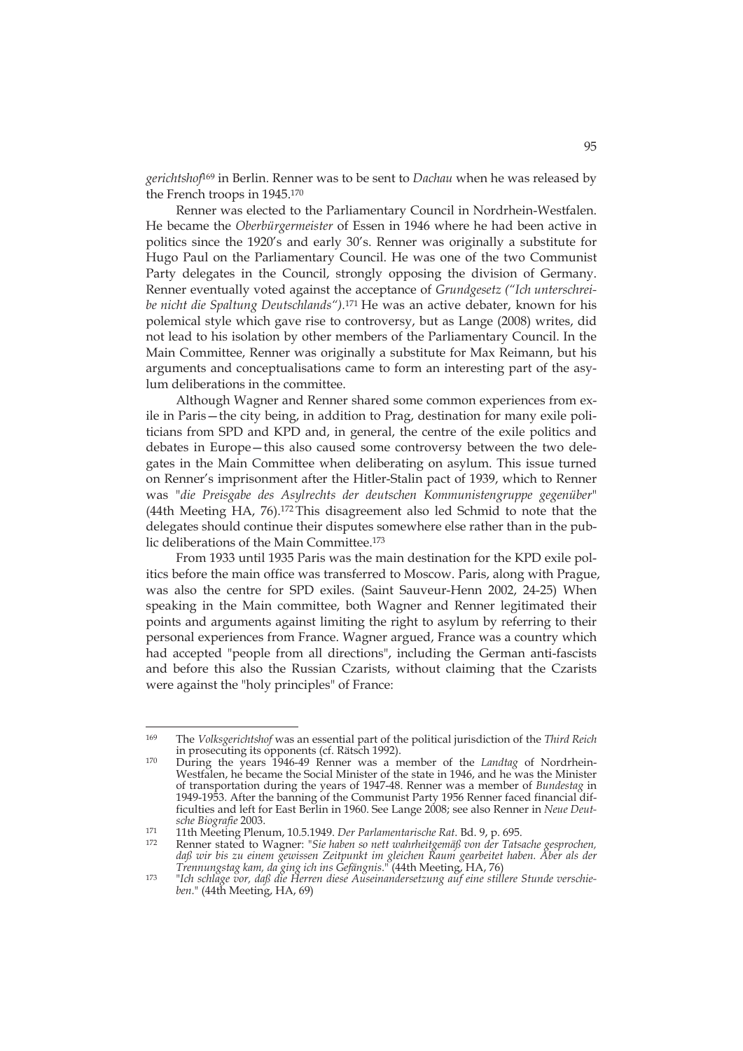*gerichtshof*[169] in Berlin. Renner was to be sent to *Dachau* when he was released by the French troops in 1945.[170]

Renner was elected to the Parliamentary Council in Nordrhein-Westfalen. He became the *Oberbürgermeister* of Essen in 1946 where he had been active in politics since the 1920's and early 30's. Renner was originally a substitute for Hugo Paul on the Parliamentary Council. He was one of the two Communist Party delegates in the Council, strongly opposing the division of Germany. Renner eventually voted against the acceptance of *Grundgesetz ("Ich unterschreibe nicht die Spaltung Deutschlands")*.[171] He was an active debater, known for his polemical style which gave rise to controversy, but as Lange (2008) writes, did not lead to his isolation by other members of the Parliamentary Council. In the Main Committee, Renner was originally a substitute for Max Reimann, but his arguments and conceptualisations came to form an interesting part of the asylum deliberations in the committee.

Although Wagner and Renner shared some common experiences from exile in Paris—the city being, in addition to Prag, destination for many exile politicians from SPD and KPD and, in general, the centre of the exile politics and debates in Europe—this also caused some controversy between the two delegates in the Main Committee when deliberating on asylum. This issue turned on Renner's imprisonment after the Hitler-Stalin pact of 1939, which to Renner was "*die Preisgabe des Asylrechts der deutschen Kommunistengruppe gegenüber*" (44th Meeting HA, 76).[172] This disagreement also led Schmid to note that the delegates should continue their disputes somewhere else rather than in the public deliberations of the Main Committee.[173]

From 1933 until 1935 Paris was the main destination for the KPD exile politics before the main office was transferred to Moscow. Paris, along with Prague, was also the centre for SPD exiles. (Saint Sauveur-Henn 2002, 24-25) When speaking in the Main committee, both Wagner and Renner legitimated their points and arguments against limiting the right to asylum by referring to their personal experiences from France. Wagner argued, France was a country which had accepted "people from all directions", including the German anti-fascists and before this also the Russian Czarists, without claiming that the Czarists were against the "holy principles" of France:

---

[169] The *Volksgerichtshof* was an essential part of the political jurisdiction of the *Third Reich* in prosecuting its opponents (cf. Rätsch 1992).

[170] During the years 1946-49 Renner was a member of the *Landtag* of Nordrhein-Westfalen, he became the Social Minister of the state in 1946, and he was the Minister of transportation during the years of 1947-48. Renner was a member of *Bundestag* in 1949-1953. After the banning of the Communist Party 1956 Renner faced financial difficulties and left for East Berlin in 1960. See Lange 2008; see also Renner in *Neue Deutsche Biografie* 2003.

[171] 11th Meeting Plenum, 10.5.1949. *Der Parlamentarische Rat*. Bd. 9, p. 695.

[172] Renner stated to Wagner: "*Sie haben so nett wahrheitgemäß von der Tatsache gesprochen, daß wir bis zu einem gewissen Zeitpunkt im gleichen Raum gearbeitet haben. Aber als der Trennungstag kam, da ging ich ins Gefängnis.*" (44th Meeting, HA, 76)

[173] "*Ich schlage vor, daß die Herren diese Auseinandersetzung auf eine stillere Stunde verschieben.*" (44th Meeting, HA, 69)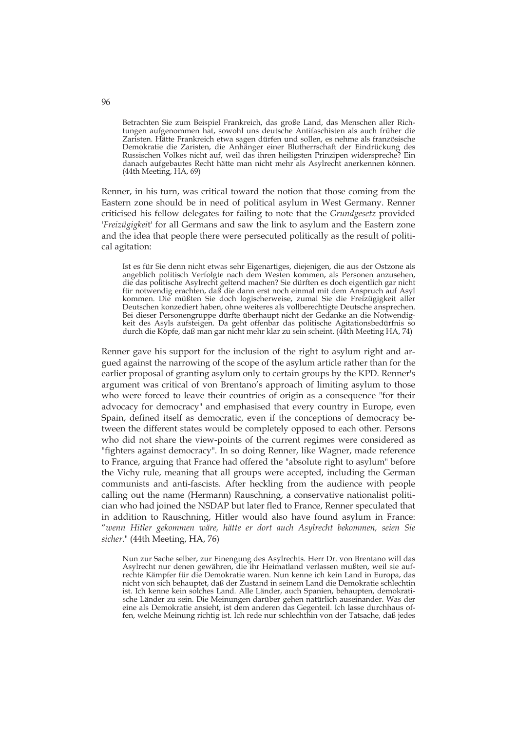> Betrachten Sie zum Beispiel Frankreich, das große Land, das Menschen aller Richtungen aufgenommen hat, sowohl uns deutsche Antifaschisten als auch früher die Zaristen. Hätte Frankreich etwa sagen dürfen und sollen, es nehme als französische Demokratie die Zaristen, die Anhänger einer Blutherrschaft der Eindrückung des Russischen Volkes nicht auf, weil das ihren heiligsten Prinzipen widerspreche? Ein danach aufgebautes Recht hätte man nicht mehr als Asylrecht anerkennen können. (44th Meeting, HA, 69)

Renner, in his turn, was critical toward the notion that those coming from the Eastern zone should be in need of political asylum in West Germany. Renner criticised his fellow delegates for failing to note that the *Grundgesetz* provided '*Freizügigkei*t' for all Germans and saw the link to asylum and the Eastern zone and the idea that people there were persecuted politically as the result of political agitation:

> Ist es für Sie denn nicht etwas sehr Eigenartiges, diejenigen, die aus der Ostzone als angeblich politisch Verfolgte nach dem Westen kommen, als Personen anzusehen, die das politische Asylrecht geltend machen? Sie dürften es doch eigentlich gar nicht für notwendig erachten, daß die dann erst noch einmal mit dem Anspruch auf Asyl kommen. Die müßten Sie doch logischerweise, zumal Sie die Freizügigkeit aller Deutschen konzediert haben, ohne weiteres als vollberechtigte Deutsche ansprechen. Bei dieser Personengruppe dürfte überhaupt nicht der Gedanke an die Notwendigkeit des Asyls aufsteigen. Da geht offenbar das politische Agitationsbedürfnis so durch die Köpfe, daß man gar nicht mehr klar zu sein scheint. (44th Meeting HA, 74)

Renner gave his support for the inclusion of the right to asylum right and argued against the narrowing of the scope of the asylum article rather than for the earlier proposal of granting asylum only to certain groups by the KPD. Renner's argument was critical of von Brentano's approach of limiting asylum to those who were forced to leave their countries of origin as a consequence "for their advocacy for democracy" and emphasised that every country in Europe, even Spain, defined itself as democratic, even if the conceptions of democracy between the different states would be completely opposed to each other. Persons who did not share the view-points of the current regimes were considered as "fighters against democracy". In so doing Renner, like Wagner, made reference to France, arguing that France had offered the "absolute right to asylum" before the Vichy rule, meaning that all groups were accepted, including the German communists and anti-fascists. After heckling from the audience with people calling out the name (Hermann) Rauschning, a conservative nationalist politician who had joined the NSDAP but later fled to France, Renner speculated that in addition to Rauschning, Hitler would also have found asylum in France: "*wenn Hitler gekommen wäre, hätte er dort auch Asylrecht bekommen, seien Sie sicher*." (44th Meeting, HA, 76)

> Nun zur Sache selber, zur Einengung des Asylrechts. Herr Dr. von Brentano will das Asylrecht nur denen gewähren, die ihr Heimatland verlassen mußten, weil sie aufrechte Kämpfer für die Demokratie waren. Nun kenne ich kein Land in Europa, das nicht von sich behauptet, daß der Zustand in seinem Land die Demokratie schlechtin ist. Ich kenne kein solches Land. Alle Länder, auch Spanien, behaupten, demokratische Länder zu sein. Die Meinungen darüber gehen natürlich auseinander. Was der eine als Demokratie ansieht, ist dem anderen das Gegenteil. Ich lasse durchaus offen, welche Meinung richtig ist. Ich rede nur schlechthin von der Tatsache, daß jedes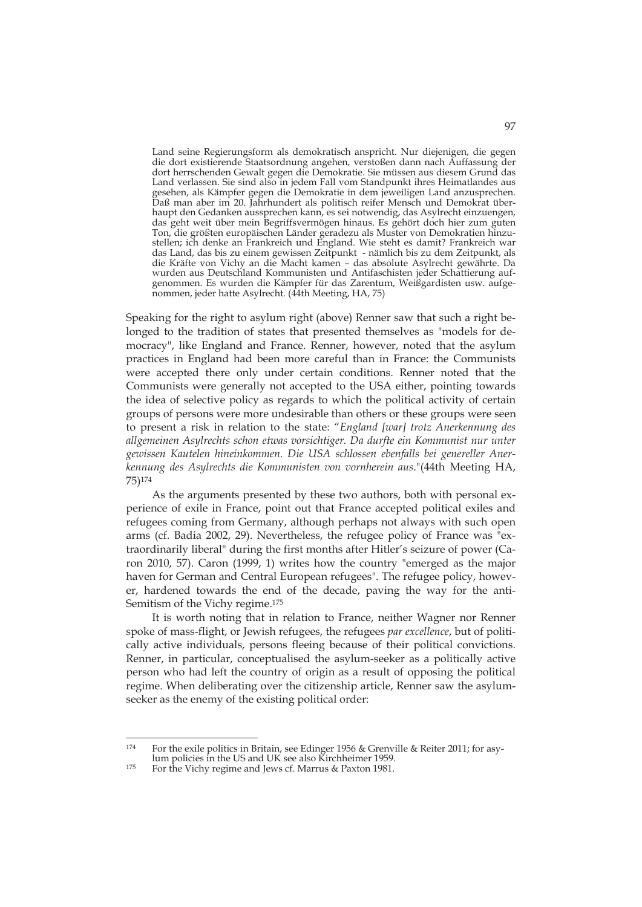> Land seine Regierungsform als demokratisch anspricht. Nur diejenigen, die gegen die dort existierende Staatsordnung angehen, verstoßen dann nach Auffassung der dort herrschenden Gewalt gegen die Demokratie. Sie müssen aus diesem Grund das Land verlassen. Sie sind also in jedem Fall vom Standpunkt ihres Heimatlandes aus gesehen, als Kämpfer gegen die Demokratie in dem jeweiligen Land anzusprechen. Daß man aber im 20. Jahrhundert als politisch reifer Mensch und Demokrat überhaupt den Gedanken aussprechen kann, es sei notwendig, das Asylrecht einzuengen, das geht weit über mein Begriffsvermögen hinaus. Es gehört doch hier zum guten Ton, die größten europäischen Länder geradezu als Muster von Demokratien hinzustellen; ich denke an Frankreich und England. Wie steht es damit? Frankreich war das Land, das bis zu einem gewissen Zeitpunkt - nämlich bis zu dem Zeitpunkt, als die Kräfte von Vichy an die Macht kamen – das absolute Asylrecht gewährte. Da wurden aus Deutschland Kommunisten und Antifaschisten jeder Schattierung aufgenommen. Es wurden die Kämpfer für das Zarentum, Weißgardisten usw. aufgenommen, jeder hatte Asylrecht. (44th Meeting, HA, 75)

Speaking for the right to asylum right (above) Renner saw that such a right belonged to the tradition of states that presented themselves as "models for democracy", like England and France. Renner, however, noted that the asylum practices in England had been more careful than in France: the Communists were accepted there only under certain conditions. Renner noted that the Communists were generally not accepted to the USA either, pointing towards the idea of selective policy as regards to which the political activity of certain groups of persons were more undesirable than others or these groups were seen to present a risk in relation to the state: "*England [war] trotz Anerkennung des allgemeinen Asylrechts schon etwas vorsichtiger. Da durfte ein Kommunist nur unter gewissen Kautelen hineinkommen. Die USA schlossen ebenfalls bei genereller Anerkennung des Asylrechts die Kommunisten von vornherein aus*."(44th Meeting HA, 75)[174]

As the arguments presented by these two authors, both with personal experience of exile in France, point out that France accepted political exiles and refugees coming from Germany, although perhaps not always with such open arms (cf. Badia 2002, 29). Nevertheless, the refugee policy of France was "extraordinarily liberal" during the first months after Hitler's seizure of power (Caron 2010, 57). Caron (1999, 1) writes how the country "emerged as the major haven for German and Central European refugees". The refugee policy, however, hardened towards the end of the decade, paving the way for the anti-Semitism of the Vichy regime.[175]

It is worth noting that in relation to France, neither Wagner nor Renner spoke of mass-flight, or Jewish refugees, the refugees *par excellence*, but of politically active individuals, persons fleeing because of their political convictions. Renner, in particular, conceptualised the asylum-seeker as a politically active person who had left the country of origin as a result of opposing the political regime. When deliberating over the citizenship article, Renner saw the asylum-seeker as the enemy of the existing political order:

---

[174] For the exile politics in Britain, see Edinger 1956 & Grenville & Reiter 2011; for asylum policies in the US and UK see also Kirchheimer 1959.

[175] For the Vichy regime and Jews cf. Marrus & Paxton 1981.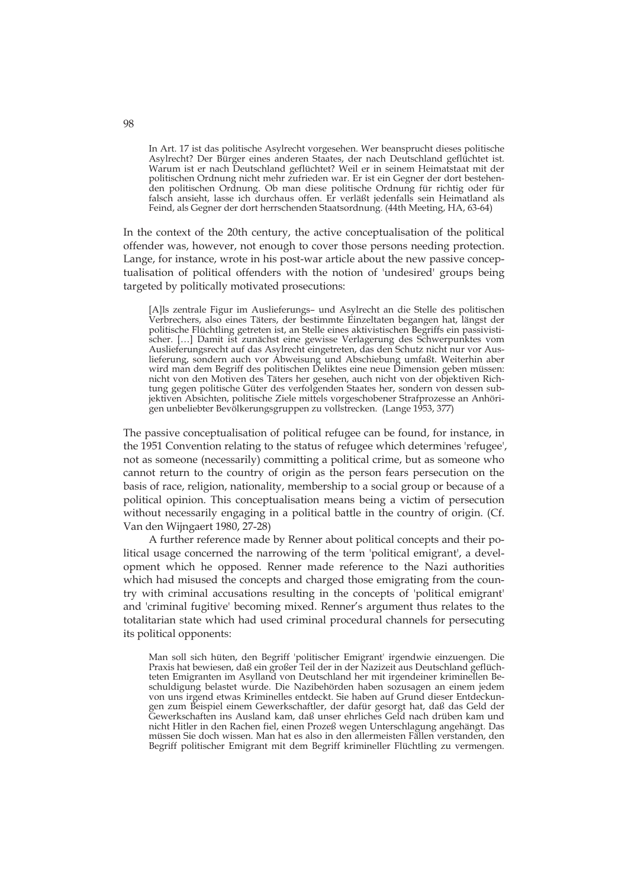> In Art. 17 ist das politische Asylrecht vorgesehen. Wer beansprucht dieses politische Asylrecht? Der Bürger eines anderen Staates, der nach Deutschland geflüchtet ist. Warum ist er nach Deutschland geflüchtet? Weil er in seinem Heimatstaat mit der politischen Ordnung nicht mehr zufrieden war. Er ist ein Gegner der dort bestehenden politischen Ordnung. Ob man diese politische Ordnung für richtig oder für falsch ansieht, lasse ich durchaus offen. Er verläßt jedenfalls sein Heimatland als Feind, als Gegner der dort herrschenden Staatsordnung. (44th Meeting, HA, 63-64)

In the context of the 20th century, the active conceptualisation of the political offender was, however, not enough to cover those persons needing protection. Lange, for instance, wrote in his post-war article about the new passive conceptualisation of political offenders with the notion of 'undesired' groups being targeted by politically motivated prosecutions:

> [A]ls zentrale Figur im Auslieferungs– und Asylrecht an die Stelle des politischen Verbrechers, also eines Täters, der bestimmte Einzeltaten begangen hat, längst der politische Flüchtling getreten ist, an Stelle eines aktivistischen Begriffs ein passivistischer. […] Damit ist zunächst eine gewisse Verlagerung des Schwerpunktes vom Auslieferungsrecht auf das Asylrecht eingetreten, das den Schutz nicht nur vor Auslieferung, sondern auch vor Abweisung und Abschiebung umfaßt. Weiterhin aber wird man dem Begriff des politischen Deliktes eine neue Dimension geben müssen: nicht von den Motiven des Täters her gesehen, auch nicht von der objektiven Richtung gegen politische Güter des verfolgenden Staates her, sondern von dessen subjektiven Absichten, politische Ziele mittels vorgeschobener Strafprozesse an Anhörigen unbeliebter Bevölkerungsgruppen zu vollstrecken. (Lange 1953, 377)

The passive conceptualisation of political refugee can be found, for instance, in the 1951 Convention relating to the status of refugee which determines 'refugee', not as someone (necessarily) committing a political crime, but as someone who cannot return to the country of origin as the person fears persecution on the basis of race, religion, nationality, membership to a social group or because of a political opinion. This conceptualisation means being a victim of persecution without necessarily engaging in a political battle in the country of origin. (Cf. Van den Wijngaert 1980, 27-28)

A further reference made by Renner about political concepts and their political usage concerned the narrowing of the term 'political emigrant', a development which he opposed. Renner made reference to the Nazi authorities which had misused the concepts and charged those emigrating from the country with criminal accusations resulting in the concepts of 'political emigrant' and 'criminal fugitive' becoming mixed. Renner's argument thus relates to the totalitarian state which had used criminal procedural channels for persecuting its political opponents:

> Man soll sich hüten, den Begriff 'politischer Emigrant' irgendwie einzuengen. Die Praxis hat bewiesen, daß ein großer Teil der in der Nazizeit aus Deutschland geflüchteten Emigranten im Asylland von Deutschland her mit irgendeiner kriminellen Beschuldigung belastet wurde. Die Nazibehörden haben sozusagen an einem jedem von uns irgend etwas Kriminelles entdeckt. Sie haben auf Grund dieser Entdeckungen zum Beispiel einem Gewerkschaftler, der dafür gesorgt hat, daß das Geld der Gewerkschaften ins Ausland kam, daß unser ehrliches Geld nach drüben kam und nicht Hitler in den Rachen fiel, einen Prozeß wegen Unterschlagung angehängt. Das müssen Sie doch wissen. Man hat es also in den allermeisten Fällen verstanden, den Begriff politischer Emigrant mit dem Begriff krimineller Flüchtling zu vermengen.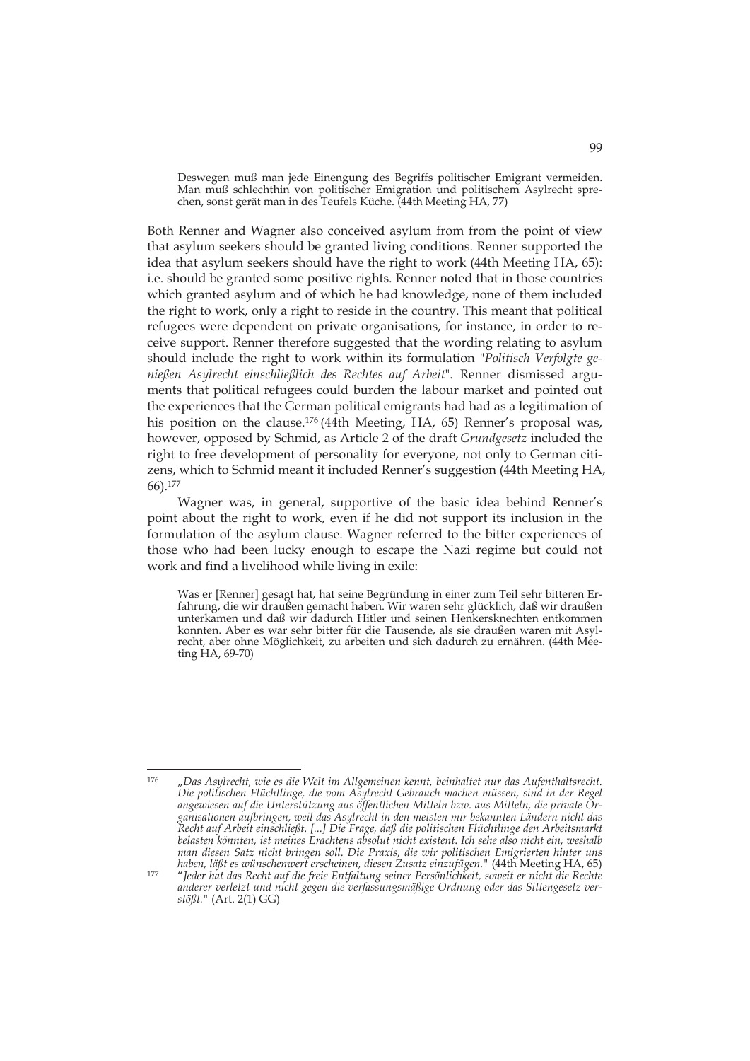> Deswegen muß man jede Einengung des Begriffs politischer Emigrant vermeiden. Man muß schlechthin von politischer Emigration und politischem Asylrecht sprechen, sonst gerät man in des Teufels Küche. (44th Meeting HA, 77)

Both Renner and Wagner also conceived asylum from from the point of view that asylum seekers should be granted living conditions. Renner supported the idea that asylum seekers should have the right to work (44th Meeting HA, 65): i.e. should be granted some positive rights. Renner noted that in those countries which granted asylum and of which he had knowledge, none of them included the right to work, only a right to reside in the country. This meant that political refugees were dependent on private organisations, for instance, in order to receive support. Renner therefore suggested that the wording relating to asylum should include the right to work within its formulation "*Politisch Verfolgte genießen Asylrecht einschließlich des Rechtes auf Arbeit*". Renner dismissed arguments that political refugees could burden the labour market and pointed out the experiences that the German political emigrants had had as a legitimation of his position on the clause.[176] (44th Meeting, HA, 65) Renner's proposal was, however, opposed by Schmid, as Article 2 of the draft *Grundgesetz* included the right to free development of personality for everyone, not only to German citizens, which to Schmid meant it included Renner's suggestion (44th Meeting HA, 66).[177]

Wagner was, in general, supportive of the basic idea behind Renner's point about the right to work, even if he did not support its inclusion in the formulation of the asylum clause. Wagner referred to the bitter experiences of those who had been lucky enough to escape the Nazi regime but could not work and find a livelihood while living in exile:

> Was er [Renner] gesagt hat, hat seine Begründung in einer zum Teil sehr bitteren Erfahrung, die wir draußen gemacht haben. Wir waren sehr glücklich, daß wir draußen unterkamen und daß wir dadurch Hitler und seinen Henkersknechten entkommen konnten. Aber es war sehr bitter für die Tausende, als sie draußen waren mit Asylrecht, aber ohne Möglichkeit, zu arbeiten und sich dadurch zu ernähren. (44th Meeting HA, 69-70)

---

[176] „*Das Asylrecht, wie es die Welt im Allgemeinen kennt, beinhaltet nur das Aufenthaltsrecht. Die politischen Flüchtlinge, die vom Asylrecht Gebrauch machen müssen, sind in der Regel angewiesen auf die Unterstützung aus öffentlichen Mitteln bzw. aus Mitteln, die private Organisationen aufbringen, weil das Asylrecht in den meisten mir bekannten Ländern nicht das Recht auf Arbeit einschließt. [...] Die Frage, daß die politischen Flüchtlinge den Arbeitsmarkt belasten könnten, ist meines Erachtens absolut nicht existent. Ich sehe also nicht ein, weshalb man diesen Satz nicht bringen soll. Die Praxis, die wir politischen Emigrierten hinter uns haben, läßt es wünschenwert erscheinen, diesen Zusatz einzufügen.*" (44th Meeting HA, 65)

[177] "*Jeder hat das Recht auf die freie Entfaltung seiner Persönlichkeit, soweit er nicht die Rechte anderer verletzt und nicht gegen die verfassungsmäßige Ordnung oder das Sittengesetz verstößt.*" (Art. 2(1) GG)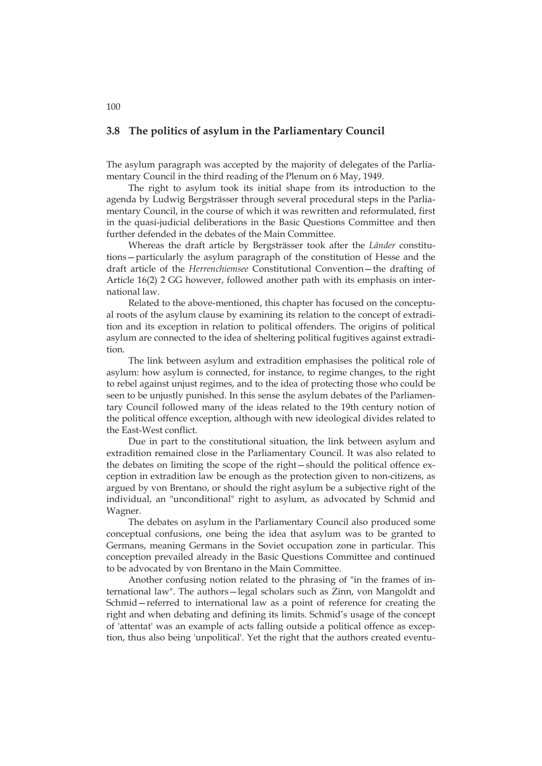## 3.8 The politics of asylum in the Parliamentary Council

The asylum paragraph was accepted by the majority of delegates of the Parliamentary Council in the third reading of the Plenum on 6 May, 1949.

The right to asylum took its initial shape from its introduction to the agenda by Ludwig Bergsträsser through several procedural steps in the Parliamentary Council, in the course of which it was rewritten and reformulated, first in the quasi-judicial deliberations in the Basic Questions Committee and then further defended in the debates of the Main Committee.

Whereas the draft article by Bergsträsser took after the *Länder* constitutions—particularly the asylum paragraph of the constitution of Hesse and the draft article of the *Herrenchiemsee* Constitutional Convention—the drafting of Article 16(2) 2 GG however, followed another path with its emphasis on international law.

Related to the above-mentioned, this chapter has focused on the conceptual roots of the asylum clause by examining its relation to the concept of extradition and its exception in relation to political offenders. The origins of political asylum are connected to the idea of sheltering political fugitives against extradition.

The link between asylum and extradition emphasises the political role of asylum: how asylum is connected, for instance, to regime changes, to the right to rebel against unjust regimes, and to the idea of protecting those who could be seen to be unjustly punished. In this sense the asylum debates of the Parliamentary Council followed many of the ideas related to the 19th century notion of the political offence exception, although with new ideological divides related to the East-West conflict.

Due in part to the constitutional situation, the link between asylum and extradition remained close in the Parliamentary Council. It was also related to the debates on limiting the scope of the right—should the political offence exception in extradition law be enough as the protection given to non-citizens, as argued by von Brentano, or should the right asylum be a subjective right of the individual, an "unconditional" right to asylum, as advocated by Schmid and Wagner.

The debates on asylum in the Parliamentary Council also produced some conceptual confusions, one being the idea that asylum was to be granted to Germans, meaning Germans in the Soviet occupation zone in particular. This conception prevailed already in the Basic Questions Committee and continued to be advocated by von Brentano in the Main Committee.

Another confusing notion related to the phrasing of "in the frames of international law". The authors—legal scholars such as Zinn, von Mangoldt and Schmid—referred to international law as a point of reference for creating the right and when debating and defining its limits. Schmid's usage of the concept of 'attentat' was an example of acts falling outside a political offence as exception, thus also being 'unpolitical'. Yet the right that the authors created eventu-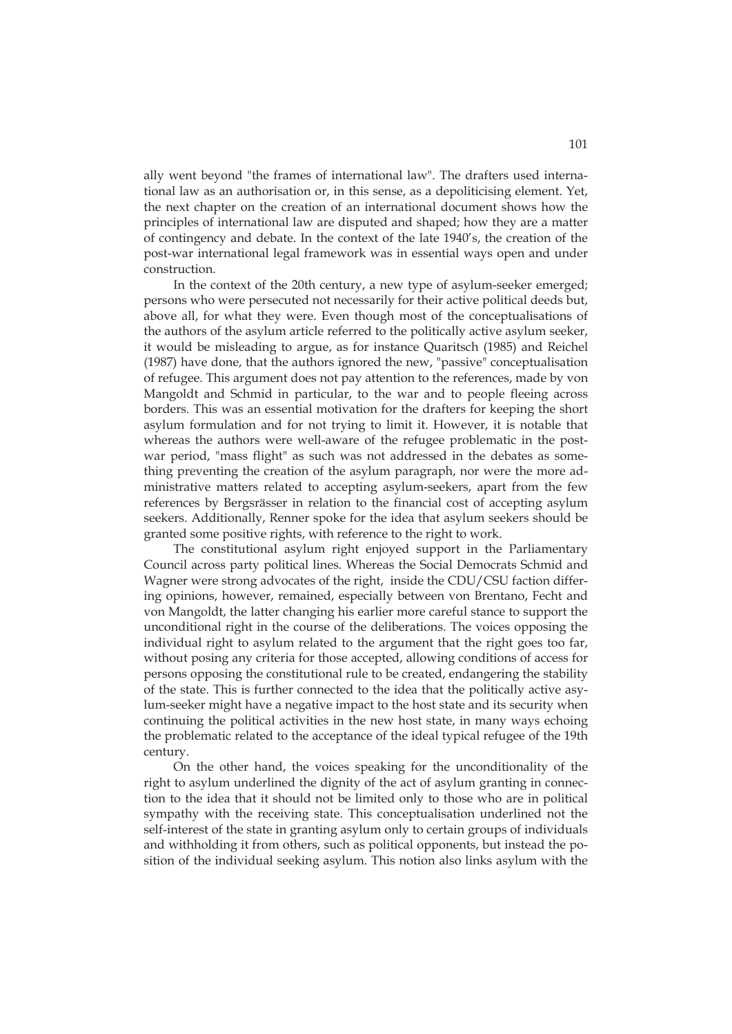ally went beyond "the frames of international law". The drafters used international law as an authorisation or, in this sense, as a depoliticising element. Yet, the next chapter on the creation of an international document shows how the principles of international law are disputed and shaped; how they are a matter of contingency and debate. In the context of the late 1940's, the creation of the post-war international legal framework was in essential ways open and under construction.

In the context of the 20th century, a new type of asylum-seeker emerged; persons who were persecuted not necessarily for their active political deeds but, above all, for what they were. Even though most of the conceptualisations of the authors of the asylum article referred to the politically active asylum seeker, it would be misleading to argue, as for instance Quaritsch (1985) and Reichel (1987) have done, that the authors ignored the new, "passive" conceptualisation of refugee. This argument does not pay attention to the references, made by von Mangoldt and Schmid in particular, to the war and to people fleeing across borders. This was an essential motivation for the drafters for keeping the short asylum formulation and for not trying to limit it. However, it is notable that whereas the authors were well-aware of the refugee problematic in the post-war period, "mass flight" as such was not addressed in the debates as something preventing the creation of the asylum paragraph, nor were the more administrative matters related to accepting asylum-seekers, apart from the few references by Bergsrässer in relation to the financial cost of accepting asylum seekers. Additionally, Renner spoke for the idea that asylum seekers should be granted some positive rights, with reference to the right to work.

The constitutional asylum right enjoyed support in the Parliamentary Council across party political lines. Whereas the Social Democrats Schmid and Wagner were strong advocates of the right, inside the CDU/CSU faction differing opinions, however, remained, especially between von Brentano, Fecht and von Mangoldt, the latter changing his earlier more careful stance to support the unconditional right in the course of the deliberations. The voices opposing the individual right to asylum related to the argument that the right goes too far, without posing any criteria for those accepted, allowing conditions of access for persons opposing the constitutional rule to be created, endangering the stability of the state. This is further connected to the idea that the politically active asylum-seeker might have a negative impact to the host state and its security when continuing the political activities in the new host state, in many ways echoing the problematic related to the acceptance of the ideal typical refugee of the 19th century.

On the other hand, the voices speaking for the unconditionality of the right to asylum underlined the dignity of the act of asylum granting in connection to the idea that it should not be limited only to those who are in political sympathy with the receiving state. This conceptualisation underlined not the self-interest of the state in granting asylum only to certain groups of individuals and withholding it from others, such as political opponents, but instead the position of the individual seeking asylum. This notion also links asylum with the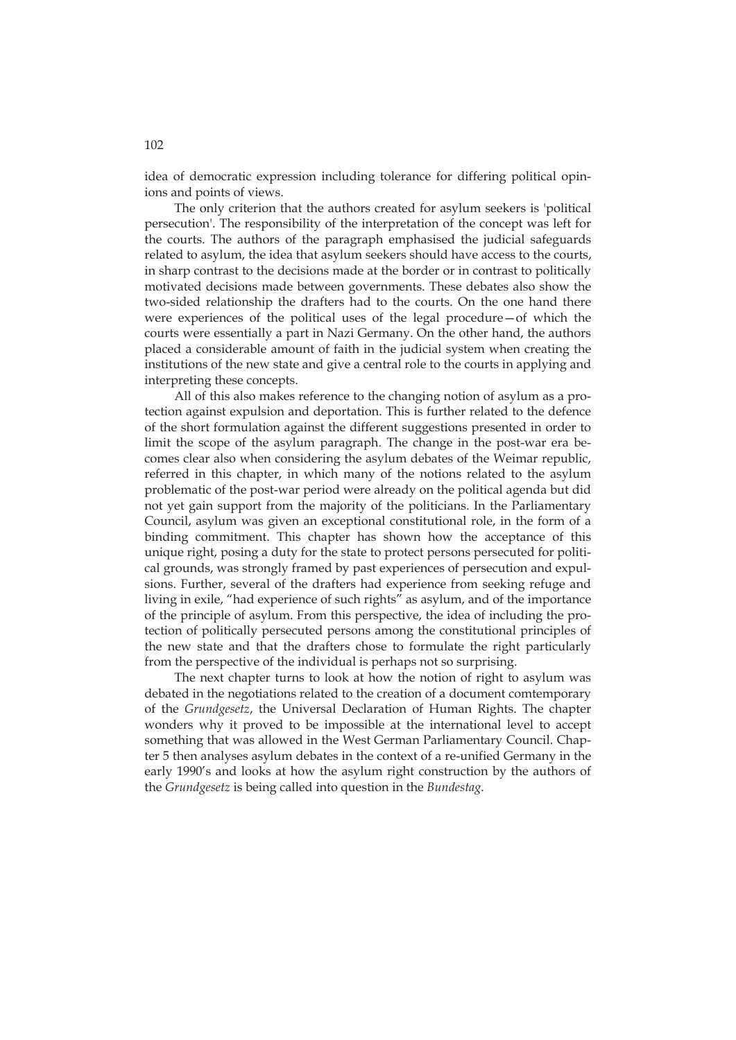idea of democratic expression including tolerance for differing political opinions and points of views.

The only criterion that the authors created for asylum seekers is 'political persecution'. The responsibility of the interpretation of the concept was left for the courts. The authors of the paragraph emphasised the judicial safeguards related to asylum, the idea that asylum seekers should have access to the courts, in sharp contrast to the decisions made at the border or in contrast to politically motivated decisions made between governments. These debates also show the two-sided relationship the drafters had to the courts. On the one hand there were experiences of the political uses of the legal procedure—of which the courts were essentially a part in Nazi Germany. On the other hand, the authors placed a considerable amount of faith in the judicial system when creating the institutions of the new state and give a central role to the courts in applying and interpreting these concepts.

All of this also makes reference to the changing notion of asylum as a protection against expulsion and deportation. This is further related to the defence of the short formulation against the different suggestions presented in order to limit the scope of the asylum paragraph. The change in the post-war era becomes clear also when considering the asylum debates of the Weimar republic, referred in this chapter, in which many of the notions related to the asylum problematic of the post-war period were already on the political agenda but did not yet gain support from the majority of the politicians. In the Parliamentary Council, asylum was given an exceptional constitutional role, in the form of a binding commitment. This chapter has shown how the acceptance of this unique right, posing a duty for the state to protect persons persecuted for political grounds, was strongly framed by past experiences of persecution and expulsions. Further, several of the drafters had experience from seeking refuge and living in exile, "had experience of such rights" as asylum, and of the importance of the principle of asylum. From this perspective, the idea of including the protection of politically persecuted persons among the constitutional principles of the new state and that the drafters chose to formulate the right particularly from the perspective of the individual is perhaps not so surprising.

The next chapter turns to look at how the notion of right to asylum was debated in the negotiations related to the creation of a document comtemporary of the *Grundgesetz*, the Universal Declaration of Human Rights. The chapter wonders why it proved to be impossible at the international level to accept something that was allowed in the West German Parliamentary Council. Chapter 5 then analyses asylum debates in the context of a re-unified Germany in the early 1990's and looks at how the asylum right construction by the authors of the *Grundgesetz* is being called into question in the *Bundestag*.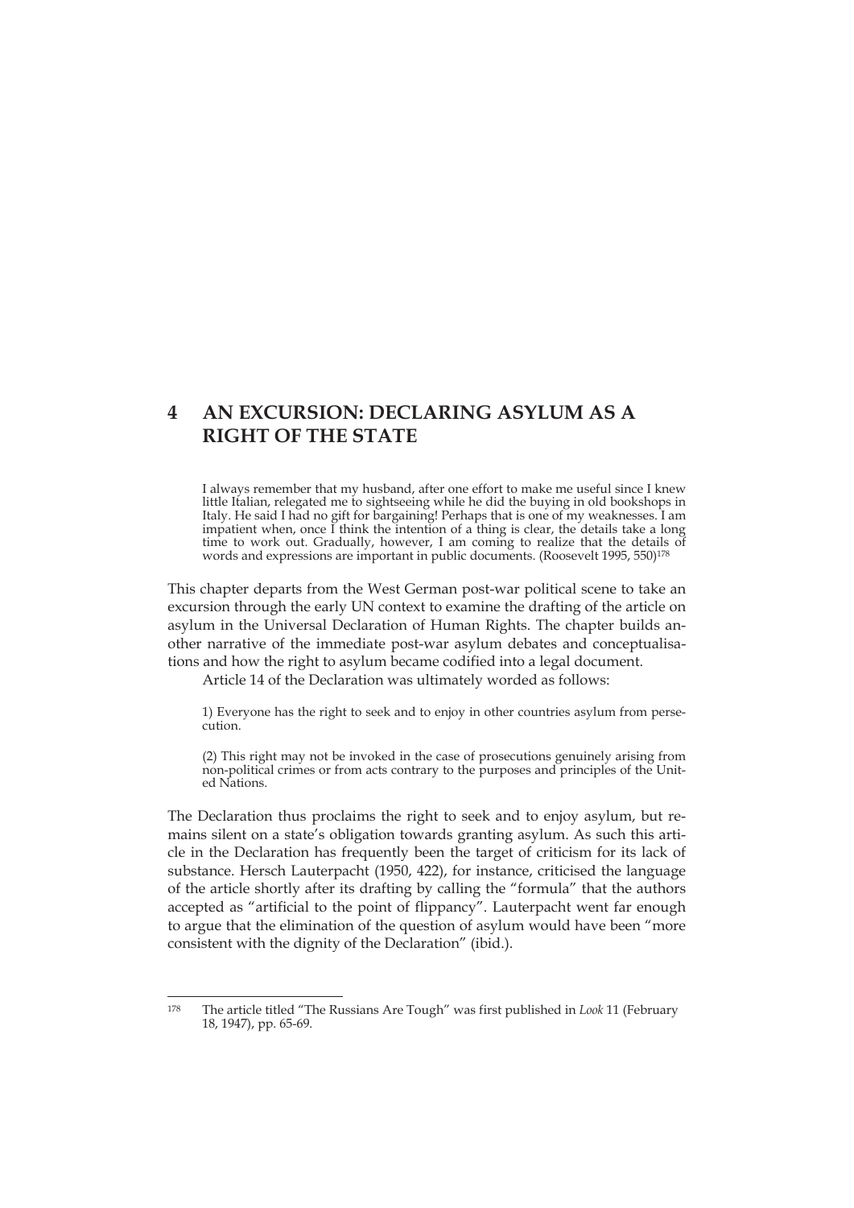# 4 AN EXCURSION: DECLARING ASYLUM AS A RIGHT OF THE STATE

> I always remember that my husband, after one effort to make me useful since I knew little Italian, relegated me to sightseeing while he did the buying in old bookshops in Italy. He said I had no gift for bargaining! Perhaps that is one of my weaknesses. I am impatient when, once I think the intention of a thing is clear, the details take a long time to work out. Gradually, however, I am coming to realize that the details of words and expressions are important in public documents. (Roosevelt 1995, 550)[178]

This chapter departs from the West German post-war political scene to take an excursion through the early UN context to examine the drafting of the article on asylum in the Universal Declaration of Human Rights. The chapter builds another narrative of the immediate post-war asylum debates and conceptualisations and how the right to asylum became codified into a legal document.

Article 14 of the Declaration was ultimately worded as follows:

> 1) Everyone has the right to seek and to enjoy in other countries asylum from persecution.
>
> (2) This right may not be invoked in the case of prosecutions genuinely arising from non-political crimes or from acts contrary to the purposes and principles of the United Nations.

The Declaration thus proclaims the right to seek and to enjoy asylum, but remains silent on a state's obligation towards granting asylum. As such this article in the Declaration has frequently been the target of criticism for its lack of substance. Hersch Lauterpacht (1950, 422), for instance, criticised the language of the article shortly after its drafting by calling the "formula" that the authors accepted as "artificial to the point of flippancy". Lauterpacht went far enough to argue that the elimination of the question of asylum would have been "more consistent with the dignity of the Declaration" (ibid.).

---

[178] The article titled "The Russians Are Tough" was first published in *Look* 11 (February 18, 1947), pp. 65-69.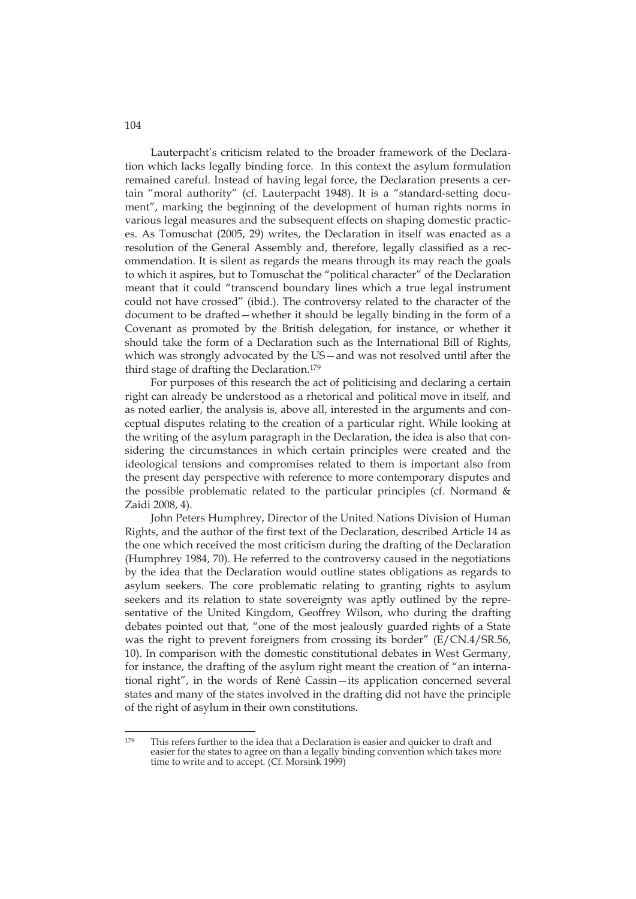Lauterpacht's criticism related to the broader framework of the Declaration which lacks legally binding force. In this context the asylum formulation remained careful. Instead of having legal force, the Declaration presents a certain "moral authority" (cf. Lauterpacht 1948). It is a "standard-setting document", marking the beginning of the development of human rights norms in various legal measures and the subsequent effects on shaping domestic practices. As Tomuschat (2005, 29) writes, the Declaration in itself was enacted as a resolution of the General Assembly and, therefore, legally classified as a recommendation. It is silent as regards the means through its may reach the goals to which it aspires, but to Tomuschat the "political character" of the Declaration meant that it could "transcend boundary lines which a true legal instrument could not have crossed" (ibid.). The controversy related to the character of the document to be drafted—whether it should be legally binding in the form of a Covenant as promoted by the British delegation, for instance, or whether it should take the form of a Declaration such as the International Bill of Rights, which was strongly advocated by the US—and was not resolved until after the third stage of drafting the Declaration.[179]

For purposes of this research the act of politicising and declaring a certain right can already be understood as a rhetorical and political move in itself, and as noted earlier, the analysis is, above all, interested in the arguments and conceptual disputes relating to the creation of a particular right. While looking at the writing of the asylum paragraph in the Declaration, the idea is also that considering the circumstances in which certain principles were created and the ideological tensions and compromises related to them is important also from the present day perspective with reference to more contemporary disputes and the possible problematic related to the particular principles (cf. Normand & Zaidi 2008, 4).

John Peters Humphrey, Director of the United Nations Division of Human Rights, and the author of the first text of the Declaration, described Article 14 as the one which received the most criticism during the drafting of the Declaration (Humphrey 1984, 70). He referred to the controversy caused in the negotiations by the idea that the Declaration would outline states obligations as regards to asylum seekers. The core problematic relating to granting rights to asylum seekers and its relation to state sovereignty was aptly outlined by the representative of the United Kingdom, Geoffrey Wilson, who during the drafting debates pointed out that, "one of the most jealously guarded rights of a State was the right to prevent foreigners from crossing its border" (E/CN.4/SR.56, 10). In comparison with the domestic constitutional debates in West Germany, for instance, the drafting of the asylum right meant the creation of "an international right", in the words of René Cassin—its application concerned several states and many of the states involved in the drafting did not have the principle of the right of asylum in their own constitutions.

---

[179] This refers further to the idea that a Declaration is easier and quicker to draft and easier for the states to agree on than a legally binding convention which takes more time to write and to accept. (Cf. Morsink 1999)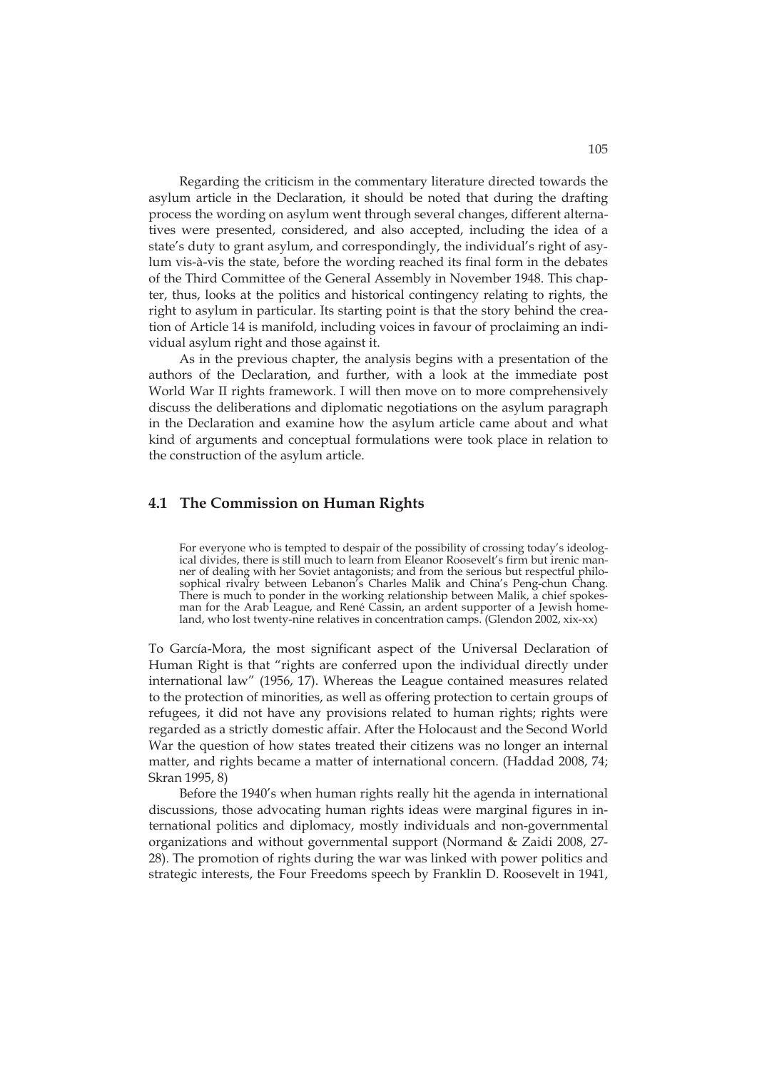Regarding the criticism in the commentary literature directed towards the asylum article in the Declaration, it should be noted that during the drafting process the wording on asylum went through several changes, different alternatives were presented, considered, and also accepted, including the idea of a state's duty to grant asylum, and correspondingly, the individual's right of asylum vis-à-vis the state, before the wording reached its final form in the debates of the Third Committee of the General Assembly in November 1948. This chapter, thus, looks at the politics and historical contingency relating to rights, the right to asylum in particular. Its starting point is that the story behind the creation of Article 14 is manifold, including voices in favour of proclaiming an individual asylum right and those against it.

As in the previous chapter, the analysis begins with a presentation of the authors of the Declaration, and further, with a look at the immediate post World War II rights framework. I will then move on to more comprehensively discuss the deliberations and diplomatic negotiations on the asylum paragraph in the Declaration and examine how the asylum article came about and what kind of arguments and conceptual formulations were took place in relation to the construction of the asylum article.

## 4.1 The Commission on Human Rights

> For everyone who is tempted to despair of the possibility of crossing today's ideological divides, there is still much to learn from Eleanor Roosevelt's firm but irenic manner of dealing with her Soviet antagonists; and from the serious but respectful philosophical rivalry between Lebanon's Charles Malik and China's Peng-chun Chang. There is much to ponder in the working relationship between Malik, a chief spokesman for the Arab League, and René Cassin, an ardent supporter of a Jewish homeland, who lost twenty-nine relatives in concentration camps. (Glendon 2002, xix-xx)

To García-Mora, the most significant aspect of the Universal Declaration of Human Right is that "rights are conferred upon the individual directly under international law" (1956, 17). Whereas the League contained measures related to the protection of minorities, as well as offering protection to certain groups of refugees, it did not have any provisions related to human rights; rights were regarded as a strictly domestic affair. After the Holocaust and the Second World War the question of how states treated their citizens was no longer an internal matter, and rights became a matter of international concern. (Haddad 2008, 74; Skran 1995, 8)

Before the 1940's when human rights really hit the agenda in international discussions, those advocating human rights ideas were marginal figures in international politics and diplomacy, mostly individuals and non-governmental organizations and without governmental support (Normand & Zaidi 2008, 27-28). The promotion of rights during the war was linked with power politics and strategic interests, the Four Freedoms speech by Franklin D. Roosevelt in 1941,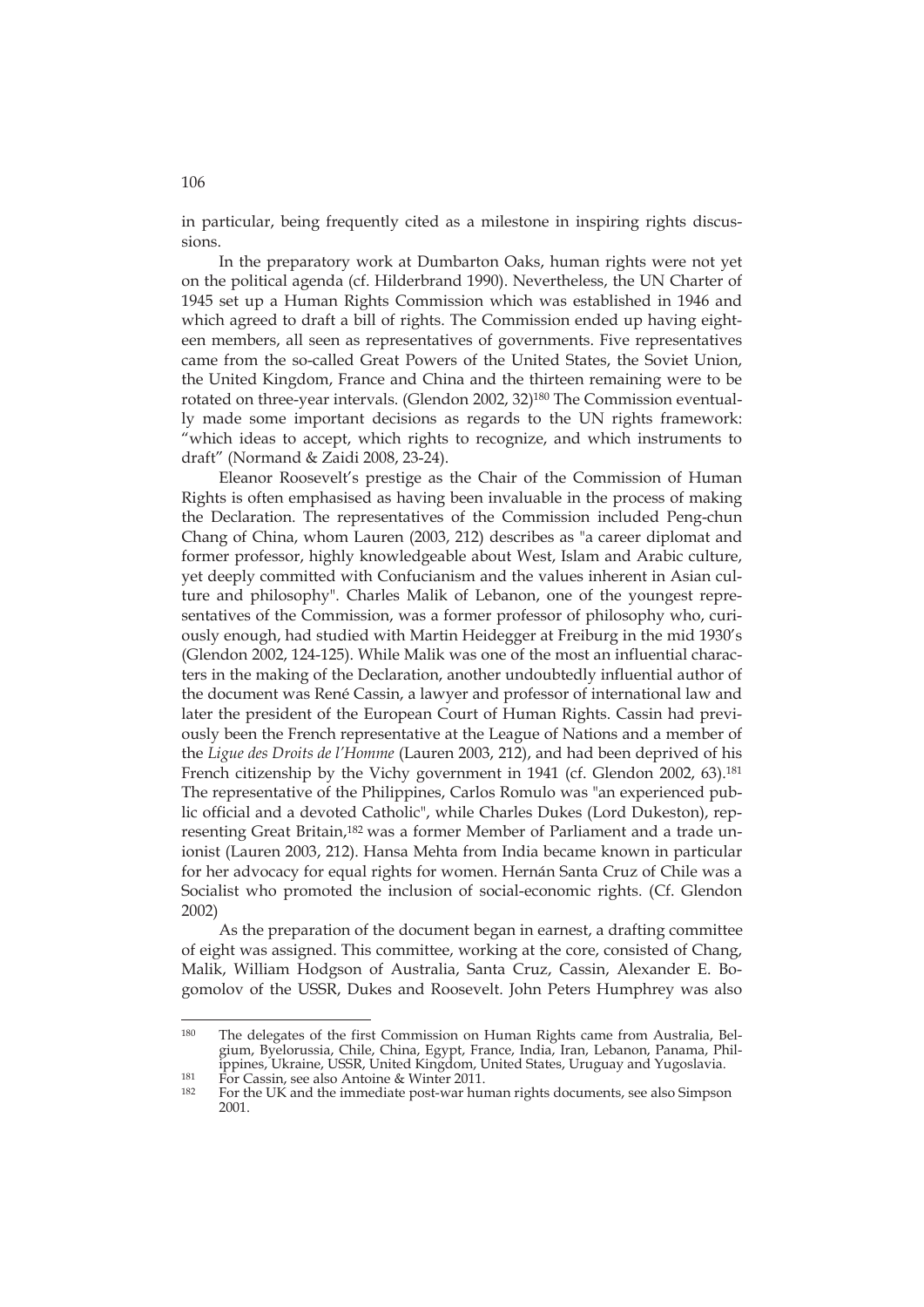in particular, being frequently cited as a milestone in inspiring rights discussions.

In the preparatory work at Dumbarton Oaks, human rights were not yet on the political agenda (cf. Hilderbrand 1990). Nevertheless, the UN Charter of 1945 set up a Human Rights Commission which was established in 1946 and which agreed to draft a bill of rights. The Commission ended up having eighteen members, all seen as representatives of governments. Five representatives came from the so-called Great Powers of the United States, the Soviet Union, the United Kingdom, France and China and the thirteen remaining were to be rotated on three-year intervals. (Glendon 2002, 32)[180] The Commission eventually made some important decisions as regards to the UN rights framework: "which ideas to accept, which rights to recognize, and which instruments to draft" (Normand & Zaidi 2008, 23-24).

Eleanor Roosevelt's prestige as the Chair of the Commission of Human Rights is often emphasised as having been invaluable in the process of making the Declaration. The representatives of the Commission included Peng-chun Chang of China, whom Lauren (2003, 212) describes as "a career diplomat and former professor, highly knowledgeable about West, Islam and Arabic culture, yet deeply committed with Confucianism and the values inherent in Asian culture and philosophy". Charles Malik of Lebanon, one of the youngest representatives of the Commission, was a former professor of philosophy who, curiously enough, had studied with Martin Heidegger at Freiburg in the mid 1930's (Glendon 2002, 124-125). While Malik was one of the most an influential characters in the making of the Declaration, another undoubtedly influential author of the document was René Cassin, a lawyer and professor of international law and later the president of the European Court of Human Rights. Cassin had previously been the French representative at the League of Nations and a member of the *Ligue des Droits de l'Homme* (Lauren 2003, 212), and had been deprived of his French citizenship by the Vichy government in 1941 (cf. Glendon 2002, 63).[181] The representative of the Philippines, Carlos Romulo was "an experienced public official and a devoted Catholic", while Charles Dukes (Lord Dukeston), representing Great Britain,[182] was a former Member of Parliament and a trade unionist (Lauren 2003, 212). Hansa Mehta from India became known in particular for her advocacy for equal rights for women. Hernán Santa Cruz of Chile was a Socialist who promoted the inclusion of social-economic rights. (Cf. Glendon 2002)

As the preparation of the document began in earnest, a drafting committee of eight was assigned. This committee, working at the core, consisted of Chang, Malik, William Hodgson of Australia, Santa Cruz, Cassin, Alexander E. Bogomolov of the USSR, Dukes and Roosevelt. John Peters Humphrey was also

---

[180] The delegates of the first Commission on Human Rights came from Australia, Belgium, Byelorussia, Chile, China, Egypt, France, India, Iran, Lebanon, Panama, Philippines, Ukraine, USSR, United Kingdom, United States, Uruguay and Yugoslavia.

[181] For Cassin, see also Antoine & Winter 2011.

[182] For the UK and the immediate post-war human rights documents, see also Simpson 2001.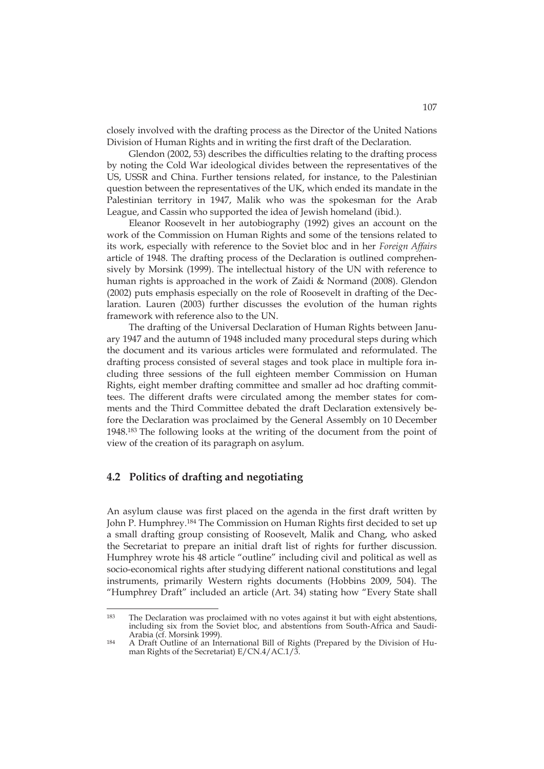closely involved with the drafting process as the Director of the United Nations Division of Human Rights and in writing the first draft of the Declaration.

Glendon (2002, 53) describes the difficulties relating to the drafting process by noting the Cold War ideological divides between the representatives of the US, USSR and China. Further tensions related, for instance, to the Palestinian question between the representatives of the UK, which ended its mandate in the Palestinian territory in 1947, Malik who was the spokesman for the Arab League, and Cassin who supported the idea of Jewish homeland (ibid.).

Eleanor Roosevelt in her autobiography (1992) gives an account on the work of the Commission on Human Rights and some of the tensions related to its work, especially with reference to the Soviet bloc and in her *Foreign Affairs* article of 1948. The drafting process of the Declaration is outlined comprehensively by Morsink (1999). The intellectual history of the UN with reference to human rights is approached in the work of Zaidi & Normand (2008). Glendon (2002) puts emphasis especially on the role of Roosevelt in drafting of the Declaration. Lauren (2003) further discusses the evolution of the human rights framework with reference also to the UN.

The drafting of the Universal Declaration of Human Rights between January 1947 and the autumn of 1948 included many procedural steps during which the document and its various articles were formulated and reformulated. The drafting process consisted of several stages and took place in multiple fora including three sessions of the full eighteen member Commission on Human Rights, eight member drafting committee and smaller ad hoc drafting committees. The different drafts were circulated among the member states for comments and the Third Committee debated the draft Declaration extensively before the Declaration was proclaimed by the General Assembly on 10 December 1948.[183] The following looks at the writing of the document from the point of view of the creation of its paragraph on asylum.

## 4.2 Politics of drafting and negotiating

An asylum clause was first placed on the agenda in the first draft written by John P. Humphrey.[184] The Commission on Human Rights first decided to set up a small drafting group consisting of Roosevelt, Malik and Chang, who asked the Secretariat to prepare an initial draft list of rights for further discussion. Humphrey wrote his 48 article "outline" including civil and political as well as socio-economical rights after studying different national constitutions and legal instruments, primarily Western rights documents (Hobbins 2009, 504). The "Humphrey Draft" included an article (Art. 34) stating how "Every State shall

---

[183] The Declaration was proclaimed with no votes against it but with eight abstentions, including six from the Soviet bloc, and abstentions from South-Africa and Saudi-Arabia (cf. Morsink 1999).

[184] A Draft Outline of an International Bill of Rights (Prepared by the Division of Human Rights of the Secretariat) E/CN.4/AC.1/3.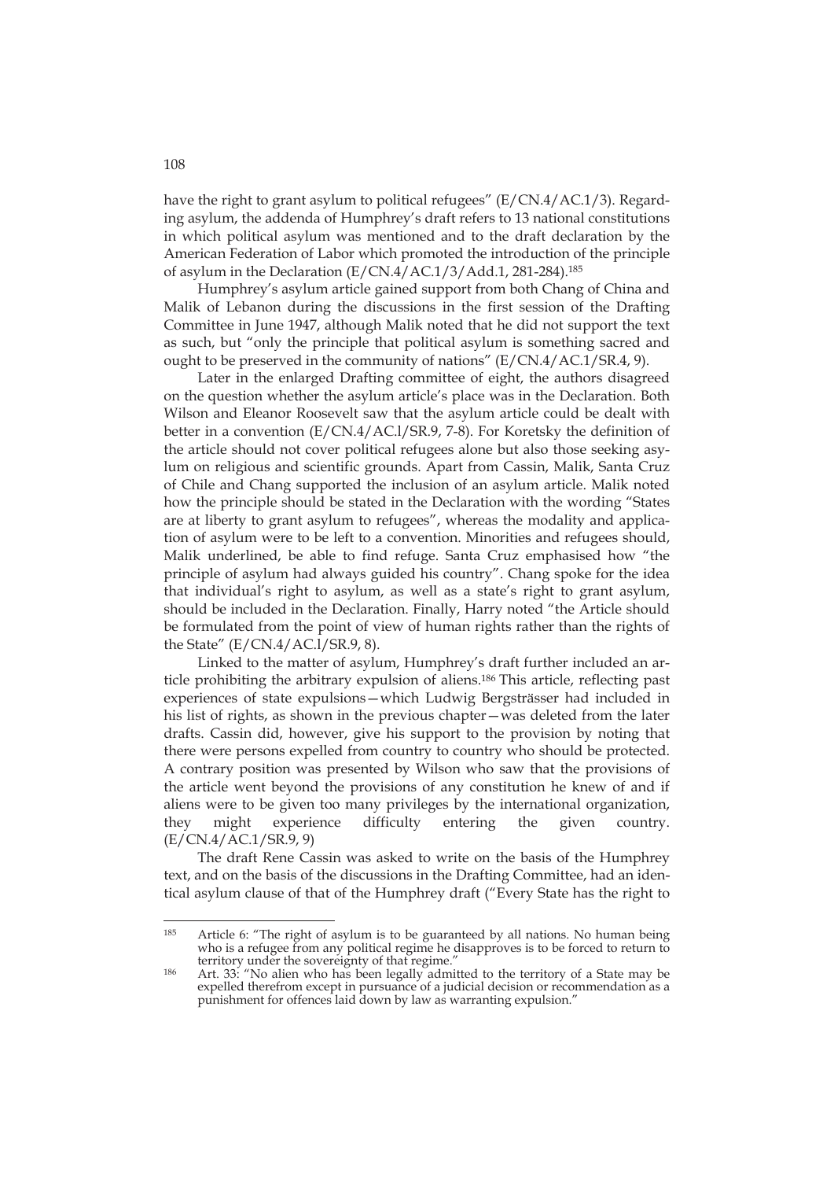have the right to grant asylum to political refugees" (E/CN.4/AC.1/3). Regarding asylum, the addenda of Humphrey's draft refers to 13 national constitutions in which political asylum was mentioned and to the draft declaration by the American Federation of Labor which promoted the introduction of the principle of asylum in the Declaration (E/CN.4/AC.1/3/Add.1, 281-284).[185]

Humphrey's asylum article gained support from both Chang of China and Malik of Lebanon during the discussions in the first session of the Drafting Committee in June 1947, although Malik noted that he did not support the text as such, but "only the principle that political asylum is something sacred and ought to be preserved in the community of nations" (E/CN.4/AC.1/SR.4, 9).

Later in the enlarged Drafting committee of eight, the authors disagreed on the question whether the asylum article's place was in the Declaration. Both Wilson and Eleanor Roosevelt saw that the asylum article could be dealt with better in a convention (E/CN.4/AC.l/SR.9, 7-8). For Koretsky the definition of the article should not cover political refugees alone but also those seeking asylum on religious and scientific grounds. Apart from Cassin, Malik, Santa Cruz of Chile and Chang supported the inclusion of an asylum article. Malik noted how the principle should be stated in the Declaration with the wording "States are at liberty to grant asylum to refugees", whereas the modality and application of asylum were to be left to a convention. Minorities and refugees should, Malik underlined, be able to find refuge. Santa Cruz emphasised how "the principle of asylum had always guided his country". Chang spoke for the idea that individual's right to asylum, as well as a state's right to grant asylum, should be included in the Declaration. Finally, Harry noted "the Article should be formulated from the point of view of human rights rather than the rights of the State" (E/CN.4/AC.l/SR.9, 8).

Linked to the matter of asylum, Humphrey's draft further included an article prohibiting the arbitrary expulsion of aliens.[186] This article, reflecting past experiences of state expulsions—which Ludwig Bergsträsser had included in his list of rights, as shown in the previous chapter—was deleted from the later drafts. Cassin did, however, give his support to the provision by noting that there were persons expelled from country to country who should be protected. A contrary position was presented by Wilson who saw that the provisions of the article went beyond the provisions of any constitution he knew of and if aliens were to be given too many privileges by the international organization, they might experience difficulty entering the given country. (E/CN.4/AC.1/SR.9, 9)

The draft Rene Cassin was asked to write on the basis of the Humphrey text, and on the basis of the discussions in the Drafting Committee, had an identical asylum clause of that of the Humphrey draft ("Every State has the right to

---

[185] Article 6: "The right of asylum is to be guaranteed by all nations. No human being who is a refugee from any political regime he disapproves is to be forced to return to territory under the sovereignty of that regime."

[186] Art. 33: "No alien who has been legally admitted to the territory of a State may be expelled therefrom except in pursuance of a judicial decision or recommendation as a punishment for offences laid down by law as warranting expulsion."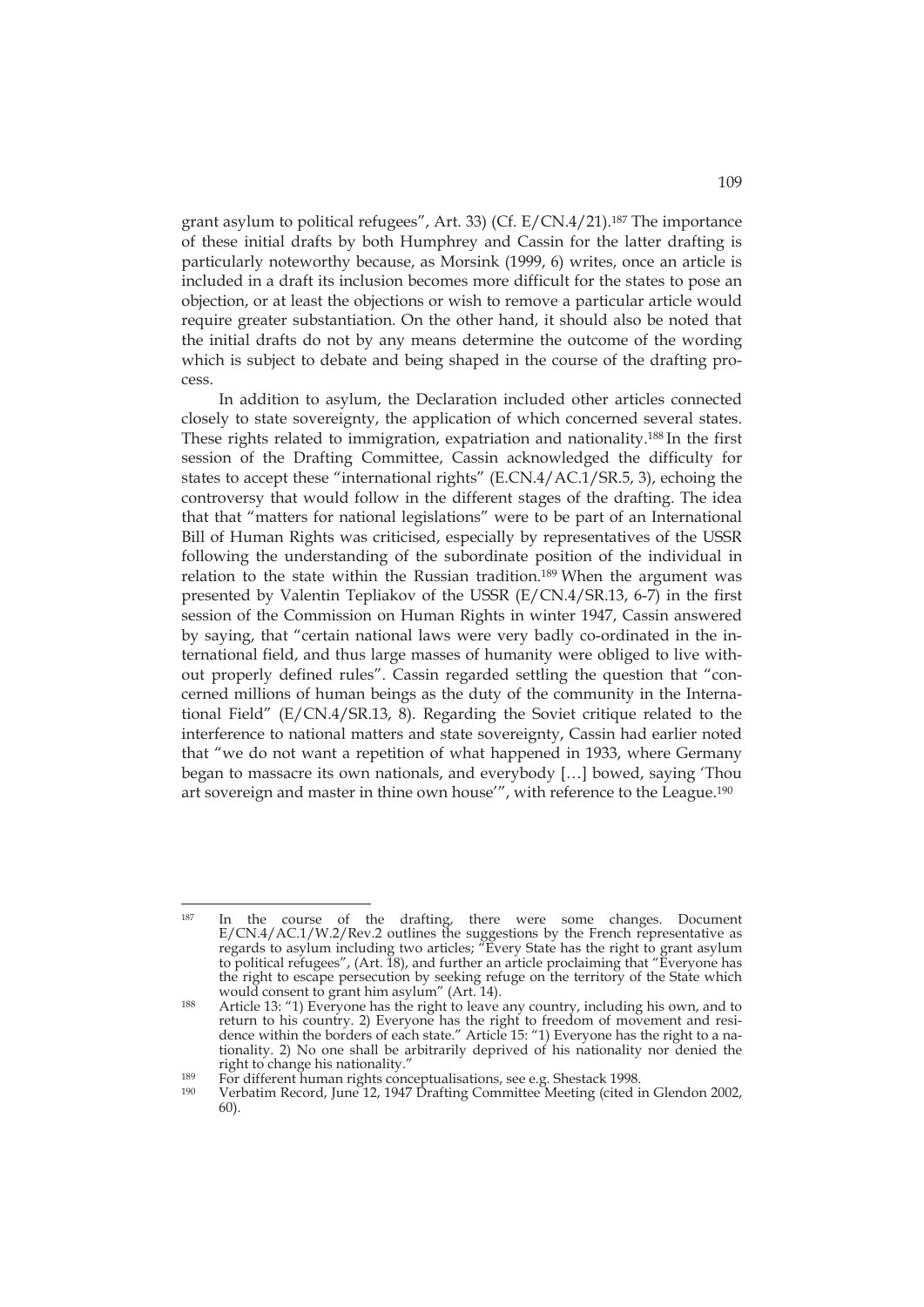grant asylum to political refugees", Art. 33) (Cf. E/CN.4/21).[187] The importance of these initial drafts by both Humphrey and Cassin for the latter drafting is particularly noteworthy because, as Morsink (1999, 6) writes, once an article is included in a draft its inclusion becomes more difficult for the states to pose an objection, or at least the objections or wish to remove a particular article would require greater substantiation. On the other hand, it should also be noted that the initial drafts do not by any means determine the outcome of the wording which is subject to debate and being shaped in the course of the drafting process.

In addition to asylum, the Declaration included other articles connected closely to state sovereignty, the application of which concerned several states. These rights related to immigration, expatriation and nationality.[188] In the first session of the Drafting Committee, Cassin acknowledged the difficulty for states to accept these "international rights" (E.CN.4/AC.1/SR.5, 3), echoing the controversy that would follow in the different stages of the drafting. The idea that that "matters for national legislations" were to be part of an International Bill of Human Rights was criticised, especially by representatives of the USSR following the understanding of the subordinate position of the individual in relation to the state within the Russian tradition.[189] When the argument was presented by Valentin Tepliakov of the USSR (E/CN.4/SR.13, 6-7) in the first session of the Commission on Human Rights in winter 1947, Cassin answered by saying, that "certain national laws were very badly co-ordinated in the international field, and thus large masses of humanity were obliged to live without properly defined rules". Cassin regarded settling the question that "concerned millions of human beings as the duty of the community in the International Field" (E/CN.4/SR.13, 8). Regarding the Soviet critique related to the interference to national matters and state sovereignty, Cassin had earlier noted that "we do not want a repetition of what happened in 1933, where Germany began to massacre its own nationals, and everybody […] bowed, saying 'Thou art sovereign and master in thine own house'", with reference to the League.[190]

---

[187] In the course of the drafting, there were some changes. Document E/CN.4/AC.1/W.2/Rev.2 outlines the suggestions by the French representative as regards to asylum including two articles; "Every State has the right to grant asylum to political refugees", (Art. 18), and further an article proclaiming that "Everyone has the right to escape persecution by seeking refuge on the territory of the State which would consent to grant him asylum" (Art. 14).

[188] Article 13: "1) Everyone has the right to leave any country, including his own, and to return to his country. 2) Everyone has the right to freedom of movement and residence within the borders of each state." Article 15: "1) Everyone has the right to a nationality. 2) No one shall be arbitrarily deprived of his nationality nor denied the right to change his nationality."

[189] For different human rights conceptualisations, see e.g. Shestack 1998.

[190] Verbatim Record, June 12, 1947 Drafting Committee Meeting (cited in Glendon 2002, 60).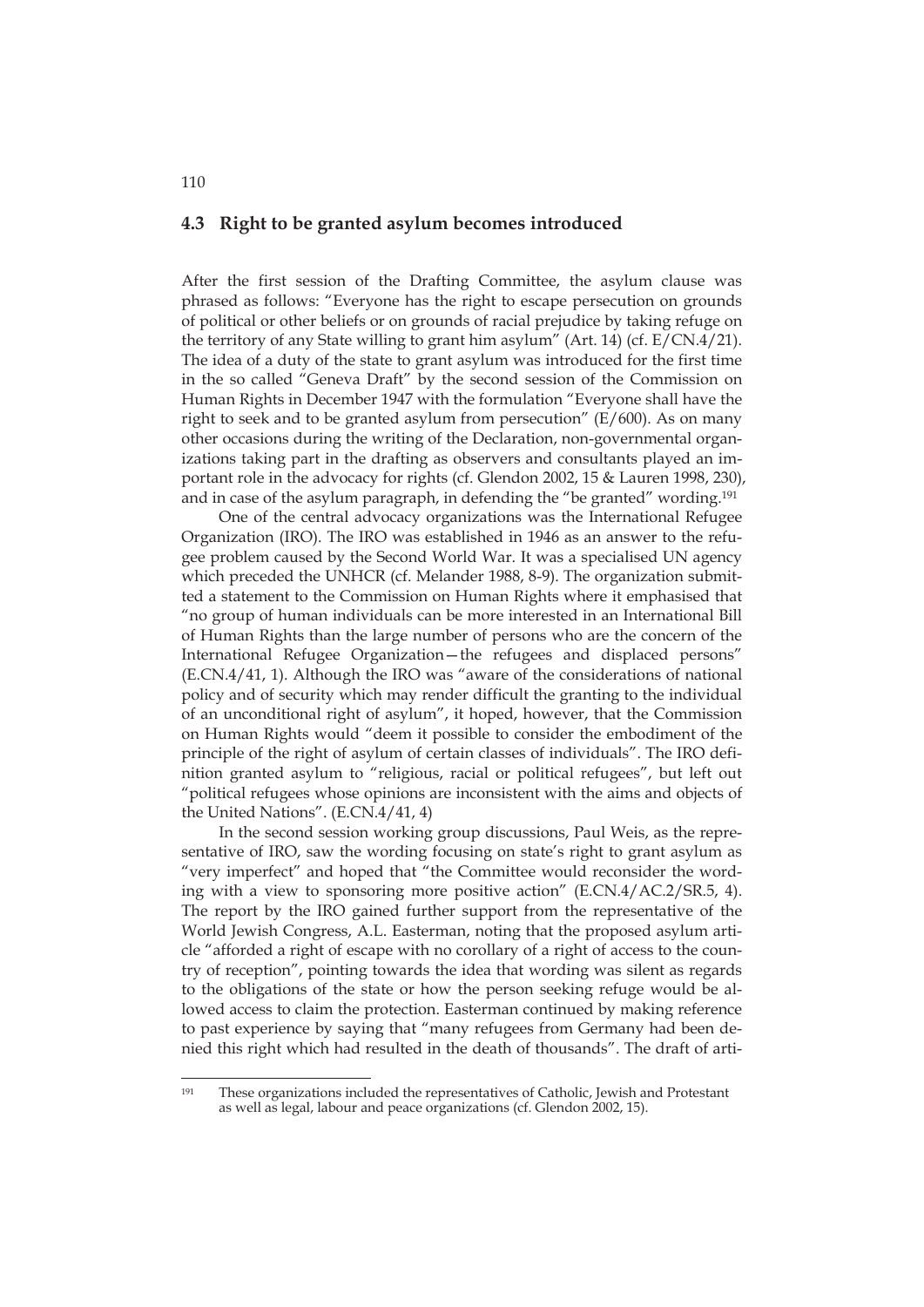## 4.3 Right to be granted asylum becomes introduced

After the first session of the Drafting Committee, the asylum clause was phrased as follows: "Everyone has the right to escape persecution on grounds of political or other beliefs or on grounds of racial prejudice by taking refuge on the territory of any State willing to grant him asylum" (Art. 14) (cf. E/CN.4/21). The idea of a duty of the state to grant asylum was introduced for the first time in the so called "Geneva Draft" by the second session of the Commission on Human Rights in December 1947 with the formulation "Everyone shall have the right to seek and to be granted asylum from persecution" (E/600). As on many other occasions during the writing of the Declaration, non-governmental organizations taking part in the drafting as observers and consultants played an important role in the advocacy for rights (cf. Glendon 2002, 15 & Lauren 1998, 230), and in case of the asylum paragraph, in defending the "be granted" wording.[191]

One of the central advocacy organizations was the International Refugee Organization (IRO). The IRO was established in 1946 as an answer to the refugee problem caused by the Second World War. It was a specialised UN agency which preceded the UNHCR (cf. Melander 1988, 8-9). The organization submitted a statement to the Commission on Human Rights where it emphasised that "no group of human individuals can be more interested in an International Bill of Human Rights than the large number of persons who are the concern of the International Refugee Organization—the refugees and displaced persons" (E.CN.4/41, 1). Although the IRO was "aware of the considerations of national policy and of security which may render difficult the granting to the individual of an unconditional right of asylum", it hoped, however, that the Commission on Human Rights would "deem it possible to consider the embodiment of the principle of the right of asylum of certain classes of individuals". The IRO definition granted asylum to "religious, racial or political refugees", but left out "political refugees whose opinions are inconsistent with the aims and objects of the United Nations". (E.CN.4/41, 4)

In the second session working group discussions, Paul Weis, as the representative of IRO, saw the wording focusing on state's right to grant asylum as "very imperfect" and hoped that "the Committee would reconsider the wording with a view to sponsoring more positive action" (E.CN.4/AC.2/SR.5, 4). The report by the IRO gained further support from the representative of the World Jewish Congress, A.L. Easterman, noting that the proposed asylum article "afforded a right of escape with no corollary of a right of access to the country of reception", pointing towards the idea that wording was silent as regards to the obligations of the state or how the person seeking refuge would be allowed access to claim the protection. Easterman continued by making reference to past experience by saying that "many refugees from Germany had been denied this right which had resulted in the death of thousands". The draft of arti-

[191] These organizations included the representatives of Catholic, Jewish and Protestant as well as legal, labour and peace organizations (cf. Glendon 2002, 15).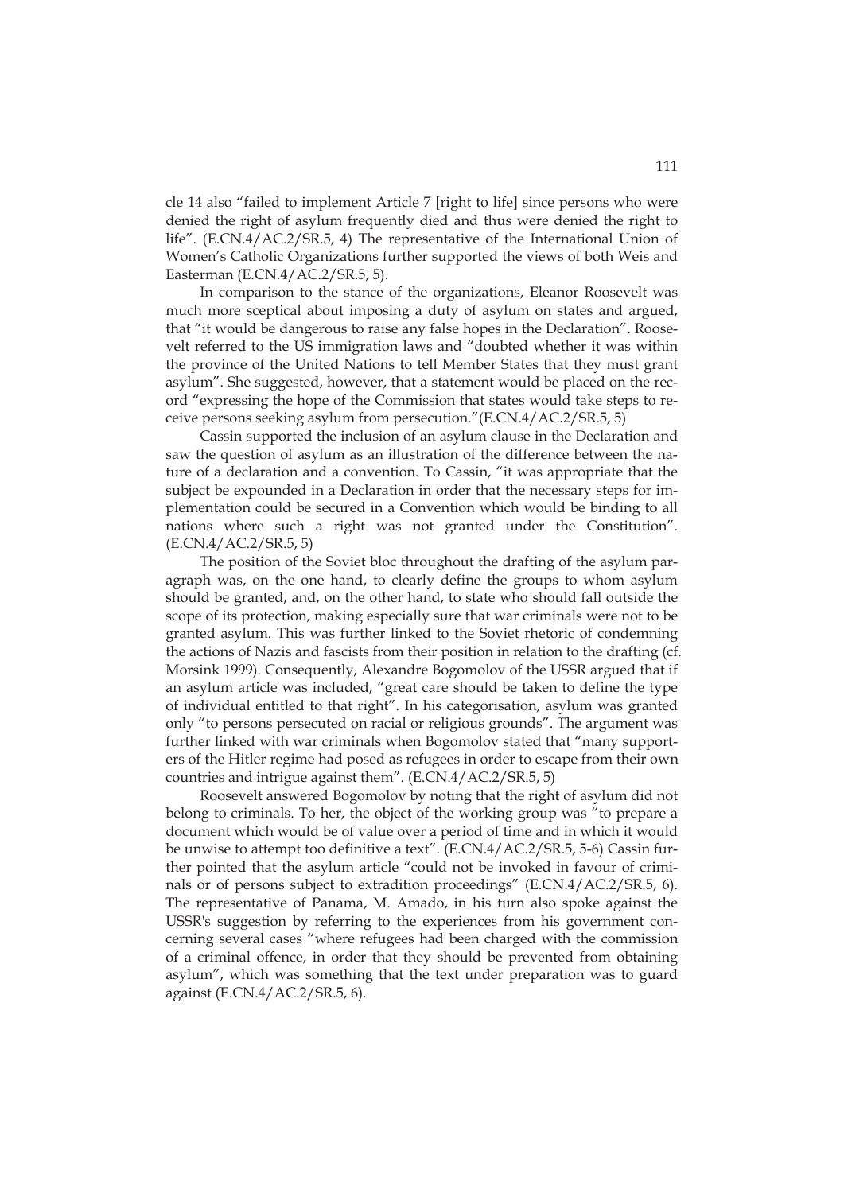cle 14 also "failed to implement Article 7 [right to life] since persons who were denied the right of asylum frequently died and thus were denied the right to life". (E.CN.4/AC.2/SR.5, 4) The representative of the International Union of Women's Catholic Organizations further supported the views of both Weis and Easterman (E.CN.4/AC.2/SR.5, 5).

In comparison to the stance of the organizations, Eleanor Roosevelt was much more sceptical about imposing a duty of asylum on states and argued, that "it would be dangerous to raise any false hopes in the Declaration". Roosevelt referred to the US immigration laws and "doubted whether it was within the province of the United Nations to tell Member States that they must grant asylum". She suggested, however, that a statement would be placed on the record "expressing the hope of the Commission that states would take steps to receive persons seeking asylum from persecution."(E.CN.4/AC.2/SR.5, 5)

Cassin supported the inclusion of an asylum clause in the Declaration and saw the question of asylum as an illustration of the difference between the nature of a declaration and a convention. To Cassin, "it was appropriate that the subject be expounded in a Declaration in order that the necessary steps for implementation could be secured in a Convention which would be binding to all nations where such a right was not granted under the Constitution". (E.CN.4/AC.2/SR.5, 5)

The position of the Soviet bloc throughout the drafting of the asylum paragraph was, on the one hand, to clearly define the groups to whom asylum should be granted, and, on the other hand, to state who should fall outside the scope of its protection, making especially sure that war criminals were not to be granted asylum. This was further linked to the Soviet rhetoric of condemning the actions of Nazis and fascists from their position in relation to the drafting (cf. Morsink 1999). Consequently, Alexandre Bogomolov of the USSR argued that if an asylum article was included, "great care should be taken to define the type of individual entitled to that right". In his categorisation, asylum was granted only "to persons persecuted on racial or religious grounds". The argument was further linked with war criminals when Bogomolov stated that "many supporters of the Hitler regime had posed as refugees in order to escape from their own countries and intrigue against them". (E.CN.4/AC.2/SR.5, 5)

Roosevelt answered Bogomolov by noting that the right of asylum did not belong to criminals. To her, the object of the working group was "to prepare a document which would be of value over a period of time and in which it would be unwise to attempt too definitive a text". (E.CN.4/AC.2/SR.5, 5-6) Cassin further pointed that the asylum article "could not be invoked in favour of criminals or of persons subject to extradition proceedings" (E.CN.4/AC.2/SR.5, 6). The representative of Panama, M. Amado, in his turn also spoke against the USSR's suggestion by referring to the experiences from his government concerning several cases "where refugees had been charged with the commission of a criminal offence, in order that they should be prevented from obtaining asylum", which was something that the text under preparation was to guard against (E.CN.4/AC.2/SR.5, 6).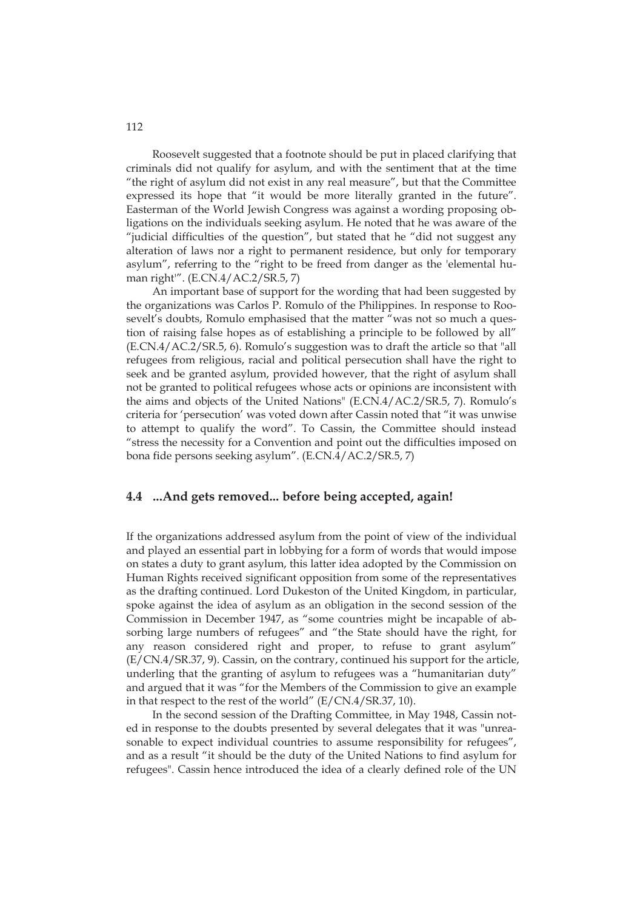Roosevelt suggested that a footnote should be put in placed clarifying that criminals did not qualify for asylum, and with the sentiment that at the time "the right of asylum did not exist in any real measure", but that the Committee expressed its hope that "it would be more literally granted in the future". Easterman of the World Jewish Congress was against a wording proposing obligations on the individuals seeking asylum. He noted that he was aware of the "judicial difficulties of the question", but stated that he "did not suggest any alteration of laws nor a right to permanent residence, but only for temporary asylum", referring to the "right to be freed from danger as the 'elemental human right'". (E.CN.4/AC.2/SR.5, 7)

An important base of support for the wording that had been suggested by the organizations was Carlos P. Romulo of the Philippines. In response to Roosevelt's doubts, Romulo emphasised that the matter "was not so much a question of raising false hopes as of establishing a principle to be followed by all" (E.CN.4/AC.2/SR.5, 6). Romulo's suggestion was to draft the article so that "all refugees from religious, racial and political persecution shall have the right to seek and be granted asylum, provided however, that the right of asylum shall not be granted to political refugees whose acts or opinions are inconsistent with the aims and objects of the United Nations" (E.CN.4/AC.2/SR.5, 7). Romulo's criteria for 'persecution' was voted down after Cassin noted that "it was unwise to attempt to qualify the word". To Cassin, the Committee should instead "stress the necessity for a Convention and point out the difficulties imposed on bona fide persons seeking asylum". (E.CN.4/AC.2/SR.5, 7)

## 4.4 ...And gets removed... before being accepted, again!

If the organizations addressed asylum from the point of view of the individual and played an essential part in lobbying for a form of words that would impose on states a duty to grant asylum, this latter idea adopted by the Commission on Human Rights received significant opposition from some of the representatives as the drafting continued. Lord Dukeston of the United Kingdom, in particular, spoke against the idea of asylum as an obligation in the second session of the Commission in December 1947, as "some countries might be incapable of absorbing large numbers of refugees" and "the State should have the right, for any reason considered right and proper, to refuse to grant asylum" (E/CN.4/SR.37, 9). Cassin, on the contrary, continued his support for the article, underling that the granting of asylum to refugees was a "humanitarian duty" and argued that it was "for the Members of the Commission to give an example in that respect to the rest of the world" (E/CN.4/SR.37, 10).

In the second session of the Drafting Committee, in May 1948, Cassin noted in response to the doubts presented by several delegates that it was "unreasonable to expect individual countries to assume responsibility for refugees", and as a result "it should be the duty of the United Nations to find asylum for refugees". Cassin hence introduced the idea of a clearly defined role of the UN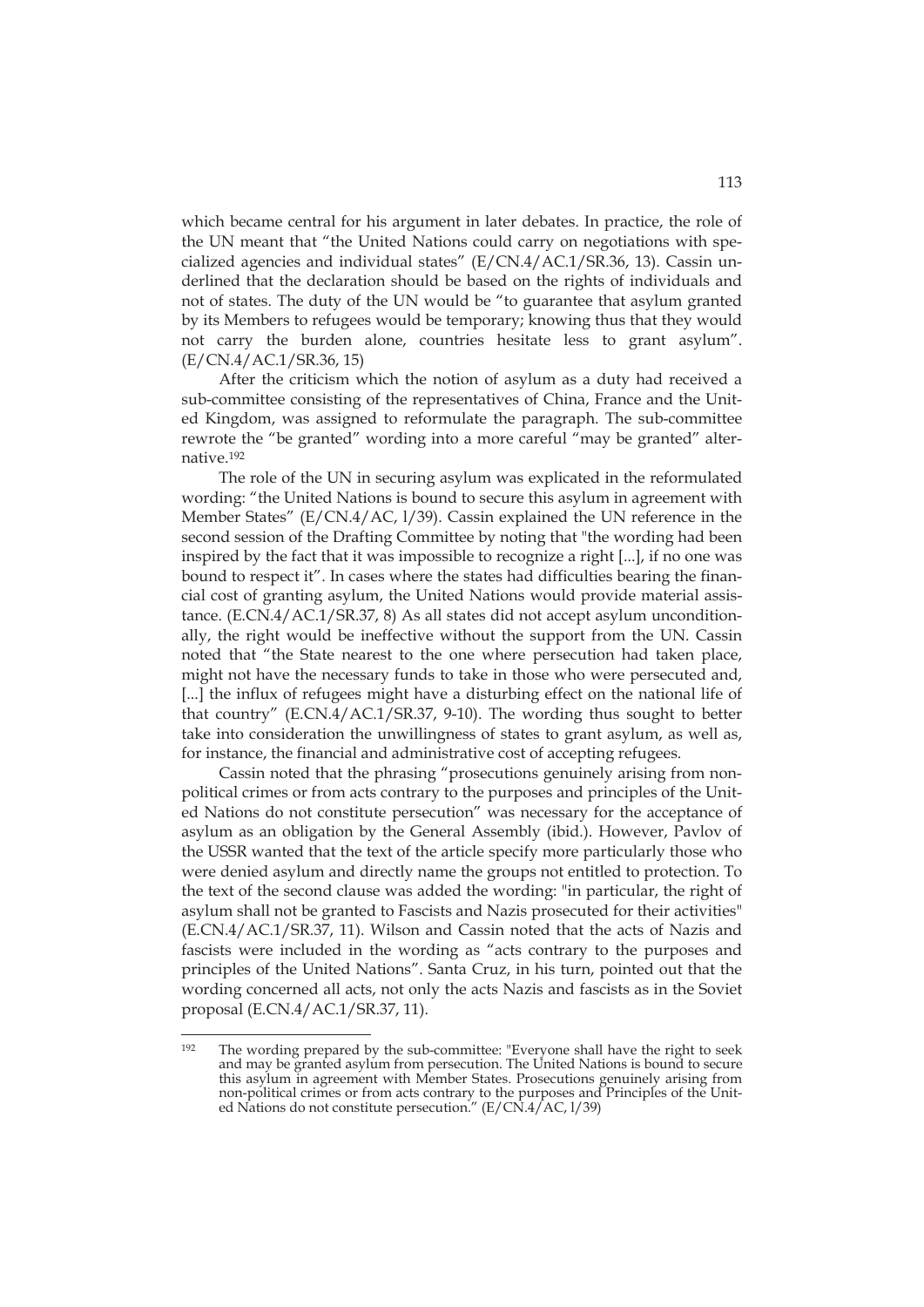which became central for his argument in later debates. In practice, the role of the UN meant that "the United Nations could carry on negotiations with specialized agencies and individual states" (E/CN.4/AC.1/SR.36, 13). Cassin underlined that the declaration should be based on the rights of individuals and not of states. The duty of the UN would be "to guarantee that asylum granted by its Members to refugees would be temporary; knowing thus that they would not carry the burden alone, countries hesitate less to grant asylum". (E/CN.4/AC.1/SR.36, 15)

After the criticism which the notion of asylum as a duty had received a sub-committee consisting of the representatives of China, France and the United Kingdom, was assigned to reformulate the paragraph. The sub-committee rewrote the "be granted" wording into a more careful "may be granted" alternative.[192]

The role of the UN in securing asylum was explicated in the reformulated wording: "the United Nations is bound to secure this asylum in agreement with Member States" (E/CN.4/AC, l/39). Cassin explained the UN reference in the second session of the Drafting Committee by noting that "the wording had been inspired by the fact that it was impossible to recognize a right [...], if no one was bound to respect it". In cases where the states had difficulties bearing the financial cost of granting asylum, the United Nations would provide material assistance. (E.CN.4/AC.1/SR.37, 8) As all states did not accept asylum unconditionally, the right would be ineffective without the support from the UN. Cassin noted that "the State nearest to the one where persecution had taken place, might not have the necessary funds to take in those who were persecuted and, [...] the influx of refugees might have a disturbing effect on the national life of that country" (E.CN.4/AC.1/SR.37, 9-10). The wording thus sought to better take into consideration the unwillingness of states to grant asylum, as well as, for instance, the financial and administrative cost of accepting refugees.

Cassin noted that the phrasing "prosecutions genuinely arising from non-political crimes or from acts contrary to the purposes and principles of the United Nations do not constitute persecution" was necessary for the acceptance of asylum as an obligation by the General Assembly (ibid.). However, Pavlov of the USSR wanted that the text of the article specify more particularly those who were denied asylum and directly name the groups not entitled to protection. To the text of the second clause was added the wording: "in particular, the right of asylum shall not be granted to Fascists and Nazis prosecuted for their activities" (E.CN.4/AC.1/SR.37, 11). Wilson and Cassin noted that the acts of Nazis and fascists were included in the wording as "acts contrary to the purposes and principles of the United Nations". Santa Cruz, in his turn, pointed out that the wording concerned all acts, not only the acts Nazis and fascists as in the Soviet proposal (E.CN.4/AC.1/SR.37, 11).

---

[192] The wording prepared by the sub-committee: "Everyone shall have the right to seek and may be granted asylum from persecution. The United Nations is bound to secure this asylum in agreement with Member States. Prosecutions genuinely arising from non-political crimes or from acts contrary to the purposes and Principles of the United Nations do not constitute persecution." (E/CN.4/AC, l/39)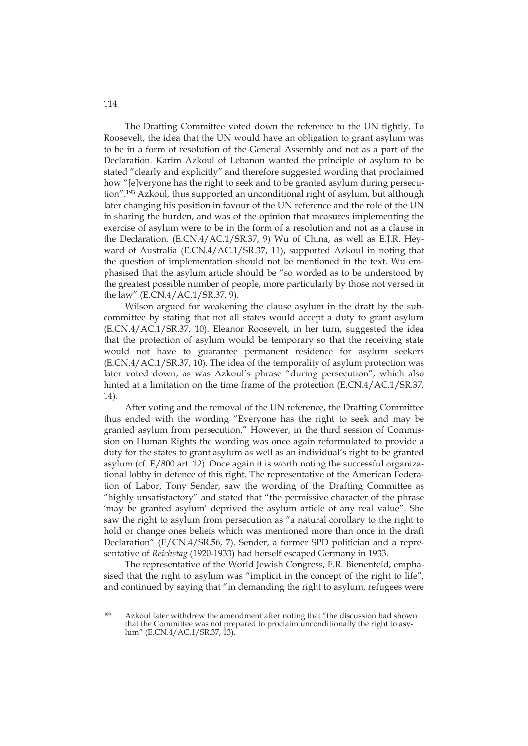The Drafting Committee voted down the reference to the UN tightly. To Roosevelt, the idea that the UN would have an obligation to grant asylum was to be in a form of resolution of the General Assembly and not as a part of the Declaration. Karim Azkoul of Lebanon wanted the principle of asylum to be stated "clearly and explicitly" and therefore suggested wording that proclaimed how "[e]veryone has the right to seek and to be granted asylum during persecution".[193] Azkoul, thus supported an unconditional right of asylum, but although later changing his position in favour of the UN reference and the role of the UN in sharing the burden, and was of the opinion that measures implementing the exercise of asylum were to be in the form of a resolution and not as a clause in the Declaration. (E.CN.4/AC.1/SR.37, 9) Wu of China, as well as E.J.R. Heyward of Australia (E.CN.4/AC.1/SR.37, 11), supported Azkoul in noting that the question of implementation should not be mentioned in the text. Wu emphasised that the asylum article should be "so worded as to be understood by the greatest possible number of people, more particularly by those not versed in the law" (E.CN.4/AC.1/SR.37, 9).

Wilson argued for weakening the clause asylum in the draft by the subcommittee by stating that not all states would accept a duty to grant asylum (E.CN.4/AC.1/SR.37, 10). Eleanor Roosevelt, in her turn, suggested the idea that the protection of asylum would be temporary so that the receiving state would not have to guarantee permanent residence for asylum seekers (E.CN.4/AC.1/SR.37, 10). The idea of the temporality of asylum protection was later voted down, as was Azkoul's phrase "during persecution", which also hinted at a limitation on the time frame of the protection (E.CN.4/AC.1/SR.37, 14).

After voting and the removal of the UN reference, the Drafting Committee thus ended with the wording "Everyone has the right to seek and may be granted asylum from persecution." However, in the third session of Commission on Human Rights the wording was once again reformulated to provide a duty for the states to grant asylum as well as an individual's right to be granted asylum (cf. E/800 art. 12). Once again it is worth noting the successful organizational lobby in defence of this right. The representative of the American Federation of Labor, Tony Sender, saw the wording of the Drafting Committee as "highly unsatisfactory" and stated that "the permissive character of the phrase 'may be granted asylum' deprived the asylum article of any real value". She saw the right to asylum from persecution as "a natural corollary to the right to hold or change ones beliefs which was mentioned more than once in the draft Declaration" (E/CN.4/SR.56, 7). Sender, a former SPD politician and a representative of *Reichstag* (1920-1933) had herself escaped Germany in 1933.

The representative of the World Jewish Congress, F.R. Bienenfeld, emphasised that the right to asylum was "implicit in the concept of the right to life", and continued by saying that "in demanding the right to asylum, refugees were

---

[193] Azkoul later withdrew the amendment after noting that "the discussion had shown that the Committee was not prepared to proclaim unconditionally the right to asylum" (E.CN.4/AC.1/SR.37, 13).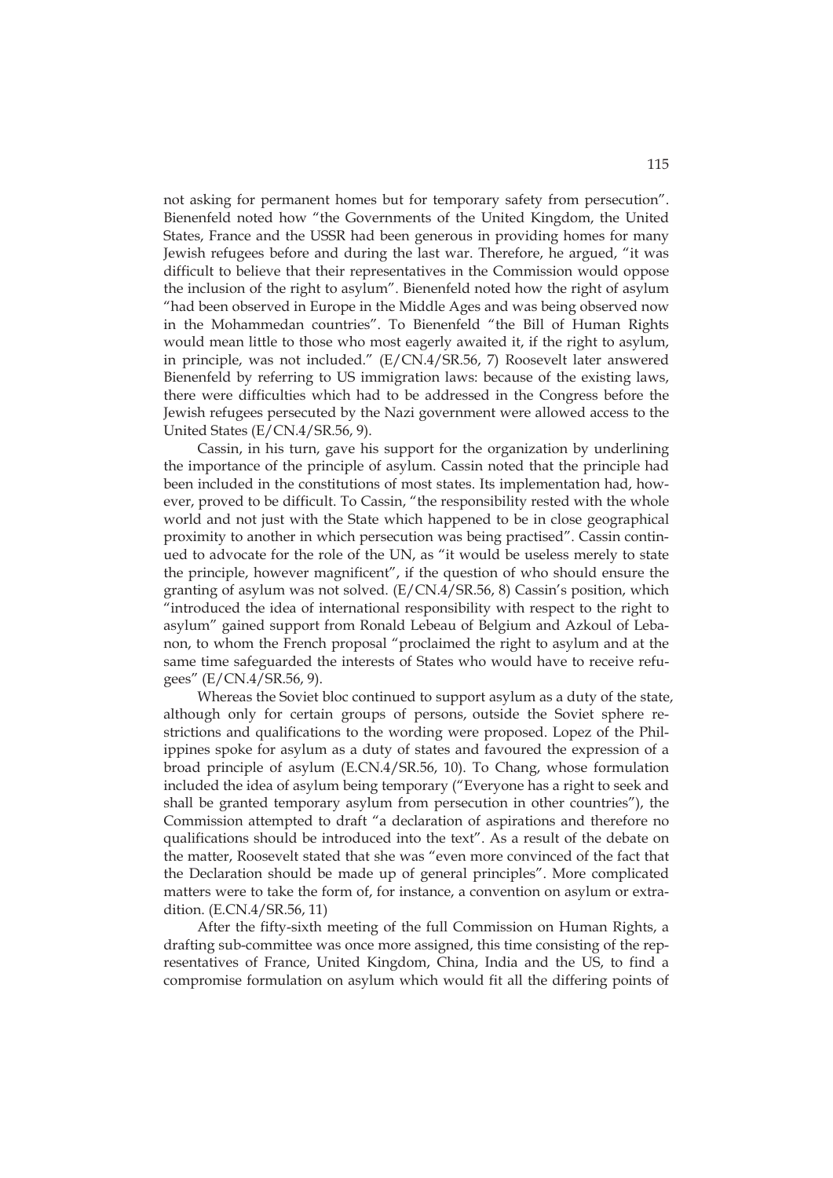not asking for permanent homes but for temporary safety from persecution". Bienenfeld noted how "the Governments of the United Kingdom, the United States, France and the USSR had been generous in providing homes for many Jewish refugees before and during the last war. Therefore, he argued, "it was difficult to believe that their representatives in the Commission would oppose the inclusion of the right to asylum". Bienenfeld noted how the right of asylum "had been observed in Europe in the Middle Ages and was being observed now in the Mohammedan countries". To Bienenfeld "the Bill of Human Rights would mean little to those who most eagerly awaited it, if the right to asylum, in principle, was not included." (E/CN.4/SR.56, 7) Roosevelt later answered Bienenfeld by referring to US immigration laws: because of the existing laws, there were difficulties which had to be addressed in the Congress before the Jewish refugees persecuted by the Nazi government were allowed access to the United States (E/CN.4/SR.56, 9).

Cassin, in his turn, gave his support for the organization by underlining the importance of the principle of asylum. Cassin noted that the principle had been included in the constitutions of most states. Its implementation had, however, proved to be difficult. To Cassin, "the responsibility rested with the whole world and not just with the State which happened to be in close geographical proximity to another in which persecution was being practised". Cassin continued to advocate for the role of the UN, as "it would be useless merely to state the principle, however magnificent", if the question of who should ensure the granting of asylum was not solved. (E/CN.4/SR.56, 8) Cassin's position, which "introduced the idea of international responsibility with respect to the right to asylum" gained support from Ronald Lebeau of Belgium and Azkoul of Lebanon, to whom the French proposal "proclaimed the right to asylum and at the same time safeguarded the interests of States who would have to receive refugees" (E/CN.4/SR.56, 9).

Whereas the Soviet bloc continued to support asylum as a duty of the state, although only for certain groups of persons, outside the Soviet sphere restrictions and qualifications to the wording were proposed. Lopez of the Philippines spoke for asylum as a duty of states and favoured the expression of a broad principle of asylum (E.CN.4/SR.56, 10). To Chang, whose formulation included the idea of asylum being temporary ("Everyone has a right to seek and shall be granted temporary asylum from persecution in other countries"), the Commission attempted to draft "a declaration of aspirations and therefore no qualifications should be introduced into the text". As a result of the debate on the matter, Roosevelt stated that she was "even more convinced of the fact that the Declaration should be made up of general principles". More complicated matters were to take the form of, for instance, a convention on asylum or extradition. (E.CN.4/SR.56, 11)

After the fifty-sixth meeting of the full Commission on Human Rights, a drafting sub-committee was once more assigned, this time consisting of the representatives of France, United Kingdom, China, India and the US, to find a compromise formulation on asylum which would fit all the differing points of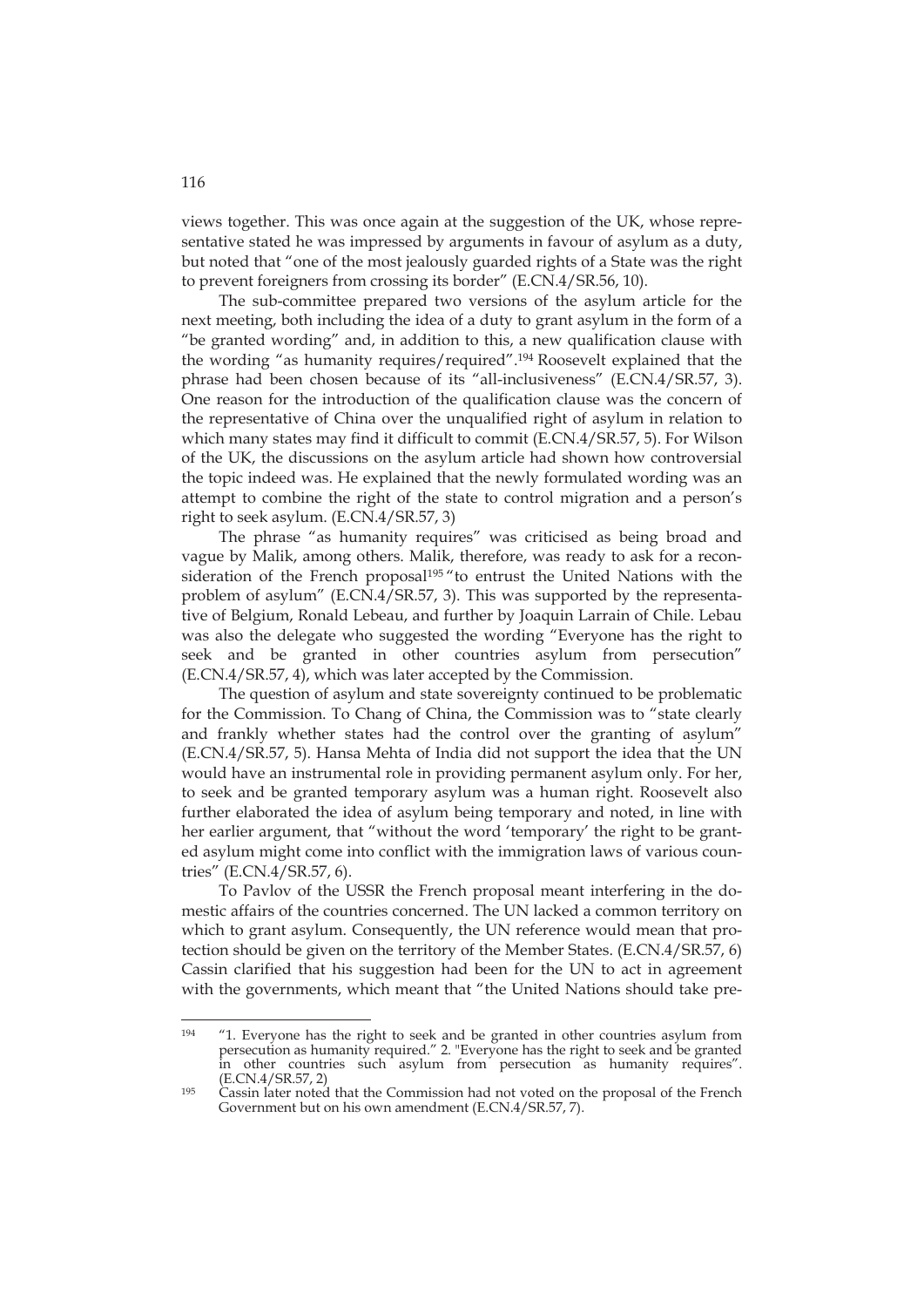views together. This was once again at the suggestion of the UK, whose representative stated he was impressed by arguments in favour of asylum as a duty, but noted that "one of the most jealously guarded rights of a State was the right to prevent foreigners from crossing its border" (E.CN.4/SR.56, 10).

The sub-committee prepared two versions of the asylum article for the next meeting, both including the idea of a duty to grant asylum in the form of a "be granted wording" and, in addition to this, a new qualification clause with the wording "as humanity requires/required".[194] Roosevelt explained that the phrase had been chosen because of its "all-inclusiveness" (E.CN.4/SR.57, 3). One reason for the introduction of the qualification clause was the concern of the representative of China over the unqualified right of asylum in relation to which many states may find it difficult to commit (E.CN.4/SR.57, 5). For Wilson of the UK, the discussions on the asylum article had shown how controversial the topic indeed was. He explained that the newly formulated wording was an attempt to combine the right of the state to control migration and a person's right to seek asylum. (E.CN.4/SR.57, 3)

The phrase "as humanity requires" was criticised as being broad and vague by Malik, among others. Malik, therefore, was ready to ask for a reconsideration of the French proposal[195] "to entrust the United Nations with the problem of asylum" (E.CN.4/SR.57, 3). This was supported by the representative of Belgium, Ronald Lebeau, and further by Joaquin Larrain of Chile. Lebau was also the delegate who suggested the wording "Everyone has the right to seek and be granted in other countries asylum from persecution" (E.CN.4/SR.57, 4), which was later accepted by the Commission.

The question of asylum and state sovereignty continued to be problematic for the Commission. To Chang of China, the Commission was to "state clearly and frankly whether states had the control over the granting of asylum" (E.CN.4/SR.57, 5). Hansa Mehta of India did not support the idea that the UN would have an instrumental role in providing permanent asylum only. For her, to seek and be granted temporary asylum was a human right. Roosevelt also further elaborated the idea of asylum being temporary and noted, in line with her earlier argument, that "without the word 'temporary' the right to be granted asylum might come into conflict with the immigration laws of various countries" (E.CN.4/SR.57, 6).

To Pavlov of the USSR the French proposal meant interfering in the domestic affairs of the countries concerned. The UN lacked a common territory on which to grant asylum. Consequently, the UN reference would mean that protection should be given on the territory of the Member States. (E.CN.4/SR.57, 6) Cassin clarified that his suggestion had been for the UN to act in agreement with the governments, which meant that "the United Nations should take pre-

---

[194] "1. Everyone has the right to seek and be granted in other countries asylum from persecution as humanity required." 2. "Everyone has the right to seek and be granted in other countries such asylum from persecution as humanity requires". (E.CN.4/SR.57, 2)

[195] Cassin later noted that the Commission had not voted on the proposal of the French Government but on his own amendment (E.CN.4/SR.57, 7).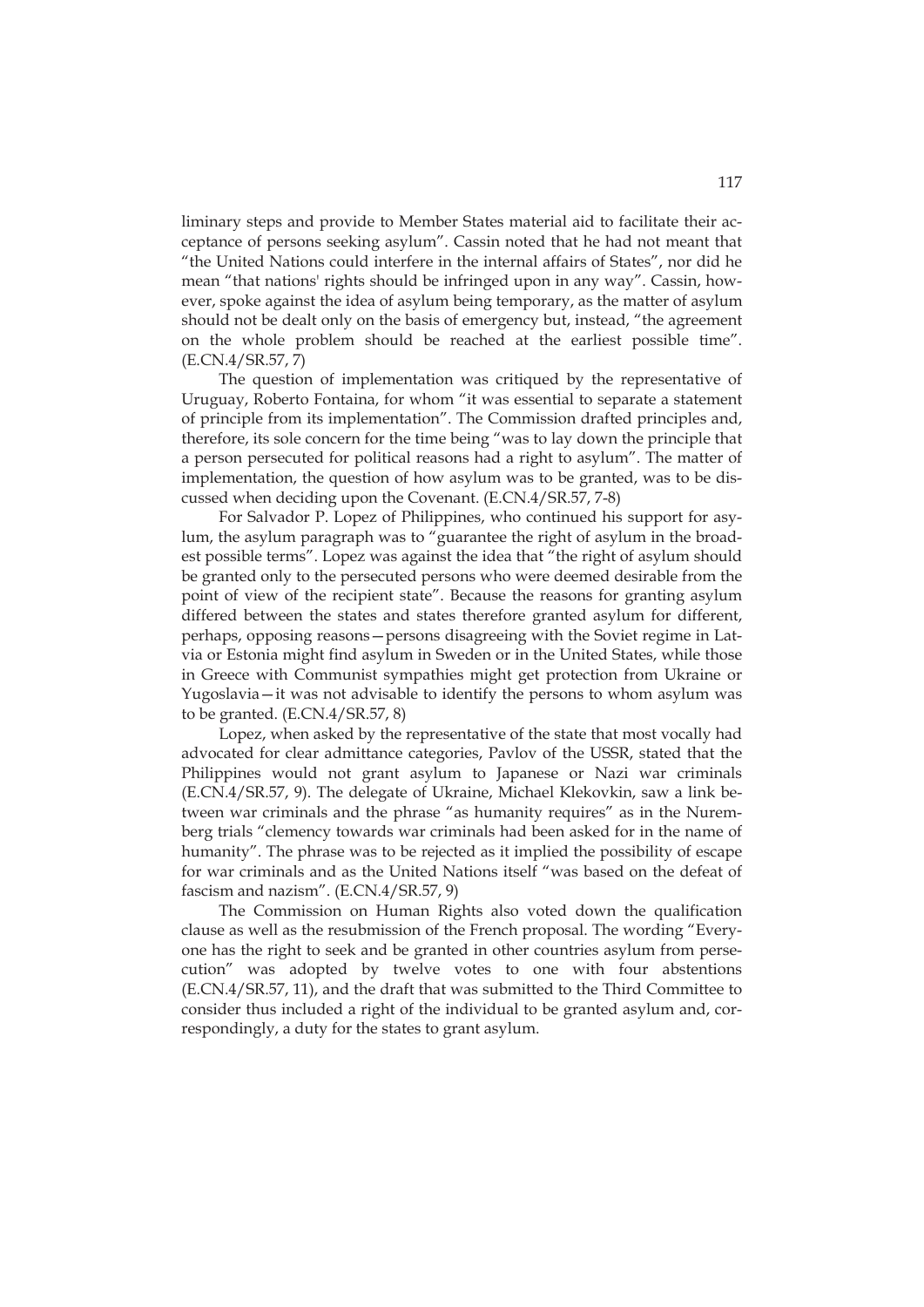liminary steps and provide to Member States material aid to facilitate their acceptance of persons seeking asylum". Cassin noted that he had not meant that "the United Nations could interfere in the internal affairs of States", nor did he mean "that nations' rights should be infringed upon in any way". Cassin, however, spoke against the idea of asylum being temporary, as the matter of asylum should not be dealt only on the basis of emergency but, instead, "the agreement on the whole problem should be reached at the earliest possible time". (E.CN.4/SR.57, 7)

The question of implementation was critiqued by the representative of Uruguay, Roberto Fontaina, for whom "it was essential to separate a statement of principle from its implementation". The Commission drafted principles and, therefore, its sole concern for the time being "was to lay down the principle that a person persecuted for political reasons had a right to asylum". The matter of implementation, the question of how asylum was to be granted, was to be discussed when deciding upon the Covenant. (E.CN.4/SR.57, 7-8)

For Salvador P. Lopez of Philippines, who continued his support for asylum, the asylum paragraph was to "guarantee the right of asylum in the broadest possible terms". Lopez was against the idea that "the right of asylum should be granted only to the persecuted persons who were deemed desirable from the point of view of the recipient state". Because the reasons for granting asylum differed between the states and states therefore granted asylum for different, perhaps, opposing reasons—persons disagreeing with the Soviet regime in Latvia or Estonia might find asylum in Sweden or in the United States, while those in Greece with Communist sympathies might get protection from Ukraine or Yugoslavia—it was not advisable to identify the persons to whom asylum was to be granted. (E.CN.4/SR.57, 8)

Lopez, when asked by the representative of the state that most vocally had advocated for clear admittance categories, Pavlov of the USSR, stated that the Philippines would not grant asylum to Japanese or Nazi war criminals (E.CN.4/SR.57, 9). The delegate of Ukraine, Michael Klekovkin, saw a link between war criminals and the phrase "as humanity requires" as in the Nuremberg trials "clemency towards war criminals had been asked for in the name of humanity". The phrase was to be rejected as it implied the possibility of escape for war criminals and as the United Nations itself "was based on the defeat of fascism and nazism". (E.CN.4/SR.57, 9)

The Commission on Human Rights also voted down the qualification clause as well as the resubmission of the French proposal. The wording "Everyone has the right to seek and be granted in other countries asylum from persecution" was adopted by twelve votes to one with four abstentions (E.CN.4/SR.57, 11), and the draft that was submitted to the Third Committee to consider thus included a right of the individual to be granted asylum and, correspondingly, a duty for the states to grant asylum.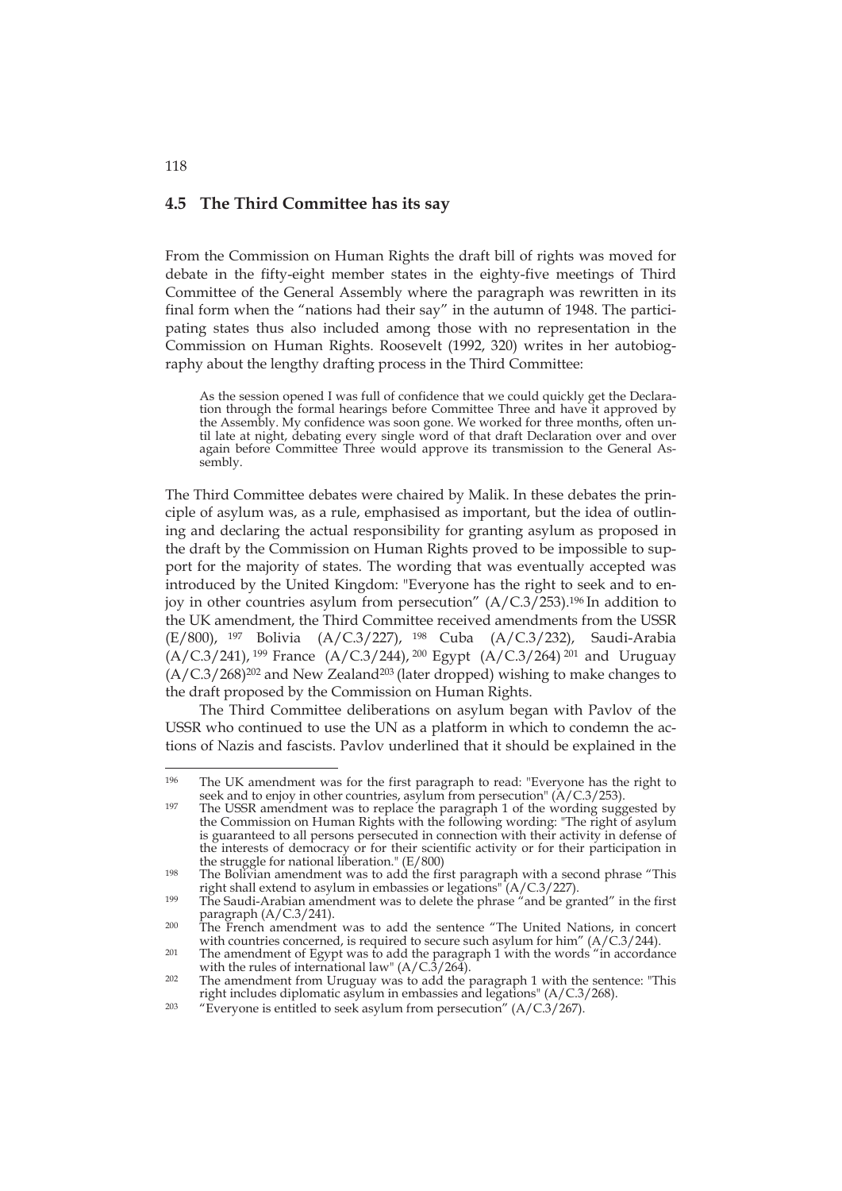## 4.5 The Third Committee has its say

From the Commission on Human Rights the draft bill of rights was moved for debate in the fifty-eight member states in the eighty-five meetings of Third Committee of the General Assembly where the paragraph was rewritten in its final form when the "nations had their say" in the autumn of 1948. The participating states thus also included among those with no representation in the Commission on Human Rights. Roosevelt (1992, 320) writes in her autobiography about the lengthy drafting process in the Third Committee:

> As the session opened I was full of confidence that we could quickly get the Declaration through the formal hearings before Committee Three and have it approved by the Assembly. My confidence was soon gone. We worked for three months, often until late at night, debating every single word of that draft Declaration over and over again before Committee Three would approve its transmission to the General Assembly.

The Third Committee debates were chaired by Malik. In these debates the principle of asylum was, as a rule, emphasised as important, but the idea of outlining and declaring the actual responsibility for granting asylum as proposed in the draft by the Commission on Human Rights proved to be impossible to support for the majority of states. The wording that was eventually accepted was introduced by the United Kingdom: "Everyone has the right to seek and to enjoy in other countries asylum from persecution" (A/C.3/253).[196] In addition to the UK amendment, the Third Committee received amendments from the USSR (E/800), [197] Bolivia (A/C.3/227), [198] Cuba (A/C.3/232), Saudi-Arabia (A/C.3/241), [199] France (A/C.3/244), [200] Egypt (A/C.3/264) [201] and Uruguay (A/C.3/268)[202] and New Zealand[203] (later dropped) wishing to make changes to the draft proposed by the Commission on Human Rights.

The Third Committee deliberations on asylum began with Pavlov of the USSR who continued to use the UN as a platform in which to condemn the actions of Nazis and fascists. Pavlov underlined that it should be explained in the

---

[196] The UK amendment was for the first paragraph to read: "Everyone has the right to seek and to enjoy in other countries, asylum from persecution" (A/C.3/253).

[197] The USSR amendment was to replace the paragraph 1 of the wording suggested by the Commission on Human Rights with the following wording: "The right of asylum is guaranteed to all persons persecuted in connection with their activity in defense of the interests of democracy or for their scientific activity or for their participation in the struggle for national liberation." (E/800)

[198] The Bolivian amendment was to add the first paragraph with a second phrase "This right shall extend to asylum in embassies or legations" (A/C.3/227).

[199] The Saudi-Arabian amendment was to delete the phrase "and be granted" in the first paragraph (A/C.3/241).

[200] The French amendment was to add the sentence "The United Nations, in concert with countries concerned, is required to secure such asylum for him" (A/C.3/244).

[201] The amendment of Egypt was to add the paragraph 1 with the words "in accordance with the rules of international law" (A/C.3/264).

[202] The amendment from Uruguay was to add the paragraph 1 with the sentence: "This right includes diplomatic asylum in embassies and legations" (A/C.3/268).

[203] "Everyone is entitled to seek asylum from persecution" (A/C.3/267).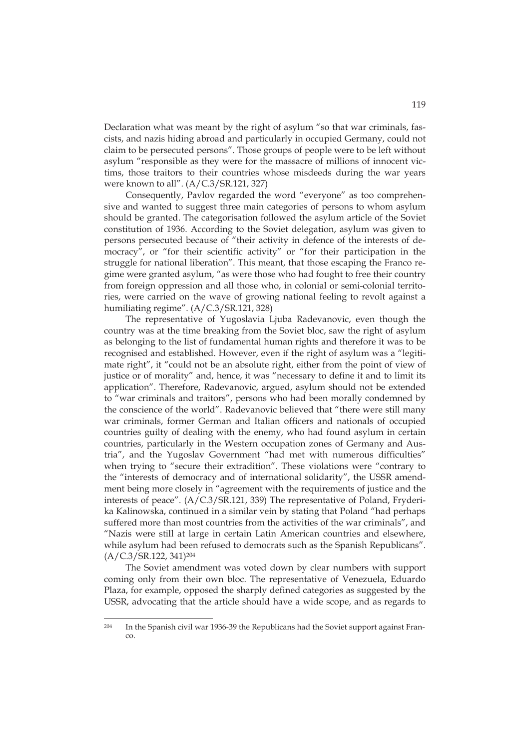Declaration what was meant by the right of asylum "so that war criminals, fascists, and nazis hiding abroad and particularly in occupied Germany, could not claim to be persecuted persons". Those groups of people were to be left without asylum "responsible as they were for the massacre of millions of innocent victims, those traitors to their countries whose misdeeds during the war years were known to all". (A/C.3/SR.121, 327)

Consequently, Pavlov regarded the word "everyone" as too comprehensive and wanted to suggest three main categories of persons to whom asylum should be granted. The categorisation followed the asylum article of the Soviet constitution of 1936. According to the Soviet delegation, asylum was given to persons persecuted because of "their activity in defence of the interests of democracy", or "for their scientific activity" or "for their participation in the struggle for national liberation". This meant, that those escaping the Franco regime were granted asylum, "as were those who had fought to free their country from foreign oppression and all those who, in colonial or semi-colonial territories, were carried on the wave of growing national feeling to revolt against a humiliating regime". (A/C.3/SR.121, 328)

The representative of Yugoslavia Ljuba Radevanovic, even though the country was at the time breaking from the Soviet bloc, saw the right of asylum as belonging to the list of fundamental human rights and therefore it was to be recognised and established. However, even if the right of asylum was a "legitimate right", it "could not be an absolute right, either from the point of view of justice or of morality" and, hence, it was "necessary to define it and to limit its application". Therefore, Radevanovic, argued, asylum should not be extended to "war criminals and traitors", persons who had been morally condemned by the conscience of the world". Radevanovic believed that "there were still many war criminals, former German and Italian officers and nationals of occupied countries guilty of dealing with the enemy, who had found asylum in certain countries, particularly in the Western occupation zones of Germany and Austria", and the Yugoslav Government "had met with numerous difficulties" when trying to "secure their extradition". These violations were "contrary to the "interests of democracy and of international solidarity", the USSR amendment being more closely in "agreement with the requirements of justice and the interests of peace". (A/C.3/SR.121, 339) The representative of Poland, Fryderika Kalinowska, continued in a similar vein by stating that Poland "had perhaps suffered more than most countries from the activities of the war criminals", and "Nazis were still at large in certain Latin American countries and elsewhere, while asylum had been refused to democrats such as the Spanish Republicans". (A/C.3/SR.122, 341)[204]

The Soviet amendment was voted down by clear numbers with support coming only from their own bloc. The representative of Venezuela, Eduardo Plaza, for example, opposed the sharply defined categories as suggested by the USSR, advocating that the article should have a wide scope, and as regards to

---

[204] In the Spanish civil war 1936-39 the Republicans had the Soviet support against Franco.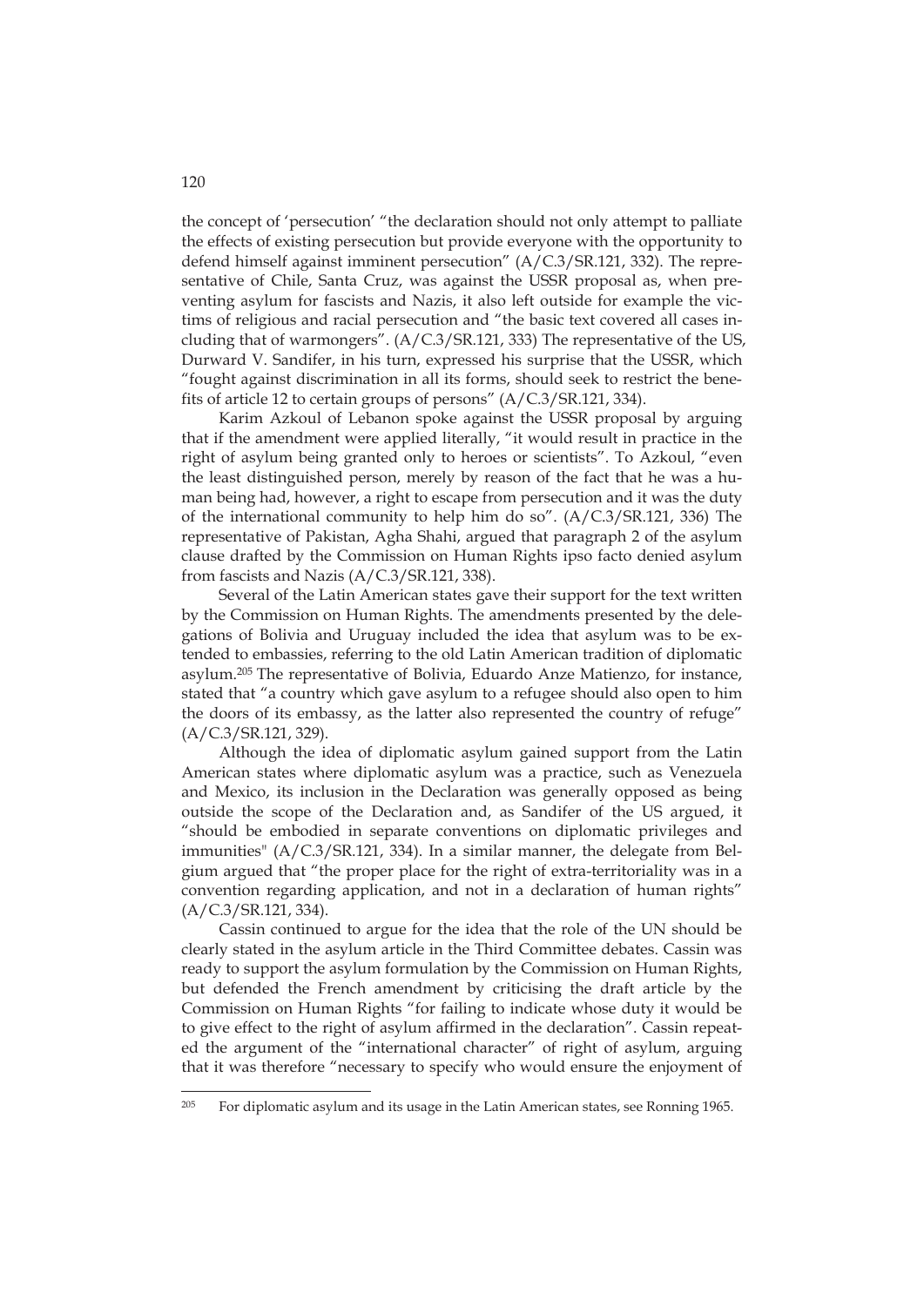the concept of 'persecution' "the declaration should not only attempt to palliate the effects of existing persecution but provide everyone with the opportunity to defend himself against imminent persecution" (A/C.3/SR.121, 332). The representative of Chile, Santa Cruz, was against the USSR proposal as, when preventing asylum for fascists and Nazis, it also left outside for example the victims of religious and racial persecution and "the basic text covered all cases including that of warmongers". (A/C.3/SR.121, 333) The representative of the US, Durward V. Sandifer, in his turn, expressed his surprise that the USSR, which "fought against discrimination in all its forms, should seek to restrict the benefits of article 12 to certain groups of persons" (A/C.3/SR.121, 334).

Karim Azkoul of Lebanon spoke against the USSR proposal by arguing that if the amendment were applied literally, "it would result in practice in the right of asylum being granted only to heroes or scientists". To Azkoul, "even the least distinguished person, merely by reason of the fact that he was a human being had, however, a right to escape from persecution and it was the duty of the international community to help him do so". (A/C.3/SR.121, 336) The representative of Pakistan, Agha Shahi, argued that paragraph 2 of the asylum clause drafted by the Commission on Human Rights ipso facto denied asylum from fascists and Nazis (A/C.3/SR.121, 338).

Several of the Latin American states gave their support for the text written by the Commission on Human Rights. The amendments presented by the delegations of Bolivia and Uruguay included the idea that asylum was to be extended to embassies, referring to the old Latin American tradition of diplomatic asylum.[205] The representative of Bolivia, Eduardo Anze Matienzo, for instance, stated that "a country which gave asylum to a refugee should also open to him the doors of its embassy, as the latter also represented the country of refuge" (A/C.3/SR.121, 329).

Although the idea of diplomatic asylum gained support from the Latin American states where diplomatic asylum was a practice, such as Venezuela and Mexico, its inclusion in the Declaration was generally opposed as being outside the scope of the Declaration and, as Sandifer of the US argued, it "should be embodied in separate conventions on diplomatic privileges and immunities" (A/C.3/SR.121, 334). In a similar manner, the delegate from Belgium argued that "the proper place for the right of extra-territoriality was in a convention regarding application, and not in a declaration of human rights" (A/C.3/SR.121, 334).

Cassin continued to argue for the idea that the role of the UN should be clearly stated in the asylum article in the Third Committee debates. Cassin was ready to support the asylum formulation by the Commission on Human Rights, but defended the French amendment by criticising the draft article by the Commission on Human Rights "for failing to indicate whose duty it would be to give effect to the right of asylum affirmed in the declaration". Cassin repeated the argument of the "international character" of right of asylum, arguing that it was therefore "necessary to specify who would ensure the enjoyment of

---

[205] For diplomatic asylum and its usage in the Latin American states, see Ronning 1965.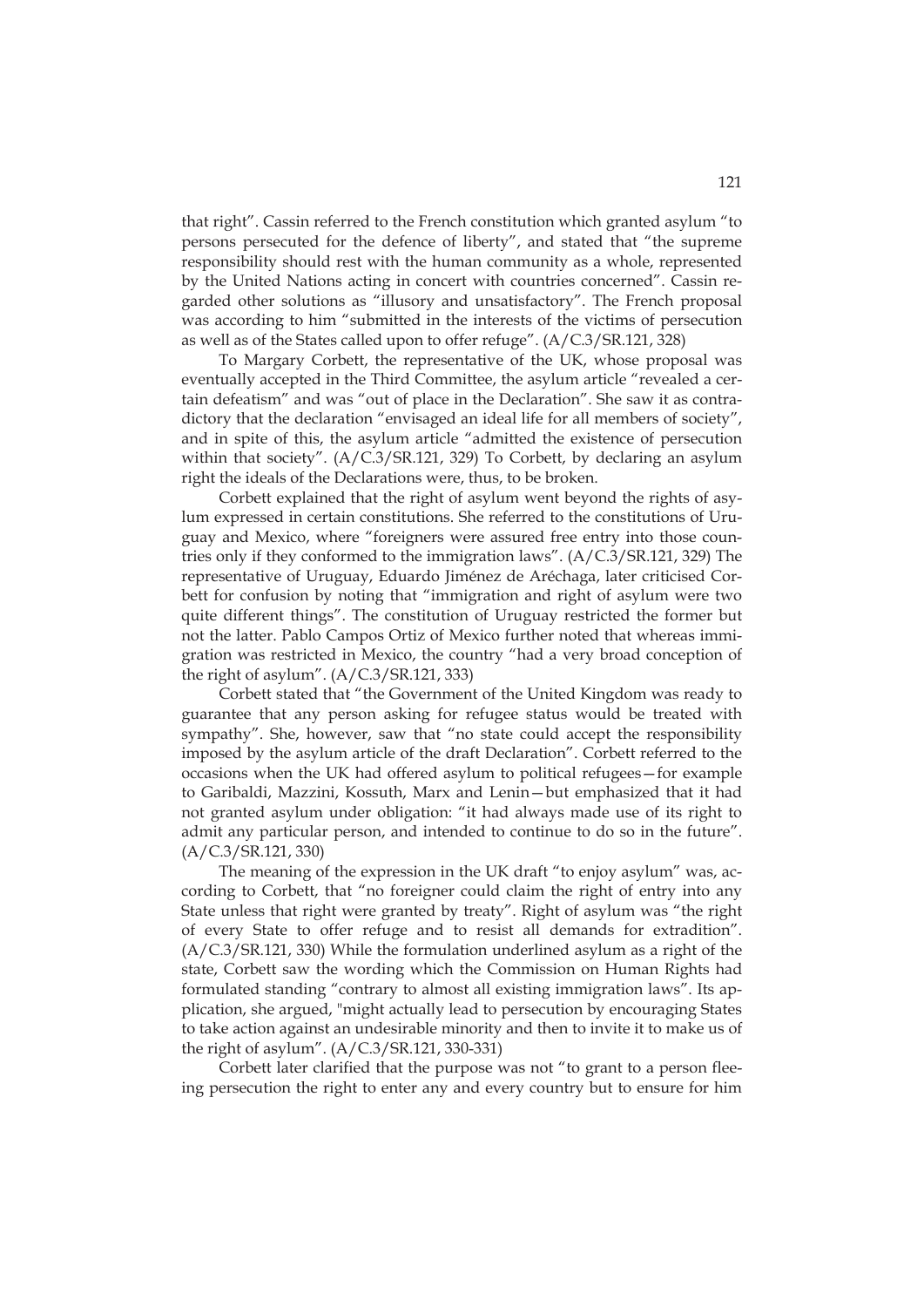that right". Cassin referred to the French constitution which granted asylum "to persons persecuted for the defence of liberty", and stated that "the supreme responsibility should rest with the human community as a whole, represented by the United Nations acting in concert with countries concerned". Cassin regarded other solutions as "illusory and unsatisfactory". The French proposal was according to him "submitted in the interests of the victims of persecution as well as of the States called upon to offer refuge". (A/C.3/SR.121, 328)

To Margary Corbett, the representative of the UK, whose proposal was eventually accepted in the Third Committee, the asylum article "revealed a certain defeatism" and was "out of place in the Declaration". She saw it as contradictory that the declaration "envisaged an ideal life for all members of society", and in spite of this, the asylum article "admitted the existence of persecution within that society". (A/C.3/SR.121, 329) To Corbett, by declaring an asylum right the ideals of the Declarations were, thus, to be broken.

Corbett explained that the right of asylum went beyond the rights of asylum expressed in certain constitutions. She referred to the constitutions of Uruguay and Mexico, where "foreigners were assured free entry into those countries only if they conformed to the immigration laws". (A/C.3/SR.121, 329) The representative of Uruguay, Eduardo Jiménez de Aréchaga, later criticised Corbett for confusion by noting that "immigration and right of asylum were two quite different things". The constitution of Uruguay restricted the former but not the latter. Pablo Campos Ortiz of Mexico further noted that whereas immigration was restricted in Mexico, the country "had a very broad conception of the right of asylum". (A/C.3/SR.121, 333)

Corbett stated that "the Government of the United Kingdom was ready to guarantee that any person asking for refugee status would be treated with sympathy". She, however, saw that "no state could accept the responsibility imposed by the asylum article of the draft Declaration". Corbett referred to the occasions when the UK had offered asylum to political refugees—for example to Garibaldi, Mazzini, Kossuth, Marx and Lenin—but emphasized that it had not granted asylum under obligation: "it had always made use of its right to admit any particular person, and intended to continue to do so in the future". (A/C.3/SR.121, 330)

The meaning of the expression in the UK draft "to enjoy asylum" was, according to Corbett, that "no foreigner could claim the right of entry into any State unless that right were granted by treaty". Right of asylum was "the right of every State to offer refuge and to resist all demands for extradition". (A/C.3/SR.121, 330) While the formulation underlined asylum as a right of the state, Corbett saw the wording which the Commission on Human Rights had formulated standing "contrary to almost all existing immigration laws". Its application, she argued, "might actually lead to persecution by encouraging States to take action against an undesirable minority and then to invite it to make us of the right of asylum". (A/C.3/SR.121, 330-331)

Corbett later clarified that the purpose was not "to grant to a person fleeing persecution the right to enter any and every country but to ensure for him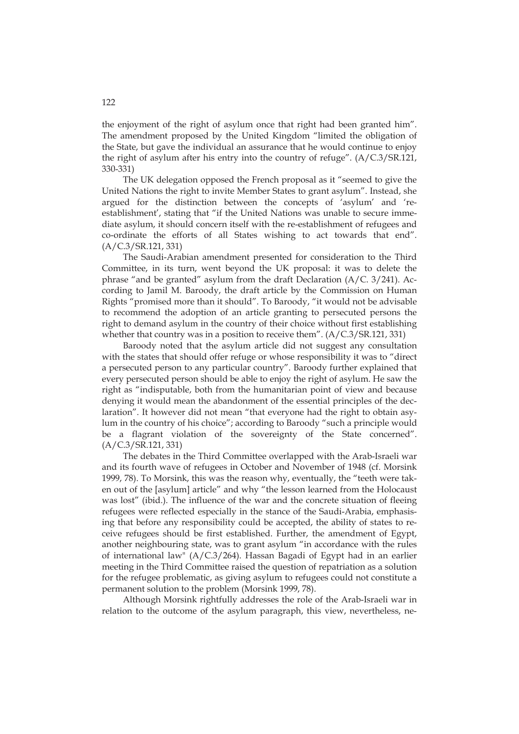the enjoyment of the right of asylum once that right had been granted him". The amendment proposed by the United Kingdom "limited the obligation of the State, but gave the individual an assurance that he would continue to enjoy the right of asylum after his entry into the country of refuge". (A/C.3/SR.121, 330-331)

The UK delegation opposed the French proposal as it "seemed to give the United Nations the right to invite Member States to grant asylum". Instead, she argued for the distinction between the concepts of 'asylum' and 're-establishment', stating that "if the United Nations was unable to secure immediate asylum, it should concern itself with the re-establishment of refugees and co-ordinate the efforts of all States wishing to act towards that end". (A/C.3/SR.121, 331)

The Saudi-Arabian amendment presented for consideration to the Third Committee, in its turn, went beyond the UK proposal: it was to delete the phrase "and be granted" asylum from the draft Declaration (A/C. 3/241). According to Jamil M. Baroody, the draft article by the Commission on Human Rights "promised more than it should". To Baroody, "it would not be advisable to recommend the adoption of an article granting to persecuted persons the right to demand asylum in the country of their choice without first establishing whether that country was in a position to receive them". (A/C.3/SR.121, 331)

Baroody noted that the asylum article did not suggest any consultation with the states that should offer refuge or whose responsibility it was to "direct a persecuted person to any particular country". Baroody further explained that every persecuted person should be able to enjoy the right of asylum. He saw the right as "indisputable, both from the humanitarian point of view and because denying it would mean the abandonment of the essential principles of the declaration". It however did not mean "that everyone had the right to obtain asylum in the country of his choice"; according to Baroody "such a principle would be a flagrant violation of the sovereignty of the State concerned". (A/C.3/SR.121, 331)

The debates in the Third Committee overlapped with the Arab-Israeli war and its fourth wave of refugees in October and November of 1948 (cf. Morsink 1999, 78). To Morsink, this was the reason why, eventually, the "teeth were taken out of the [asylum] article" and why "the lesson learned from the Holocaust was lost" (ibid.). The influence of the war and the concrete situation of fleeing refugees were reflected especially in the stance of the Saudi-Arabia, emphasising that before any responsibility could be accepted, the ability of states to receive refugees should be first established. Further, the amendment of Egypt, another neighbouring state, was to grant asylum "in accordance with the rules of international law" (A/C.3/264). Hassan Bagadi of Egypt had in an earlier meeting in the Third Committee raised the question of repatriation as a solution for the refugee problematic, as giving asylum to refugees could not constitute a permanent solution to the problem (Morsink 1999, 78).

Although Morsink rightfully addresses the role of the Arab-Israeli war in relation to the outcome of the asylum paragraph, this view, nevertheless, ne-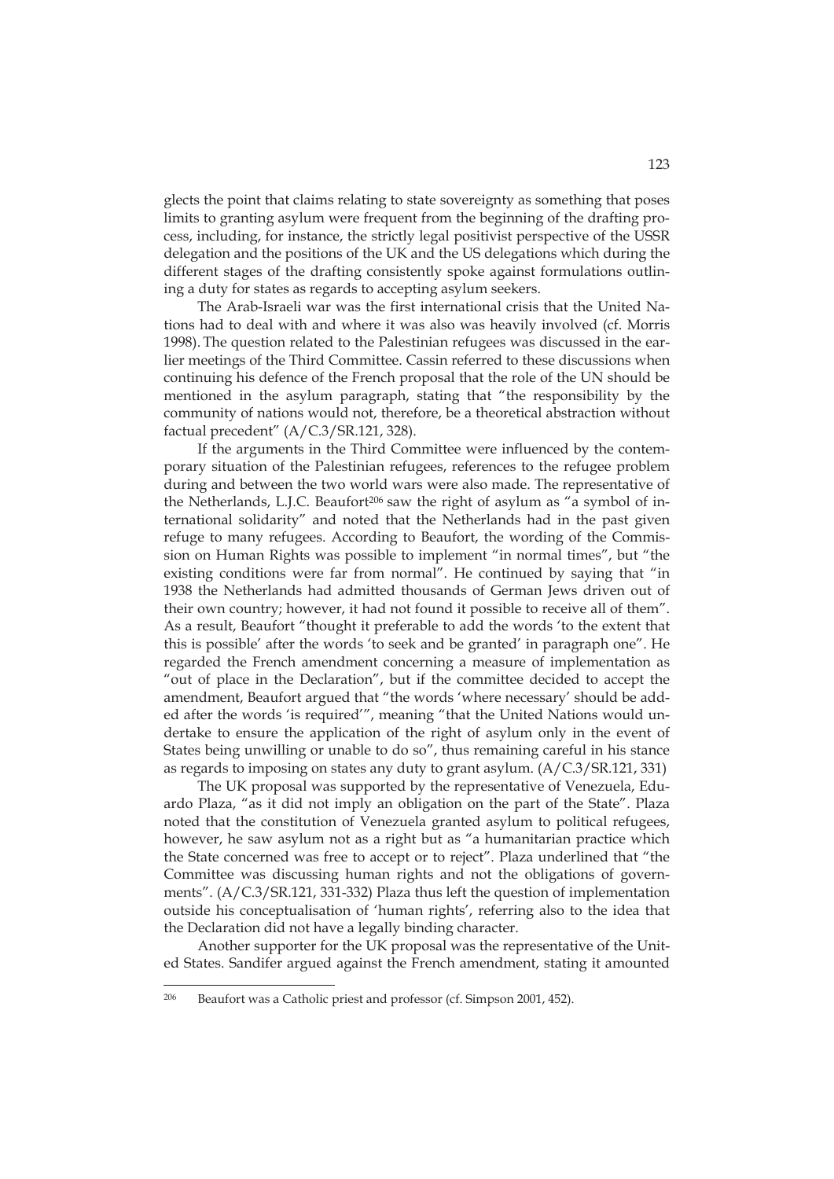glects the point that claims relating to state sovereignty as something that poses limits to granting asylum were frequent from the beginning of the drafting process, including, for instance, the strictly legal positivist perspective of the USSR delegation and the positions of the UK and the US delegations which during the different stages of the drafting consistently spoke against formulations outlining a duty for states as regards to accepting asylum seekers.

The Arab-Israeli war was the first international crisis that the United Nations had to deal with and where it was also was heavily involved (cf. Morris 1998). The question related to the Palestinian refugees was discussed in the earlier meetings of the Third Committee. Cassin referred to these discussions when continuing his defence of the French proposal that the role of the UN should be mentioned in the asylum paragraph, stating that "the responsibility by the community of nations would not, therefore, be a theoretical abstraction without factual precedent" (A/C.3/SR.121, 328).

If the arguments in the Third Committee were influenced by the contemporary situation of the Palestinian refugees, references to the refugee problem during and between the two world wars were also made. The representative of the Netherlands, L.J.C. Beaufort[206] saw the right of asylum as "a symbol of international solidarity" and noted that the Netherlands had in the past given refuge to many refugees. According to Beaufort, the wording of the Commission on Human Rights was possible to implement "in normal times", but "the existing conditions were far from normal". He continued by saying that "in 1938 the Netherlands had admitted thousands of German Jews driven out of their own country; however, it had not found it possible to receive all of them". As a result, Beaufort "thought it preferable to add the words 'to the extent that this is possible' after the words 'to seek and be granted' in paragraph one". He regarded the French amendment concerning a measure of implementation as "out of place in the Declaration", but if the committee decided to accept the amendment, Beaufort argued that "the words 'where necessary' should be added after the words 'is required'", meaning "that the United Nations would undertake to ensure the application of the right of asylum only in the event of States being unwilling or unable to do so", thus remaining careful in his stance as regards to imposing on states any duty to grant asylum. (A/C.3/SR.121, 331)

The UK proposal was supported by the representative of Venezuela, Eduardo Plaza, "as it did not imply an obligation on the part of the State". Plaza noted that the constitution of Venezuela granted asylum to political refugees, however, he saw asylum not as a right but as "a humanitarian practice which the State concerned was free to accept or to reject". Plaza underlined that "the Committee was discussing human rights and not the obligations of governments". (A/C.3/SR.121, 331-332) Plaza thus left the question of implementation outside his conceptualisation of 'human rights', referring also to the idea that the Declaration did not have a legally binding character.

Another supporter for the UK proposal was the representative of the United States. Sandifer argued against the French amendment, stating it amounted

---

[206] Beaufort was a Catholic priest and professor (cf. Simpson 2001, 452).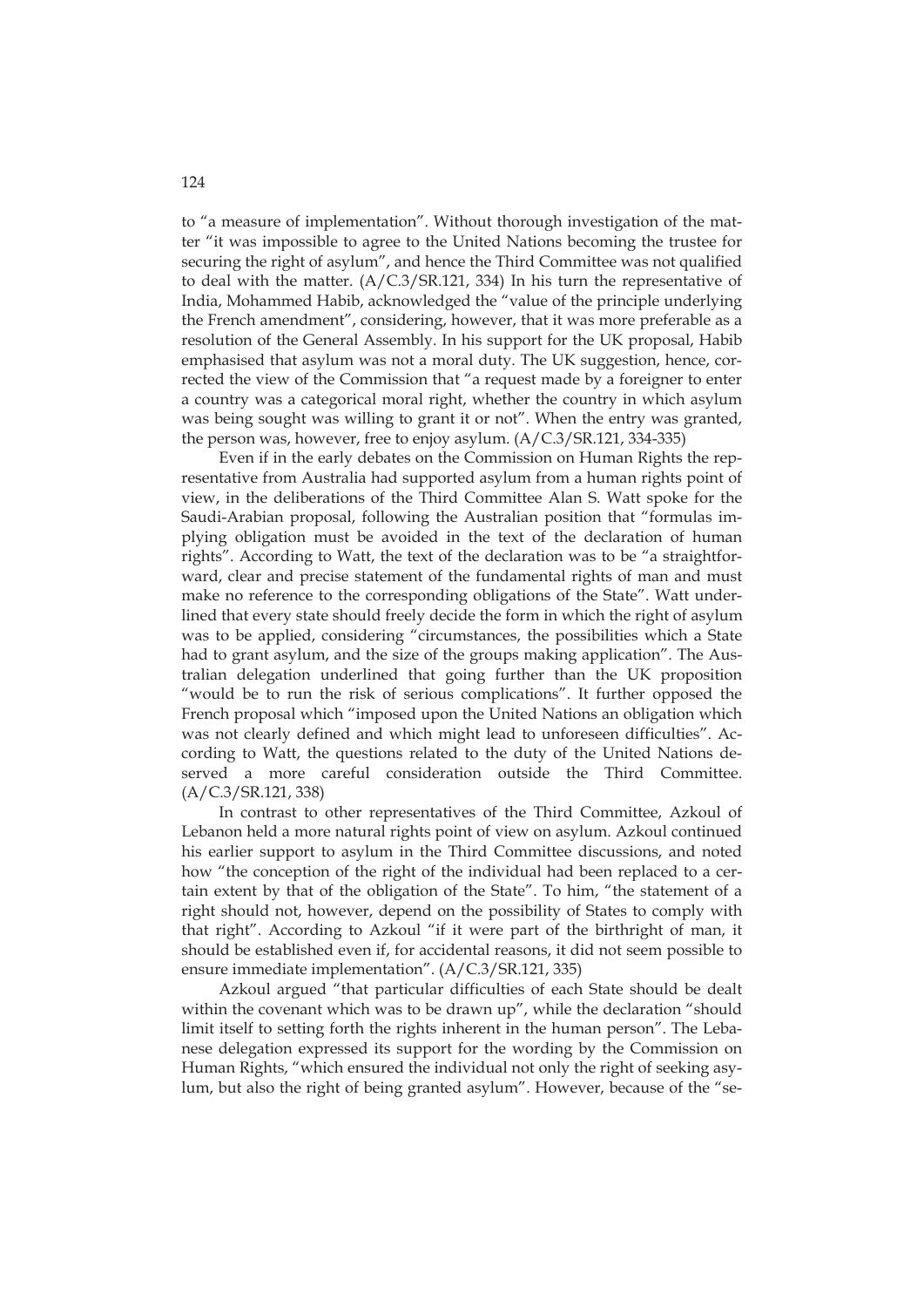to "a measure of implementation". Without thorough investigation of the matter "it was impossible to agree to the United Nations becoming the trustee for securing the right of asylum", and hence the Third Committee was not qualified to deal with the matter. (A/C.3/SR.121, 334) In his turn the representative of India, Mohammed Habib, acknowledged the "value of the principle underlying the French amendment", considering, however, that it was more preferable as a resolution of the General Assembly. In his support for the UK proposal, Habib emphasised that asylum was not a moral duty. The UK suggestion, hence, corrected the view of the Commission that "a request made by a foreigner to enter a country was a categorical moral right, whether the country in which asylum was being sought was willing to grant it or not". When the entry was granted, the person was, however, free to enjoy asylum. (A/C.3/SR.121, 334-335)

Even if in the early debates on the Commission on Human Rights the representative from Australia had supported asylum from a human rights point of view, in the deliberations of the Third Committee Alan S. Watt spoke for the Saudi-Arabian proposal, following the Australian position that "formulas implying obligation must be avoided in the text of the declaration of human rights". According to Watt, the text of the declaration was to be "a straightforward, clear and precise statement of the fundamental rights of man and must make no reference to the corresponding obligations of the State". Watt underlined that every state should freely decide the form in which the right of asylum was to be applied, considering "circumstances, the possibilities which a State had to grant asylum, and the size of the groups making application". The Australian delegation underlined that going further than the UK proposition "would be to run the risk of serious complications". It further opposed the French proposal which "imposed upon the United Nations an obligation which was not clearly defined and which might lead to unforeseen difficulties". According to Watt, the questions related to the duty of the United Nations deserved a more careful consideration outside the Third Committee. (A/C.3/SR.121, 338)

In contrast to other representatives of the Third Committee, Azkoul of Lebanon held a more natural rights point of view on asylum. Azkoul continued his earlier support to asylum in the Third Committee discussions, and noted how "the conception of the right of the individual had been replaced to a certain extent by that of the obligation of the State". To him, "the statement of a right should not, however, depend on the possibility of States to comply with that right". According to Azkoul "if it were part of the birthright of man, it should be established even if, for accidental reasons, it did not seem possible to ensure immediate implementation". (A/C.3/SR.121, 335)

Azkoul argued "that particular difficulties of each State should be dealt within the covenant which was to be drawn up", while the declaration "should limit itself to setting forth the rights inherent in the human person". The Lebanese delegation expressed its support for the wording by the Commission on Human Rights, "which ensured the individual not only the right of seeking asylum, but also the right of being granted asylum". However, because of the "se-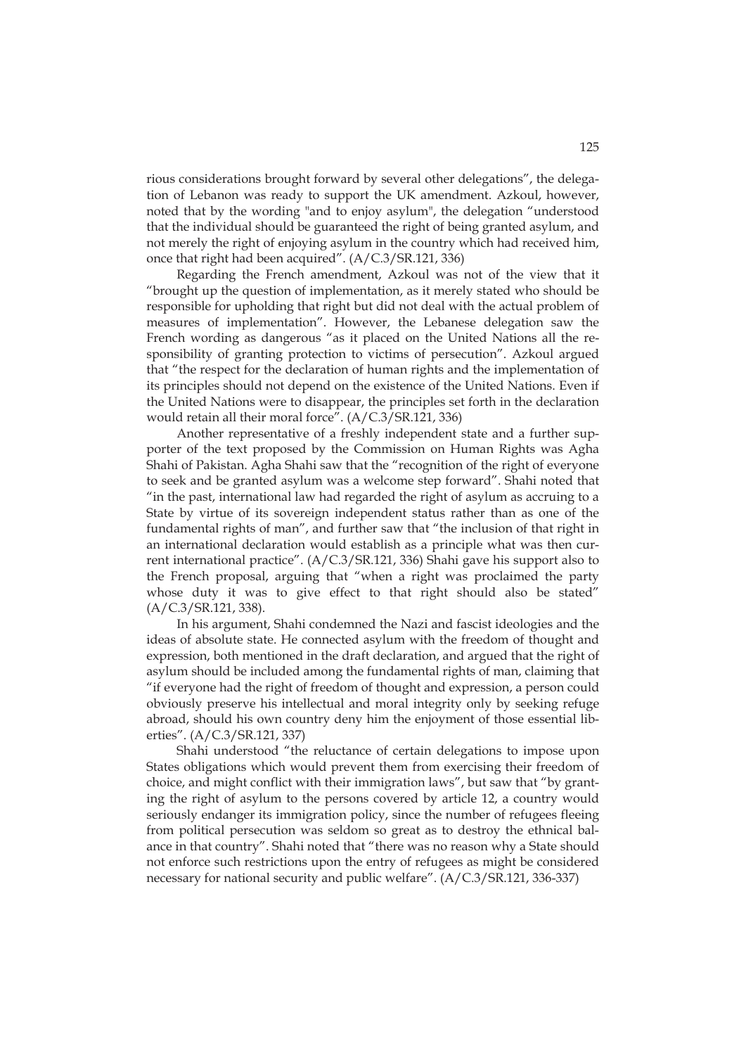rious considerations brought forward by several other delegations", the delegation of Lebanon was ready to support the UK amendment. Azkoul, however, noted that by the wording "and to enjoy asylum", the delegation "understood that the individual should be guaranteed the right of being granted asylum, and not merely the right of enjoying asylum in the country which had received him, once that right had been acquired". (A/C.3/SR.121, 336)

Regarding the French amendment, Azkoul was not of the view that it "brought up the question of implementation, as it merely stated who should be responsible for upholding that right but did not deal with the actual problem of measures of implementation". However, the Lebanese delegation saw the French wording as dangerous "as it placed on the United Nations all the responsibility of granting protection to victims of persecution". Azkoul argued that "the respect for the declaration of human rights and the implementation of its principles should not depend on the existence of the United Nations. Even if the United Nations were to disappear, the principles set forth in the declaration would retain all their moral force". (A/C.3/SR.121, 336)

Another representative of a freshly independent state and a further supporter of the text proposed by the Commission on Human Rights was Agha Shahi of Pakistan. Agha Shahi saw that the "recognition of the right of everyone to seek and be granted asylum was a welcome step forward". Shahi noted that "in the past, international law had regarded the right of asylum as accruing to a State by virtue of its sovereign independent status rather than as one of the fundamental rights of man", and further saw that "the inclusion of that right in an international declaration would establish as a principle what was then current international practice". (A/C.3/SR.121, 336) Shahi gave his support also to the French proposal, arguing that "when a right was proclaimed the party whose duty it was to give effect to that right should also be stated" (A/C.3/SR.121, 338).

In his argument, Shahi condemned the Nazi and fascist ideologies and the ideas of absolute state. He connected asylum with the freedom of thought and expression, both mentioned in the draft declaration, and argued that the right of asylum should be included among the fundamental rights of man, claiming that "if everyone had the right of freedom of thought and expression, a person could obviously preserve his intellectual and moral integrity only by seeking refuge abroad, should his own country deny him the enjoyment of those essential liberties". (A/C.3/SR.121, 337)

Shahi understood "the reluctance of certain delegations to impose upon States obligations which would prevent them from exercising their freedom of choice, and might conflict with their immigration laws", but saw that "by granting the right of asylum to the persons covered by article 12, a country would seriously endanger its immigration policy, since the number of refugees fleeing from political persecution was seldom so great as to destroy the ethnical balance in that country". Shahi noted that "there was no reason why a State should not enforce such restrictions upon the entry of refugees as might be considered necessary for national security and public welfare". (A/C.3/SR.121, 336-337)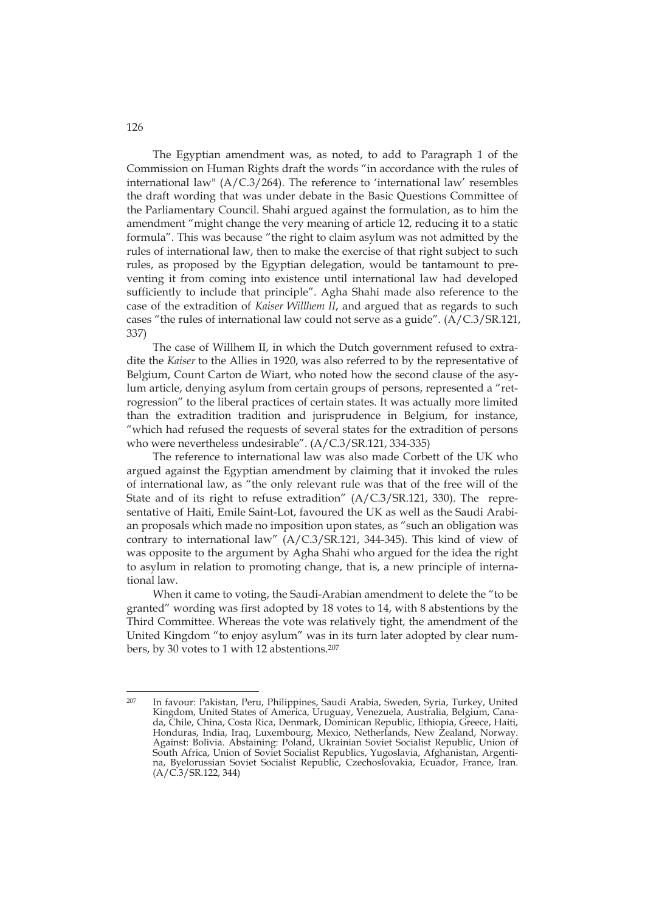The Egyptian amendment was, as noted, to add to Paragraph 1 of the Commission on Human Rights draft the words "in accordance with the rules of international law" (A/C.3/264). The reference to 'international law' resembles the draft wording that was under debate in the Basic Questions Committee of the Parliamentary Council. Shahi argued against the formulation, as to him the amendment "might change the very meaning of article 12, reducing it to a static formula". This was because "the right to claim asylum was not admitted by the rules of international law, then to make the exercise of that right subject to such rules, as proposed by the Egyptian delegation, would be tantamount to preventing it from coming into existence until international law had developed sufficiently to include that principle". Agha Shahi made also reference to the case of the extradition of *Kaiser Willhem II*, and argued that as regards to such cases "the rules of international law could not serve as a guide". (A/C.3/SR.121, 337)

The case of Willhem II, in which the Dutch government refused to extradite the *Kaiser* to the Allies in 1920, was also referred to by the representative of Belgium, Count Carton de Wiart, who noted how the second clause of the asylum article, denying asylum from certain groups of persons, represented a "retrogression" to the liberal practices of certain states. It was actually more limited than the extradition tradition and jurisprudence in Belgium, for instance, "which had refused the requests of several states for the extradition of persons who were nevertheless undesirable". (A/C.3/SR.121, 334-335)

The reference to international law was also made Corbett of the UK who argued against the Egyptian amendment by claiming that it invoked the rules of international law, as "the only relevant rule was that of the free will of the State and of its right to refuse extradition" (A/C.3/SR.121, 330). The representative of Haiti, Emile Saint-Lot, favoured the UK as well as the Saudi Arabian proposals which made no imposition upon states, as "such an obligation was contrary to international law" (A/C.3/SR.121, 344-345). This kind of view of was opposite to the argument by Agha Shahi who argued for the idea the right to asylum in relation to promoting change, that is, a new principle of international law.

When it came to voting, the Saudi-Arabian amendment to delete the "to be granted" wording was first adopted by 18 votes to 14, with 8 abstentions by the Third Committee. Whereas the vote was relatively tight, the amendment of the United Kingdom "to enjoy asylum" was in its turn later adopted by clear numbers, by 30 votes to 1 with 12 abstentions.[207]

---

[207] In favour: Pakistan, Peru, Philippines, Saudi Arabia, Sweden, Syria, Turkey, United Kingdom, United States of America, Uruguay, Venezuela, Australia, Belgium, Canada, Chile, China, Costa Rica, Denmark, Dominican Republic, Ethiopia, Greece, Haiti, Honduras, India, Iraq, Luxembourg, Mexico, Netherlands, New Zealand, Norway. Against: Bolivia. Abstaining: Poland, Ukrainian Soviet Socialist Republic, Union of South Africa, Union of Soviet Socialist Republics, Yugoslavia, Afghanistan, Argentina, Byelorussian Soviet Socialist Republic, Czechoslovakia, Ecuador, France, Iran. (A/C.3/SR.122, 344)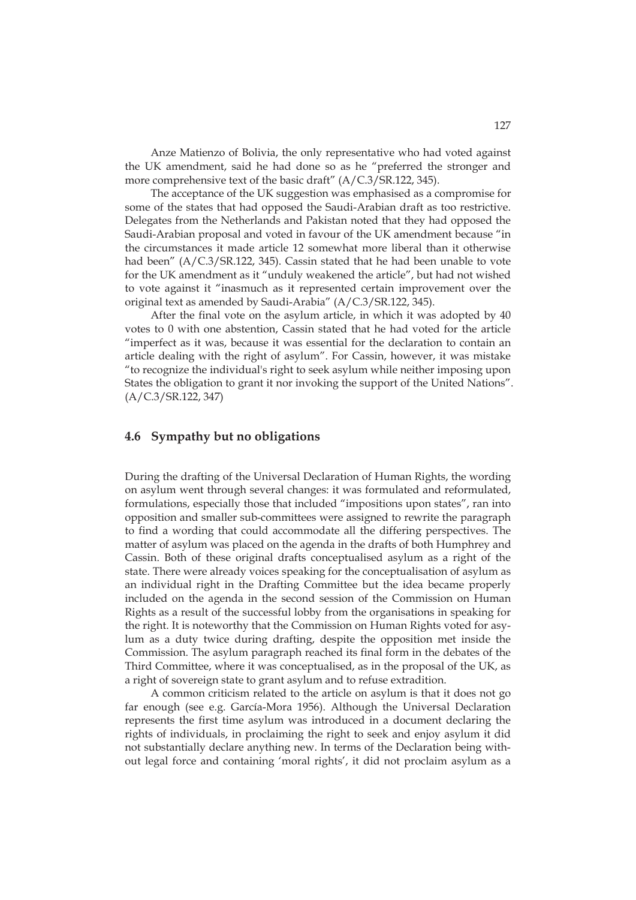Anze Matienzo of Bolivia, the only representative who had voted against the UK amendment, said he had done so as he "preferred the stronger and more comprehensive text of the basic draft" (A/C.3/SR.122, 345).

The acceptance of the UK suggestion was emphasised as a compromise for some of the states that had opposed the Saudi-Arabian draft as too restrictive. Delegates from the Netherlands and Pakistan noted that they had opposed the Saudi-Arabian proposal and voted in favour of the UK amendment because "in the circumstances it made article 12 somewhat more liberal than it otherwise had been" (A/C.3/SR.122, 345). Cassin stated that he had been unable to vote for the UK amendment as it "unduly weakened the article", but had not wished to vote against it "inasmuch as it represented certain improvement over the original text as amended by Saudi-Arabia" (A/C.3/SR.122, 345).

After the final vote on the asylum article, in which it was adopted by 40 votes to 0 with one abstention, Cassin stated that he had voted for the article "imperfect as it was, because it was essential for the declaration to contain an article dealing with the right of asylum". For Cassin, however, it was mistake "to recognize the individual's right to seek asylum while neither imposing upon States the obligation to grant it nor invoking the support of the United Nations". (A/C.3/SR.122, 347)

## 4.6 Sympathy but no obligations

During the drafting of the Universal Declaration of Human Rights, the wording on asylum went through several changes: it was formulated and reformulated, formulations, especially those that included "impositions upon states", ran into opposition and smaller sub-committees were assigned to rewrite the paragraph to find a wording that could accommodate all the differing perspectives. The matter of asylum was placed on the agenda in the drafts of both Humphrey and Cassin. Both of these original drafts conceptualised asylum as a right of the state. There were already voices speaking for the conceptualisation of asylum as an individual right in the Drafting Committee but the idea became properly included on the agenda in the second session of the Commission on Human Rights as a result of the successful lobby from the organisations in speaking for the right. It is noteworthy that the Commission on Human Rights voted for asylum as a duty twice during drafting, despite the opposition met inside the Commission. The asylum paragraph reached its final form in the debates of the Third Committee, where it was conceptualised, as in the proposal of the UK, as a right of sovereign state to grant asylum and to refuse extradition.

A common criticism related to the article on asylum is that it does not go far enough (see e.g. García-Mora 1956). Although the Universal Declaration represents the first time asylum was introduced in a document declaring the rights of individuals, in proclaiming the right to seek and enjoy asylum it did not substantially declare anything new. In terms of the Declaration being without legal force and containing 'moral rights', it did not proclaim asylum as a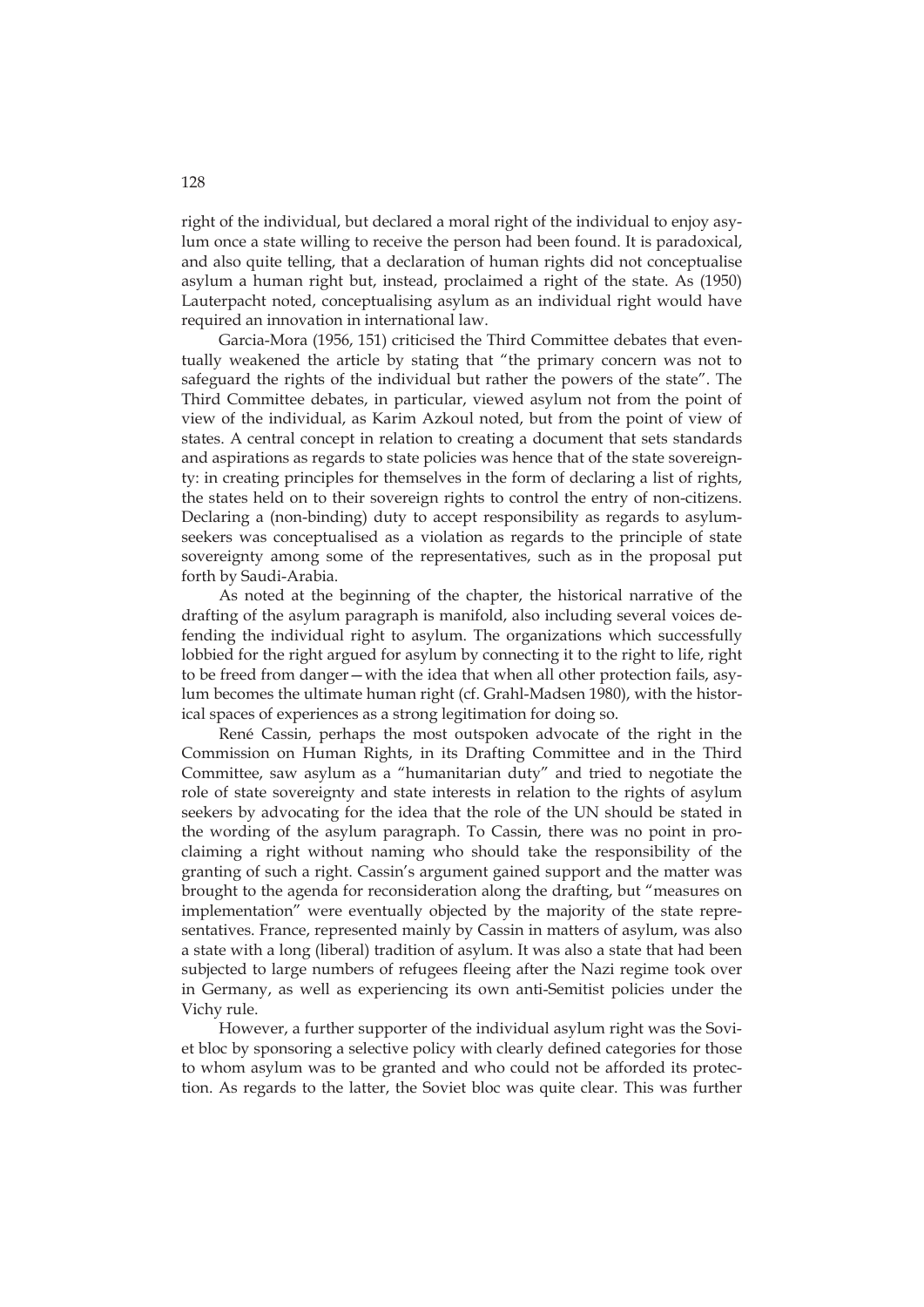right of the individual, but declared a moral right of the individual to enjoy asylum once a state willing to receive the person had been found. It is paradoxical, and also quite telling, that a declaration of human rights did not conceptualise asylum a human right but, instead, proclaimed a right of the state. As (1950) Lauterpacht noted, conceptualising asylum as an individual right would have required an innovation in international law.

Garcia-Mora (1956, 151) criticised the Third Committee debates that eventually weakened the article by stating that "the primary concern was not to safeguard the rights of the individual but rather the powers of the state". The Third Committee debates, in particular, viewed asylum not from the point of view of the individual, as Karim Azkoul noted, but from the point of view of states. A central concept in relation to creating a document that sets standards and aspirations as regards to state policies was hence that of the state sovereignty: in creating principles for themselves in the form of declaring a list of rights, the states held on to their sovereign rights to control the entry of non-citizens. Declaring a (non-binding) duty to accept responsibility as regards to asylum-seekers was conceptualised as a violation as regards to the principle of state sovereignty among some of the representatives, such as in the proposal put forth by Saudi-Arabia.

As noted at the beginning of the chapter, the historical narrative of the drafting of the asylum paragraph is manifold, also including several voices defending the individual right to asylum. The organizations which successfully lobbied for the right argued for asylum by connecting it to the right to life, right to be freed from danger—with the idea that when all other protection fails, asylum becomes the ultimate human right (cf. Grahl-Madsen 1980), with the historical spaces of experiences as a strong legitimation for doing so.

René Cassin, perhaps the most outspoken advocate of the right in the Commission on Human Rights, in its Drafting Committee and in the Third Committee, saw asylum as a "humanitarian duty" and tried to negotiate the role of state sovereignty and state interests in relation to the rights of asylum seekers by advocating for the idea that the role of the UN should be stated in the wording of the asylum paragraph. To Cassin, there was no point in proclaiming a right without naming who should take the responsibility of the granting of such a right. Cassin's argument gained support and the matter was brought to the agenda for reconsideration along the drafting, but "measures on implementation" were eventually objected by the majority of the state representatives. France, represented mainly by Cassin in matters of asylum, was also a state with a long (liberal) tradition of asylum. It was also a state that had been subjected to large numbers of refugees fleeing after the Nazi regime took over in Germany, as well as experiencing its own anti-Semitist policies under the Vichy rule.

However, a further supporter of the individual asylum right was the Soviet bloc by sponsoring a selective policy with clearly defined categories for those to whom asylum was to be granted and who could not be afforded its protection. As regards to the latter, the Soviet bloc was quite clear. This was further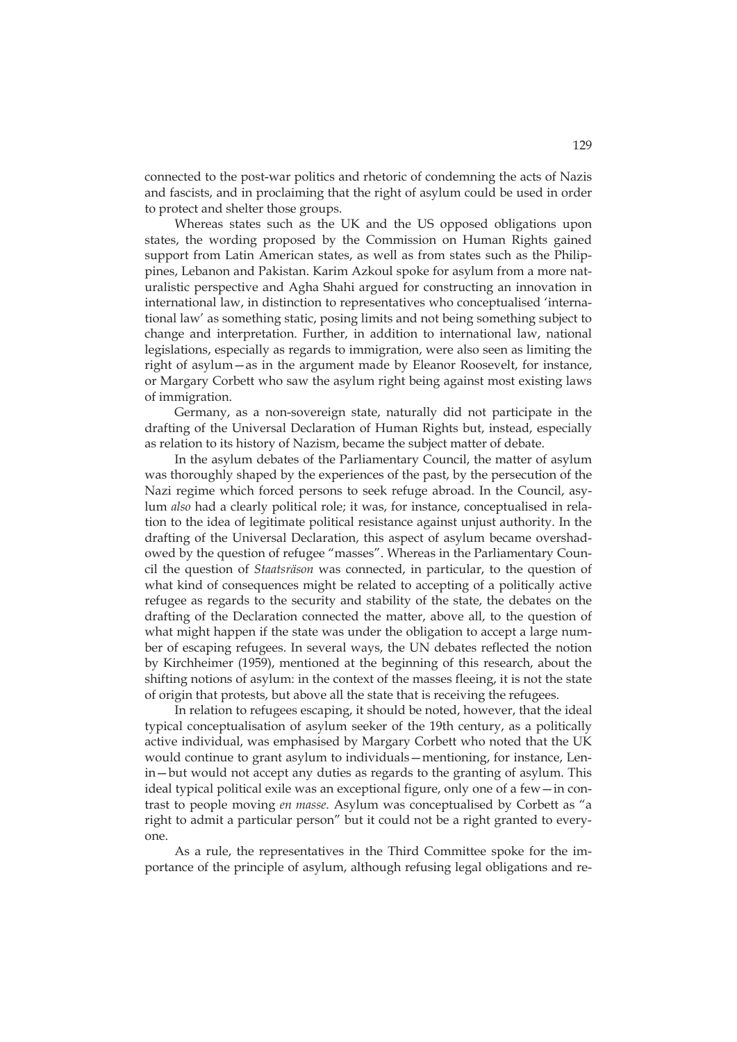connected to the post-war politics and rhetoric of condemning the acts of Nazis and fascists, and in proclaiming that the right of asylum could be used in order to protect and shelter those groups.

Whereas states such as the UK and the US opposed obligations upon states, the wording proposed by the Commission on Human Rights gained support from Latin American states, as well as from states such as the Philippines, Lebanon and Pakistan. Karim Azkoul spoke for asylum from a more naturalistic perspective and Agha Shahi argued for constructing an innovation in international law, in distinction to representatives who conceptualised 'international law' as something static, posing limits and not being something subject to change and interpretation. Further, in addition to international law, national legislations, especially as regards to immigration, were also seen as limiting the right of asylum—as in the argument made by Eleanor Roosevelt, for instance, or Margary Corbett who saw the asylum right being against most existing laws of immigration.

Germany, as a non-sovereign state, naturally did not participate in the drafting of the Universal Declaration of Human Rights but, instead, especially as relation to its history of Nazism, became the subject matter of debate.

In the asylum debates of the Parliamentary Council, the matter of asylum was thoroughly shaped by the experiences of the past, by the persecution of the Nazi regime which forced persons to seek refuge abroad. In the Council, asylum *also* had a clearly political role; it was, for instance, conceptualised in relation to the idea of legitimate political resistance against unjust authority. In the drafting of the Universal Declaration, this aspect of asylum became overshadowed by the question of refugee "masses". Whereas in the Parliamentary Council the question of *Staatsräson* was connected, in particular, to the question of what kind of consequences might be related to accepting of a politically active refugee as regards to the security and stability of the state, the debates on the drafting of the Declaration connected the matter, above all, to the question of what might happen if the state was under the obligation to accept a large number of escaping refugees. In several ways, the UN debates reflected the notion by Kirchheimer (1959), mentioned at the beginning of this research, about the shifting notions of asylum: in the context of the masses fleeing, it is not the state of origin that protests, but above all the state that is receiving the refugees.

In relation to refugees escaping, it should be noted, however, that the ideal typical conceptualisation of asylum seeker of the 19th century, as a politically active individual, was emphasised by Margary Corbett who noted that the UK would continue to grant asylum to individuals—mentioning, for instance, Lenin—but would not accept any duties as regards to the granting of asylum. This ideal typical political exile was an exceptional figure, only one of a few—in contrast to people moving *en masse*. Asylum was conceptualised by Corbett as "a right to admit a particular person" but it could not be a right granted to everyone.

As a rule, the representatives in the Third Committee spoke for the importance of the principle of asylum, although refusing legal obligations and re-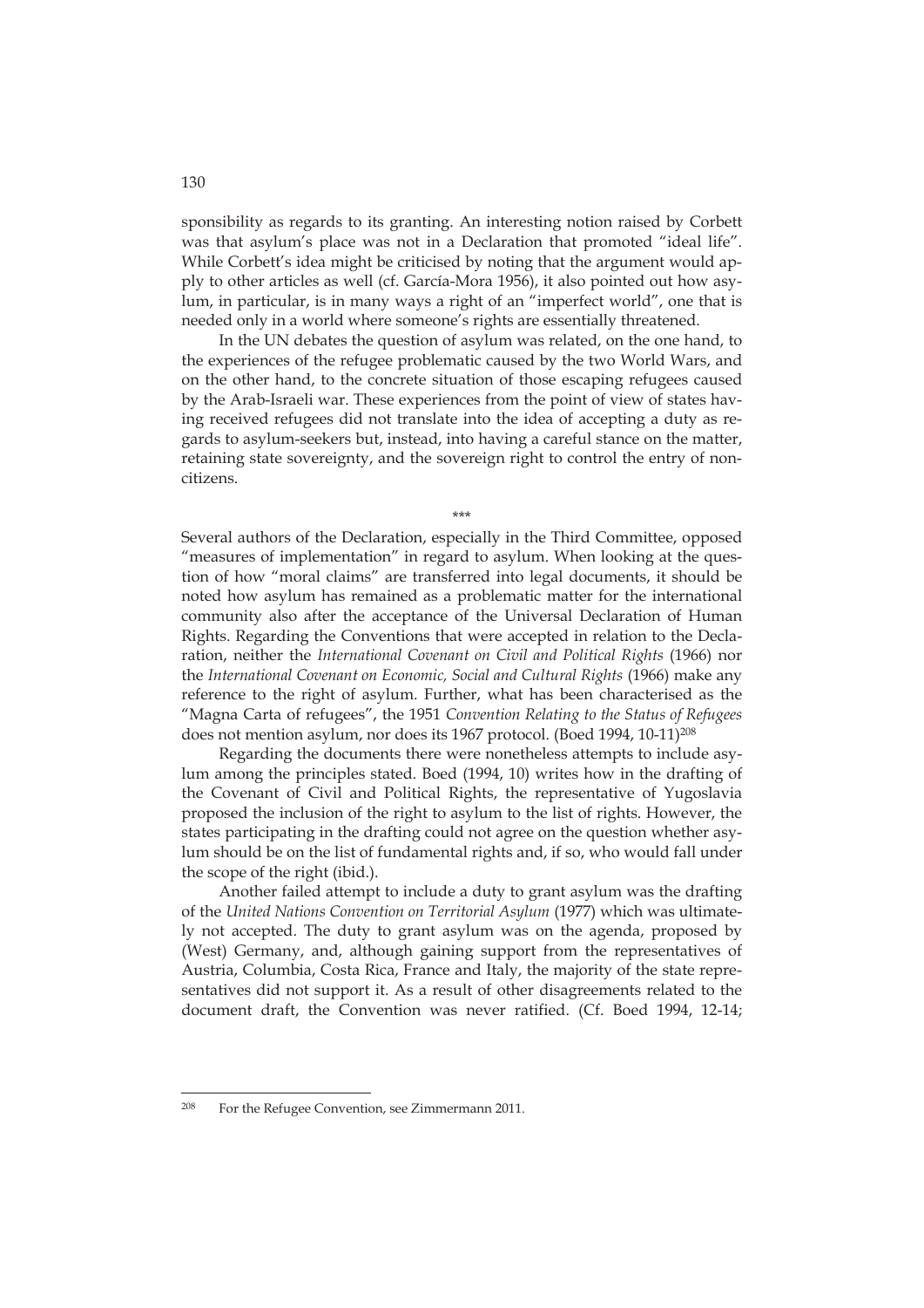sponsibility as regards to its granting. An interesting notion raised by Corbett was that asylum's place was not in a Declaration that promoted "ideal life". While Corbett's idea might be criticised by noting that the argument would apply to other articles as well (cf. García-Mora 1956), it also pointed out how asylum, in particular, is in many ways a right of an "imperfect world", one that is needed only in a world where someone's rights are essentially threatened.

In the UN debates the question of asylum was related, on the one hand, to the experiences of the refugee problematic caused by the two World Wars, and on the other hand, to the concrete situation of those escaping refugees caused by the Arab-Israeli war. These experiences from the point of view of states having received refugees did not translate into the idea of accepting a duty as regards to asylum-seekers but, instead, into having a careful stance on the matter, retaining state sovereignty, and the sovereign right to control the entry of noncitizens.

\*\*\*

Several authors of the Declaration, especially in the Third Committee, opposed "measures of implementation" in regard to asylum. When looking at the question of how "moral claims" are transferred into legal documents, it should be noted how asylum has remained as a problematic matter for the international community also after the acceptance of the Universal Declaration of Human Rights. Regarding the Conventions that were accepted in relation to the Declaration, neither the *International Covenant on Civil and Political Rights* (1966) nor the *International Covenant on Economic, Social and Cultural Rights* (1966) make any reference to the right of asylum. Further, what has been characterised as the "Magna Carta of refugees", the 1951 *Convention Relating to the Status of Refugees* does not mention asylum, nor does its 1967 protocol. (Boed 1994, 10-11)[208]

Regarding the documents there were nonetheless attempts to include asylum among the principles stated. Boed (1994, 10) writes how in the drafting of the Covenant of Civil and Political Rights, the representative of Yugoslavia proposed the inclusion of the right to asylum to the list of rights. However, the states participating in the drafting could not agree on the question whether asylum should be on the list of fundamental rights and, if so, who would fall under the scope of the right (ibid.).

Another failed attempt to include a duty to grant asylum was the drafting of the *United Nations Convention on Territorial Asylum* (1977) which was ultimately not accepted. The duty to grant asylum was on the agenda, proposed by (West) Germany, and, although gaining support from the representatives of Austria, Columbia, Costa Rica, France and Italy, the majority of the state representatives did not support it. As a result of other disagreements related to the document draft, the Convention was never ratified. (Cf. Boed 1994, 12-14;

---

[208] For the Refugee Convention, see Zimmermann 2011.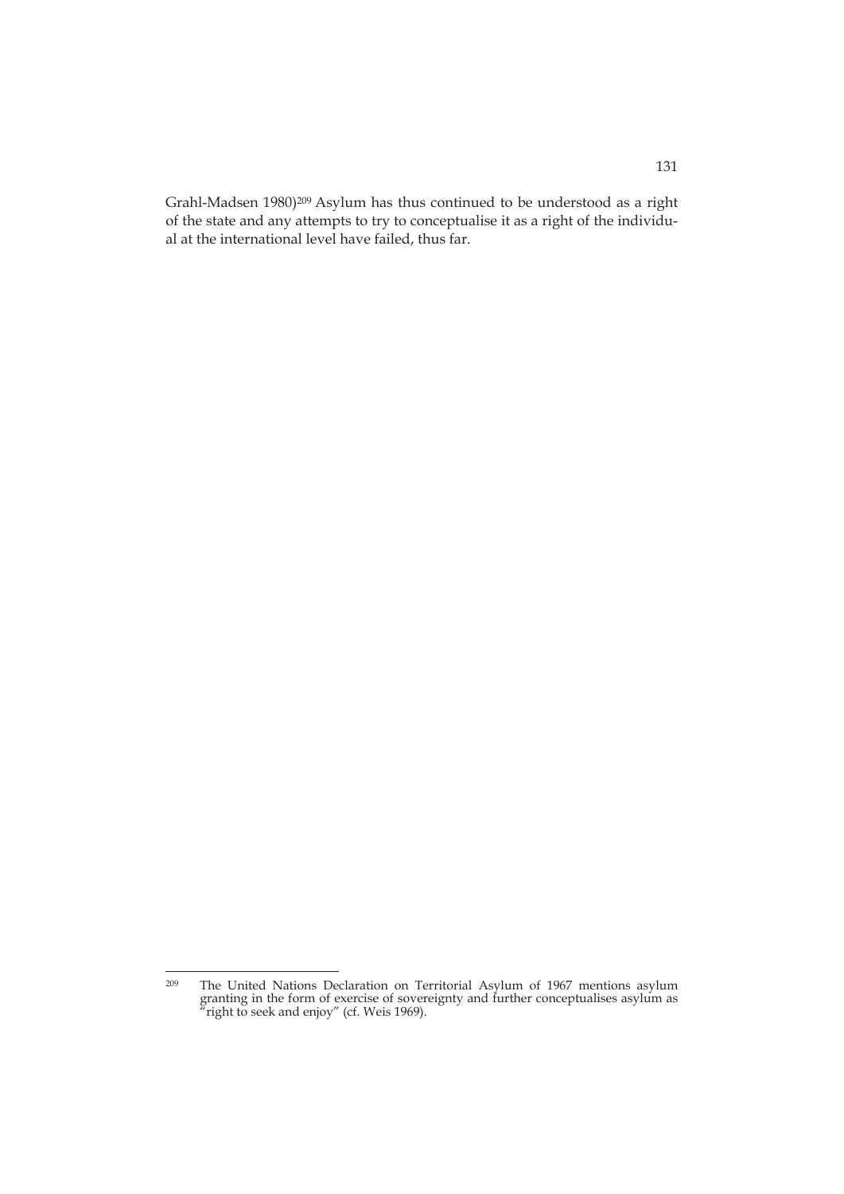Grahl-Madsen 1980)[209] Asylum has thus continued to be understood as a right of the state and any attempts to try to conceptualise it as a right of the individual at the international level have failed, thus far.

---

[209] The United Nations Declaration on Territorial Asylum of 1967 mentions asylum granting in the form of exercise of sovereignty and further conceptualises asylum as "right to seek and enjoy" (cf. Weis 1969).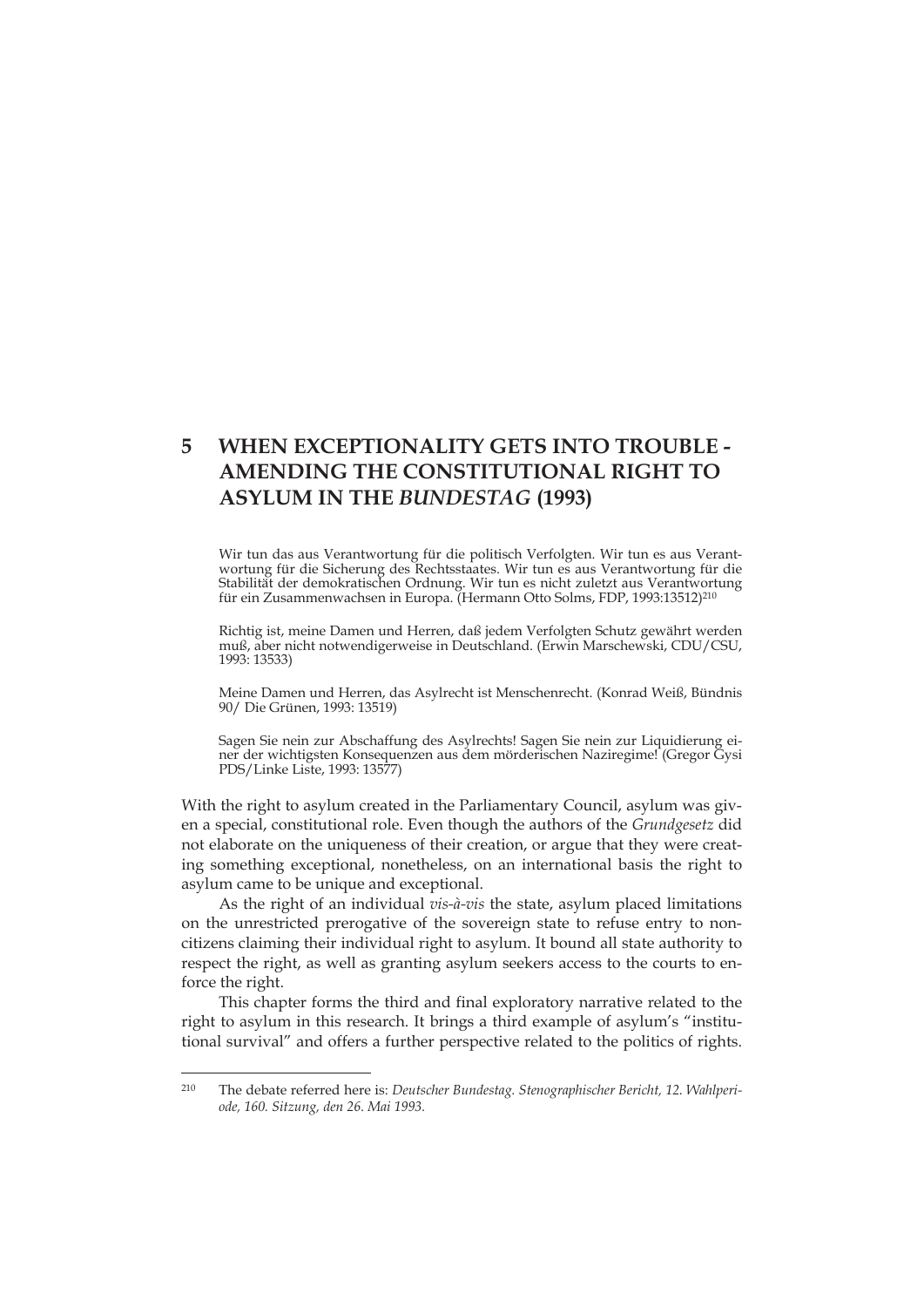# 5 WHEN EXCEPTIONALITY GETS INTO TROUBLE - AMENDING THE CONSTITUTIONAL RIGHT TO ASYLUM IN THE *BUNDESTAG* (1993)

> Wir tun das aus Verantwortung für die politisch Verfolgten. Wir tun es aus Verantwortung für die Sicherung des Rechtsstaates. Wir tun es aus Verantwortung für die Stabilität der demokratischen Ordnung. Wir tun es nicht zuletzt aus Verantwortung für ein Zusammenwachsen in Europa. (Hermann Otto Solms, FDP, 1993:13512)[210]

> Richtig ist, meine Damen und Herren, daß jedem Verfolgten Schutz gewährt werden muß, aber nicht notwendigerweise in Deutschland. (Erwin Marschewski, CDU/CSU, 1993: 13533)

> Meine Damen und Herren, das Asylrecht ist Menschenrecht. (Konrad Weiß, Bündnis 90/ Die Grünen, 1993: 13519)

> Sagen Sie nein zur Abschaffung des Asylrechts! Sagen Sie nein zur Liquidierung einer der wichtigsten Konsequenzen aus dem mörderischen Naziregime! (Gregor Gysi PDS/Linke Liste, 1993: 13577)

With the right to asylum created in the Parliamentary Council, asylum was given a special, constitutional role. Even though the authors of the *Grundgesetz* did not elaborate on the uniqueness of their creation, or argue that they were creating something exceptional, nonetheless, on an international basis the right to asylum came to be unique and exceptional.

As the right of an individual *vis-à-vis* the state, asylum placed limitations on the unrestricted prerogative of the sovereign state to refuse entry to noncitizens claiming their individual right to asylum. It bound all state authority to respect the right, as well as granting asylum seekers access to the courts to enforce the right.

This chapter forms the third and final exploratory narrative related to the right to asylum in this research. It brings a third example of asylum's "institutional survival" and offers a further perspective related to the politics of rights.

---

[210] The debate referred here is: *Deutscher Bundestag. Stenographischer Bericht, 12. Wahlperiode, 160. Sitzung, den 26. Mai 1993.*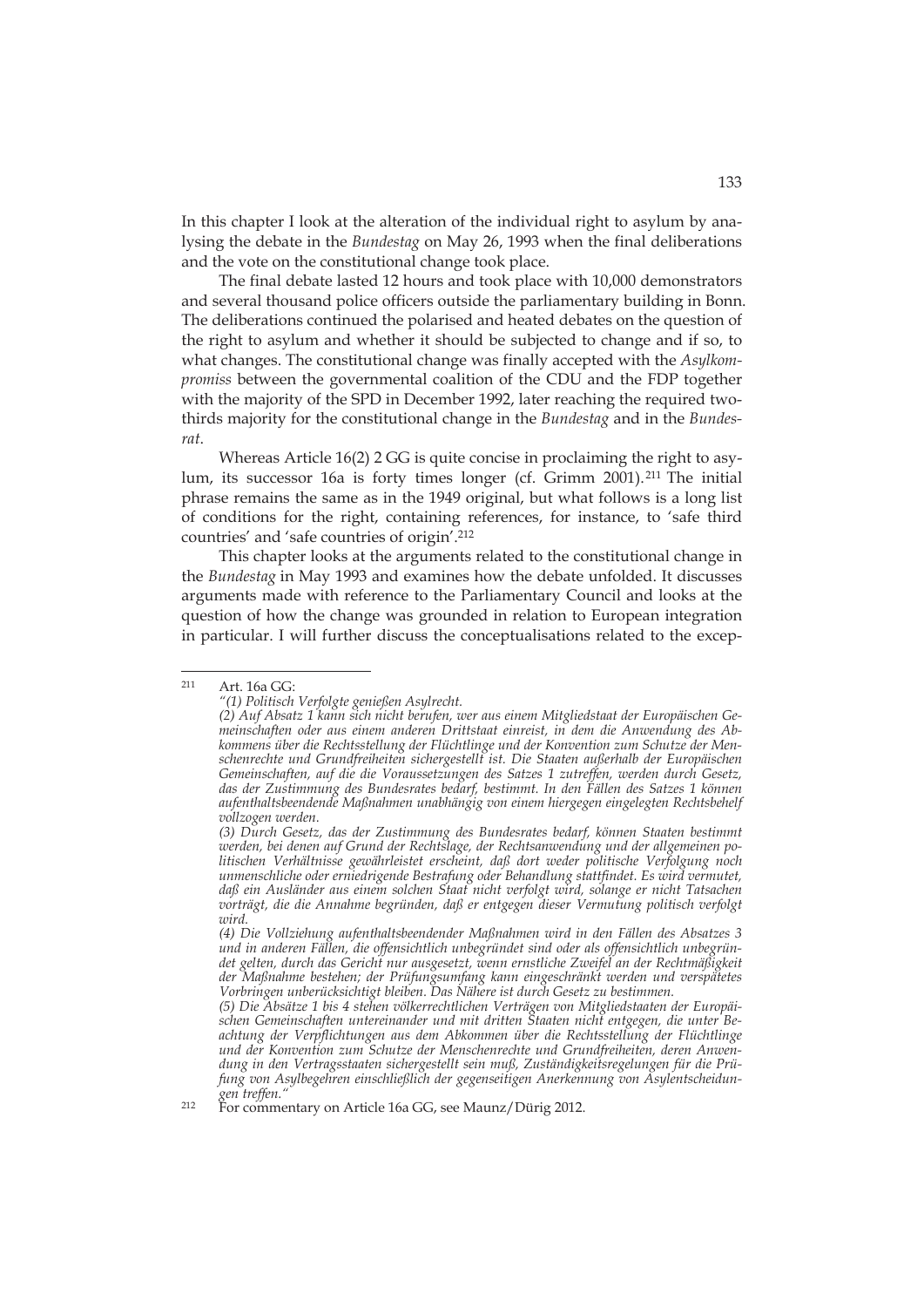In this chapter I look at the alteration of the individual right to asylum by analysing the debate in the *Bundestag* on May 26, 1993 when the final deliberations and the vote on the constitutional change took place.

The final debate lasted 12 hours and took place with 10,000 demonstrators and several thousand police officers outside the parliamentary building in Bonn. The deliberations continued the polarised and heated debates on the question of the right to asylum and whether it should be subjected to change and if so, to what changes. The constitutional change was finally accepted with the *Asylkompromiss* between the governmental coalition of the CDU and the FDP together with the majority of the SPD in December 1992, later reaching the required two-thirds majority for the constitutional change in the *Bundestag* and in the *Bundesrat*.

Whereas Article 16(2) 2 GG is quite concise in proclaiming the right to asylum, its successor 16a is forty times longer (cf. Grimm 2001).[211] The initial phrase remains the same as in the 1949 original, but what follows is a long list of conditions for the right, containing references, for instance, to 'safe third countries' and 'safe countries of origin'.[212]

This chapter looks at the arguments related to the constitutional change in the *Bundestag* in May 1993 and examines how the debate unfolded. It discusses arguments made with reference to the Parliamentary Council and looks at the question of how the change was grounded in relation to European integration in particular. I will further discuss the conceptualisations related to the excep-

---

[211] Art. 16a GG:
*"(1) Politisch Verfolgte genießen Asylrecht.*
*(2) Auf Absatz 1 kann sich nicht berufen, wer aus einem Mitgliedstaat der Europäischen Gemeinschaften oder aus einem anderen Drittstaat einreist, in dem die Anwendung des Abkommens über die Rechtsstellung der Flüchtlinge und der Konvention zum Schutze der Menschenrechte und Grundfreiheiten sichergestellt ist. Die Staaten außerhalb der Europäischen Gemeinschaften, auf die die Voraussetzungen des Satzes 1 zutreffen, werden durch Gesetz, das der Zustimmung des Bundesrates bedarf, bestimmt. In den Fällen des Satzes 1 können aufenthaltsbeendende Maßnahmen unabhängig von einem hiergegen eingelegten Rechtsbehelf vollzogen werden.*
*(3) Durch Gesetz, das der Zustimmung des Bundesrates bedarf, können Staaten bestimmt werden, bei denen auf Grund der Rechtslage, der Rechtsanwendung und der allgemeinen politischen Verhältnisse gewährleistet erscheint, daß dort weder politische Verfolgung noch unmenschliche oder erniedrigende Bestrafung oder Behandlung stattfindet. Es wird vermutet, daß ein Ausländer aus einem solchen Staat nicht verfolgt wird, solange er nicht Tatsachen vorträgt, die die Annahme begründen, daß er entgegen dieser Vermutung politisch verfolgt wird.*
*(4) Die Vollziehung aufenthaltsbeendender Maßnahmen wird in den Fällen des Absatzes 3 und in anderen Fällen, die offensichtlich unbegründet sind oder als offensichtlich unbegründet gelten, durch das Gericht nur ausgesetzt, wenn ernstliche Zweifel an der Rechtmäßigkeit der Maßnahme bestehen; der Prüfungsumfang kann eingeschränkt werden und verspätetes Vorbringen unberücksichtigt bleiben. Das Nähere ist durch Gesetz zu bestimmen.*
*(5) Die Absätze 1 bis 4 stehen völkerrechtlichen Verträgen von Mitgliedstaaten der Europäischen Gemeinschaften untereinander und mit dritten Staaten nicht entgegen, die unter Beachtung der Verpflichtungen aus dem Abkommen über die Rechtsstellung der Flüchtlinge und der Konvention zum Schutze der Menschenrechte und Grundfreiheiten, deren Anwendung in den Vertragsstaaten sichergestellt sein muß, Zuständigkeitsregelungen für die Prüfung von Asylbegehren einschließlich der gegenseitigen Anerkennung von Asylentscheidungen treffen."*

[212] For commentary on Article 16a GG, see Maunz/Dürig 2012.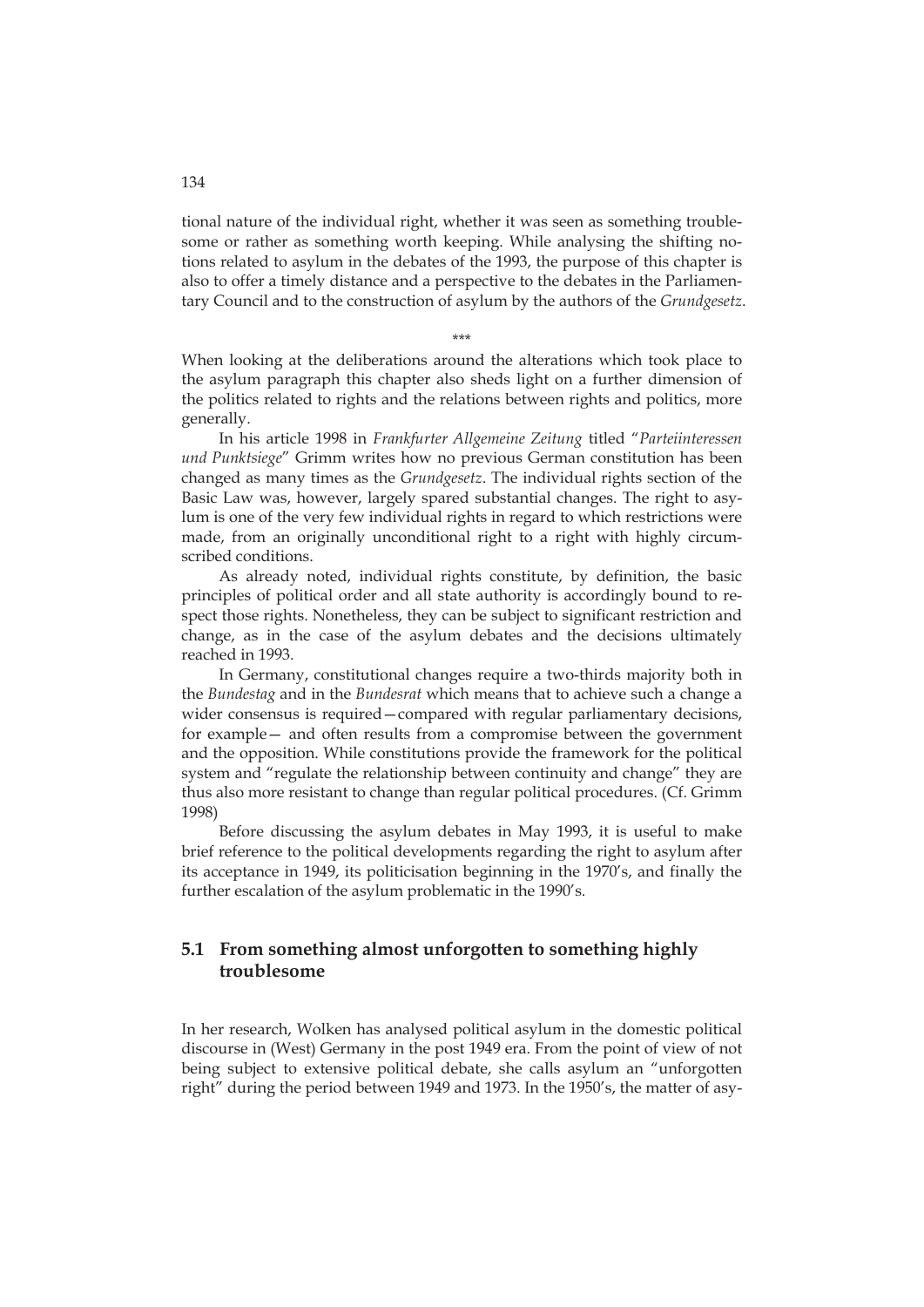tional nature of the individual right, whether it was seen as something troublesome or rather as something worth keeping. While analysing the shifting notions related to asylum in the debates of the 1993, the purpose of this chapter is also to offer a timely distance and a perspective to the debates in the Parliamentary Council and to the construction of asylum by the authors of the *Grundgesetz*.

\*\*\*

When looking at the deliberations around the alterations which took place to the asylum paragraph this chapter also sheds light on a further dimension of the politics related to rights and the relations between rights and politics, more generally.

In his article 1998 in *Frankfurter Allgemeine Zeitung* titled "*Parteiinteressen und Punktsiege*" Grimm writes how no previous German constitution has been changed as many times as the *Grundgesetz*. The individual rights section of the Basic Law was, however, largely spared substantial changes. The right to asylum is one of the very few individual rights in regard to which restrictions were made, from an originally unconditional right to a right with highly circumscribed conditions.

As already noted, individual rights constitute, by definition, the basic principles of political order and all state authority is accordingly bound to respect those rights. Nonetheless, they can be subject to significant restriction and change, as in the case of the asylum debates and the decisions ultimately reached in 1993.

In Germany, constitutional changes require a two-thirds majority both in the *Bundestag* and in the *Bundesrat* which means that to achieve such a change a wider consensus is required—compared with regular parliamentary decisions, for example— and often results from a compromise between the government and the opposition. While constitutions provide the framework for the political system and "regulate the relationship between continuity and change" they are thus also more resistant to change than regular political procedures. (Cf. Grimm 1998)

Before discussing the asylum debates in May 1993, it is useful to make brief reference to the political developments regarding the right to asylum after its acceptance in 1949, its politicisation beginning in the 1970's, and finally the further escalation of the asylum problematic in the 1990's.

## 5.1 From something almost unforgotten to something highly troublesome

In her research, Wolken has analysed political asylum in the domestic political discourse in (West) Germany in the post 1949 era. From the point of view of not being subject to extensive political debate, she calls asylum an "unforgotten right" during the period between 1949 and 1973. In the 1950's, the matter of asy-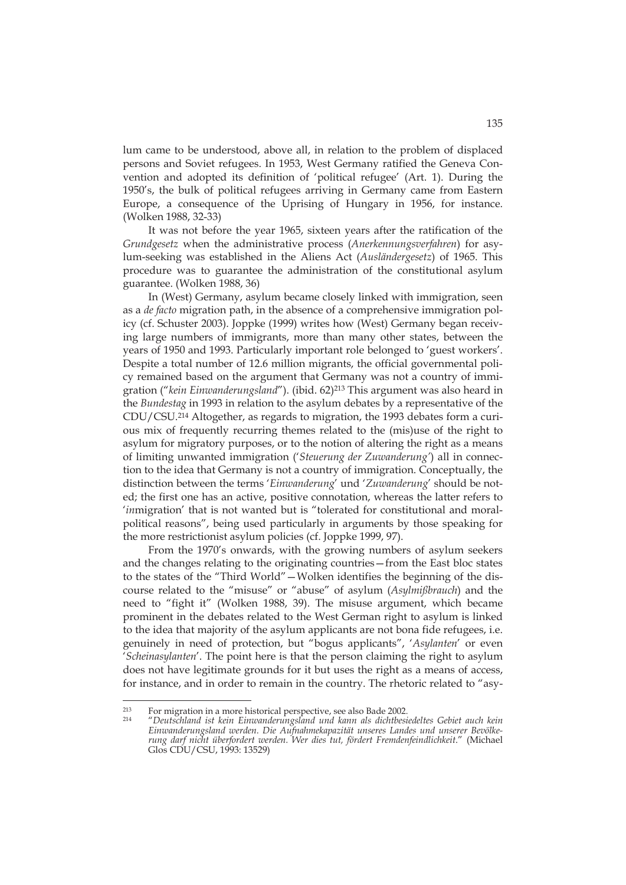lum came to be understood, above all, in relation to the problem of displaced persons and Soviet refugees. In 1953, West Germany ratified the Geneva Convention and adopted its definition of 'political refugee' (Art. 1). During the 1950's, the bulk of political refugees arriving in Germany came from Eastern Europe, a consequence of the Uprising of Hungary in 1956, for instance. (Wolken 1988, 32-33)

It was not before the year 1965, sixteen years after the ratification of the *Grundgesetz* when the administrative process (*Anerkennungsverfahren*) for asylum-seeking was established in the Aliens Act (*Ausländergesetz*) of 1965. This procedure was to guarantee the administration of the constitutional asylum guarantee. (Wolken 1988, 36)

In (West) Germany, asylum became closely linked with immigration, seen as a *de facto* migration path, in the absence of a comprehensive immigration policy (cf. Schuster 2003). Joppke (1999) writes how (West) Germany began receiving large numbers of immigrants, more than many other states, between the years of 1950 and 1993. Particularly important role belonged to 'guest workers'. Despite a total number of 12.6 million migrants, the official governmental policy remained based on the argument that Germany was not a country of immigration ("*kein Einwanderungsland*"). (ibid. 62)[213] This argument was also heard in the *Bundestag* in 1993 in relation to the asylum debates by a representative of the CDU/CSU.[214] Altogether, as regards to migration, the 1993 debates form a curious mix of frequently recurring themes related to the (mis)use of the right to asylum for migratory purposes, or to the notion of altering the right as a means of limiting unwanted immigration ('*Steuerung der Zuwanderung*') all in connection to the idea that Germany is not a country of immigration. Conceptually, the distinction between the terms '*Einwanderung*' und '*Zuwanderung*' should be noted; the first one has an active, positive connotation, whereas the latter refers to '*in*migration' that is not wanted but is "tolerated for constitutional and moral-political reasons", being used particularly in arguments by those speaking for the more restrictionist asylum policies (cf. Joppke 1999, 97).

From the 1970's onwards, with the growing numbers of asylum seekers and the changes relating to the originating countries—from the East bloc states to the states of the "Third World"—Wolken identifies the beginning of the discourse related to the "misuse" or "abuse" of asylum (*Asylmißbrauch*) and the need to "fight it" (Wolken 1988, 39). The misuse argument, which became prominent in the debates related to the West German right to asylum is linked to the idea that majority of the asylum applicants are not bona fide refugees, i.e. genuinely in need of protection, but "bogus applicants", '*Asylanten*' or even '*Scheinasylanten*'. The point here is that the person claiming the right to asylum does not have legitimate grounds for it but uses the right as a means of access, for instance, and in order to remain in the country. The rhetoric related to "asy-

---

[213] For migration in a more historical perspective, see also Bade 2002.

[214] "*Deutschland ist kein Einwanderungsland und kann als dichtbesiedeltes Gebiet auch kein Einwanderungsland werden. Die Aufnahmekapazität unseres Landes und unserer Bevölkerung darf nicht überfordert werden. Wer dies tut, fördert Fremdenfeindlichkeit.*" (Michael Glos CDU/CSU, 1993: 13529)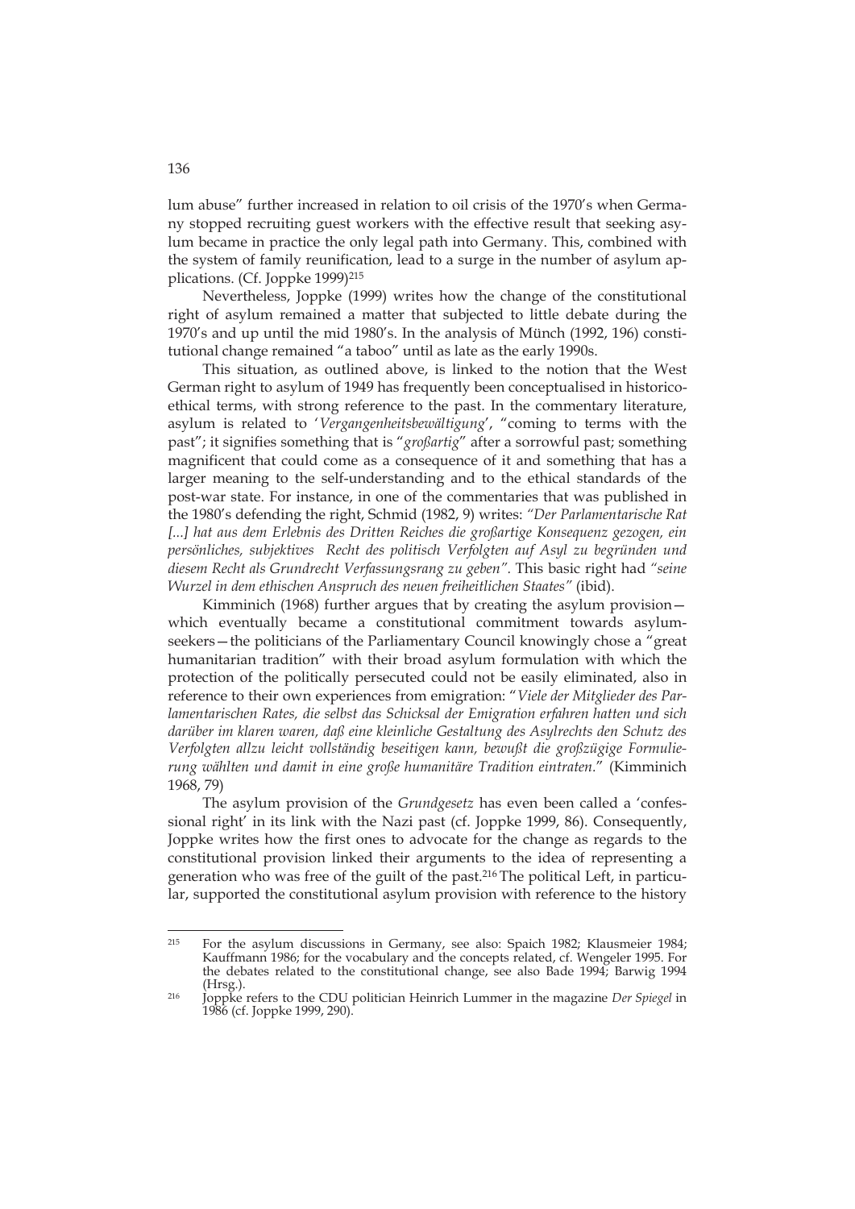lum abuse" further increased in relation to oil crisis of the 1970's when Germany stopped recruiting guest workers with the effective result that seeking asylum became in practice the only legal path into Germany. This, combined with the system of family reunification, lead to a surge in the number of asylum applications. (Cf. Joppke 1999)[215]

Nevertheless, Joppke (1999) writes how the change of the constitutional right of asylum remained a matter that subjected to little debate during the 1970's and up until the mid 1980's. In the analysis of Münch (1992, 196) constitutional change remained "a taboo" until as late as the early 1990s.

This situation, as outlined above, is linked to the notion that the West German right to asylum of 1949 has frequently been conceptualised in historico-ethical terms, with strong reference to the past. In the commentary literature, asylum is related to '*Vergangenheitsbewältigung*', "coming to terms with the past"; it signifies something that is "*großartig*" after a sorrowful past; something magnificent that could come as a consequence of it and something that has a larger meaning to the self-understanding and to the ethical standards of the post-war state. For instance, in one of the commentaries that was published in the 1980's defending the right, Schmid (1982, 9) writes: *"Der Parlamentarische Rat [...] hat aus dem Erlebnis des Dritten Reiches die großartige Konsequenz gezogen, ein persönliches, subjektives Recht des politisch Verfolgten auf Asyl zu begründen und diesem Recht als Grundrecht Verfassungsrang zu geben".* This basic right had *"seine Wurzel in dem ethischen Anspruch des neuen freiheitlichen Staates"* (ibid).

Kimminich (1968) further argues that by creating the asylum provision—which eventually became a constitutional commitment towards asylum-seekers—the politicians of the Parliamentary Council knowingly chose a "great humanitarian tradition" with their broad asylum formulation with which the protection of the politically persecuted could not be easily eliminated, also in reference to their own experiences from emigration: "*Viele der Mitglieder des Parlamentarischen Rates, die selbst das Schicksal der Emigration erfahren hatten und sich darüber im klaren waren, daß eine kleinliche Gestaltung des Asylrechts den Schutz des Verfolgten allzu leicht vollständig beseitigen kann, bewußt die großzügige Formulierung wählten und damit in eine große humanitäre Tradition eintraten.*" (Kimminich 1968, 79)

The asylum provision of the *Grundgesetz* has even been called a 'confessional right' in its link with the Nazi past (cf. Joppke 1999, 86). Consequently, Joppke writes how the first ones to advocate for the change as regards to the constitutional provision linked their arguments to the idea of representing a generation who was free of the guilt of the past.[216] The political Left, in particular, supported the constitutional asylum provision with reference to the history

---

[215] For the asylum discussions in Germany, see also: Spaich 1982; Klausmeier 1984; Kauffmann 1986; for the vocabulary and the concepts related, cf. Wengeler 1995. For the debates related to the constitutional change, see also Bade 1994; Barwig 1994 (Hrsg.).

[216] Joppke refers to the CDU politician Heinrich Lummer in the magazine *Der Spiegel* in 1986 (cf. Joppke 1999, 290).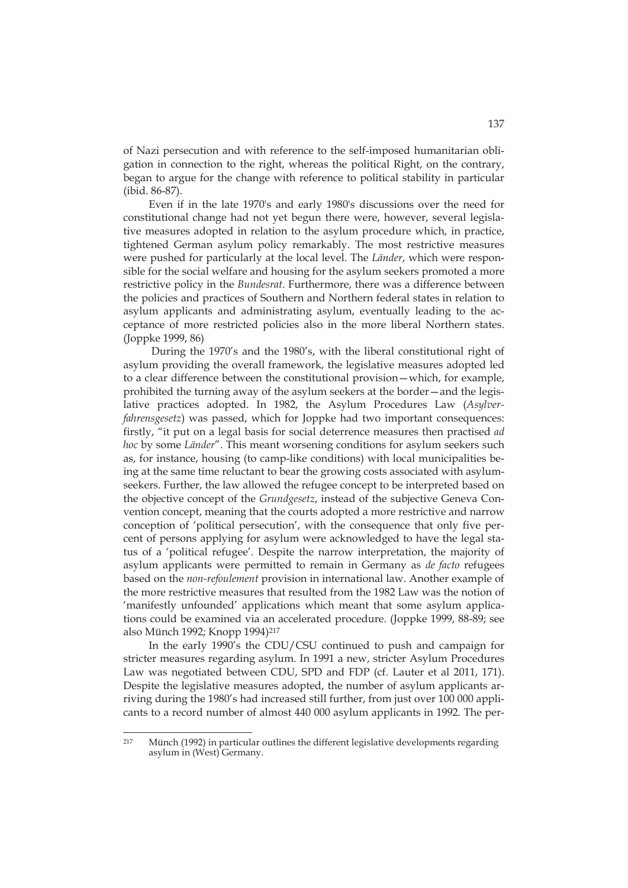of Nazi persecution and with reference to the self-imposed humanitarian obligation in connection to the right, whereas the political Right, on the contrary, began to argue for the change with reference to political stability in particular (ibid. 86-87).

Even if in the late 1970's and early 1980's discussions over the need for constitutional change had not yet begun there were, however, several legislative measures adopted in relation to the asylum procedure which, in practice, tightened German asylum policy remarkably. The most restrictive measures were pushed for particularly at the local level. The *Länder*, which were responsible for the social welfare and housing for the asylum seekers promoted a more restrictive policy in the *Bundesrat*. Furthermore, there was a difference between the policies and practices of Southern and Northern federal states in relation to asylum applicants and administrating asylum, eventually leading to the acceptance of more restricted policies also in the more liberal Northern states. (Joppke 1999, 86)

During the 1970's and the 1980's, with the liberal constitutional right of asylum providing the overall framework, the legislative measures adopted led to a clear difference between the constitutional provision—which, for example, prohibited the turning away of the asylum seekers at the border—and the legislative practices adopted. In 1982, the Asylum Procedures Law (*Asylverfahrensgesetz*) was passed, which for Joppke had two important consequences: firstly, "it put on a legal basis for social deterrence measures then practised *ad hoc* by some *Länder*". This meant worsening conditions for asylum seekers such as, for instance, housing (to camp-like conditions) with local municipalities being at the same time reluctant to bear the growing costs associated with asylum-seekers. Further, the law allowed the refugee concept to be interpreted based on the objective concept of the *Grundgesetz*, instead of the subjective Geneva Convention concept, meaning that the courts adopted a more restrictive and narrow conception of 'political persecution', with the consequence that only five percent of persons applying for asylum were acknowledged to have the legal status of a 'political refugee'. Despite the narrow interpretation, the majority of asylum applicants were permitted to remain in Germany as *de facto* refugees based on the *non-refoulement* provision in international law. Another example of the more restrictive measures that resulted from the 1982 Law was the notion of 'manifestly unfounded' applications which meant that some asylum applications could be examined via an accelerated procedure. (Joppke 1999, 88-89; see also Münch 1992; Knopp 1994)[217]

In the early 1990's the CDU/CSU continued to push and campaign for stricter measures regarding asylum. In 1991 a new, stricter Asylum Procedures Law was negotiated between CDU, SPD and FDP (cf. Lauter et al 2011, 171). Despite the legislative measures adopted, the number of asylum applicants arriving during the 1980's had increased still further, from just over 100 000 applicants to a record number of almost 440 000 asylum applicants in 1992. The per-

[217] Münch (1992) in particular outlines the different legislative developments regarding asylum in (West) Germany.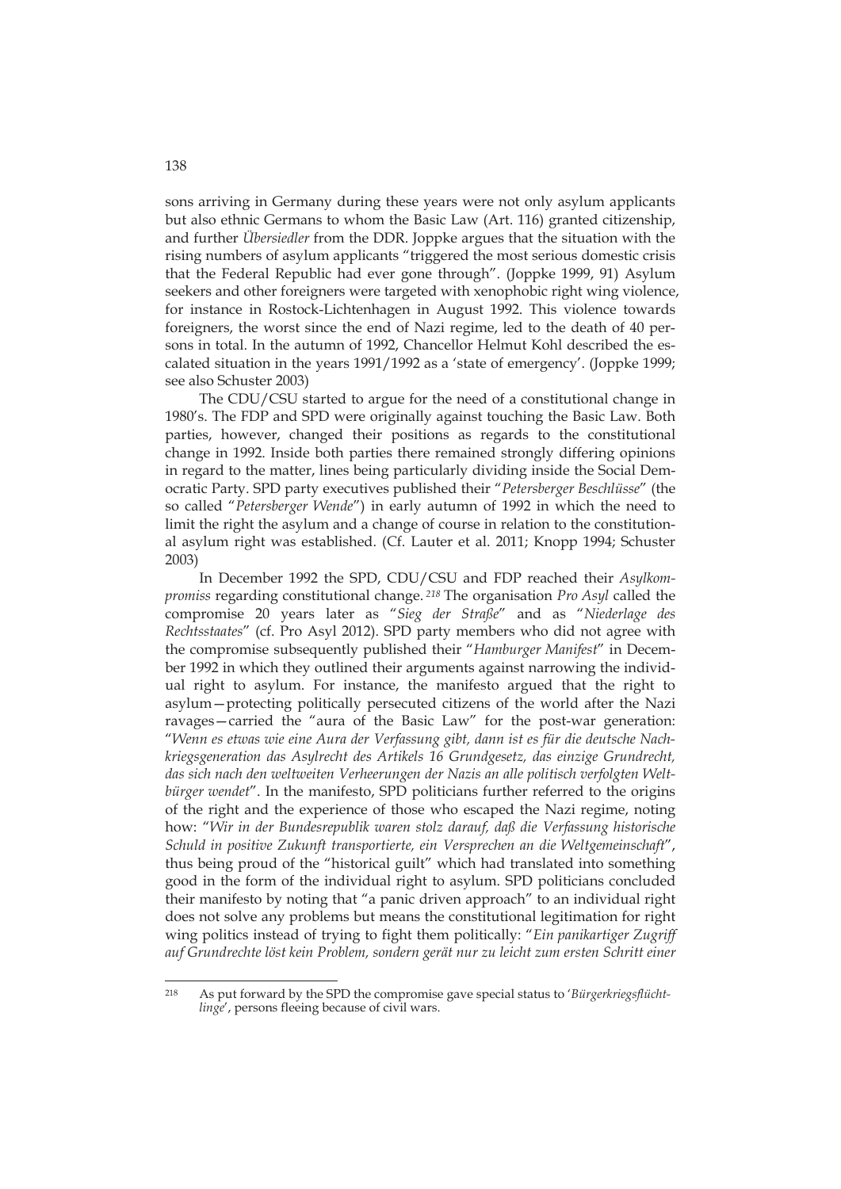sons arriving in Germany during these years were not only asylum applicants but also ethnic Germans to whom the Basic Law (Art. 116) granted citizenship, and further *Übersiedler* from the DDR. Joppke argues that the situation with the rising numbers of asylum applicants "triggered the most serious domestic crisis that the Federal Republic had ever gone through". (Joppke 1999, 91) Asylum seekers and other foreigners were targeted with xenophobic right wing violence, for instance in Rostock-Lichtenhagen in August 1992. This violence towards foreigners, the worst since the end of Nazi regime, led to the death of 40 persons in total. In the autumn of 1992, Chancellor Helmut Kohl described the escalated situation in the years 1991/1992 as a 'state of emergency'. (Joppke 1999; see also Schuster 2003)

The CDU/CSU started to argue for the need of a constitutional change in 1980's. The FDP and SPD were originally against touching the Basic Law. Both parties, however, changed their positions as regards to the constitutional change in 1992. Inside both parties there remained strongly differing opinions in regard to the matter, lines being particularly dividing inside the Social Democratic Party. SPD party executives published their "*Petersberger Beschlüsse*" (the so called "*Petersberger Wende*") in early autumn of 1992 in which the need to limit the right the asylum and a change of course in relation to the constitutional asylum right was established. (Cf. Lauter et al. 2011; Knopp 1994; Schuster 2003)

In December 1992 the SPD, CDU/CSU and FDP reached their *Asylkompromiss* regarding constitutional change.[218] The organisation *Pro Asyl* called the compromise 20 years later as "*Sieg der Straße*" and as "*Niederlage des Rechtsstaates*" (cf. Pro Asyl 2012). SPD party members who did not agree with the compromise subsequently published their "*Hamburger Manifest*" in December 1992 in which they outlined their arguments against narrowing the individual right to asylum. For instance, the manifesto argued that the right to asylum—protecting politically persecuted citizens of the world after the Nazi ravages—carried the "aura of the Basic Law" for the post-war generation: "*Wenn es etwas wie eine Aura der Verfassung gibt, dann ist es für die deutsche Nachkriegsgeneration das Asylrecht des Artikels 16 Grundgesetz, das einzige Grundrecht, das sich nach den weltweiten Verheerungen der Nazis an alle politisch verfolgten Weltbürger wendet*". In the manifesto, SPD politicians further referred to the origins of the right and the experience of those who escaped the Nazi regime, noting how: "*Wir in der Bundesrepublik waren stolz darauf, daß die Verfassung historische Schuld in positive Zukunft transportierte, ein Versprechen an die Weltgemeinschaft*", thus being proud of the "historical guilt" which had translated into something good in the form of the individual right to asylum. SPD politicians concluded their manifesto by noting that "a panic driven approach" to an individual right does not solve any problems but means the constitutional legitimation for right wing politics instead of trying to fight them politically: "*Ein panikartiger Zugriff auf Grundrechte löst kein Problem, sondern gerät nur zu leicht zum ersten Schritt einer*

---

[218] As put forward by the SPD the compromise gave special status to '*Bürgerkriegsflüchtlinge*', persons fleeing because of civil wars.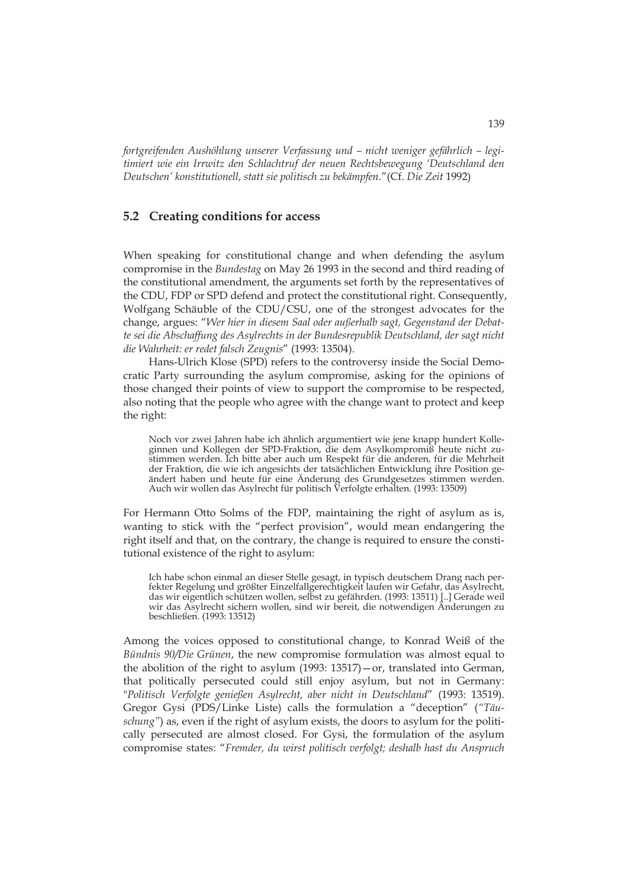*fortgreifenden Aushöhlung unserer Verfassung und – nicht weniger gefährlich – legitimiert wie ein Irrwitz den Schlachtruf der neuen Rechtsbewegung 'Deutschland den Deutschen' konstitutionell, statt sie politisch zu bekämpfen.*" (Cf. *Die Zeit* 1992)

## 5.2 Creating conditions for access

When speaking for constitutional change and when defending the asylum compromise in the *Bundestag* on May 26 1993 in the second and third reading of the constitutional amendment, the arguments set forth by the representatives of the CDU, FDP or SPD defend and protect the constitutional right. Consequently, Wolfgang Schäuble of the CDU/CSU, one of the strongest advocates for the change, argues: "*Wer hier in diesem Saal oder außerhalb sagt, Gegenstand der Debatte sei die Abschaffung des Asylrechts in der Bundesrepublik Deutschland, der sagt nicht die Wahrheit: er redet falsch Zeugnis*" (1993: 13504).

Hans-Ulrich Klose (SPD) refers to the controversy inside the Social Democratic Party surrounding the asylum compromise, asking for the opinions of those changed their points of view to support the compromise to be respected, also noting that the people who agree with the change want to protect and keep the right:

> Noch vor zwei Jahren habe ich ähnlich argumentiert wie jene knapp hundert Kolleginnen und Kollegen der SPD-Fraktion, die dem Asylkompromiß heute nicht zustimmen werden. Ich bitte aber auch um Respekt für die anderen, für die Mehrheit der Fraktion, die wie ich angesichts der tatsächlichen Entwicklung ihre Position geändert haben und heute für eine Änderung des Grundgesetzes stimmen werden. Auch wir wollen das Asylrecht für politisch Verfolgte erhalten. (1993: 13509)

For Hermann Otto Solms of the FDP, maintaining the right of asylum as is, wanting to stick with the "perfect provision", would mean endangering the right itself and that, on the contrary, the change is required to ensure the constitutional existence of the right to asylum:

> Ich habe schon einmal an dieser Stelle gesagt, in typisch deutschem Drang nach perfekter Regelung und größter Einzelfallgerechtigkeit laufen wir Gefahr, das Asylrecht, das wir eigentlich schützen wollen, selbst zu gefährden. (1993: 13511) [..] Gerade weil wir das Asylrecht sichern wollen, sind wir bereit, die notwendigen Änderungen zu beschließen. (1993: 13512)

Among the voices opposed to constitutional change, to Konrad Weiß of the *Bündnis 90/Die Grünen*, the new compromise formulation was almost equal to the abolition of the right to asylum (1993: 13517)—or, translated into German, that politically persecuted could still enjoy asylum, but not in Germany: "*Politisch Verfolgte genießen Asylrecht, aber nicht in Deutschland*" (1993: 13519). Gregor Gysi (PDS/Linke Liste) calls the formulation a "deception" ("*Täuschung*") as, even if the right of asylum exists, the doors to asylum for the politically persecuted are almost closed. For Gysi, the formulation of the asylum compromise states: "*Fremder, du wirst politisch verfolgt; deshalb hast du Anspruch*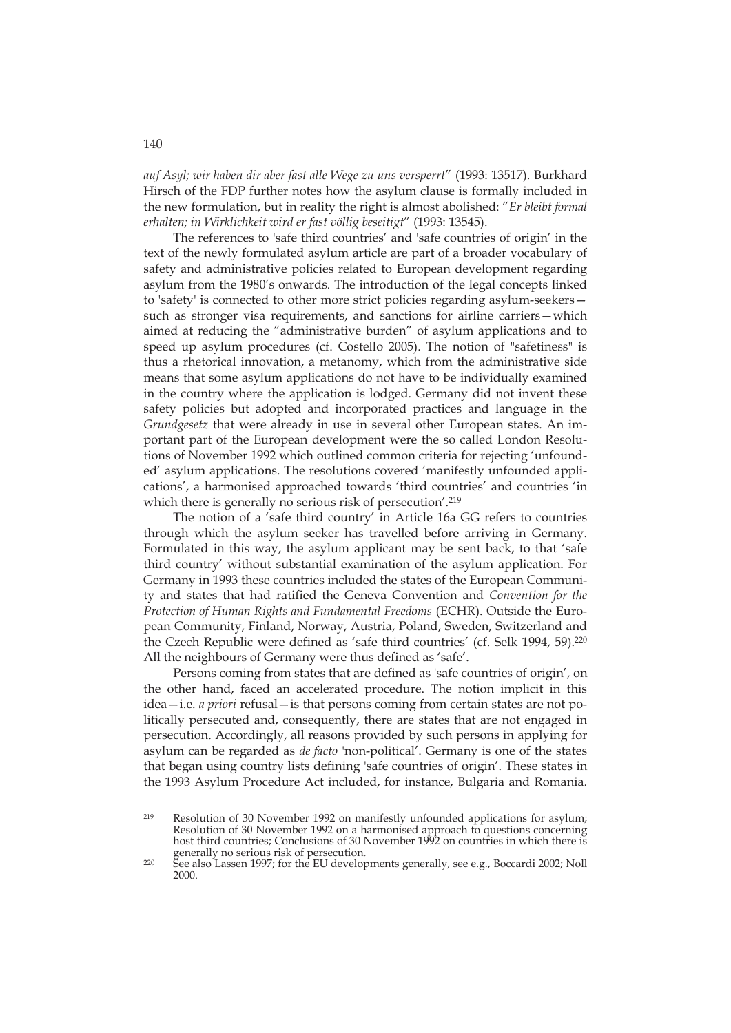*auf Asyl; wir haben dir aber fast alle Wege zu uns versperrt*" (1993: 13517). Burkhard Hirsch of the FDP further notes how the asylum clause is formally included in the new formulation, but in reality the right is almost abolished: "*Er bleibt formal erhalten; in Wirklichkeit wird er fast völlig beseitigt*" (1993: 13545).

The references to 'safe third countries' and 'safe countries of origin' in the text of the newly formulated asylum article are part of a broader vocabulary of safety and administrative policies related to European development regarding asylum from the 1980's onwards. The introduction of the legal concepts linked to 'safety' is connected to other more strict policies regarding asylum-seekers—such as stronger visa requirements, and sanctions for airline carriers—which aimed at reducing the "administrative burden" of asylum applications and to speed up asylum procedures (cf. Costello 2005). The notion of "safetiness" is thus a rhetorical innovation, a metanomy, which from the administrative side means that some asylum applications do not have to be individually examined in the country where the application is lodged. Germany did not invent these safety policies but adopted and incorporated practices and language in the *Grundgesetz* that were already in use in several other European states. An important part of the European development were the so called London Resolutions of November 1992 which outlined common criteria for rejecting 'unfounded' asylum applications. The resolutions covered 'manifestly unfounded applications', a harmonised approached towards 'third countries' and countries 'in which there is generally no serious risk of persecution'.[219]

The notion of a 'safe third country' in Article 16a GG refers to countries through which the asylum seeker has travelled before arriving in Germany. Formulated in this way, the asylum applicant may be sent back, to that 'safe third country' without substantial examination of the asylum application. For Germany in 1993 these countries included the states of the European Community and states that had ratified the Geneva Convention and *Convention for the Protection of Human Rights and Fundamental Freedoms* (ECHR). Outside the European Community, Finland, Norway, Austria, Poland, Sweden, Switzerland and the Czech Republic were defined as 'safe third countries' (cf. Selk 1994, 59).[220] All the neighbours of Germany were thus defined as 'safe'.

Persons coming from states that are defined as 'safe countries of origin', on the other hand, faced an accelerated procedure. The notion implicit in this idea—i.e. *a priori* refusal—is that persons coming from certain states are not politically persecuted and, consequently, there are states that are not engaged in persecution. Accordingly, all reasons provided by such persons in applying for asylum can be regarded as *de facto* 'non-political'. Germany is one of the states that began using country lists defining 'safe countries of origin'. These states in the 1993 Asylum Procedure Act included, for instance, Bulgaria and Romania.

---

[219] Resolution of 30 November 1992 on manifestly unfounded applications for asylum; Resolution of 30 November 1992 on a harmonised approach to questions concerning host third countries; Conclusions of 30 November 1992 on countries in which there is generally no serious risk of persecution.

[220] See also Lassen 1997; for the EU developments generally, see e.g., Boccardi 2002; Noll 2000.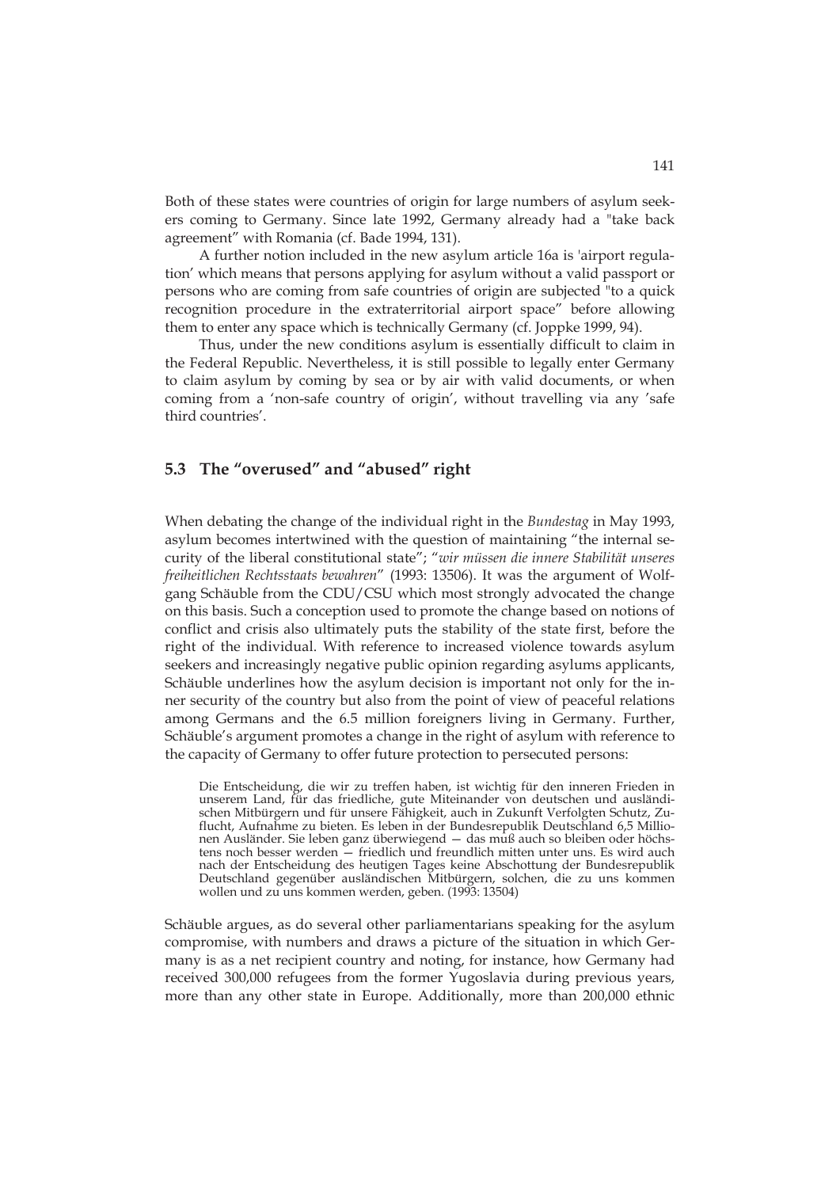Both of these states were countries of origin for large numbers of asylum seekers coming to Germany. Since late 1992, Germany already had a "take back agreement" with Romania (cf. Bade 1994, 131).

A further notion included in the new asylum article 16a is 'airport regulation' which means that persons applying for asylum without a valid passport or persons who are coming from safe countries of origin are subjected "to a quick recognition procedure in the extraterritorial airport space" before allowing them to enter any space which is technically Germany (cf. Joppke 1999, 94).

Thus, under the new conditions asylum is essentially difficult to claim in the Federal Republic. Nevertheless, it is still possible to legally enter Germany to claim asylum by coming by sea or by air with valid documents, or when coming from a 'non-safe country of origin', without travelling via any 'safe third countries'.

## 5.3 The "overused" and "abused" right

When debating the change of the individual right in the *Bundestag* in May 1993, asylum becomes intertwined with the question of maintaining "the internal security of the liberal constitutional state"; "*wir müssen die innere Stabilität unseres freiheitlichen Rechtsstaats bewahren*" (1993: 13506). It was the argument of Wolfgang Schäuble from the CDU/CSU which most strongly advocated the change on this basis. Such a conception used to promote the change based on notions of conflict and crisis also ultimately puts the stability of the state first, before the right of the individual. With reference to increased violence towards asylum seekers and increasingly negative public opinion regarding asylums applicants, Schäuble underlines how the asylum decision is important not only for the inner security of the country but also from the point of view of peaceful relations among Germans and the 6.5 million foreigners living in Germany. Further, Schäuble's argument promotes a change in the right of asylum with reference to the capacity of Germany to offer future protection to persecuted persons:

> Die Entscheidung, die wir zu treffen haben, ist wichtig für den inneren Frieden in unserem Land, für das friedliche, gute Miteinander von deutschen und ausländischen Mitbürgern und für unsere Fähigkeit, auch in Zukunft Verfolgten Schutz, Zuflucht, Aufnahme zu bieten. Es leben in der Bundesrepublik Deutschland 6,5 Millionen Ausländer. Sie leben ganz überwiegend — das muß auch so bleiben oder höchstens noch besser werden — friedlich und freundlich mitten unter uns. Es wird auch nach der Entscheidung des heutigen Tages keine Abschottung der Bundesrepublik Deutschland gegenüber ausländischen Mitbürgern, solchen, die zu uns kommen wollen und zu uns kommen werden, geben. (1993: 13504)

Schäuble argues, as do several other parliamentarians speaking for the asylum compromise, with numbers and draws a picture of the situation in which Germany is as a net recipient country and noting, for instance, how Germany had received 300,000 refugees from the former Yugoslavia during previous years, more than any other state in Europe. Additionally, more than 200,000 ethnic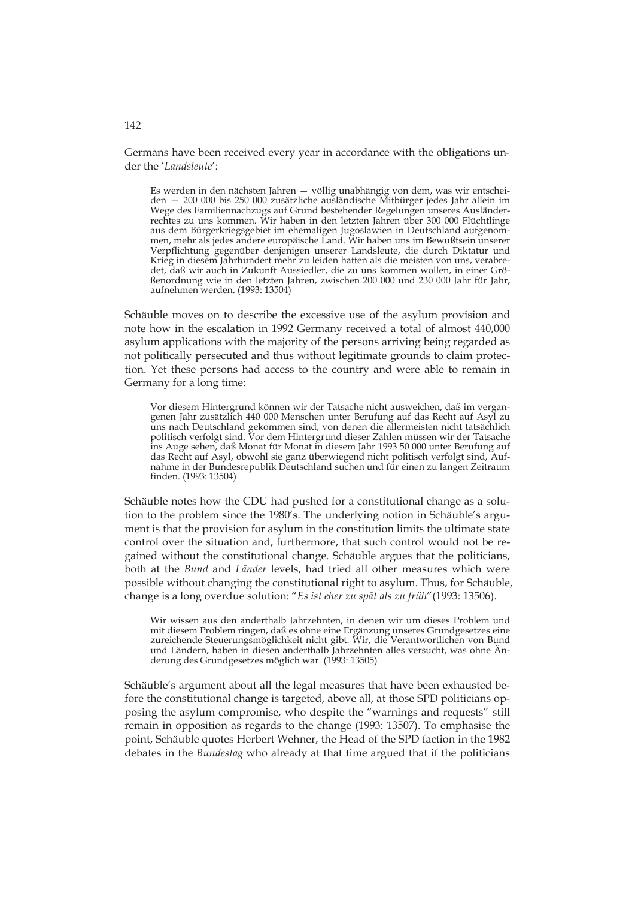Germans have been received every year in accordance with the obligations under the '*Landsleute*':

> Es werden in den nächsten Jahren — völlig unabhängig von dem, was wir entscheiden — 200 000 bis 250 000 zusätzliche ausländische Mitbürger jedes Jahr allein im Wege des Familiennachzugs auf Grund bestehender Regelungen unseres Ausländerrechtes zu uns kommen. Wir haben in den letzten Jahren über 300 000 Flüchtlinge aus dem Bürgerkriegsgebiet im ehemaligen Jugoslawien in Deutschland aufgenommen, mehr als jedes andere europäische Land. Wir haben uns im Bewußtsein unserer Verpflichtung gegenüber denjenigen unserer Landsleute, die durch Diktatur und Krieg in diesem Jahrhundert mehr zu leiden hatten als die meisten von uns, verabredet, daß wir auch in Zukunft Aussiedler, die zu uns kommen wollen, in einer Größenordnung wie in den letzten Jahren, zwischen 200 000 und 230 000 Jahr für Jahr, aufnehmen werden. (1993: 13504)

Schäuble moves on to describe the excessive use of the asylum provision and note how in the escalation in 1992 Germany received a total of almost 440,000 asylum applications with the majority of the persons arriving being regarded as not politically persecuted and thus without legitimate grounds to claim protection. Yet these persons had access to the country and were able to remain in Germany for a long time:

> Vor diesem Hintergrund können wir der Tatsache nicht ausweichen, daß im vergangenen Jahr zusätzlich 440 000 Menschen unter Berufung auf das Recht auf Asyl zu uns nach Deutschland gekommen sind, von denen die allermeisten nicht tatsächlich politisch verfolgt sind. Vor dem Hintergrund dieser Zahlen müssen wir der Tatsache ins Auge sehen, daß Monat für Monat in diesem Jahr 1993 50 000 unter Berufung auf das Recht auf Asyl, obwohl sie ganz überwiegend nicht politisch verfolgt sind, Aufnahme in der Bundesrepublik Deutschland suchen und für einen zu langen Zeitraum finden. (1993: 13504)

Schäuble notes how the CDU had pushed for a constitutional change as a solution to the problem since the 1980's. The underlying notion in Schäuble's argument is that the provision for asylum in the constitution limits the ultimate state control over the situation and, furthermore, that such control would not be regained without the constitutional change. Schäuble argues that the politicians, both at the *Bund* and *Länder* levels, had tried all other measures which were possible without changing the constitutional right to asylum. Thus, for Schäuble, change is a long overdue solution: "*Es ist eher zu spät als zu früh*"(1993: 13506).

> Wir wissen aus den anderthalb Jahrzehnten, in denen wir um dieses Problem und mit diesem Problem ringen, daß es ohne eine Ergänzung unseres Grundgesetzes eine zureichende Steuerungsmöglichkeit nicht gibt. Wir, die Verantwortlichen von Bund und Ländern, haben in diesen anderthalb Jahrzehnten alles versucht, was ohne Änderung des Grundgesetzes möglich war. (1993: 13505)

Schäuble's argument about all the legal measures that have been exhausted before the constitutional change is targeted, above all, at those SPD politicians opposing the asylum compromise, who despite the "warnings and requests" still remain in opposition as regards to the change (1993: 13507). To emphasise the point, Schäuble quotes Herbert Wehner, the Head of the SPD faction in the 1982 debates in the *Bundestag* who already at that time argued that if the politicians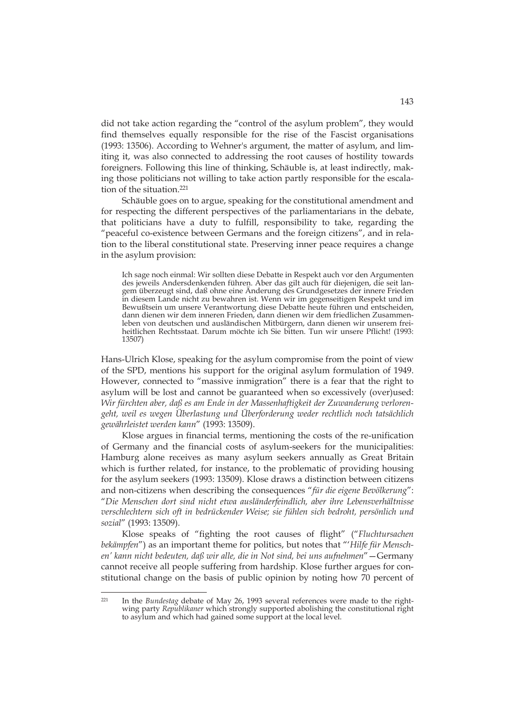did not take action regarding the "control of the asylum problem", they would find themselves equally responsible for the rise of the Fascist organisations (1993: 13506). According to Wehner's argument, the matter of asylum, and limiting it, was also connected to addressing the root causes of hostility towards foreigners. Following this line of thinking, Schäuble is, at least indirectly, making those politicians not willing to take action partly responsible for the escalation of the situation.[221]

Schäuble goes on to argue, speaking for the constitutional amendment and for respecting the different perspectives of the parliamentarians in the debate, that politicians have a duty to fulfill, responsibility to take, regarding the "peaceful co-existence between Germans and the foreign citizens", and in relation to the liberal constitutional state. Preserving inner peace requires a change in the asylum provision:

> Ich sage noch einmal: Wir sollten diese Debatte in Respekt auch vor den Argumenten des jeweils Andersdenkenden führen. Aber das gilt auch für diejenigen, die seit langem überzeugt sind, daß ohne eine Änderung des Grundgesetzes der innere Frieden in diesem Lande nicht zu bewahren ist. Wenn wir im gegenseitigen Respekt und im Bewußtsein um unsere Verantwortung diese Debatte heute führen und entscheiden, dann dienen wir dem inneren Frieden, dann dienen wir dem friedlichen Zusammenleben von deutschen und ausländischen Mitbürgern, dann dienen wir unserem freiheitlichen Rechtsstaat. Darum möchte ich Sie bitten. Tun wir unsere Pflicht! (1993: 13507)

Hans-Ulrich Klose, speaking for the asylum compromise from the point of view of the SPD, mentions his support for the original asylum formulation of 1949. However, connected to "massive inmigration" there is a fear that the right to asylum will be lost and cannot be guaranteed when so excessively (over)used: *Wir fürchten aber, daß es am Ende in der Massenhaftigkeit der Zuwanderung verlorengeht, weil es wegen Überlastung und Überforderung weder rechtlich noch tatsächlich gewährleistet werden kann*" (1993: 13509).

Klose argues in financial terms, mentioning the costs of the re-unification of Germany and the financial costs of asylum-seekers for the municipalities: Hamburg alone receives as many asylum seekers annually as Great Britain which is further related, for instance, to the problematic of providing housing for the asylum seekers (1993: 13509). Klose draws a distinction between citizens and non-citizens when describing the consequences "*für die eigene Bevölkerung*": "*Die Menschen dort sind nicht etwa ausländerfeindlich, aber ihre Lebensverhältnisse verschlechtern sich oft in bedrückender Weise; sie fühlen sich bedroht, persönlich und sozial*" (1993: 13509).

Klose speaks of "fighting the root causes of flight" ("*Fluchtursachen bekämpfen*") as an important theme for politics, but notes that "'*Hilfe für Menschen' kann nicht bedeuten, daß wir alle, die in Not sind, bei uns aufnehmen*"—Germany cannot receive all people suffering from hardship. Klose further argues for constitutional change on the basis of public opinion by noting how 70 percent of

---

[221] In the *Bundestag* debate of May 26, 1993 several references were made to the right-wing party *Republikaner* which strongly supported abolishing the constitutional right to asylum and which had gained some support at the local level.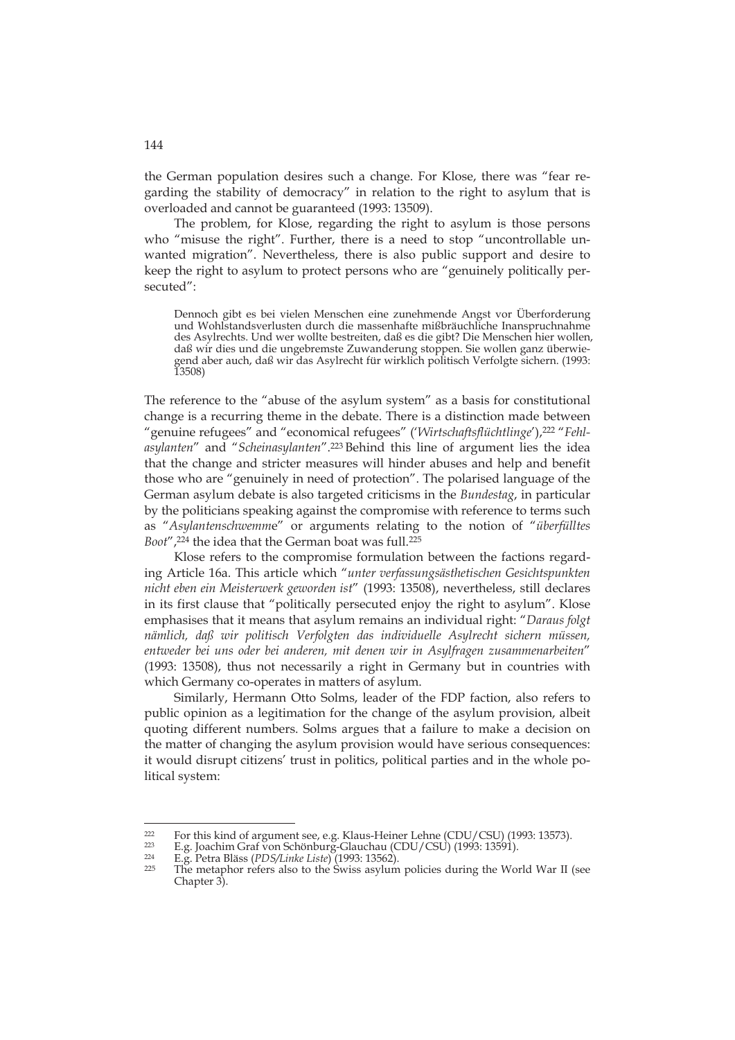the German population desires such a change. For Klose, there was "fear regarding the stability of democracy" in relation to the right to asylum that is overloaded and cannot be guaranteed (1993: 13509).

The problem, for Klose, regarding the right to asylum is those persons who "misuse the right". Further, there is a need to stop "uncontrollable unwanted migration". Nevertheless, there is also public support and desire to keep the right to asylum to protect persons who are "genuinely politically persecuted":

> Dennoch gibt es bei vielen Menschen eine zunehmende Angst vor Überforderung und Wohlstandsverlusten durch die massenhafte mißbräuchliche Inanspruchnahme des Asylrechts. Und wer wollte bestreiten, daß es die gibt? Die Menschen hier wollen, daß wir dies und die ungebremste Zuwanderung stoppen. Sie wollen ganz überwiegend aber auch, daß wir das Asylrecht für wirklich politisch Verfolgte sichern. (1993: 13508)

The reference to the "abuse of the asylum system" as a basis for constitutional change is a recurring theme in the debate. There is a distinction made between "genuine refugees" and "economical refugees" ('*Wirtschaftsflüchtlinge*'),[222] "*Fehlasylanten*" and "*Scheinasylanten*".[223] Behind this line of argument lies the idea that the change and stricter measures will hinder abuses and help and benefit those who are "genuinely in need of protection". The polarised language of the German asylum debate is also targeted criticisms in the *Bundestag*, in particular by the politicians speaking against the compromise with reference to terms such as "*Asylantenschwemme*" or arguments relating to the notion of "*überfülltes Boot*",[224] the idea that the German boat was full.[225]

Klose refers to the compromise formulation between the factions regarding Article 16a. This article which "*unter verfassungsästhetischen Gesichtspunkten nicht eben ein Meisterwerk geworden ist*" (1993: 13508), nevertheless, still declares in its first clause that "politically persecuted enjoy the right to asylum". Klose emphasises that it means that asylum remains an individual right: "*Daraus folgt nämlich, daß wir politisch Verfolgten das individuelle Asylrecht sichern müssen, entweder bei uns oder bei anderen, mit denen wir in Asylfragen zusammenarbeiten*" (1993: 13508), thus not necessarily a right in Germany but in countries with which Germany co-operates in matters of asylum.

Similarly, Hermann Otto Solms, leader of the FDP faction, also refers to public opinion as a legitimation for the change of the asylum provision, albeit quoting different numbers. Solms argues that a failure to make a decision on the matter of changing the asylum provision would have serious consequences: it would disrupt citizens' trust in politics, political parties and in the whole political system:

---

[222] For this kind of argument see, e.g. Klaus-Heiner Lehne (CDU/CSU) (1993: 13573).

[223] E.g. Joachim Graf von Schönburg-Glauchau (CDU/CSU) (1993: 13591).

[224] E.g. Petra Bläss (*PDS/Linke Liste*) (1993: 13562).

[225] The metaphor refers also to the Swiss asylum policies during the World War II (see Chapter 3).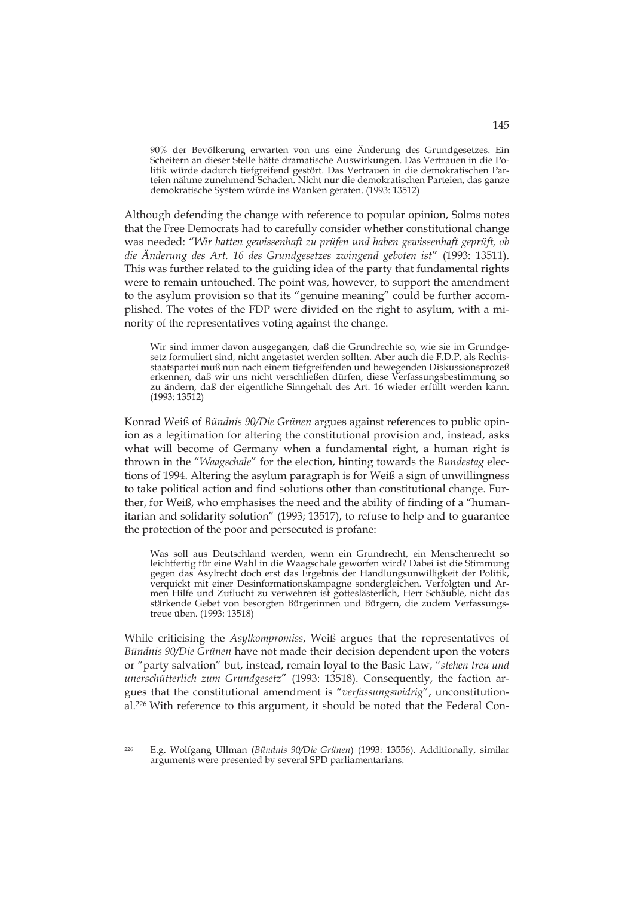> 90% der Bevölkerung erwarten von uns eine Änderung des Grundgesetzes. Ein Scheitern an dieser Stelle hätte dramatische Auswirkungen. Das Vertrauen in die Politik würde dadurch tiefgreifend gestört. Das Vertrauen in die demokratischen Parteien nähme zunehmend Schaden. Nicht nur die demokratischen Parteien, das ganze demokratische System würde ins Wanken geraten. (1993: 13512)

Although defending the change with reference to popular opinion, Solms notes that the Free Democrats had to carefully consider whether constitutional change was needed: "*Wir hatten gewissenhaft zu prüfen und haben gewissenhaft geprüft, ob die Änderung des Art. 16 des Grundgesetzes zwingend geboten ist*" (1993: 13511). This was further related to the guiding idea of the party that fundamental rights were to remain untouched. The point was, however, to support the amendment to the asylum provision so that its "genuine meaning" could be further accomplished. The votes of the FDP were divided on the right to asylum, with a minority of the representatives voting against the change.

> Wir sind immer davon ausgegangen, daß die Grundrechte so, wie sie im Grundgesetz formuliert sind, nicht angetastet werden sollten. Aber auch die F.D.P. als Rechtsstaatspartei muß nun nach einem tiefgreifenden und bewegenden Diskussionsprozeß erkennen, daß wir uns nicht verschließen dürfen, diese Verfassungsbestimmung so zu ändern, daß der eigentliche Sinngehalt des Art. 16 wieder erfüllt werden kann. (1993: 13512)

Konrad Weiß of *Bündnis 90/Die Grünen* argues against references to public opinion as a legitimation for altering the constitutional provision and, instead, asks what will become of Germany when a fundamental right, a human right is thrown in the "*Waagschale*" for the election, hinting towards the *Bundestag* elections of 1994. Altering the asylum paragraph is for Weiß a sign of unwillingness to take political action and find solutions other than constitutional change. Further, for Weiß, who emphasises the need and the ability of finding of a "humanitarian and solidarity solution" (1993; 13517), to refuse to help and to guarantee the protection of the poor and persecuted is profane:

> Was soll aus Deutschland werden, wenn ein Grundrecht, ein Menschenrecht so leichtfertig für eine Wahl in die Waagschale geworfen wird? Dabei ist die Stimmung gegen das Asylrecht doch erst das Ergebnis der Handlungsunwilligkeit der Politik, verquickt mit einer Desinformationskampagne sondergleichen. Verfolgten und Armen Hilfe und Zuflucht zu verwehren ist gotteslästerlich, Herr Schäuble, nicht das stärkende Gebet von besorgten Bürgerinnen und Bürgern, die zudem Verfassungstreue üben. (1993: 13518)

While criticising the *Asylkompromiss*, Weiß argues that the representatives of *Bündnis 90/Die Grünen* have not made their decision dependent upon the voters or "party salvation" but, instead, remain loyal to the Basic Law, "*stehen treu und unerschütterlich zum Grundgesetz*" (1993: 13518). Consequently, the faction argues that the constitutional amendment is "*verfassungswidrig*", unconstitutional.[226] With reference to this argument, it should be noted that the Federal Con-

[226] E.g. Wolfgang Ullman (*Bündnis 90/Die Grünen*) (1993: 13556). Additionally, similar arguments were presented by several SPD parliamentarians.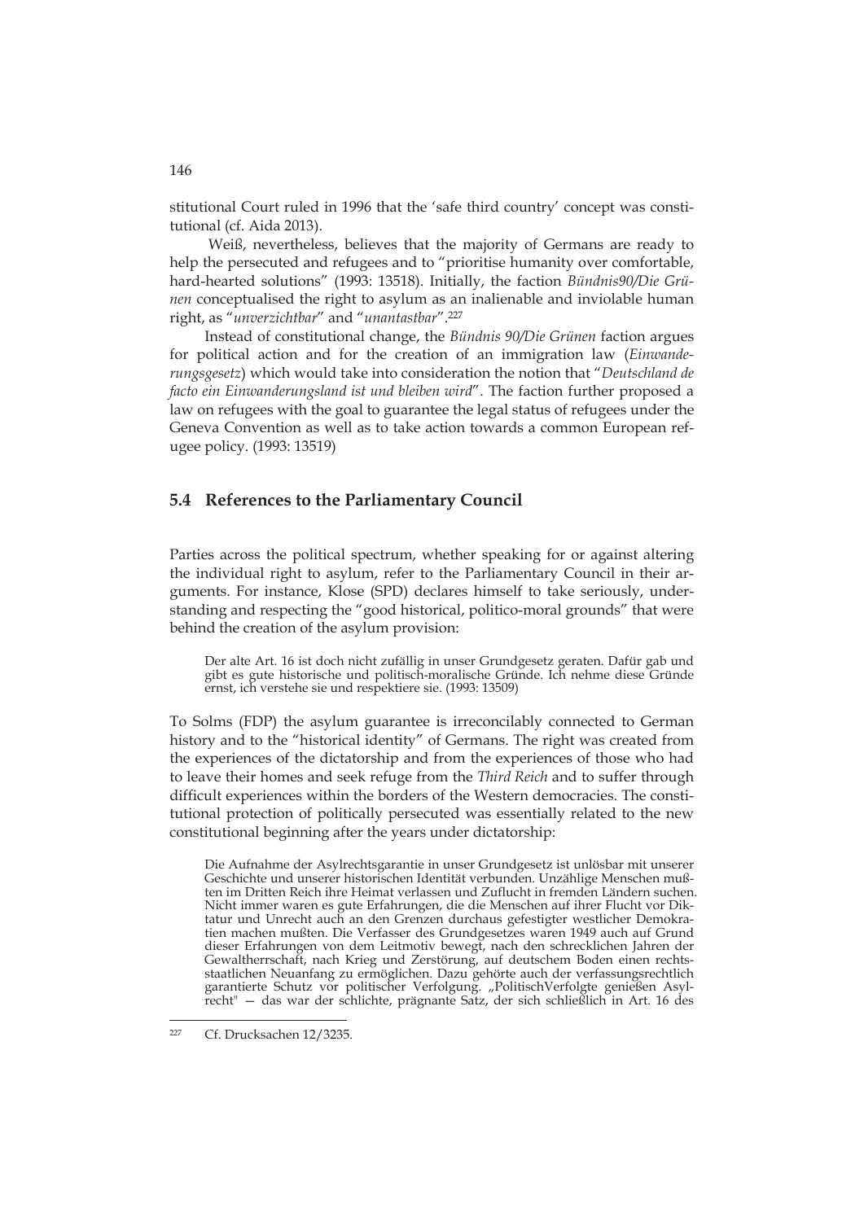stitutional Court ruled in 1996 that the 'safe third country' concept was constitutional (cf. Aida 2013).

Weiß, nevertheless, believes that the majority of Germans are ready to help the persecuted and refugees and to "prioritise humanity over comfortable, hard-hearted solutions" (1993: 13518). Initially, the faction *Bündnis90/Die Grünen* conceptualised the right to asylum as an inalienable and inviolable human right, as "*unverzichtbar*" and "*unantastbar*".[227]

Instead of constitutional change, the *Bündnis 90/Die Grünen* faction argues for political action and for the creation of an immigration law (*Einwanderungsgesetz*) which would take into consideration the notion that "*Deutschland de facto ein Einwanderungsland ist und bleiben wird*". The faction further proposed a law on refugees with the goal to guarantee the legal status of refugees under the Geneva Convention as well as to take action towards a common European refugee policy. (1993: 13519)

## 5.4 References to the Parliamentary Council

Parties across the political spectrum, whether speaking for or against altering the individual right to asylum, refer to the Parliamentary Council in their arguments. For instance, Klose (SPD) declares himself to take seriously, understanding and respecting the "good historical, politico-moral grounds" that were behind the creation of the asylum provision:

> Der alte Art. 16 ist doch nicht zufällig in unser Grundgesetz geraten. Dafür gab und gibt es gute historische und politisch-moralische Gründe. Ich nehme diese Gründe ernst, ich verstehe sie und respektiere sie. (1993: 13509)

To Solms (FDP) the asylum guarantee is irreconcilably connected to German history and to the "historical identity" of Germans. The right was created from the experiences of the dictatorship and from the experiences of those who had to leave their homes and seek refuge from the *Third Reich* and to suffer through difficult experiences within the borders of the Western democracies. The constitutional protection of politically persecuted was essentially related to the new constitutional beginning after the years under dictatorship:

> Die Aufnahme der Asylrechtsgarantie in unser Grundgesetz ist unlösbar mit unserer Geschichte und unserer historischen Identität verbunden. Unzählige Menschen mußten im Dritten Reich ihre Heimat verlassen und Zuflucht in fremden Ländern suchen. Nicht immer waren es gute Erfahrungen, die die Menschen auf ihrer Flucht vor Diktatur und Unrecht auch an den Grenzen durchaus gefestigter westlicher Demokratien machen mußten. Die Verfasser des Grundgesetzes waren 1949 auch auf Grund dieser Erfahrungen von dem Leitmotiv bewegt, nach den schrecklichen Jahren der Gewaltherrschaft, nach Krieg und Zerstörung, auf deutschem Boden einen rechtsstaatlichen Neuanfang zu ermöglichen. Dazu gehörte auch der verfassungsrechtlich garantierte Schutz vor politischer Verfolgung. „PolitischVerfolgte genießen Asylrecht" — das war der schlichte, prägnante Satz, der sich schließlich in Art. 16 des

[227] Cf. Drucksachen 12/3235.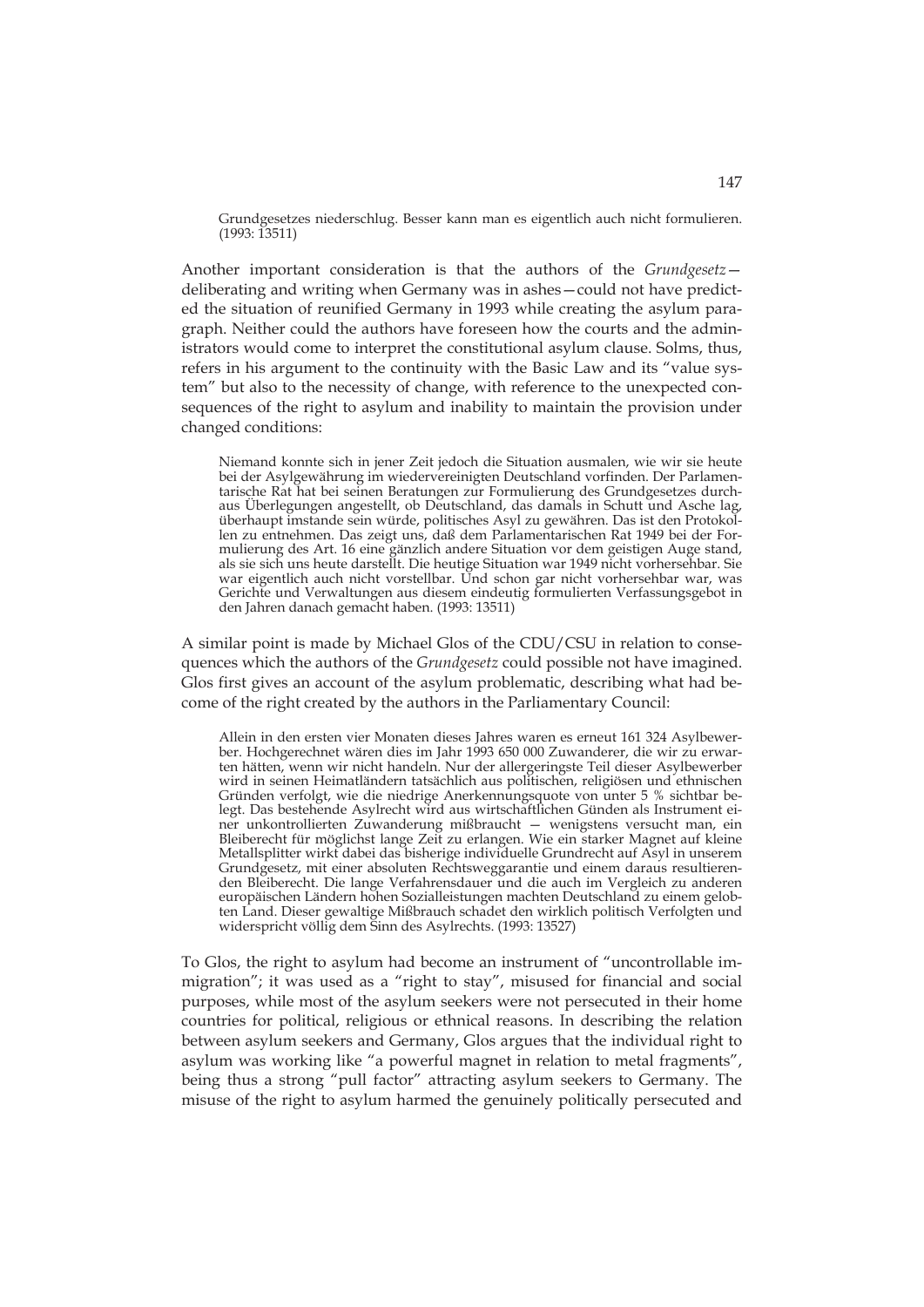Grundgesetzes niederschlug. Besser kann man es eigentlich auch nicht formulieren. (1993: 13511)

Another important consideration is that the authors of the *Grundgesetz*—deliberating and writing when Germany was in ashes—could not have predicted the situation of reunified Germany in 1993 while creating the asylum paragraph. Neither could the authors have foreseen how the courts and the administrators would come to interpret the constitutional asylum clause. Solms, thus, refers in his argument to the continuity with the Basic Law and its "value system" but also to the necessity of change, with reference to the unexpected consequences of the right to asylum and inability to maintain the provision under changed conditions:

> Niemand konnte sich in jener Zeit jedoch die Situation ausmalen, wie wir sie heute bei der Asylgewährung im wiedervereinigten Deutschland vorfinden. Der Parlamentarische Rat hat bei seinen Beratungen zur Formulierung des Grundgesetzes durchaus Überlegungen angestellt, ob Deutschland, das damals in Schutt und Asche lag, überhaupt imstande sein würde, politisches Asyl zu gewähren. Das ist den Protokollen zu entnehmen. Das zeigt uns, daß dem Parlamentarischen Rat 1949 bei der Formulierung des Art. 16 eine gänzlich andere Situation vor dem geistigen Auge stand, als sie sich uns heute darstellt. Die heutige Situation war 1949 nicht vorhersehbar. Sie war eigentlich auch nicht vorstellbar. Und schon gar nicht vorhersehbar war, was Gerichte und Verwaltungen aus diesem eindeutig formulierten Verfassungsgebot in den Jahren danach gemacht haben. (1993: 13511)

A similar point is made by Michael Glos of the CDU/CSU in relation to consequences which the authors of the *Grundgesetz* could possible not have imagined. Glos first gives an account of the asylum problematic, describing what had become of the right created by the authors in the Parliamentary Council:

> Allein in den ersten vier Monaten dieses Jahres waren es erneut 161 324 Asylbewerber. Hochgerechnet wären dies im Jahr 1993 650 000 Zuwanderer, die wir zu erwarten hätten, wenn wir nicht handeln. Nur der allergeringste Teil dieser Asylbewerber wird in seinen Heimatländern tatsächlich aus politischen, religiösen und ethnischen Gründen verfolgt, wie die niedrige Anerkennungsquote von unter 5 % sichtbar belegt. Das bestehende Asylrecht wird aus wirtschaftlichen Günden als Instrument einer unkontrollierten Zuwanderung mißbraucht — wenigstens versucht man, ein Bleiberecht für möglichst lange Zeit zu erlangen. Wie ein starker Magnet auf kleine Metallsplitter wirkt dabei das bisherige individuelle Grundrecht auf Asyl in unserem Grundgesetz, mit einer absoluten Rechtsweggarantie und einem daraus resultierenden Bleiberecht. Die lange Verfahrensdauer und die auch im Vergleich zu anderen europäischen Ländern hohen Sozialleistungen machten Deutschland zu einem gelobten Land. Dieser gewaltige Mißbrauch schadet den wirklich politisch Verfolgten und widerspricht völlig dem Sinn des Asylrechts. (1993: 13527)

To Glos, the right to asylum had become an instrument of "uncontrollable immigration"; it was used as a "right to stay", misused for financial and social purposes, while most of the asylum seekers were not persecuted in their home countries for political, religious or ethnical reasons. In describing the relation between asylum seekers and Germany, Glos argues that the individual right to asylum was working like "a powerful magnet in relation to metal fragments", being thus a strong "pull factor" attracting asylum seekers to Germany. The misuse of the right to asylum harmed the genuinely politically persecuted and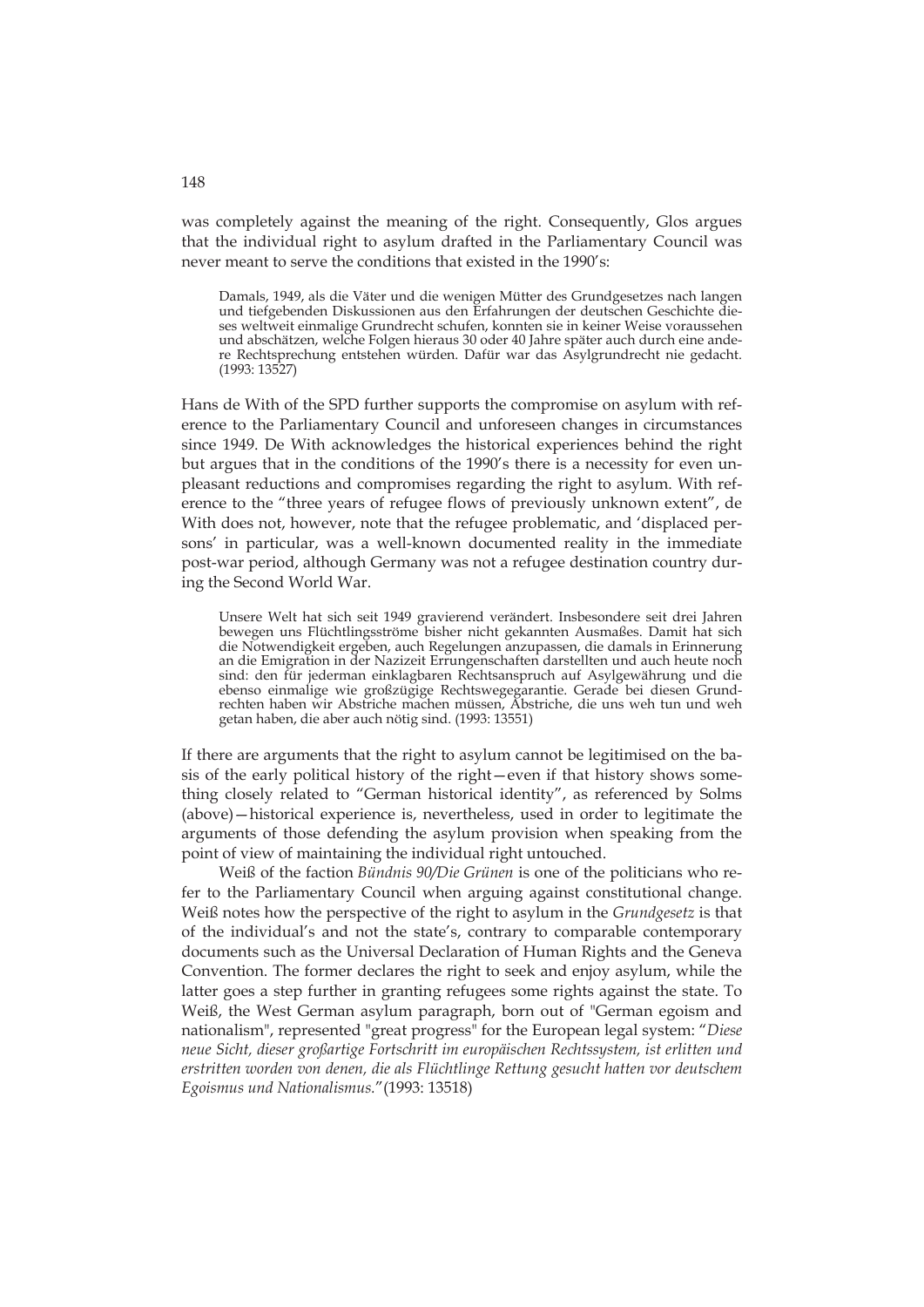was completely against the meaning of the right. Consequently, Glos argues that the individual right to asylum drafted in the Parliamentary Council was never meant to serve the conditions that existed in the 1990's:

> Damals, 1949, als die Väter und die wenigen Mütter des Grundgesetzes nach langen und tiefgebenden Diskussionen aus den Erfahrungen der deutschen Geschichte dieses weltweit einmalige Grundrecht schufen, konnten sie in keiner Weise voraussehen und abschätzen, welche Folgen hieraus 30 oder 40 Jahre später auch durch eine andere Rechtsprechung entstehen würden. Dafür war das Asylgrundrecht nie gedacht. (1993: 13527)

Hans de With of the SPD further supports the compromise on asylum with reference to the Parliamentary Council and unforeseen changes in circumstances since 1949. De With acknowledges the historical experiences behind the right but argues that in the conditions of the 1990's there is a necessity for even unpleasant reductions and compromises regarding the right to asylum. With reference to the "three years of refugee flows of previously unknown extent", de With does not, however, note that the refugee problematic, and 'displaced persons' in particular, was a well-known documented reality in the immediate post-war period, although Germany was not a refugee destination country during the Second World War.

> Unsere Welt hat sich seit 1949 gravierend verändert. Insbesondere seit drei Jahren bewegen uns Flüchtlingsströme bisher nicht gekannten Ausmaßes. Damit hat sich die Notwendigkeit ergeben, auch Regelungen anzupassen, die damals in Erinnerung an die Emigration in der Nazizeit Errungenschaften darstellten und auch heute noch sind: den für jederman einklagbaren Rechtsanspruch auf Asylgewährung und die ebenso einmalige wie großzügige Rechtswegegarantie. Gerade bei diesen Grundrechten haben wir Abstriche machen müssen, Abstriche, die uns weh tun und weh getan haben, die aber auch nötig sind. (1993: 13551)

If there are arguments that the right to asylum cannot be legitimised on the basis of the early political history of the right—even if that history shows something closely related to "German historical identity", as referenced by Solms (above)—historical experience is, nevertheless, used in order to legitimate the arguments of those defending the asylum provision when speaking from the point of view of maintaining the individual right untouched.

Weiß of the faction *Bündnis 90/Die Grünen* is one of the politicians who refer to the Parliamentary Council when arguing against constitutional change. Weiß notes how the perspective of the right to asylum in the *Grundgesetz* is that of the individual's and not the state's, contrary to comparable contemporary documents such as the Universal Declaration of Human Rights and the Geneva Convention. The former declares the right to seek and enjoy asylum, while the latter goes a step further in granting refugees some rights against the state. To Weiß, the West German asylum paragraph, born out of "German egoism and nationalism", represented "great progress" for the European legal system: "*Diese neue Sicht, dieser großartige Fortschritt im europäischen Rechtssystem, ist erlitten und erstritten worden von denen, die als Flüchtlinge Rettung gesucht hatten vor deutschem Egoismus und Nationalismus.*" (1993: 13518)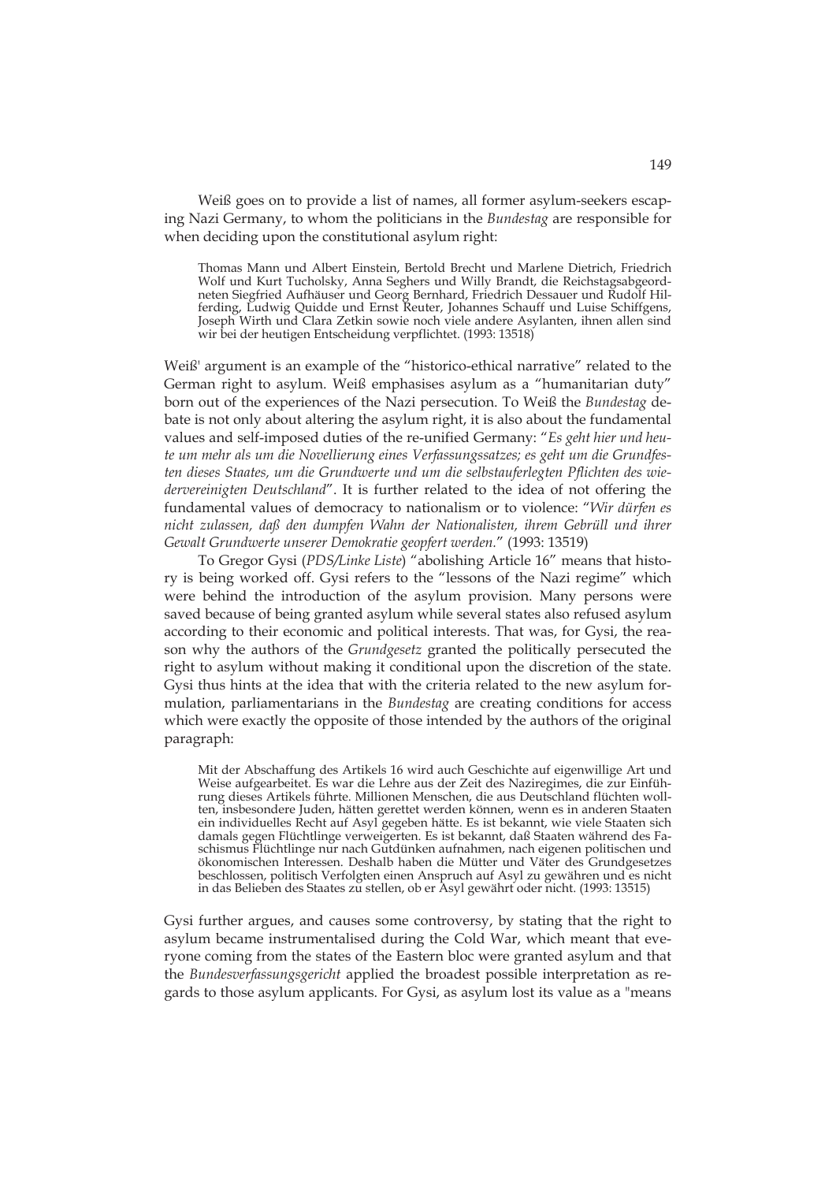Weiß goes on to provide a list of names, all former asylum-seekers escaping Nazi Germany, to whom the politicians in the *Bundestag* are responsible for when deciding upon the constitutional asylum right:

> Thomas Mann und Albert Einstein, Bertold Brecht und Marlene Dietrich, Friedrich Wolf und Kurt Tucholsky, Anna Seghers und Willy Brandt, die Reichstagsabgeordneten Siegfried Aufhäuser und Georg Bernhard, Friedrich Dessauer und Rudolf Hilferding, Ludwig Quidde und Ernst Reuter, Johannes Schauff und Luise Schiffgens, Joseph Wirth und Clara Zetkin sowie noch viele andere Asylanten, ihnen allen sind wir bei der heutigen Entscheidung verpflichtet. (1993: 13518)

Weiß' argument is an example of the "historico-ethical narrative" related to the German right to asylum. Weiß emphasises asylum as a "humanitarian duty" born out of the experiences of the Nazi persecution. To Weiß the *Bundestag* debate is not only about altering the asylum right, it is also about the fundamental values and self-imposed duties of the re-unified Germany: "*Es geht hier und heute um mehr als um die Novellierung eines Verfassungssatzes; es geht um die Grundfesten dieses Staates, um die Grundwerte und um die selbstauferlegten Pflichten des wiedervereinigten Deutschland*". It is further related to the idea of not offering the fundamental values of democracy to nationalism or to violence: "*Wir dürfen es nicht zulassen, daß den dumpfen Wahn der Nationalisten, ihrem Gebrüll und ihrer Gewalt Grundwerte unserer Demokratie geopfert werden.*" (1993: 13519)

To Gregor Gysi (*PDS/Linke Liste*) "abolishing Article 16" means that history is being worked off. Gysi refers to the "lessons of the Nazi regime" which were behind the introduction of the asylum provision. Many persons were saved because of being granted asylum while several states also refused asylum according to their economic and political interests. That was, for Gysi, the reason why the authors of the *Grundgesetz* granted the politically persecuted the right to asylum without making it conditional upon the discretion of the state. Gysi thus hints at the idea that with the criteria related to the new asylum formulation, parliamentarians in the *Bundestag* are creating conditions for access which were exactly the opposite of those intended by the authors of the original paragraph:

> Mit der Abschaffung des Artikels 16 wird auch Geschichte auf eigenwillige Art und Weise aufgearbeitet. Es war die Lehre aus der Zeit des Naziregimes, die zur Einführung dieses Artikels führte. Millionen Menschen, die aus Deutschland flüchten wollten, insbesondere Juden, hätten gerettet werden können, wenn es in anderen Staaten ein individuelles Recht auf Asyl gegeben hätte. Es ist bekannt, wie viele Staaten sich damals gegen Flüchtlinge verweigerten. Es ist bekannt, daß Staaten während des Faschismus Flüchtlinge nur nach Gutdünken aufnahmen, nach eigenen politischen und ökonomischen Interessen. Deshalb haben die Mütter und Väter des Grundgesetzes beschlossen, politisch Verfolgten einen Anspruch auf Asyl zu gewähren und es nicht in das Belieben des Staates zu stellen, ob er Asyl gewährt oder nicht. (1993: 13515)

Gysi further argues, and causes some controversy, by stating that the right to asylum became instrumentalised during the Cold War, which meant that everyone coming from the states of the Eastern bloc were granted asylum and that the *Bundesverfassungsgericht* applied the broadest possible interpretation as regards to those asylum applicants. For Gysi, as asylum lost its value as a "means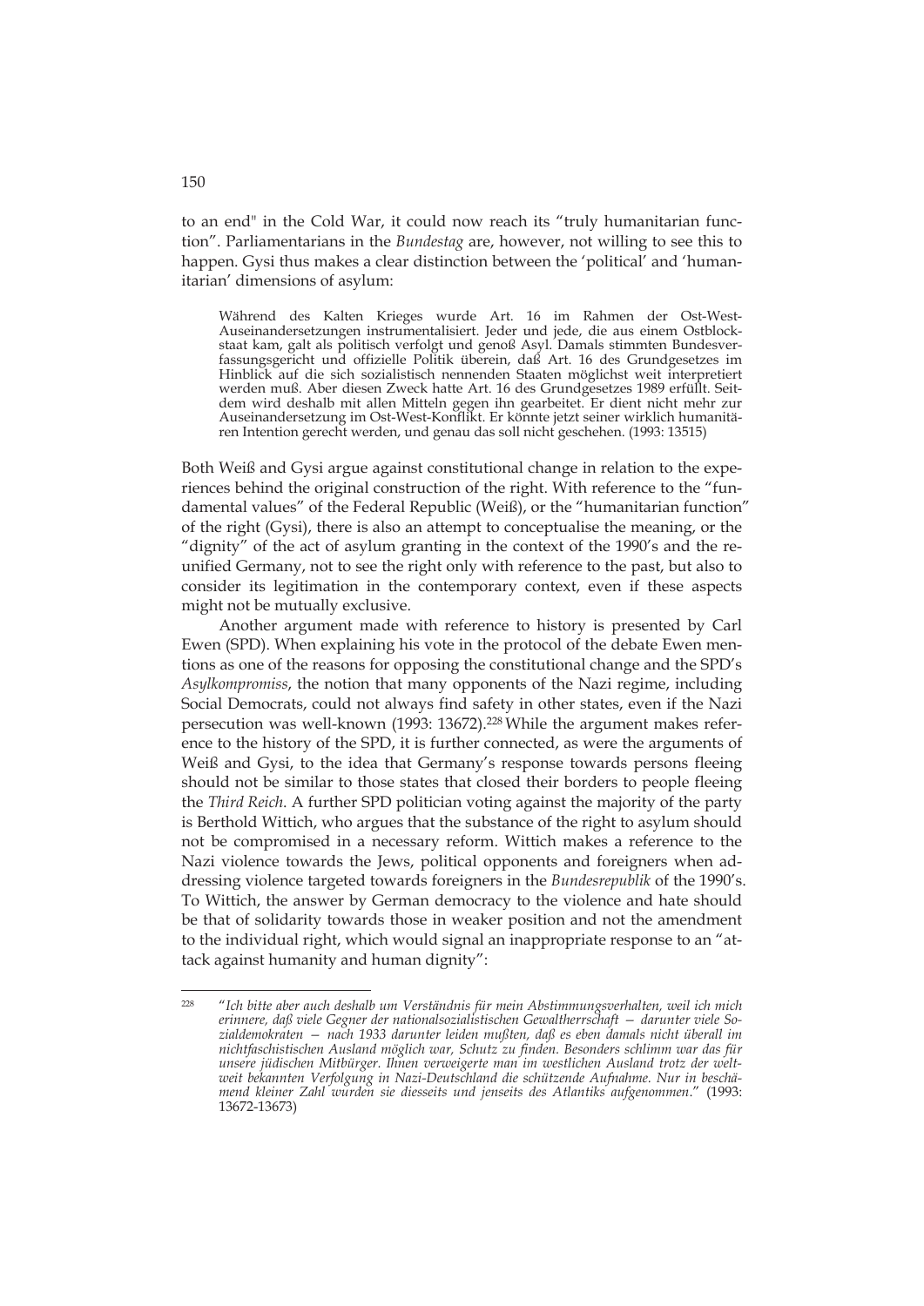to an end" in the Cold War, it could now reach its "truly humanitarian function". Parliamentarians in the *Bundestag* are, however, not willing to see this to happen. Gysi thus makes a clear distinction between the 'political' and 'humanitarian' dimensions of asylum:

> Während des Kalten Krieges wurde Art. 16 im Rahmen der Ost-West-Auseinandersetzungen instrumentalisiert. Jeder und jede, die aus einem Ostblockstaat kam, galt als politisch verfolgt und genoß Asyl. Damals stimmten Bundesverfassungsgericht und offizielle Politik überein, daß Art. 16 des Grundgesetzes im Hinblick auf die sich sozialistisch nennenden Staaten möglichst weit interpretiert werden muß. Aber diesen Zweck hatte Art. 16 des Grundgesetzes 1989 erfüllt. Seitdem wird deshalb mit allen Mitteln gegen ihn gearbeitet. Er dient nicht mehr zur Auseinandersetzung im Ost-West-Konflikt. Er könnte jetzt seiner wirklich humanitären Intention gerecht werden, und genau das soll nicht geschehen. (1993: 13515)

Both Weiß and Gysi argue against constitutional change in relation to the experiences behind the original construction of the right. With reference to the "fundamental values" of the Federal Republic (Weiß), or the "humanitarian function" of the right (Gysi), there is also an attempt to conceptualise the meaning, or the "dignity" of the act of asylum granting in the context of the 1990's and the reunified Germany, not to see the right only with reference to the past, but also to consider its legitimation in the contemporary context, even if these aspects might not be mutually exclusive.

Another argument made with reference to history is presented by Carl Ewen (SPD). When explaining his vote in the protocol of the debate Ewen mentions as one of the reasons for opposing the constitutional change and the SPD's *Asylkompromiss*, the notion that many opponents of the Nazi regime, including Social Democrats, could not always find safety in other states, even if the Nazi persecution was well-known (1993: 13672).[228] While the argument makes reference to the history of the SPD, it is further connected, as were the arguments of Weiß and Gysi, to the idea that Germany's response towards persons fleeing should not be similar to those states that closed their borders to people fleeing the *Third Reich*. A further SPD politician voting against the majority of the party is Berthold Wittich, who argues that the substance of the right to asylum should not be compromised in a necessary reform. Wittich makes a reference to the Nazi violence towards the Jews, political opponents and foreigners when addressing violence targeted towards foreigners in the *Bundesrepublik* of the 1990's. To Wittich, the answer by German democracy to the violence and hate should be that of solidarity towards those in weaker position and not the amendment to the individual right, which would signal an inappropriate response to an "attack against humanity and human dignity":

---

[228] "*Ich bitte aber auch deshalb um Verständnis für mein Abstimmungsverhalten, weil ich mich erinnere, daß viele Gegner der nationalsozialistischen Gewaltherrschaft — darunter viele Sozialdemokraten — nach 1933 darunter leiden mußten, daß es eben damals nicht überall im nichtfaschistischen Ausland möglich war, Schutz zu finden. Besonders schlimm war das für unsere jüdischen Mitbürger. Ihnen verweigerte man im westlichen Ausland trotz der weltweit bekannten Verfolgung in Nazi-Deutschland die schützende Aufnahme. Nur in beschämend kleiner Zahl wurden sie diesseits und jenseits des Atlantiks aufgenommen*." (1993: 13672-13673)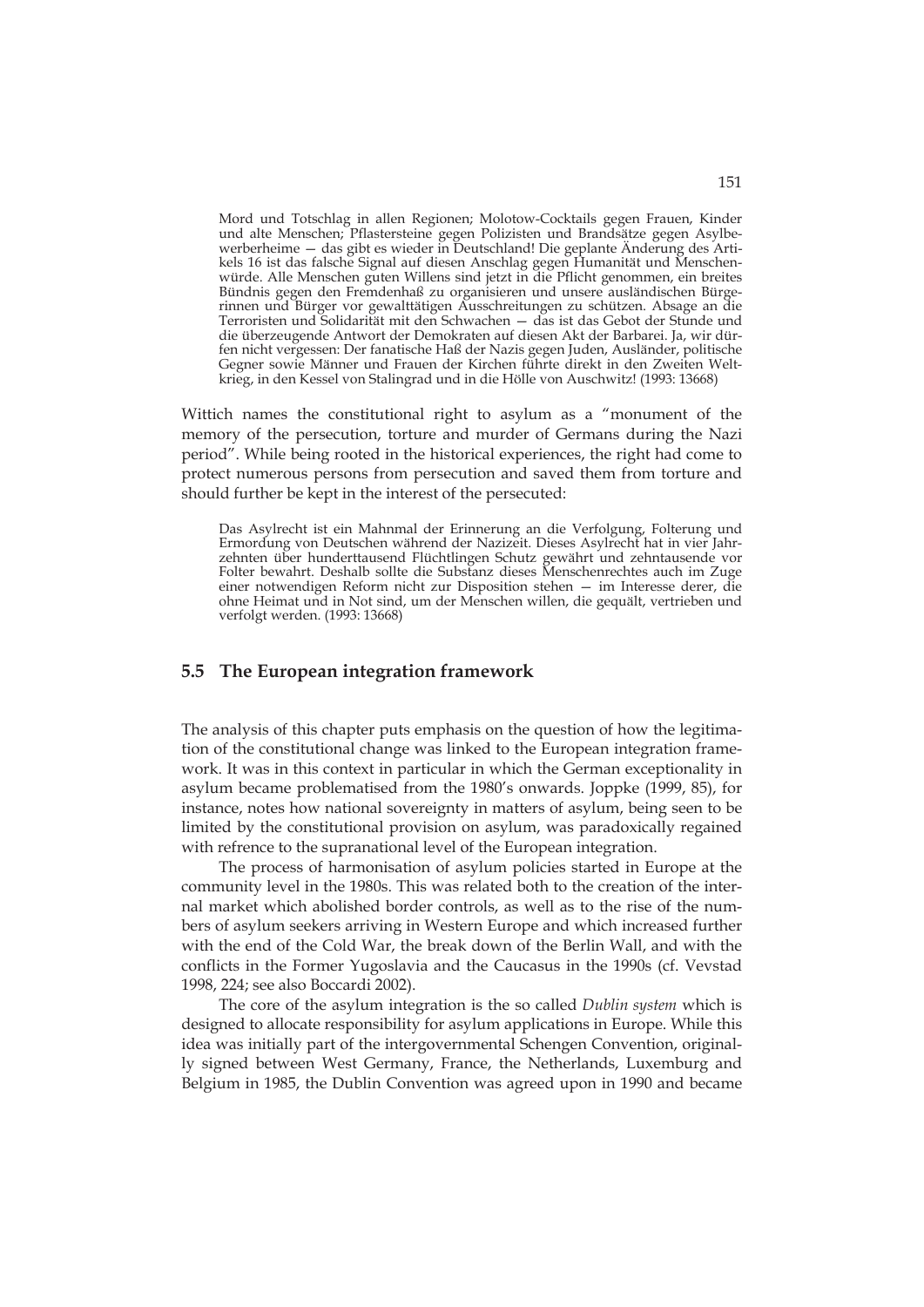> Mord und Totschlag in allen Regionen; Molotow-Cocktails gegen Frauen, Kinder und alte Menschen; Pflastersteine gegen Polizisten und Brandsätze gegen Asylbewerberheime — das gibt es wieder in Deutschland! Die geplante Änderung des Artikels 16 ist das falsche Signal auf diesen Anschlag gegen Humanität und Menschenwürde. Alle Menschen guten Willens sind jetzt in die Pflicht genommen, ein breites Bündnis gegen den Fremdenhaß zu organisieren und unsere ausländischen Bürgerinnen und Bürger vor gewalttätigen Ausschreitungen zu schützen. Absage an die Terroristen und Solidarität mit den Schwachen — das ist das Gebot der Stunde und die überzeugende Antwort der Demokraten auf diesen Akt der Barbarei. Ja, wir dürfen nicht vergessen: Der fanatische Haß der Nazis gegen Juden, Ausländer, politische Gegner sowie Männer und Frauen der Kirchen führte direkt in den Zweiten Weltkrieg, in den Kessel von Stalingrad und in die Hölle von Auschwitz! (1993: 13668)

Wittich names the constitutional right to asylum as a "monument of the memory of the persecution, torture and murder of Germans during the Nazi period". While being rooted in the historical experiences, the right had come to protect numerous persons from persecution and saved them from torture and should further be kept in the interest of the persecuted:

> Das Asylrecht ist ein Mahnmal der Erinnerung an die Verfolgung, Folterung und Ermordung von Deutschen während der Nazizeit. Dieses Asylrecht hat in vier Jahrzehnten über hunderttausend Flüchtlingen Schutz gewährt und zehntausende vor Folter bewahrt. Deshalb sollte die Substanz dieses Menschenrechtes auch im Zuge einer notwendigen Reform nicht zur Disposition stehen — im Interesse derer, die ohne Heimat und in Not sind, um der Menschen willen, die gequält, vertrieben und verfolgt werden. (1993: 13668)

## 5.5 The European integration framework

The analysis of this chapter puts emphasis on the question of how the legitimation of the constitutional change was linked to the European integration framework. It was in this context in particular in which the German exceptionality in asylum became problematised from the 1980's onwards. Joppke (1999, 85), for instance, notes how national sovereignty in matters of asylum, being seen to be limited by the constitutional provision on asylum, was paradoxically regained with refrence to the supranational level of the European integration.

The process of harmonisation of asylum policies started in Europe at the community level in the 1980s. This was related both to the creation of the internal market which abolished border controls, as well as to the rise of the numbers of asylum seekers arriving in Western Europe and which increased further with the end of the Cold War, the break down of the Berlin Wall, and with the conflicts in the Former Yugoslavia and the Caucasus in the 1990s (cf. Vevstad 1998, 224; see also Boccardi 2002).

The core of the asylum integration is the so called *Dublin system* which is designed to allocate responsibility for asylum applications in Europe. While this idea was initially part of the intergovernmental Schengen Convention, originally signed between West Germany, France, the Netherlands, Luxemburg and Belgium in 1985, the Dublin Convention was agreed upon in 1990 and became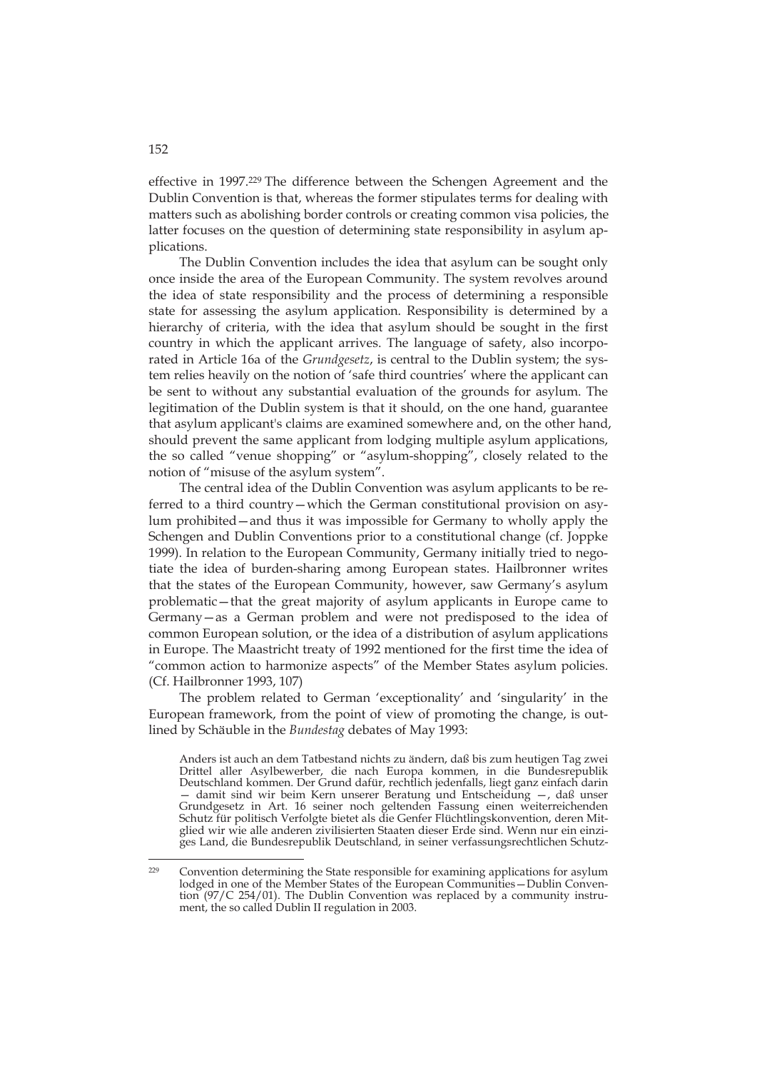effective in 1997.[229] The difference between the Schengen Agreement and the Dublin Convention is that, whereas the former stipulates terms for dealing with matters such as abolishing border controls or creating common visa policies, the latter focuses on the question of determining state responsibility in asylum applications.

The Dublin Convention includes the idea that asylum can be sought only once inside the area of the European Community. The system revolves around the idea of state responsibility and the process of determining a responsible state for assessing the asylum application. Responsibility is determined by a hierarchy of criteria, with the idea that asylum should be sought in the first country in which the applicant arrives. The language of safety, also incorporated in Article 16a of the *Grundgesetz*, is central to the Dublin system; the system relies heavily on the notion of 'safe third countries' where the applicant can be sent to without any substantial evaluation of the grounds for asylum. The legitimation of the Dublin system is that it should, on the one hand, guarantee that asylum applicant's claims are examined somewhere and, on the other hand, should prevent the same applicant from lodging multiple asylum applications, the so called "venue shopping" or "asylum-shopping", closely related to the notion of "misuse of the asylum system".

The central idea of the Dublin Convention was asylum applicants to be referred to a third country—which the German constitutional provision on asylum prohibited—and thus it was impossible for Germany to wholly apply the Schengen and Dublin Conventions prior to a constitutional change (cf. Joppke 1999). In relation to the European Community, Germany initially tried to negotiate the idea of burden-sharing among European states. Hailbronner writes that the states of the European Community, however, saw Germany's asylum problematic—that the great majority of asylum applicants in Europe came to Germany—as a German problem and were not predisposed to the idea of common European solution, or the idea of a distribution of asylum applications in Europe. The Maastricht treaty of 1992 mentioned for the first time the idea of "common action to harmonize aspects" of the Member States asylum policies. (Cf. Hailbronner 1993, 107)

The problem related to German 'exceptionality' and 'singularity' in the European framework, from the point of view of promoting the change, is outlined by Schäuble in the *Bundestag* debates of May 1993:

> Anders ist auch an dem Tatbestand nichts zu ändern, daß bis zum heutigen Tag zwei Drittel aller Asylbewerber, die nach Europa kommen, in die Bundesrepublik Deutschland kommen. Der Grund dafür, rechtlich jedenfalls, liegt ganz einfach darin — damit sind wir beim Kern unserer Beratung und Entscheidung —, daß unser Grundgesetz in Art. 16 seiner noch geltenden Fassung einen weiterreichenden Schutz für politisch Verfolgte bietet als die Genfer Flüchtlingskonvention, deren Mitglied wir wie alle anderen zivilisierten Staaten dieser Erde sind. Wenn nur ein einziges Land, die Bundesrepublik Deutschland, in seiner verfassungsrechtlichen Schutz-

[229] Convention determining the State responsible for examining applications for asylum lodged in one of the Member States of the European Communities—Dublin Convention (97/C 254/01). The Dublin Convention was replaced by a community instrument, the so called Dublin II regulation in 2003.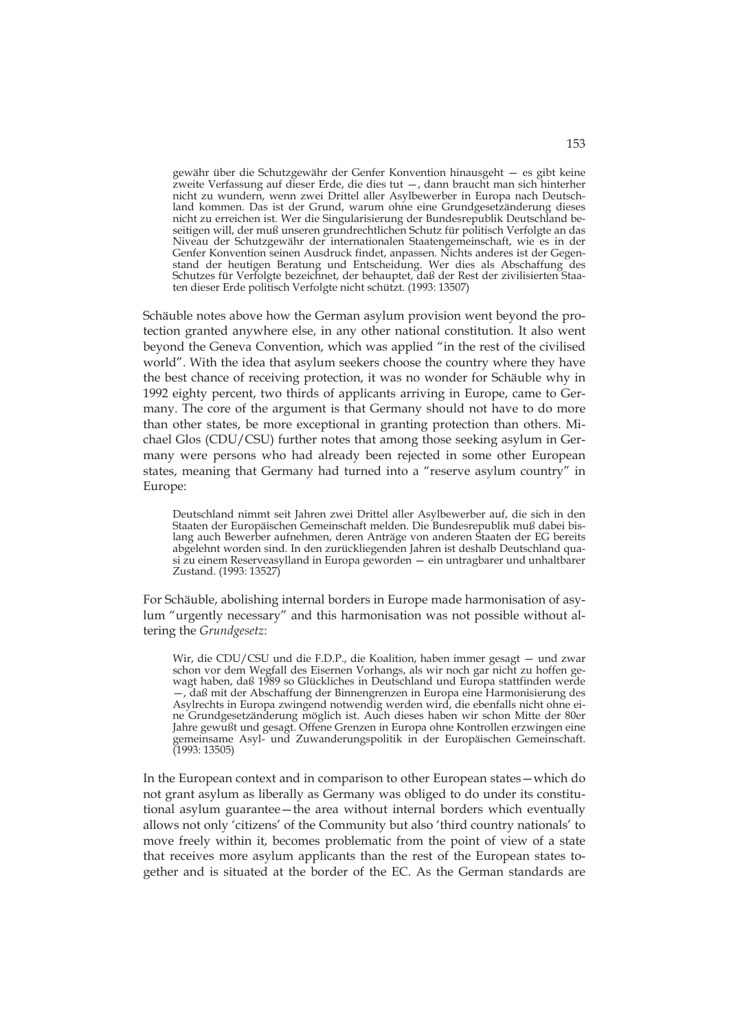> gewähr über die Schutzgewähr der Genfer Konvention hinausgeht — es gibt keine zweite Verfassung auf dieser Erde, die dies tut —, dann braucht man sich hinterher nicht zu wundern, wenn zwei Drittel aller Asylbewerber in Europa nach Deutschland kommen. Das ist der Grund, warum ohne eine Grundgesetzänderung dieses nicht zu erreichen ist. Wer die Singularisierung der Bundesrepublik Deutschland beseitigen will, der muß unseren grundrechtlichen Schutz für politisch Verfolgte an das Niveau der Schutzgewähr der internationalen Staatengemeinschaft, wie es in der Genfer Konvention seinen Ausdruck findet, anpassen. Nichts anderes ist der Gegenstand der heutigen Beratung und Entscheidung. Wer dies als Abschaffung des Schutzes für Verfolgte bezeichnet, der behauptet, daß der Rest der zivilisierten Staaten dieser Erde politisch Verfolgte nicht schützt. (1993: 13507)

Schäuble notes above how the German asylum provision went beyond the protection granted anywhere else, in any other national constitution. It also went beyond the Geneva Convention, which was applied "in the rest of the civilised world". With the idea that asylum seekers choose the country where they have the best chance of receiving protection, it was no wonder for Schäuble why in 1992 eighty percent, two thirds of applicants arriving in Europe, came to Germany. The core of the argument is that Germany should not have to do more than other states, be more exceptional in granting protection than others. Michael Glos (CDU/CSU) further notes that among those seeking asylum in Germany were persons who had already been rejected in some other European states, meaning that Germany had turned into a "reserve asylum country" in Europe:

> Deutschland nimmt seit Jahren zwei Drittel aller Asylbewerber auf, die sich in den Staaten der Europäischen Gemeinschaft melden. Die Bundesrepublik muß dabei bislang auch Bewerber aufnehmen, deren Anträge von anderen Staaten der EG bereits abgelehnt worden sind. In den zurückliegenden Jahren ist deshalb Deutschland quasi zu einem Reserveasylland in Europa geworden — ein untragbarer und unhaltbarer Zustand. (1993: 13527)

For Schäuble, abolishing internal borders in Europe made harmonisation of asylum "urgently necessary" and this harmonisation was not possible without altering the *Grundgesetz*:

> Wir, die CDU/CSU und die F.D.P., die Koalition, haben immer gesagt — und zwar schon vor dem Wegfall des Eisernen Vorhangs, als wir noch gar nicht zu hoffen gewagt haben, daß 1989 so Glückliches in Deutschland und Europa stattfinden werde —, daß mit der Abschaffung der Binnengrenzen in Europa eine Harmonisierung des Asylrechts in Europa zwingend notwendig werden wird, die ebenfalls nicht ohne eine Grundgesetzänderung möglich ist. Auch dieses haben wir schon Mitte der 80er Jahre gewußt und gesagt. Offene Grenzen in Europa ohne Kontrollen erzwingen eine gemeinsame Asyl- und Zuwanderungspolitik in der Europäischen Gemeinschaft. (1993: 13505)

In the European context and in comparison to other European states—which do not grant asylum as liberally as Germany was obliged to do under its constitutional asylum guarantee—the area without internal borders which eventually allows not only 'citizens' of the Community but also 'third country nationals' to move freely within it, becomes problematic from the point of view of a state that receives more asylum applicants than the rest of the European states together and is situated at the border of the EC. As the German standards are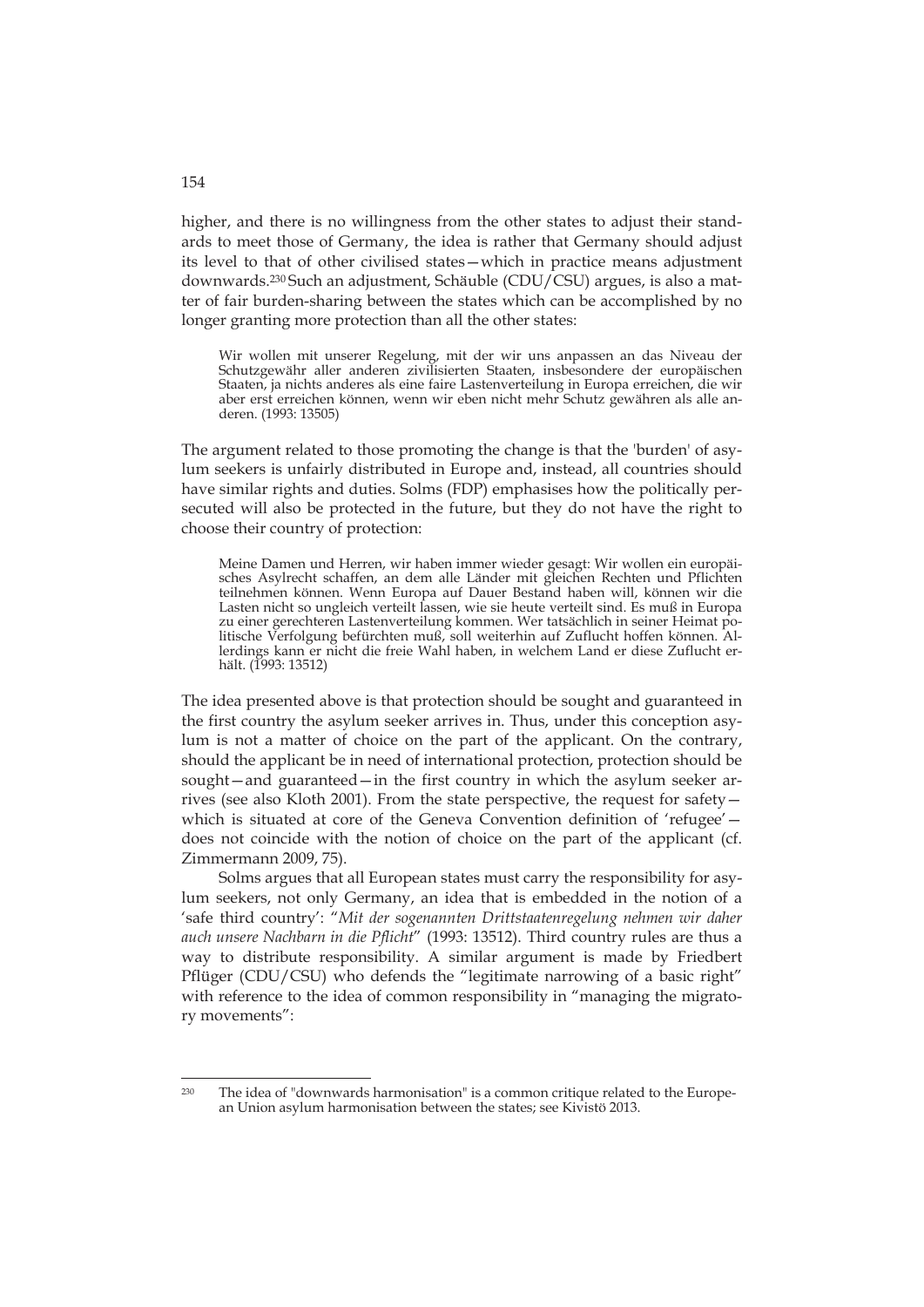higher, and there is no willingness from the other states to adjust their standards to meet those of Germany, the idea is rather that Germany should adjust its level to that of other civilised states—which in practice means adjustment downwards.[230] Such an adjustment, Schäuble (CDU/CSU) argues, is also a matter of fair burden-sharing between the states which can be accomplished by no longer granting more protection than all the other states:

> Wir wollen mit unserer Regelung, mit der wir uns anpassen an das Niveau der Schutzgewähr aller anderen zivilisierten Staaten, insbesondere der europäischen Staaten, ja nichts anderes als eine faire Lastenverteilung in Europa erreichen, die wir aber erst erreichen können, wenn wir eben nicht mehr Schutz gewähren als alle anderen. (1993: 13505)

The argument related to those promoting the change is that the 'burden' of asylum seekers is unfairly distributed in Europe and, instead, all countries should have similar rights and duties. Solms (FDP) emphasises how the politically persecuted will also be protected in the future, but they do not have the right to choose their country of protection:

> Meine Damen und Herren, wir haben immer wieder gesagt: Wir wollen ein europäisches Asylrecht schaffen, an dem alle Länder mit gleichen Rechten und Pflichten teilnehmen können. Wenn Europa auf Dauer Bestand haben will, können wir die Lasten nicht so ungleich verteilt lassen, wie sie heute verteilt sind. Es muß in Europa zu einer gerechteren Lastenverteilung kommen. Wer tatsächlich in seiner Heimat politische Verfolgung befürchten muß, soll weiterhin auf Zuflucht hoffen können. Allerdings kann er nicht die freie Wahl haben, in welchem Land er diese Zuflucht erhält. (1993: 13512)

The idea presented above is that protection should be sought and guaranteed in the first country the asylum seeker arrives in. Thus, under this conception asylum is not a matter of choice on the part of the applicant. On the contrary, should the applicant be in need of international protection, protection should be sought—and guaranteed—in the first country in which the asylum seeker arrives (see also Kloth 2001). From the state perspective, the request for safety—which is situated at core of the Geneva Convention definition of 'refugee'—does not coincide with the notion of choice on the part of the applicant (cf. Zimmermann 2009, 75).

Solms argues that all European states must carry the responsibility for asylum seekers, not only Germany, an idea that is embedded in the notion of a 'safe third country': "*Mit der sogenannten Drittstaatenregelung nehmen wir daher auch unsere Nachbarn in die Pflicht*" (1993: 13512). Third country rules are thus a way to distribute responsibility. A similar argument is made by Friedbert Pflüger (CDU/CSU) who defends the "legitimate narrowing of a basic right" with reference to the idea of common responsibility in "managing the migratory movements":

---

[230] The idea of "downwards harmonisation" is a common critique related to the European Union asylum harmonisation between the states; see Kivistö 2013.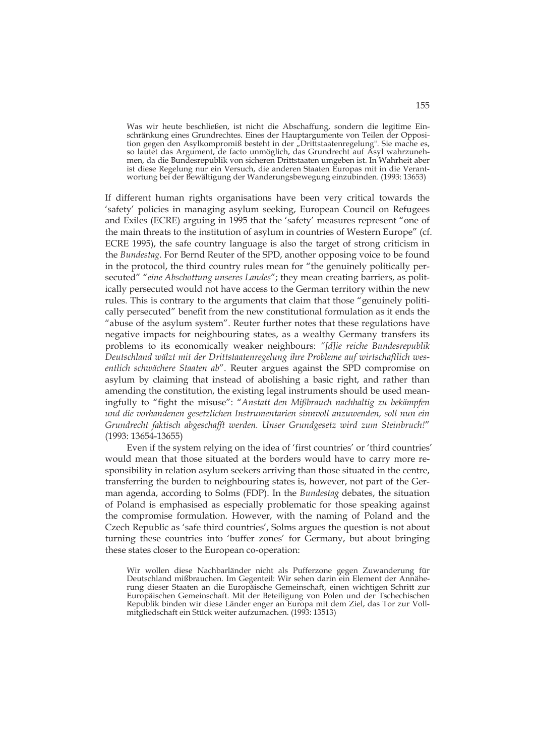> Was wir heute beschließen, ist nicht die Abschaffung, sondern die legitime Einschränkung eines Grundrechtes. Eines der Hauptargumente von Teilen der Opposition gegen den Asylkompromiß besteht in der „Drittstaatenregelung". Sie mache es, so lautet das Argument, de facto unmöglich, das Grundrecht auf Asyl wahrzunehmen, da die Bundesrepublik von sicheren Drittstaaten umgeben ist. In Wahrheit aber ist diese Regelung nur ein Versuch, die anderen Staaten Europas mit in die Verantwortung bei der Bewältigung der Wanderungsbewegung einzubinden. (1993: 13653)

If different human rights organisations have been very critical towards the 'safety' policies in managing asylum seeking, European Council on Refugees and Exiles (ECRE) arguing in 1995 that the 'safety' measures represent "one of the main threats to the institution of asylum in countries of Western Europe" (cf. ECRE 1995), the safe country language is also the target of strong criticism in the *Bundestag*. For Bernd Reuter of the SPD, another opposing voice to be found in the protocol, the third country rules mean for "the genuinely politically persecuted" "*eine Abschottung unseres Landes*"; they mean creating barriers, as politically persecuted would not have access to the German territory within the new rules. This is contrary to the arguments that claim that those "genuinely politically persecuted" benefit from the new constitutional formulation as it ends the "abuse of the asylum system". Reuter further notes that these regulations have negative impacts for neighbouring states, as a wealthy Germany transfers its problems to its economically weaker neighbours: *"[d]ie reiche Bundesrepublik Deutschland wälzt mit der Drittstaatenregelung ihre Probleme auf wirtschaftlich wesentlich schwächere Staaten ab*". Reuter argues against the SPD compromise on asylum by claiming that instead of abolishing a basic right, and rather than amending the constitution, the existing legal instruments should be used meaningfully to "fight the misuse": "*Anstatt den Mißbrauch nachhaltig zu bekämpfen und die vorhandenen gesetzlichen Instrumentarien sinnvoll anzuwenden, soll nun ein Grundrecht faktisch abgeschafft werden. Unser Grundgesetz wird zum Steinbruch!*" (1993: 13654-13655)

Even if the system relying on the idea of 'first countries' or 'third countries' would mean that those situated at the borders would have to carry more responsibility in relation asylum seekers arriving than those situated in the centre, transferring the burden to neighbouring states is, however, not part of the German agenda, according to Solms (FDP). In the *Bundestag* debates, the situation of Poland is emphasised as especially problematic for those speaking against the compromise formulation. However, with the naming of Poland and the Czech Republic as 'safe third countries', Solms argues the question is not about turning these countries into 'buffer zones' for Germany, but about bringing these states closer to the European co-operation:

> Wir wollen diese Nachbarländer nicht als Pufferzone gegen Zuwanderung für Deutschland mißbrauchen. Im Gegenteil: Wir sehen darin ein Element der Annäherung dieser Staaten an die Europäische Gemeinschaft, einen wichtigen Schritt zur Europäischen Gemeinschaft. Mit der Beteiligung von Polen und der Tschechischen Republik binden wir diese Länder enger an Europa mit dem Ziel, das Tor zur Vollmitgliedschaft ein Stück weiter aufzumachen. (1993: 13513)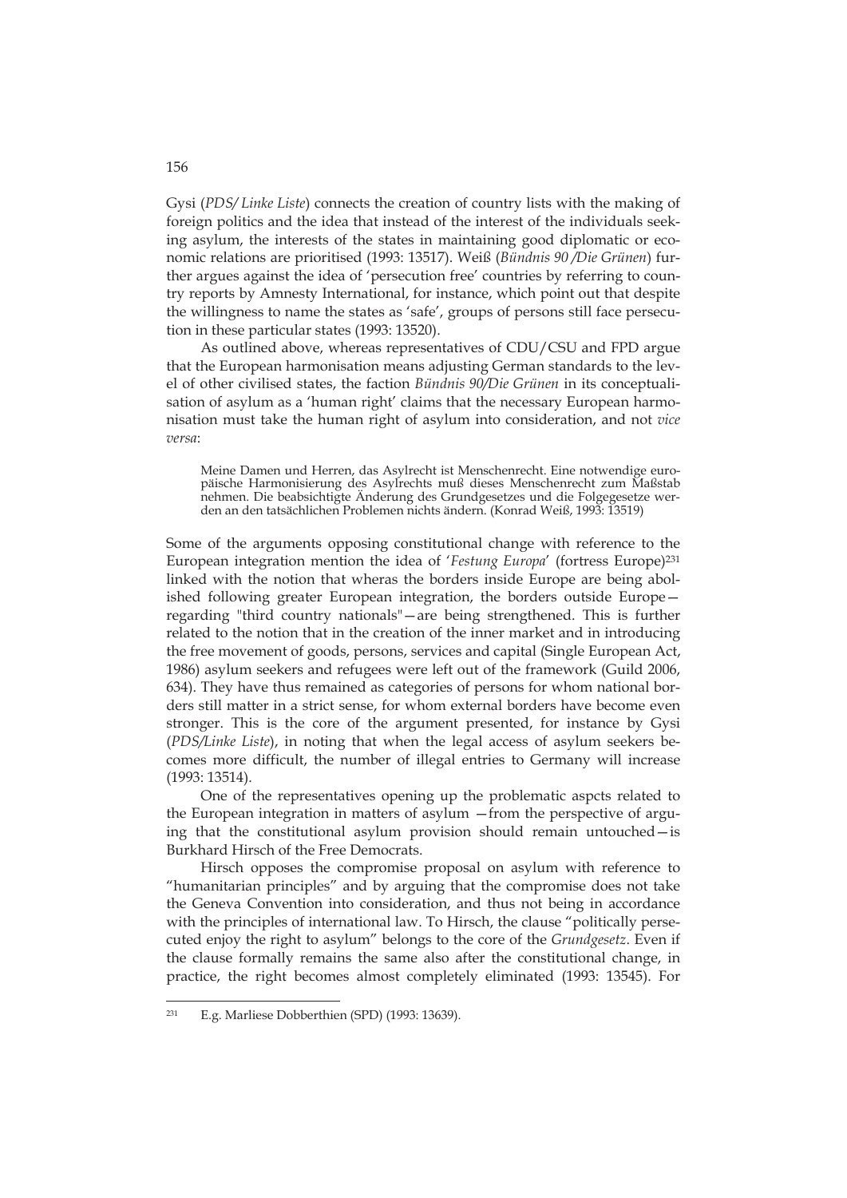Gysi (*PDS/ Linke Liste*) connects the creation of country lists with the making of foreign politics and the idea that instead of the interest of the individuals seeking asylum, the interests of the states in maintaining good diplomatic or economic relations are prioritised (1993: 13517). Weiß (*Bündnis 90 /Die Grünen*) further argues against the idea of 'persecution free' countries by referring to country reports by Amnesty International, for instance, which point out that despite the willingness to name the states as 'safe', groups of persons still face persecution in these particular states (1993: 13520).

As outlined above, whereas representatives of CDU/CSU and FPD argue that the European harmonisation means adjusting German standards to the level of other civilised states, the faction *Bündnis 90/Die Grünen* in its conceptualisation of asylum as a 'human right' claims that the necessary European harmonisation must take the human right of asylum into consideration, and not *vice versa*:

> Meine Damen und Herren, das Asylrecht ist Menschenrecht. Eine notwendige europäische Harmonisierung des Asylrechts muß dieses Menschenrecht zum Maßstab nehmen. Die beabsichtigte Änderung des Grundgesetzes und die Folgegesetze werden an den tatsächlichen Problemen nichts ändern. (Konrad Weiß, 1993: 13519)

Some of the arguments opposing constitutional change with reference to the European integration mention the idea of '*Festung Europa*' (fortress Europe)[231] linked with the notion that wheras the borders inside Europe are being abolished following greater European integration, the borders outside Europe—regarding "third country nationals"—are being strengthened. This is further related to the notion that in the creation of the inner market and in introducing the free movement of goods, persons, services and capital (Single European Act, 1986) asylum seekers and refugees were left out of the framework (Guild 2006, 634). They have thus remained as categories of persons for whom national borders still matter in a strict sense, for whom external borders have become even stronger. This is the core of the argument presented, for instance by Gysi (*PDS/Linke Liste*), in noting that when the legal access of asylum seekers becomes more difficult, the number of illegal entries to Germany will increase (1993: 13514).

One of the representatives opening up the problematic aspcts related to the European integration in matters of asylum —from the perspective of arguing that the constitutional asylum provision should remain untouched—is Burkhard Hirsch of the Free Democrats.

Hirsch opposes the compromise proposal on asylum with reference to "humanitarian principles" and by arguing that the compromise does not take the Geneva Convention into consideration, and thus not being in accordance with the principles of international law. To Hirsch, the clause "politically persecuted enjoy the right to asylum" belongs to the core of the *Grundgesetz*. Even if the clause formally remains the same also after the constitutional change, in practice, the right becomes almost completely eliminated (1993: 13545). For

---

[231] E.g. Marliese Dobberthien (SPD) (1993: 13639).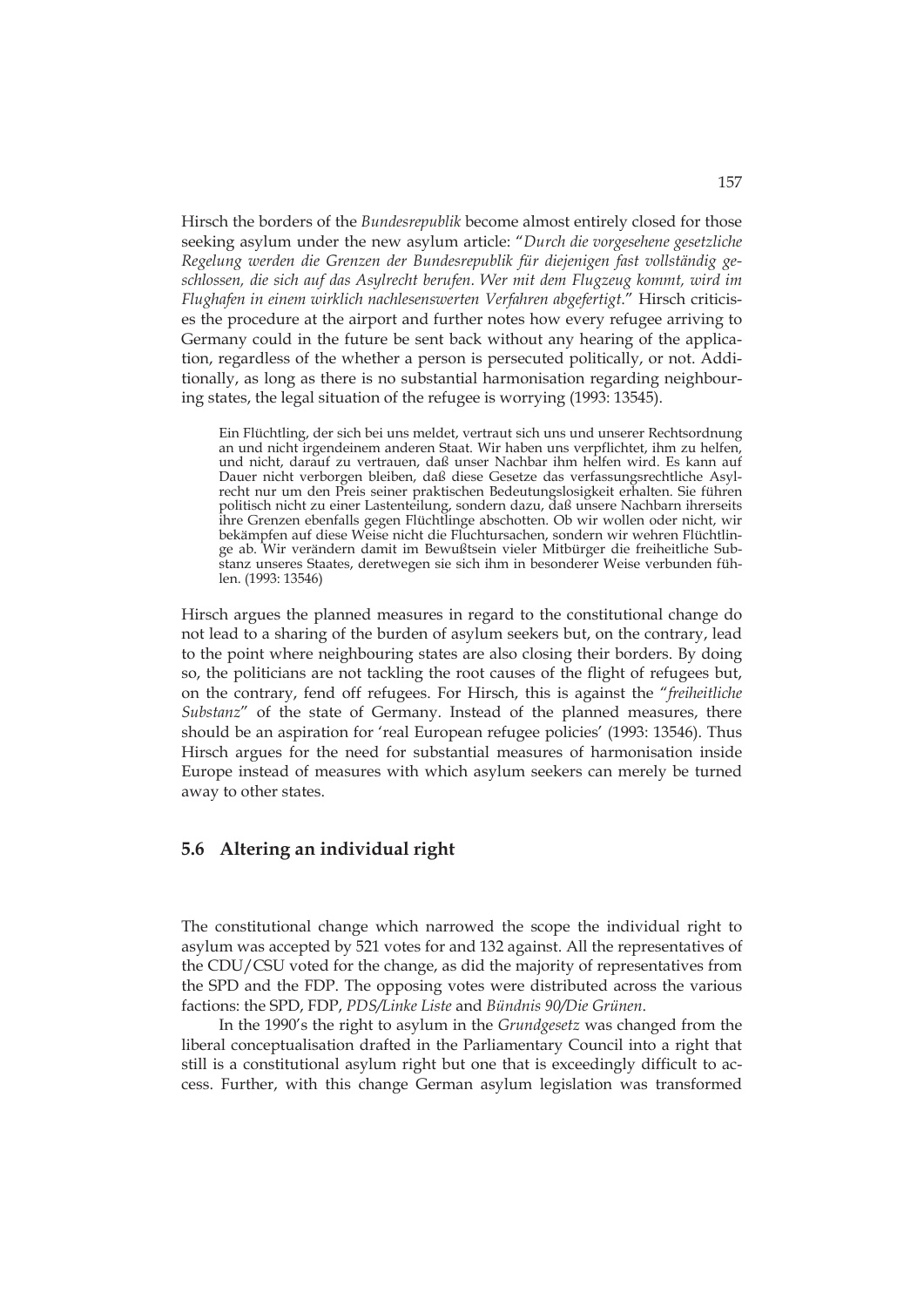Hirsch the borders of the *Bundesrepublik* become almost entirely closed for those seeking asylum under the new asylum article: "*Durch die vorgesehene gesetzliche Regelung werden die Grenzen der Bundesrepublik für diejenigen fast vollständig geschlossen, die sich auf das Asylrecht berufen. Wer mit dem Flugzeug kommt, wird im Flughafen in einem wirklich nachlesenswerten Verfahren abgefertigt.*" Hirsch criticises the procedure at the airport and further notes how every refugee arriving to Germany could in the future be sent back without any hearing of the application, regardless of the whether a person is persecuted politically, or not. Additionally, as long as there is no substantial harmonisation regarding neighbouring states, the legal situation of the refugee is worrying (1993: 13545).

> Ein Flüchtling, der sich bei uns meldet, vertraut sich uns und unserer Rechtsordnung an und nicht irgendeinem anderen Staat. Wir haben uns verpflichtet, ihm zu helfen, und nicht, darauf zu vertrauen, daß unser Nachbar ihm helfen wird. Es kann auf Dauer nicht verborgen bleiben, daß diese Gesetze das verfassungsrechtliche Asylrecht nur um den Preis seiner praktischen Bedeutungslosigkeit erhalten. Sie führen politisch nicht zu einer Lastenteilung, sondern dazu, daß unsere Nachbarn ihrerseits ihre Grenzen ebenfalls gegen Flüchtlinge abschotten. Ob wir wollen oder nicht, wir bekämpfen auf diese Weise nicht die Fluchtursachen, sondern wir wehren Flüchtlinge ab. Wir verändern damit im Bewußtsein vieler Mitbürger die freiheitliche Substanz unseres Staates, deretwegen sie sich ihm in besonderer Weise verbunden fühlen. (1993: 13546)

Hirsch argues the planned measures in regard to the constitutional change do not lead to a sharing of the burden of asylum seekers but, on the contrary, lead to the point where neighbouring states are also closing their borders. By doing so, the politicians are not tackling the root causes of the flight of refugees but, on the contrary, fend off refugees. For Hirsch, this is against the "*freiheitliche Substanz*" of the state of Germany. Instead of the planned measures, there should be an aspiration for 'real European refugee policies' (1993: 13546). Thus Hirsch argues for the need for substantial measures of harmonisation inside Europe instead of measures with which asylum seekers can merely be turned away to other states.

## 5.6 Altering an individual right

The constitutional change which narrowed the scope the individual right to asylum was accepted by 521 votes for and 132 against. All the representatives of the CDU/CSU voted for the change, as did the majority of representatives from the SPD and the FDP. The opposing votes were distributed across the various factions: the SPD, FDP, *PDS/Linke Liste* and *Bündnis 90/Die Grünen*.

In the 1990's the right to asylum in the *Grundgesetz* was changed from the liberal conceptualisation drafted in the Parliamentary Council into a right that still is a constitutional asylum right but one that is exceedingly difficult to access. Further, with this change German asylum legislation was transformed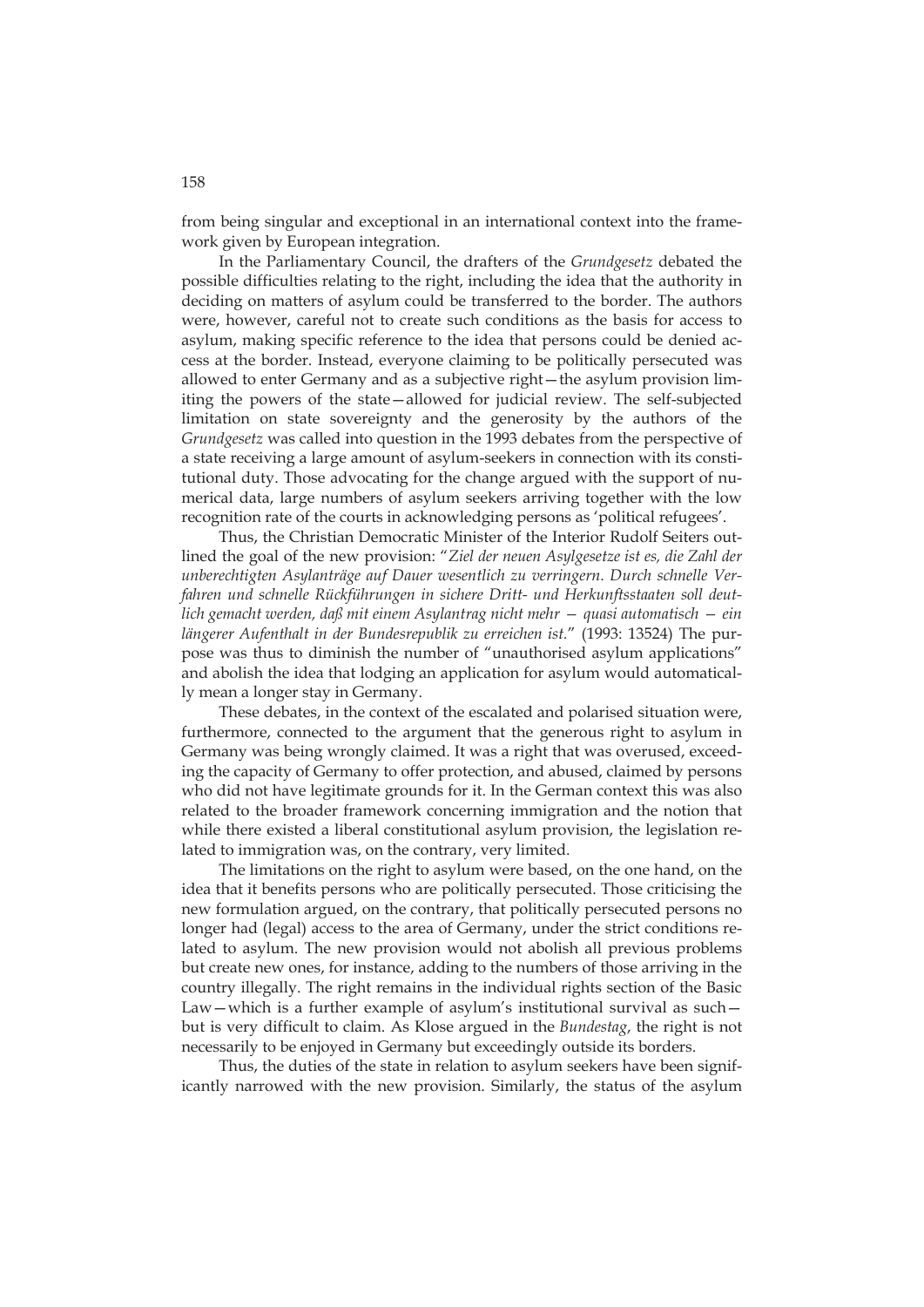from being singular and exceptional in an international context into the framework given by European integration.

In the Parliamentary Council, the drafters of the *Grundgesetz* debated the possible difficulties relating to the right, including the idea that the authority in deciding on matters of asylum could be transferred to the border. The authors were, however, careful not to create such conditions as the basis for access to asylum, making specific reference to the idea that persons could be denied access at the border. Instead, everyone claiming to be politically persecuted was allowed to enter Germany and as a subjective right—the asylum provision limiting the powers of the state—allowed for judicial review. The self-subjected limitation on state sovereignty and the generosity by the authors of the *Grundgesetz* was called into question in the 1993 debates from the perspective of a state receiving a large amount of asylum-seekers in connection with its constitutional duty. Those advocating for the change argued with the support of numerical data, large numbers of asylum seekers arriving together with the low recognition rate of the courts in acknowledging persons as 'political refugees'.

Thus, the Christian Democratic Minister of the Interior Rudolf Seiters outlined the goal of the new provision: "*Ziel der neuen Asylgesetze ist es, die Zahl der unberechtigten Asylanträge auf Dauer wesentlich zu verringern. Durch schnelle Verfahren und schnelle Rückführungen in sichere Dritt- und Herkunftsstaaten soll deutlich gemacht werden, daß mit einem Asylantrag nicht mehr — quasi automatisch — ein längerer Aufenthalt in der Bundesrepublik zu erreichen ist.*" (1993: 13524) The purpose was thus to diminish the number of "unauthorised asylum applications" and abolish the idea that lodging an application for asylum would automatically mean a longer stay in Germany.

These debates, in the context of the escalated and polarised situation were, furthermore, connected to the argument that the generous right to asylum in Germany was being wrongly claimed. It was a right that was overused, exceeding the capacity of Germany to offer protection, and abused, claimed by persons who did not have legitimate grounds for it. In the German context this was also related to the broader framework concerning immigration and the notion that while there existed a liberal constitutional asylum provision, the legislation related to immigration was, on the contrary, very limited.

The limitations on the right to asylum were based, on the one hand, on the idea that it benefits persons who are politically persecuted. Those criticising the new formulation argued, on the contrary, that politically persecuted persons no longer had (legal) access to the area of Germany, under the strict conditions related to asylum. The new provision would not abolish all previous problems but create new ones, for instance, adding to the numbers of those arriving in the country illegally. The right remains in the individual rights section of the Basic Law—which is a further example of asylum's institutional survival as such—but is very difficult to claim. As Klose argued in the *Bundestag*, the right is not necessarily to be enjoyed in Germany but exceedingly outside its borders.

Thus, the duties of the state in relation to asylum seekers have been significantly narrowed with the new provision. Similarly, the status of the asylum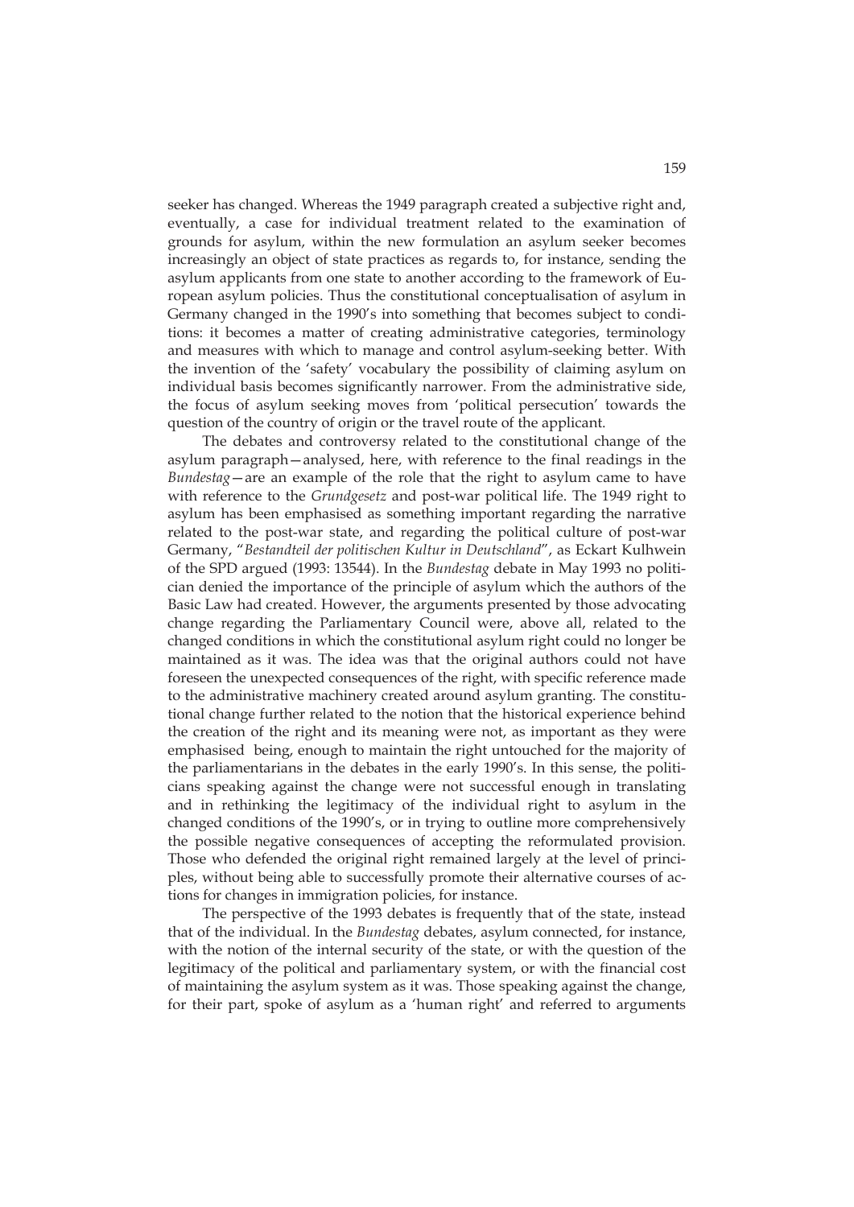seeker has changed. Whereas the 1949 paragraph created a subjective right and, eventually, a case for individual treatment related to the examination of grounds for asylum, within the new formulation an asylum seeker becomes increasingly an object of state practices as regards to, for instance, sending the asylum applicants from one state to another according to the framework of European asylum policies. Thus the constitutional conceptualisation of asylum in Germany changed in the 1990's into something that becomes subject to conditions: it becomes a matter of creating administrative categories, terminology and measures with which to manage and control asylum-seeking better. With the invention of the 'safety' vocabulary the possibility of claiming asylum on individual basis becomes significantly narrower. From the administrative side, the focus of asylum seeking moves from 'political persecution' towards the question of the country of origin or the travel route of the applicant.

The debates and controversy related to the constitutional change of the asylum paragraph—analysed, here, with reference to the final readings in the *Bundestag*—are an example of the role that the right to asylum came to have with reference to the *Grundgesetz* and post-war political life. The 1949 right to asylum has been emphasised as something important regarding the narrative related to the post-war state, and regarding the political culture of post-war Germany, "*Bestandteil der politischen Kultur in Deutschland*", as Eckart Kulhwein of the SPD argued (1993: 13544). In the *Bundestag* debate in May 1993 no politician denied the importance of the principle of asylum which the authors of the Basic Law had created. However, the arguments presented by those advocating change regarding the Parliamentary Council were, above all, related to the changed conditions in which the constitutional asylum right could no longer be maintained as it was. The idea was that the original authors could not have foreseen the unexpected consequences of the right, with specific reference made to the administrative machinery created around asylum granting. The constitutional change further related to the notion that the historical experience behind the creation of the right and its meaning were not, as important as they were emphasised being, enough to maintain the right untouched for the majority of the parliamentarians in the debates in the early 1990's. In this sense, the politicians speaking against the change were not successful enough in translating and in rethinking the legitimacy of the individual right to asylum in the changed conditions of the 1990's, or in trying to outline more comprehensively the possible negative consequences of accepting the reformulated provision. Those who defended the original right remained largely at the level of principles, without being able to successfully promote their alternative courses of actions for changes in immigration policies, for instance.

The perspective of the 1993 debates is frequently that of the state, instead that of the individual. In the *Bundestag* debates, asylum connected, for instance, with the notion of the internal security of the state, or with the question of the legitimacy of the political and parliamentary system, or with the financial cost of maintaining the asylum system as it was. Those speaking against the change, for their part, spoke of asylum as a 'human right' and referred to arguments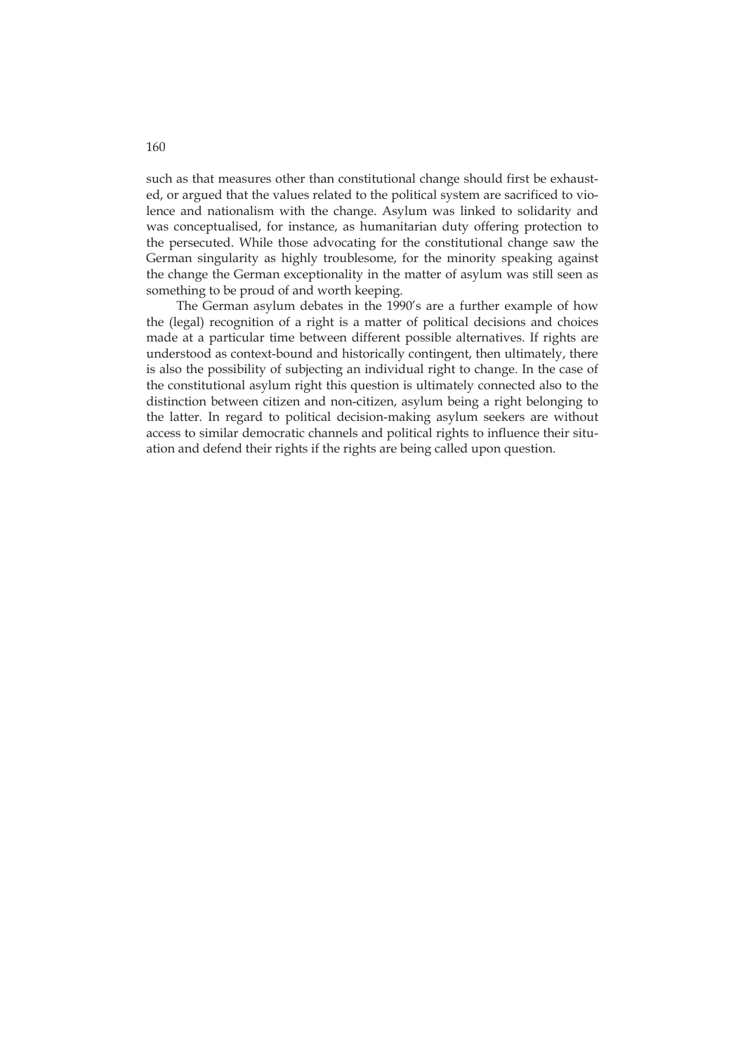such as that measures other than constitutional change should first be exhausted, or argued that the values related to the political system are sacrificed to violence and nationalism with the change. Asylum was linked to solidarity and was conceptualised, for instance, as humanitarian duty offering protection to the persecuted. While those advocating for the constitutional change saw the German singularity as highly troublesome, for the minority speaking against the change the German exceptionality in the matter of asylum was still seen as something to be proud of and worth keeping.

The German asylum debates in the 1990's are a further example of how the (legal) recognition of a right is a matter of political decisions and choices made at a particular time between different possible alternatives. If rights are understood as context-bound and historically contingent, then ultimately, there is also the possibility of subjecting an individual right to change. In the case of the constitutional asylum right this question is ultimately connected also to the distinction between citizen and non-citizen, asylum being a right belonging to the latter. In regard to political decision-making asylum seekers are without access to similar democratic channels and political rights to influence their situation and defend their rights if the rights are being called upon question.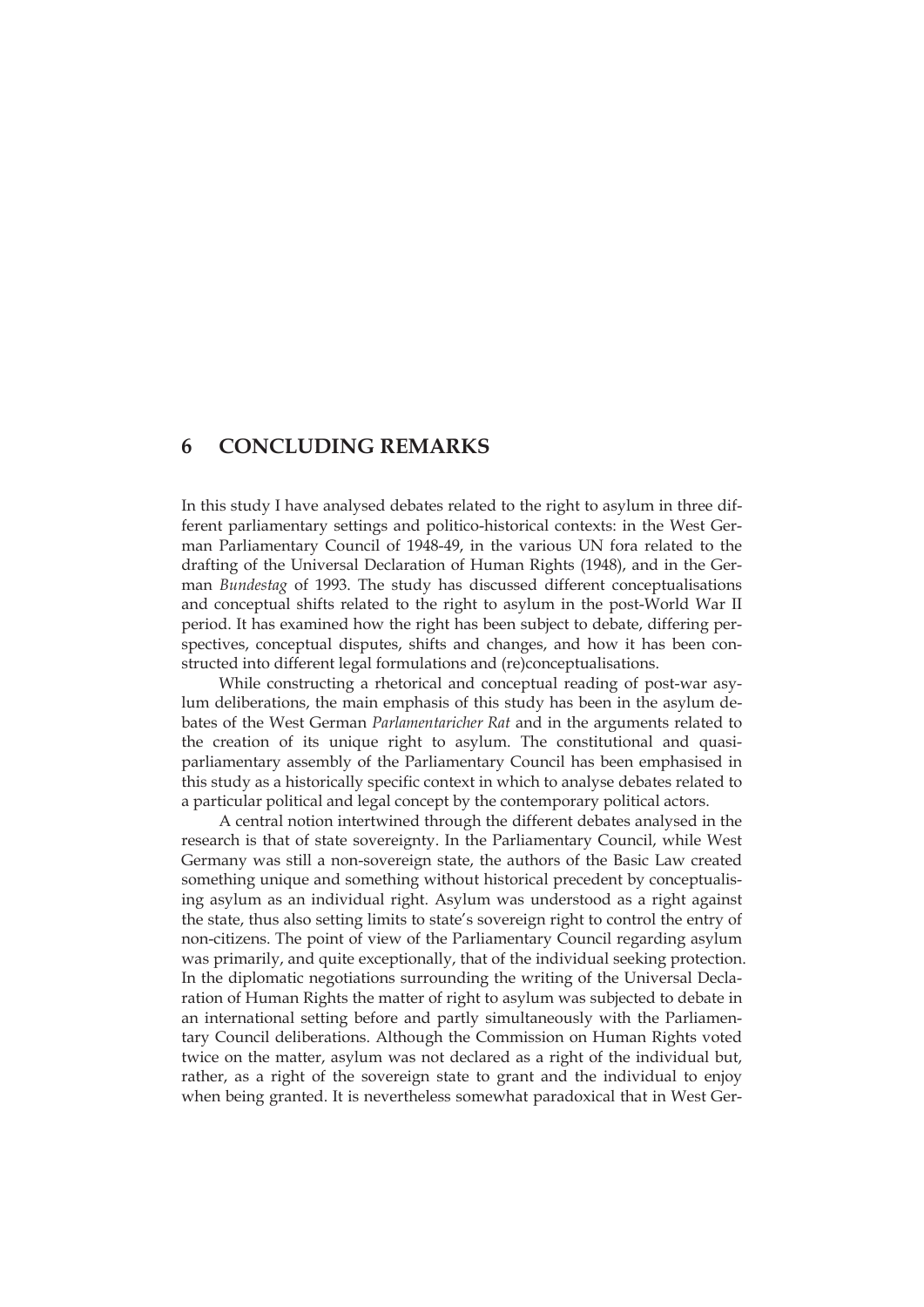# 6 CONCLUDING REMARKS

In this study I have analysed debates related to the right to asylum in three different parliamentary settings and politico-historical contexts: in the West German Parliamentary Council of 1948-49, in the various UN fora related to the drafting of the Universal Declaration of Human Rights (1948), and in the German *Bundestag* of 1993. The study has discussed different conceptualisations and conceptual shifts related to the right to asylum in the post-World War II period. It has examined how the right has been subject to debate, differing perspectives, conceptual disputes, shifts and changes, and how it has been constructed into different legal formulations and (re)conceptualisations.

While constructing a rhetorical and conceptual reading of post-war asylum deliberations, the main emphasis of this study has been in the asylum debates of the West German *Parlamentaricher Rat* and in the arguments related to the creation of its unique right to asylum. The constitutional and quasi-parliamentary assembly of the Parliamentary Council has been emphasised in this study as a historically specific context in which to analyse debates related to a particular political and legal concept by the contemporary political actors.

A central notion intertwined through the different debates analysed in the research is that of state sovereignty. In the Parliamentary Council, while West Germany was still a non-sovereign state, the authors of the Basic Law created something unique and something without historical precedent by conceptualising asylum as an individual right. Asylum was understood as a right against the state, thus also setting limits to state's sovereign right to control the entry of non-citizens. The point of view of the Parliamentary Council regarding asylum was primarily, and quite exceptionally, that of the individual seeking protection. In the diplomatic negotiations surrounding the writing of the Universal Declaration of Human Rights the matter of right to asylum was subjected to debate in an international setting before and partly simultaneously with the Parliamentary Council deliberations. Although the Commission on Human Rights voted twice on the matter, asylum was not declared as a right of the individual but, rather, as a right of the sovereign state to grant and the individual to enjoy when being granted. It is nevertheless somewhat paradoxical that in West Ger-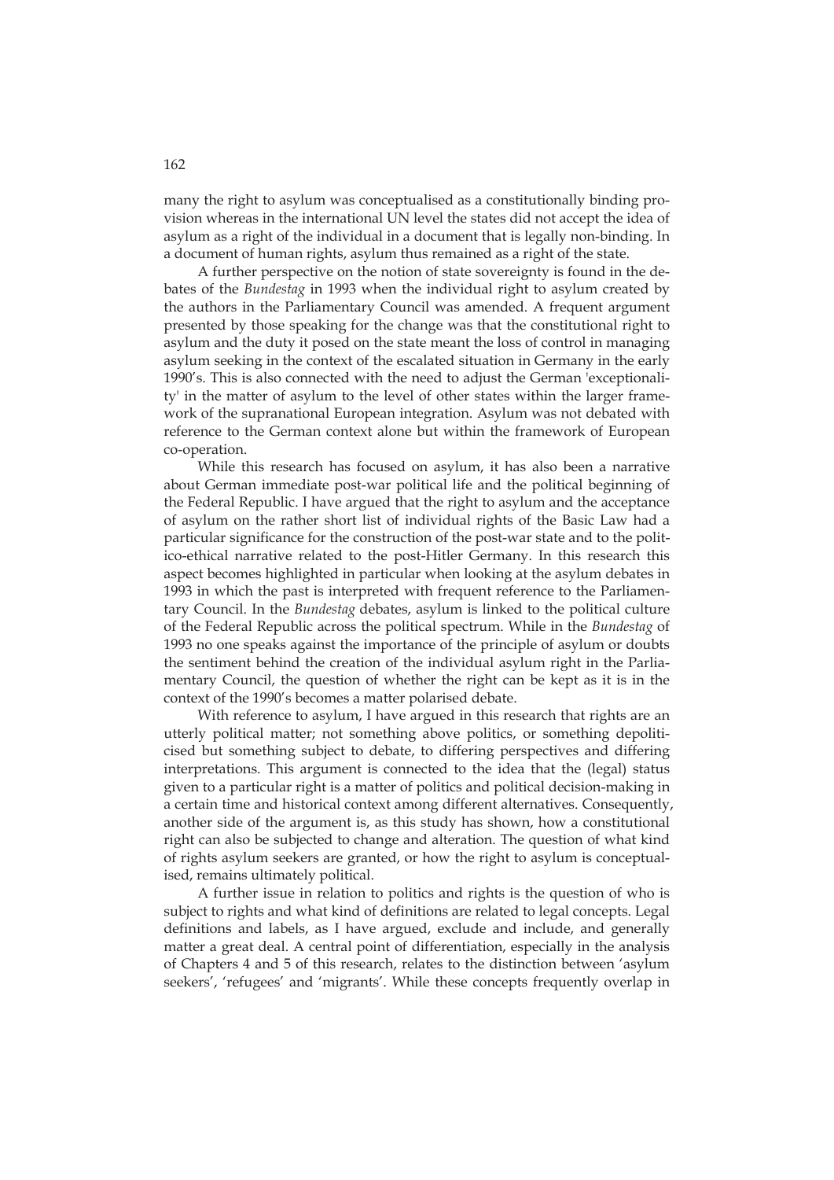many the right to asylum was conceptualised as a constitutionally binding provision whereas in the international UN level the states did not accept the idea of asylum as a right of the individual in a document that is legally non-binding. In a document of human rights, asylum thus remained as a right of the state.

A further perspective on the notion of state sovereignty is found in the debates of the *Bundestag* in 1993 when the individual right to asylum created by the authors in the Parliamentary Council was amended. A frequent argument presented by those speaking for the change was that the constitutional right to asylum and the duty it posed on the state meant the loss of control in managing asylum seeking in the context of the escalated situation in Germany in the early 1990's. This is also connected with the need to adjust the German 'exceptionality' in the matter of asylum to the level of other states within the larger framework of the supranational European integration. Asylum was not debated with reference to the German context alone but within the framework of European co-operation.

While this research has focused on asylum, it has also been a narrative about German immediate post-war political life and the political beginning of the Federal Republic. I have argued that the right to asylum and the acceptance of asylum on the rather short list of individual rights of the Basic Law had a particular significance for the construction of the post-war state and to the politico-ethical narrative related to the post-Hitler Germany. In this research this aspect becomes highlighted in particular when looking at the asylum debates in 1993 in which the past is interpreted with frequent reference to the Parliamentary Council. In the *Bundestag* debates, asylum is linked to the political culture of the Federal Republic across the political spectrum. While in the *Bundestag* of 1993 no one speaks against the importance of the principle of asylum or doubts the sentiment behind the creation of the individual asylum right in the Parliamentary Council, the question of whether the right can be kept as it is in the context of the 1990's becomes a matter polarised debate.

With reference to asylum, I have argued in this research that rights are an utterly political matter; not something above politics, or something depoliticised but something subject to debate, to differing perspectives and differing interpretations. This argument is connected to the idea that the (legal) status given to a particular right is a matter of politics and political decision-making in a certain time and historical context among different alternatives. Consequently, another side of the argument is, as this study has shown, how a constitutional right can also be subjected to change and alteration. The question of what kind of rights asylum seekers are granted, or how the right to asylum is conceptualised, remains ultimately political.

A further issue in relation to politics and rights is the question of who is subject to rights and what kind of definitions are related to legal concepts. Legal definitions and labels, as I have argued, exclude and include, and generally matter a great deal. A central point of differentiation, especially in the analysis of Chapters 4 and 5 of this research, relates to the distinction between 'asylum seekers', 'refugees' and 'migrants'. While these concepts frequently overlap in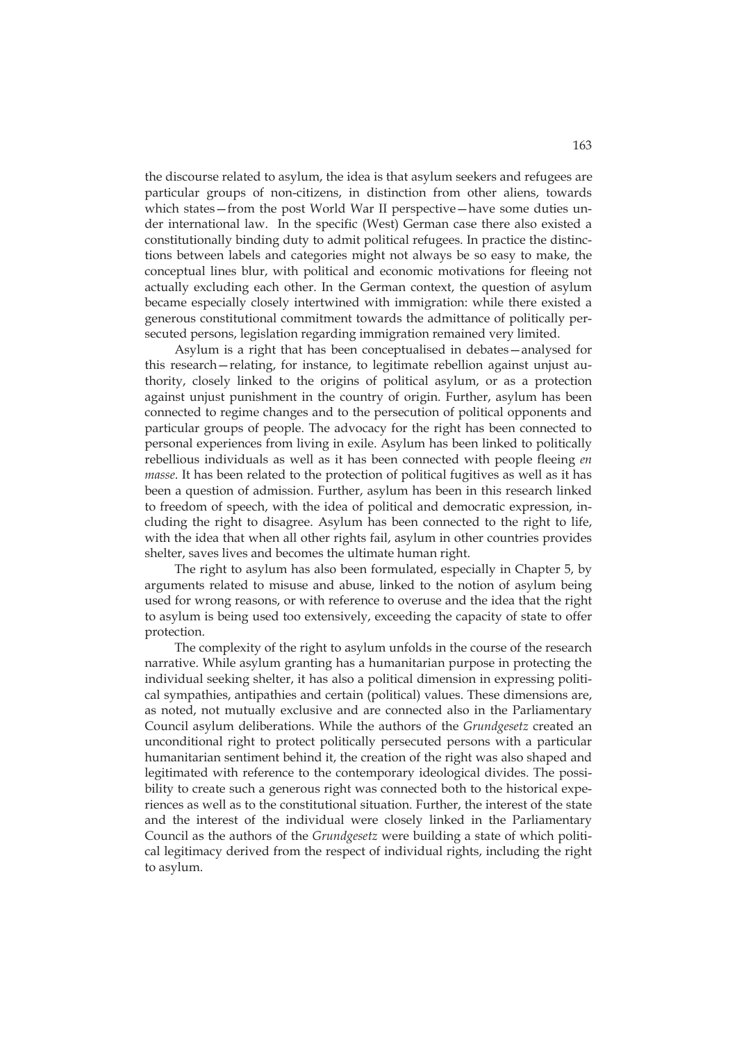the discourse related to asylum, the idea is that asylum seekers and refugees are particular groups of non-citizens, in distinction from other aliens, towards which states—from the post World War II perspective—have some duties under international law. In the specific (West) German case there also existed a constitutionally binding duty to admit political refugees. In practice the distinctions between labels and categories might not always be so easy to make, the conceptual lines blur, with political and economic motivations for fleeing not actually excluding each other. In the German context, the question of asylum became especially closely intertwined with immigration: while there existed a generous constitutional commitment towards the admittance of politically persecuted persons, legislation regarding immigration remained very limited.

Asylum is a right that has been conceptualised in debates—analysed for this research—relating, for instance, to legitimate rebellion against unjust authority, closely linked to the origins of political asylum, or as a protection against unjust punishment in the country of origin. Further, asylum has been connected to regime changes and to the persecution of political opponents and particular groups of people. The advocacy for the right has been connected to personal experiences from living in exile. Asylum has been linked to politically rebellious individuals as well as it has been connected with people fleeing *en masse*. It has been related to the protection of political fugitives as well as it has been a question of admission. Further, asylum has been in this research linked to freedom of speech, with the idea of political and democratic expression, including the right to disagree. Asylum has been connected to the right to life, with the idea that when all other rights fail, asylum in other countries provides shelter, saves lives and becomes the ultimate human right.

The right to asylum has also been formulated, especially in Chapter 5, by arguments related to misuse and abuse, linked to the notion of asylum being used for wrong reasons, or with reference to overuse and the idea that the right to asylum is being used too extensively, exceeding the capacity of state to offer protection.

The complexity of the right to asylum unfolds in the course of the research narrative. While asylum granting has a humanitarian purpose in protecting the individual seeking shelter, it has also a political dimension in expressing political sympathies, antipathies and certain (political) values. These dimensions are, as noted, not mutually exclusive and are connected also in the Parliamentary Council asylum deliberations. While the authors of the *Grundgesetz* created an unconditional right to protect politically persecuted persons with a particular humanitarian sentiment behind it, the creation of the right was also shaped and legitimated with reference to the contemporary ideological divides. The possibility to create such a generous right was connected both to the historical experiences as well as to the constitutional situation. Further, the interest of the state and the interest of the individual were closely linked in the Parliamentary Council as the authors of the *Grundgesetz* were building a state of which political legitimacy derived from the respect of individual rights, including the right to asylum.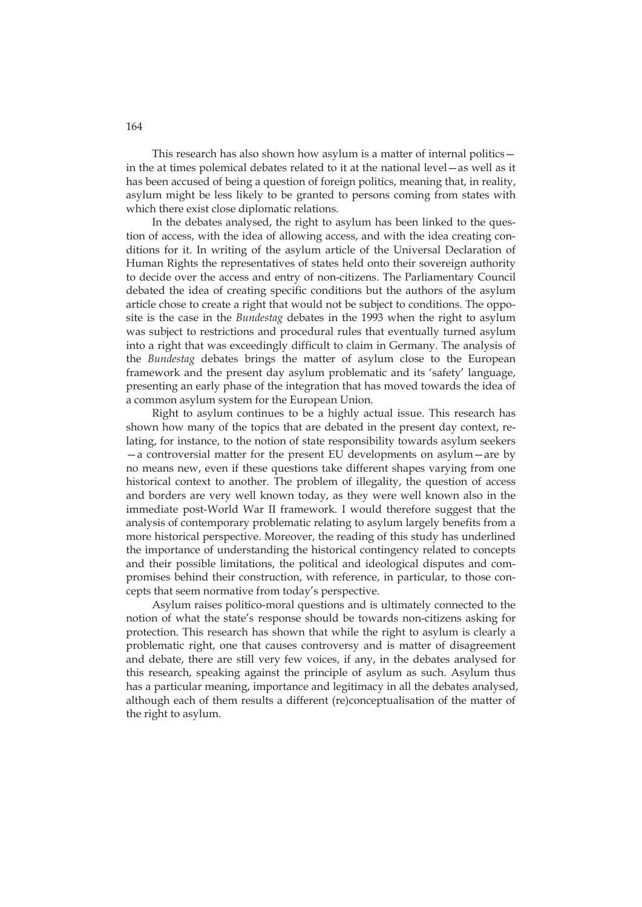This research has also shown how asylum is a matter of internal politics—in the at times polemical debates related to it at the national level—as well as it has been accused of being a question of foreign politics, meaning that, in reality, asylum might be less likely to be granted to persons coming from states with which there exist close diplomatic relations.

In the debates analysed, the right to asylum has been linked to the question of access, with the idea of allowing access, and with the idea creating conditions for it. In writing of the asylum article of the Universal Declaration of Human Rights the representatives of states held onto their sovereign authority to decide over the access and entry of non-citizens. The Parliamentary Council debated the idea of creating specific conditions but the authors of the asylum article chose to create a right that would not be subject to conditions. The opposite is the case in the *Bundestag* debates in the 1993 when the right to asylum was subject to restrictions and procedural rules that eventually turned asylum into a right that was exceedingly difficult to claim in Germany. The analysis of the *Bundestag* debates brings the matter of asylum close to the European framework and the present day asylum problematic and its 'safety' language, presenting an early phase of the integration that has moved towards the idea of a common asylum system for the European Union.

Right to asylum continues to be a highly actual issue. This research has shown how many of the topics that are debated in the present day context, relating, for instance, to the notion of state responsibility towards asylum seekers—a controversial matter for the present EU developments on asylum—are by no means new, even if these questions take different shapes varying from one historical context to another. The problem of illegality, the question of access and borders are very well known today, as they were well known also in the immediate post-World War II framework. I would therefore suggest that the analysis of contemporary problematic relating to asylum largely benefits from a more historical perspective. Moreover, the reading of this study has underlined the importance of understanding the historical contingency related to concepts and their possible limitations, the political and ideological disputes and compromises behind their construction, with reference, in particular, to those concepts that seem normative from today's perspective.

Asylum raises politico-moral questions and is ultimately connected to the notion of what the state's response should be towards non-citizens asking for protection. This research has shown that while the right to asylum is clearly a problematic right, one that causes controversy and is matter of disagreement and debate, there are still very few voices, if any, in the debates analysed for this research, speaking against the principle of asylum as such. Asylum thus has a particular meaning, importance and legitimacy in all the debates analysed, although each of them results a different (re)conceptualisation of the matter of the right to asylum.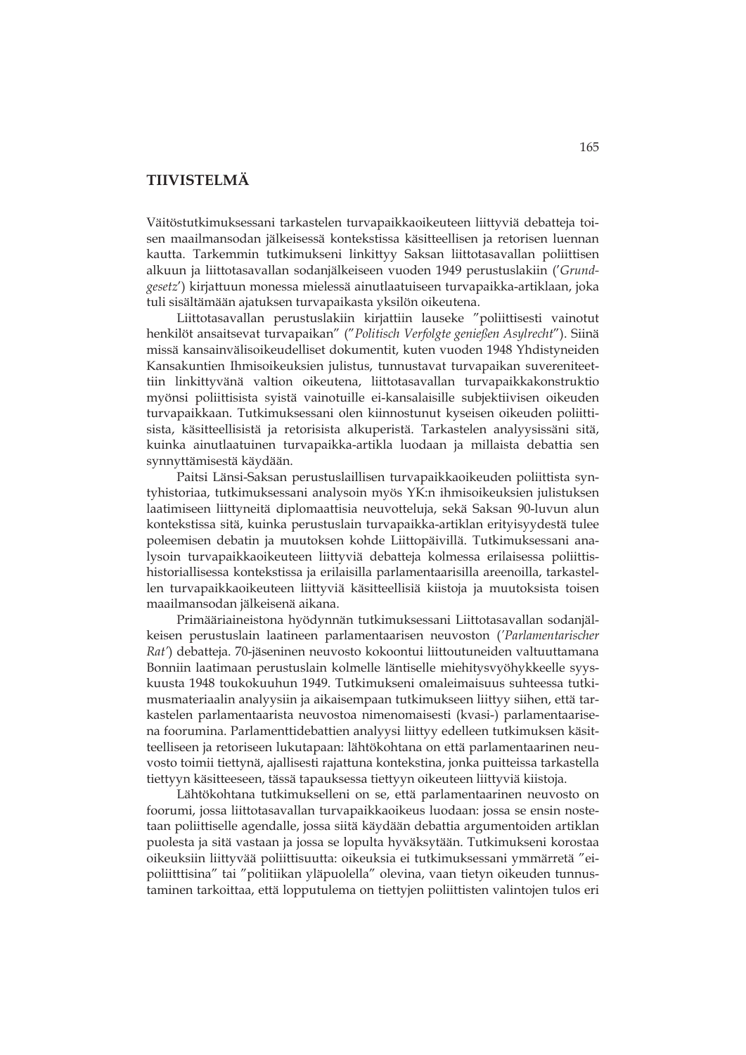# TIIVISTELMÄ

Väitöstutkimuksessani tarkastelen turvapaikkaoikeuteen liittyviä debatteja toisen maailmansodan jälkeisessä kontekstissa käsitteellisen ja retorisen luennan kautta. Tarkemmin tutkimukseni linkittyy Saksan liittotasavallan poliittisen alkuun ja liittotasavallan sodanjälkeiseen vuoden 1949 perustuslakiin (*'Grundgesetz'*) kirjattuun monessa mielessä ainutlaatuiseen turvapaikka-artiklaan, joka tuli sisältämään ajatuksen turvapaikasta yksilön oikeutena.

Liittotasavallan perustuslakiin kirjattiin lauseke "poliittisesti vainotut henkilöt ansaitsevat turvapaikan" ("*Politisch Verfolgte genießen Asylrecht*"). Siinä missä kansainvälisoikeudelliset dokumentit, kuten vuoden 1948 Yhdistyneiden Kansakuntien Ihmisoikeuksien julistus, tunnustavat turvapaikan suvereniteettiin linkittyvänä valtion oikeutena, liittotasavallan turvapaikkakonstruktio myönsi poliittisista syistä vainotuille ei-kansalaisille subjektiivisen oikeuden turvapaikkaan. Tutkimuksessani olen kiinnostunut kyseisen oikeuden poliittisista, käsitteellisistä ja retorisista alkuperistä. Tarkastelen analyysissäni sitä, kuinka ainutlaatuinen turvapaikka-artikla luodaan ja millaista debattia sen synnyttämisestä käydään.

Paitsi Länsi-Saksan perustuslaillisen turvapaikkaoikeuden poliittista syntyhistoriaa, tutkimuksessani analysoin myös YK:n ihmisoikeuksien julistuksen laatimiseen liittyneitä diplomaattisia neuvotteluja, sekä Saksan 90-luvun alun kontekstissa sitä, kuinka perustuslain turvapaikka-artiklan erityisyydestä tulee poleemisen debatin ja muutoksen kohde Liittopäivillä. Tutkimuksessani analysoin turvapaikkaoikeuteen liittyviä debatteja kolmessa erilaisessa poliittishistoriallisessa kontekstissa ja erilaisilla parlamentaarisilla areenoilla, tarkastellen turvapaikkaoikeuteen liittyviä käsitteellisiä kiistoja ja muutoksista toisen maailmansodan jälkeisenä aikana.

Primääriaineistona hyödynnän tutkimuksessani Liittotasavallan sodanjälkeisen perustuslain laatineen parlamentaarisen neuvoston (*'Parlamentarischer Rat'*) debatteja. 70-jäseninen neuvosto kokoontui liittoutuneiden valtuuttamana Bonniin laatimaan perustuslain kolmelle läntiselle miehitysvyöhykkeelle syyskuusta 1948 toukokuuhun 1949. Tutkimukseni omaleimaisuus suhteessa tutkimusmateriaalin analyysiin ja aikaisempaan tutkimukseen liittyy siihen, että tarkastelen parlamentaarista neuvostoa nimenomaisesti (kvasi-) parlamentaarisena foorumina. Parlamenttidebattien analyysi liittyy edelleen tutkimuksen käsitteelliseen ja retoriseen lukutapaan: lähtökohtana on että parlamentaarinen neuvosto toimii tiettynä, ajallisesti rajattuna kontekstina, jonka puitteissa tarkastella tiettyyn käsitteeseen, tässä tapauksessa tiettyyn oikeuteen liittyviä kiistoja.

Lähtökohtana tutkimukselleni on se, että parlamentaarinen neuvosto on foorumi, jossa liittotasavallan turvapaikkaoikeus luodaan: jossa se ensin nostetaan poliittiselle agendalle, jossa siitä käydään debattia argumentoiden artiklan puolesta ja sitä vastaan ja jossa se lopulta hyväksytään. Tutkimukseni korostaa oikeuksiin liittyvää poliittisuutta: oikeuksia ei tutkimuksessani ymmärretä "ei-poliitttisina" tai "politiikan yläpuolella" olevina, vaan tietyn oikeuden tunnustaminen tarkoittaa, että lopputulema on tiettyjen poliittisten valintojen tulos eri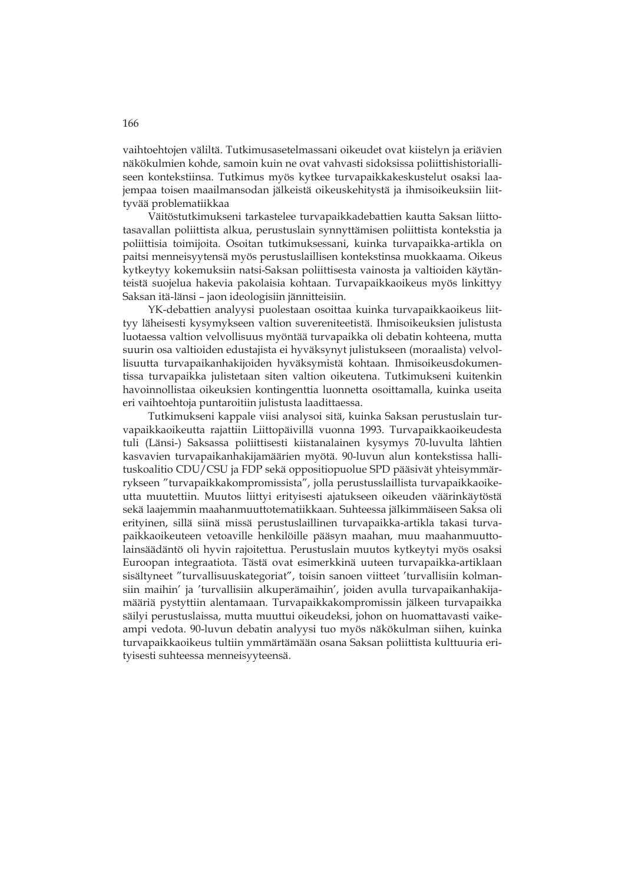vaihtoehtojen väliltä. Tutkimusasetelmassani oikeudet ovat kiistelyn ja eriävien näkökulmien kohde, samoin kuin ne ovat vahvasti sidoksissa poliittishistorialliseen kontekstiinsa. Tutkimus myös kytkee turvapaikkakeskustelut osaksi laajempaa toisen maailmansodan jälkeistä oikeuskehitystä ja ihmisoikeuksiin liittyvää problematiikkaa

Väitöstutkimukseni tarkastelee turvapaikkadebattien kautta Saksan liittotasavallan poliittista alkua, perustuslain synnyttämisen poliittista kontekstia ja poliittisia toimijoita. Osoitan tutkimuksessani, kuinka turvapaikka-artikla on paitsi menneisyytensä myös perustuslaillisen kontekstinsa muokkaama. Oikeus kytkeytyy kokemuksiin natsi-Saksan poliittisesta vainosta ja valtioiden käytänteistä suojelua hakevia pakolaisia kohtaan. Turvapaikkaoikeus myös linkittyy Saksan itä-länsi – jaon ideologisiin jännitteisiin.

YK-debattien analyysi puolestaan osoittaa kuinka turvapaikkaoikeus liittyy läheisesti kysymykseen valtion suvereniteetista. Ihmisoikeuksien julistusta luotaessa valtion velvollisuus myöntää turvapaikka oli debatin kohteena, mutta suurin osa valtioiden edustajista ei hyväksynyt julistukseen (moraalista) velvollisuutta turvapaikanhakijoiden hyväksymistä kohtaan. Ihmisoikeusdokumentissa turvapaikka julistetaan siten valtion oikeutena. Tutkimukseni kuitenkin havoinnollistaa oikeuksien kontingenttia luonnetta osoittamalla, kuinka useita eri vaihtoehtoja puntaroitiin julistusta laadittaessa.

Tutkimukseni kappale viisi analysoi sitä, kuinka Saksan perustuslain turvapaikkaoikeutta rajattiin Liittopäivillä vuonna 1993. Turvapaikkaoikeudesta tuli (Länsi-) Saksassa poliittisesti kiistanalainen kysymys 70-luvulta lähtien kasvavien turvapaikanhakijamäärien myötä. 90-luvun alun kontekstissa hallituskoalitio CDU/CSU ja FDP sekä oppositiopuolue SPD pääsivät yhteisymmärrykseen ”turvapaikkakompromissista”, jolla perustusslaillista turvapaikkaoikeutta muutettiin. Muutos liittyi erityisesti ajatukseen oikeuden väärinkäytöstä sekä laajemmin maahanmuuttotematiikkaan. Suhteessa jälkimmäiseen Saksa oli erityinen, sillä siinä missä perustuslaillinen turvapaikka-artikla takasi turvapaikkaoikeuteen vetoaville henkilöille pääsyn maahan, muu maahanmuuttolainsäädäntö oli hyvin rajoitettua. Perustuslain muutos kytkeytyi myös osaksi Euroopan integraatiota. Tästä ovat esimerkkinä uuteen turvapaikka-artiklaan sisältyneet ”turvallisuuskategoriat”, toisin sanoen viitteet ’turvallisiin kolmansiin maihin’ ja ’turvallisiin alkuperämaihin’, joiden avulla turvapaikanhakijamääriä pystyttiin alentamaan. Turvapaikkakompromissin jälkeen turvapaikka säilyi perustuslaissa, mutta muuttui oikeudeksi, johon on huomattavasti vaikeampi vedota. 90-luvun debatin analyysi tuo myös näkökulman siihen, kuinka turvapaikkaoikeus tultiin ymmärtämään osana Saksan poliittista kulttuuria erityisesti suhteessa menneisyyteensä.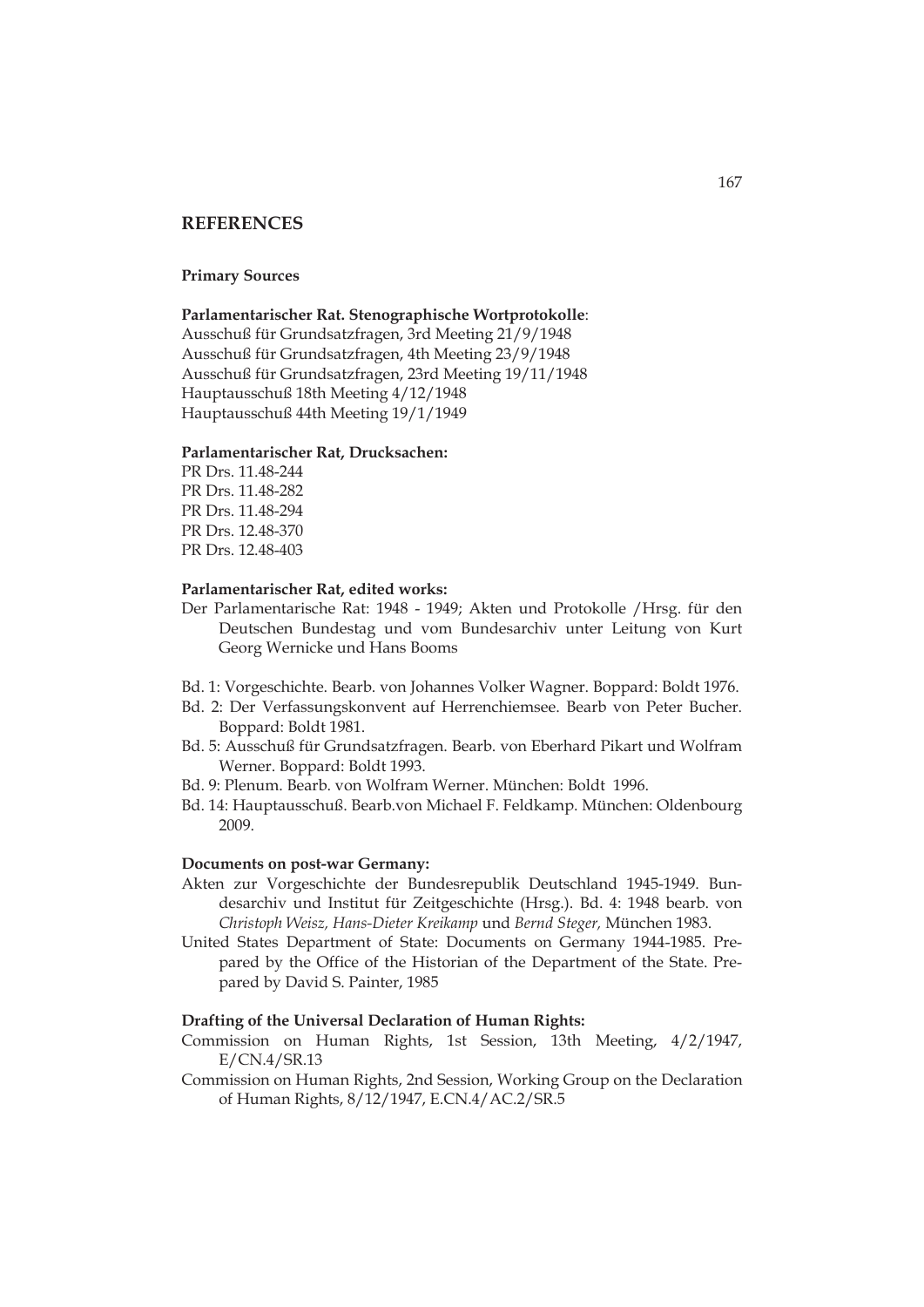# REFERENCES

## Primary Sources

**Parlamentarischer Rat. Stenographische Wortprotokolle**:

Ausschuß für Grundsatzfragen, 3rd Meeting 21/9/1948
Ausschuß für Grundsatzfragen, 4th Meeting 23/9/1948
Ausschuß für Grundsatzfragen, 23rd Meeting 19/11/1948
Hauptausschuß 18th Meeting 4/12/1948
Hauptausschuß 44th Meeting 19/1/1949

**Parlamentarischer Rat, Drucksachen:**

PR Drs. 11.48-244
PR Drs. 11.48-282
PR Drs. 11.48-294
PR Drs. 12.48-370
PR Drs. 12.48-403

**Parlamentarischer Rat, edited works:**

Der Parlamentarische Rat: 1948 - 1949; Akten und Protokolle /Hrsg. für den Deutschen Bundestag und vom Bundesarchiv unter Leitung von Kurt Georg Wernicke und Hans Booms

Bd. 1: Vorgeschichte. Bearb. von Johannes Volker Wagner. Boppard: Boldt 1976.

Bd. 2: Der Verfassungskonvent auf Herrenchiemsee. Bearb von Peter Bucher. Boppard: Boldt 1981.

Bd. 5: Ausschuß für Grundsatzfragen. Bearb. von Eberhard Pikart und Wolfram Werner. Boppard: Boldt 1993.

Bd. 9: Plenum. Bearb. von Wolfram Werner. München: Boldt 1996.

Bd. 14: Hauptausschuß. Bearb.von Michael F. Feldkamp. München: Oldenbourg 2009.

**Documents on post-war Germany:**

Akten zur Vorgeschichte der Bundesrepublik Deutschland 1945-1949. Bundesarchiv und Institut für Zeitgeschichte (Hrsg.). Bd. 4: 1948 bearb. von *Christoph Weisz, Hans-Dieter Kreikamp* und *Bernd Steger,* München 1983.

United States Department of State: Documents on Germany 1944-1985. Prepared by the Office of the Historian of the Department of the State. Prepared by David S. Painter, 1985

**Drafting of the Universal Declaration of Human Rights:**

Commission on Human Rights, 1st Session, 13th Meeting, 4/2/1947, E/CN.4/SR.13

Commission on Human Rights, 2nd Session, Working Group on the Declaration of Human Rights, 8/12/1947, E.CN.4/AC.2/SR.5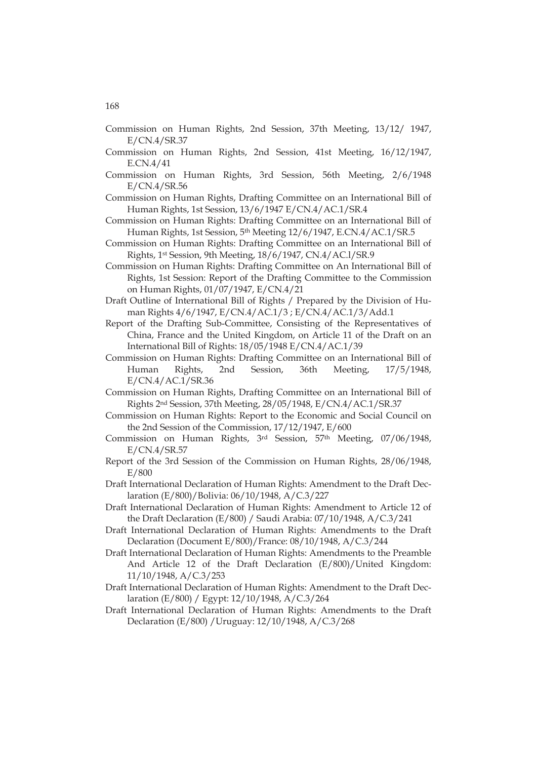Commission on Human Rights, 2nd Session, 37th Meeting, 13/12/ 1947, E/CN.4/SR.37

Commission on Human Rights, 2nd Session, 41st Meeting, 16/12/1947, E.CN.4/41

Commission on Human Rights, 3rd Session, 56th Meeting, 2/6/1948 E/CN.4/SR.56

Commission on Human Rights, Drafting Committee on an International Bill of Human Rights, 1st Session, 13/6/1947 E/CN.4/AC.1/SR.4

Commission on Human Rights: Drafting Committee on an International Bill of Human Rights, 1st Session, 5th Meeting 12/6/1947, E.CN.4/AC.1/SR.5

Commission on Human Rights: Drafting Committee on an International Bill of Rights, 1st Session, 9th Meeting, 18/6/1947, CN.4/AC.l/SR.9

Commission on Human Rights: Drafting Committee on An International Bill of Rights, 1st Session: Report of the Drafting Committee to the Commission on Human Rights, 01/07/1947, E/CN.4/21

Draft Outline of International Bill of Rights / Prepared by the Division of Human Rights 4/6/1947, E/CN.4/AC.1/3 ; E/CN.4/AC.1/3/Add.1

Report of the Drafting Sub-Committee, Consisting of the Representatives of China, France and the United Kingdom, on Article 11 of the Draft on an International Bill of Rights: 18/05/1948 E/CN.4/AC.1/39

Commission on Human Rights: Drafting Committee on an International Bill of Human Rights, 2nd Session, 36th Meeting, 17/5/1948, E/CN.4/AC.1/SR.36

Commission on Human Rights, Drafting Committee on an International Bill of Rights 2nd Session, 37th Meeting, 28/05/1948, E/CN.4/AC.1/SR.37

Commission on Human Rights: Report to the Economic and Social Council on the 2nd Session of the Commission, 17/12/1947, E/600

Commission on Human Rights, 3rd Session, 57th Meeting, 07/06/1948, E/CN.4/SR.57

Report of the 3rd Session of the Commission on Human Rights, 28/06/1948, E/800

Draft International Declaration of Human Rights: Amendment to the Draft Declaration (E/800)/Bolivia: 06/10/1948, A/C.3/227

Draft International Declaration of Human Rights: Amendment to Article 12 of the Draft Declaration (E/800) / Saudi Arabia: 07/10/1948, A/C.3/241

Draft International Declaration of Human Rights: Amendments to the Draft Declaration (Document E/800)/France: 08/10/1948, A/C.3/244

Draft International Declaration of Human Rights: Amendments to the Preamble And Article 12 of the Draft Declaration (E/800)/United Kingdom: 11/10/1948, A/C.3/253

Draft International Declaration of Human Rights: Amendment to the Draft Declaration (E/800) / Egypt: 12/10/1948, A/C.3/264

Draft International Declaration of Human Rights: Amendments to the Draft Declaration (E/800) /Uruguay: 12/10/1948, A/C.3/268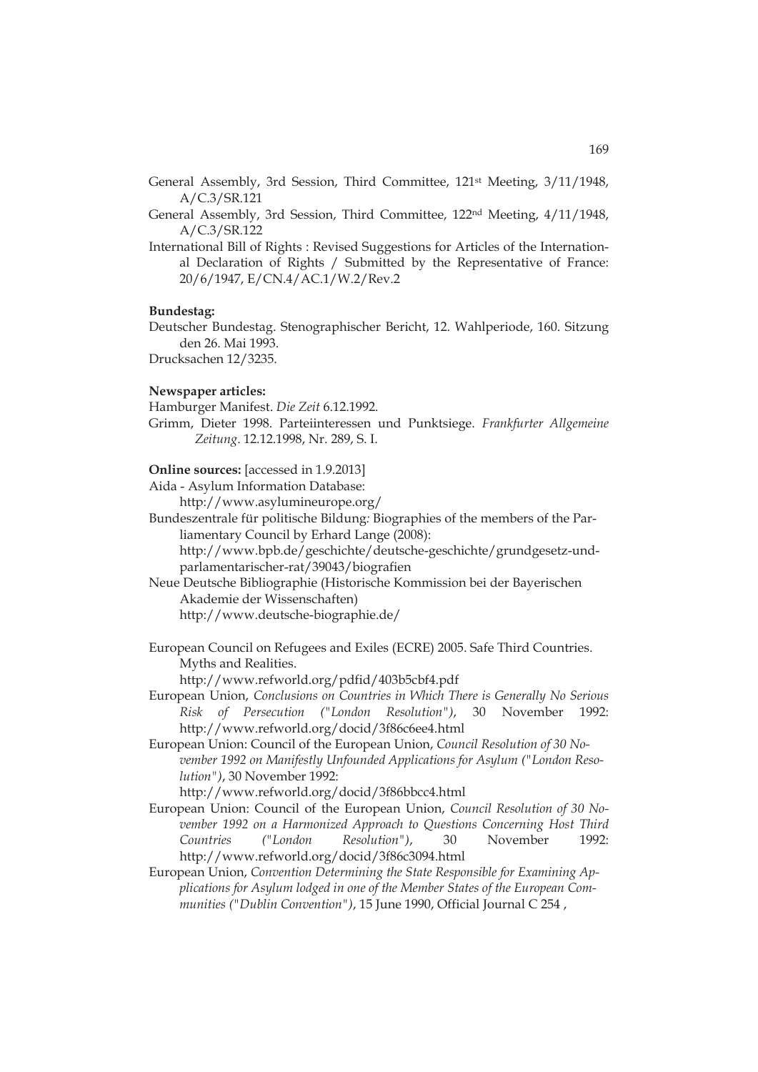General Assembly, 3rd Session, Third Committee, 121st Meeting, 3/11/1948, A/C.3/SR.121

General Assembly, 3rd Session, Third Committee, 122nd Meeting, 4/11/1948, A/C.3/SR.122

International Bill of Rights : Revised Suggestions for Articles of the International Declaration of Rights / Submitted by the Representative of France: 20/6/1947, E/CN.4/AC.1/W.2/Rev.2

**Bundestag:**

Deutscher Bundestag. Stenographischer Bericht, 12. Wahlperiode, 160. Sitzung den 26. Mai 1993.

Drucksachen 12/3235.

**Newspaper articles:**

Hamburger Manifest. *Die Zeit* 6.12.1992.

Grimm, Dieter 1998. Parteiinteressen und Punktsiege. *Frankfurter Allgemeine Zeitung*. 12.12.1998, Nr. 289, S. I.

**Online sources:** [accessed in 1.9.2013]

Aida - Asylum Information Database:
http://www.asylumineurope.org/

Bundeszentrale für politische Bildung: Biographies of the members of the Parliamentary Council by Erhard Lange (2008):
http://www.bpb.de/geschichte/deutsche-geschichte/grundgesetz-und-parlamentarischer-rat/39043/biografien

Neue Deutsche Bibliographie (Historische Kommission bei der Bayerischen Akademie der Wissenschaften)
http://www.deutsche-biographie.de/

European Council on Refugees and Exiles (ECRE) 2005. Safe Third Countries. Myths and Realities.
http://www.refworld.org/pdfid/403b5cbf4.pdf

European Union, *Conclusions on Countries in Which There is Generally No Serious Risk of Persecution ("London Resolution")*, 30 November 1992:
http://www.refworld.org/docid/3f86c6ee4.html

European Union: Council of the European Union, *Council Resolution of 30 November 1992 on Manifestly Unfounded Applications for Asylum ("London Resolution")*, 30 November 1992:
http://www.refworld.org/docid/3f86bbcc4.html

European Union: Council of the European Union, *Council Resolution of 30 November 1992 on a Harmonized Approach to Questions Concerning Host Third Countries ("London Resolution")*, 30 November 1992:
http://www.refworld.org/docid/3f86c3094.html

European Union, *Convention Determining the State Responsible for Examining Applications for Asylum lodged in one of the Member States of the European Communities ("Dublin Convention")*, 15 June 1990, Official Journal C 254 ,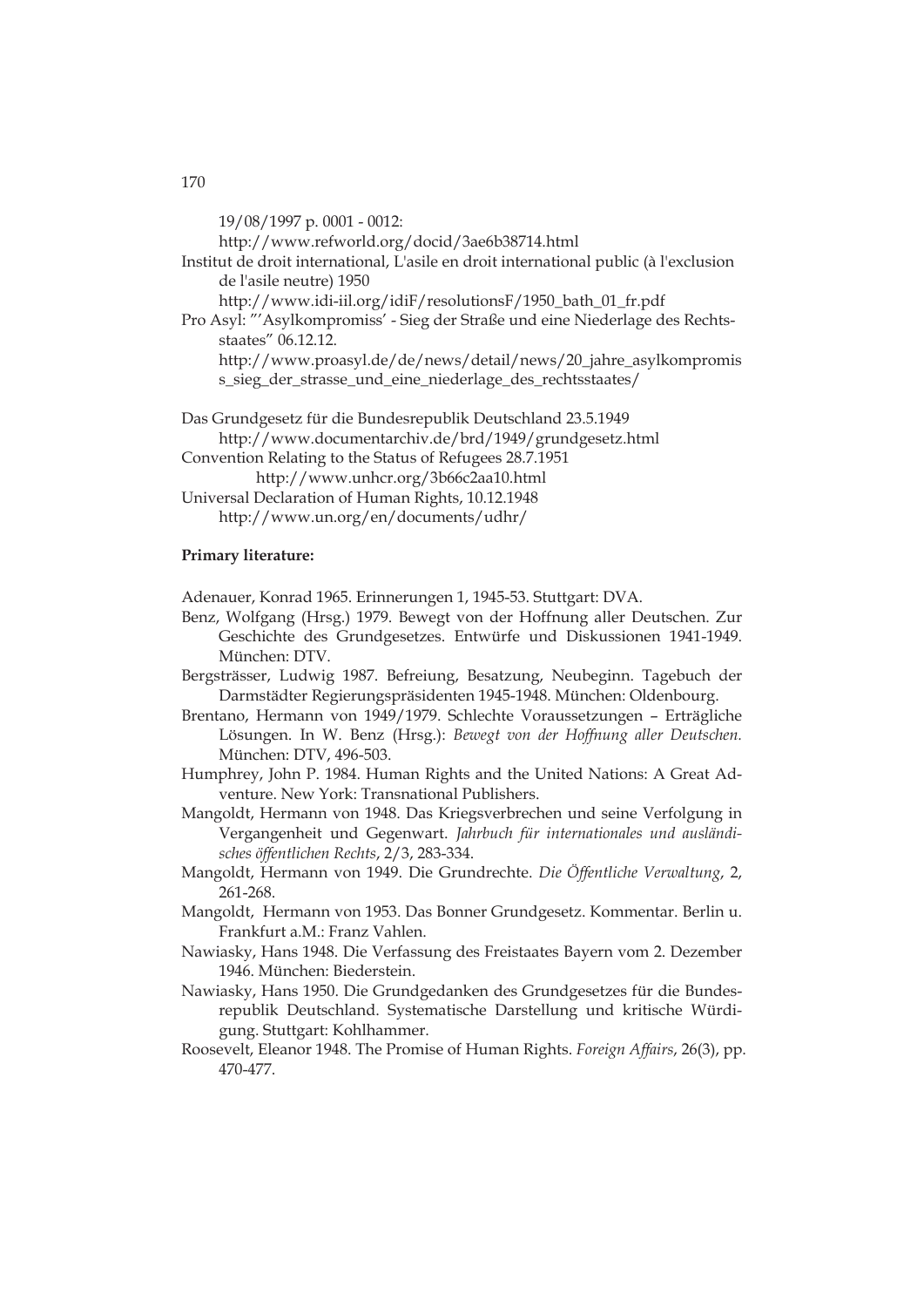19/08/1997 p. 0001 - 0012:
http://www.refworld.org/docid/3ae6b38714.html

Institut de droit international, L'asile en droit international public (à l'exclusion de l'asile neutre) 1950
http://www.idi-iil.org/idiF/resolutionsF/1950_bath_01_fr.pdf

Pro Asyl: "'Asylkompromiss' - Sieg der Straße und eine Niederlage des Rechtsstaates" 06.12.12.
http://www.proasyl.de/de/news/detail/news/20_jahre_asylkompromiss_sieg_der_strasse_und_eine_niederlage_des_rechtsstaates/

Das Grundgesetz für die Bundesrepublik Deutschland 23.5.1949
http://www.documentarchiv.de/brd/1949/grundgesetz.html

Convention Relating to the Status of Refugees 28.7.1951
http://www.unhcr.org/3b66c2aa10.html

Universal Declaration of Human Rights, 10.12.1948
http://www.un.org/en/documents/udhr/

**Primary literature:**

Adenauer, Konrad 1965. Erinnerungen 1, 1945-53. Stuttgart: DVA.

Benz, Wolfgang (Hrsg.) 1979. Bewegt von der Hoffnung aller Deutschen. Zur Geschichte des Grundgesetzes. Entwürfe und Diskussionen 1941-1949. München: DTV.

Bergsträsser, Ludwig 1987. Befreiung, Besatzung, Neubeginn. Tagebuch der Darmstädter Regierungspräsidenten 1945-1948. München: Oldenbourg.

Brentano, Hermann von 1949/1979. Schlechte Voraussetzungen – Erträgliche Lösungen. In W. Benz (Hrsg.): *Bewegt von der Hoffnung aller Deutschen.* München: DTV, 496-503.

Humphrey, John P. 1984. Human Rights and the United Nations: A Great Adventure. New York: Transnational Publishers.

Mangoldt, Hermann von 1948. Das Kriegsverbrechen und seine Verfolgung in Vergangenheit und Gegenwart. *Jahrbuch für internationales und ausländisches öffentlichen Rechts*, 2/3, 283-334.

Mangoldt, Hermann von 1949. Die Grundrechte. *Die Öffentliche Verwaltung*, 2, 261-268.

Mangoldt, Hermann von 1953. Das Bonner Grundgesetz. Kommentar. Berlin u. Frankfurt a.M.: Franz Vahlen.

Nawiasky, Hans 1948. Die Verfassung des Freistaates Bayern vom 2. Dezember 1946. München: Biederstein.

Nawiasky, Hans 1950. Die Grundgedanken des Grundgesetzes für die Bundesrepublik Deutschland. Systematische Darstellung und kritische Würdigung. Stuttgart: Kohlhammer.

Roosevelt, Eleanor 1948. The Promise of Human Rights. *Foreign Affairs*, 26(3), pp. 470-477.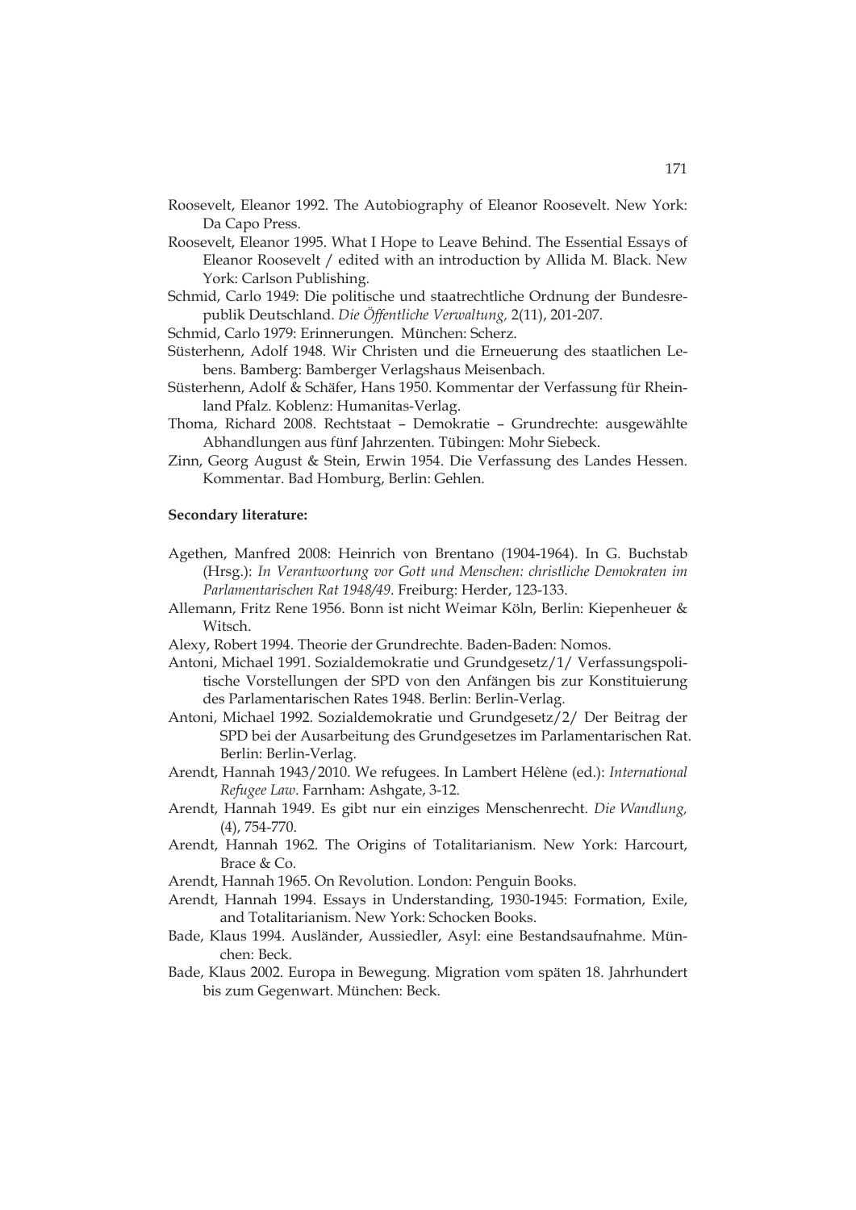Roosevelt, Eleanor 1992. The Autobiography of Eleanor Roosevelt. New York: Da Capo Press.

Roosevelt, Eleanor 1995. What I Hope to Leave Behind. The Essential Essays of Eleanor Roosevelt / edited with an introduction by Allida M. Black. New York: Carlson Publishing.

Schmid, Carlo 1949: Die politische und staatrechtliche Ordnung der Bundesrepublik Deutschland. *Die Öffentliche Verwaltung,* 2(11), 201-207.

Schmid, Carlo 1979: Erinnerungen. München: Scherz.

Süsterhenn, Adolf 1948. Wir Christen und die Erneuerung des staatlichen Lebens. Bamberg: Bamberger Verlagshaus Meisenbach.

Süsterhenn, Adolf & Schäfer, Hans 1950. Kommentar der Verfassung für Rheinland Pfalz. Koblenz: Humanitas-Verlag.

Thoma, Richard 2008. Rechtstaat – Demokratie – Grundrechte: ausgewählte Abhandlungen aus fünf Jahrzenten. Tübingen: Mohr Siebeck.

Zinn, Georg August & Stein, Erwin 1954. Die Verfassung des Landes Hessen. Kommentar. Bad Homburg, Berlin: Gehlen.

**Secondary literature:**

Agethen, Manfred 2008: Heinrich von Brentano (1904-1964). In G. Buchstab (Hrsg.): *In Verantwortung vor Gott und Menschen: christliche Demokraten im Parlamentarischen Rat 1948/49*. Freiburg: Herder, 123-133.

Allemann, Fritz Rene 1956. Bonn ist nicht Weimar Köln, Berlin: Kiepenheuer & Witsch.

Alexy, Robert 1994. Theorie der Grundrechte. Baden-Baden: Nomos.

Antoni, Michael 1991. Sozialdemokratie und Grundgesetz/1/ Verfassungspolitische Vorstellungen der SPD von den Anfängen bis zur Konstituierung des Parlamentarischen Rates 1948. Berlin: Berlin-Verlag.

Antoni, Michael 1992. Sozialdemokratie und Grundgesetz/2/ Der Beitrag der SPD bei der Ausarbeitung des Grundgesetzes im Parlamentarischen Rat. Berlin: Berlin-Verlag.

Arendt, Hannah 1943/2010. We refugees. In Lambert Hélène (ed.): *International Refugee Law*. Farnham: Ashgate, 3-12.

Arendt, Hannah 1949. Es gibt nur ein einziges Menschenrecht. *Die Wandlung,* (4), 754-770.

Arendt, Hannah 1962. The Origins of Totalitarianism. New York: Harcourt, Brace & Co.

Arendt, Hannah 1965. On Revolution. London: Penguin Books.

Arendt, Hannah 1994. Essays in Understanding, 1930-1945: Formation, Exile, and Totalitarianism. New York: Schocken Books.

Bade, Klaus 1994. Ausländer, Aussiedler, Asyl: eine Bestandsaufnahme. München: Beck.

Bade, Klaus 2002. Europa in Bewegung. Migration vom späten 18. Jahrhundert bis zum Gegenwart. München: Beck.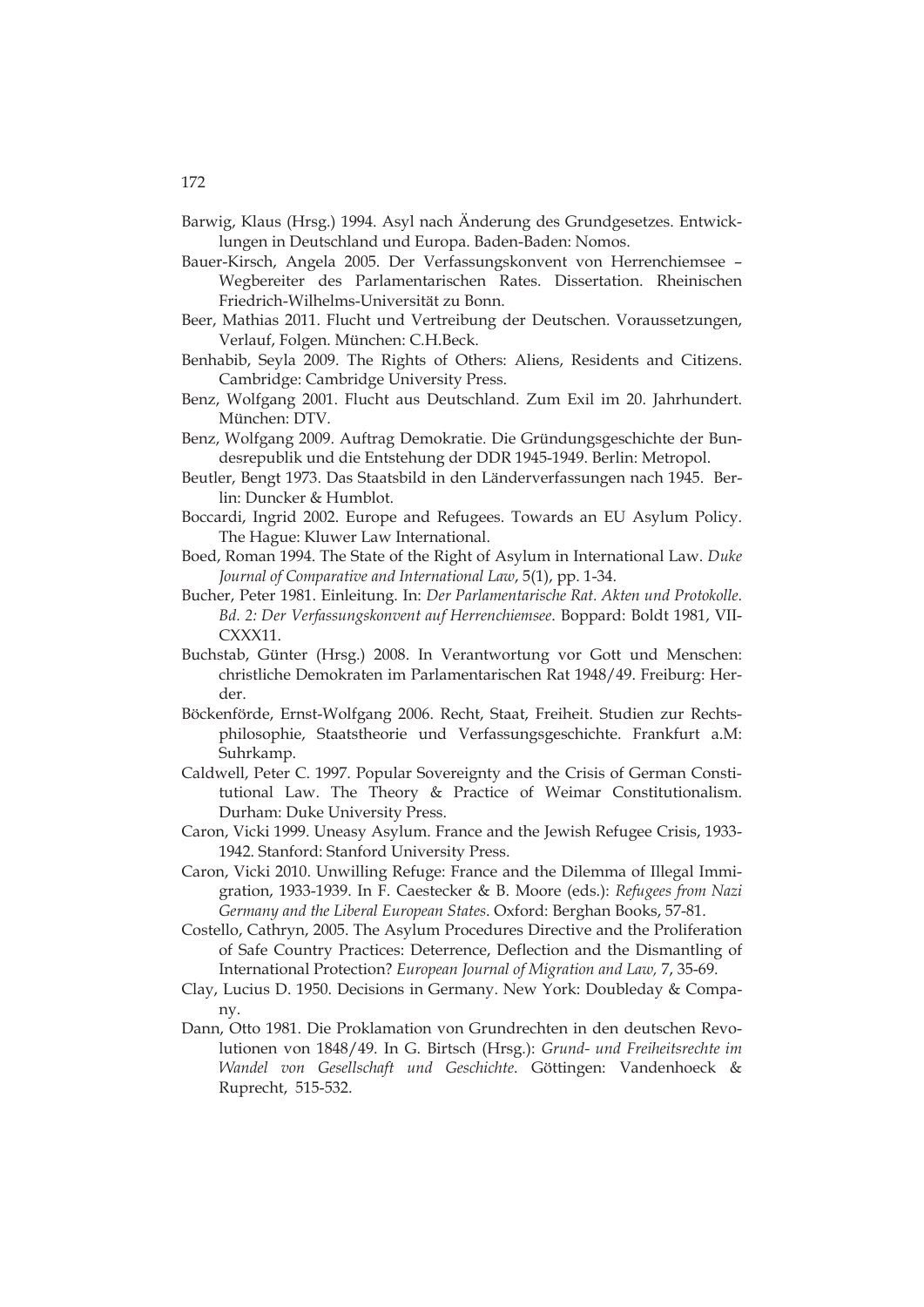Barwig, Klaus (Hrsg.) 1994. Asyl nach Änderung des Grundgesetzes. Entwicklungen in Deutschland und Europa. Baden-Baden: Nomos.

Bauer-Kirsch, Angela 2005. Der Verfassungskonvent von Herrenchiemsee – Wegbereiter des Parlamentarischen Rates. Dissertation. Rheinischen Friedrich-Wilhelms-Universität zu Bonn.

Beer, Mathias 2011. Flucht und Vertreibung der Deutschen. Voraussetzungen, Verlauf, Folgen. München: C.H.Beck.

Benhabib, Seyla 2009. The Rights of Others: Aliens, Residents and Citizens. Cambridge: Cambridge University Press.

Benz, Wolfgang 2001. Flucht aus Deutschland. Zum Exil im 20. Jahrhundert. München: DTV.

Benz, Wolfgang 2009. Auftrag Demokratie. Die Gründungsgeschichte der Bundesrepublik und die Entstehung der DDR 1945-1949. Berlin: Metropol.

Beutler, Bengt 1973. Das Staatsbild in den Länderverfassungen nach 1945. Berlin: Duncker & Humblot.

Boccardi, Ingrid 2002. Europe and Refugees. Towards an EU Asylum Policy. The Hague: Kluwer Law International.

Boed, Roman 1994. The State of the Right of Asylum in International Law. *Duke Journal of Comparative and International Law*, 5(1), pp. 1-34.

Bucher, Peter 1981. Einleitung. In: *Der Parlamentarische Rat. Akten und Protokolle. Bd. 2: Der Verfassungskonvent auf Herrenchiemsee*. Boppard: Boldt 1981, VII-CXXX11.

Buchstab, Günter (Hrsg.) 2008. In Verantwortung vor Gott und Menschen: christliche Demokraten im Parlamentarischen Rat 1948/49. Freiburg: Herder.

Böckenförde, Ernst-Wolfgang 2006. Recht, Staat, Freiheit. Studien zur Rechtsphilosophie, Staatstheorie und Verfassungsgeschichte. Frankfurt a.M: Suhrkamp.

Caldwell, Peter C. 1997. Popular Sovereignty and the Crisis of German Constitutional Law. The Theory & Practice of Weimar Constitutionalism. Durham: Duke University Press.

Caron, Vicki 1999. Uneasy Asylum. France and the Jewish Refugee Crisis, 1933-1942. Stanford: Stanford University Press.

Caron, Vicki 2010. Unwilling Refuge: France and the Dilemma of Illegal Immigration, 1933-1939. In F. Caestecker & B. Moore (eds.): *Refugees from Nazi Germany and the Liberal European States*. Oxford: Berghan Books, 57-81.

Costello, Cathryn, 2005. The Asylum Procedures Directive and the Proliferation of Safe Country Practices: Deterrence, Deflection and the Dismantling of International Protection? *European Journal of Migration and Law,* 7, 35-69.

Clay, Lucius D. 1950. Decisions in Germany. New York: Doubleday & Company.

Dann, Otto 1981. Die Proklamation von Grundrechten in den deutschen Revolutionen von 1848/49. In G. Birtsch (Hrsg.): *Grund- und Freiheitsrechte im Wandel von Gesellschaft und Geschichte*. Göttingen: Vandenhoeck & Ruprecht, 515-532.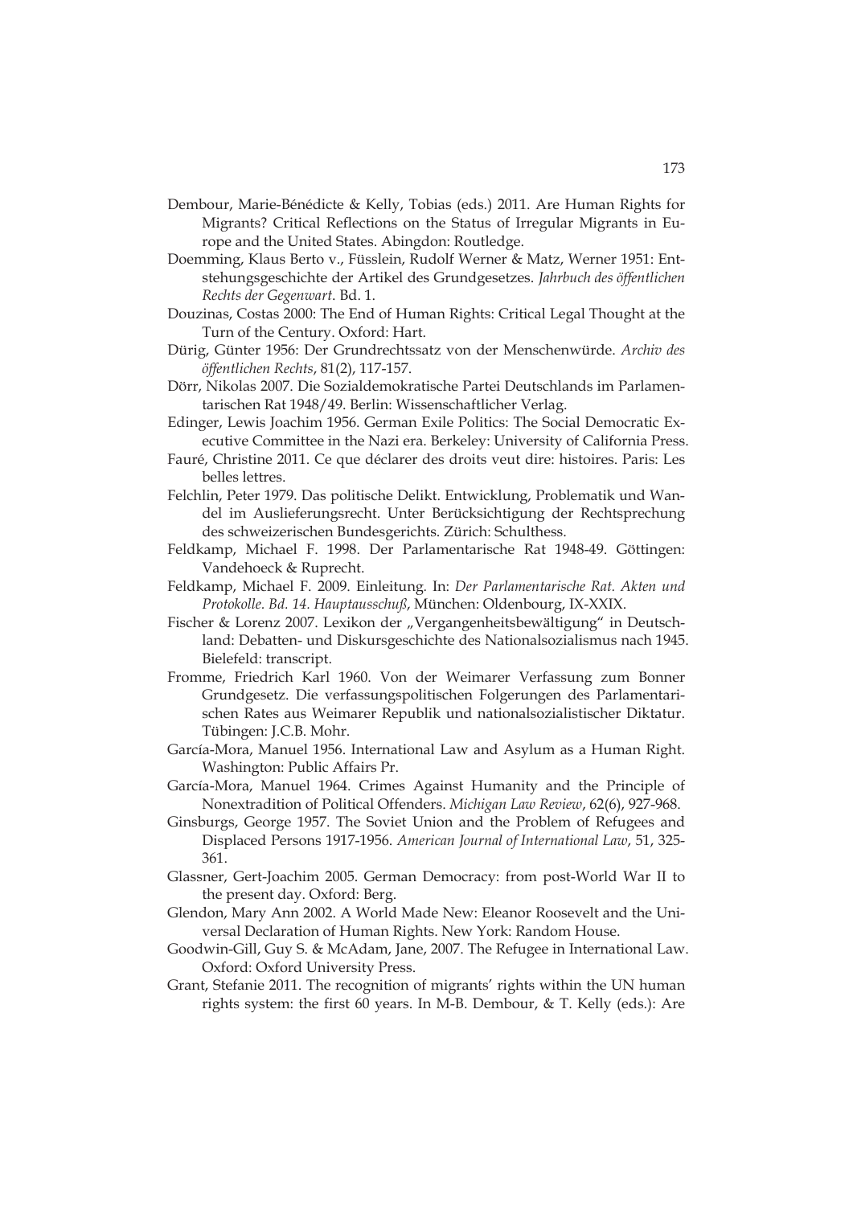Dembour, Marie-Bénédicte & Kelly, Tobias (eds.) 2011. Are Human Rights for Migrants? Critical Reflections on the Status of Irregular Migrants in Europe and the United States. Abingdon: Routledge.

Doemming, Klaus Berto v., Füsslein, Rudolf Werner & Matz, Werner 1951: Entstehungsgeschichte der Artikel des Grundgesetzes. *Jahrbuch des öffentlichen Rechts der Gegenwart*. Bd. 1.

Douzinas, Costas 2000: The End of Human Rights: Critical Legal Thought at the Turn of the Century. Oxford: Hart.

Dürig, Günter 1956: Der Grundrechtssatz von der Menschenwürde. *Archiv des öffentlichen Rechts*, 81(2), 117-157.

Dörr, Nikolas 2007. Die Sozialdemokratische Partei Deutschlands im Parlamentarischen Rat 1948/49. Berlin: Wissenschaftlicher Verlag.

Edinger, Lewis Joachim 1956. German Exile Politics: The Social Democratic Executive Committee in the Nazi era. Berkeley: University of California Press.

Fauré, Christine 2011. Ce que déclarer des droits veut dire: histoires. Paris: Les belles lettres.

Felchlin, Peter 1979. Das politische Delikt. Entwicklung, Problematik und Wandel im Auslieferungsrecht. Unter Berücksichtigung der Rechtsprechung des schweizerischen Bundesgerichts. Zürich: Schulthess.

Feldkamp, Michael F. 1998. Der Parlamentarische Rat 1948-49. Göttingen: Vandehoeck & Ruprecht.

Feldkamp, Michael F. 2009. Einleitung. In: *Der Parlamentarische Rat. Akten und Protokolle. Bd. 14. Hauptausschuß*, München: Oldenbourg, IX-XXIX.

Fischer & Lorenz 2007. Lexikon der „Vergangenheitsbewältigung" in Deutschland: Debatten- und Diskursgeschichte des Nationalsozialismus nach 1945. Bielefeld: transcript.

Fromme, Friedrich Karl 1960. Von der Weimarer Verfassung zum Bonner Grundgesetz. Die verfassungspolitischen Folgerungen des Parlamentarischen Rates aus Weimarer Republik und nationalsozialistischer Diktatur. Tübingen: J.C.B. Mohr.

García-Mora, Manuel 1956. International Law and Asylum as a Human Right. Washington: Public Affairs Pr.

García-Mora, Manuel 1964. Crimes Against Humanity and the Principle of Nonextradition of Political Offenders. *Michigan Law Review*, 62(6), 927-968.

Ginsburgs, George 1957. The Soviet Union and the Problem of Refugees and Displaced Persons 1917-1956. *American Journal of International Law*, 51, 325-361.

Glassner, Gert-Joachim 2005. German Democracy: from post-World War II to the present day. Oxford: Berg.

Glendon, Mary Ann 2002. A World Made New: Eleanor Roosevelt and the Universal Declaration of Human Rights. New York: Random House.

Goodwin-Gill, Guy S. & McAdam, Jane, 2007. The Refugee in International Law. Oxford: Oxford University Press.

Grant, Stefanie 2011. The recognition of migrants' rights within the UN human rights system: the first 60 years. In M-B. Dembour, & T. Kelly (eds.): Are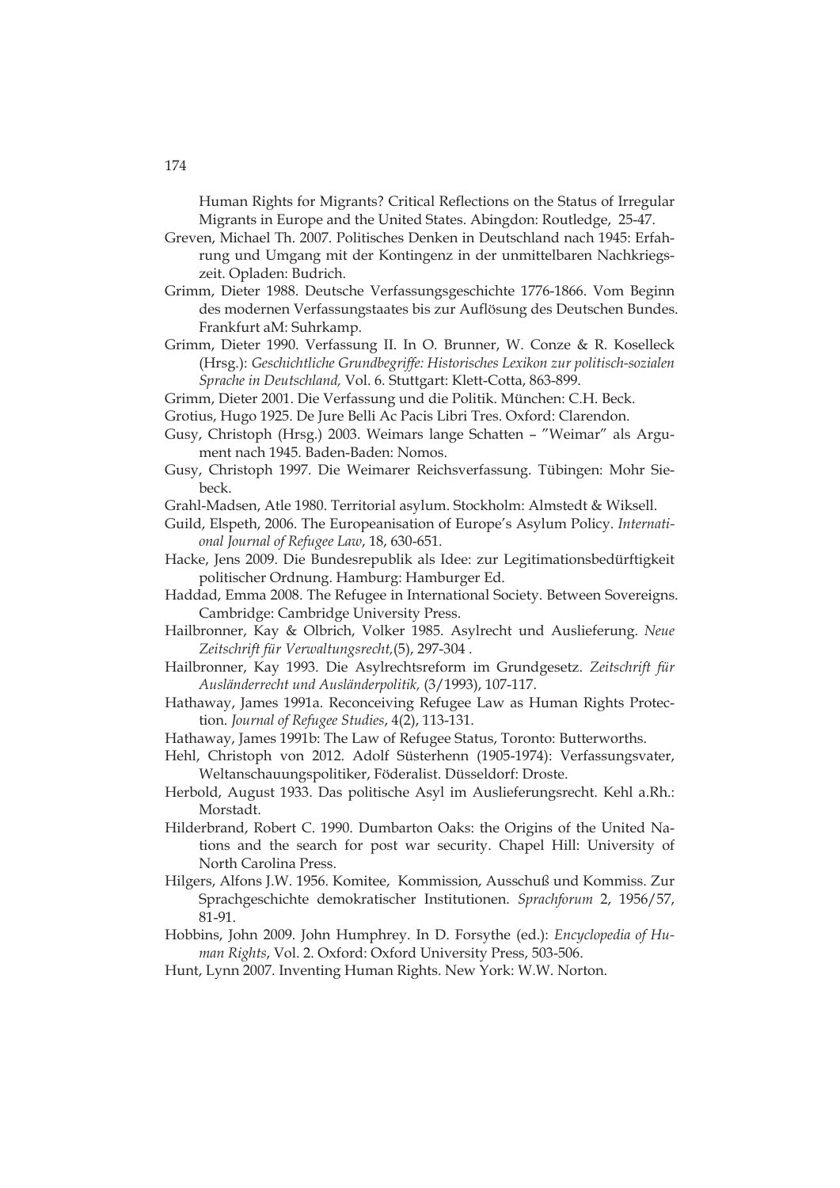Human Rights for Migrants? Critical Reflections on the Status of Irregular Migrants in Europe and the United States. Abingdon: Routledge, 25-47.

Greven, Michael Th. 2007. Politisches Denken in Deutschland nach 1945: Erfahrung und Umgang mit der Kontingenz in der unmittelbaren Nachkriegszeit. Opladen: Budrich.

Grimm, Dieter 1988. Deutsche Verfassungsgeschichte 1776-1866. Vom Beginn des modernen Verfassungstaates bis zur Auflösung des Deutschen Bundes. Frankfurt aM: Suhrkamp.

Grimm, Dieter 1990. Verfassung II. In O. Brunner, W. Conze & R. Koselleck (Hrsg.): *Geschichtliche Grundbegriffe: Historisches Lexikon zur politisch-sozialen Sprache in Deutschland,* Vol. 6. Stuttgart: Klett-Cotta, 863-899.

Grimm, Dieter 2001. Die Verfassung und die Politik. München: C.H. Beck.

Grotius, Hugo 1925. De Jure Belli Ac Pacis Libri Tres. Oxford: Clarendon.

Gusy, Christoph (Hrsg.) 2003. Weimars lange Schatten – "Weimar" als Argument nach 1945. Baden-Baden: Nomos.

Gusy, Christoph 1997. Die Weimarer Reichsverfassung. Tübingen: Mohr Siebeck.

Grahl-Madsen, Atle 1980. Territorial asylum. Stockholm: Almstedt & Wiksell.

Guild, Elspeth, 2006. The Europeanisation of Europe's Asylum Policy. *International Journal of Refugee Law*, 18, 630-651.

Hacke, Jens 2009. Die Bundesrepublik als Idee: zur Legitimationsbedürftigkeit politischer Ordnung. Hamburg: Hamburger Ed.

Haddad, Emma 2008. The Refugee in International Society. Between Sovereigns. Cambridge: Cambridge University Press.

Hailbronner, Kay & Olbrich, Volker 1985. Asylrecht und Auslieferung. *Neue Zeitschrift für Verwaltungsrecht,*(5), 297-304 .

Hailbronner, Kay 1993. Die Asylrechtsreform im Grundgesetz. *Zeitschrift für Ausländerrecht und Ausländerpolitik,* (3/1993), 107-117.

Hathaway, James 1991a. Reconceiving Refugee Law as Human Rights Protection. *Journal of Refugee Studies*, 4(2), 113-131.

Hathaway, James 1991b: The Law of Refugee Status, Toronto: Butterworths.

Hehl, Christoph von 2012. Adolf Süsterhenn (1905-1974): Verfassungsvater, Weltanschauungspolitiker, Föderalist. Düsseldorf: Droste.

Herbold, August 1933. Das politische Asyl im Auslieferungsrecht. Kehl a.Rh.: Morstadt.

Hilderbrand, Robert C. 1990. Dumbarton Oaks: the Origins of the United Nations and the search for post war security. Chapel Hill: University of North Carolina Press.

Hilgers, Alfons J.W. 1956. Komitee, Kommission, Ausschuß und Kommiss. Zur Sprachgeschichte demokratischer Institutionen. *Sprachforum* 2, 1956/57, 81-91.

Hobbins, John 2009. John Humphrey. In D. Forsythe (ed.): *Encyclopedia of Human Rights*, Vol. 2. Oxford: Oxford University Press, 503-506.

Hunt, Lynn 2007. Inventing Human Rights. New York: W.W. Norton.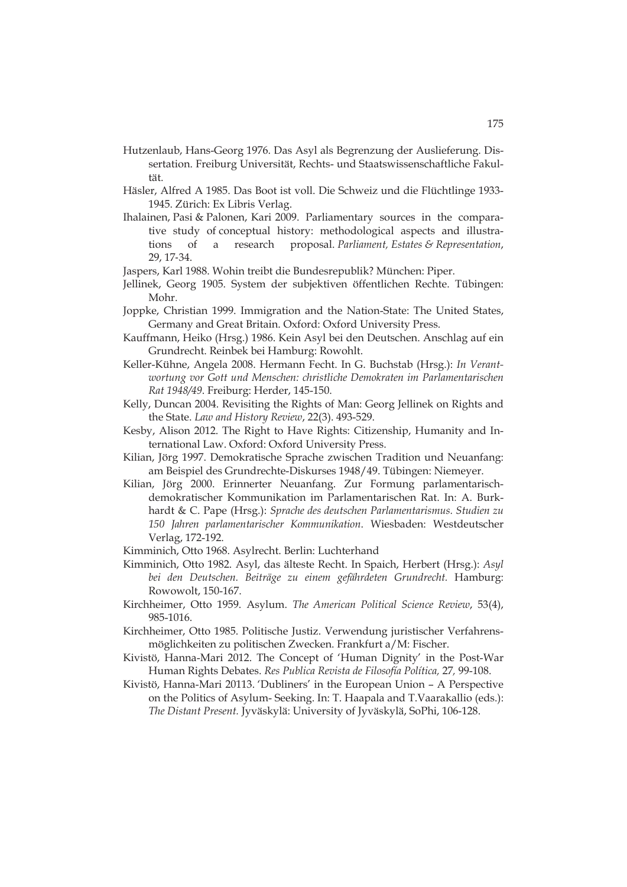Hutzenlaub, Hans-Georg 1976. Das Asyl als Begrenzung der Auslieferung. Dissertation. Freiburg Universität, Rechts- und Staatswissenschaftliche Fakultät.

Häsler, Alfred A 1985. Das Boot ist voll. Die Schweiz und die Flüchtlinge 1933-1945. Zürich: Ex Libris Verlag.

Ihalainen, Pasi & Palonen, Kari 2009. Parliamentary sources in the comparative study of conceptual history: methodological aspects and illustrations of a research proposal. *Parliament, Estates & Representation*, 29, 17-34.

Jaspers, Karl 1988. Wohin treibt die Bundesrepublik? München: Piper.

Jellinek, Georg 1905. System der subjektiven öffentlichen Rechte. Tübingen: Mohr.

Joppke, Christian 1999. Immigration and the Nation-State: The United States, Germany and Great Britain. Oxford: Oxford University Press.

Kauffmann, Heiko (Hrsg.) 1986. Kein Asyl bei den Deutschen. Anschlag auf ein Grundrecht. Reinbek bei Hamburg: Rowohlt.

Keller-Kühne, Angela 2008. Hermann Fecht. In G. Buchstab (Hrsg.): *In Verantwortung vor Gott und Menschen: christliche Demokraten im Parlamentarischen Rat 1948/49*. Freiburg: Herder, 145-150.

Kelly, Duncan 2004. Revisiting the Rights of Man: Georg Jellinek on Rights and the State. *Law and History Review*, 22(3). 493-529.

Kesby, Alison 2012. The Right to Have Rights: Citizenship, Humanity and International Law. Oxford: Oxford University Press.

Kilian, Jörg 1997. Demokratische Sprache zwischen Tradition und Neuanfang: am Beispiel des Grundrechte-Diskurses 1948/49. Tübingen: Niemeyer.

Kilian, Jörg 2000. Erinnerter Neuanfang. Zur Formung parlamentarisch-demokratischer Kommunikation im Parlamentarischen Rat. In: A. Burkhardt & C. Pape (Hrsg.): *Sprache des deutschen Parlamentarismus. Studien zu 150 Jahren parlamentarischer Kommunikation*. Wiesbaden: Westdeutscher Verlag, 172-192.

Kimminich, Otto 1968. Asylrecht. Berlin: Luchterhand

Kimminich, Otto 1982. Asyl, das älteste Recht. In Spaich, Herbert (Hrsg.): *Asyl bei den Deutschen. Beiträge zu einem gefährdeten Grundrecht.* Hamburg: Rowowolt, 150-167.

Kirchheimer, Otto 1959. Asylum. *The American Political Science Review*, 53(4), 985-1016.

Kirchheimer, Otto 1985. Politische Justiz. Verwendung juristischer Verfahrensmöglichkeiten zu politischen Zwecken. Frankfurt a/M: Fischer.

Kivistö, Hanna-Mari 2012. The Concept of 'Human Dignity' in the Post-War Human Rights Debates. *Res Publica Revista de Filosofía Política,* 27*,* 99-108.

Kivistö, Hanna-Mari 20113. 'Dubliners' in the European Union – A Perspective on the Politics of Asylum- Seeking. In: T. Haapala and T.Vaarakallio (eds.): *The Distant Present.* Jyväskylä: University of Jyväskylä, SoPhi, 106-128.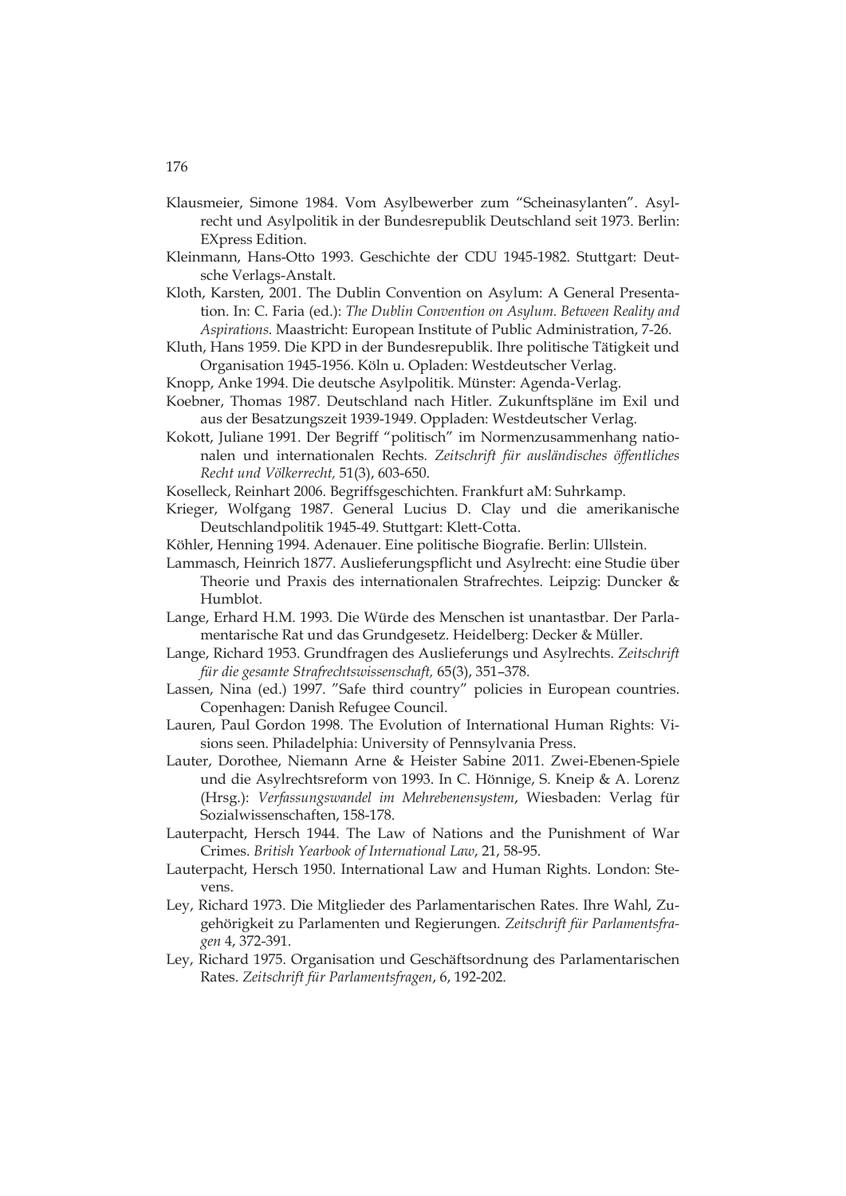Klausmeier, Simone 1984. Vom Asylbewerber zum “Scheinasylanten”. Asylrecht und Asylpolitik in der Bundesrepublik Deutschland seit 1973. Berlin: EXpress Edition.

Kleinmann, Hans-Otto 1993. Geschichte der CDU 1945-1982. Stuttgart: Deutsche Verlags-Anstalt.

Kloth, Karsten, 2001. The Dublin Convention on Asylum: A General Presentation. In: C. Faria (ed.): *The Dublin Convention on Asylum. Between Reality and Aspirations.* Maastricht: European Institute of Public Administration, 7-26.

Kluth, Hans 1959. Die KPD in der Bundesrepublik. Ihre politische Tätigkeit und Organisation 1945-1956. Köln u. Opladen: Westdeutscher Verlag.

Knopp, Anke 1994. Die deutsche Asylpolitik. Münster: Agenda-Verlag.

Koebner, Thomas 1987. Deutschland nach Hitler. Zukunftspläne im Exil und aus der Besatzungszeit 1939-1949. Oppladen: Westdeutscher Verlag.

Kokott, Juliane 1991. Der Begriff “politisch” im Normenzusammenhang nationalen und internationalen Rechts. *Zeitschrift für ausländisches öffentliches Recht und Völkerrecht,* 51(3), 603-650.

Koselleck, Reinhart 2006. Begriffsgeschichten. Frankfurt aM: Suhrkamp.

Krieger, Wolfgang 1987. General Lucius D. Clay und die amerikanische Deutschlandpolitik 1945-49. Stuttgart: Klett-Cotta.

Köhler, Henning 1994. Adenauer. Eine politische Biografie. Berlin: Ullstein.

Lammasch, Heinrich 1877. Auslieferungspflicht und Asylrecht: eine Studie über Theorie und Praxis des internationalen Strafrechtes. Leipzig: Duncker & Humblot.

Lange, Erhard H.M. 1993. Die Würde des Menschen ist unantastbar. Der Parlamentarische Rat und das Grundgesetz. Heidelberg: Decker & Müller.

Lange, Richard 1953. Grundfragen des Auslieferungs und Asylrechts. *Zeitschrift für die gesamte Strafrechtswissenschaft,* 65(3), 351–378.

Lassen, Nina (ed.) 1997. ”Safe third country” policies in European countries. Copenhagen: Danish Refugee Council.

Lauren, Paul Gordon 1998. The Evolution of International Human Rights: Visions seen. Philadelphia: University of Pennsylvania Press.

Lauter, Dorothee, Niemann Arne & Heister Sabine 2011. Zwei-Ebenen-Spiele und die Asylrechtsreform von 1993. In C. Hönnige, S. Kneip & A. Lorenz (Hrsg.): *Verfassungswandel im Mehrebenensystem*, Wiesbaden: Verlag für Sozialwissenschaften, 158-178.

Lauterpacht, Hersch 1944. The Law of Nations and the Punishment of War Crimes. *British Yearbook of International Law*, 21, 58-95.

Lauterpacht, Hersch 1950. International Law and Human Rights. London: Stevens.

Ley, Richard 1973. Die Mitglieder des Parlamentarischen Rates. Ihre Wahl, Zugehörigkeit zu Parlamenten und Regierungen. *Zeitschrift für Parlamentsfragen* 4, 372-391.

Ley, Richard 1975. Organisation und Geschäftsordnung des Parlamentarischen Rates. *Zeitschrift für Parlamentsfragen*, 6, 192-202.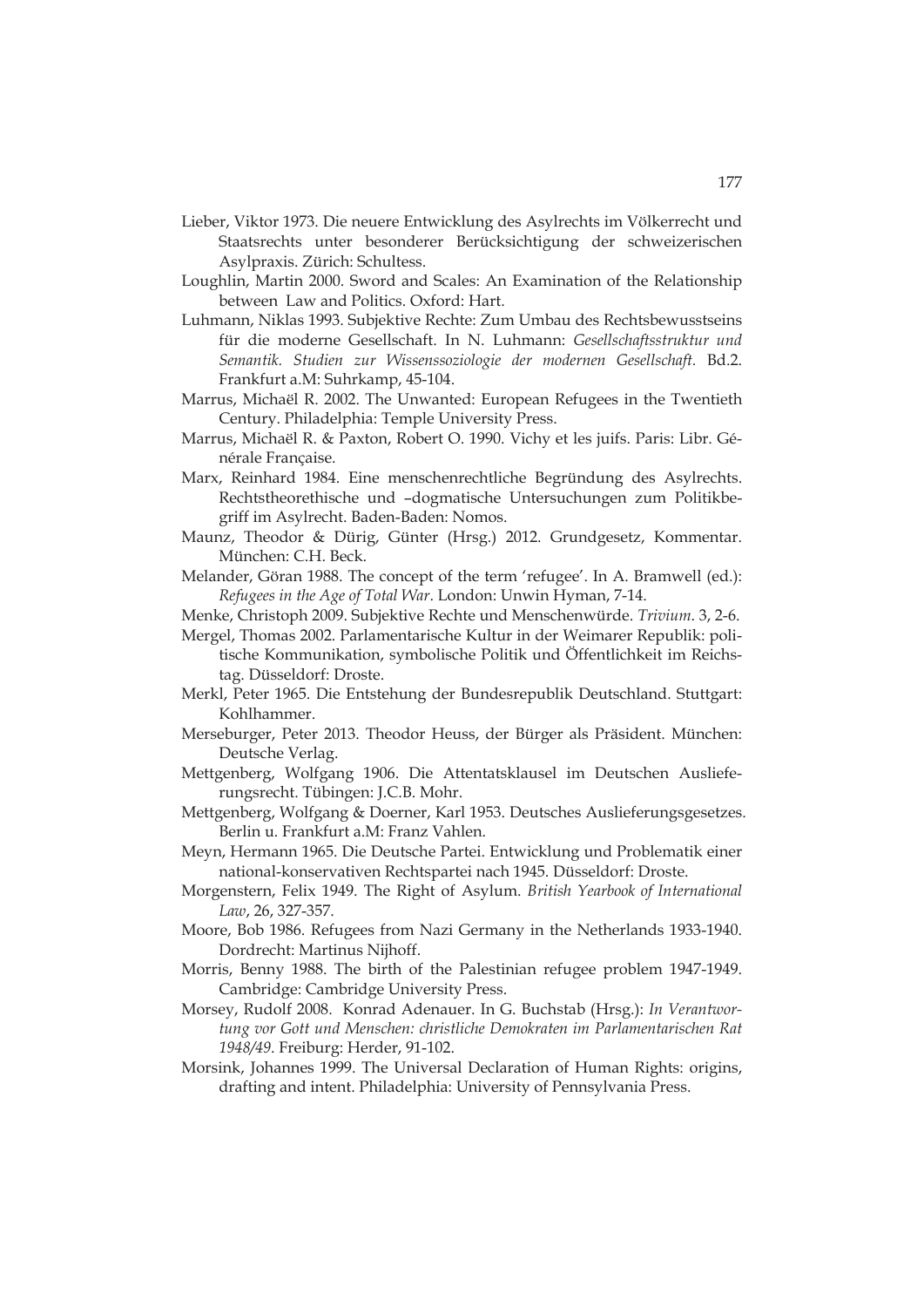Lieber, Viktor 1973. Die neuere Entwicklung des Asylrechts im Völkerrecht und Staatsrechts unter besonderer Berücksichtigung der schweizerischen Asylpraxis. Zürich: Schultess.

Loughlin, Martin 2000. Sword and Scales: An Examination of the Relationship between Law and Politics. Oxford: Hart.

Luhmann, Niklas 1993. Subjektive Rechte: Zum Umbau des Rechtsbewusstseins für die moderne Gesellschaft. In N. Luhmann: *Gesellschaftsstruktur und Semantik. Studien zur Wissenssoziologie der modernen Gesellschaft.* Bd.2. Frankfurt a.M: Suhrkamp, 45-104.

Marrus, Michaël R. 2002. The Unwanted: European Refugees in the Twentieth Century. Philadelphia: Temple University Press.

Marrus, Michaël R. & Paxton, Robert O. 1990. Vichy et les juifs. Paris: Libr. Générale Française.

Marx, Reinhard 1984. Eine menschenrechtliche Begründung des Asylrechts. Rechtstheorethische und –dogmatische Untersuchungen zum Politikbegriff im Asylrecht. Baden-Baden: Nomos.

Maunz, Theodor & Dürig, Günter (Hrsg.) 2012. Grundgesetz, Kommentar. München: C.H. Beck.

Melander, Göran 1988. The concept of the term 'refugee'. In A. Bramwell (ed.): *Refugees in the Age of Total War*. London: Unwin Hyman, 7-14.

Menke, Christoph 2009. Subjektive Rechte und Menschenwürde. *Trivium*. 3, 2-6.

Mergel, Thomas 2002. Parlamentarische Kultur in der Weimarer Republik: politische Kommunikation, symbolische Politik und Öffentlichkeit im Reichstag. Düsseldorf: Droste.

Merkl, Peter 1965. Die Entstehung der Bundesrepublik Deutschland. Stuttgart: Kohlhammer.

Merseburger, Peter 2013. Theodor Heuss, der Bürger als Präsident. München: Deutsche Verlag.

Mettgenberg, Wolfgang 1906. Die Attentatsklausel im Deutschen Auslieferungsrecht. Tübingen: J.C.B. Mohr.

Mettgenberg, Wolfgang & Doerner, Karl 1953. Deutsches Auslieferungsgesetzes. Berlin u. Frankfurt a.M: Franz Vahlen.

Meyn, Hermann 1965. Die Deutsche Partei. Entwicklung und Problematik einer national-konservativen Rechtspartei nach 1945. Düsseldorf: Droste.

Morgenstern, Felix 1949. The Right of Asylum. *British Yearbook of International Law*, 26, 327-357.

Moore, Bob 1986. Refugees from Nazi Germany in the Netherlands 1933-1940. Dordrecht: Martinus Nijhoff.

Morris, Benny 1988. The birth of the Palestinian refugee problem 1947-1949. Cambridge: Cambridge University Press.

Morsey, Rudolf 2008. Konrad Adenauer. In G. Buchstab (Hrsg.): *In Verantwortung vor Gott und Menschen: christliche Demokraten im Parlamentarischen Rat 1948/49*. Freiburg: Herder, 91-102.

Morsink, Johannes 1999. The Universal Declaration of Human Rights: origins, drafting and intent. Philadelphia: University of Pennsylvania Press.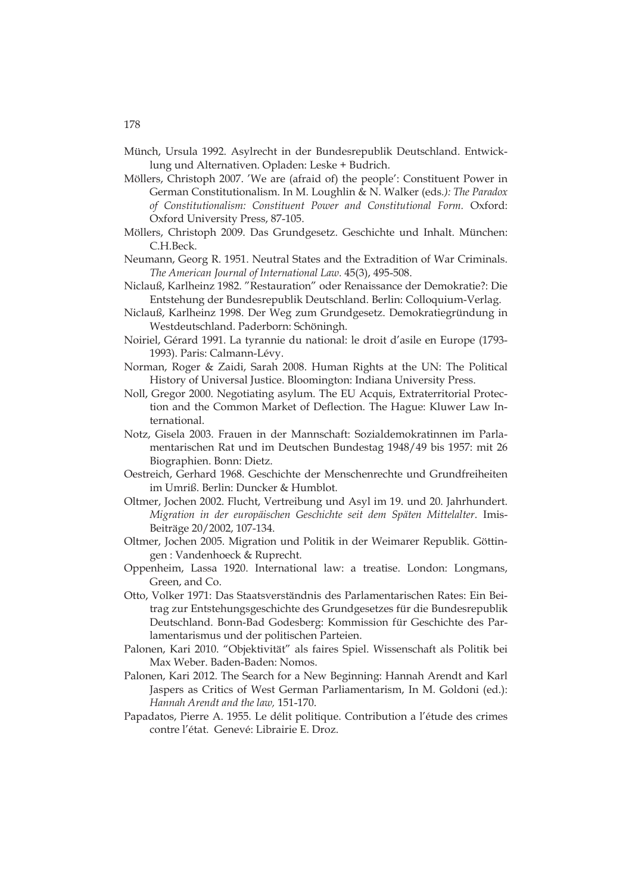Münch, Ursula 1992. Asylrecht in der Bundesrepublik Deutschland. Entwicklung und Alternativen. Opladen: Leske + Budrich.

Möllers, Christoph 2007. 'We are (afraid of) the people': Constituent Power in German Constitutionalism. In M. Loughlin & N. Walker (eds*.): The Paradox of Constitutionalism: Constituent Power and Constitutional Form.* Oxford: Oxford University Press, 87-105.

Möllers, Christoph 2009. Das Grundgesetz. Geschichte und Inhalt. München: C.H.Beck.

Neumann, Georg R. 1951. Neutral States and the Extradition of War Criminals. *The American Journal of International Law.* 45(3), 495-508.

Niclauß, Karlheinz 1982. "Restauration" oder Renaissance der Demokratie?: Die Entstehung der Bundesrepublik Deutschland. Berlin: Colloquium-Verlag.

Niclauß, Karlheinz 1998. Der Weg zum Grundgesetz. Demokratiegründung in Westdeutschland. Paderborn: Schöningh.

Noiriel, Gérard 1991. La tyrannie du national: le droit d'asile en Europe (1793-1993). Paris: Calmann-Lévy.

Norman, Roger & Zaidi, Sarah 2008. Human Rights at the UN: The Political History of Universal Justice. Bloomington: Indiana University Press.

Noll, Gregor 2000. Negotiating asylum. The EU Acquis, Extraterritorial Protection and the Common Market of Deflection. The Hague: Kluwer Law International.

Notz, Gisela 2003. Frauen in der Mannschaft: Sozialdemokratinnen im Parlamentarischen Rat und im Deutschen Bundestag 1948/49 bis 1957: mit 26 Biographien. Bonn: Dietz.

Oestreich, Gerhard 1968. Geschichte der Menschenrechte und Grundfreiheiten im Umriß. Berlin: Duncker & Humblot.

Oltmer, Jochen 2002. Flucht, Vertreibung und Asyl im 19. und 20. Jahrhundert. *Migration in der europäischen Geschichte seit dem Späten Mittelalter*. Imis-Beiträge 20/2002, 107-134.

Oltmer, Jochen 2005. Migration und Politik in der Weimarer Republik. Göttingen : Vandenhoeck & Ruprecht.

Oppenheim, Lassa 1920. International law: a treatise. London: Longmans, Green, and Co.

Otto, Volker 1971: Das Staatsverständnis des Parlamentarischen Rates: Ein Beitrag zur Entstehungsgeschichte des Grundgesetzes für die Bundesrepublik Deutschland. Bonn-Bad Godesberg: Kommission für Geschichte des Parlamentarismus und der politischen Parteien.

Palonen, Kari 2010. "Objektivität" als faires Spiel. Wissenschaft als Politik bei Max Weber. Baden-Baden: Nomos.

Palonen, Kari 2012. The Search for a New Beginning: Hannah Arendt and Karl Jaspers as Critics of West German Parliamentarism, In M. Goldoni (ed.): *Hannah Arendt and the law,* 151-170.

Papadatos, Pierre A. 1955. Le délit politique. Contribution a l'étude des crimes contre l'état. Genevé: Librairie E. Droz.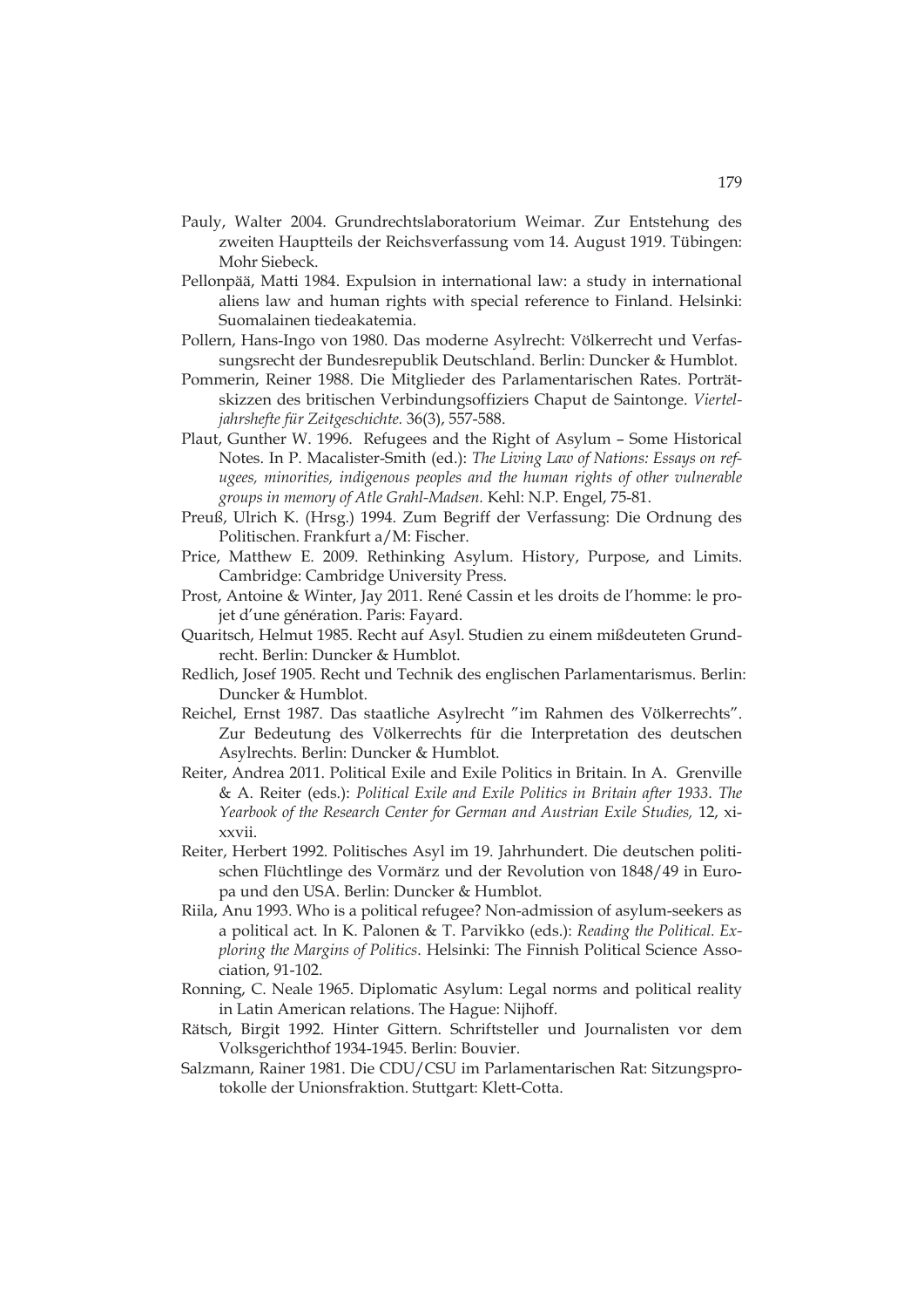Pauly, Walter 2004. Grundrechtslaboratorium Weimar. Zur Entstehung des zweiten Hauptteils der Reichsverfassung vom 14. August 1919. Tübingen: Mohr Siebeck.

Pellonpää, Matti 1984. Expulsion in international law: a study in international aliens law and human rights with special reference to Finland. Helsinki: Suomalainen tiedeakatemia.

Pollern, Hans-Ingo von 1980. Das moderne Asylrecht: Völkerrecht und Verfassungsrecht der Bundesrepublik Deutschland. Berlin: Duncker & Humblot.

Pommerin, Reiner 1988. Die Mitglieder des Parlamentarischen Rates. Porträtskizzen des britischen Verbindungsoffiziers Chaput de Saintonge. *Vierteljahrshefte für Zeitgeschichte.* 36(3), 557-588.

Plaut, Gunther W. 1996. Refugees and the Right of Asylum – Some Historical Notes. In P. Macalister-Smith (ed.): *The Living Law of Nations: Essays on refugees, minorities, indigenous peoples and the human rights of other vulnerable groups in memory of Atle Grahl-Madsen.* Kehl: N.P. Engel, 75-81.

Preuß, Ulrich K. (Hrsg.) 1994. Zum Begriff der Verfassung: Die Ordnung des Politischen. Frankfurt a/M: Fischer.

Price, Matthew E. 2009. Rethinking Asylum. History, Purpose, and Limits. Cambridge: Cambridge University Press.

Prost, Antoine & Winter, Jay 2011. René Cassin et les droits de l'homme: le projet d'une génération. Paris: Fayard.

Quaritsch, Helmut 1985. Recht auf Asyl. Studien zu einem mißdeuteten Grundrecht. Berlin: Duncker & Humblot.

Redlich, Josef 1905. Recht und Technik des englischen Parlamentarismus. Berlin: Duncker & Humblot.

Reichel, Ernst 1987. Das staatliche Asylrecht "im Rahmen des Völkerrechts". Zur Bedeutung des Völkerrechts für die Interpretation des deutschen Asylrechts. Berlin: Duncker & Humblot.

Reiter, Andrea 2011. Political Exile and Exile Politics in Britain. In A. Grenville & A. Reiter (eds.): *Political Exile and Exile Politics in Britain after 1933*. *The Yearbook of the Research Center for German and Austrian Exile Studies,* 12, xi-xxvii.

Reiter, Herbert 1992. Politisches Asyl im 19. Jahrhundert. Die deutschen politischen Flüchtlinge des Vormärz und der Revolution von 1848/49 in Europa und den USA. Berlin: Duncker & Humblot.

Riila, Anu 1993. Who is a political refugee? Non-admission of asylum-seekers as a political act. In K. Palonen & T. Parvikko (eds.): *Reading the Political. Exploring the Margins of Politics*. Helsinki: The Finnish Political Science Association, 91-102.

Ronning, C. Neale 1965. Diplomatic Asylum: Legal norms and political reality in Latin American relations. The Hague: Nijhoff.

Rätsch, Birgit 1992. Hinter Gittern. Schriftsteller und Journalisten vor dem Volksgerichthof 1934-1945. Berlin: Bouvier.

Salzmann, Rainer 1981. Die CDU/CSU im Parlamentarischen Rat: Sitzungsprotokolle der Unionsfraktion. Stuttgart: Klett-Cotta.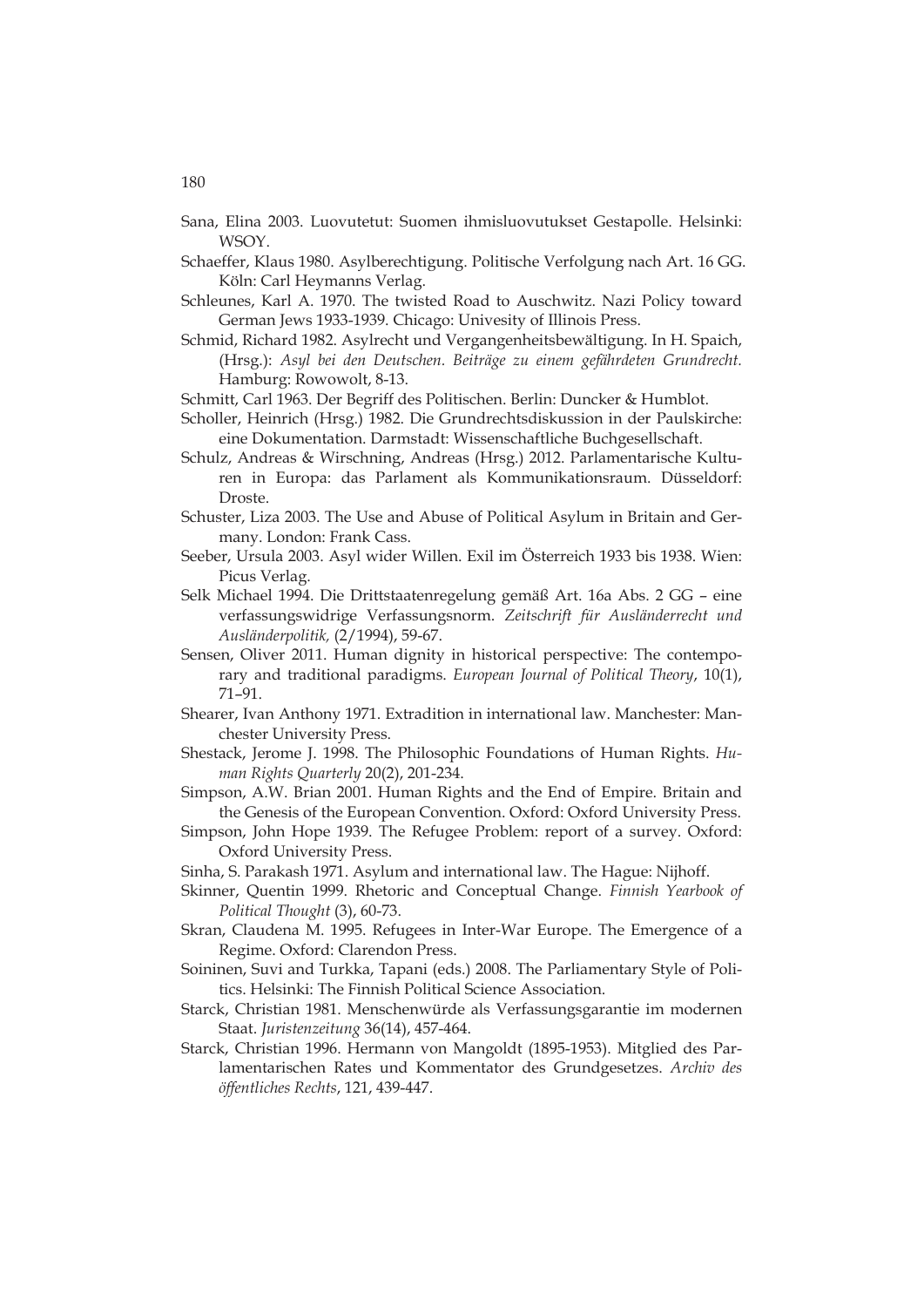Sana, Elina 2003. Luovutetut: Suomen ihmisluovutukset Gestapolle. Helsinki: WSOY.

Schaeffer, Klaus 1980. Asylberechtigung. Politische Verfolgung nach Art. 16 GG. Köln: Carl Heymanns Verlag.

Schleunes, Karl A. 1970. The twisted Road to Auschwitz. Nazi Policy toward German Jews 1933-1939. Chicago: Univesity of Illinois Press.

Schmid, Richard 1982. Asylrecht und Vergangenheitsbewältigung. In H. Spaich, (Hrsg.): *Asyl bei den Deutschen. Beiträge zu einem gefährdeten Grundrecht.* Hamburg: Rowowolt, 8-13.

Schmitt, Carl 1963. Der Begriff des Politischen. Berlin: Duncker & Humblot.

Scholler, Heinrich (Hrsg.) 1982. Die Grundrechtsdiskussion in der Paulskirche: eine Dokumentation. Darmstadt: Wissenschaftliche Buchgesellschaft.

Schulz, Andreas & Wirschning, Andreas (Hrsg.) 2012. Parlamentarische Kulturen in Europa: das Parlament als Kommunikationsraum. Düsseldorf: Droste.

Schuster, Liza 2003. The Use and Abuse of Political Asylum in Britain and Germany. London: Frank Cass.

Seeber, Ursula 2003. Asyl wider Willen. Exil im Österreich 1933 bis 1938. Wien: Picus Verlag.

Selk Michael 1994. Die Drittstaatenregelung gemäß Art. 16a Abs. 2 GG – eine verfassungswidrige Verfassungsnorm. *Zeitschrift für Ausländerrecht und Ausländerpolitik,* (2/1994), 59-67.

Sensen, Oliver 2011. Human dignity in historical perspective: The contemporary and traditional paradigms. *European Journal of Political Theory*, 10(1), 71–91.

Shearer, Ivan Anthony 1971. Extradition in international law. Manchester: Manchester University Press.

Shestack, Jerome J. 1998. The Philosophic Foundations of Human Rights. *Human Rights Quarterly* 20(2), 201-234.

Simpson, A.W. Brian 2001. Human Rights and the End of Empire. Britain and the Genesis of the European Convention. Oxford: Oxford University Press.

Simpson, John Hope 1939. The Refugee Problem: report of a survey. Oxford: Oxford University Press.

Sinha, S. Parakash 1971. Asylum and international law. The Hague: Nijhoff.

Skinner, Quentin 1999. Rhetoric and Conceptual Change. *Finnish Yearbook of Political Thought* (3), 60-73.

Skran, Claudena M. 1995. Refugees in Inter-War Europe. The Emergence of a Regime. Oxford: Clarendon Press.

Soininen, Suvi and Turkka, Tapani (eds.) 2008. The Parliamentary Style of Politics. Helsinki: The Finnish Political Science Association.

Starck, Christian 1981. Menschenwürde als Verfassungsgarantie im modernen Staat. *Juristenzeitung* 36(14), 457-464.

Starck, Christian 1996. Hermann von Mangoldt (1895-1953). Mitglied des Parlamentarischen Rates und Kommentator des Grundgesetzes. *Archiv des öffentliches Rechts*, 121, 439-447.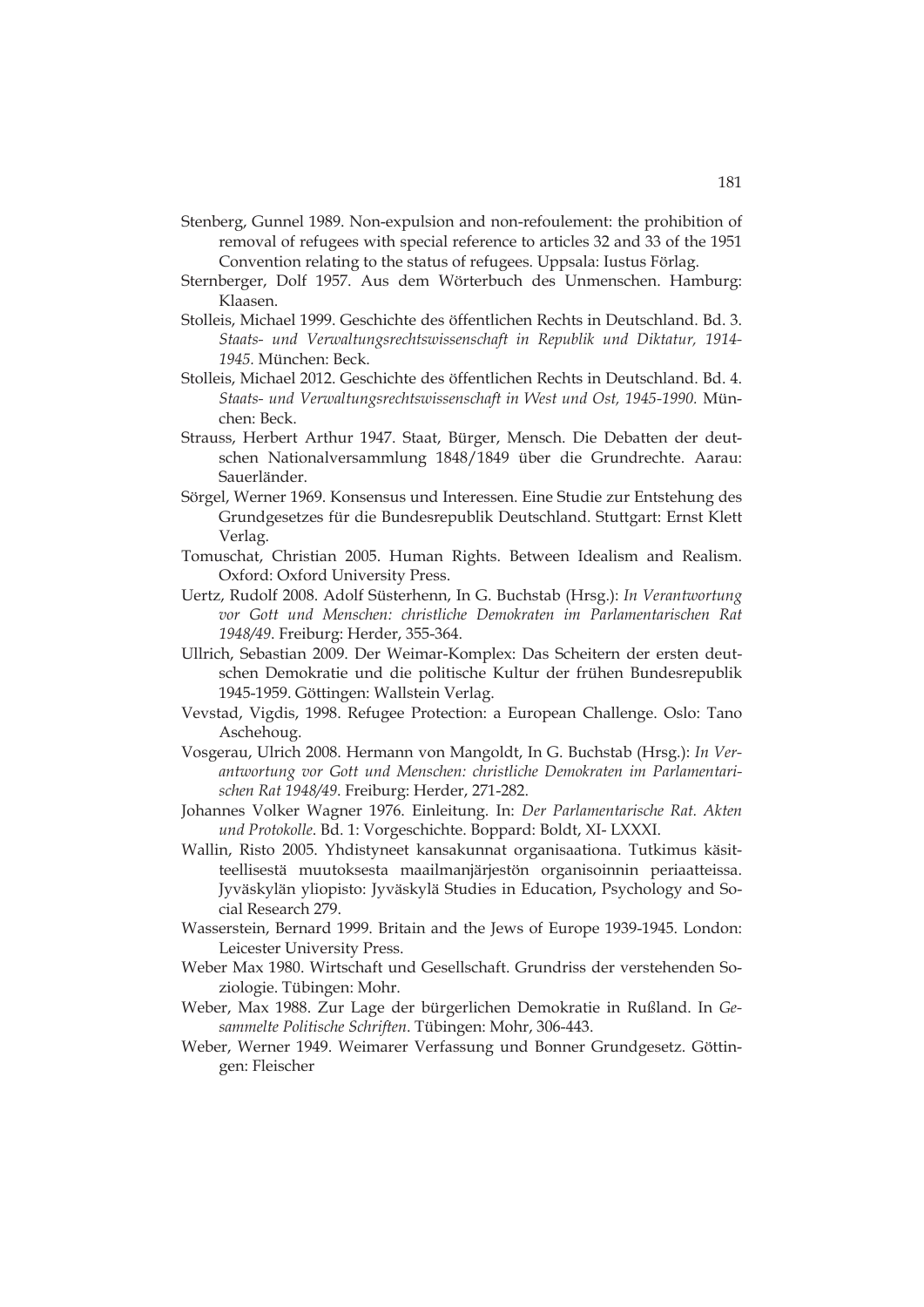Stenberg, Gunnel 1989. Non-expulsion and non-refoulement: the prohibition of removal of refugees with special reference to articles 32 and 33 of the 1951 Convention relating to the status of refugees. Uppsala: Iustus Förlag.

Sternberger, Dolf 1957. Aus dem Wörterbuch des Unmenschen. Hamburg: Klaasen.

Stolleis, Michael 1999. Geschichte des öffentlichen Rechts in Deutschland. Bd. 3. *Staats- und Verwaltungsrechtswissenschaft in Republik und Diktatur, 1914-1945.* München: Beck.

Stolleis, Michael 2012. Geschichte des öffentlichen Rechts in Deutschland. Bd. 4. *Staats- und Verwaltungsrechtswissenschaft in West und Ost, 1945-1990.* München: Beck.

Strauss, Herbert Arthur 1947. Staat, Bürger, Mensch. Die Debatten der deutschen Nationalversammlung 1848/1849 über die Grundrechte. Aarau: Sauerländer.

Sörgel, Werner 1969. Konsensus und Interessen. Eine Studie zur Entstehung des Grundgesetzes für die Bundesrepublik Deutschland. Stuttgart: Ernst Klett Verlag.

Tomuschat, Christian 2005. Human Rights. Between Idealism and Realism. Oxford: Oxford University Press.

Uertz, Rudolf 2008. Adolf Süsterhenn, In G. Buchstab (Hrsg.): *In Verantwortung vor Gott und Menschen: christliche Demokraten im Parlamentarischen Rat 1948/49*. Freiburg: Herder, 355-364.

Ullrich, Sebastian 2009. Der Weimar-Komplex: Das Scheitern der ersten deutschen Demokratie und die politische Kultur der frühen Bundesrepublik 1945-1959. Göttingen: Wallstein Verlag.

Vevstad, Vigdis, 1998. Refugee Protection: a European Challenge. Oslo: Tano Aschehoug.

Vosgerau, Ulrich 2008. Hermann von Mangoldt, In G. Buchstab (Hrsg.): *In Verantwortung vor Gott und Menschen: christliche Demokraten im Parlamentarischen Rat 1948/49*. Freiburg: Herder, 271-282.

Johannes Volker Wagner 1976. Einleitung. In: *Der Parlamentarische Rat. Akten und Protokolle*. Bd. 1: Vorgeschichte. Boppard: Boldt, XI- LXXXI.

Wallin, Risto 2005. Yhdistyneet kansakunnat organisaationa. Tutkimus käsitteellisestä muutoksesta maailmanjärjestön organisoinnin periaatteissa. Jyväskylän yliopisto: Jyväskylä Studies in Education, Psychology and Social Research 279.

Wasserstein, Bernard 1999. Britain and the Jews of Europe 1939-1945. London: Leicester University Press.

Weber Max 1980. Wirtschaft und Gesellschaft. Grundriss der verstehenden Soziologie. Tübingen: Mohr.

Weber, Max 1988. Zur Lage der bürgerlichen Demokratie in Rußland. In *Gesammelte Politische Schriften*. Tübingen: Mohr, 306-443.

Weber, Werner 1949. Weimarer Verfassung und Bonner Grundgesetz. Göttingen: Fleischer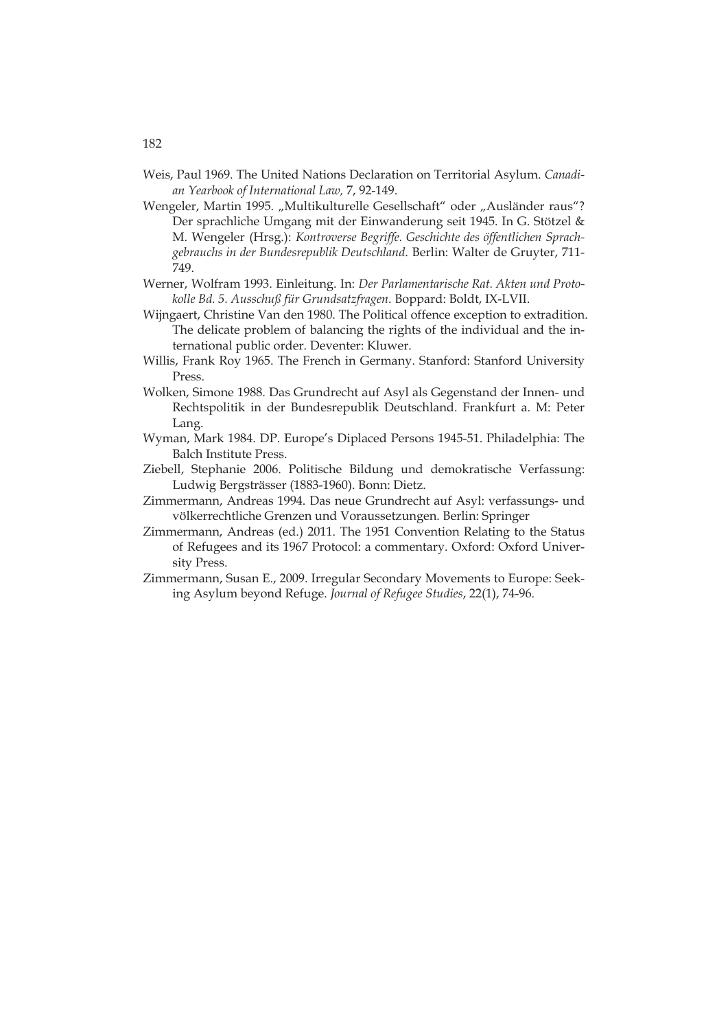Weis, Paul 1969. The United Nations Declaration on Territorial Asylum. *Canadian Yearbook of International Law,* 7, 92-149.

Wengeler, Martin 1995. „Multikulturelle Gesellschaft" oder „Ausländer raus"? Der sprachliche Umgang mit der Einwanderung seit 1945. In G. Stötzel & M. Wengeler (Hrsg.): *Kontroverse Begriffe. Geschichte des öffentlichen Sprachgebrauchs in der Bundesrepublik Deutschland*. Berlin: Walter de Gruyter, 711-749.

Werner, Wolfram 1993. Einleitung. In: *Der Parlamentarische Rat. Akten und Protokolle Bd. 5. Ausschuß für Grundsatzfragen*. Boppard: Boldt, IX-LVII.

Wijngaert, Christine Van den 1980. The Political offence exception to extradition. The delicate problem of balancing the rights of the individual and the international public order. Deventer: Kluwer.

Willis, Frank Roy 1965. The French in Germany. Stanford: Stanford University Press.

Wolken, Simone 1988. Das Grundrecht auf Asyl als Gegenstand der Innen- und Rechtspolitik in der Bundesrepublik Deutschland. Frankfurt a. M: Peter Lang.

Wyman, Mark 1984. DP. Europe's Diplaced Persons 1945-51. Philadelphia: The Balch Institute Press.

Ziebell, Stephanie 2006. Politische Bildung und demokratische Verfassung: Ludwig Bergsträsser (1883-1960). Bonn: Dietz.

Zimmermann, Andreas 1994. Das neue Grundrecht auf Asyl: verfassungs- und völkerrechtliche Grenzen und Voraussetzungen. Berlin: Springer

Zimmermann, Andreas (ed.) 2011. The 1951 Convention Relating to the Status of Refugees and its 1967 Protocol: a commentary. Oxford: Oxford University Press.

Zimmermann, Susan E., 2009. Irregular Secondary Movements to Europe: Seeking Asylum beyond Refuge. *Journal of Refugee Studies*, 22(1), 74-96.